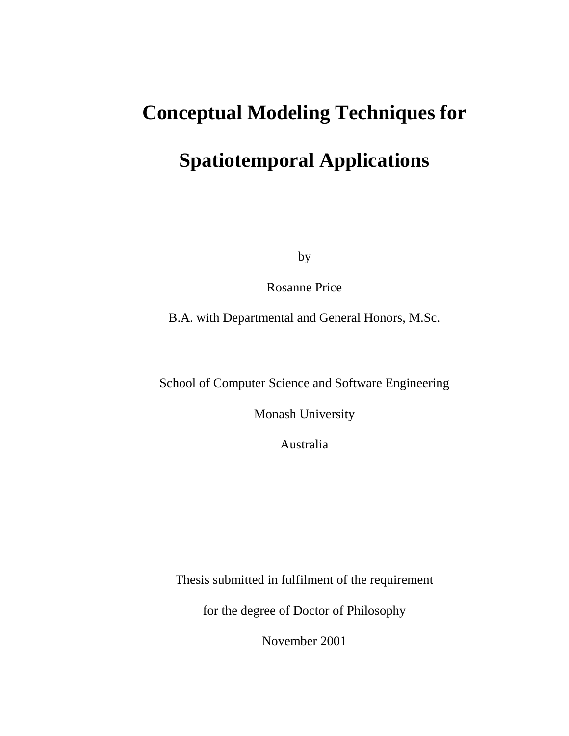# Conceptual Modeling Techniques for Spatiotemporal Applications

by

Rosanne Price

B.A. with Departmental and General Honors, M.Sc.

School of Computer Science and Software Engineering

Monash University

Australia

Thesis submitted in fulfilment of the requirement

for the degree of Doctor of Philosophy

November 2001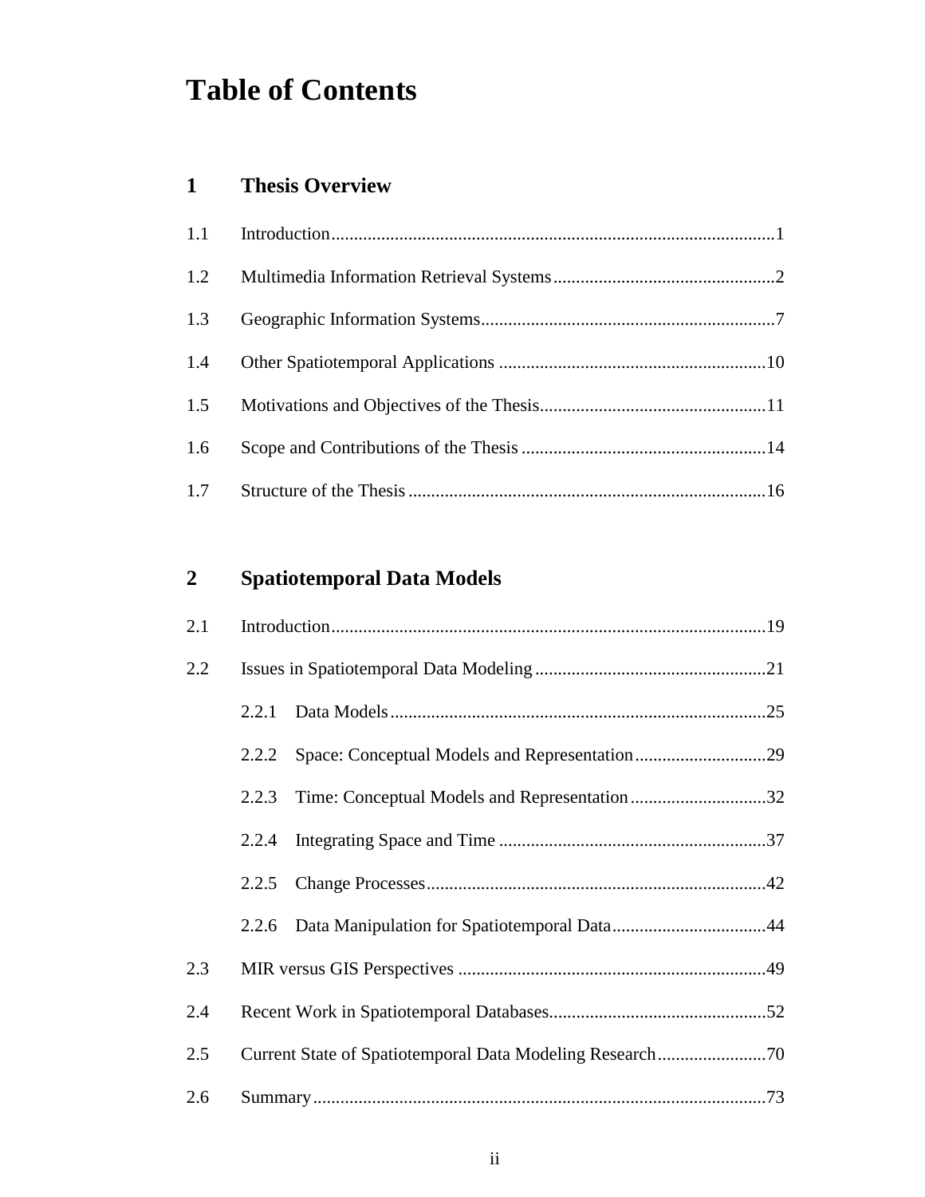# Table of Contents

## 1 Thesis Overview

1.1 Introduction.......................................................................................1

1.2 Multimedia Information Retrieval Systems.................................................2

1.3 Geographic Information Systems.................................................................7

1.4 Other Spatiotemporal Applications ...........................................................10

1.5 Motivations and Objectives of the Thesis..................................................11

1.6 Scope and Contributions of the Thesis ......................................................14

1.7 Structure of the Thesis ...............................................................................16

## 2 Spatiotemporal Data Models

2.1 Introduction...............................................................................................19

2.2 Issues in Spatiotemporal Data Modeling ...................................................21

  2.2.1 Data Models...................................................................................25

  2.2.2 Space: Conceptual Models and Representation.............................29

  2.2.3 Time: Conceptual Models and Representation..............................32

  2.2.4 Integrating Space and Time ...........................................................37

  2.2.5 Change Processes...........................................................................42

  2.2.6 Data Manipulation for Spatiotemporal Data..................................44

2.3 MIR versus GIS Perspectives ....................................................................49

2.4 Recent Work in Spatiotemporal Databases................................................52

2.5 Current State of Spatiotemporal Data Modeling Research........................70

2.6 Summary....................................................................................................73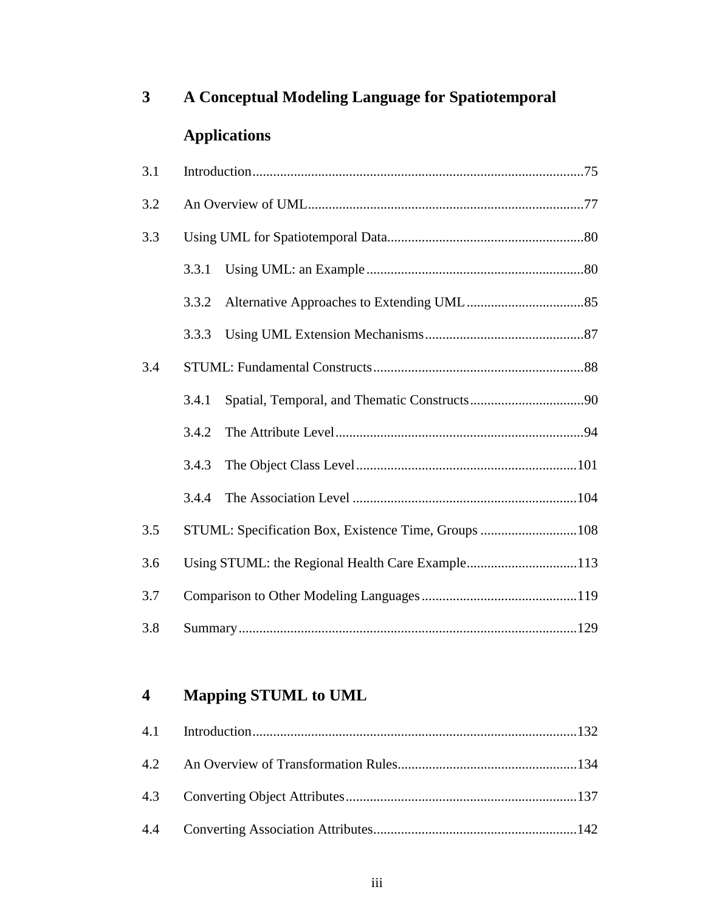## 3 A Conceptual Modeling Language for Spatiotemporal Applications

3.1 Introduction.....75

3.2 An Overview of UML.....77

3.3 Using UML for Spatiotemporal Data.....80

- 3.3.1 Using UML: an Example.....80
- 3.3.2 Alternative Approaches to Extending UML.....85
- 3.3.3 Using UML Extension Mechanisms.....87

3.4 STUML: Fundamental Constructs.....88

- 3.4.1 Spatial, Temporal, and Thematic Constructs.....90
- 3.4.2 The Attribute Level.....94
- 3.4.3 The Object Class Level.....101
- 3.4.4 The Association Level.....104

3.5 STUML: Specification Box, Existence Time, Groups.....108

3.6 Using STUML: the Regional Health Care Example.....113

3.7 Comparison to Other Modeling Languages.....119

3.8 Summary.....129

## 4 Mapping STUML to UML

4.1 Introduction.....132

4.2 An Overview of Transformation Rules.....134

4.3 Converting Object Attributes.....137

4.4 Converting Association Attributes.....142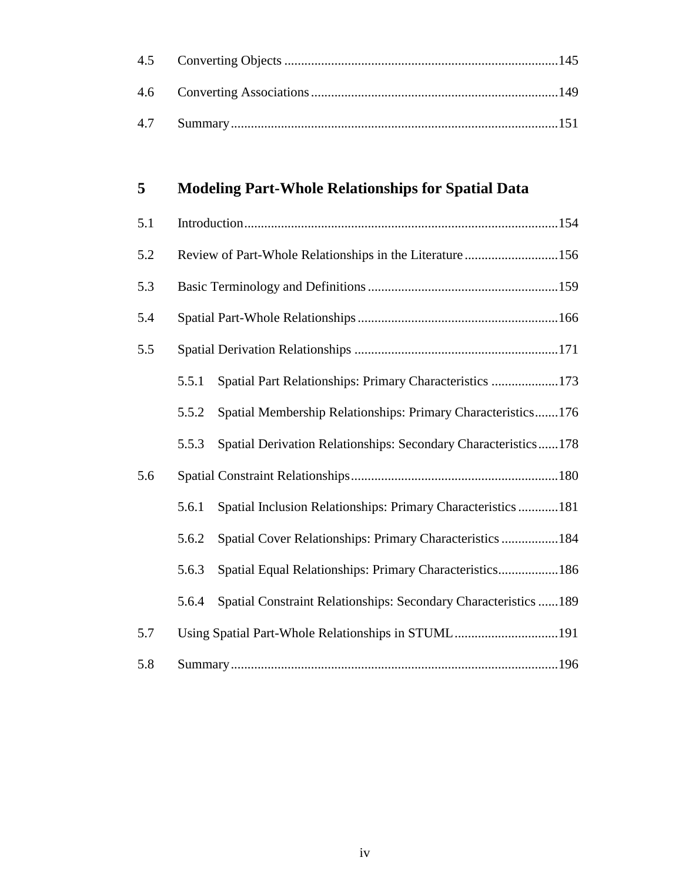4.5 Converting Objects ..................................................................................145

4.6 Converting Associations..........................................................................149

4.7 Summary.................................................................................................151

## 5 Modeling Part-Whole Relationships for Spatial Data

5.1 Introduction.............................................................................................154

5.2 Review of Part-Whole Relationships in the Literature............................156

5.3 Basic Terminology and Definitions .........................................................159

5.4 Spatial Part-Whole Relationships............................................................166

5.5 Spatial Derivation Relationships .............................................................171

5.5.1 Spatial Part Relationships: Primary Characteristics ....................173

5.5.2 Spatial Membership Relationships: Primary Characteristics.......176

5.5.3 Spatial Derivation Relationships: Secondary Characteristics......178

5.6 Spatial Constraint Relationships..............................................................180

5.6.1 Spatial Inclusion Relationships: Primary Characteristics ............181

5.6.2 Spatial Cover Relationships: Primary Characteristics .................184

5.6.3 Spatial Equal Relationships: Primary Characteristics..................186

5.6.4 Spatial Constraint Relationships: Secondary Characteristics ......189

5.7 Using Spatial Part-Whole Relationships in STUML...............................191

5.8 Summary.................................................................................................196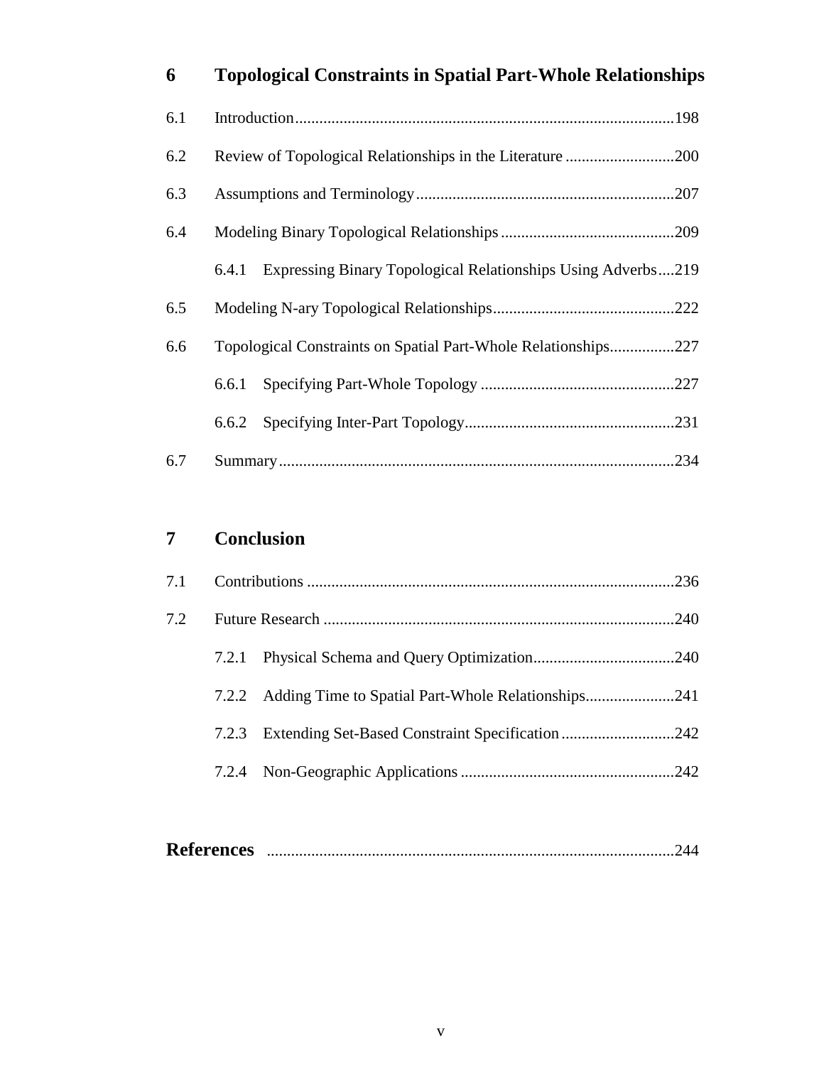## 6 Topological Constraints in Spatial Part-Whole Relationships

6.1 Introduction .......... 198

6.2 Review of Topological Relationships in the Literature .......... 200

6.3 Assumptions and Terminology .......... 207

6.4 Modeling Binary Topological Relationships .......... 209

  6.4.1 Expressing Binary Topological Relationships Using Adverbs .......... 219

6.5 Modeling N-ary Topological Relationships .......... 222

6.6 Topological Constraints on Spatial Part-Whole Relationships .......... 227

  6.6.1 Specifying Part-Whole Topology .......... 227

  6.6.2 Specifying Inter-Part Topology .......... 231

6.7 Summary .......... 234

## 7 Conclusion

7.1 Contributions .......... 236

7.2 Future Research .......... 240

  7.2.1 Physical Schema and Query Optimization .......... 240

  7.2.2 Adding Time to Spatial Part-Whole Relationships .......... 241

  7.2.3 Extending Set-Based Constraint Specification .......... 242

  7.2.4 Non-Geographic Applications .......... 242

## References .......... 244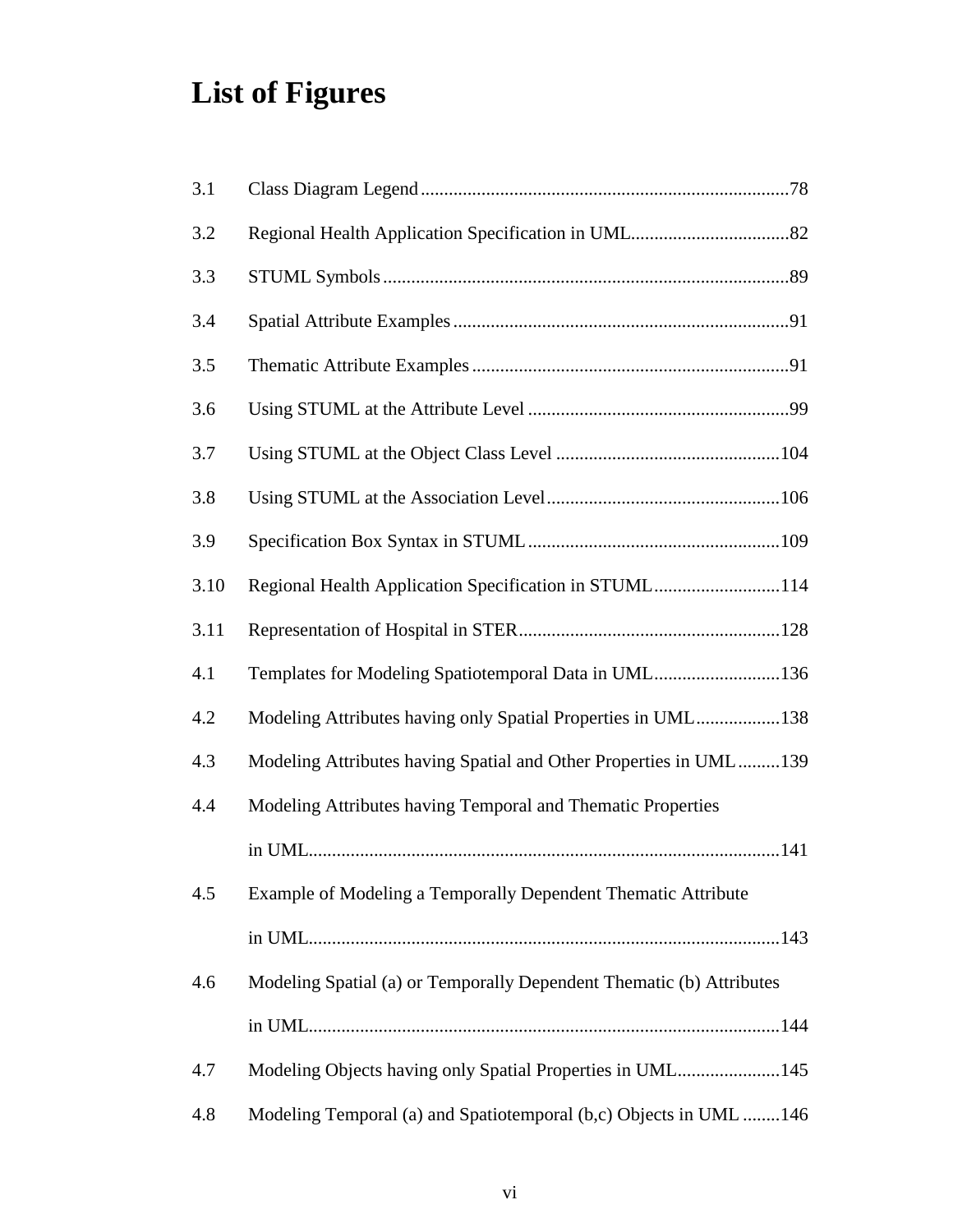# List of Figures

| | | |
|---|---|---|
| 3.1 | Class Diagram Legend | 78 |
| 3.2 | Regional Health Application Specification in UML | 82 |
| 3.3 | STUML Symbols | 89 |
| 3.4 | Spatial Attribute Examples | 91 |
| 3.5 | Thematic Attribute Examples | 91 |
| 3.6 | Using STUML at the Attribute Level | 99 |
| 3.7 | Using STUML at the Object Class Level | 104 |
| 3.8 | Using STUML at the Association Level | 106 |
| 3.9 | Specification Box Syntax in STUML | 109 |
| 3.10 | Regional Health Application Specification in STUML | 114 |
| 3.11 | Representation of Hospital in STER | 128 |
| 4.1 | Templates for Modeling Spatiotemporal Data in UML | 136 |
| 4.2 | Modeling Attributes having only Spatial Properties in UML | 138 |
| 4.3 | Modeling Attributes having Spatial and Other Properties in UML | 139 |
| 4.4 | Modeling Attributes having Temporal and Thematic Properties in UML | 141 |
| 4.5 | Example of Modeling a Temporally Dependent Thematic Attribute in UML | 143 |
| 4.6 | Modeling Spatial (a) or Temporally Dependent Thematic (b) Attributes in UML | 144 |
| 4.7 | Modeling Objects having only Spatial Properties in UML | 145 |
| 4.8 | Modeling Temporal (a) and Spatiotemporal (b,c) Objects in UML | 146 |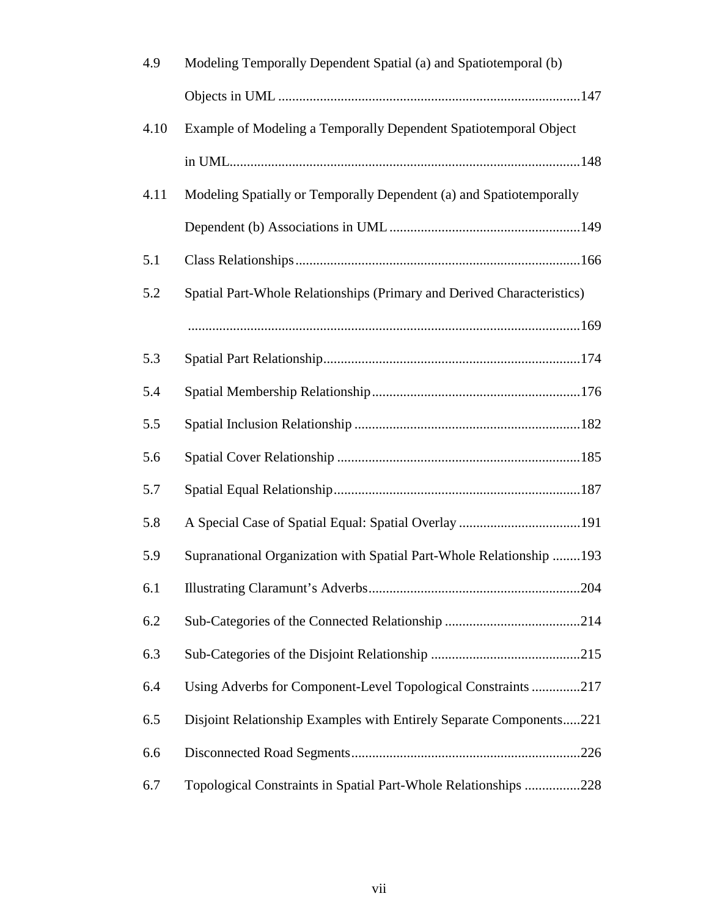| | | |
|---|---|---|
| 4.9 | Modeling Temporally Dependent Spatial (a) and Spatiotemporal (b) Objects in UML | 147 |
| 4.10 | Example of Modeling a Temporally Dependent Spatiotemporal Object in UML | 148 |
| 4.11 | Modeling Spatially or Temporally Dependent (a) and Spatiotemporally Dependent (b) Associations in UML | 149 |
| 5.1 | Class Relationships | 166 |
| 5.2 | Spatial Part-Whole Relationships (Primary and Derived Characteristics) | 169 |
| 5.3 | Spatial Part Relationship | 174 |
| 5.4 | Spatial Membership Relationship | 176 |
| 5.5 | Spatial Inclusion Relationship | 182 |
| 5.6 | Spatial Cover Relationship | 185 |
| 5.7 | Spatial Equal Relationship | 187 |
| 5.8 | A Special Case of Spatial Equal: Spatial Overlay | 191 |
| 5.9 | Supranational Organization with Spatial Part-Whole Relationship | 193 |
| 6.1 | Illustrating Claramunt's Adverbs | 204 |
| 6.2 | Sub-Categories of the Connected Relationship | 214 |
| 6.3 | Sub-Categories of the Disjoint Relationship | 215 |
| 6.4 | Using Adverbs for Component-Level Topological Constraints | 217 |
| 6.5 | Disjoint Relationship Examples with Entirely Separate Components | 221 |
| 6.6 | Disconnected Road Segments | 226 |
| 6.7 | Topological Constraints in Spatial Part-Whole Relationships | 228 |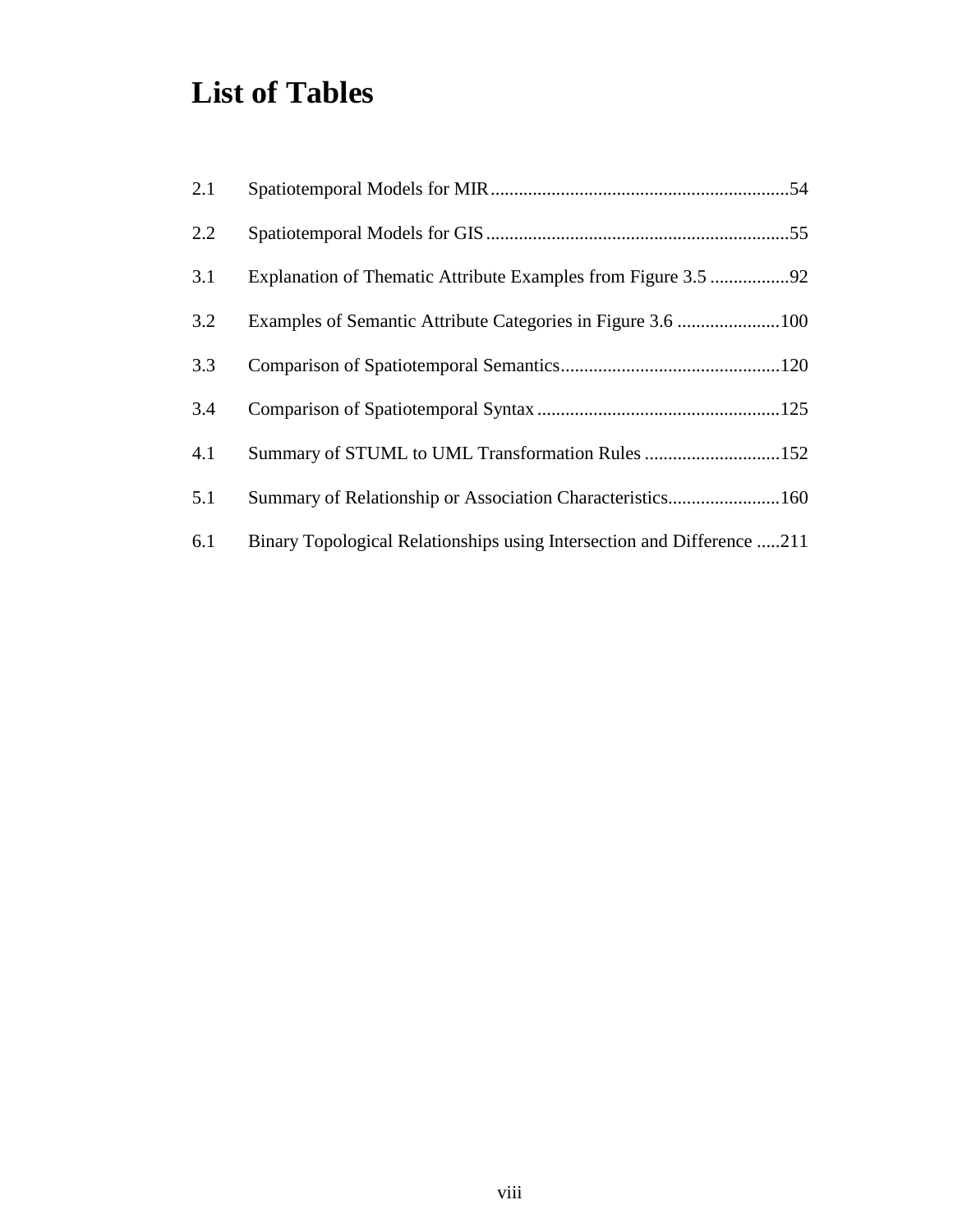# List of Tables

2.1 Spatiotemporal Models for MIR ................................................................ 54

2.2 Spatiotemporal Models for GIS ................................................................ 55

3.1 Explanation of Thematic Attribute Examples from Figure 3.5 ................. 92

3.2 Examples of Semantic Attribute Categories in Figure 3.6 ...................... 100

3.3 Comparison of Spatiotemporal Semantics ............................................... 120

3.4 Comparison of Spatiotemporal Syntax .................................................... 125

4.1 Summary of STUML to UML Transformation Rules ............................. 152

5.1 Summary of Relationship or Association Characteristics........................ 160

6.1 Binary Topological Relationships using Intersection and Difference ..... 211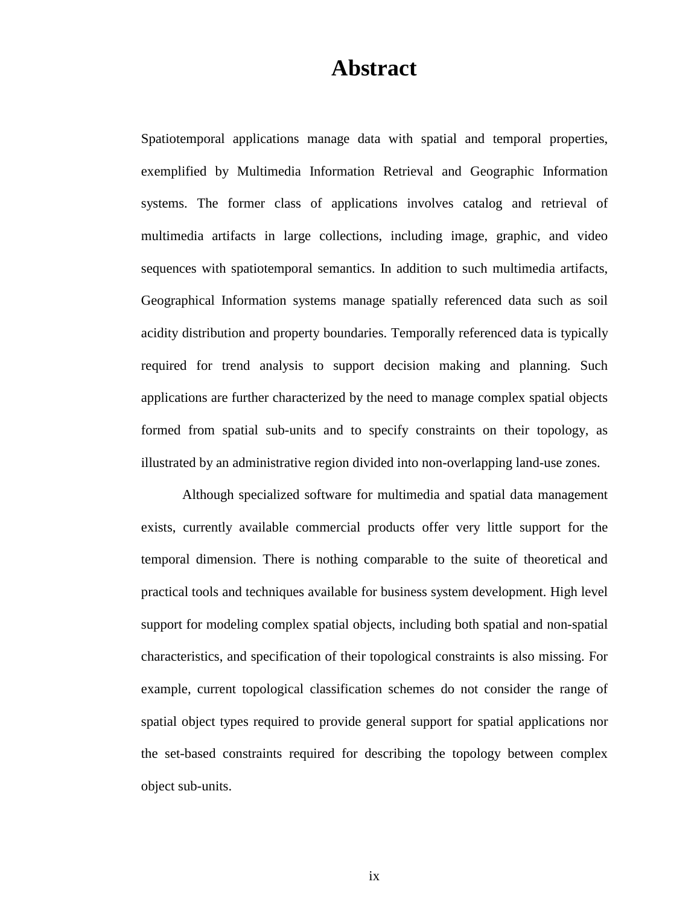# Abstract

Spatiotemporal applications manage data with spatial and temporal properties, exemplified by Multimedia Information Retrieval and Geographic Information systems. The former class of applications involves catalog and retrieval of multimedia artifacts in large collections, including image, graphic, and video sequences with spatiotemporal semantics. In addition to such multimedia artifacts, Geographical Information systems manage spatially referenced data such as soil acidity distribution and property boundaries. Temporally referenced data is typically required for trend analysis to support decision making and planning. Such applications are further characterized by the need to manage complex spatial objects formed from spatial sub-units and to specify constraints on their topology, as illustrated by an administrative region divided into non-overlapping land-use zones.

Although specialized software for multimedia and spatial data management exists, currently available commercial products offer very little support for the temporal dimension. There is nothing comparable to the suite of theoretical and practical tools and techniques available for business system development. High level support for modeling complex spatial objects, including both spatial and non-spatial characteristics, and specification of their topological constraints is also missing. For example, current topological classification schemes do not consider the range of spatial object types required to provide general support for spatial applications nor the set-based constraints required for describing the topology between complex object sub-units.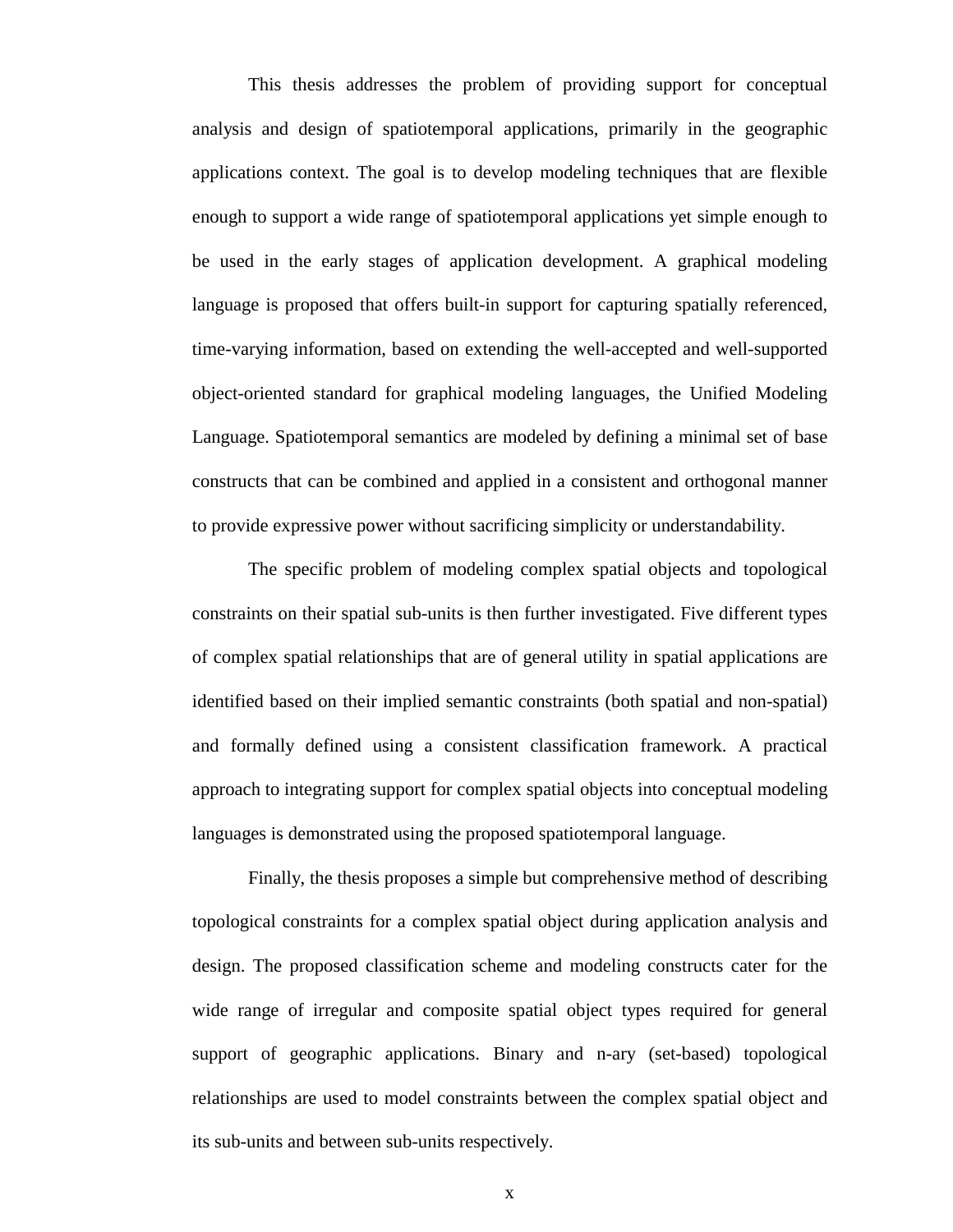This thesis addresses the problem of providing support for conceptual analysis and design of spatiotemporal applications, primarily in the geographic applications context. The goal is to develop modeling techniques that are flexible enough to support a wide range of spatiotemporal applications yet simple enough to be used in the early stages of application development. A graphical modeling language is proposed that offers built-in support for capturing spatially referenced, time-varying information, based on extending the well-accepted and well-supported object-oriented standard for graphical modeling languages, the Unified Modeling Language. Spatiotemporal semantics are modeled by defining a minimal set of base constructs that can be combined and applied in a consistent and orthogonal manner to provide expressive power without sacrificing simplicity or understandability.

The specific problem of modeling complex spatial objects and topological constraints on their spatial sub-units is then further investigated. Five different types of complex spatial relationships that are of general utility in spatial applications are identified based on their implied semantic constraints (both spatial and non-spatial) and formally defined using a consistent classification framework. A practical approach to integrating support for complex spatial objects into conceptual modeling languages is demonstrated using the proposed spatiotemporal language.

Finally, the thesis proposes a simple but comprehensive method of describing topological constraints for a complex spatial object during application analysis and design. The proposed classification scheme and modeling constructs cater for the wide range of irregular and composite spatial object types required for general support of geographic applications. Binary and n-ary (set-based) topological relationships are used to model constraints between the complex spatial object and its sub-units and between sub-units respectively.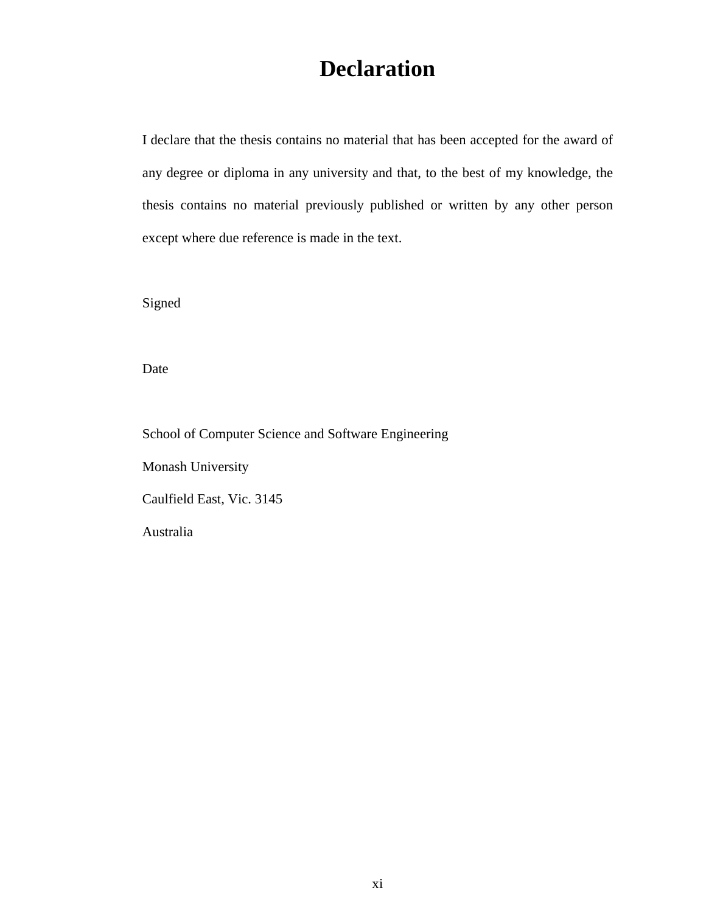# Declaration

I declare that the thesis contains no material that has been accepted for the award of any degree or diploma in any university and that, to the best of my knowledge, the thesis contains no material previously published or written by any other person except where due reference is made in the text.

Signed

Date

School of Computer Science and Software Engineering

Monash University

Caulfield East, Vic. 3145

Australia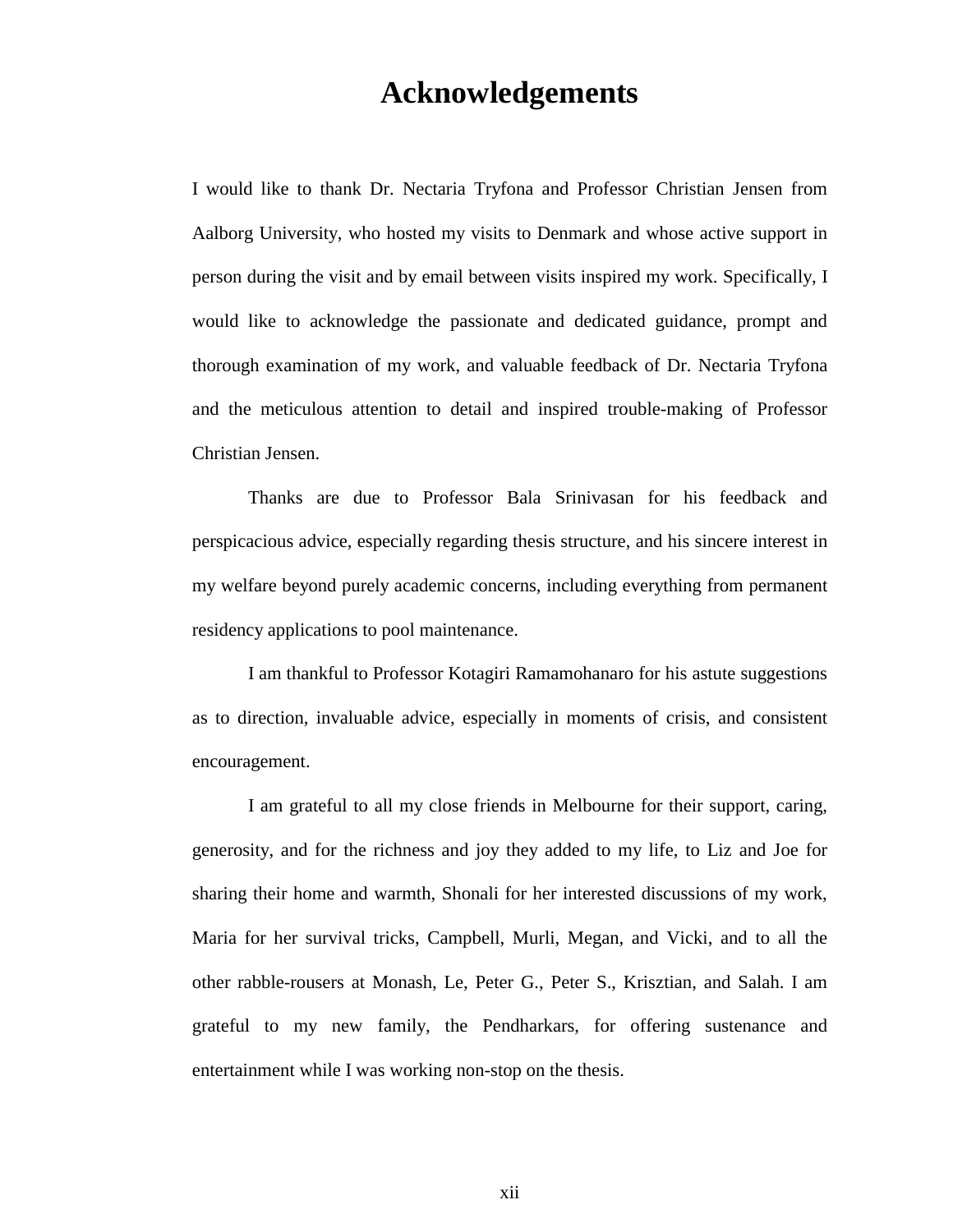# Acknowledgements

I would like to thank Dr. Nectaria Tryfona and Professor Christian Jensen from Aalborg University, who hosted my visits to Denmark and whose active support in person during the visit and by email between visits inspired my work. Specifically, I would like to acknowledge the passionate and dedicated guidance, prompt and thorough examination of my work, and valuable feedback of Dr. Nectaria Tryfona and the meticulous attention to detail and inspired trouble-making of Professor Christian Jensen.

Thanks are due to Professor Bala Srinivasan for his feedback and perspicacious advice, especially regarding thesis structure, and his sincere interest in my welfare beyond purely academic concerns, including everything from permanent residency applications to pool maintenance.

I am thankful to Professor Kotagiri Ramamohanaro for his astute suggestions as to direction, invaluable advice, especially in moments of crisis, and consistent encouragement.

I am grateful to all my close friends in Melbourne for their support, caring, generosity, and for the richness and joy they added to my life, to Liz and Joe for sharing their home and warmth, Shonali for her interested discussions of my work, Maria for her survival tricks, Campbell, Murli, Megan, and Vicki, and to all the other rabble-rousers at Monash, Le, Peter G., Peter S., Krisztian, and Salah. I am grateful to my new family, the Pendharkars, for offering sustenance and entertainment while I was working non-stop on the thesis.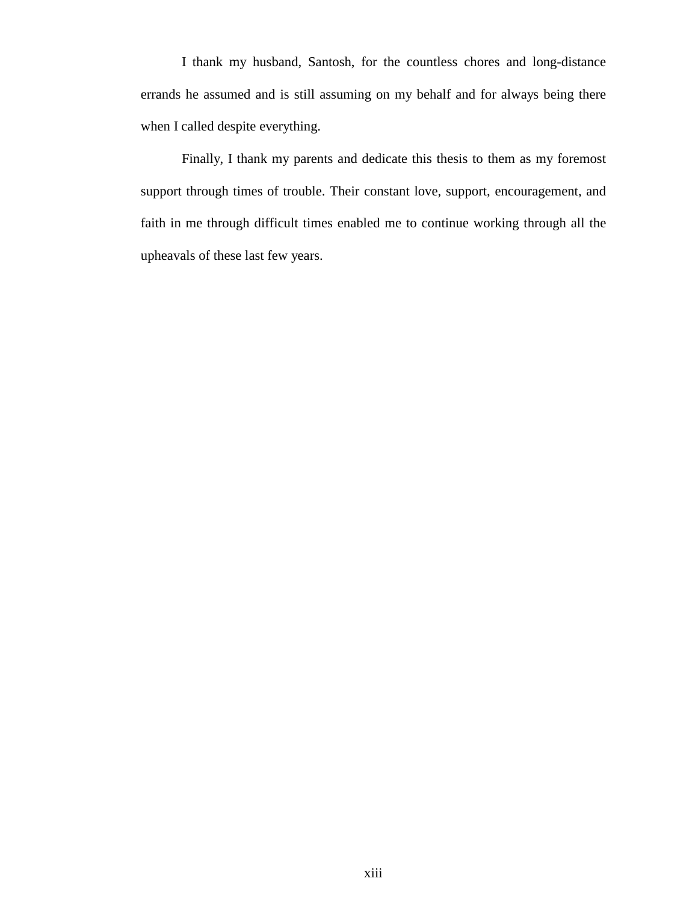I thank my husband, Santosh, for the countless chores and long-distance errands he assumed and is still assuming on my behalf and for always being there when I called despite everything.

Finally, I thank my parents and dedicate this thesis to them as my foremost support through times of trouble. Their constant love, support, encouragement, and faith in me through difficult times enabled me to continue working through all the upheavals of these last few years.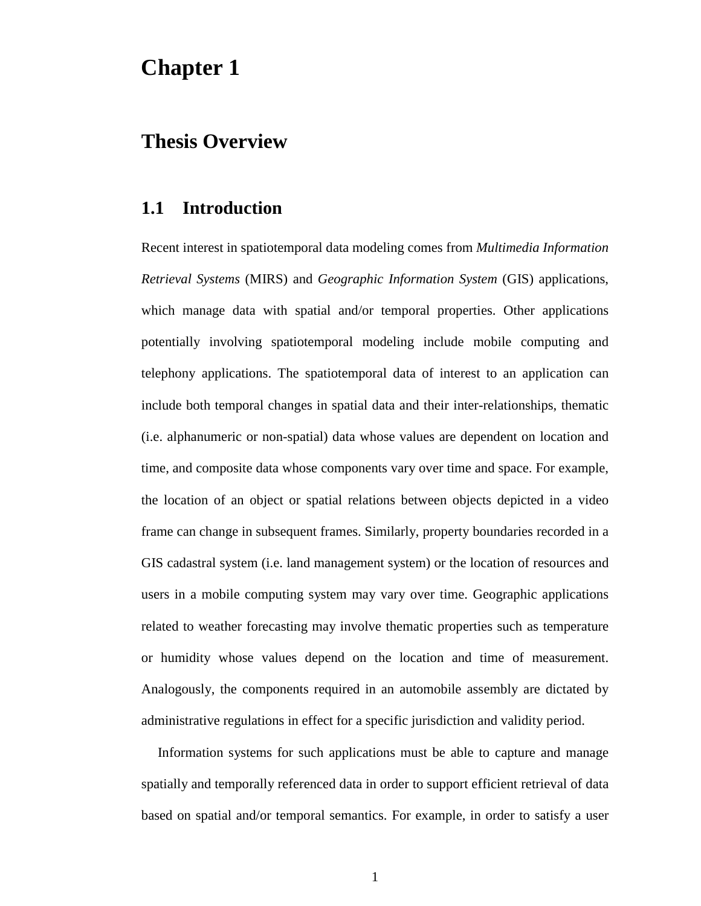# Chapter 1

## Thesis Overview

### 1.1 Introduction

Recent interest in spatiotemporal data modeling comes from *Multimedia Information Retrieval Systems* (MIRS) and *Geographic Information System* (GIS) applications, which manage data with spatial and/or temporal properties. Other applications potentially involving spatiotemporal modeling include mobile computing and telephony applications. The spatiotemporal data of interest to an application can include both temporal changes in spatial data and their inter-relationships, thematic (i.e. alphanumeric or non-spatial) data whose values are dependent on location and time, and composite data whose components vary over time and space. For example, the location of an object or spatial relations between objects depicted in a video frame can change in subsequent frames. Similarly, property boundaries recorded in a GIS cadastral system (i.e. land management system) or the location of resources and users in a mobile computing system may vary over time. Geographic applications related to weather forecasting may involve thematic properties such as temperature or humidity whose values depend on the location and time of measurement. Analogously, the components required in an automobile assembly are dictated by administrative regulations in effect for a specific jurisdiction and validity period.

Information systems for such applications must be able to capture and manage spatially and temporally referenced data in order to support efficient retrieval of data based on spatial and/or temporal semantics. For example, in order to satisfy a user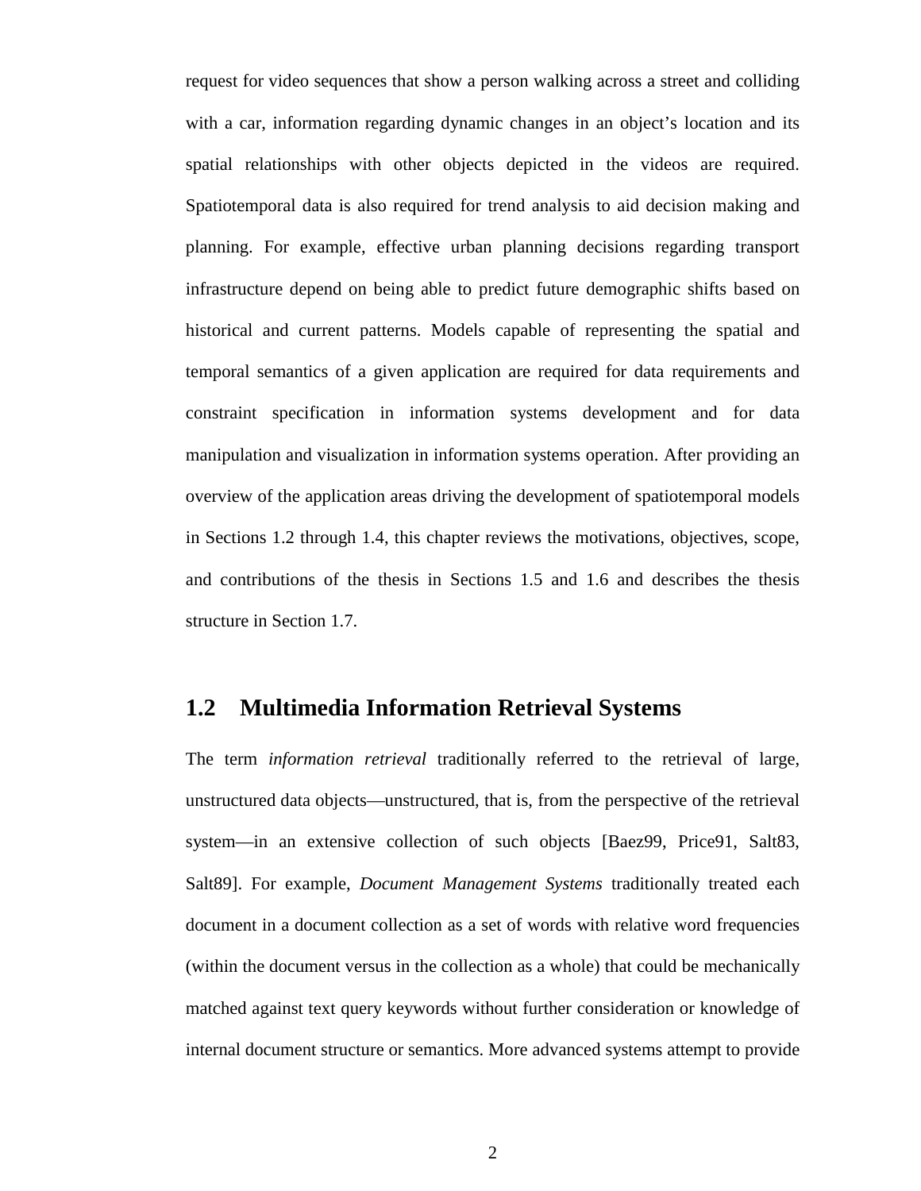request for video sequences that show a person walking across a street and colliding with a car, information regarding dynamic changes in an object's location and its spatial relationships with other objects depicted in the videos are required. Spatiotemporal data is also required for trend analysis to aid decision making and planning. For example, effective urban planning decisions regarding transport infrastructure depend on being able to predict future demographic shifts based on historical and current patterns. Models capable of representing the spatial and temporal semantics of a given application are required for data requirements and constraint specification in information systems development and for data manipulation and visualization in information systems operation. After providing an overview of the application areas driving the development of spatiotemporal models in Sections 1.2 through 1.4, this chapter reviews the motivations, objectives, scope, and contributions of the thesis in Sections 1.5 and 1.6 and describes the thesis structure in Section 1.7.

## 1.2 Multimedia Information Retrieval Systems

The term *information retrieval* traditionally referred to the retrieval of large, unstructured data objects—unstructured, that is, from the perspective of the retrieval system—in an extensive collection of such objects [Baez99, Price91, Salt83, Salt89]. For example, *Document Management Systems* traditionally treated each document in a document collection as a set of words with relative word frequencies (within the document versus in the collection as a whole) that could be mechanically matched against text query keywords without further consideration or knowledge of internal document structure or semantics. More advanced systems attempt to provide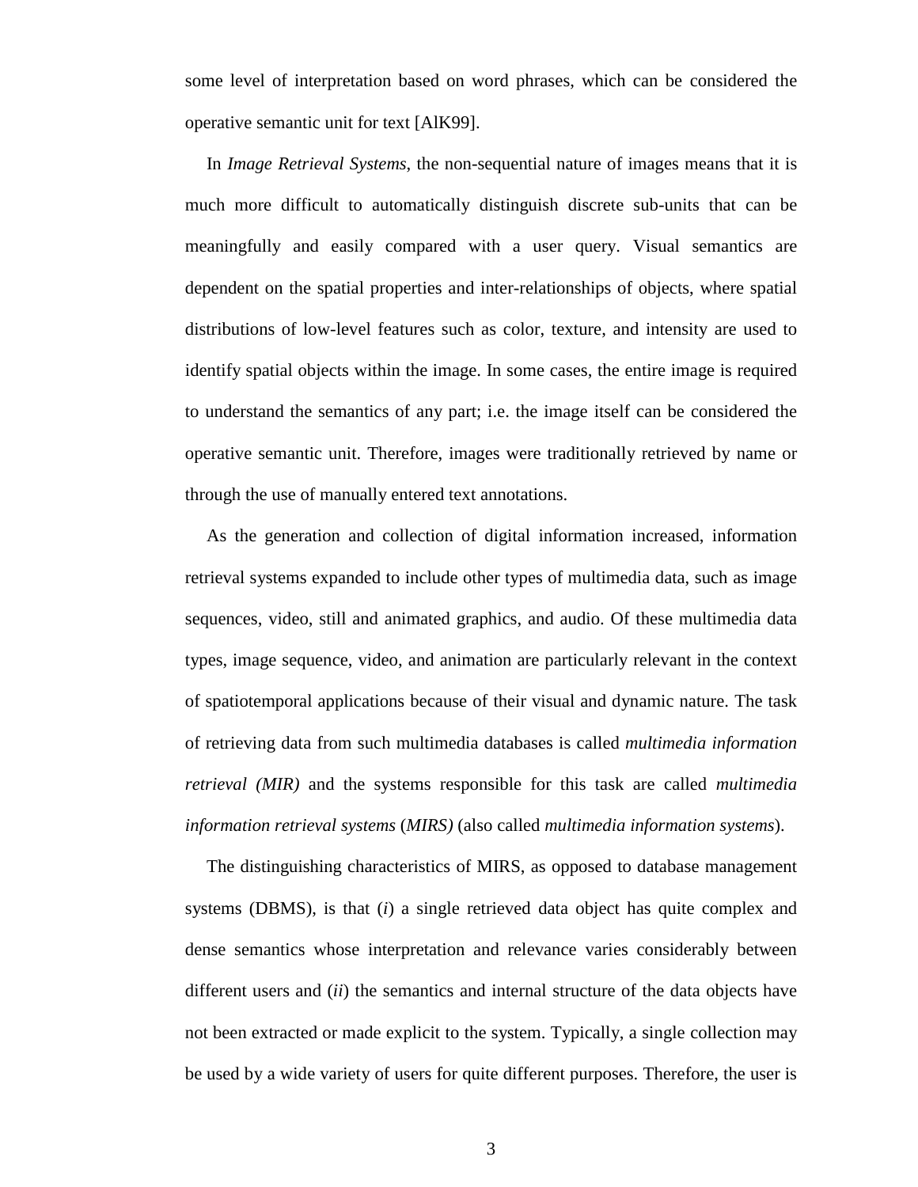some level of interpretation based on word phrases, which can be considered the operative semantic unit for text [AlK99].

In *Image Retrieval Systems*, the non-sequential nature of images means that it is much more difficult to automatically distinguish discrete sub-units that can be meaningfully and easily compared with a user query. Visual semantics are dependent on the spatial properties and inter-relationships of objects, where spatial distributions of low-level features such as color, texture, and intensity are used to identify spatial objects within the image. In some cases, the entire image is required to understand the semantics of any part; i.e. the image itself can be considered the operative semantic unit. Therefore, images were traditionally retrieved by name or through the use of manually entered text annotations.

As the generation and collection of digital information increased, information retrieval systems expanded to include other types of multimedia data, such as image sequences, video, still and animated graphics, and audio. Of these multimedia data types, image sequence, video, and animation are particularly relevant in the context of spatiotemporal applications because of their visual and dynamic nature. The task of retrieving data from such multimedia databases is called *multimedia information retrieval (MIR)* and the systems responsible for this task are called *multimedia information retrieval systems* (*MIRS)* (also called *multimedia information systems*).

The distinguishing characteristics of MIRS, as opposed to database management systems (DBMS), is that (*i*) a single retrieved data object has quite complex and dense semantics whose interpretation and relevance varies considerably between different users and (*ii*) the semantics and internal structure of the data objects have not been extracted or made explicit to the system. Typically, a single collection may be used by a wide variety of users for quite different purposes. Therefore, the user is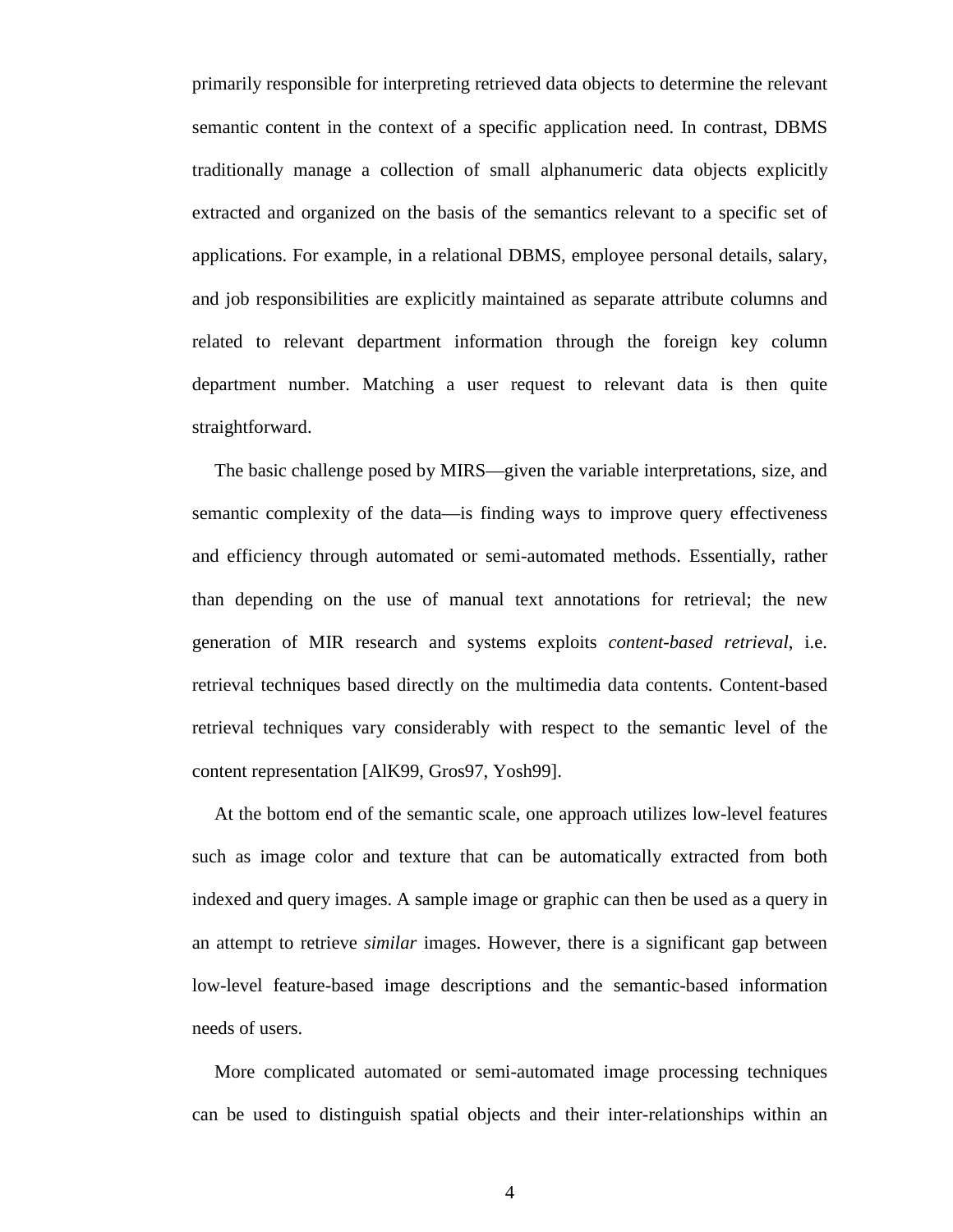primarily responsible for interpreting retrieved data objects to determine the relevant semantic content in the context of a specific application need. In contrast, DBMS traditionally manage a collection of small alphanumeric data objects explicitly extracted and organized on the basis of the semantics relevant to a specific set of applications. For example, in a relational DBMS, employee personal details, salary, and job responsibilities are explicitly maintained as separate attribute columns and related to relevant department information through the foreign key column department number. Matching a user request to relevant data is then quite straightforward.

The basic challenge posed by MIRS—given the variable interpretations, size, and semantic complexity of the data—is finding ways to improve query effectiveness and efficiency through automated or semi-automated methods. Essentially, rather than depending on the use of manual text annotations for retrieval; the new generation of MIR research and systems exploits *content-based retrieval*, i.e. retrieval techniques based directly on the multimedia data contents. Content-based retrieval techniques vary considerably with respect to the semantic level of the content representation [AlK99, Gros97, Yosh99].

At the bottom end of the semantic scale, one approach utilizes low-level features such as image color and texture that can be automatically extracted from both indexed and query images. A sample image or graphic can then be used as a query in an attempt to retrieve *similar* images. However, there is a significant gap between low-level feature-based image descriptions and the semantic-based information needs of users.

More complicated automated or semi-automated image processing techniques can be used to distinguish spatial objects and their inter-relationships within an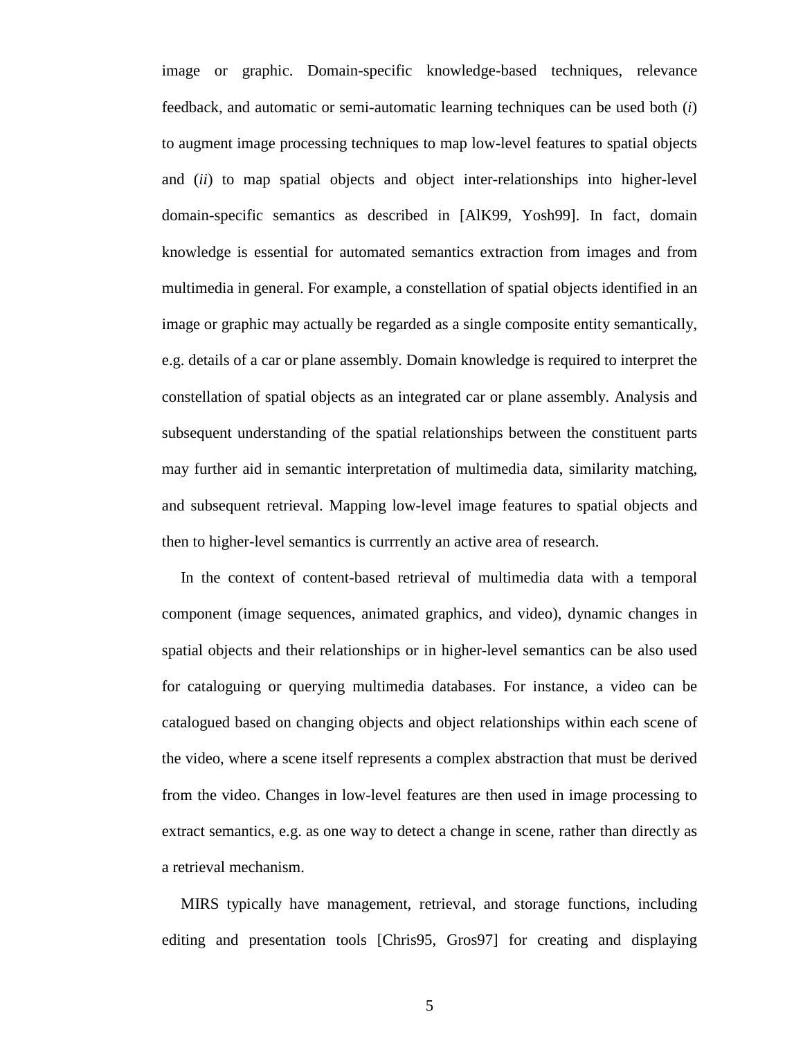image or graphic. Domain-specific knowledge-based techniques, relevance feedback, and automatic or semi-automatic learning techniques can be used both (*i*) to augment image processing techniques to map low-level features to spatial objects and (*ii*) to map spatial objects and object inter-relationships into higher-level domain-specific semantics as described in [AlK99, Yosh99]. In fact, domain knowledge is essential for automated semantics extraction from images and from multimedia in general. For example, a constellation of spatial objects identified in an image or graphic may actually be regarded as a single composite entity semantically, e.g. details of a car or plane assembly. Domain knowledge is required to interpret the constellation of spatial objects as an integrated car or plane assembly. Analysis and subsequent understanding of the spatial relationships between the constituent parts may further aid in semantic interpretation of multimedia data, similarity matching, and subsequent retrieval. Mapping low-level image features to spatial objects and then to higher-level semantics is currrently an active area of research.

In the context of content-based retrieval of multimedia data with a temporal component (image sequences, animated graphics, and video), dynamic changes in spatial objects and their relationships or in higher-level semantics can be also used for cataloguing or querying multimedia databases. For instance, a video can be catalogued based on changing objects and object relationships within each scene of the video, where a scene itself represents a complex abstraction that must be derived from the video. Changes in low-level features are then used in image processing to extract semantics, e.g. as one way to detect a change in scene, rather than directly as a retrieval mechanism.

MIRS typically have management, retrieval, and storage functions, including editing and presentation tools [Chris95, Gros97] for creating and displaying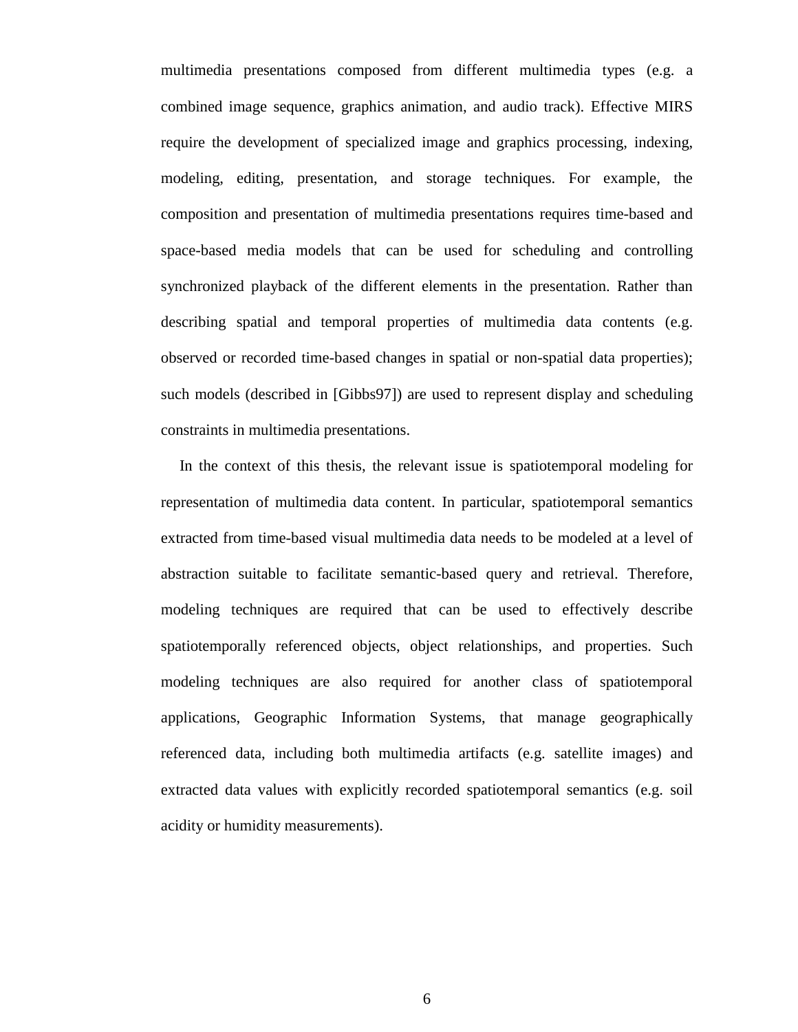multimedia presentations composed from different multimedia types (e.g. a combined image sequence, graphics animation, and audio track). Effective MIRS require the development of specialized image and graphics processing, indexing, modeling, editing, presentation, and storage techniques. For example, the composition and presentation of multimedia presentations requires time-based and space-based media models that can be used for scheduling and controlling synchronized playback of the different elements in the presentation. Rather than describing spatial and temporal properties of multimedia data contents (e.g. observed or recorded time-based changes in spatial or non-spatial data properties); such models (described in [Gibbs97]) are used to represent display and scheduling constraints in multimedia presentations.

In the context of this thesis, the relevant issue is spatiotemporal modeling for representation of multimedia data content. In particular, spatiotemporal semantics extracted from time-based visual multimedia data needs to be modeled at a level of abstraction suitable to facilitate semantic-based query and retrieval. Therefore, modeling techniques are required that can be used to effectively describe spatiotemporally referenced objects, object relationships, and properties. Such modeling techniques are also required for another class of spatiotemporal applications, Geographic Information Systems, that manage geographically referenced data, including both multimedia artifacts (e.g. satellite images) and extracted data values with explicitly recorded spatiotemporal semantics (e.g. soil acidity or humidity measurements).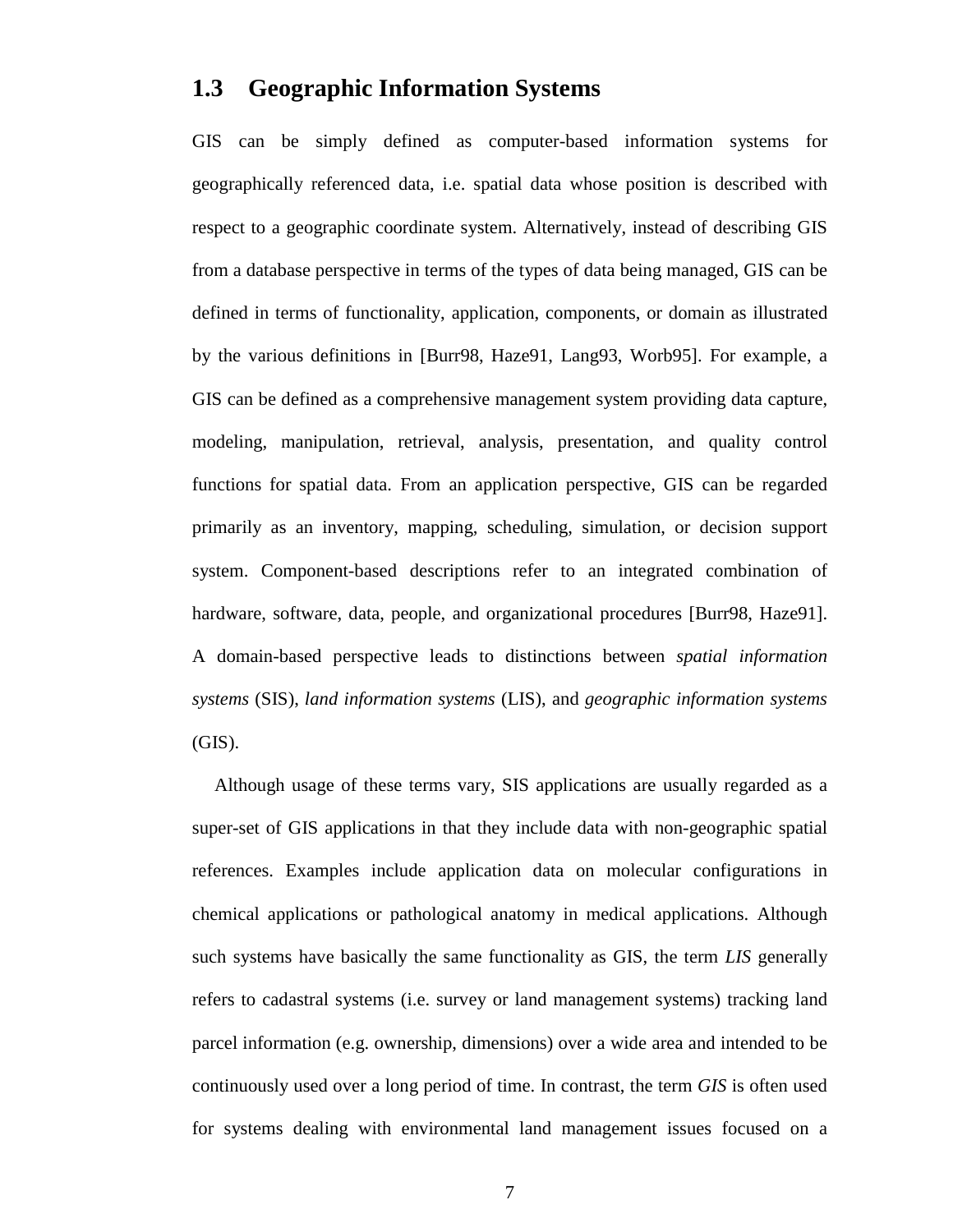## 1.3 Geographic Information Systems

GIS can be simply defined as computer-based information systems for geographically referenced data, i.e. spatial data whose position is described with respect to a geographic coordinate system. Alternatively, instead of describing GIS from a database perspective in terms of the types of data being managed, GIS can be defined in terms of functionality, application, components, or domain as illustrated by the various definitions in [Burr98, Haze91, Lang93, Worb95]. For example, a GIS can be defined as a comprehensive management system providing data capture, modeling, manipulation, retrieval, analysis, presentation, and quality control functions for spatial data. From an application perspective, GIS can be regarded primarily as an inventory, mapping, scheduling, simulation, or decision support system. Component-based descriptions refer to an integrated combination of hardware, software, data, people, and organizational procedures [Burr98, Haze91]. A domain-based perspective leads to distinctions between *spatial information systems* (SIS), *land information systems* (LIS), and *geographic information systems* (GIS).

Although usage of these terms vary, SIS applications are usually regarded as a super-set of GIS applications in that they include data with non-geographic spatial references. Examples include application data on molecular configurations in chemical applications or pathological anatomy in medical applications. Although such systems have basically the same functionality as GIS, the term *LIS* generally refers to cadastral systems (i.e. survey or land management systems) tracking land parcel information (e.g. ownership, dimensions) over a wide area and intended to be continuously used over a long period of time. In contrast, the term *GIS* is often used for systems dealing with environmental land management issues focused on a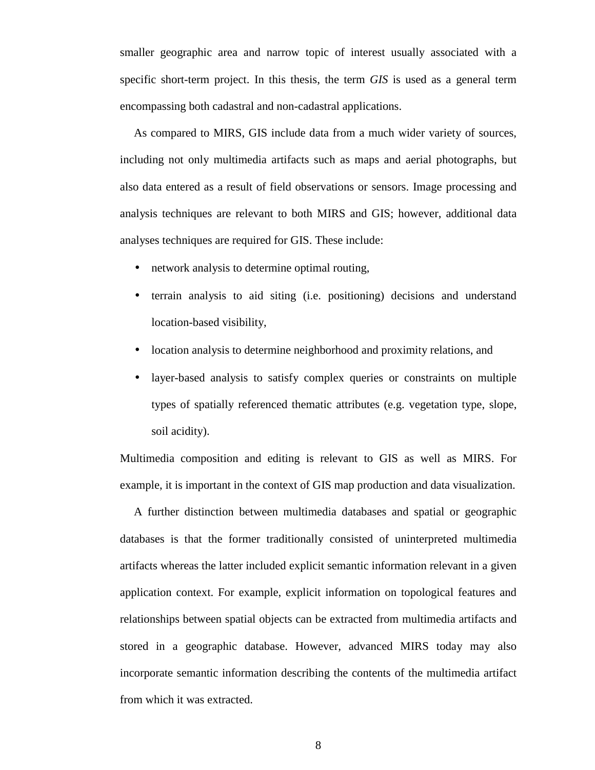smaller geographic area and narrow topic of interest usually associated with a specific short-term project. In this thesis, the term *GIS* is used as a general term encompassing both cadastral and non-cadastral applications.

As compared to MIRS, GIS include data from a much wider variety of sources, including not only multimedia artifacts such as maps and aerial photographs, but also data entered as a result of field observations or sensors. Image processing and analysis techniques are relevant to both MIRS and GIS; however, additional data analyses techniques are required for GIS. These include:

- network analysis to determine optimal routing,
- terrain analysis to aid siting (i.e. positioning) decisions and understand location-based visibility,
- location analysis to determine neighborhood and proximity relations, and
- layer-based analysis to satisfy complex queries or constraints on multiple types of spatially referenced thematic attributes (e.g. vegetation type, slope, soil acidity).

Multimedia composition and editing is relevant to GIS as well as MIRS. For example, it is important in the context of GIS map production and data visualization.

A further distinction between multimedia databases and spatial or geographic databases is that the former traditionally consisted of uninterpreted multimedia artifacts whereas the latter included explicit semantic information relevant in a given application context. For example, explicit information on topological features and relationships between spatial objects can be extracted from multimedia artifacts and stored in a geographic database. However, advanced MIRS today may also incorporate semantic information describing the contents of the multimedia artifact from which it was extracted.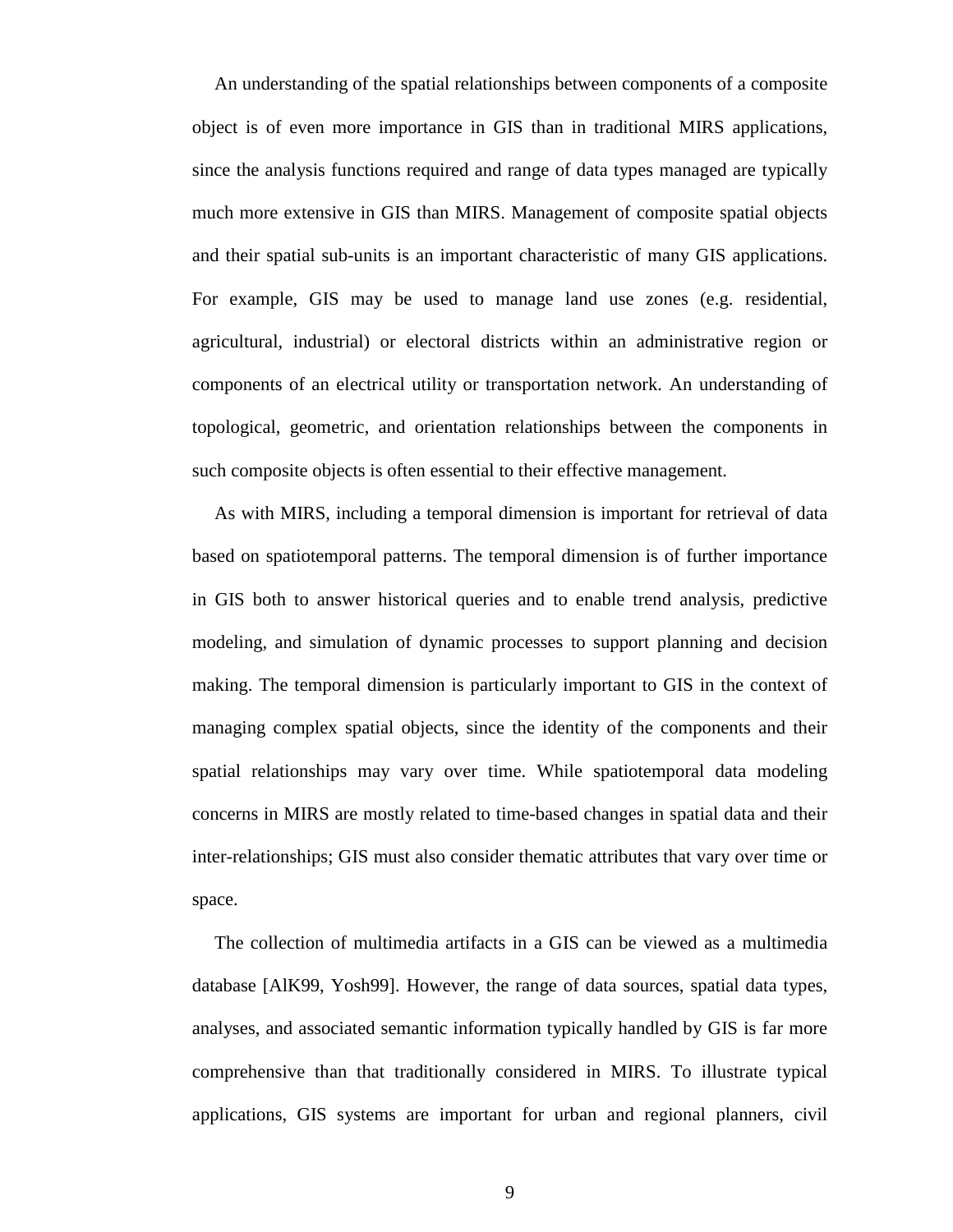An understanding of the spatial relationships between components of a composite object is of even more importance in GIS than in traditional MIRS applications, since the analysis functions required and range of data types managed are typically much more extensive in GIS than MIRS. Management of composite spatial objects and their spatial sub-units is an important characteristic of many GIS applications. For example, GIS may be used to manage land use zones (e.g. residential, agricultural, industrial) or electoral districts within an administrative region or components of an electrical utility or transportation network. An understanding of topological, geometric, and orientation relationships between the components in such composite objects is often essential to their effective management.

As with MIRS, including a temporal dimension is important for retrieval of data based on spatiotemporal patterns. The temporal dimension is of further importance in GIS both to answer historical queries and to enable trend analysis, predictive modeling, and simulation of dynamic processes to support planning and decision making. The temporal dimension is particularly important to GIS in the context of managing complex spatial objects, since the identity of the components and their spatial relationships may vary over time. While spatiotemporal data modeling concerns in MIRS are mostly related to time-based changes in spatial data and their inter-relationships; GIS must also consider thematic attributes that vary over time or space.

The collection of multimedia artifacts in a GIS can be viewed as a multimedia database [AlK99, Yosh99]. However, the range of data sources, spatial data types, analyses, and associated semantic information typically handled by GIS is far more comprehensive than that traditionally considered in MIRS. To illustrate typical applications, GIS systems are important for urban and regional planners, civil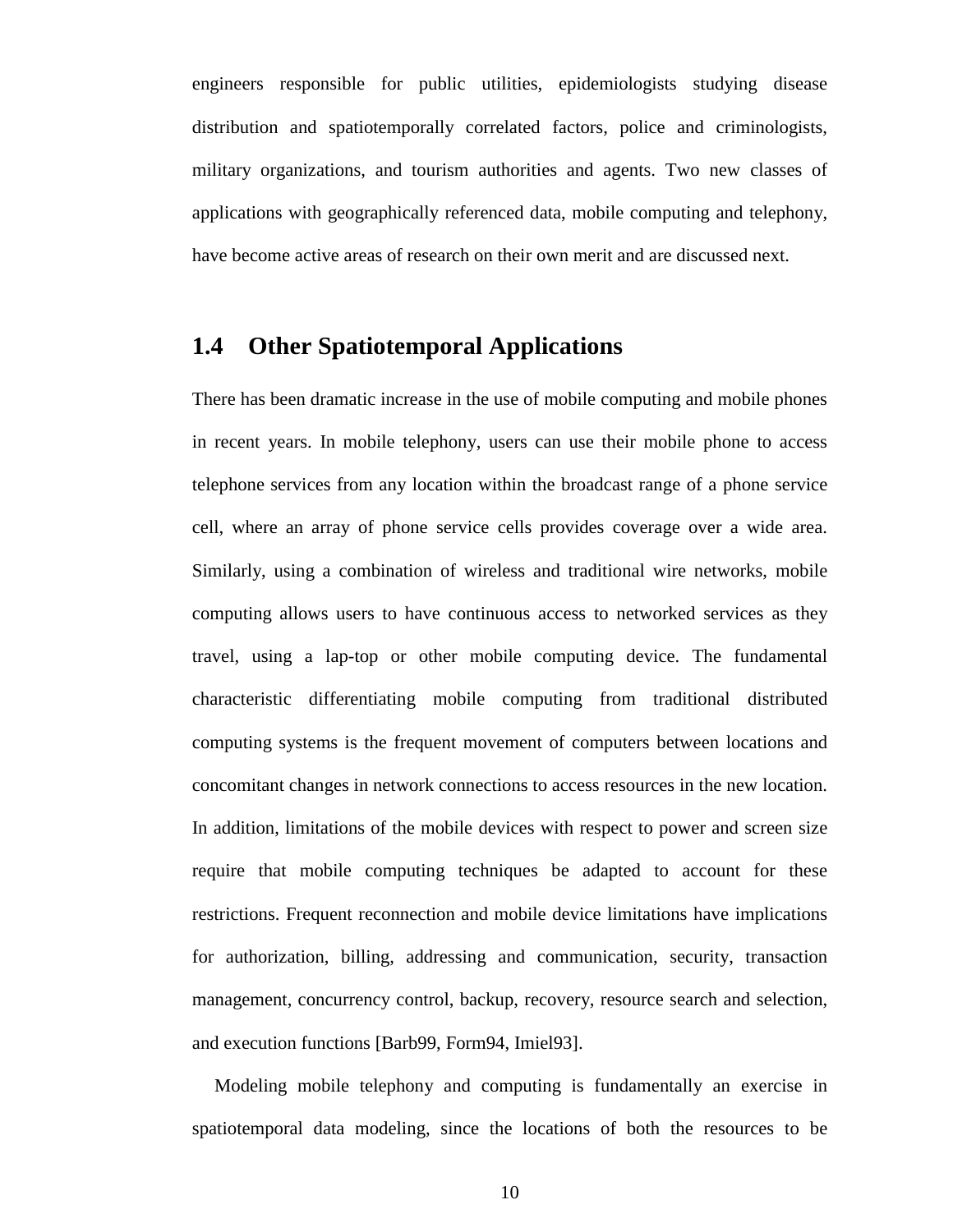engineers responsible for public utilities, epidemiologists studying disease distribution and spatiotemporally correlated factors, police and criminologists, military organizations, and tourism authorities and agents. Two new classes of applications with geographically referenced data, mobile computing and telephony, have become active areas of research on their own merit and are discussed next.

## 1.4 Other Spatiotemporal Applications

There has been dramatic increase in the use of mobile computing and mobile phones in recent years. In mobile telephony, users can use their mobile phone to access telephone services from any location within the broadcast range of a phone service cell, where an array of phone service cells provides coverage over a wide area. Similarly, using a combination of wireless and traditional wire networks, mobile computing allows users to have continuous access to networked services as they travel, using a lap-top or other mobile computing device. The fundamental characteristic differentiating mobile computing from traditional distributed computing systems is the frequent movement of computers between locations and concomitant changes in network connections to access resources in the new location. In addition, limitations of the mobile devices with respect to power and screen size require that mobile computing techniques be adapted to account for these restrictions. Frequent reconnection and mobile device limitations have implications for authorization, billing, addressing and communication, security, transaction management, concurrency control, backup, recovery, resource search and selection, and execution functions [Barb99, Form94, Imiel93].

Modeling mobile telephony and computing is fundamentally an exercise in spatiotemporal data modeling, since the locations of both the resources to be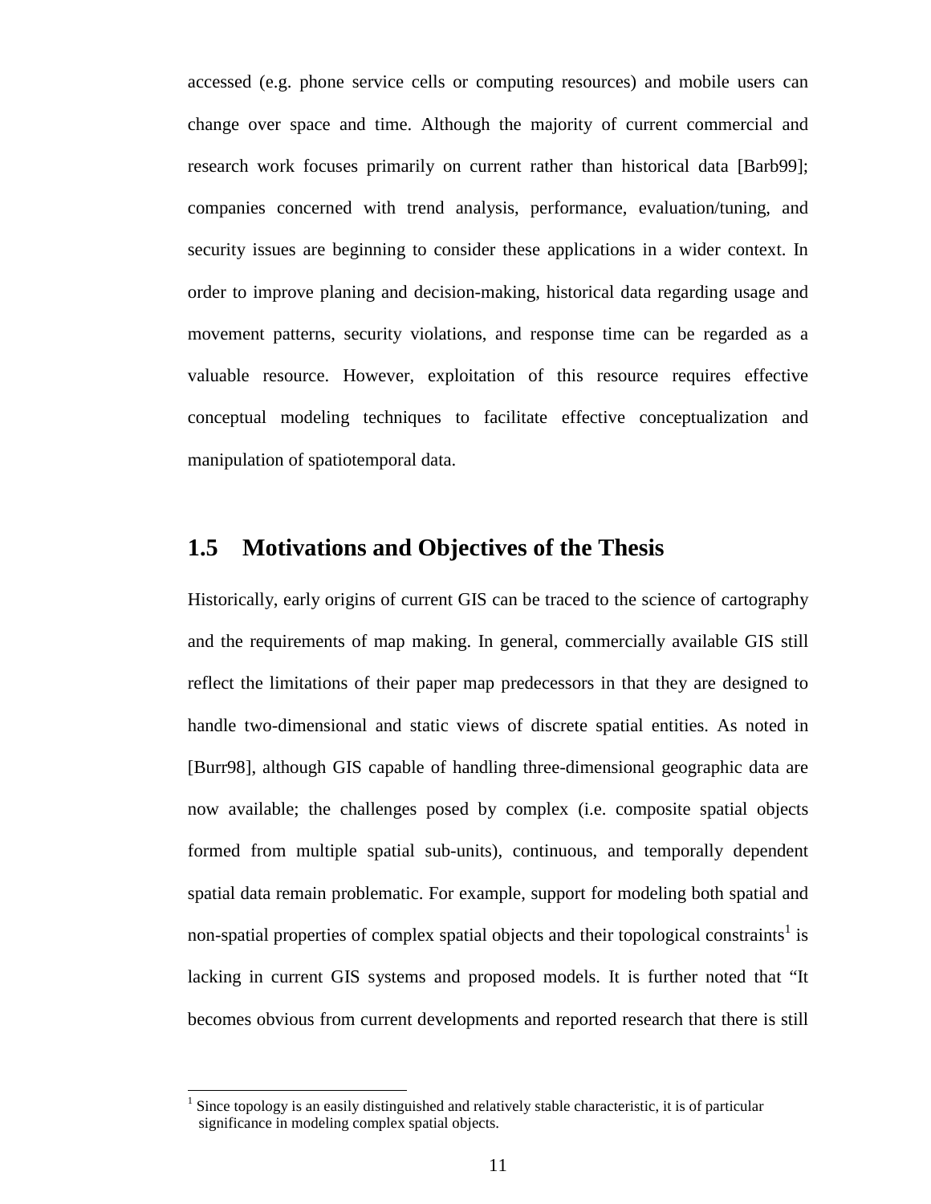accessed (e.g. phone service cells or computing resources) and mobile users can change over space and time. Although the majority of current commercial and research work focuses primarily on current rather than historical data [Barb99]; companies concerned with trend analysis, performance, evaluation/tuning, and security issues are beginning to consider these applications in a wider context. In order to improve planing and decision-making, historical data regarding usage and movement patterns, security violations, and response time can be regarded as a valuable resource. However, exploitation of this resource requires effective conceptual modeling techniques to facilitate effective conceptualization and manipulation of spatiotemporal data.

## 1.5 Motivations and Objectives of the Thesis

Historically, early origins of current GIS can be traced to the science of cartography and the requirements of map making. In general, commercially available GIS still reflect the limitations of their paper map predecessors in that they are designed to handle two-dimensional and static views of discrete spatial entities. As noted in [Burr98], although GIS capable of handling three-dimensional geographic data are now available; the challenges posed by complex (i.e. composite spatial objects formed from multiple spatial sub-units), continuous, and temporally dependent spatial data remain problematic. For example, support for modeling both spatial and non-spatial properties of complex spatial objects and their topological constraints[1] is lacking in current GIS systems and proposed models. It is further noted that "It becomes obvious from current developments and reported research that there is still

[1] Since topology is an easily distinguished and relatively stable characteristic, it is of particular significance in modeling complex spatial objects.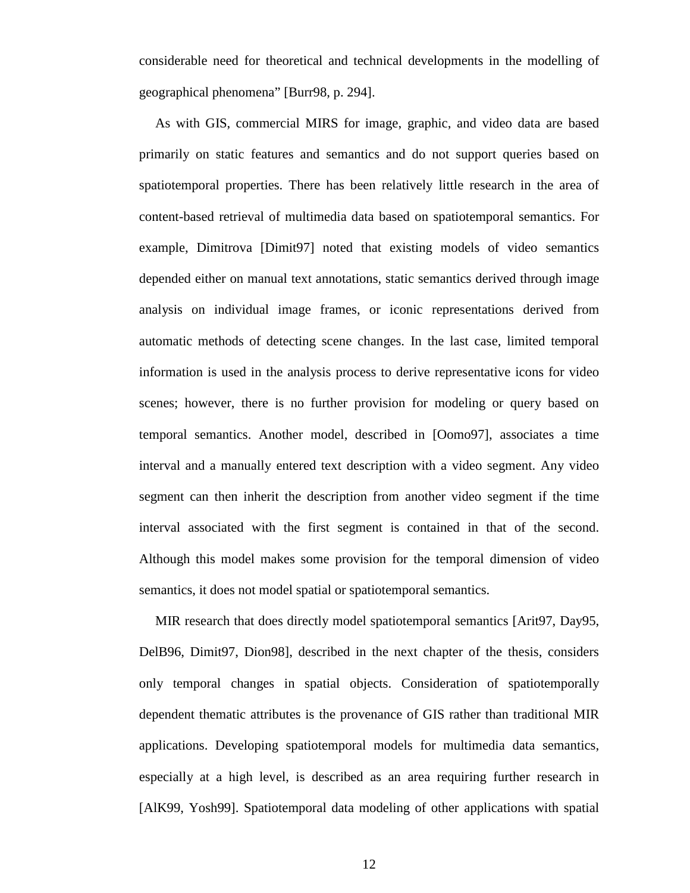considerable need for theoretical and technical developments in the modelling of geographical phenomena" [Burr98, p. 294].

As with GIS, commercial MIRS for image, graphic, and video data are based primarily on static features and semantics and do not support queries based on spatiotemporal properties. There has been relatively little research in the area of content-based retrieval of multimedia data based on spatiotemporal semantics. For example, Dimitrova [Dimit97] noted that existing models of video semantics depended either on manual text annotations, static semantics derived through image analysis on individual image frames, or iconic representations derived from automatic methods of detecting scene changes. In the last case, limited temporal information is used in the analysis process to derive representative icons for video scenes; however, there is no further provision for modeling or query based on temporal semantics. Another model, described in [Oomo97], associates a time interval and a manually entered text description with a video segment. Any video segment can then inherit the description from another video segment if the time interval associated with the first segment is contained in that of the second. Although this model makes some provision for the temporal dimension of video semantics, it does not model spatial or spatiotemporal semantics.

MIR research that does directly model spatiotemporal semantics [Arit97, Day95, DelB96, Dimit97, Dion98], described in the next chapter of the thesis, considers only temporal changes in spatial objects. Consideration of spatiotemporally dependent thematic attributes is the provenance of GIS rather than traditional MIR applications. Developing spatiotemporal models for multimedia data semantics, especially at a high level, is described as an area requiring further research in [AlK99, Yosh99]. Spatiotemporal data modeling of other applications with spatial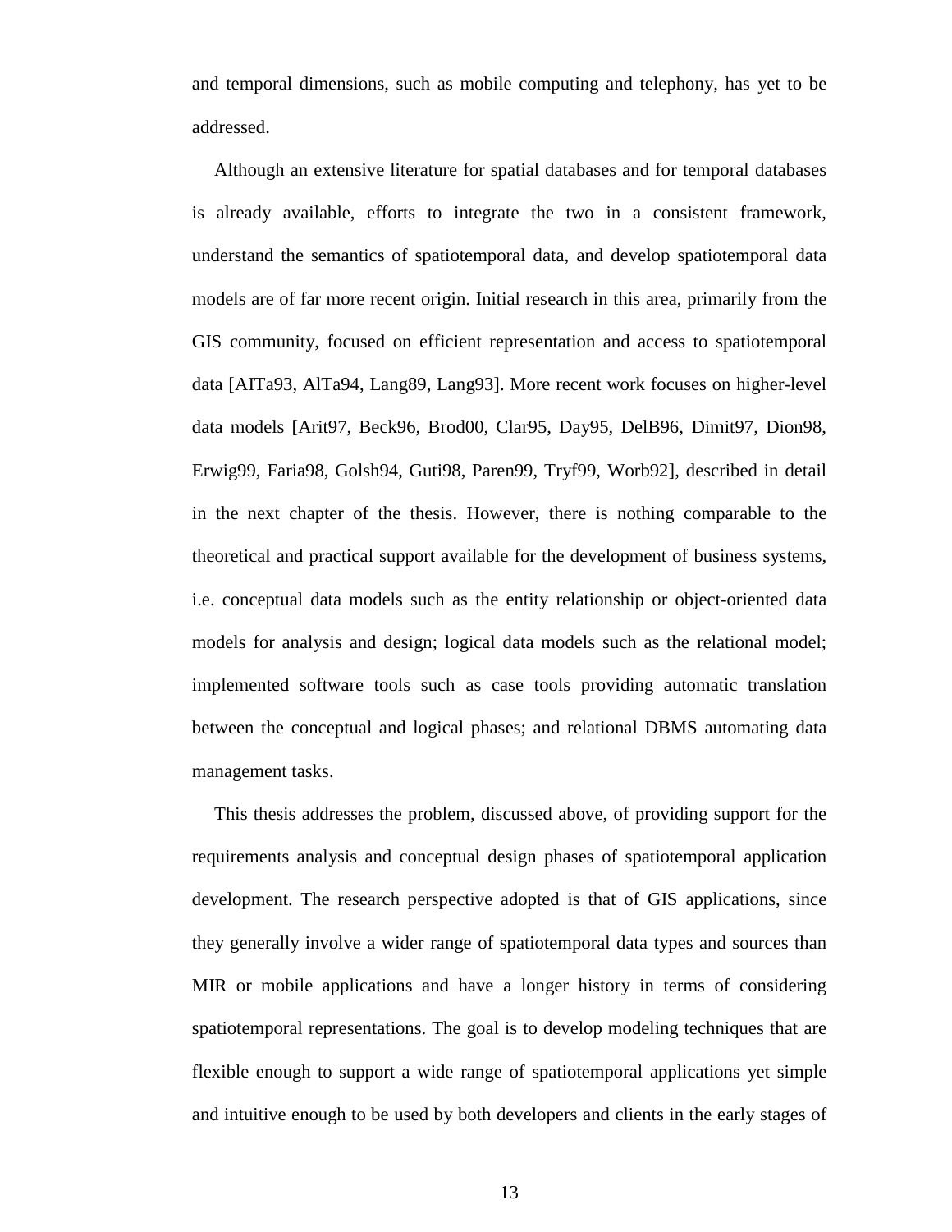and temporal dimensions, such as mobile computing and telephony, has yet to be addressed.

Although an extensive literature for spatial databases and for temporal databases is already available, efforts to integrate the two in a consistent framework, understand the semantics of spatiotemporal data, and develop spatiotemporal data models are of far more recent origin. Initial research in this area, primarily from the GIS community, focused on efficient representation and access to spatiotemporal data [AITa93, AlTa94, Lang89, Lang93]. More recent work focuses on higher-level data models [Arit97, Beck96, Brod00, Clar95, Day95, DelB96, Dimit97, Dion98, Erwig99, Faria98, Golsh94, Guti98, Paren99, Tryf99, Worb92], described in detail in the next chapter of the thesis. However, there is nothing comparable to the theoretical and practical support available for the development of business systems, i.e. conceptual data models such as the entity relationship or object-oriented data models for analysis and design; logical data models such as the relational model; implemented software tools such as case tools providing automatic translation between the conceptual and logical phases; and relational DBMS automating data management tasks.

This thesis addresses the problem, discussed above, of providing support for the requirements analysis and conceptual design phases of spatiotemporal application development. The research perspective adopted is that of GIS applications, since they generally involve a wider range of spatiotemporal data types and sources than MIR or mobile applications and have a longer history in terms of considering spatiotemporal representations. The goal is to develop modeling techniques that are flexible enough to support a wide range of spatiotemporal applications yet simple and intuitive enough to be used by both developers and clients in the early stages of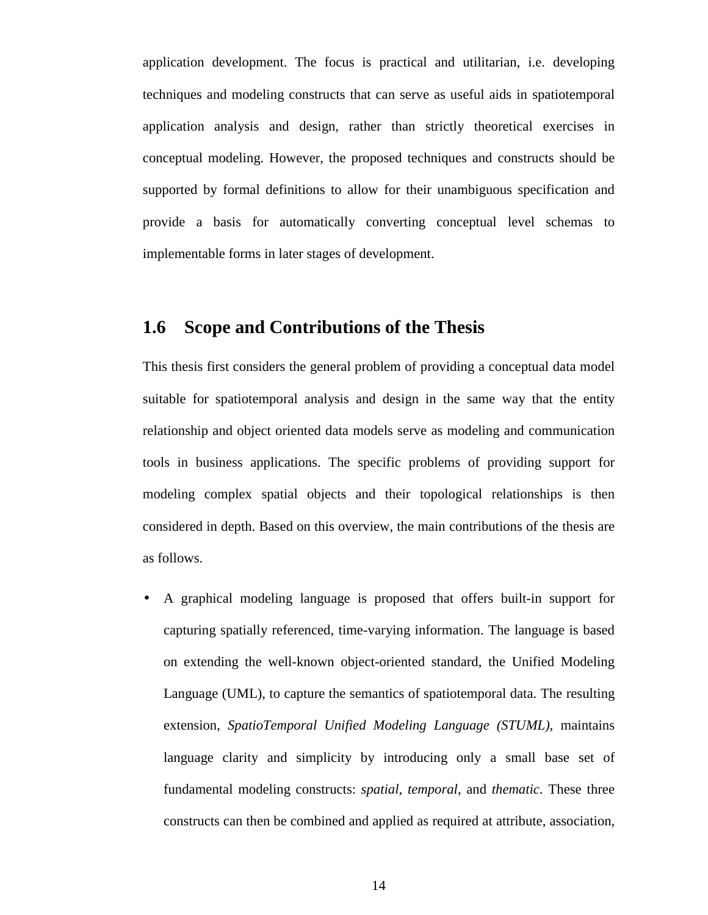application development. The focus is practical and utilitarian, i.e. developing techniques and modeling constructs that can serve as useful aids in spatiotemporal application analysis and design, rather than strictly theoretical exercises in conceptual modeling. However, the proposed techniques and constructs should be supported by formal definitions to allow for their unambiguous specification and provide a basis for automatically converting conceptual level schemas to implementable forms in later stages of development.

## 1.6 Scope and Contributions of the Thesis

This thesis first considers the general problem of providing a conceptual data model suitable for spatiotemporal analysis and design in the same way that the entity relationship and object oriented data models serve as modeling and communication tools in business applications. The specific problems of providing support for modeling complex spatial objects and their topological relationships is then considered in depth. Based on this overview, the main contributions of the thesis are as follows.

- A graphical modeling language is proposed that offers built-in support for capturing spatially referenced, time-varying information. The language is based on extending the well-known object-oriented standard, the Unified Modeling Language (UML), to capture the semantics of spatiotemporal data. The resulting extension, *SpatioTemporal Unified Modeling Language (STUML)*, maintains language clarity and simplicity by introducing only a small base set of fundamental modeling constructs: *spatial*, *temporal*, and *thematic*. These three constructs can then be combined and applied as required at attribute, association,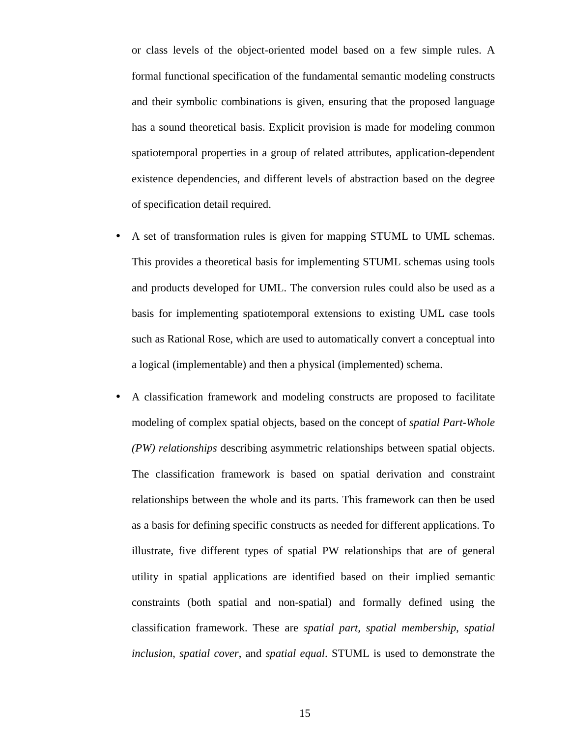or class levels of the object-oriented model based on a few simple rules. A formal functional specification of the fundamental semantic modeling constructs and their symbolic combinations is given, ensuring that the proposed language has a sound theoretical basis. Explicit provision is made for modeling common spatiotemporal properties in a group of related attributes, application-dependent existence dependencies, and different levels of abstraction based on the degree of specification detail required.

- A set of transformation rules is given for mapping STUML to UML schemas. This provides a theoretical basis for implementing STUML schemas using tools and products developed for UML. The conversion rules could also be used as a basis for implementing spatiotemporal extensions to existing UML case tools such as Rational Rose, which are used to automatically convert a conceptual into a logical (implementable) and then a physical (implemented) schema.

- A classification framework and modeling constructs are proposed to facilitate modeling of complex spatial objects, based on the concept of *spatial Part-Whole (PW) relationships* describing asymmetric relationships between spatial objects. The classification framework is based on spatial derivation and constraint relationships between the whole and its parts. This framework can then be used as a basis for defining specific constructs as needed for different applications. To illustrate, five different types of spatial PW relationships that are of general utility in spatial applications are identified based on their implied semantic constraints (both spatial and non-spatial) and formally defined using the classification framework. These are *spatial part*, *spatial membership*, *spatial inclusion*, *spatial cover*, and *spatial equal*. STUML is used to demonstrate the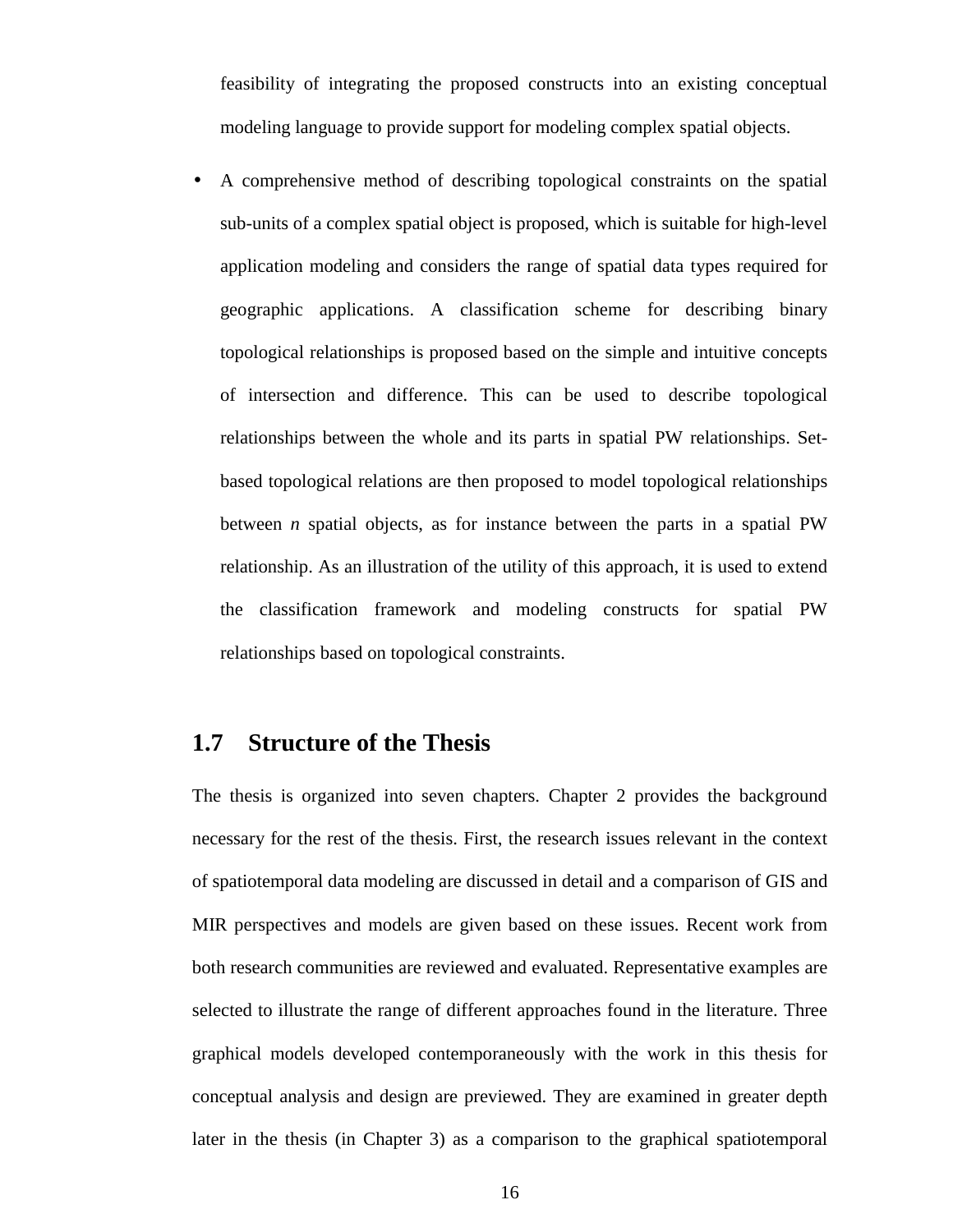feasibility of integrating the proposed constructs into an existing conceptual modeling language to provide support for modeling complex spatial objects.

- A comprehensive method of describing topological constraints on the spatial sub-units of a complex spatial object is proposed, which is suitable for high-level application modeling and considers the range of spatial data types required for geographic applications. A classification scheme for describing binary topological relationships is proposed based on the simple and intuitive concepts of intersection and difference. This can be used to describe topological relationships between the whole and its parts in spatial PW relationships. Set-based topological relations are then proposed to model topological relationships between *n* spatial objects, as for instance between the parts in a spatial PW relationship. As an illustration of the utility of this approach, it is used to extend the classification framework and modeling constructs for spatial PW relationships based on topological constraints.

## 1.7 Structure of the Thesis

The thesis is organized into seven chapters. Chapter 2 provides the background necessary for the rest of the thesis. First, the research issues relevant in the context of spatiotemporal data modeling are discussed in detail and a comparison of GIS and MIR perspectives and models are given based on these issues. Recent work from both research communities are reviewed and evaluated. Representative examples are selected to illustrate the range of different approaches found in the literature. Three graphical models developed contemporaneously with the work in this thesis for conceptual analysis and design are previewed. They are examined in greater depth later in the thesis (in Chapter 3) as a comparison to the graphical spatiotemporal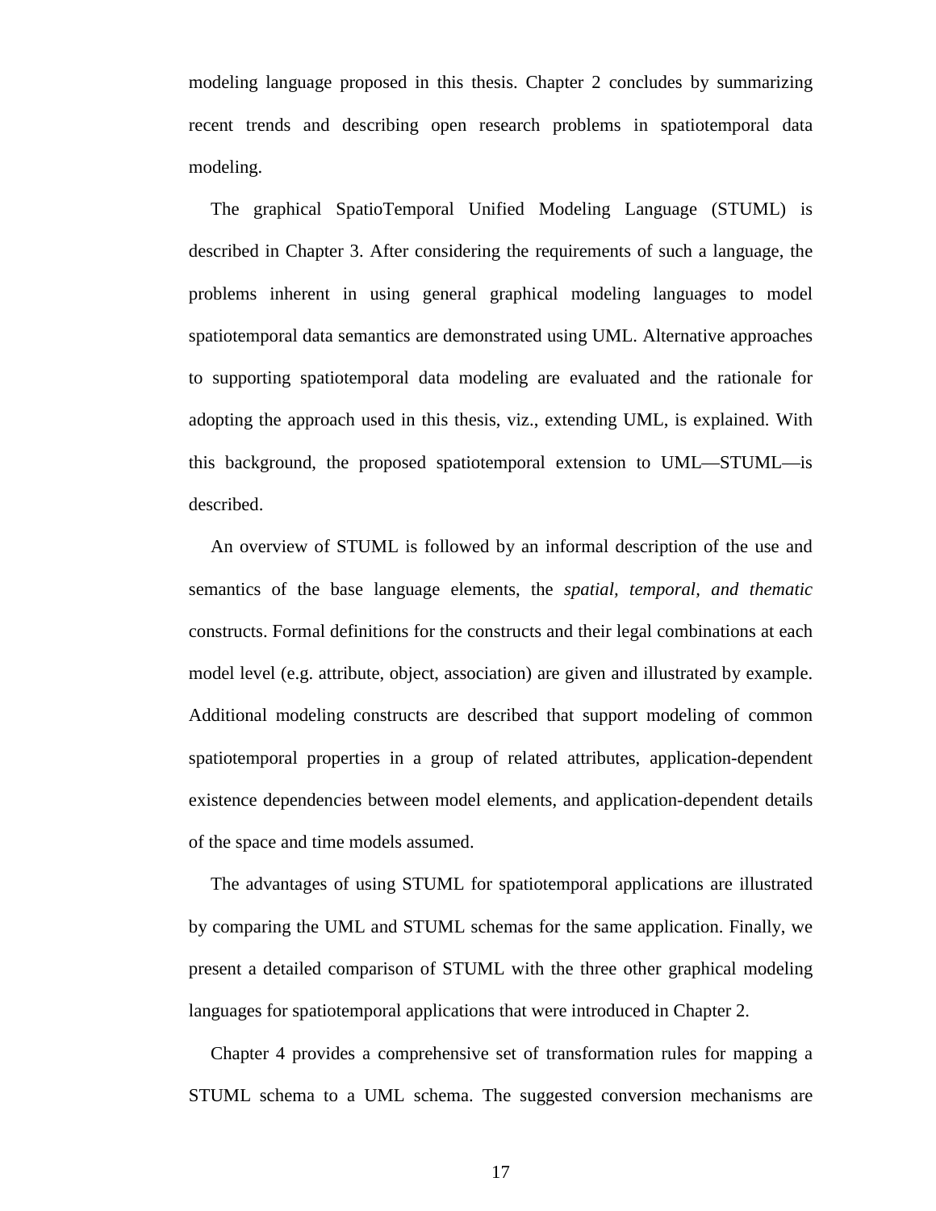modeling language proposed in this thesis. Chapter 2 concludes by summarizing recent trends and describing open research problems in spatiotemporal data modeling.

The graphical SpatioTemporal Unified Modeling Language (STUML) is described in Chapter 3. After considering the requirements of such a language, the problems inherent in using general graphical modeling languages to model spatiotemporal data semantics are demonstrated using UML. Alternative approaches to supporting spatiotemporal data modeling are evaluated and the rationale for adopting the approach used in this thesis, viz., extending UML, is explained. With this background, the proposed spatiotemporal extension to UML—STUML—is described.

An overview of STUML is followed by an informal description of the use and semantics of the base language elements, the *spatial, temporal, and thematic* constructs. Formal definitions for the constructs and their legal combinations at each model level (e.g. attribute, object, association) are given and illustrated by example. Additional modeling constructs are described that support modeling of common spatiotemporal properties in a group of related attributes, application-dependent existence dependencies between model elements, and application-dependent details of the space and time models assumed.

The advantages of using STUML for spatiotemporal applications are illustrated by comparing the UML and STUML schemas for the same application. Finally, we present a detailed comparison of STUML with the three other graphical modeling languages for spatiotemporal applications that were introduced in Chapter 2.

Chapter 4 provides a comprehensive set of transformation rules for mapping a STUML schema to a UML schema. The suggested conversion mechanisms are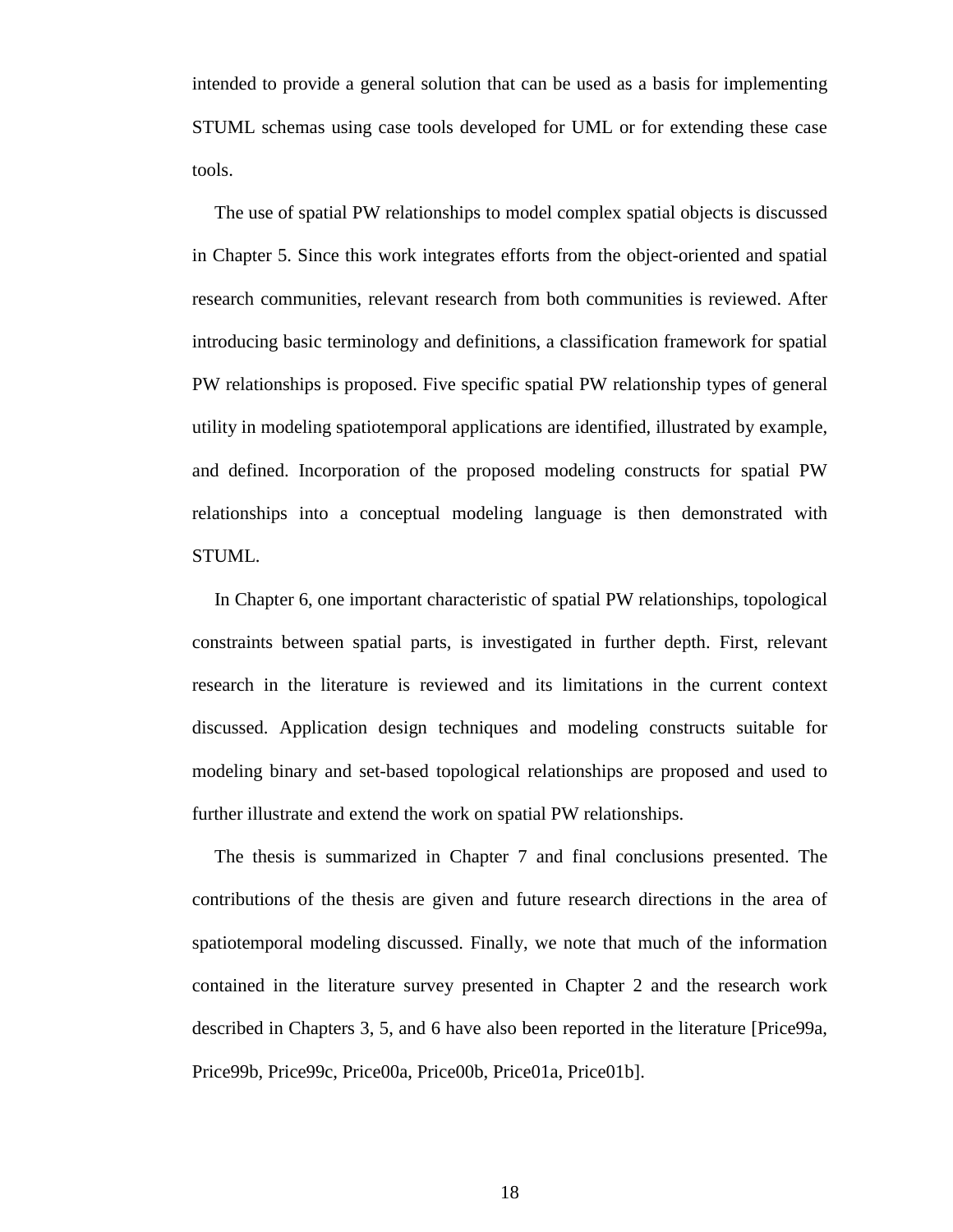intended to provide a general solution that can be used as a basis for implementing STUML schemas using case tools developed for UML or for extending these case tools.

The use of spatial PW relationships to model complex spatial objects is discussed in Chapter 5. Since this work integrates efforts from the object-oriented and spatial research communities, relevant research from both communities is reviewed. After introducing basic terminology and definitions, a classification framework for spatial PW relationships is proposed. Five specific spatial PW relationship types of general utility in modeling spatiotemporal applications are identified, illustrated by example, and defined. Incorporation of the proposed modeling constructs for spatial PW relationships into a conceptual modeling language is then demonstrated with STUML.

In Chapter 6, one important characteristic of spatial PW relationships, topological constraints between spatial parts, is investigated in further depth. First, relevant research in the literature is reviewed and its limitations in the current context discussed. Application design techniques and modeling constructs suitable for modeling binary and set-based topological relationships are proposed and used to further illustrate and extend the work on spatial PW relationships.

The thesis is summarized in Chapter 7 and final conclusions presented. The contributions of the thesis are given and future research directions in the area of spatiotemporal modeling discussed. Finally, we note that much of the information contained in the literature survey presented in Chapter 2 and the research work described in Chapters 3, 5, and 6 have also been reported in the literature [Price99a, Price99b, Price99c, Price00a, Price00b, Price01a, Price01b].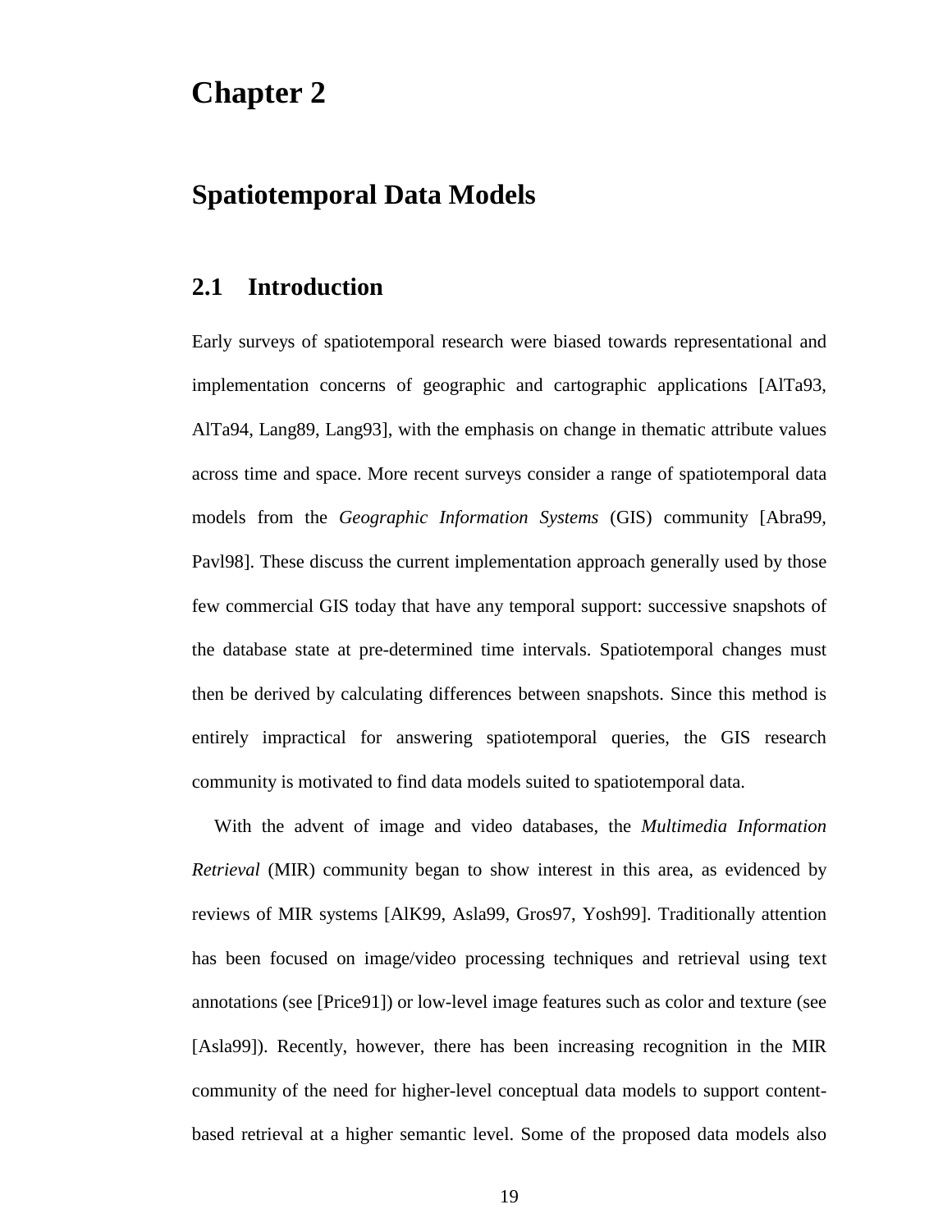# Chapter 2

# Spatiotemporal Data Models

## 2.1 Introduction

Early surveys of spatiotemporal research were biased towards representational and implementation concerns of geographic and cartographic applications [AlTa93, AlTa94, Lang89, Lang93], with the emphasis on change in thematic attribute values across time and space. More recent surveys consider a range of spatiotemporal data models from the *Geographic Information Systems* (GIS) community [Abra99, Pavl98]. These discuss the current implementation approach generally used by those few commercial GIS today that have any temporal support: successive snapshots of the database state at pre-determined time intervals. Spatiotemporal changes must then be derived by calculating differences between snapshots. Since this method is entirely impractical for answering spatiotemporal queries, the GIS research community is motivated to find data models suited to spatiotemporal data.

With the advent of image and video databases, the *Multimedia Information Retrieval* (MIR) community began to show interest in this area, as evidenced by reviews of MIR systems [AlK99, Asla99, Gros97, Yosh99]. Traditionally attention has been focused on image/video processing techniques and retrieval using text annotations (see [Price91]) or low-level image features such as color and texture (see [Asla99]). Recently, however, there has been increasing recognition in the MIR community of the need for higher-level conceptual data models to support content-based retrieval at a higher semantic level. Some of the proposed data models also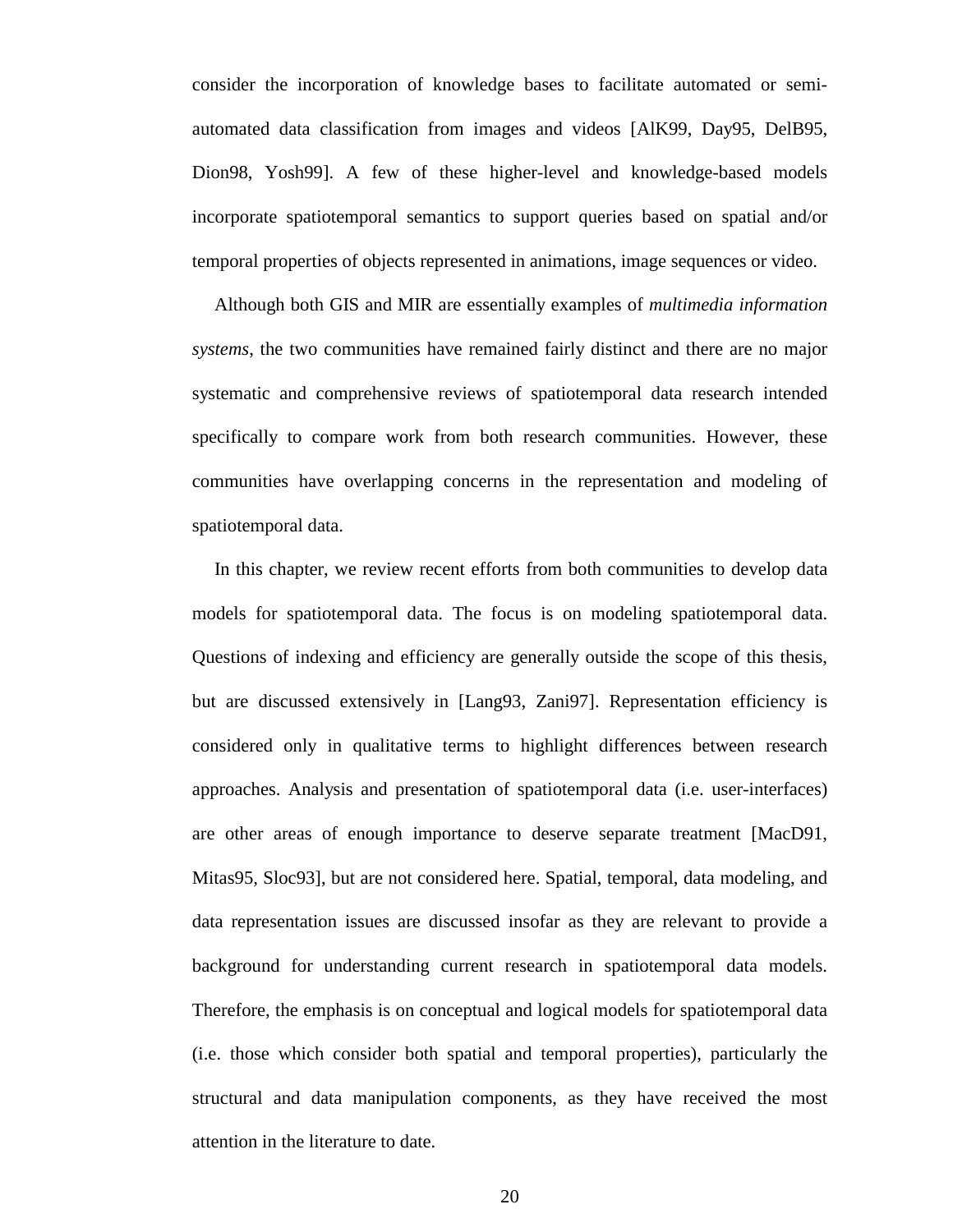consider the incorporation of knowledge bases to facilitate automated or semi-automated data classification from images and videos [AlK99, Day95, DelB95, Dion98, Yosh99]. A few of these higher-level and knowledge-based models incorporate spatiotemporal semantics to support queries based on spatial and/or temporal properties of objects represented in animations, image sequences or video.

Although both GIS and MIR are essentially examples of *multimedia information systems*, the two communities have remained fairly distinct and there are no major systematic and comprehensive reviews of spatiotemporal data research intended specifically to compare work from both research communities. However, these communities have overlapping concerns in the representation and modeling of spatiotemporal data.

In this chapter, we review recent efforts from both communities to develop data models for spatiotemporal data. The focus is on modeling spatiotemporal data. Questions of indexing and efficiency are generally outside the scope of this thesis, but are discussed extensively in [Lang93, Zani97]. Representation efficiency is considered only in qualitative terms to highlight differences between research approaches. Analysis and presentation of spatiotemporal data (i.e. user-interfaces) are other areas of enough importance to deserve separate treatment [MacD91, Mitas95, Sloc93], but are not considered here. Spatial, temporal, data modeling, and data representation issues are discussed insofar as they are relevant to provide a background for understanding current research in spatiotemporal data models. Therefore, the emphasis is on conceptual and logical models for spatiotemporal data (i.e. those which consider both spatial and temporal properties), particularly the structural and data manipulation components, as they have received the most attention in the literature to date.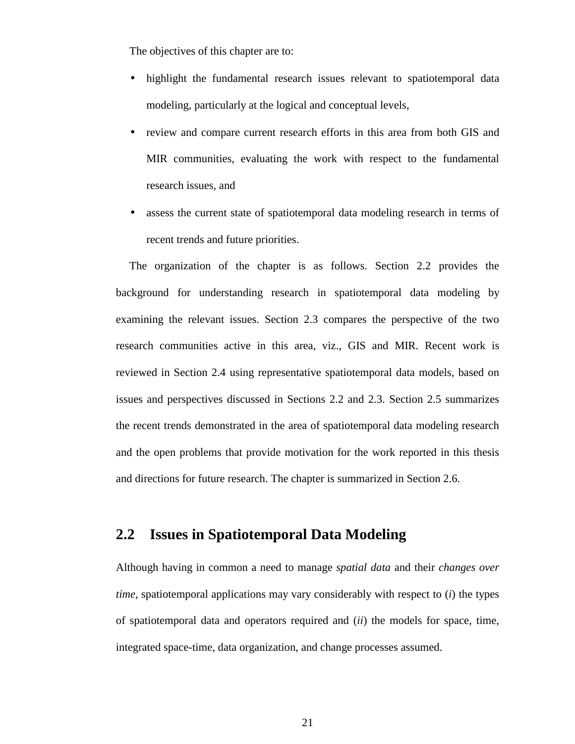The objectives of this chapter are to:

- highlight the fundamental research issues relevant to spatiotemporal data modeling, particularly at the logical and conceptual levels,
- review and compare current research efforts in this area from both GIS and MIR communities, evaluating the work with respect to the fundamental research issues, and
- assess the current state of spatiotemporal data modeling research in terms of recent trends and future priorities.

The organization of the chapter is as follows. Section 2.2 provides the background for understanding research in spatiotemporal data modeling by examining the relevant issues. Section 2.3 compares the perspective of the two research communities active in this area, viz., GIS and MIR. Recent work is reviewed in Section 2.4 using representative spatiotemporal data models, based on issues and perspectives discussed in Sections 2.2 and 2.3. Section 2.5 summarizes the recent trends demonstrated in the area of spatiotemporal data modeling research and the open problems that provide motivation for the work reported in this thesis and directions for future research. The chapter is summarized in Section 2.6.

## 2.2 Issues in Spatiotemporal Data Modeling

Although having in common a need to manage *spatial data* and their *changes over time*, spatiotemporal applications may vary considerably with respect to (*i*) the types of spatiotemporal data and operators required and (*ii*) the models for space, time, integrated space-time, data organization, and change processes assumed.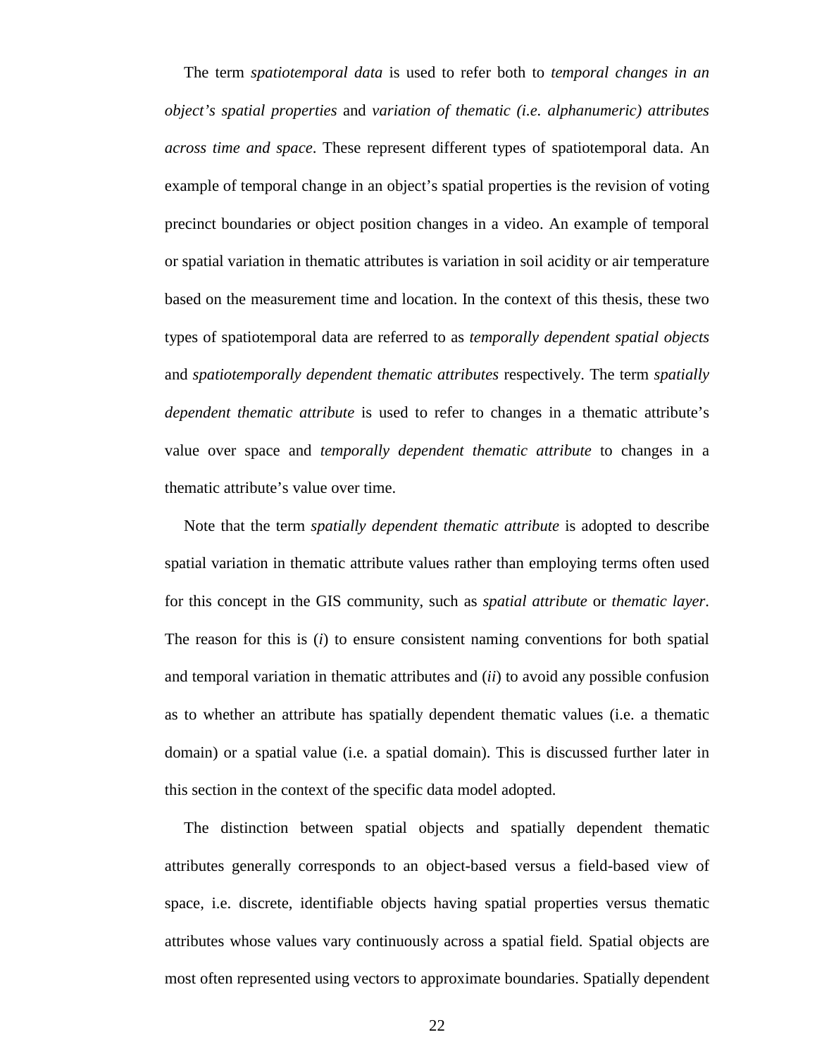The term *spatiotemporal data* is used to refer both to *temporal changes in an object's spatial properties* and *variation of thematic (i.e. alphanumeric) attributes across time and space*. These represent different types of spatiotemporal data. An example of temporal change in an object's spatial properties is the revision of voting precinct boundaries or object position changes in a video. An example of temporal or spatial variation in thematic attributes is variation in soil acidity or air temperature based on the measurement time and location. In the context of this thesis, these two types of spatiotemporal data are referred to as *temporally dependent spatial objects* and *spatiotemporally dependent thematic attributes* respectively. The term *spatially dependent thematic attribute* is used to refer to changes in a thematic attribute's value over space and *temporally dependent thematic attribute* to changes in a thematic attribute's value over time.

Note that the term *spatially dependent thematic attribute* is adopted to describe spatial variation in thematic attribute values rather than employing terms often used for this concept in the GIS community, such as *spatial attribute* or *thematic layer*. The reason for this is (*i*) to ensure consistent naming conventions for both spatial and temporal variation in thematic attributes and (*ii*) to avoid any possible confusion as to whether an attribute has spatially dependent thematic values (i.e. a thematic domain) or a spatial value (i.e. a spatial domain). This is discussed further later in this section in the context of the specific data model adopted.

The distinction between spatial objects and spatially dependent thematic attributes generally corresponds to an object-based versus a field-based view of space, i.e. discrete, identifiable objects having spatial properties versus thematic attributes whose values vary continuously across a spatial field. Spatial objects are most often represented using vectors to approximate boundaries. Spatially dependent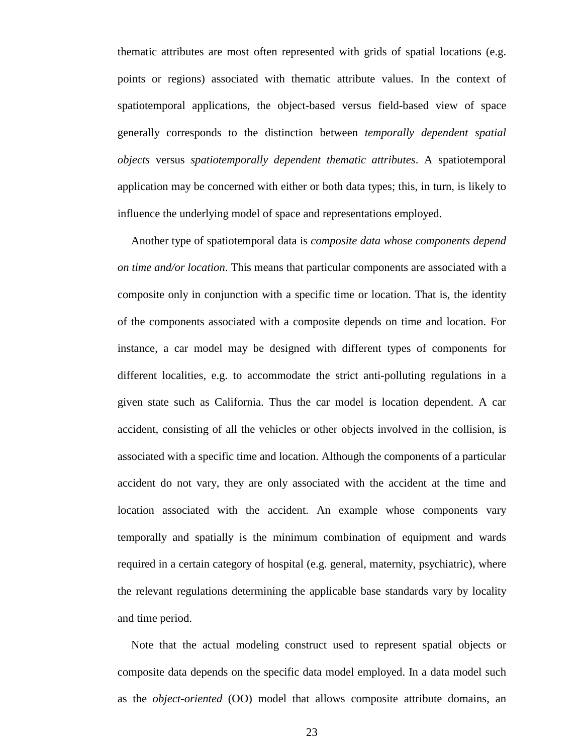thematic attributes are most often represented with grids of spatial locations (e.g. points or regions) associated with thematic attribute values. In the context of spatiotemporal applications, the object-based versus field-based view of space generally corresponds to the distinction between *temporally dependent spatial objects* versus *spatiotemporally dependent thematic attributes*. A spatiotemporal application may be concerned with either or both data types; this, in turn, is likely to influence the underlying model of space and representations employed.

Another type of spatiotemporal data is *composite data whose components depend on time and/or location*. This means that particular components are associated with a composite only in conjunction with a specific time or location. That is, the identity of the components associated with a composite depends on time and location. For instance, a car model may be designed with different types of components for different localities, e.g. to accommodate the strict anti-polluting regulations in a given state such as California. Thus the car model is location dependent. A car accident, consisting of all the vehicles or other objects involved in the collision, is associated with a specific time and location. Although the components of a particular accident do not vary, they are only associated with the accident at the time and location associated with the accident. An example whose components vary temporally and spatially is the minimum combination of equipment and wards required in a certain category of hospital (e.g. general, maternity, psychiatric), where the relevant regulations determining the applicable base standards vary by locality and time period.

Note that the actual modeling construct used to represent spatial objects or composite data depends on the specific data model employed. In a data model such as the *object-oriented* (OO) model that allows composite attribute domains, an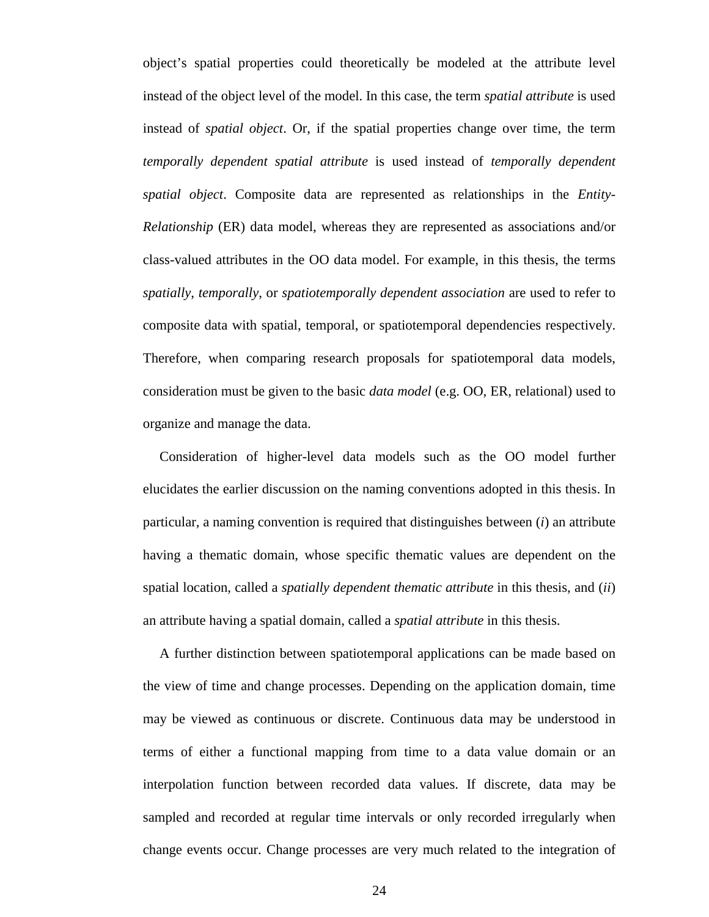object's spatial properties could theoretically be modeled at the attribute level instead of the object level of the model. In this case, the term *spatial attribute* is used instead of *spatial object*. Or, if the spatial properties change over time, the term *temporally dependent spatial attribute* is used instead of *temporally dependent spatial object*. Composite data are represented as relationships in the *Entity-Relationship* (ER) data model, whereas they are represented as associations and/or class-valued attributes in the OO data model. For example, in this thesis, the terms *spatially*, *temporally*, or *spatiotemporally dependent association* are used to refer to composite data with spatial, temporal, or spatiotemporal dependencies respectively. Therefore, when comparing research proposals for spatiotemporal data models, consideration must be given to the basic *data model* (e.g. OO, ER, relational) used to organize and manage the data.

Consideration of higher-level data models such as the OO model further elucidates the earlier discussion on the naming conventions adopted in this thesis. In particular, a naming convention is required that distinguishes between (*i*) an attribute having a thematic domain, whose specific thematic values are dependent on the spatial location, called a *spatially dependent thematic attribute* in this thesis, and (*ii*) an attribute having a spatial domain, called a *spatial attribute* in this thesis.

A further distinction between spatiotemporal applications can be made based on the view of time and change processes. Depending on the application domain, time may be viewed as continuous or discrete. Continuous data may be understood in terms of either a functional mapping from time to a data value domain or an interpolation function between recorded data values. If discrete, data may be sampled and recorded at regular time intervals or only recorded irregularly when change events occur. Change processes are very much related to the integration of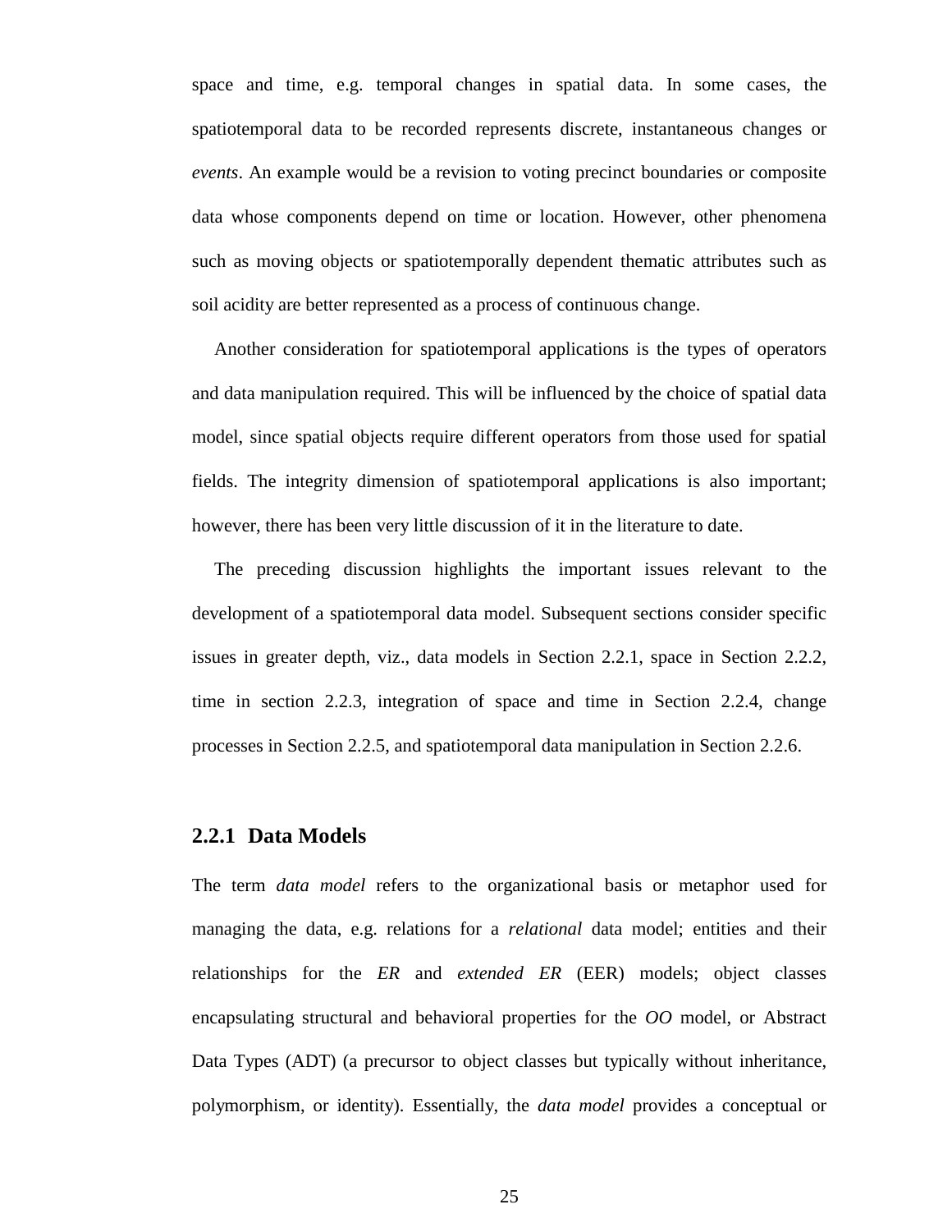space and time, e.g. temporal changes in spatial data. In some cases, the spatiotemporal data to be recorded represents discrete, instantaneous changes or *events*. An example would be a revision to voting precinct boundaries or composite data whose components depend on time or location. However, other phenomena such as moving objects or spatiotemporally dependent thematic attributes such as soil acidity are better represented as a process of continuous change.

Another consideration for spatiotemporal applications is the types of operators and data manipulation required. This will be influenced by the choice of spatial data model, since spatial objects require different operators from those used for spatial fields. The integrity dimension of spatiotemporal applications is also important; however, there has been very little discussion of it in the literature to date.

The preceding discussion highlights the important issues relevant to the development of a spatiotemporal data model. Subsequent sections consider specific issues in greater depth, viz., data models in Section 2.2.1, space in Section 2.2.2, time in section 2.2.3, integration of space and time in Section 2.2.4, change processes in Section 2.2.5, and spatiotemporal data manipulation in Section 2.2.6.

### 2.2.1 Data Models

The term *data model* refers to the organizational basis or metaphor used for managing the data, e.g. relations for a *relational* data model; entities and their relationships for the *ER* and *extended ER* (EER) models; object classes encapsulating structural and behavioral properties for the *OO* model, or Abstract Data Types (ADT) (a precursor to object classes but typically without inheritance, polymorphism, or identity). Essentially, the *data model* provides a conceptual or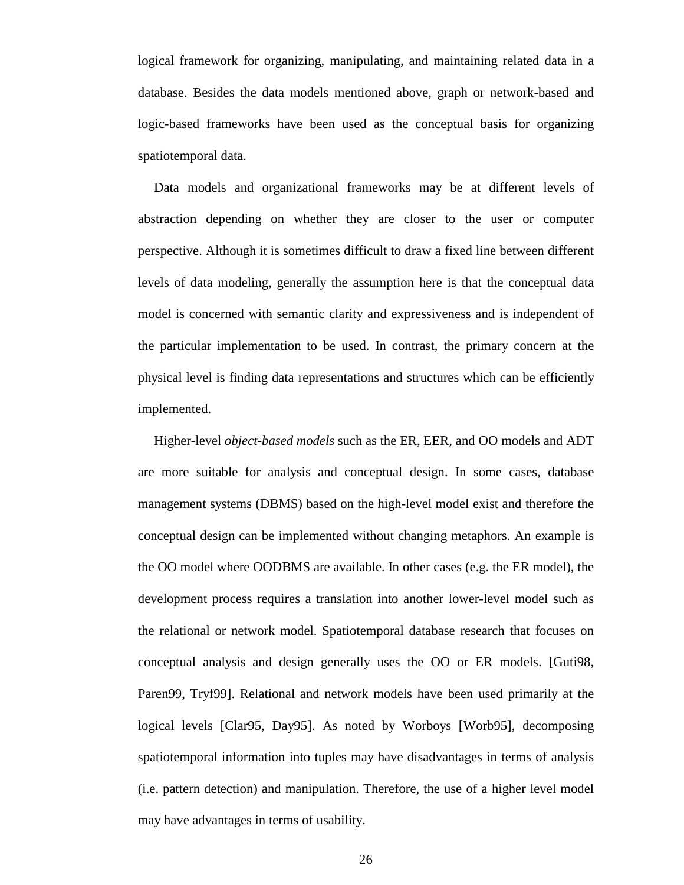logical framework for organizing, manipulating, and maintaining related data in a database. Besides the data models mentioned above, graph or network-based and logic-based frameworks have been used as the conceptual basis for organizing spatiotemporal data.

Data models and organizational frameworks may be at different levels of abstraction depending on whether they are closer to the user or computer perspective. Although it is sometimes difficult to draw a fixed line between different levels of data modeling, generally the assumption here is that the conceptual data model is concerned with semantic clarity and expressiveness and is independent of the particular implementation to be used. In contrast, the primary concern at the physical level is finding data representations and structures which can be efficiently implemented.

Higher-level *object-based models* such as the ER, EER, and OO models and ADT are more suitable for analysis and conceptual design. In some cases, database management systems (DBMS) based on the high-level model exist and therefore the conceptual design can be implemented without changing metaphors. An example is the OO model where OODBMS are available. In other cases (e.g. the ER model), the development process requires a translation into another lower-level model such as the relational or network model. Spatiotemporal database research that focuses on conceptual analysis and design generally uses the OO or ER models. [Guti98, Paren99, Tryf99]. Relational and network models have been used primarily at the logical levels [Clar95, Day95]. As noted by Worboys [Worb95], decomposing spatiotemporal information into tuples may have disadvantages in terms of analysis (i.e. pattern detection) and manipulation. Therefore, the use of a higher level model may have advantages in terms of usability.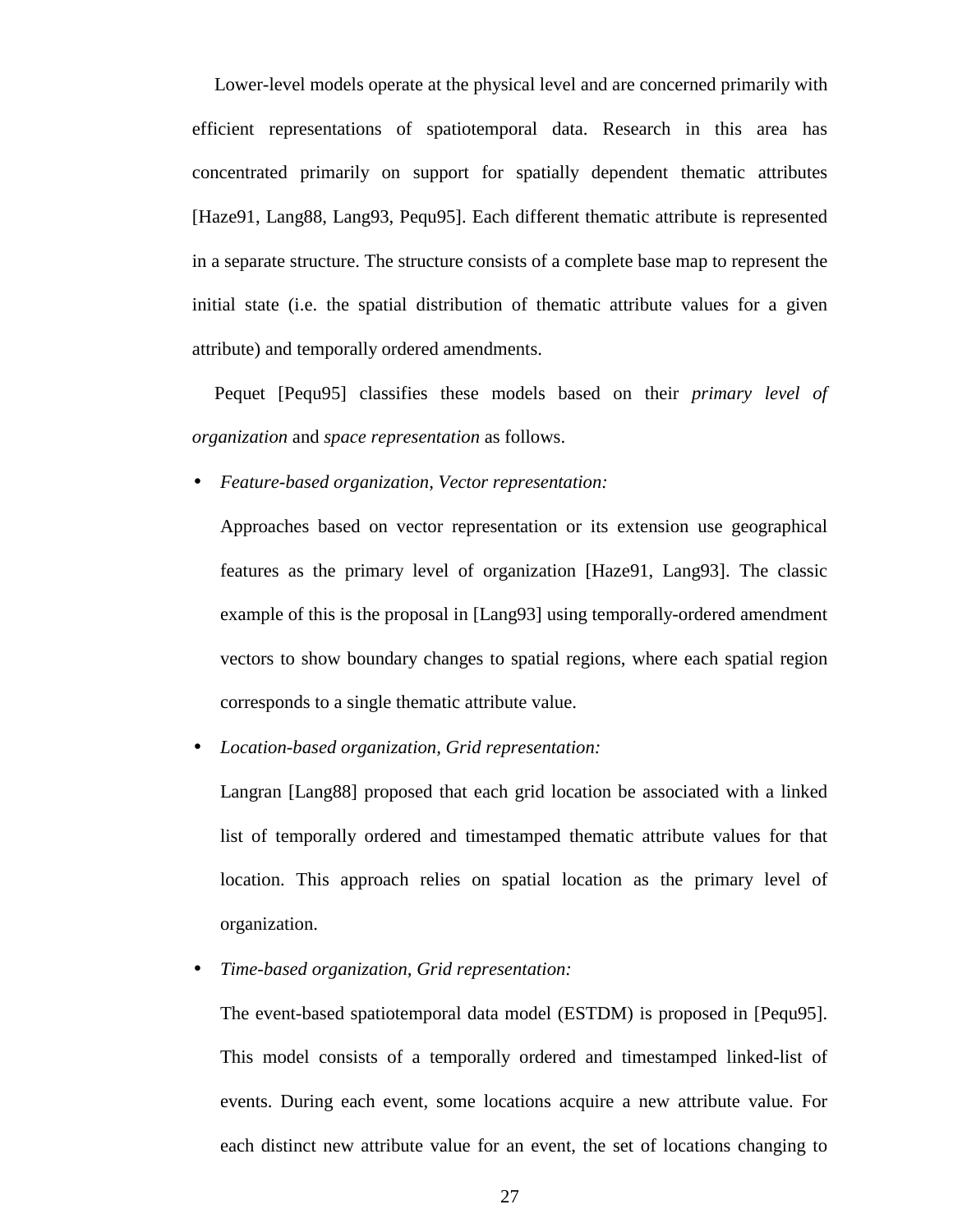Lower-level models operate at the physical level and are concerned primarily with efficient representations of spatiotemporal data. Research in this area has concentrated primarily on support for spatially dependent thematic attributes [Haze91, Lang88, Lang93, Pequ95]. Each different thematic attribute is represented in a separate structure. The structure consists of a complete base map to represent the initial state (i.e. the spatial distribution of thematic attribute values for a given attribute) and temporally ordered amendments.

Pequet [Pequ95] classifies these models based on their *primary level of organization* and *space representation* as follows.

- *Feature-based organization, Vector representation:*

  Approaches based on vector representation or its extension use geographical features as the primary level of organization [Haze91, Lang93]. The classic example of this is the proposal in [Lang93] using temporally-ordered amendment vectors to show boundary changes to spatial regions, where each spatial region corresponds to a single thematic attribute value.

- *Location-based organization, Grid representation:*

  Langran [Lang88] proposed that each grid location be associated with a linked list of temporally ordered and timestamped thematic attribute values for that location. This approach relies on spatial location as the primary level of organization.

- *Time-based organization, Grid representation:*

  The event-based spatiotemporal data model (ESTDM) is proposed in [Pequ95]. This model consists of a temporally ordered and timestamped linked-list of events. During each event, some locations acquire a new attribute value. For each distinct new attribute value for an event, the set of locations changing to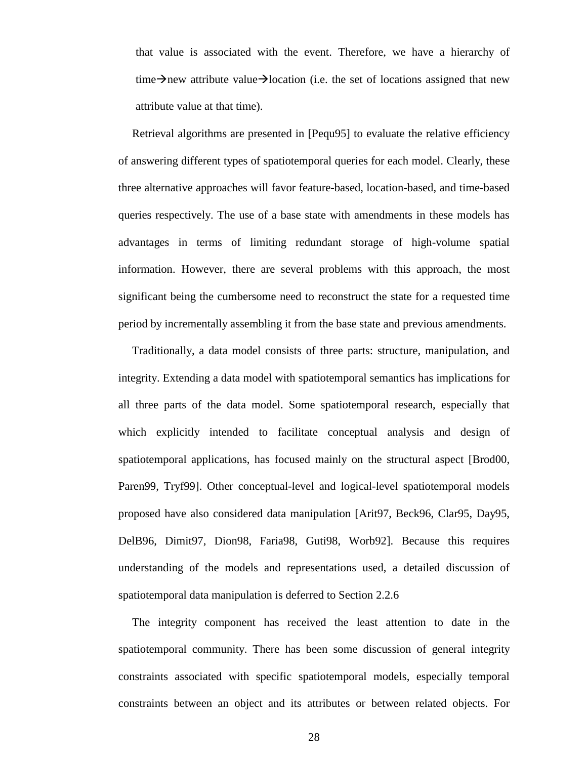that value is associated with the event. Therefore, we have a hierarchy of time→new attribute value→location (i.e. the set of locations assigned that new attribute value at that time).

Retrieval algorithms are presented in [Pequ95] to evaluate the relative efficiency of answering different types of spatiotemporal queries for each model. Clearly, these three alternative approaches will favor feature-based, location-based, and time-based queries respectively. The use of a base state with amendments in these models has advantages in terms of limiting redundant storage of high-volume spatial information. However, there are several problems with this approach, the most significant being the cumbersome need to reconstruct the state for a requested time period by incrementally assembling it from the base state and previous amendments.

Traditionally, a data model consists of three parts: structure, manipulation, and integrity. Extending a data model with spatiotemporal semantics has implications for all three parts of the data model. Some spatiotemporal research, especially that which explicitly intended to facilitate conceptual analysis and design of spatiotemporal applications, has focused mainly on the structural aspect [Brod00, Paren99, Tryf99]. Other conceptual-level and logical-level spatiotemporal models proposed have also considered data manipulation [Arit97, Beck96, Clar95, Day95, DelB96, Dimit97, Dion98, Faria98, Guti98, Worb92]. Because this requires understanding of the models and representations used, a detailed discussion of spatiotemporal data manipulation is deferred to Section 2.2.6

The integrity component has received the least attention to date in the spatiotemporal community. There has been some discussion of general integrity constraints associated with specific spatiotemporal models, especially temporal constraints between an object and its attributes or between related objects. For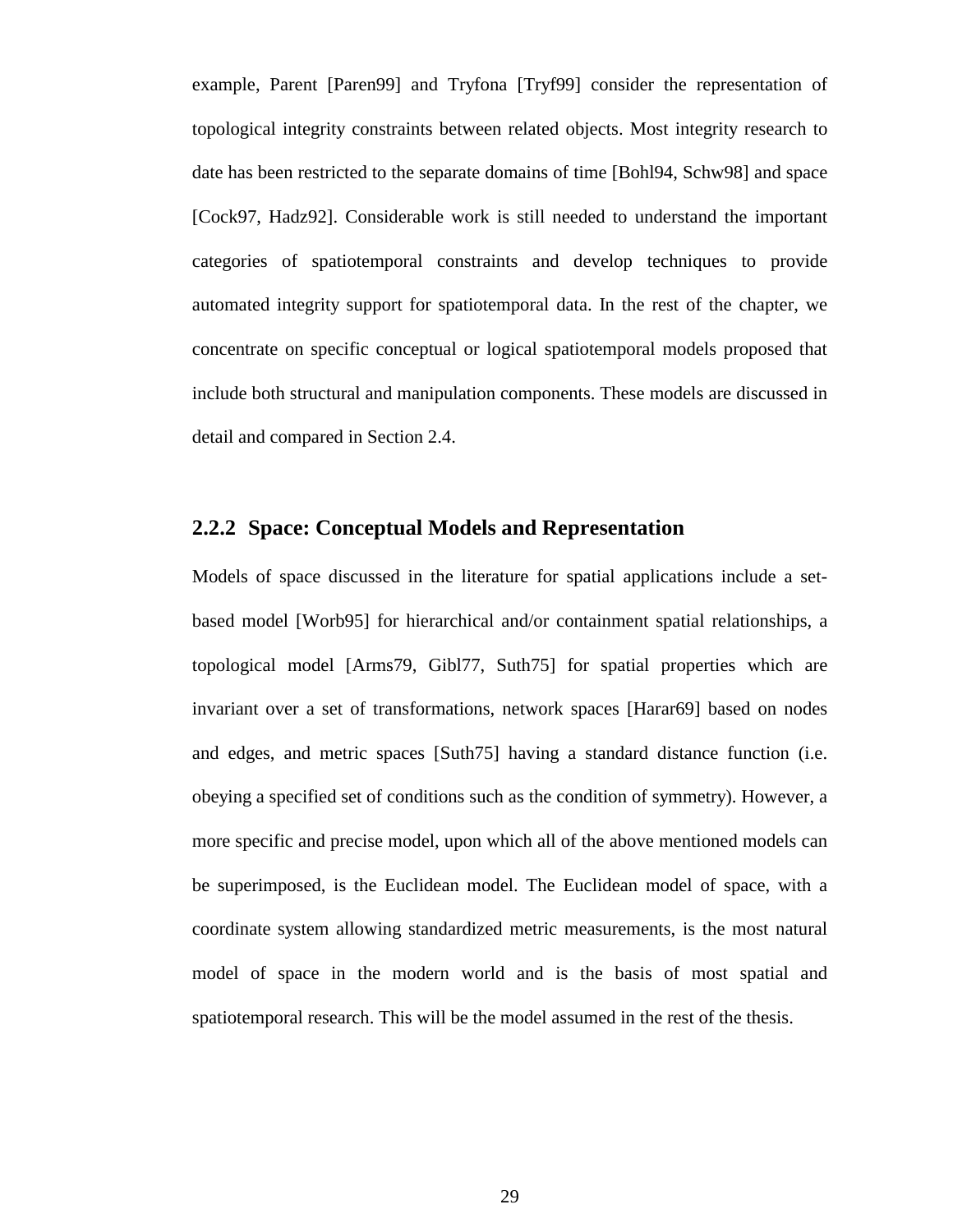example, Parent [Paren99] and Tryfona [Tryf99] consider the representation of topological integrity constraints between related objects. Most integrity research to date has been restricted to the separate domains of time [Bohl94, Schw98] and space [Cock97, Hadz92]. Considerable work is still needed to understand the important categories of spatiotemporal constraints and develop techniques to provide automated integrity support for spatiotemporal data. In the rest of the chapter, we concentrate on specific conceptual or logical spatiotemporal models proposed that include both structural and manipulation components. These models are discussed in detail and compared in Section 2.4.

### 2.2.2 Space: Conceptual Models and Representation

Models of space discussed in the literature for spatial applications include a set-based model [Worb95] for hierarchical and/or containment spatial relationships, a topological model [Arms79, Gibl77, Suth75] for spatial properties which are invariant over a set of transformations, network spaces [Harar69] based on nodes and edges, and metric spaces [Suth75] having a standard distance function (i.e. obeying a specified set of conditions such as the condition of symmetry). However, a more specific and precise model, upon which all of the above mentioned models can be superimposed, is the Euclidean model. The Euclidean model of space, with a coordinate system allowing standardized metric measurements, is the most natural model of space in the modern world and is the basis of most spatial and spatiotemporal research. This will be the model assumed in the rest of the thesis.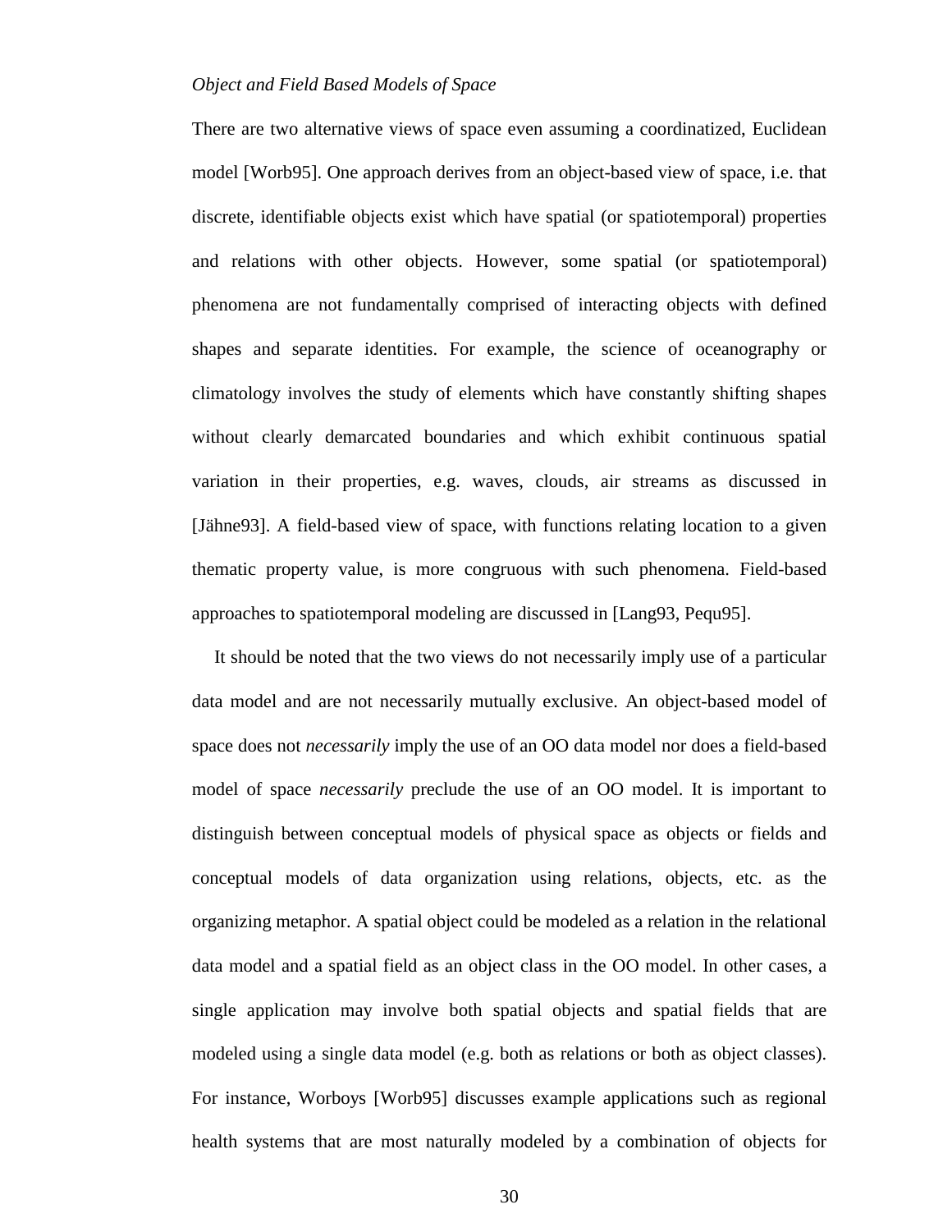*Object and Field Based Models of Space*

There are two alternative views of space even assuming a coordinatized, Euclidean model [Worb95]. One approach derives from an object-based view of space, i.e. that discrete, identifiable objects exist which have spatial (or spatiotemporal) properties and relations with other objects. However, some spatial (or spatiotemporal) phenomena are not fundamentally comprised of interacting objects with defined shapes and separate identities. For example, the science of oceanography or climatology involves the study of elements which have constantly shifting shapes without clearly demarcated boundaries and which exhibit continuous spatial variation in their properties, e.g. waves, clouds, air streams as discussed in [Jähne93]. A field-based view of space, with functions relating location to a given thematic property value, is more congruous with such phenomena. Field-based approaches to spatiotemporal modeling are discussed in [Lang93, Pequ95].

It should be noted that the two views do not necessarily imply use of a particular data model and are not necessarily mutually exclusive. An object-based model of space does not *necessarily* imply the use of an OO data model nor does a field-based model of space *necessarily* preclude the use of an OO model. It is important to distinguish between conceptual models of physical space as objects or fields and conceptual models of data organization using relations, objects, etc. as the organizing metaphor. A spatial object could be modeled as a relation in the relational data model and a spatial field as an object class in the OO model. In other cases, a single application may involve both spatial objects and spatial fields that are modeled using a single data model (e.g. both as relations or both as object classes). For instance, Worboys [Worb95] discusses example applications such as regional health systems that are most naturally modeled by a combination of objects for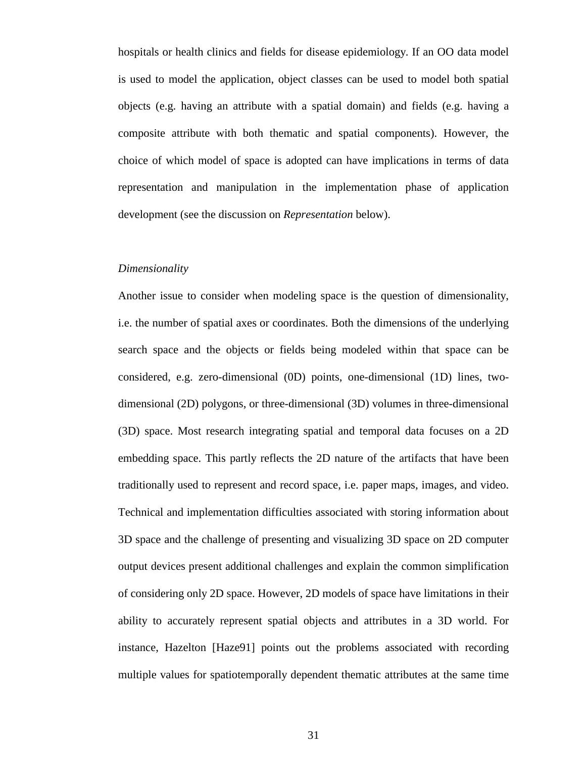hospitals or health clinics and fields for disease epidemiology. If an OO data model is used to model the application, object classes can be used to model both spatial objects (e.g. having an attribute with a spatial domain) and fields (e.g. having a composite attribute with both thematic and spatial components). However, the choice of which model of space is adopted can have implications in terms of data representation and manipulation in the implementation phase of application development (see the discussion on *Representation* below).

*Dimensionality*

Another issue to consider when modeling space is the question of dimensionality, i.e. the number of spatial axes or coordinates. Both the dimensions of the underlying search space and the objects or fields being modeled within that space can be considered, e.g. zero-dimensional (0D) points, one-dimensional (1D) lines, two-dimensional (2D) polygons, or three-dimensional (3D) volumes in three-dimensional (3D) space. Most research integrating spatial and temporal data focuses on a 2D embedding space. This partly reflects the 2D nature of the artifacts that have been traditionally used to represent and record space, i.e. paper maps, images, and video. Technical and implementation difficulties associated with storing information about 3D space and the challenge of presenting and visualizing 3D space on 2D computer output devices present additional challenges and explain the common simplification of considering only 2D space. However, 2D models of space have limitations in their ability to accurately represent spatial objects and attributes in a 3D world. For instance, Hazelton [Haze91] points out the problems associated with recording multiple values for spatiotemporally dependent thematic attributes at the same time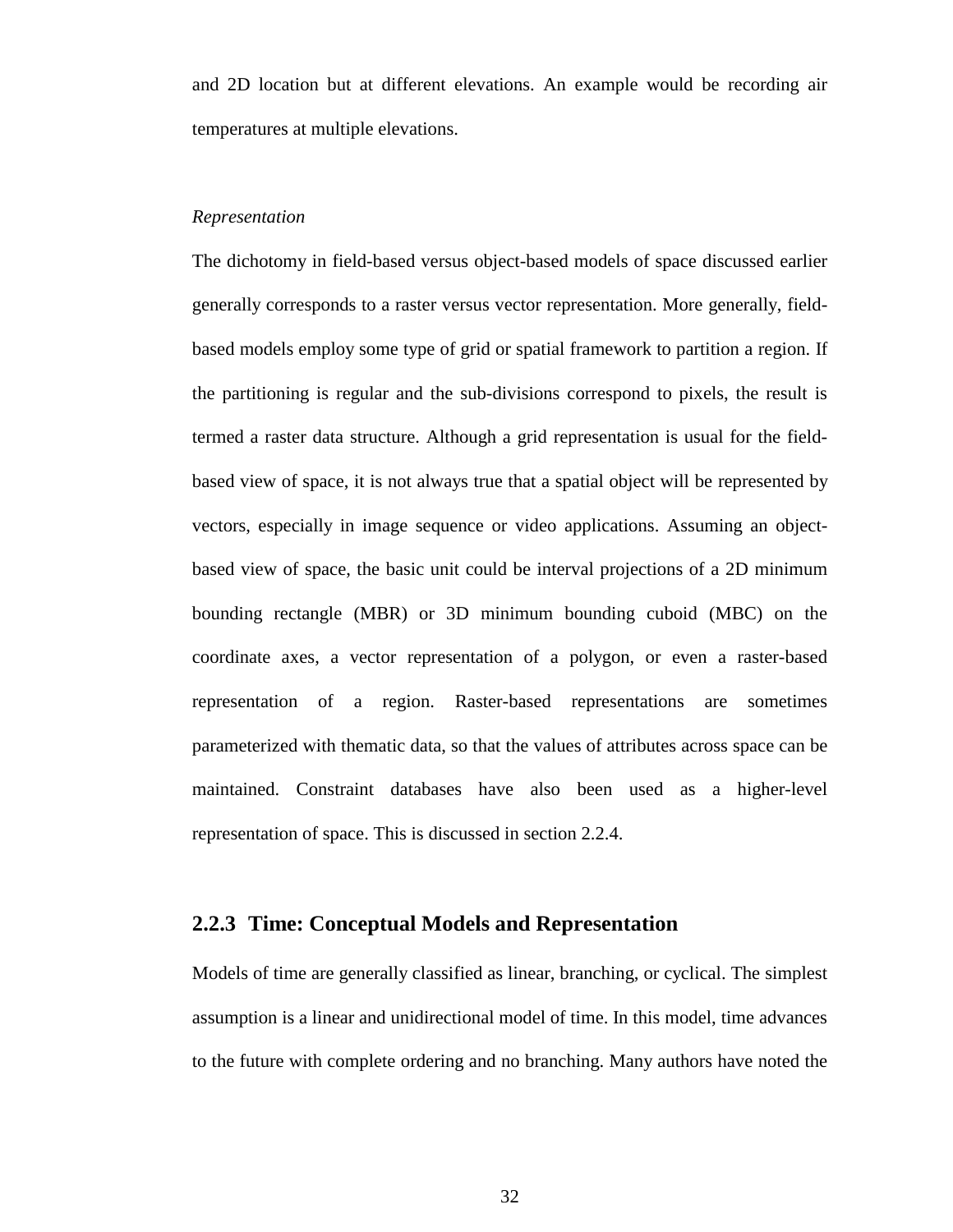and 2D location but at different elevations. An example would be recording air temperatures at multiple elevations.

*Representation*

The dichotomy in field-based versus object-based models of space discussed earlier generally corresponds to a raster versus vector representation. More generally, field-based models employ some type of grid or spatial framework to partition a region. If the partitioning is regular and the sub-divisions correspond to pixels, the result is termed a raster data structure. Although a grid representation is usual for the field-based view of space, it is not always true that a spatial object will be represented by vectors, especially in image sequence or video applications. Assuming an object-based view of space, the basic unit could be interval projections of a 2D minimum bounding rectangle (MBR) or 3D minimum bounding cuboid (MBC) on the coordinate axes, a vector representation of a polygon, or even a raster-based representation of a region. Raster-based representations are sometimes parameterized with thematic data, so that the values of attributes across space can be maintained. Constraint databases have also been used as a higher-level representation of space. This is discussed in section 2.2.4.

### 2.2.3 Time: Conceptual Models and Representation

Models of time are generally classified as linear, branching, or cyclical. The simplest assumption is a linear and unidirectional model of time. In this model, time advances to the future with complete ordering and no branching. Many authors have noted the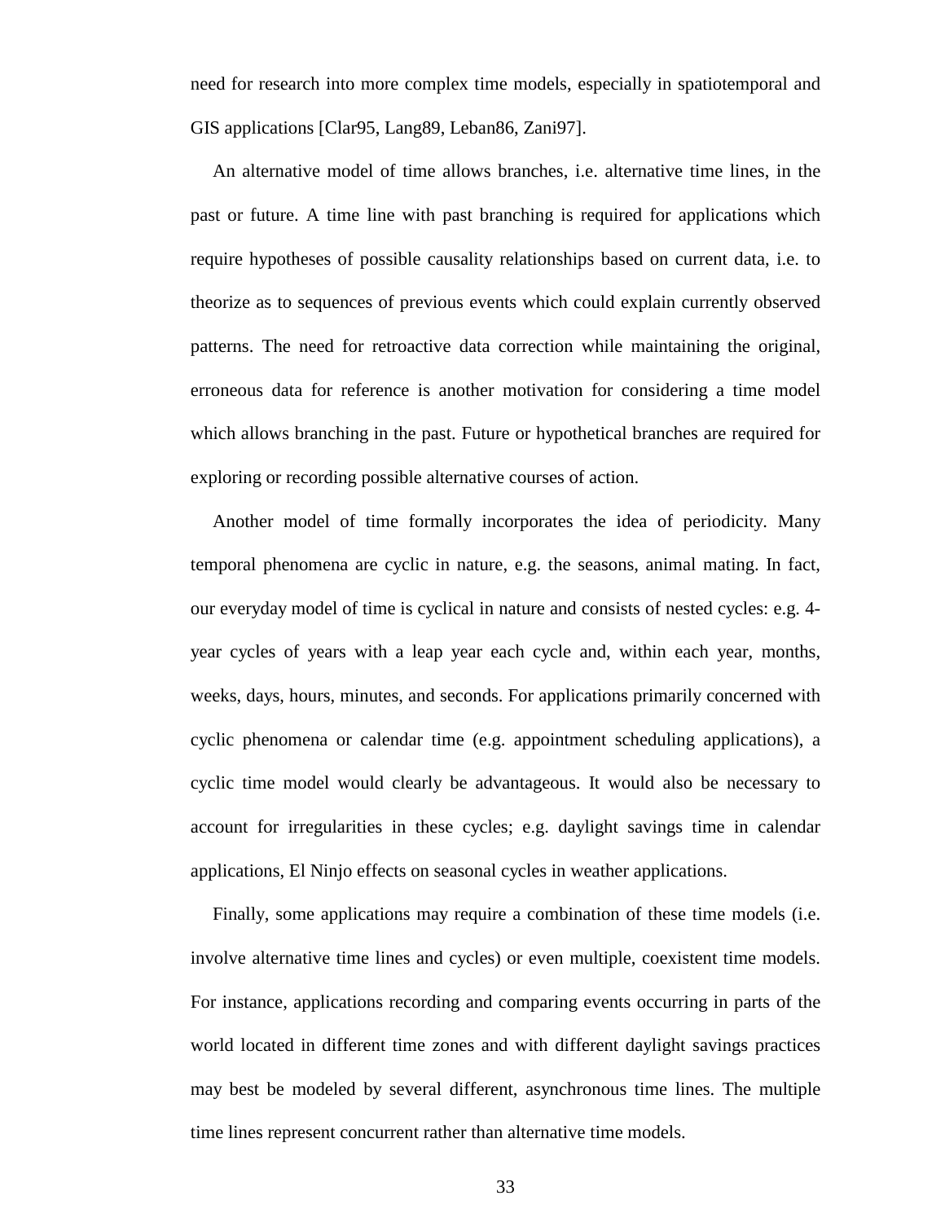need for research into more complex time models, especially in spatiotemporal and GIS applications [Clar95, Lang89, Leban86, Zani97].

An alternative model of time allows branches, i.e. alternative time lines, in the past or future. A time line with past branching is required for applications which require hypotheses of possible causality relationships based on current data, i.e. to theorize as to sequences of previous events which could explain currently observed patterns. The need for retroactive data correction while maintaining the original, erroneous data for reference is another motivation for considering a time model which allows branching in the past. Future or hypothetical branches are required for exploring or recording possible alternative courses of action.

Another model of time formally incorporates the idea of periodicity. Many temporal phenomena are cyclic in nature, e.g. the seasons, animal mating. In fact, our everyday model of time is cyclical in nature and consists of nested cycles: e.g. 4-year cycles of years with a leap year each cycle and, within each year, months, weeks, days, hours, minutes, and seconds. For applications primarily concerned with cyclic phenomena or calendar time (e.g. appointment scheduling applications), a cyclic time model would clearly be advantageous. It would also be necessary to account for irregularities in these cycles; e.g. daylight savings time in calendar applications, El Ninjo effects on seasonal cycles in weather applications.

Finally, some applications may require a combination of these time models (i.e. involve alternative time lines and cycles) or even multiple, coexistent time models. For instance, applications recording and comparing events occurring in parts of the world located in different time zones and with different daylight savings practices may best be modeled by several different, asynchronous time lines. The multiple time lines represent concurrent rather than alternative time models.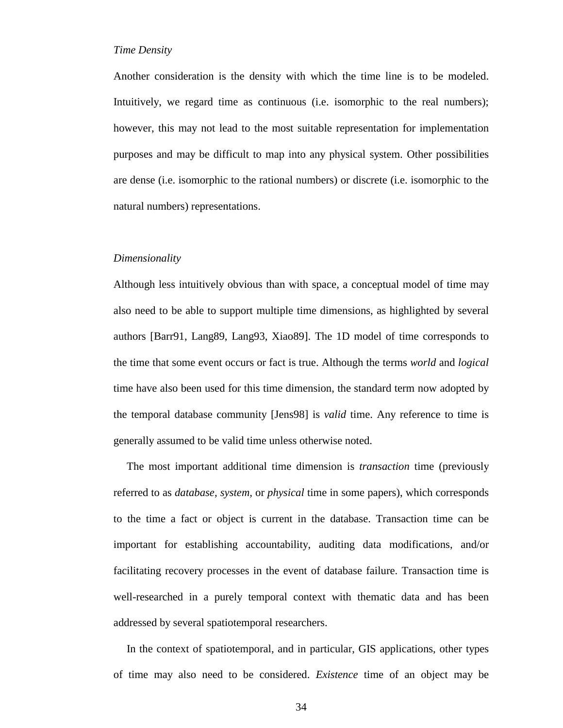*Time Density*

Another consideration is the density with which the time line is to be modeled. Intuitively, we regard time as continuous (i.e. isomorphic to the real numbers); however, this may not lead to the most suitable representation for implementation purposes and may be difficult to map into any physical system. Other possibilities are dense (i.e. isomorphic to the rational numbers) or discrete (i.e. isomorphic to the natural numbers) representations.

*Dimensionality*

Although less intuitively obvious than with space, a conceptual model of time may also need to be able to support multiple time dimensions, as highlighted by several authors [Barr91, Lang89, Lang93, Xiao89]. The 1D model of time corresponds to the time that some event occurs or fact is true. Although the terms *world* and *logical* time have also been used for this time dimension, the standard term now adopted by the temporal database community [Jens98] is *valid* time. Any reference to time is generally assumed to be valid time unless otherwise noted.

The most important additional time dimension is *transaction* time (previously referred to as *database, system,* or *physical* time in some papers), which corresponds to the time a fact or object is current in the database. Transaction time can be important for establishing accountability, auditing data modifications, and/or facilitating recovery processes in the event of database failure. Transaction time is well-researched in a purely temporal context with thematic data and has been addressed by several spatiotemporal researchers.

In the context of spatiotemporal, and in particular, GIS applications, other types of time may also need to be considered. *Existence* time of an object may be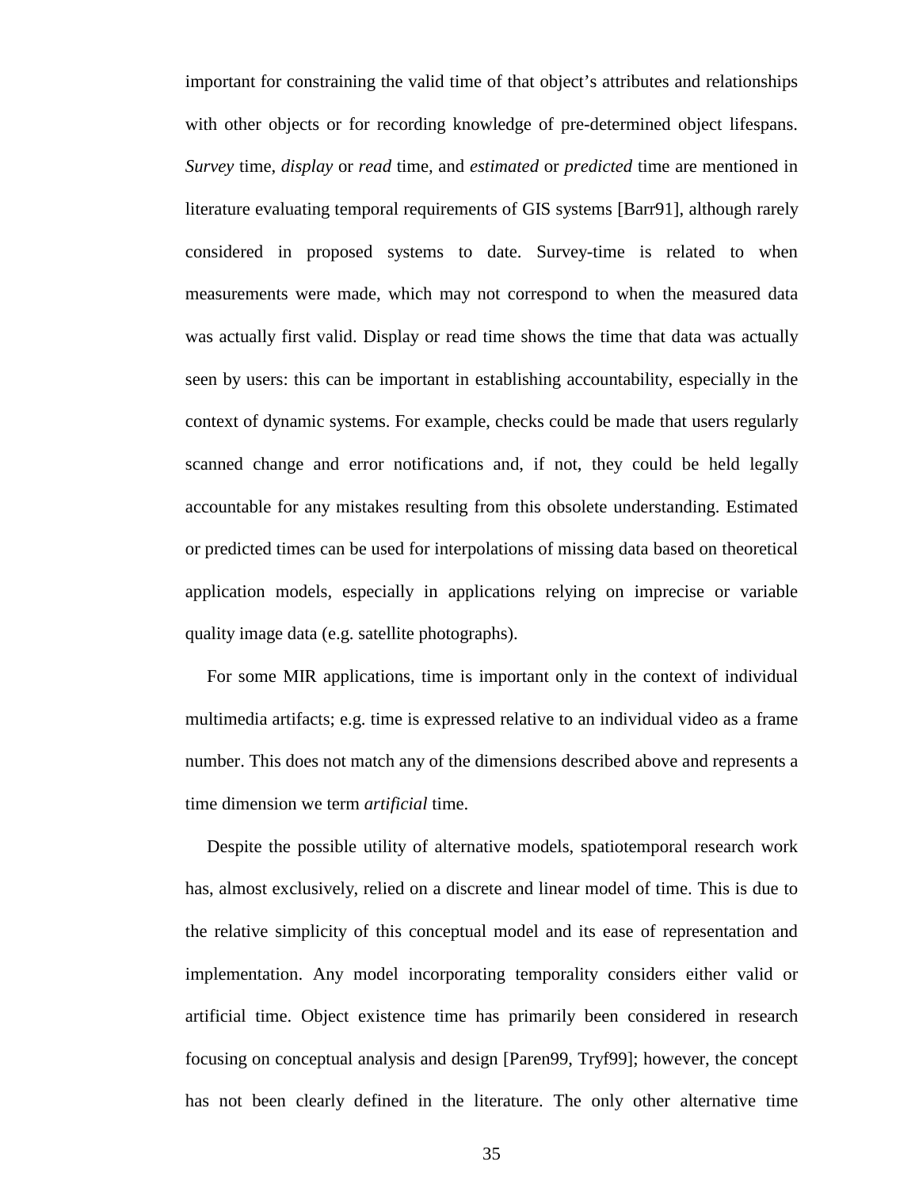important for constraining the valid time of that object's attributes and relationships with other objects or for recording knowledge of pre-determined object lifespans. *Survey* time, *display* or *read* time, and *estimated* or *predicted* time are mentioned in literature evaluating temporal requirements of GIS systems [Barr91], although rarely considered in proposed systems to date. Survey-time is related to when measurements were made, which may not correspond to when the measured data was actually first valid. Display or read time shows the time that data was actually seen by users: this can be important in establishing accountability, especially in the context of dynamic systems. For example, checks could be made that users regularly scanned change and error notifications and, if not, they could be held legally accountable for any mistakes resulting from this obsolete understanding. Estimated or predicted times can be used for interpolations of missing data based on theoretical application models, especially in applications relying on imprecise or variable quality image data (e.g. satellite photographs).

For some MIR applications, time is important only in the context of individual multimedia artifacts; e.g. time is expressed relative to an individual video as a frame number. This does not match any of the dimensions described above and represents a time dimension we term *artificial* time.

Despite the possible utility of alternative models, spatiotemporal research work has, almost exclusively, relied on a discrete and linear model of time. This is due to the relative simplicity of this conceptual model and its ease of representation and implementation. Any model incorporating temporality considers either valid or artificial time. Object existence time has primarily been considered in research focusing on conceptual analysis and design [Paren99, Tryf99]; however, the concept has not been clearly defined in the literature. The only other alternative time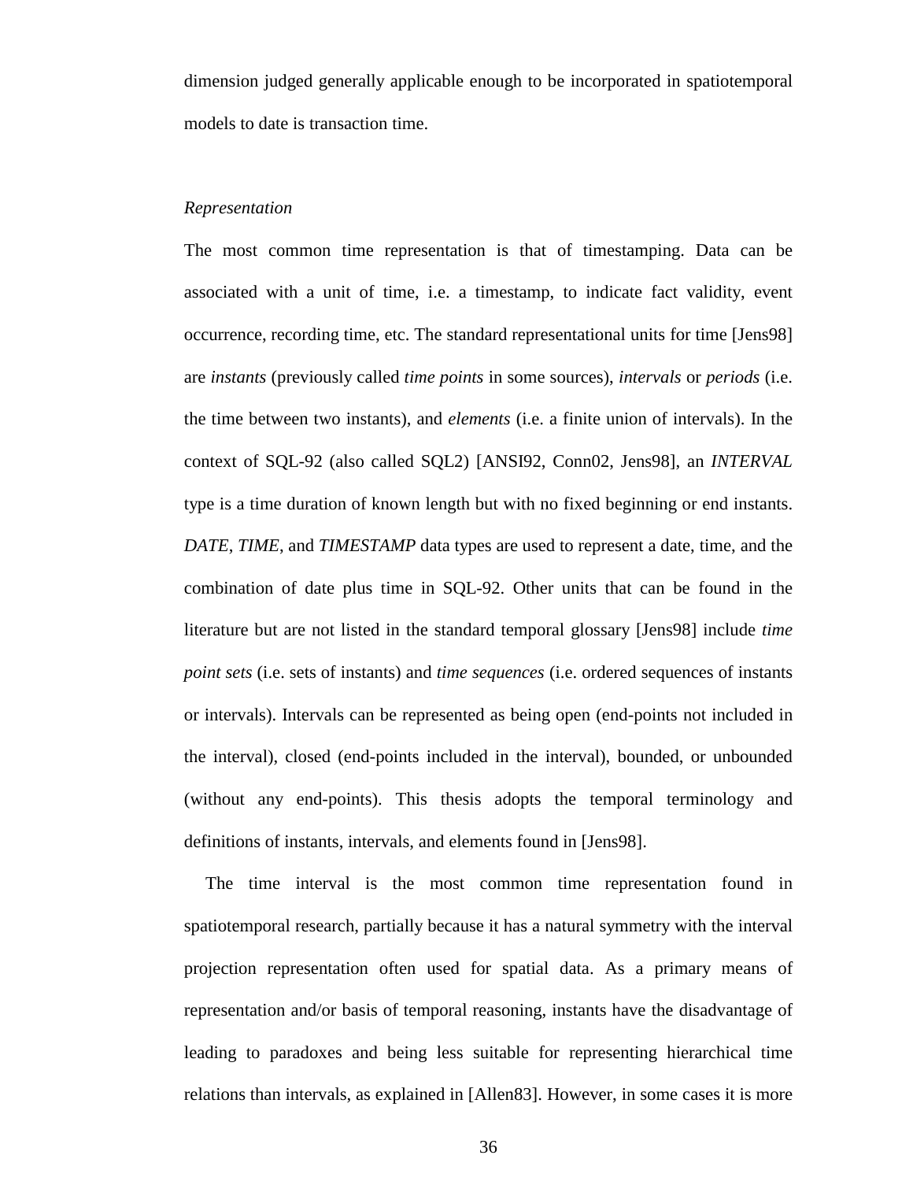dimension judged generally applicable enough to be incorporated in spatiotemporal models to date is transaction time.

*Representation*

The most common time representation is that of timestamping. Data can be associated with a unit of time, i.e. a timestamp, to indicate fact validity, event occurrence, recording time, etc. The standard representational units for time [Jens98] are *instants* (previously called *time points* in some sources), *intervals* or *periods* (i.e. the time between two instants), and *elements* (i.e. a finite union of intervals). In the context of SQL-92 (also called SQL2) [ANSI92, Conn02, Jens98], an *INTERVAL* type is a time duration of known length but with no fixed beginning or end instants. *DATE*, *TIME*, and *TIMESTAMP* data types are used to represent a date, time, and the combination of date plus time in SQL-92. Other units that can be found in the literature but are not listed in the standard temporal glossary [Jens98] include *time point sets* (i.e. sets of instants) and *time sequences* (i.e. ordered sequences of instants or intervals). Intervals can be represented as being open (end-points not included in the interval), closed (end-points included in the interval), bounded, or unbounded (without any end-points). This thesis adopts the temporal terminology and definitions of instants, intervals, and elements found in [Jens98].

The time interval is the most common time representation found in spatiotemporal research, partially because it has a natural symmetry with the interval projection representation often used for spatial data. As a primary means of representation and/or basis of temporal reasoning, instants have the disadvantage of leading to paradoxes and being less suitable for representing hierarchical time relations than intervals, as explained in [Allen83]. However, in some cases it is more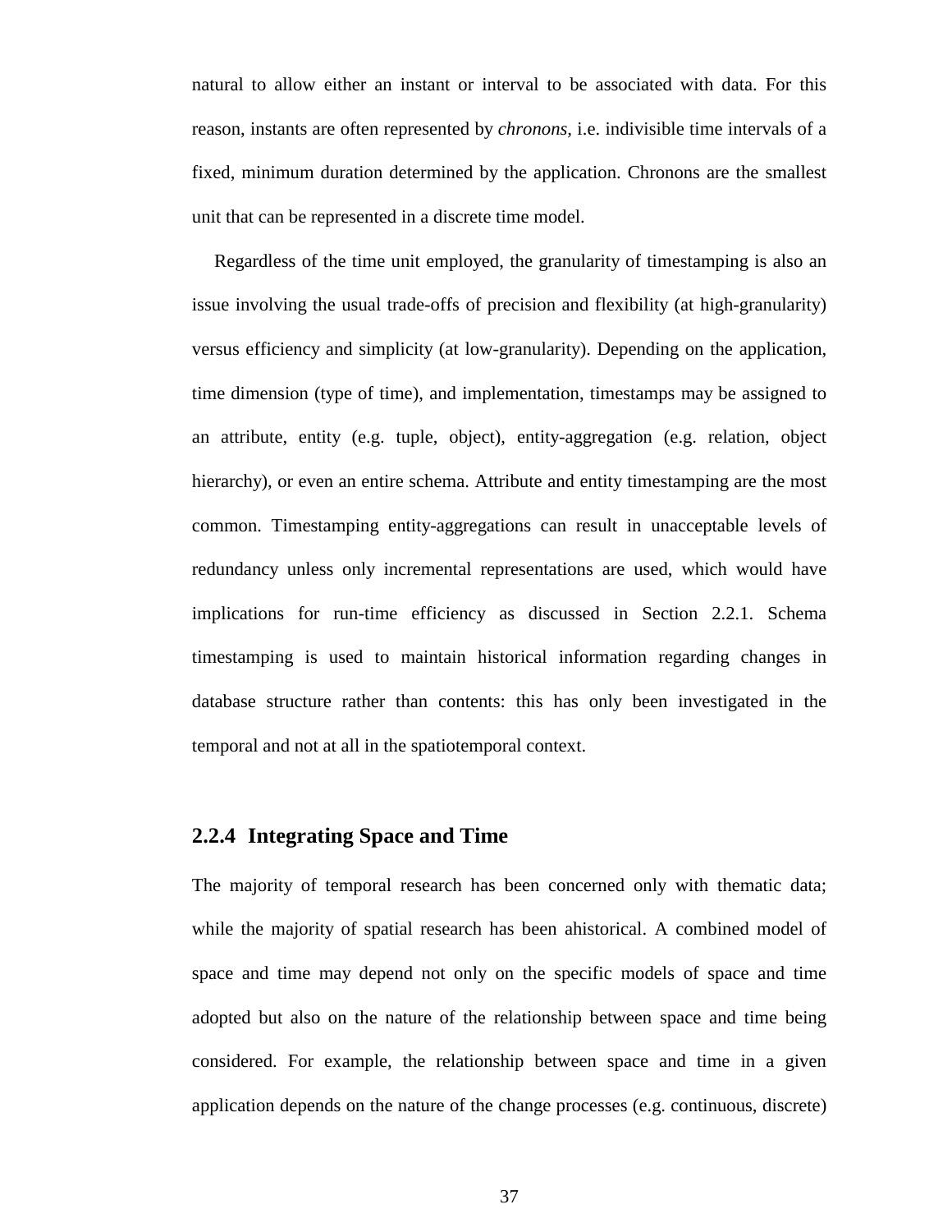natural to allow either an instant or interval to be associated with data. For this reason, instants are often represented by *chronons*, i.e. indivisible time intervals of a fixed, minimum duration determined by the application. Chronons are the smallest unit that can be represented in a discrete time model.

Regardless of the time unit employed, the granularity of timestamping is also an issue involving the usual trade-offs of precision and flexibility (at high-granularity) versus efficiency and simplicity (at low-granularity). Depending on the application, time dimension (type of time), and implementation, timestamps may be assigned to an attribute, entity (e.g. tuple, object), entity-aggregation (e.g. relation, object hierarchy), or even an entire schema. Attribute and entity timestamping are the most common. Timestamping entity-aggregations can result in unacceptable levels of redundancy unless only incremental representations are used, which would have implications for run-time efficiency as discussed in Section 2.2.1. Schema timestamping is used to maintain historical information regarding changes in database structure rather than contents: this has only been investigated in the temporal and not at all in the spatiotemporal context.

### 2.2.4 Integrating Space and Time

The majority of temporal research has been concerned only with thematic data; while the majority of spatial research has been ahistorical. A combined model of space and time may depend not only on the specific models of space and time adopted but also on the nature of the relationship between space and time being considered. For example, the relationship between space and time in a given application depends on the nature of the change processes (e.g. continuous, discrete)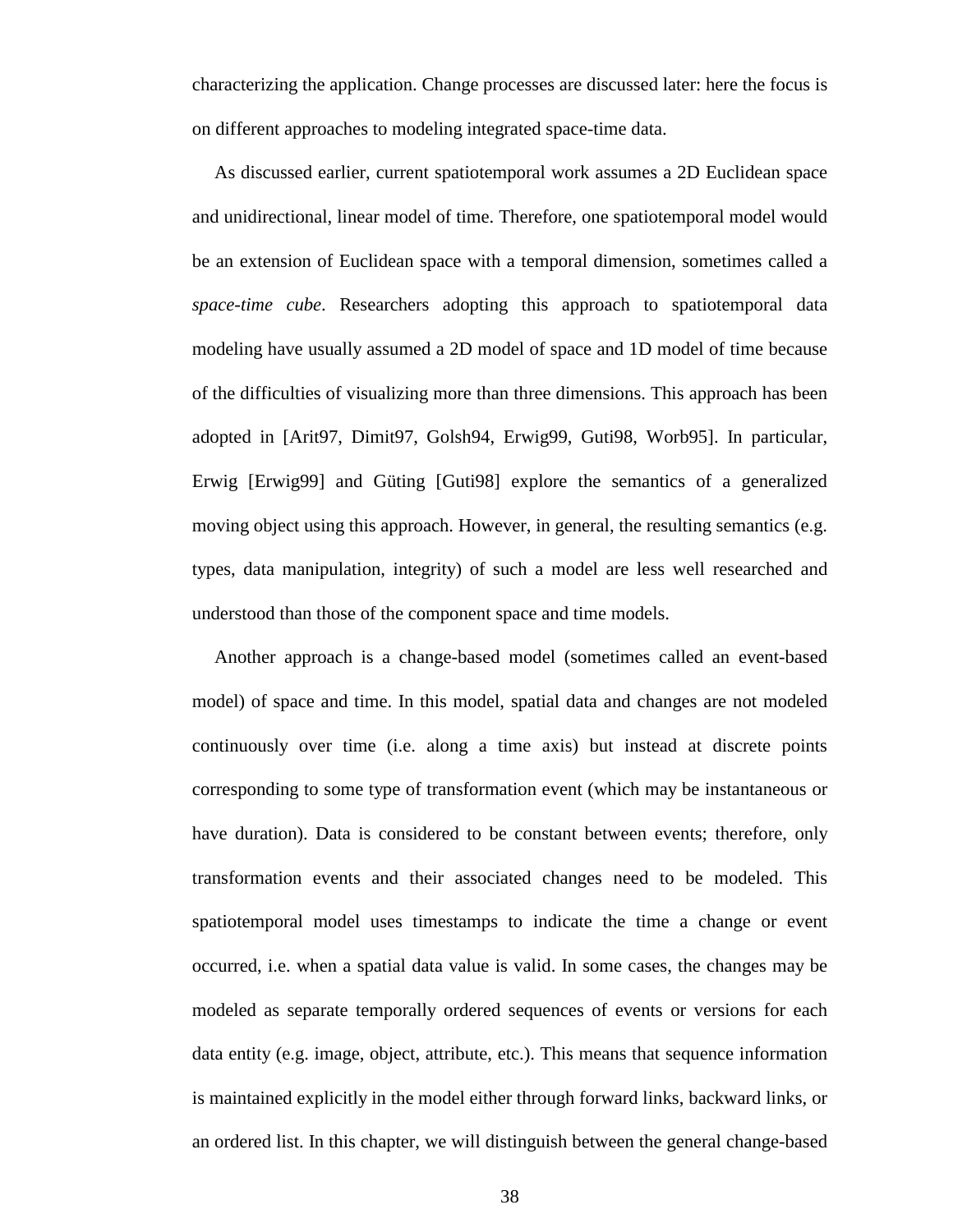characterizing the application. Change processes are discussed later: here the focus is on different approaches to modeling integrated space-time data.

As discussed earlier, current spatiotemporal work assumes a 2D Euclidean space and unidirectional, linear model of time. Therefore, one spatiotemporal model would be an extension of Euclidean space with a temporal dimension, sometimes called a *space-time cube*. Researchers adopting this approach to spatiotemporal data modeling have usually assumed a 2D model of space and 1D model of time because of the difficulties of visualizing more than three dimensions. This approach has been adopted in [Arit97, Dimit97, Golsh94, Erwig99, Guti98, Worb95]. In particular, Erwig [Erwig99] and Güting [Guti98] explore the semantics of a generalized moving object using this approach. However, in general, the resulting semantics (e.g. types, data manipulation, integrity) of such a model are less well researched and understood than those of the component space and time models.

Another approach is a change-based model (sometimes called an event-based model) of space and time. In this model, spatial data and changes are not modeled continuously over time (i.e. along a time axis) but instead at discrete points corresponding to some type of transformation event (which may be instantaneous or have duration). Data is considered to be constant between events; therefore, only transformation events and their associated changes need to be modeled. This spatiotemporal model uses timestamps to indicate the time a change or event occurred, i.e. when a spatial data value is valid. In some cases, the changes may be modeled as separate temporally ordered sequences of events or versions for each data entity (e.g. image, object, attribute, etc.). This means that sequence information is maintained explicitly in the model either through forward links, backward links, or an ordered list. In this chapter, we will distinguish between the general change-based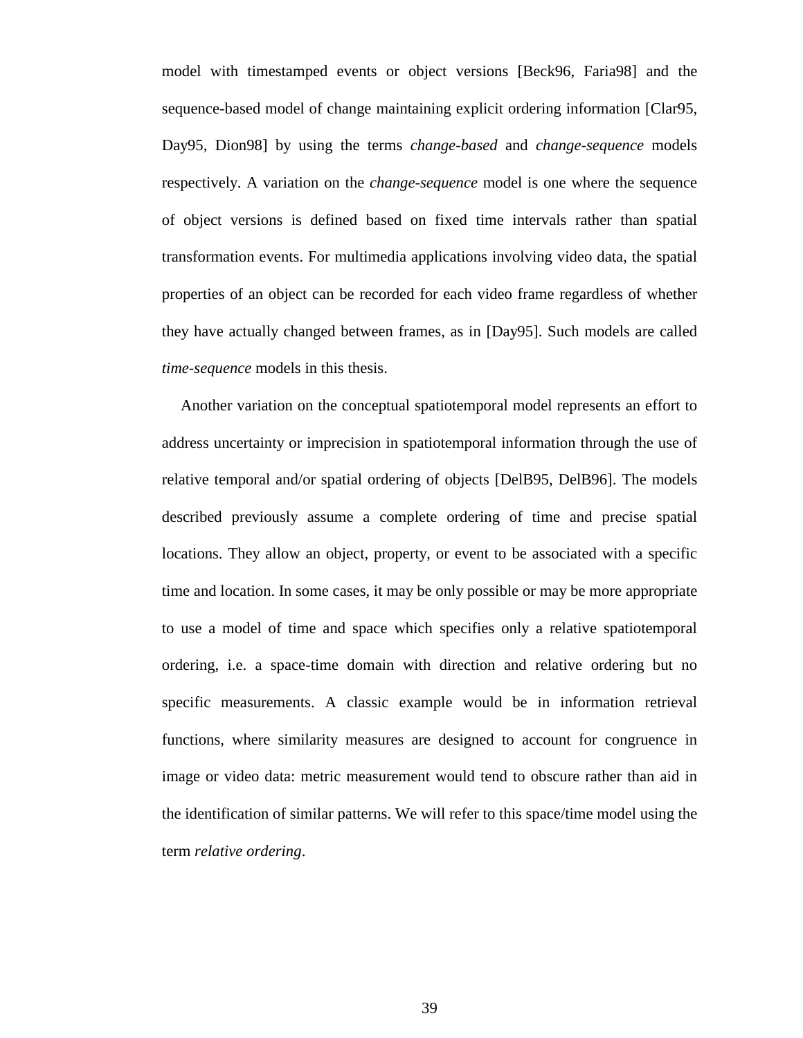model with timestamped events or object versions [Beck96, Faria98] and the sequence-based model of change maintaining explicit ordering information [Clar95, Day95, Dion98] by using the terms *change-based* and *change-sequence* models respectively. A variation on the *change-sequence* model is one where the sequence of object versions is defined based on fixed time intervals rather than spatial transformation events. For multimedia applications involving video data, the spatial properties of an object can be recorded for each video frame regardless of whether they have actually changed between frames, as in [Day95]. Such models are called *time-sequence* models in this thesis.

Another variation on the conceptual spatiotemporal model represents an effort to address uncertainty or imprecision in spatiotemporal information through the use of relative temporal and/or spatial ordering of objects [DelB95, DelB96]. The models described previously assume a complete ordering of time and precise spatial locations. They allow an object, property, or event to be associated with a specific time and location. In some cases, it may be only possible or may be more appropriate to use a model of time and space which specifies only a relative spatiotemporal ordering, i.e. a space-time domain with direction and relative ordering but no specific measurements. A classic example would be in information retrieval functions, where similarity measures are designed to account for congruence in image or video data: metric measurement would tend to obscure rather than aid in the identification of similar patterns. We will refer to this space/time model using the term *relative ordering*.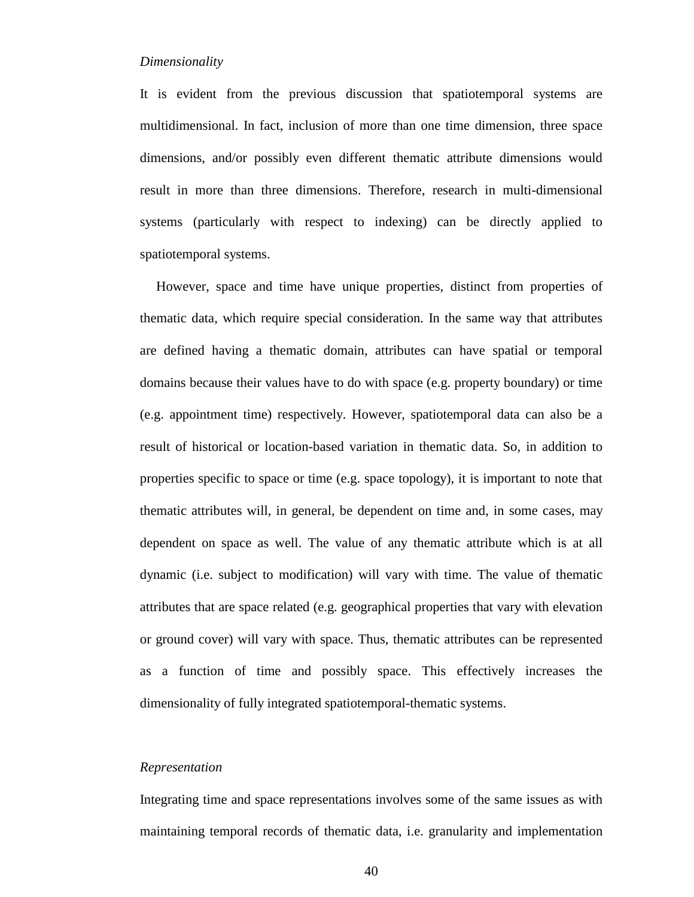*Dimensionality*

It is evident from the previous discussion that spatiotemporal systems are multidimensional. In fact, inclusion of more than one time dimension, three space dimensions, and/or possibly even different thematic attribute dimensions would result in more than three dimensions. Therefore, research in multi-dimensional systems (particularly with respect to indexing) can be directly applied to spatiotemporal systems.

However, space and time have unique properties, distinct from properties of thematic data, which require special consideration. In the same way that attributes are defined having a thematic domain, attributes can have spatial or temporal domains because their values have to do with space (e.g. property boundary) or time (e.g. appointment time) respectively. However, spatiotemporal data can also be a result of historical or location-based variation in thematic data. So, in addition to properties specific to space or time (e.g. space topology), it is important to note that thematic attributes will, in general, be dependent on time and, in some cases, may dependent on space as well. The value of any thematic attribute which is at all dynamic (i.e. subject to modification) will vary with time. The value of thematic attributes that are space related (e.g. geographical properties that vary with elevation or ground cover) will vary with space. Thus, thematic attributes can be represented as a function of time and possibly space. This effectively increases the dimensionality of fully integrated spatiotemporal-thematic systems.

*Representation*

Integrating time and space representations involves some of the same issues as with maintaining temporal records of thematic data, i.e. granularity and implementation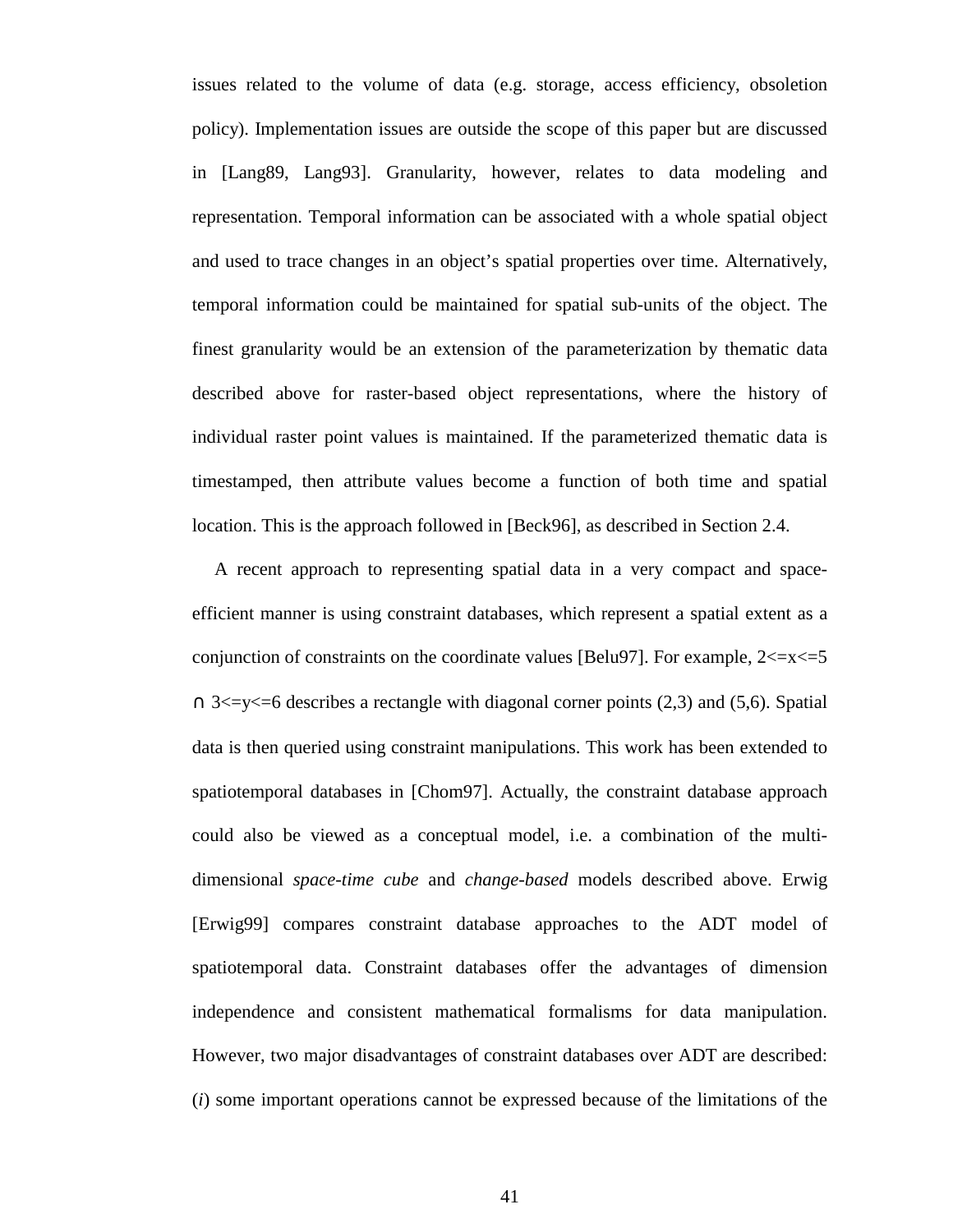issues related to the volume of data (e.g. storage, access efficiency, obsoletion policy). Implementation issues are outside the scope of this paper but are discussed in [Lang89, Lang93]. Granularity, however, relates to data modeling and representation. Temporal information can be associated with a whole spatial object and used to trace changes in an object's spatial properties over time. Alternatively, temporal information could be maintained for spatial sub-units of the object. The finest granularity would be an extension of the parameterization by thematic data described above for raster-based object representations, where the history of individual raster point values is maintained. If the parameterized thematic data is timestamped, then attribute values become a function of both time and spatial location. This is the approach followed in [Beck96], as described in Section 2.4.

A recent approach to representing spatial data in a very compact and space-efficient manner is using constraint databases, which represent a spatial extent as a conjunction of constraints on the coordinate values [Belu97]. For example, $2 <= x <= 5 \cap 3 <= y <= 6$ describes a rectangle with diagonal corner points (2,3) and (5,6). Spatial data is then queried using constraint manipulations. This work has been extended to spatiotemporal databases in [Chom97]. Actually, the constraint database approach could also be viewed as a conceptual model, i.e. a combination of the multi-dimensional *space-time cube* and *change-based* models described above. Erwig [Erwig99] compares constraint database approaches to the ADT model of spatiotemporal data. Constraint databases offer the advantages of dimension independence and consistent mathematical formalisms for data manipulation. However, two major disadvantages of constraint databases over ADT are described: (*i*) some important operations cannot be expressed because of the limitations of the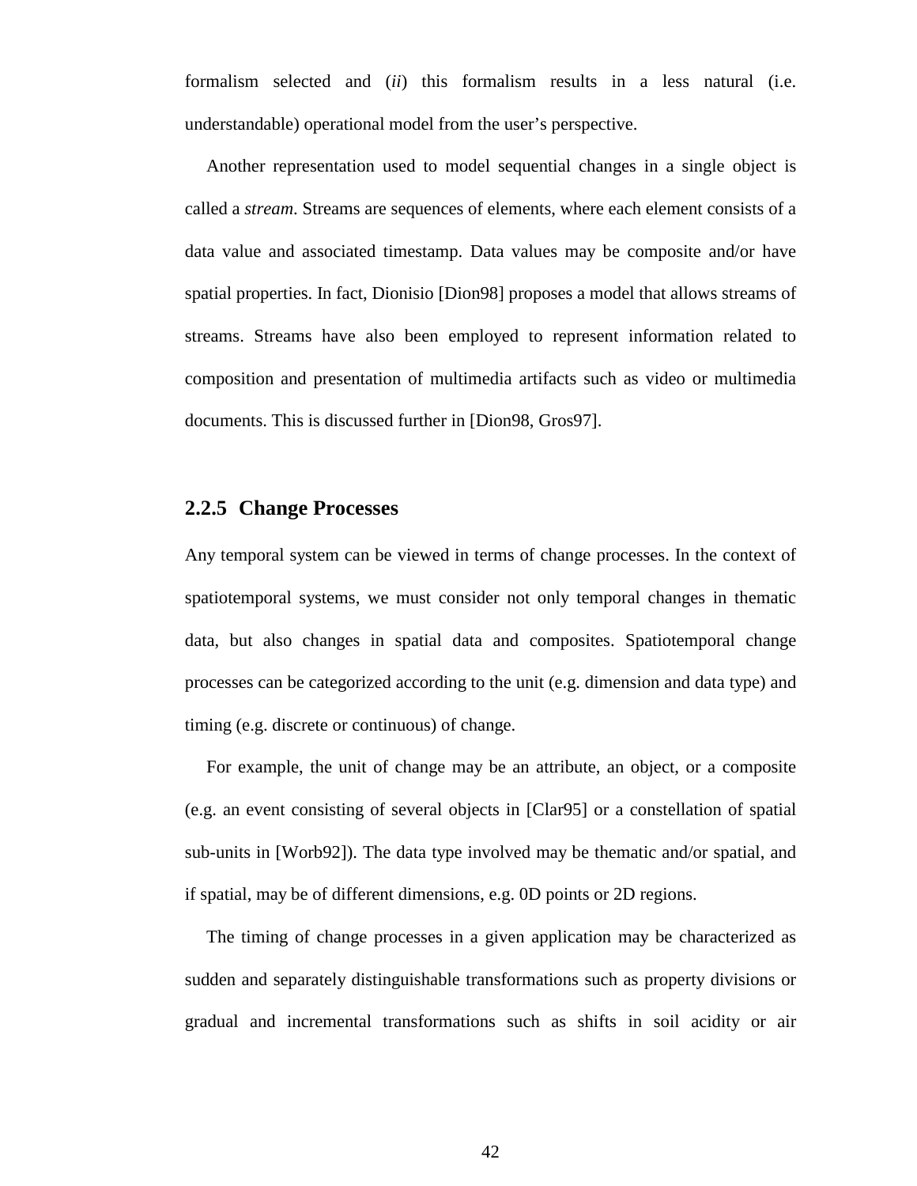formalism selected and (*ii*) this formalism results in a less natural (i.e. understandable) operational model from the user's perspective.

Another representation used to model sequential changes in a single object is called a *stream*. Streams are sequences of elements, where each element consists of a data value and associated timestamp. Data values may be composite and/or have spatial properties. In fact, Dionisio [Dion98] proposes a model that allows streams of streams. Streams have also been employed to represent information related to composition and presentation of multimedia artifacts such as video or multimedia documents. This is discussed further in [Dion98, Gros97].

### 2.2.5 Change Processes

Any temporal system can be viewed in terms of change processes. In the context of spatiotemporal systems, we must consider not only temporal changes in thematic data, but also changes in spatial data and composites. Spatiotemporal change processes can be categorized according to the unit (e.g. dimension and data type) and timing (e.g. discrete or continuous) of change.

For example, the unit of change may be an attribute, an object, or a composite (e.g. an event consisting of several objects in [Clar95] or a constellation of spatial sub-units in [Worb92]). The data type involved may be thematic and/or spatial, and if spatial, may be of different dimensions, e.g. 0D points or 2D regions.

The timing of change processes in a given application may be characterized as sudden and separately distinguishable transformations such as property divisions or gradual and incremental transformations such as shifts in soil acidity or air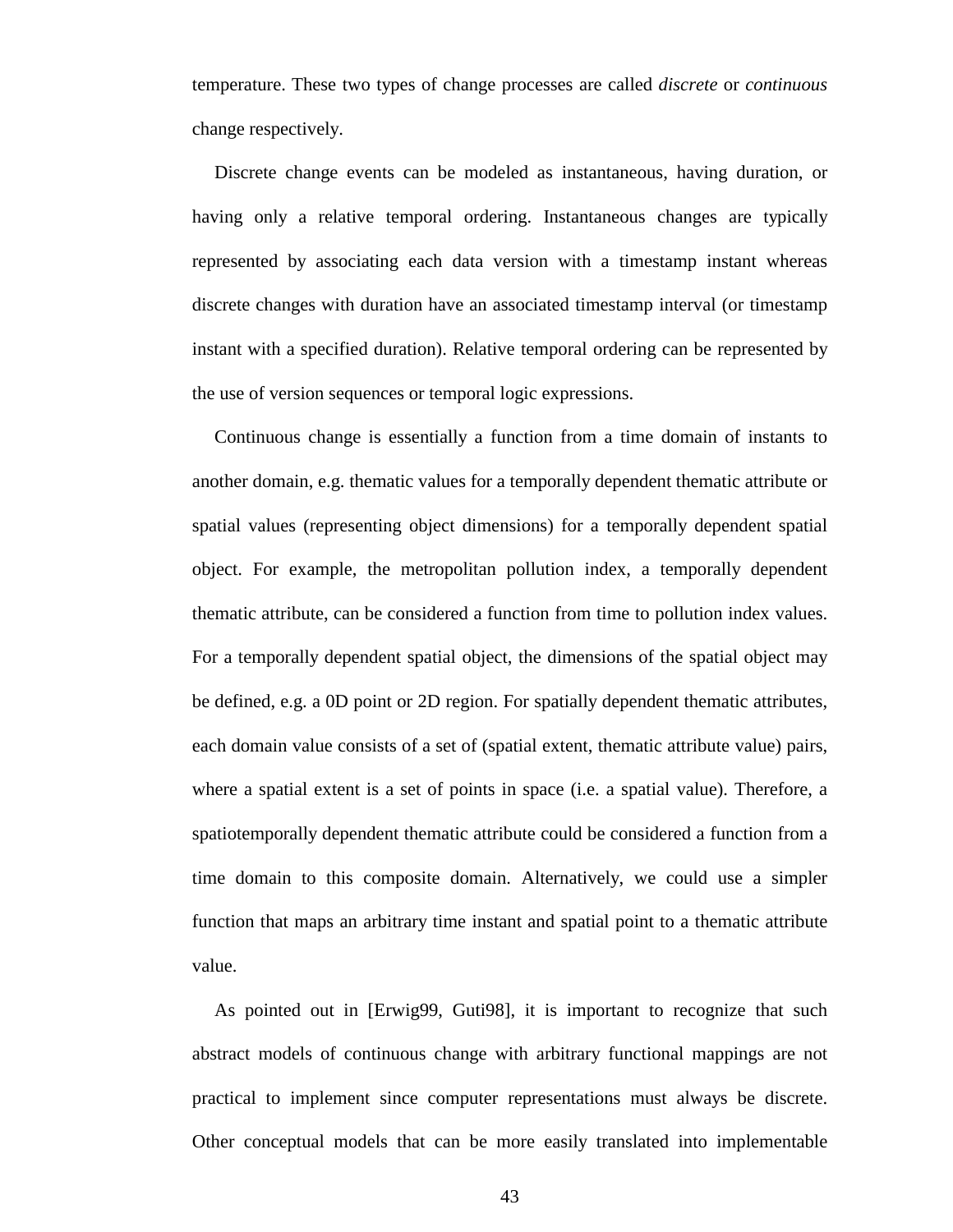temperature. These two types of change processes are called *discrete* or *continuous* change respectively.

Discrete change events can be modeled as instantaneous, having duration, or having only a relative temporal ordering. Instantaneous changes are typically represented by associating each data version with a timestamp instant whereas discrete changes with duration have an associated timestamp interval (or timestamp instant with a specified duration). Relative temporal ordering can be represented by the use of version sequences or temporal logic expressions.

Continuous change is essentially a function from a time domain of instants to another domain, e.g. thematic values for a temporally dependent thematic attribute or spatial values (representing object dimensions) for a temporally dependent spatial object. For example, the metropolitan pollution index, a temporally dependent thematic attribute, can be considered a function from time to pollution index values. For a temporally dependent spatial object, the dimensions of the spatial object may be defined, e.g. a 0D point or 2D region. For spatially dependent thematic attributes, each domain value consists of a set of (spatial extent, thematic attribute value) pairs, where a spatial extent is a set of points in space (i.e. a spatial value). Therefore, a spatiotemporally dependent thematic attribute could be considered a function from a time domain to this composite domain. Alternatively, we could use a simpler function that maps an arbitrary time instant and spatial point to a thematic attribute value.

As pointed out in [Erwig99, Guti98], it is important to recognize that such abstract models of continuous change with arbitrary functional mappings are not practical to implement since computer representations must always be discrete. Other conceptual models that can be more easily translated into implementable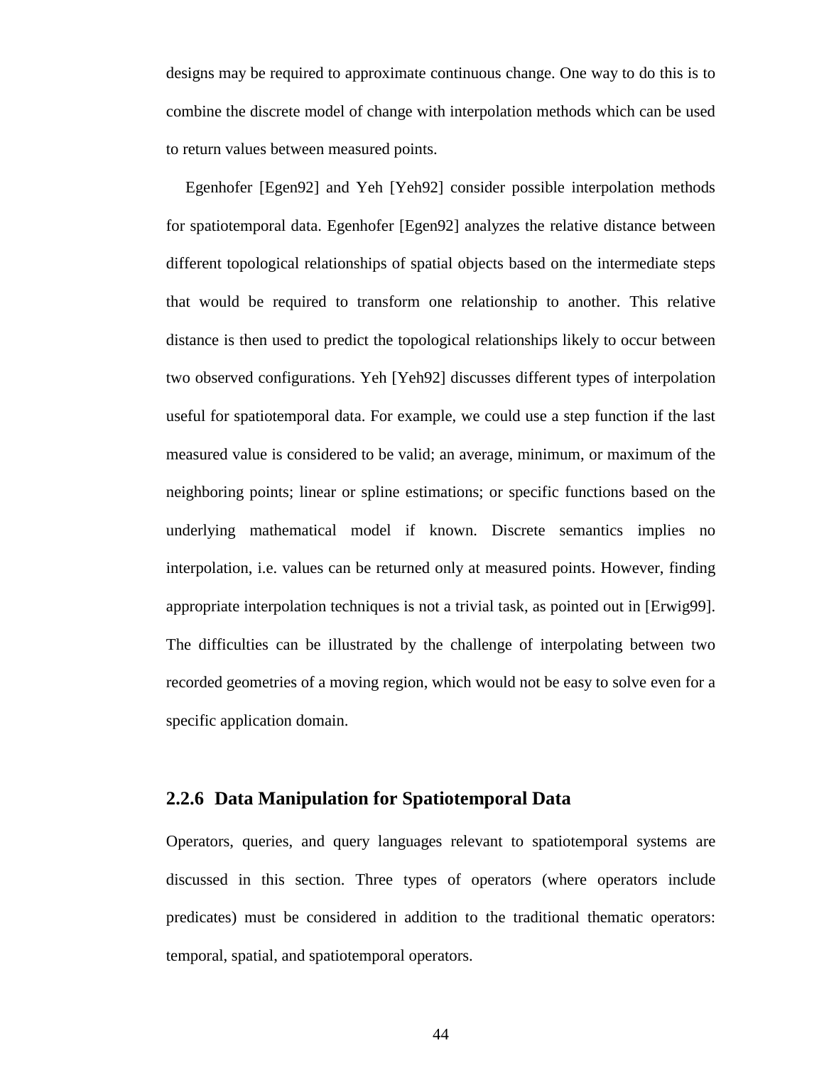designs may be required to approximate continuous change. One way to do this is to combine the discrete model of change with interpolation methods which can be used to return values between measured points.

Egenhofer [Egen92] and Yeh [Yeh92] consider possible interpolation methods for spatiotemporal data. Egenhofer [Egen92] analyzes the relative distance between different topological relationships of spatial objects based on the intermediate steps that would be required to transform one relationship to another. This relative distance is then used to predict the topological relationships likely to occur between two observed configurations. Yeh [Yeh92] discusses different types of interpolation useful for spatiotemporal data. For example, we could use a step function if the last measured value is considered to be valid; an average, minimum, or maximum of the neighboring points; linear or spline estimations; or specific functions based on the underlying mathematical model if known. Discrete semantics implies no interpolation, i.e. values can be returned only at measured points. However, finding appropriate interpolation techniques is not a trivial task, as pointed out in [Erwig99]. The difficulties can be illustrated by the challenge of interpolating between two recorded geometries of a moving region, which would not be easy to solve even for a specific application domain.

### 2.2.6 Data Manipulation for Spatiotemporal Data

Operators, queries, and query languages relevant to spatiotemporal systems are discussed in this section. Three types of operators (where operators include predicates) must be considered in addition to the traditional thematic operators: temporal, spatial, and spatiotemporal operators.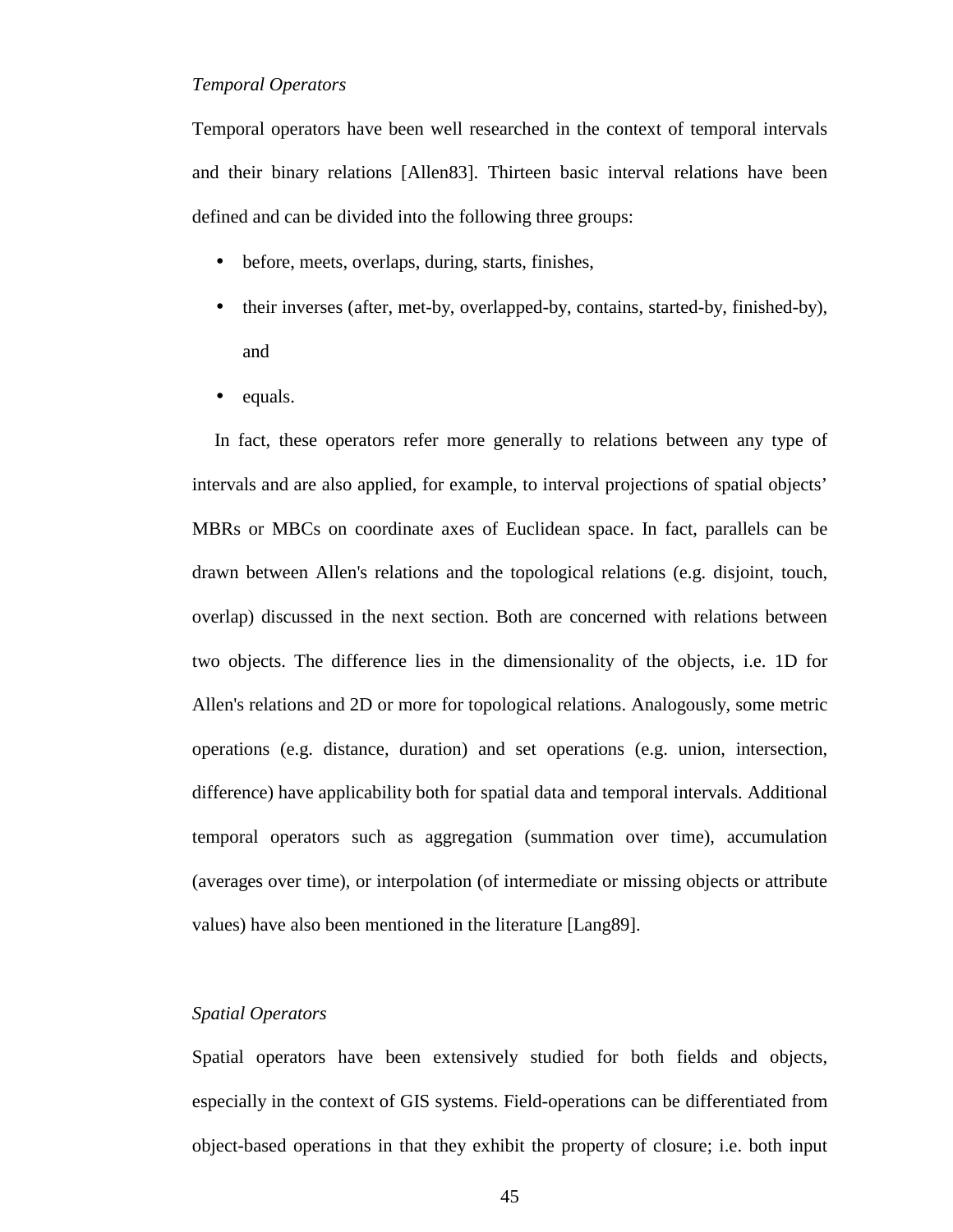*Temporal Operators*

Temporal operators have been well researched in the context of temporal intervals and their binary relations [Allen83]. Thirteen basic interval relations have been defined and can be divided into the following three groups:

- before, meets, overlaps, during, starts, finishes,
- their inverses (after, met-by, overlapped-by, contains, started-by, finished-by), and
- equals.

In fact, these operators refer more generally to relations between any type of intervals and are also applied, for example, to interval projections of spatial objects' MBRs or MBCs on coordinate axes of Euclidean space. In fact, parallels can be drawn between Allen's relations and the topological relations (e.g. disjoint, touch, overlap) discussed in the next section. Both are concerned with relations between two objects. The difference lies in the dimensionality of the objects, i.e. 1D for Allen's relations and 2D or more for topological relations. Analogously, some metric operations (e.g. distance, duration) and set operations (e.g. union, intersection, difference) have applicability both for spatial data and temporal intervals. Additional temporal operators such as aggregation (summation over time), accumulation (averages over time), or interpolation (of intermediate or missing objects or attribute values) have also been mentioned in the literature [Lang89].

*Spatial Operators*

Spatial operators have been extensively studied for both fields and objects, especially in the context of GIS systems. Field-operations can be differentiated from object-based operations in that they exhibit the property of closure; i.e. both input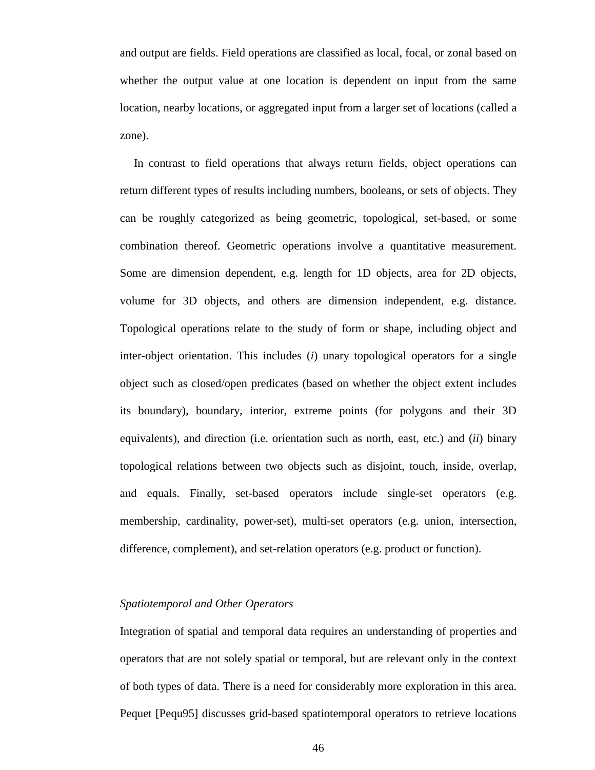and output are fields. Field operations are classified as local, focal, or zonal based on whether the output value at one location is dependent on input from the same location, nearby locations, or aggregated input from a larger set of locations (called a zone).

In contrast to field operations that always return fields, object operations can return different types of results including numbers, booleans, or sets of objects. They can be roughly categorized as being geometric, topological, set-based, or some combination thereof. Geometric operations involve a quantitative measurement. Some are dimension dependent, e.g. length for 1D objects, area for 2D objects, volume for 3D objects, and others are dimension independent, e.g. distance. Topological operations relate to the study of form or shape, including object and inter-object orientation. This includes (*i*) unary topological operators for a single object such as closed/open predicates (based on whether the object extent includes its boundary), boundary, interior, extreme points (for polygons and their 3D equivalents), and direction (i.e. orientation such as north, east, etc.) and (*ii*) binary topological relations between two objects such as disjoint, touch, inside, overlap, and equals. Finally, set-based operators include single-set operators (e.g. membership, cardinality, power-set), multi-set operators (e.g. union, intersection, difference, complement), and set-relation operators (e.g. product or function).

*Spatiotemporal and Other Operators*

Integration of spatial and temporal data requires an understanding of properties and operators that are not solely spatial or temporal, but are relevant only in the context of both types of data. There is a need for considerably more exploration in this area. Pequet [Pequ95] discusses grid-based spatiotemporal operators to retrieve locations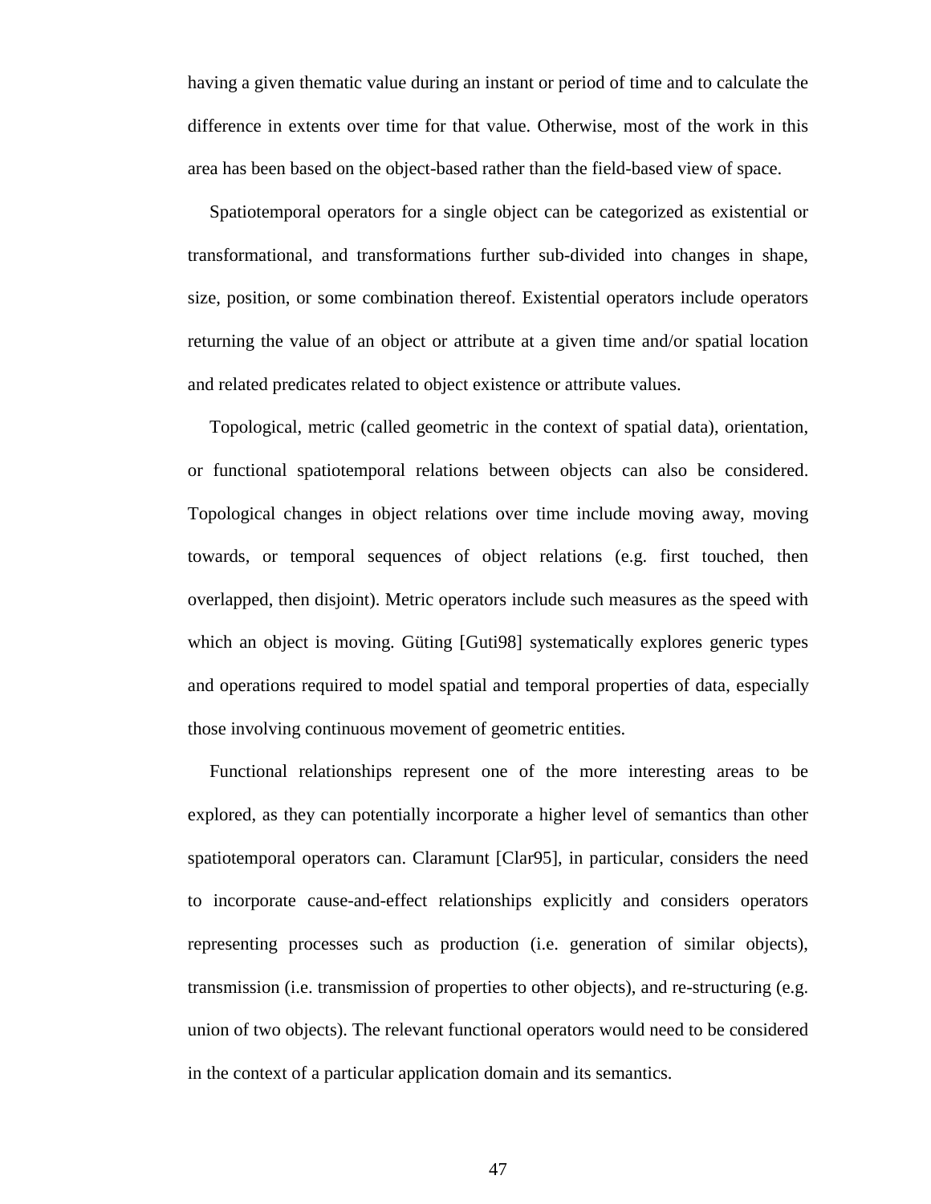having a given thematic value during an instant or period of time and to calculate the difference in extents over time for that value. Otherwise, most of the work in this area has been based on the object-based rather than the field-based view of space.

Spatiotemporal operators for a single object can be categorized as existential or transformational, and transformations further sub-divided into changes in shape, size, position, or some combination thereof. Existential operators include operators returning the value of an object or attribute at a given time and/or spatial location and related predicates related to object existence or attribute values.

Topological, metric (called geometric in the context of spatial data), orientation, or functional spatiotemporal relations between objects can also be considered. Topological changes in object relations over time include moving away, moving towards, or temporal sequences of object relations (e.g. first touched, then overlapped, then disjoint). Metric operators include such measures as the speed with which an object is moving. Güting [Guti98] systematically explores generic types and operations required to model spatial and temporal properties of data, especially those involving continuous movement of geometric entities.

Functional relationships represent one of the more interesting areas to be explored, as they can potentially incorporate a higher level of semantics than other spatiotemporal operators can. Claramunt [Clar95], in particular, considers the need to incorporate cause-and-effect relationships explicitly and considers operators representing processes such as production (i.e. generation of similar objects), transmission (i.e. transmission of properties to other objects), and re-structuring (e.g. union of two objects). The relevant functional operators would need to be considered in the context of a particular application domain and its semantics.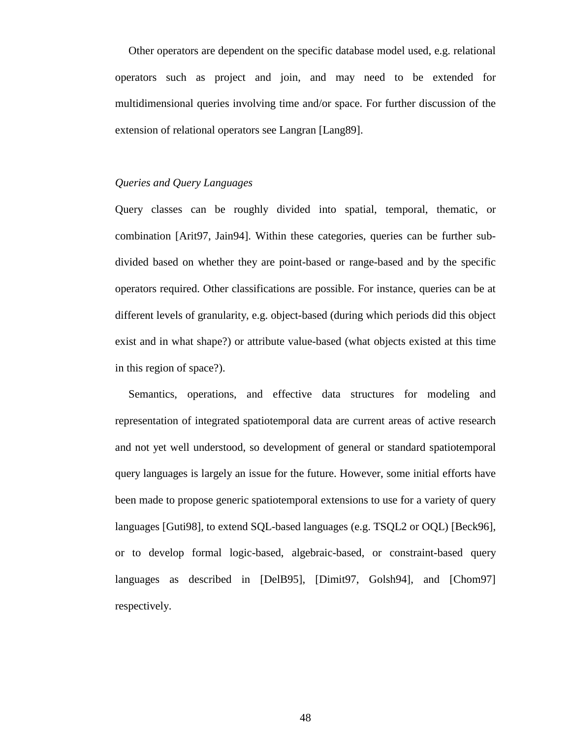Other operators are dependent on the specific database model used, e.g. relational operators such as project and join, and may need to be extended for multidimensional queries involving time and/or space. For further discussion of the extension of relational operators see Langran [Lang89].

*Queries and Query Languages*

Query classes can be roughly divided into spatial, temporal, thematic, or combination [Arit97, Jain94]. Within these categories, queries can be further sub-divided based on whether they are point-based or range-based and by the specific operators required. Other classifications are possible. For instance, queries can be at different levels of granularity, e.g. object-based (during which periods did this object exist and in what shape?) or attribute value-based (what objects existed at this time in this region of space?).

Semantics, operations, and effective data structures for modeling and representation of integrated spatiotemporal data are current areas of active research and not yet well understood, so development of general or standard spatiotemporal query languages is largely an issue for the future. However, some initial efforts have been made to propose generic spatiotemporal extensions to use for a variety of query languages [Guti98], to extend SQL-based languages (e.g. TSQL2 or OQL) [Beck96], or to develop formal logic-based, algebraic-based, or constraint-based query languages as described in [DelB95], [Dimit97, Golsh94], and [Chom97] respectively.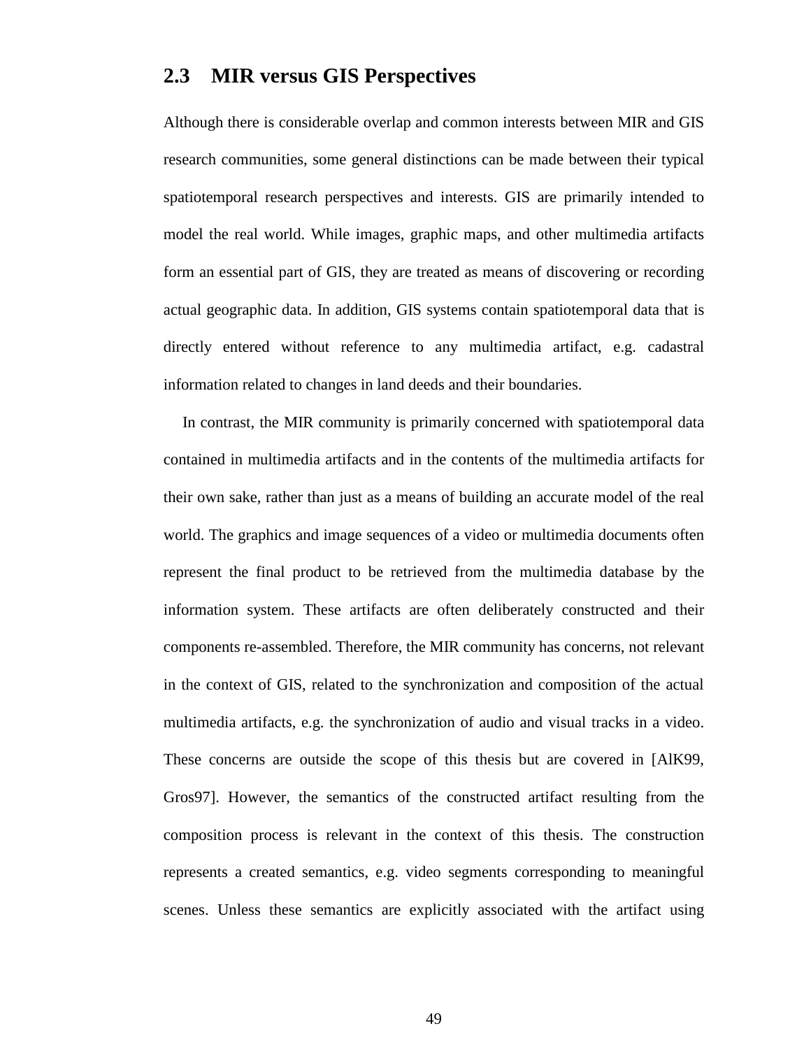## 2.3 MIR versus GIS Perspectives

Although there is considerable overlap and common interests between MIR and GIS research communities, some general distinctions can be made between their typical spatiotemporal research perspectives and interests. GIS are primarily intended to model the real world. While images, graphic maps, and other multimedia artifacts form an essential part of GIS, they are treated as means of discovering or recording actual geographic data. In addition, GIS systems contain spatiotemporal data that is directly entered without reference to any multimedia artifact, e.g. cadastral information related to changes in land deeds and their boundaries.

In contrast, the MIR community is primarily concerned with spatiotemporal data contained in multimedia artifacts and in the contents of the multimedia artifacts for their own sake, rather than just as a means of building an accurate model of the real world. The graphics and image sequences of a video or multimedia documents often represent the final product to be retrieved from the multimedia database by the information system. These artifacts are often deliberately constructed and their components re-assembled. Therefore, the MIR community has concerns, not relevant in the context of GIS, related to the synchronization and composition of the actual multimedia artifacts, e.g. the synchronization of audio and visual tracks in a video. These concerns are outside the scope of this thesis but are covered in [AlK99, Gros97]. However, the semantics of the constructed artifact resulting from the composition process is relevant in the context of this thesis. The construction represents a created semantics, e.g. video segments corresponding to meaningful scenes. Unless these semantics are explicitly associated with the artifact using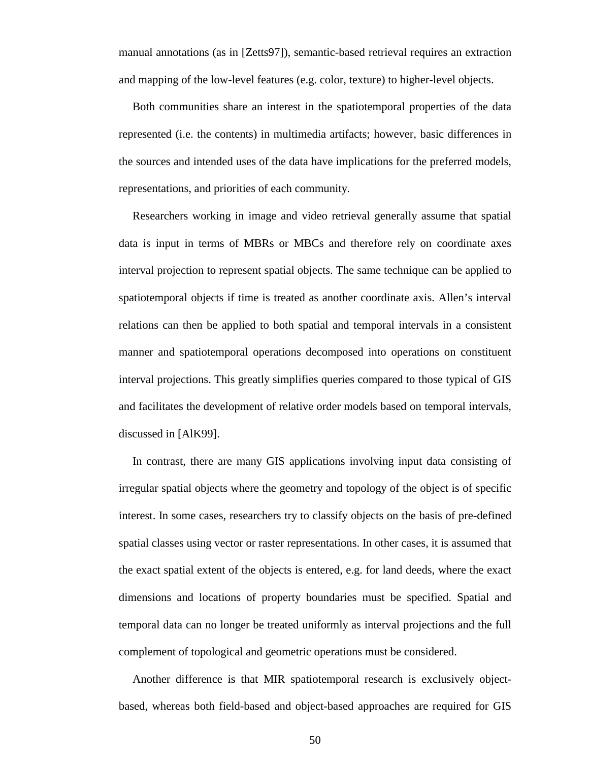manual annotations (as in [Zetts97]), semantic-based retrieval requires an extraction and mapping of the low-level features (e.g. color, texture) to higher-level objects.

Both communities share an interest in the spatiotemporal properties of the data represented (i.e. the contents) in multimedia artifacts; however, basic differences in the sources and intended uses of the data have implications for the preferred models, representations, and priorities of each community.

Researchers working in image and video retrieval generally assume that spatial data is input in terms of MBRs or MBCs and therefore rely on coordinate axes interval projection to represent spatial objects. The same technique can be applied to spatiotemporal objects if time is treated as another coordinate axis. Allen's interval relations can then be applied to both spatial and temporal intervals in a consistent manner and spatiotemporal operations decomposed into operations on constituent interval projections. This greatly simplifies queries compared to those typical of GIS and facilitates the development of relative order models based on temporal intervals, discussed in [AlK99].

In contrast, there are many GIS applications involving input data consisting of irregular spatial objects where the geometry and topology of the object is of specific interest. In some cases, researchers try to classify objects on the basis of pre-defined spatial classes using vector or raster representations. In other cases, it is assumed that the exact spatial extent of the objects is entered, e.g. for land deeds, where the exact dimensions and locations of property boundaries must be specified. Spatial and temporal data can no longer be treated uniformly as interval projections and the full complement of topological and geometric operations must be considered.

Another difference is that MIR spatiotemporal research is exclusively object-based, whereas both field-based and object-based approaches are required for GIS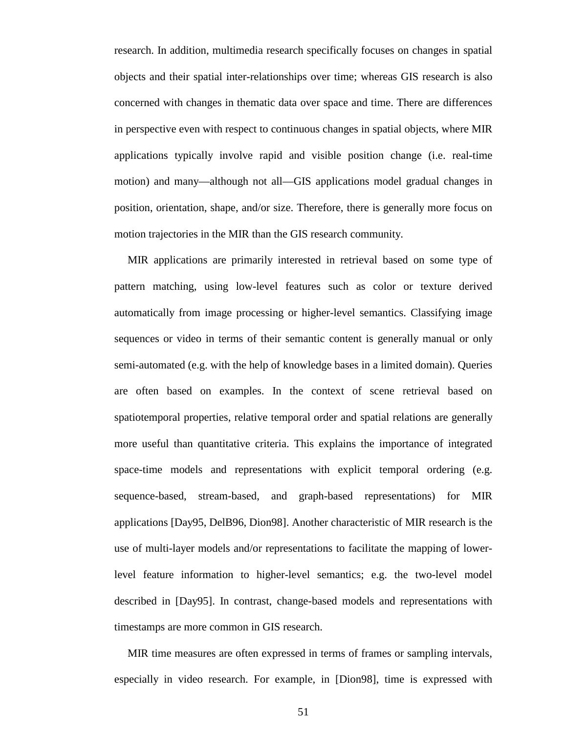research. In addition, multimedia research specifically focuses on changes in spatial objects and their spatial inter-relationships over time; whereas GIS research is also concerned with changes in thematic data over space and time. There are differences in perspective even with respect to continuous changes in spatial objects, where MIR applications typically involve rapid and visible position change (i.e. real-time motion) and many—although not all—GIS applications model gradual changes in position, orientation, shape, and/or size. Therefore, there is generally more focus on motion trajectories in the MIR than the GIS research community.

MIR applications are primarily interested in retrieval based on some type of pattern matching, using low-level features such as color or texture derived automatically from image processing or higher-level semantics. Classifying image sequences or video in terms of their semantic content is generally manual or only semi-automated (e.g. with the help of knowledge bases in a limited domain). Queries are often based on examples. In the context of scene retrieval based on spatiotemporal properties, relative temporal order and spatial relations are generally more useful than quantitative criteria. This explains the importance of integrated space-time models and representations with explicit temporal ordering (e.g. sequence-based, stream-based, and graph-based representations) for MIR applications [Day95, DelB96, Dion98]. Another characteristic of MIR research is the use of multi-layer models and/or representations to facilitate the mapping of lower-level feature information to higher-level semantics; e.g. the two-level model described in [Day95]. In contrast, change-based models and representations with timestamps are more common in GIS research.

MIR time measures are often expressed in terms of frames or sampling intervals, especially in video research. For example, in [Dion98], time is expressed with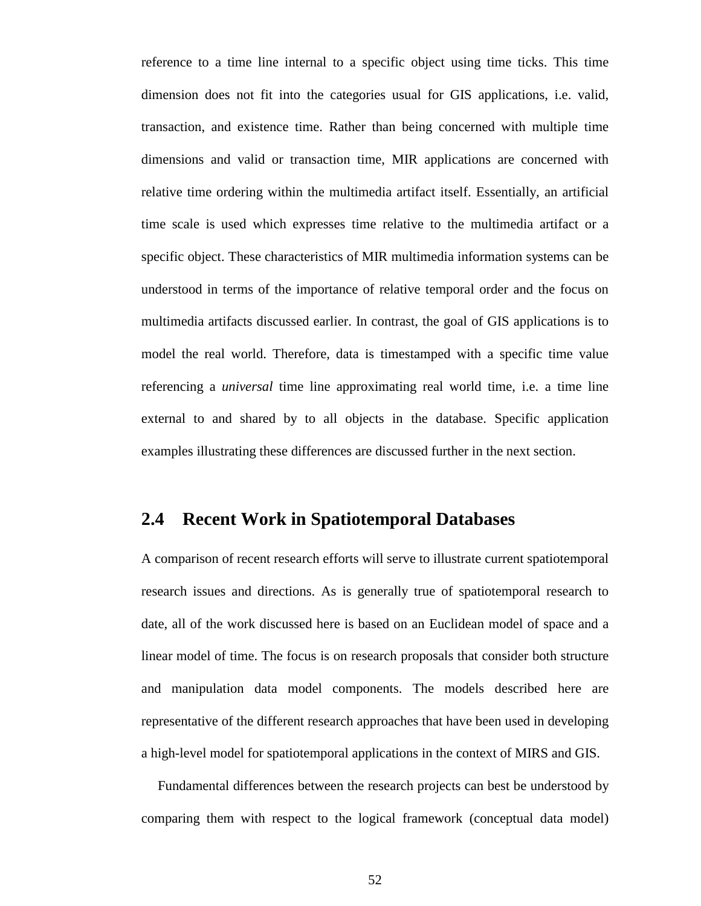reference to a time line internal to a specific object using time ticks. This time dimension does not fit into the categories usual for GIS applications, i.e. valid, transaction, and existence time. Rather than being concerned with multiple time dimensions and valid or transaction time, MIR applications are concerned with relative time ordering within the multimedia artifact itself. Essentially, an artificial time scale is used which expresses time relative to the multimedia artifact or a specific object. These characteristics of MIR multimedia information systems can be understood in terms of the importance of relative temporal order and the focus on multimedia artifacts discussed earlier. In contrast, the goal of GIS applications is to model the real world. Therefore, data is timestamped with a specific time value referencing a *universal* time line approximating real world time, i.e. a time line external to and shared by to all objects in the database. Specific application examples illustrating these differences are discussed further in the next section.

## 2.4 Recent Work in Spatiotemporal Databases

A comparison of recent research efforts will serve to illustrate current spatiotemporal research issues and directions. As is generally true of spatiotemporal research to date, all of the work discussed here is based on an Euclidean model of space and a linear model of time. The focus is on research proposals that consider both structure and manipulation data model components. The models described here are representative of the different research approaches that have been used in developing a high-level model for spatiotemporal applications in the context of MIRS and GIS.

Fundamental differences between the research projects can best be understood by comparing them with respect to the logical framework (conceptual data model)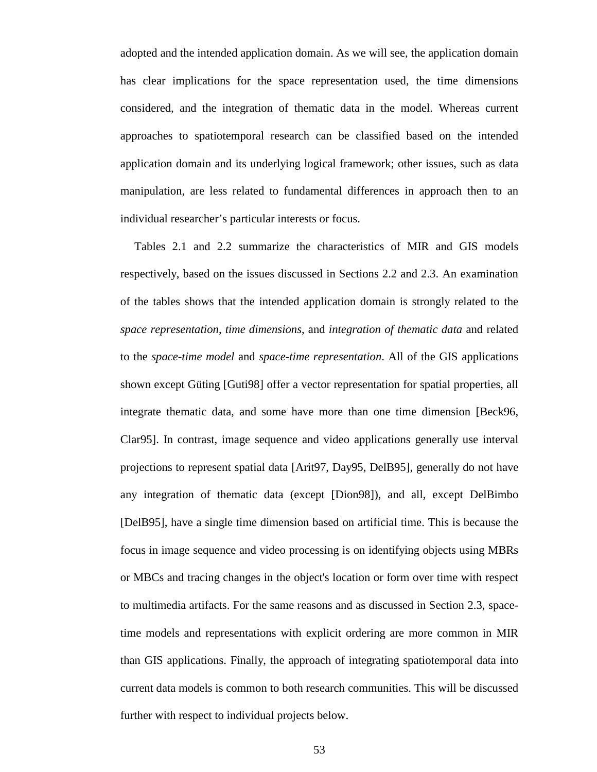adopted and the intended application domain. As we will see, the application domain has clear implications for the space representation used, the time dimensions considered, and the integration of thematic data in the model. Whereas current approaches to spatiotemporal research can be classified based on the intended application domain and its underlying logical framework; other issues, such as data manipulation, are less related to fundamental differences in approach then to an individual researcher's particular interests or focus.

Tables 2.1 and 2.2 summarize the characteristics of MIR and GIS models respectively, based on the issues discussed in Sections 2.2 and 2.3. An examination of the tables shows that the intended application domain is strongly related to the *space representation*, *time dimensions*, and *integration of thematic data* and related to the *space-time model* and *space-time representation*. All of the GIS applications shown except Güting [Guti98] offer a vector representation for spatial properties, all integrate thematic data, and some have more than one time dimension [Beck96, Clar95]. In contrast, image sequence and video applications generally use interval projections to represent spatial data [Arit97, Day95, DelB95], generally do not have any integration of thematic data (except [Dion98]), and all, except DelBimbo [DelB95], have a single time dimension based on artificial time. This is because the focus in image sequence and video processing is on identifying objects using MBRs or MBCs and tracing changes in the object's location or form over time with respect to multimedia artifacts. For the same reasons and as discussed in Section 2.3, space-time models and representations with explicit ordering are more common in MIR than GIS applications. Finally, the approach of integrating spatiotemporal data into current data models is common to both research communities. This will be discussed further with respect to individual projects below.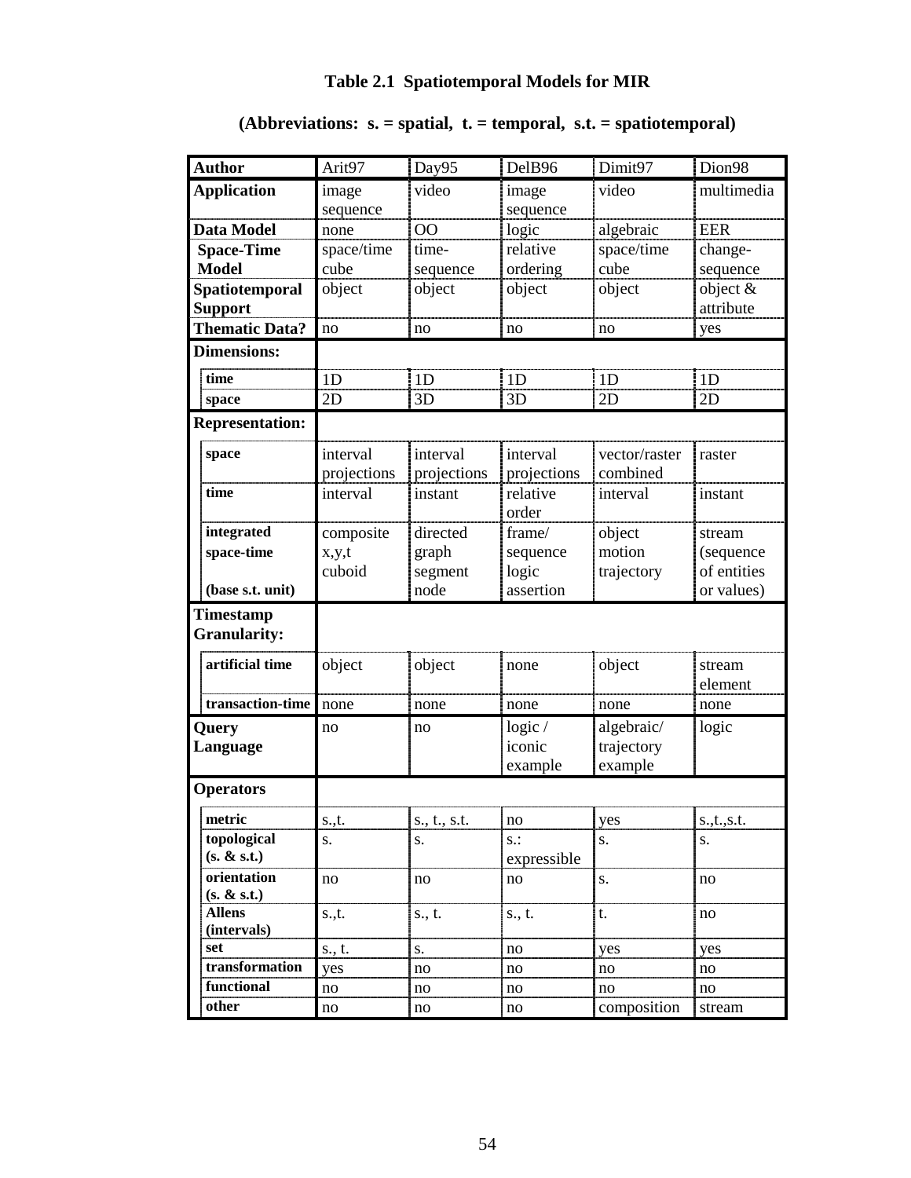**Table 2.1 Spatiotemporal Models for MIR**

**(Abbreviations: s. = spatial, t. = temporal, s.t. = spatiotemporal)**

| **Author** | Arit97 | Day95 | DelB96 | Dimit97 | Dion98 |
|---|---|---|---|---|---|
| **Application** | image sequence | video | image sequence | video | multimedia |
| **Data Model** | none | OO | logic | algebraic | EER |
| **Space-Time Model** | space/time cube | time-sequence | relative ordering | space/time cube | change-sequence |
| **Spatiotemporal Support** | object | object | object | object | object & attribute |
| **Thematic Data?** | no | no | no | no | yes |
| **Dimensions:** | | | | | |
| **time** | 1D | 1D | 1D | 1D | 1D |
| **space** | 2D | 3D | 3D | 2D | 2D |
| **Representation:** | | | | | |
| **space** | interval projections | interval projections | interval projections | vector/raster combined | raster |
| **time** | interval | instant | relative order | interval | instant |
| **integrated space-time (base s.t. unit)** | composite x,y,t cuboid | directed graph segment node | frame/ sequence logic assertion | object motion trajectory | stream (sequence of entities or values) |
| **Timestamp Granularity:** | | | | | |
| **artificial time** | object | object | none | object | stream element |
| **transaction-time** | none | none | none | none | none |
| **Query Language** | no | no | logic / iconic example | algebraic/ trajectory example | logic |
| **Operators** | | | | | |
| **metric** | s.,t. | s., t., s.t. | no | yes | s.,t.,s.t. |
| **topological (s. & s.t.)** | s. | s. | s.: expressible | s. | s. |
| **orientation (s. & s.t.)** | no | no | no | s. | no |
| **Allens (intervals)** | s.,t. | s., t. | s., t. | t. | no |
| **set** | s., t. | s. | no | yes | yes |
| **transformation** | yes | no | no | no | no |
| **functional** | no | no | no | no | no |
| **other** | no | no | no | composition | stream |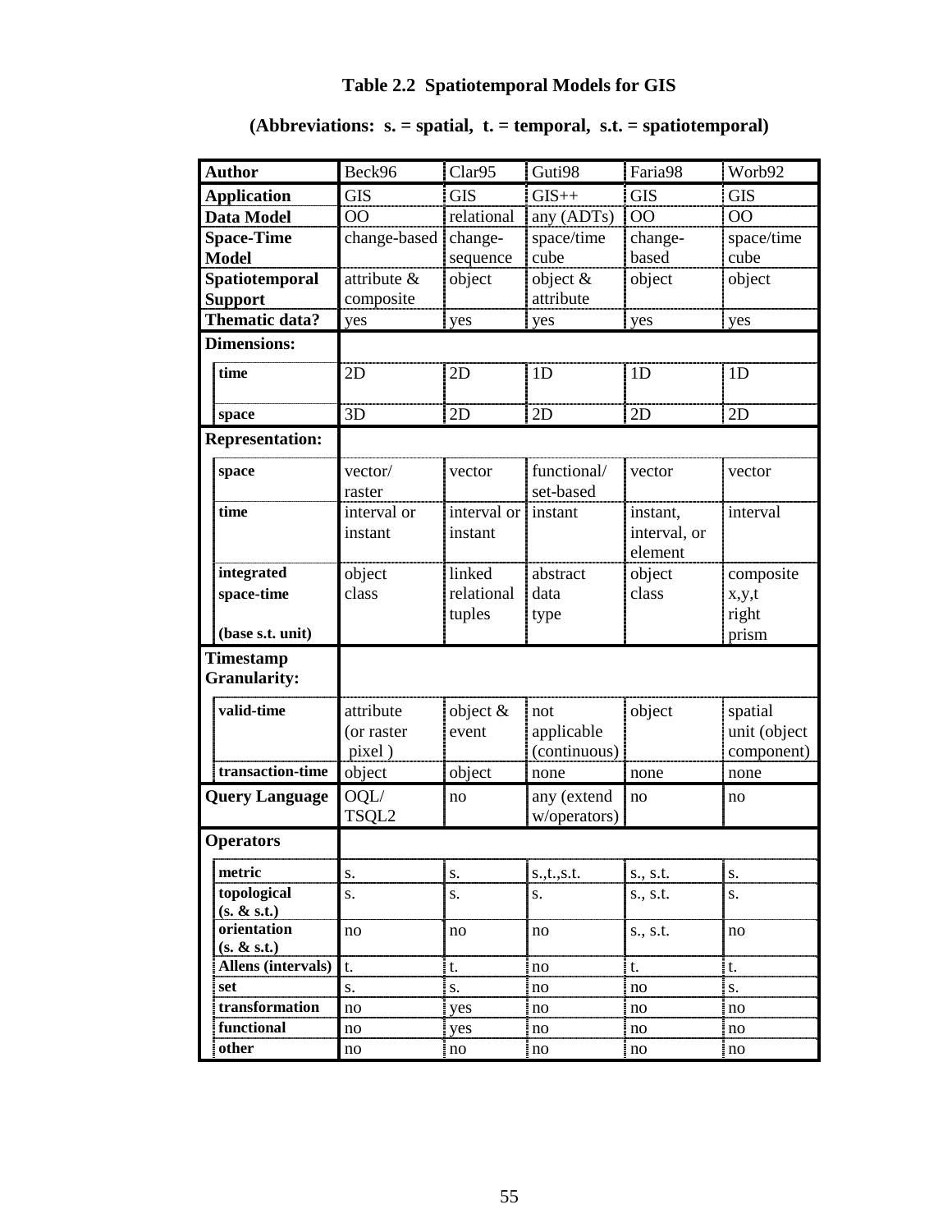**Table 2.2 Spatiotemporal Models for GIS**

**(Abbreviations: s. = spatial, t. = temporal, s.t. = spatiotemporal)**

| Author | Beck96 | Clar95 | Guti98 | Faria98 | Worb92 |
|---|---|---|---|---|---|
| **Application** | GIS | GIS | GIS++ | GIS | GIS |
| **Data Model** | OO | relational | any (ADTs) | OO | OO |
| **Space-Time Model** | change-based | change-sequence | space/time cube | change-based | space/time cube |
| **Spatiotemporal Support** | attribute & composite | object | object & attribute | object | object |
| **Thematic data?** | yes | yes | yes | yes | yes |
| **Dimensions:** | | | | | |
| time | 2D | 2D | 1D | 1D | 1D |
| space | 3D | 2D | 2D | 2D | 2D |
| **Representation:** | | | | | |
| space | vector/ raster | vector | functional/ set-based | vector | vector |
| time | interval or instant | interval or instant | instant | instant, interval, or element | interval |
| integrated space-time (base s.t. unit) | object class | linked relational tuples | abstract data type | object class | composite x,y,t right prism |
| **Timestamp Granularity:** | | | | | |
| valid-time | attribute (or raster pixel ) | object & event | not applicable (continuous) | object | spatial unit (object component) |
| transaction-time | object | object | none | none | none |
| **Query Language** | OQL/ TSQL2 | no | any (extend w/operators) | no | no |
| **Operators** | | | | | |
| metric | s. | s. | s.,t.,s.t. | s., s.t. | s. |
| topological (s. & s.t.) | s. | s. | s. | s., s.t. | s. |
| orientation (s. & s.t.) | no | no | no | s., s.t. | no |
| Allens (intervals) | t. | t. | no | t. | t. |
| set | s. | s. | no | no | s. |
| transformation | no | yes | no | no | no |
| functional | no | yes | no | no | no |
| other | no | no | no | no | no |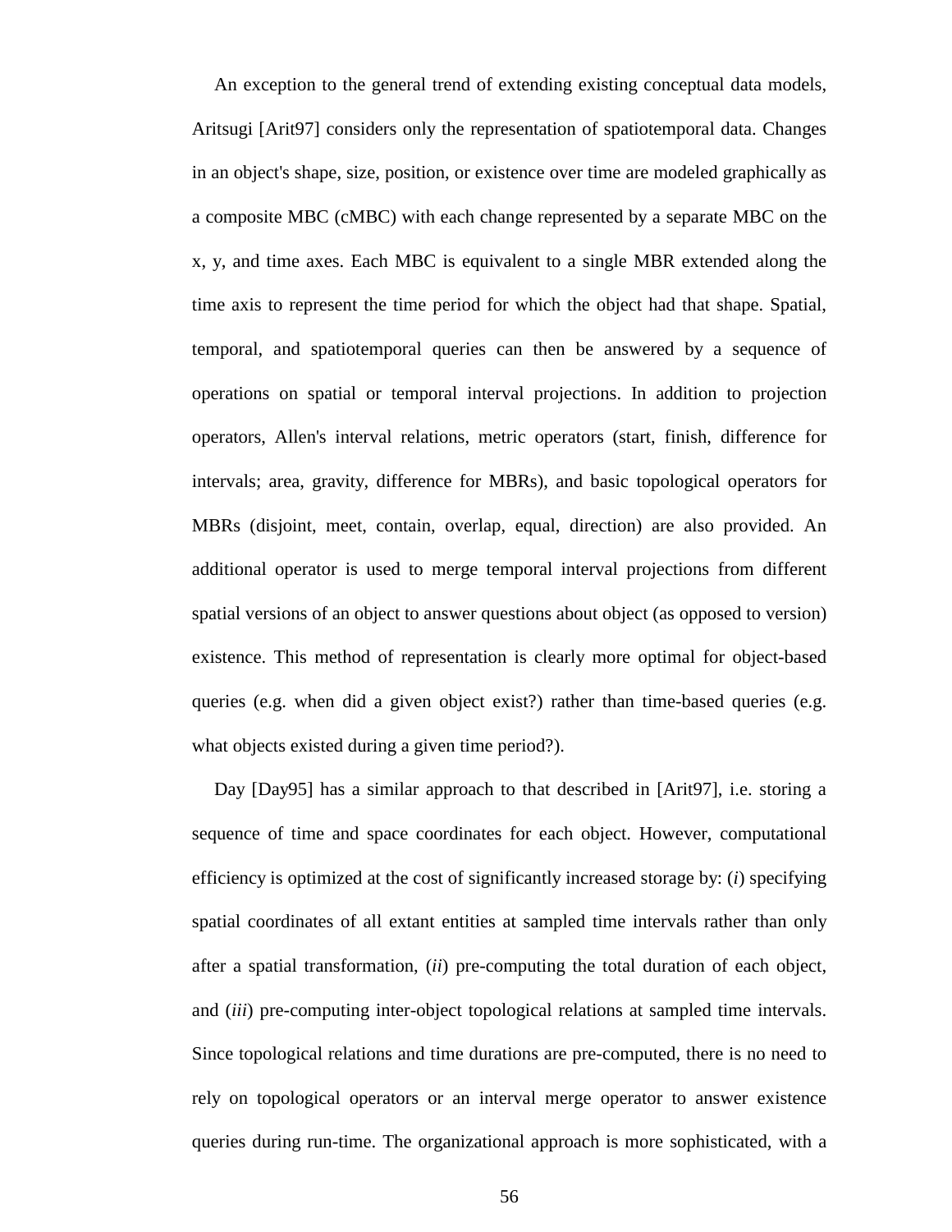An exception to the general trend of extending existing conceptual data models, Aritsugi [Arit97] considers only the representation of spatiotemporal data. Changes in an object's shape, size, position, or existence over time are modeled graphically as a composite MBC (cMBC) with each change represented by a separate MBC on the x, y, and time axes. Each MBC is equivalent to a single MBR extended along the time axis to represent the time period for which the object had that shape. Spatial, temporal, and spatiotemporal queries can then be answered by a sequence of operations on spatial or temporal interval projections. In addition to projection operators, Allen's interval relations, metric operators (start, finish, difference for intervals; area, gravity, difference for MBRs), and basic topological operators for MBRs (disjoint, meet, contain, overlap, equal, direction) are also provided. An additional operator is used to merge temporal interval projections from different spatial versions of an object to answer questions about object (as opposed to version) existence. This method of representation is clearly more optimal for object-based queries (e.g. when did a given object exist?) rather than time-based queries (e.g. what objects existed during a given time period?).

Day [Day95] has a similar approach to that described in [Arit97], i.e. storing a sequence of time and space coordinates for each object. However, computational efficiency is optimized at the cost of significantly increased storage by: (*i*) specifying spatial coordinates of all extant entities at sampled time intervals rather than only after a spatial transformation, (*ii*) pre-computing the total duration of each object, and (*iii*) pre-computing inter-object topological relations at sampled time intervals. Since topological relations and time durations are pre-computed, there is no need to rely on topological operators or an interval merge operator to answer existence queries during run-time. The organizational approach is more sophisticated, with a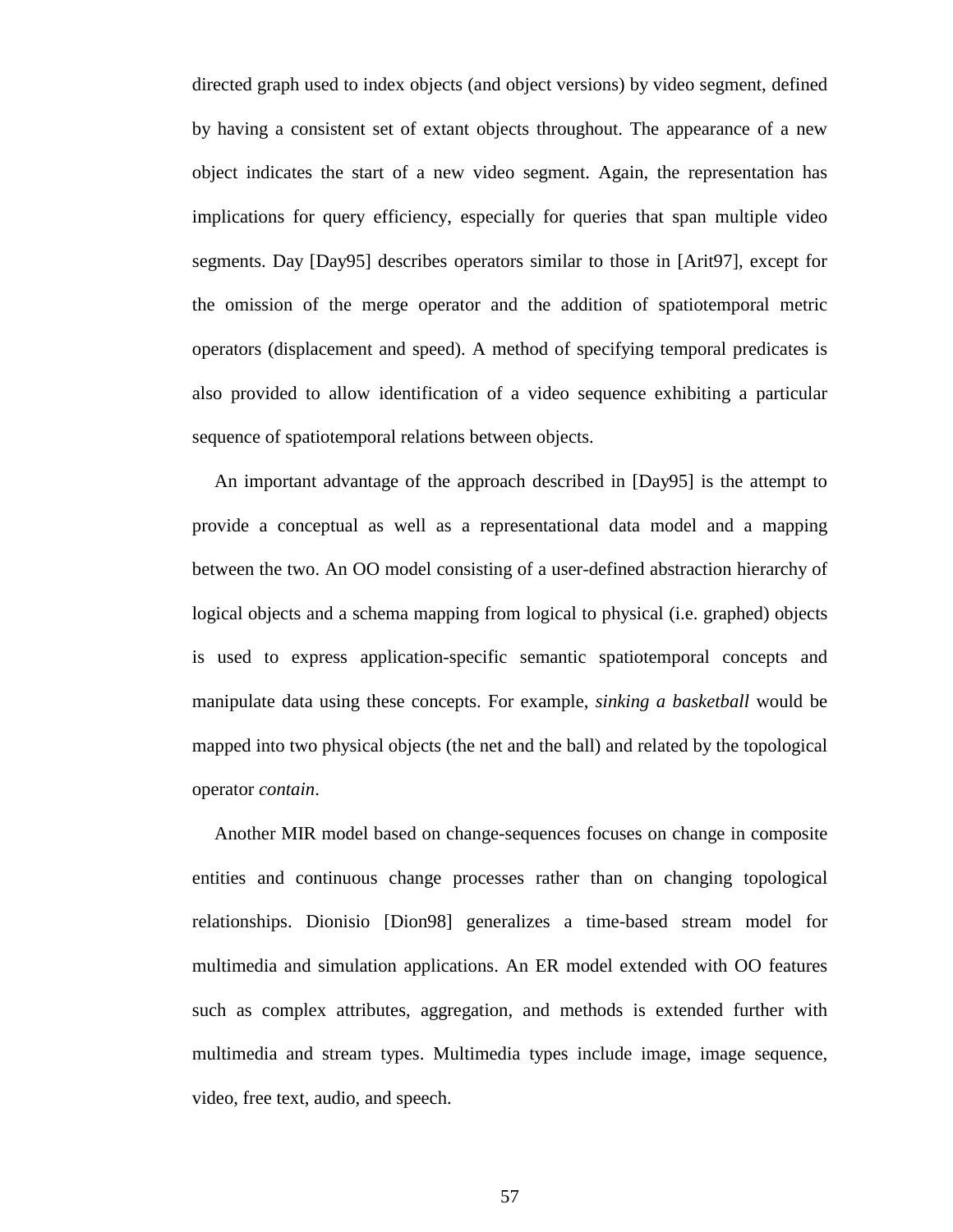directed graph used to index objects (and object versions) by video segment, defined by having a consistent set of extant objects throughout. The appearance of a new object indicates the start of a new video segment. Again, the representation has implications for query efficiency, especially for queries that span multiple video segments. Day [Day95] describes operators similar to those in [Arit97], except for the omission of the merge operator and the addition of spatiotemporal metric operators (displacement and speed). A method of specifying temporal predicates is also provided to allow identification of a video sequence exhibiting a particular sequence of spatiotemporal relations between objects.

An important advantage of the approach described in [Day95] is the attempt to provide a conceptual as well as a representational data model and a mapping between the two. An OO model consisting of a user-defined abstraction hierarchy of logical objects and a schema mapping from logical to physical (i.e. graphed) objects is used to express application-specific semantic spatiotemporal concepts and manipulate data using these concepts. For example, *sinking a basketball* would be mapped into two physical objects (the net and the ball) and related by the topological operator *contain*.

Another MIR model based on change-sequences focuses on change in composite entities and continuous change processes rather than on changing topological relationships. Dionisio [Dion98] generalizes a time-based stream model for multimedia and simulation applications. An ER model extended with OO features such as complex attributes, aggregation, and methods is extended further with multimedia and stream types. Multimedia types include image, image sequence, video, free text, audio, and speech.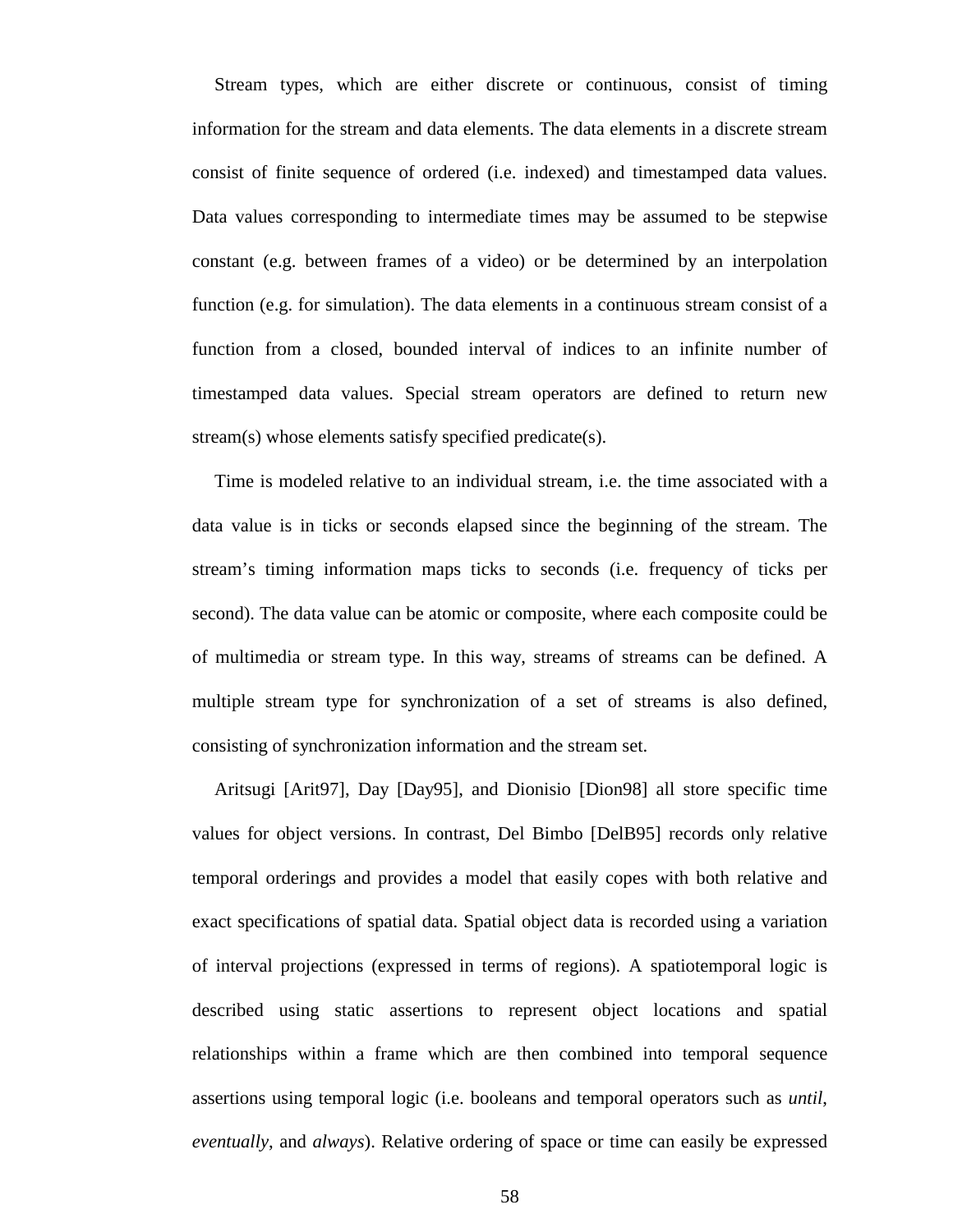Stream types, which are either discrete or continuous, consist of timing information for the stream and data elements. The data elements in a discrete stream consist of finite sequence of ordered (i.e. indexed) and timestamped data values. Data values corresponding to intermediate times may be assumed to be stepwise constant (e.g. between frames of a video) or be determined by an interpolation function (e.g. for simulation). The data elements in a continuous stream consist of a function from a closed, bounded interval of indices to an infinite number of timestamped data values. Special stream operators are defined to return new stream(s) whose elements satisfy specified predicate(s).

Time is modeled relative to an individual stream, i.e. the time associated with a data value is in ticks or seconds elapsed since the beginning of the stream. The stream's timing information maps ticks to seconds (i.e. frequency of ticks per second). The data value can be atomic or composite, where each composite could be of multimedia or stream type. In this way, streams of streams can be defined. A multiple stream type for synchronization of a set of streams is also defined, consisting of synchronization information and the stream set.

Aritsugi [Arit97], Day [Day95], and Dionisio [Dion98] all store specific time values for object versions. In contrast, Del Bimbo [DelB95] records only relative temporal orderings and provides a model that easily copes with both relative and exact specifications of spatial data. Spatial object data is recorded using a variation of interval projections (expressed in terms of regions). A spatiotemporal logic is described using static assertions to represent object locations and spatial relationships within a frame which are then combined into temporal sequence assertions using temporal logic (i.e. booleans and temporal operators such as *until*, *eventually*, and *always*). Relative ordering of space or time can easily be expressed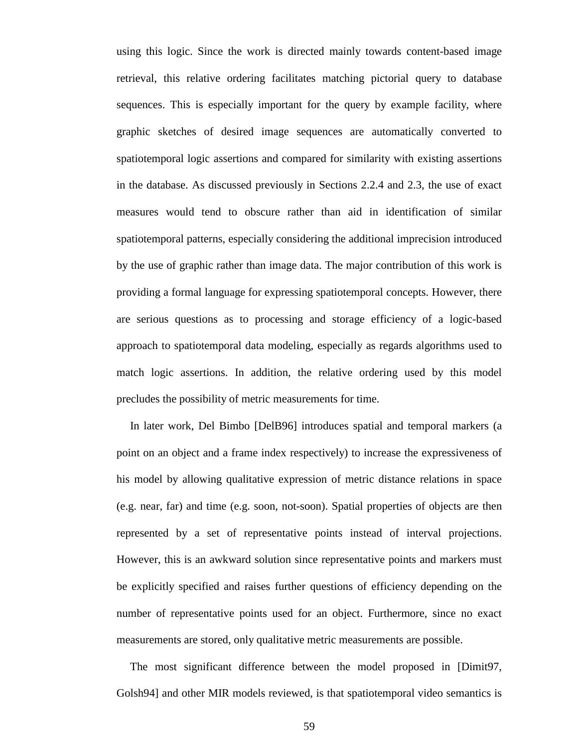using this logic. Since the work is directed mainly towards content-based image retrieval, this relative ordering facilitates matching pictorial query to database sequences. This is especially important for the query by example facility, where graphic sketches of desired image sequences are automatically converted to spatiotemporal logic assertions and compared for similarity with existing assertions in the database. As discussed previously in Sections 2.2.4 and 2.3, the use of exact measures would tend to obscure rather than aid in identification of similar spatiotemporal patterns, especially considering the additional imprecision introduced by the use of graphic rather than image data. The major contribution of this work is providing a formal language for expressing spatiotemporal concepts. However, there are serious questions as to processing and storage efficiency of a logic-based approach to spatiotemporal data modeling, especially as regards algorithms used to match logic assertions. In addition, the relative ordering used by this model precludes the possibility of metric measurements for time.

In later work, Del Bimbo [DelB96] introduces spatial and temporal markers (a point on an object and a frame index respectively) to increase the expressiveness of his model by allowing qualitative expression of metric distance relations in space (e.g. near, far) and time (e.g. soon, not-soon). Spatial properties of objects are then represented by a set of representative points instead of interval projections. However, this is an awkward solution since representative points and markers must be explicitly specified and raises further questions of efficiency depending on the number of representative points used for an object. Furthermore, since no exact measurements are stored, only qualitative metric measurements are possible.

The most significant difference between the model proposed in [Dimit97, Golsh94] and other MIR models reviewed, is that spatiotemporal video semantics is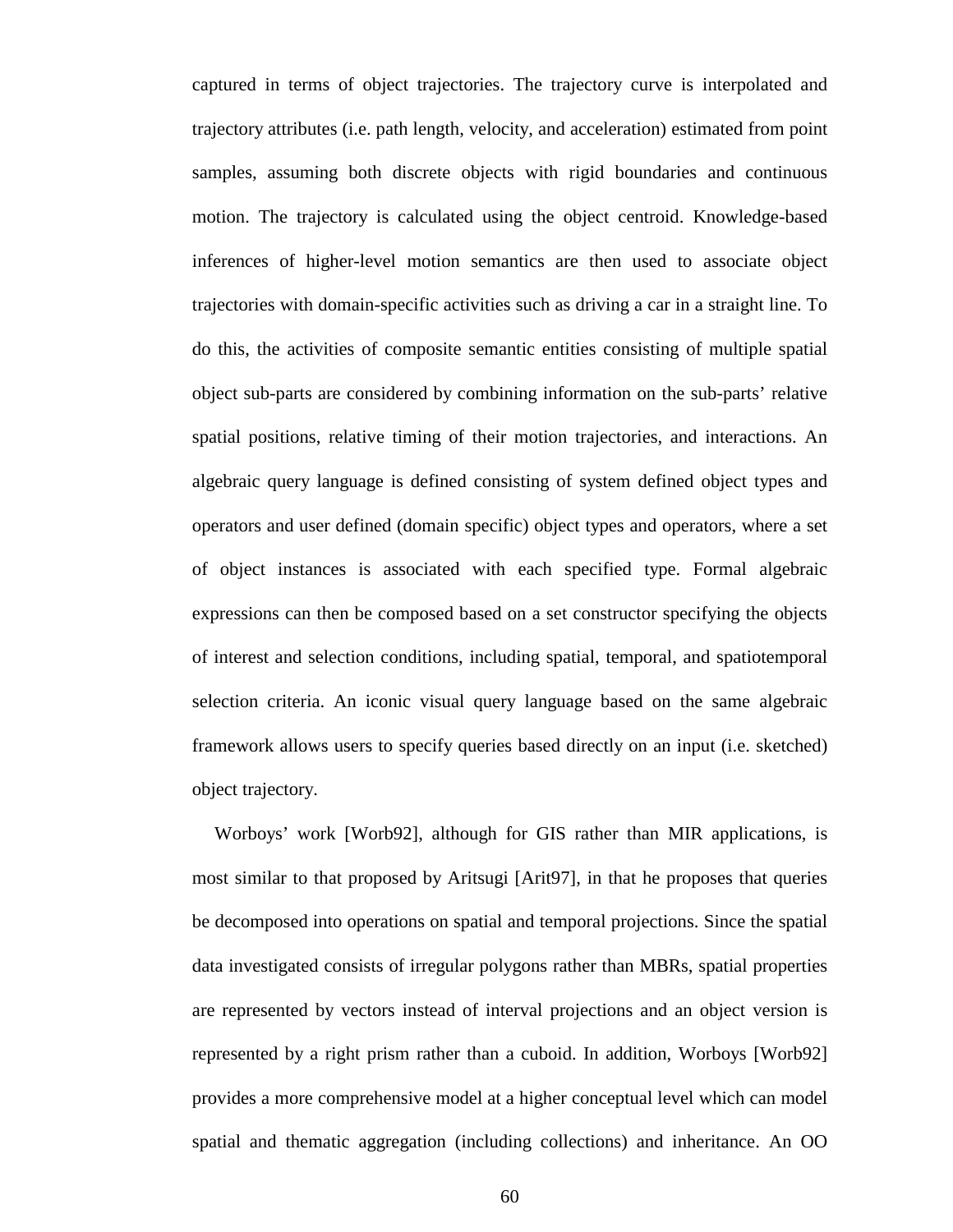captured in terms of object trajectories. The trajectory curve is interpolated and trajectory attributes (i.e. path length, velocity, and acceleration) estimated from point samples, assuming both discrete objects with rigid boundaries and continuous motion. The trajectory is calculated using the object centroid. Knowledge-based inferences of higher-level motion semantics are then used to associate object trajectories with domain-specific activities such as driving a car in a straight line. To do this, the activities of composite semantic entities consisting of multiple spatial object sub-parts are considered by combining information on the sub-parts' relative spatial positions, relative timing of their motion trajectories, and interactions. An algebraic query language is defined consisting of system defined object types and operators and user defined (domain specific) object types and operators, where a set of object instances is associated with each specified type. Formal algebraic expressions can then be composed based on a set constructor specifying the objects of interest and selection conditions, including spatial, temporal, and spatiotemporal selection criteria. An iconic visual query language based on the same algebraic framework allows users to specify queries based directly on an input (i.e. sketched) object trajectory.

Worboys' work [Worb92], although for GIS rather than MIR applications, is most similar to that proposed by Aritsugi [Arit97], in that he proposes that queries be decomposed into operations on spatial and temporal projections. Since the spatial data investigated consists of irregular polygons rather than MBRs, spatial properties are represented by vectors instead of interval projections and an object version is represented by a right prism rather than a cuboid. In addition, Worboys [Worb92] provides a more comprehensive model at a higher conceptual level which can model spatial and thematic aggregation (including collections) and inheritance. An OO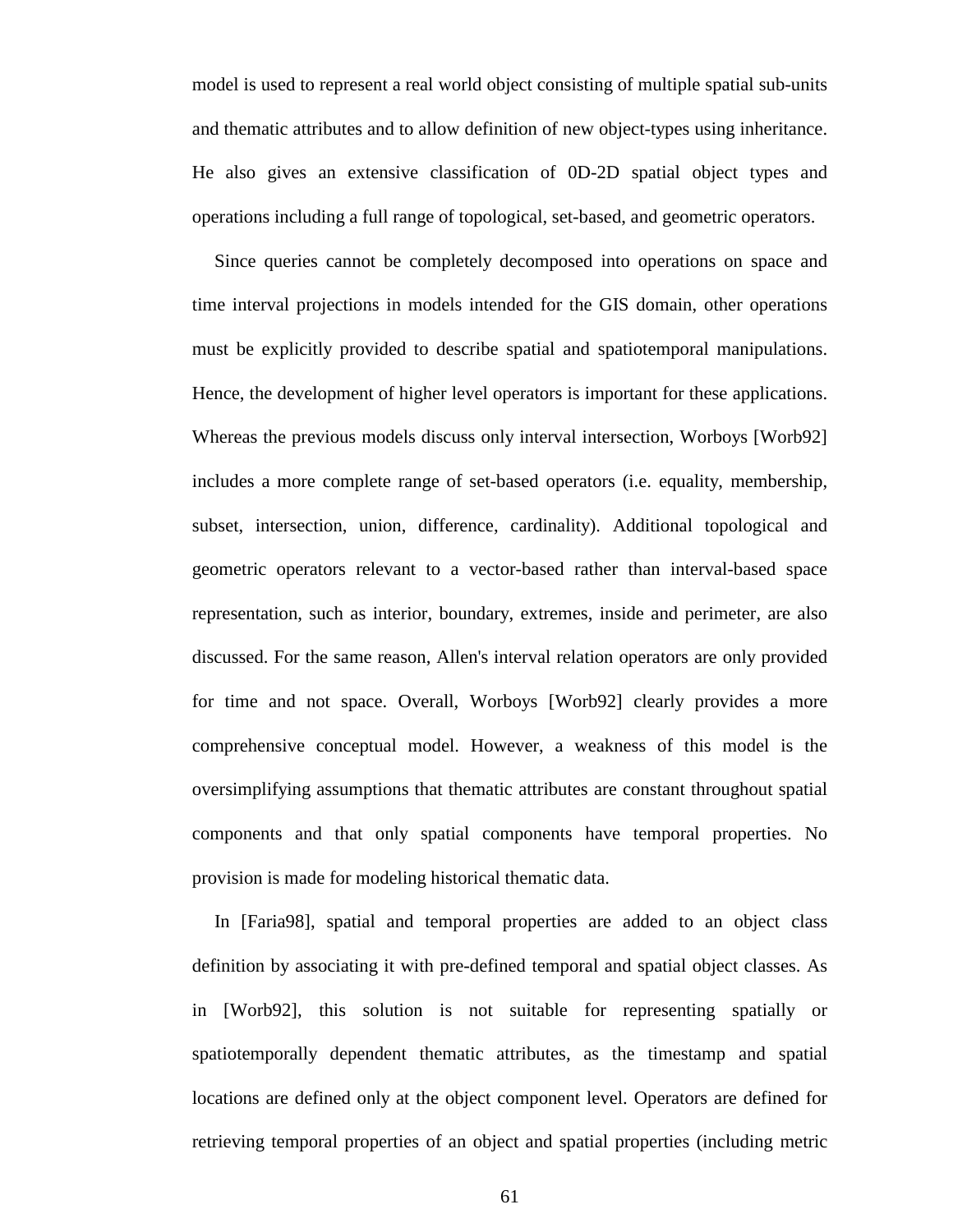model is used to represent a real world object consisting of multiple spatial sub-units and thematic attributes and to allow definition of new object-types using inheritance. He also gives an extensive classification of 0D-2D spatial object types and operations including a full range of topological, set-based, and geometric operators.

Since queries cannot be completely decomposed into operations on space and time interval projections in models intended for the GIS domain, other operations must be explicitly provided to describe spatial and spatiotemporal manipulations. Hence, the development of higher level operators is important for these applications. Whereas the previous models discuss only interval intersection, Worboys [Worb92] includes a more complete range of set-based operators (i.e. equality, membership, subset, intersection, union, difference, cardinality). Additional topological and geometric operators relevant to a vector-based rather than interval-based space representation, such as interior, boundary, extremes, inside and perimeter, are also discussed. For the same reason, Allen's interval relation operators are only provided for time and not space. Overall, Worboys [Worb92] clearly provides a more comprehensive conceptual model. However, a weakness of this model is the oversimplifying assumptions that thematic attributes are constant throughout spatial components and that only spatial components have temporal properties. No provision is made for modeling historical thematic data.

In [Faria98], spatial and temporal properties are added to an object class definition by associating it with pre-defined temporal and spatial object classes. As in [Worb92], this solution is not suitable for representing spatially or spatiotemporally dependent thematic attributes, as the timestamp and spatial locations are defined only at the object component level. Operators are defined for retrieving temporal properties of an object and spatial properties (including metric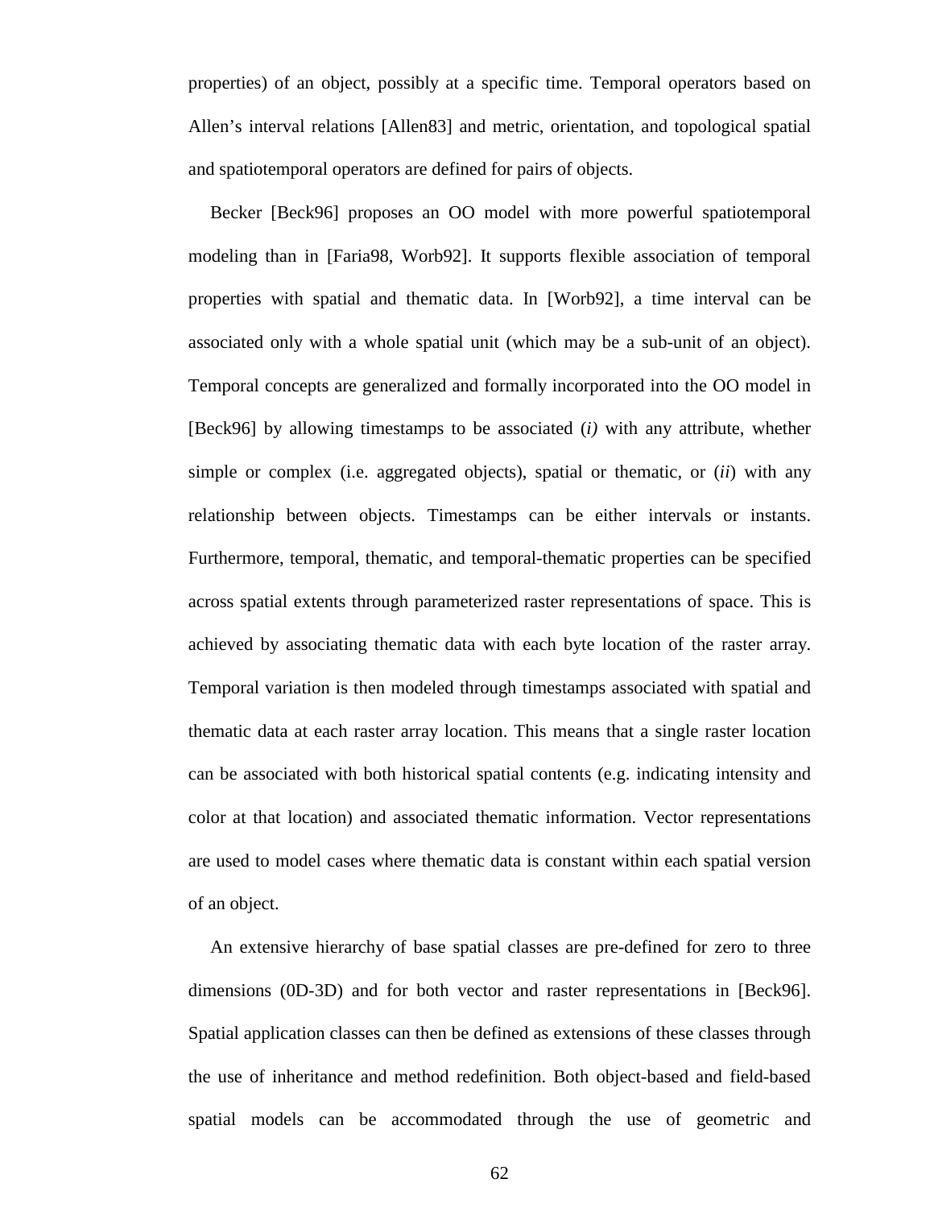properties) of an object, possibly at a specific time. Temporal operators based on Allen's interval relations [Allen83] and metric, orientation, and topological spatial and spatiotemporal operators are defined for pairs of objects.

Becker [Beck96] proposes an OO model with more powerful spatiotemporal modeling than in [Faria98, Worb92]. It supports flexible association of temporal properties with spatial and thematic data. In [Worb92], a time interval can be associated only with a whole spatial unit (which may be a sub-unit of an object). Temporal concepts are generalized and formally incorporated into the OO model in [Beck96] by allowing timestamps to be associated (*i)* with any attribute, whether simple or complex (i.e. aggregated objects), spatial or thematic, or (*ii*) with any relationship between objects. Timestamps can be either intervals or instants. Furthermore, temporal, thematic, and temporal-thematic properties can be specified across spatial extents through parameterized raster representations of space. This is achieved by associating thematic data with each byte location of the raster array. Temporal variation is then modeled through timestamps associated with spatial and thematic data at each raster array location. This means that a single raster location can be associated with both historical spatial contents (e.g. indicating intensity and color at that location) and associated thematic information. Vector representations are used to model cases where thematic data is constant within each spatial version of an object.

An extensive hierarchy of base spatial classes are pre-defined for zero to three dimensions (0D-3D) and for both vector and raster representations in [Beck96]. Spatial application classes can then be defined as extensions of these classes through the use of inheritance and method redefinition. Both object-based and field-based spatial models can be accommodated through the use of geometric and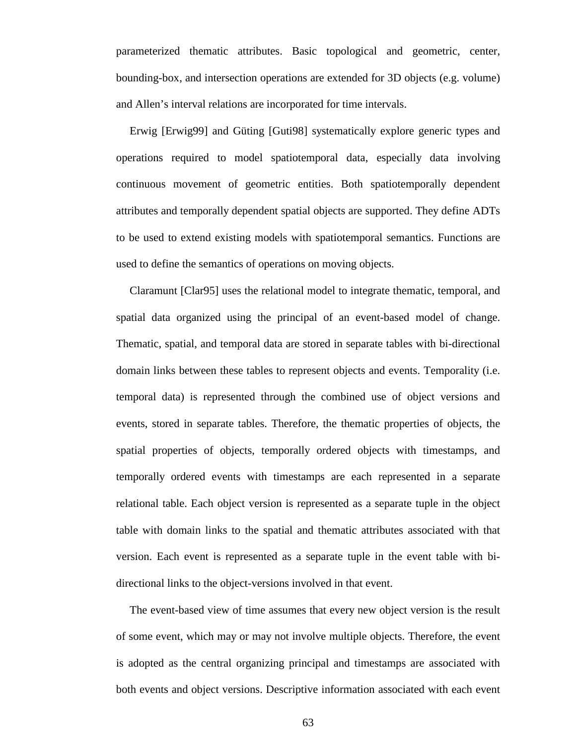parameterized thematic attributes. Basic topological and geometric, center, bounding-box, and intersection operations are extended for 3D objects (e.g. volume) and Allen's interval relations are incorporated for time intervals.

Erwig [Erwig99] and Güting [Guti98] systematically explore generic types and operations required to model spatiotemporal data, especially data involving continuous movement of geometric entities. Both spatiotemporally dependent attributes and temporally dependent spatial objects are supported. They define ADTs to be used to extend existing models with spatiotemporal semantics. Functions are used to define the semantics of operations on moving objects.

Claramunt [Clar95] uses the relational model to integrate thematic, temporal, and spatial data organized using the principal of an event-based model of change. Thematic, spatial, and temporal data are stored in separate tables with bi-directional domain links between these tables to represent objects and events. Temporality (i.e. temporal data) is represented through the combined use of object versions and events, stored in separate tables. Therefore, the thematic properties of objects, the spatial properties of objects, temporally ordered objects with timestamps, and temporally ordered events with timestamps are each represented in a separate relational table. Each object version is represented as a separate tuple in the object table with domain links to the spatial and thematic attributes associated with that version. Each event is represented as a separate tuple in the event table with bi-directional links to the object-versions involved in that event.

The event-based view of time assumes that every new object version is the result of some event, which may or may not involve multiple objects. Therefore, the event is adopted as the central organizing principal and timestamps are associated with both events and object versions. Descriptive information associated with each event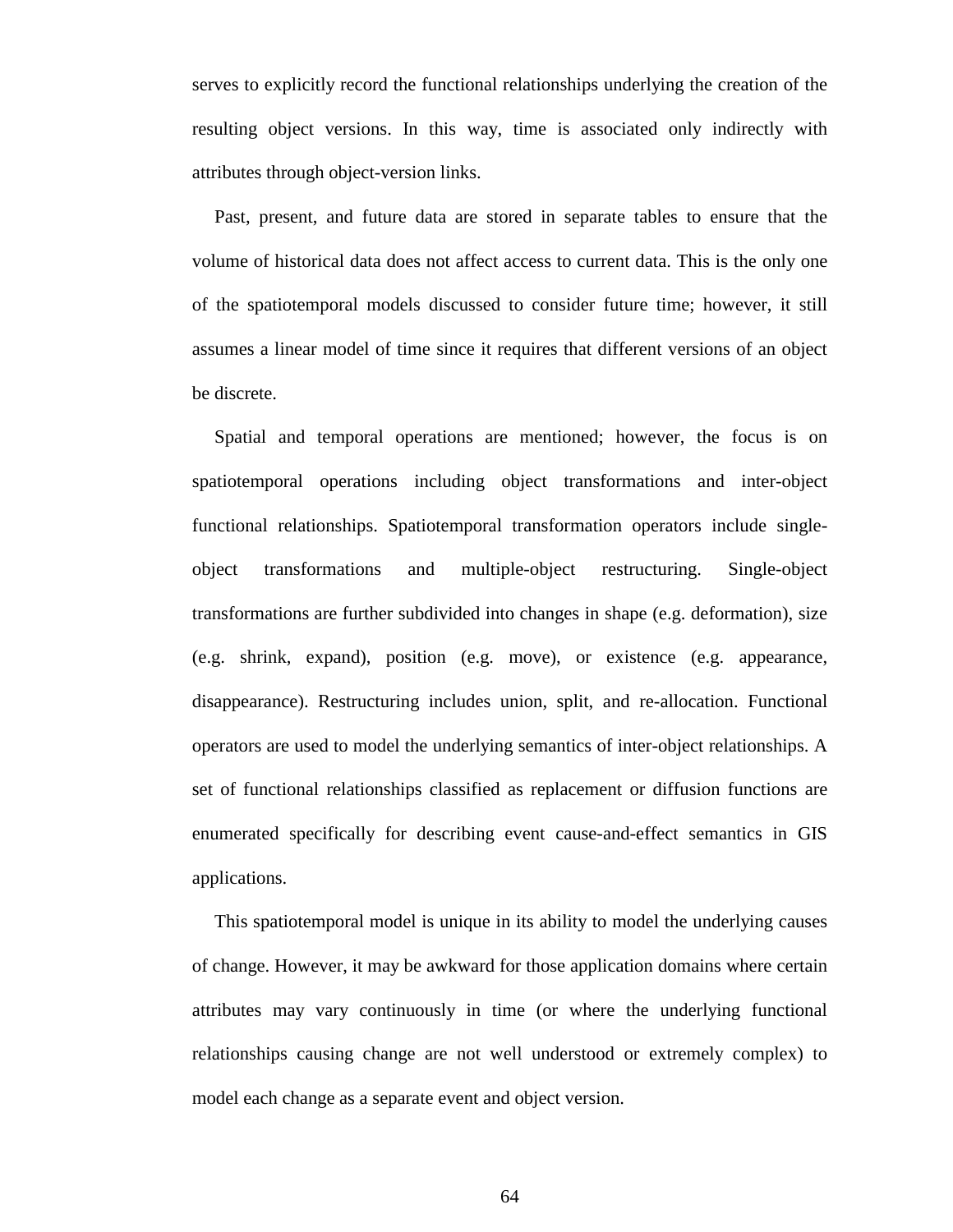serves to explicitly record the functional relationships underlying the creation of the resulting object versions. In this way, time is associated only indirectly with attributes through object-version links.

Past, present, and future data are stored in separate tables to ensure that the volume of historical data does not affect access to current data. This is the only one of the spatiotemporal models discussed to consider future time; however, it still assumes a linear model of time since it requires that different versions of an object be discrete.

Spatial and temporal operations are mentioned; however, the focus is on spatiotemporal operations including object transformations and inter-object functional relationships. Spatiotemporal transformation operators include single-object transformations and multiple-object restructuring. Single-object transformations are further subdivided into changes in shape (e.g. deformation), size (e.g. shrink, expand), position (e.g. move), or existence (e.g. appearance, disappearance). Restructuring includes union, split, and re-allocation. Functional operators are used to model the underlying semantics of inter-object relationships. A set of functional relationships classified as replacement or diffusion functions are enumerated specifically for describing event cause-and-effect semantics in GIS applications.

This spatiotemporal model is unique in its ability to model the underlying causes of change. However, it may be awkward for those application domains where certain attributes may vary continuously in time (or where the underlying functional relationships causing change are not well understood or extremely complex) to model each change as a separate event and object version.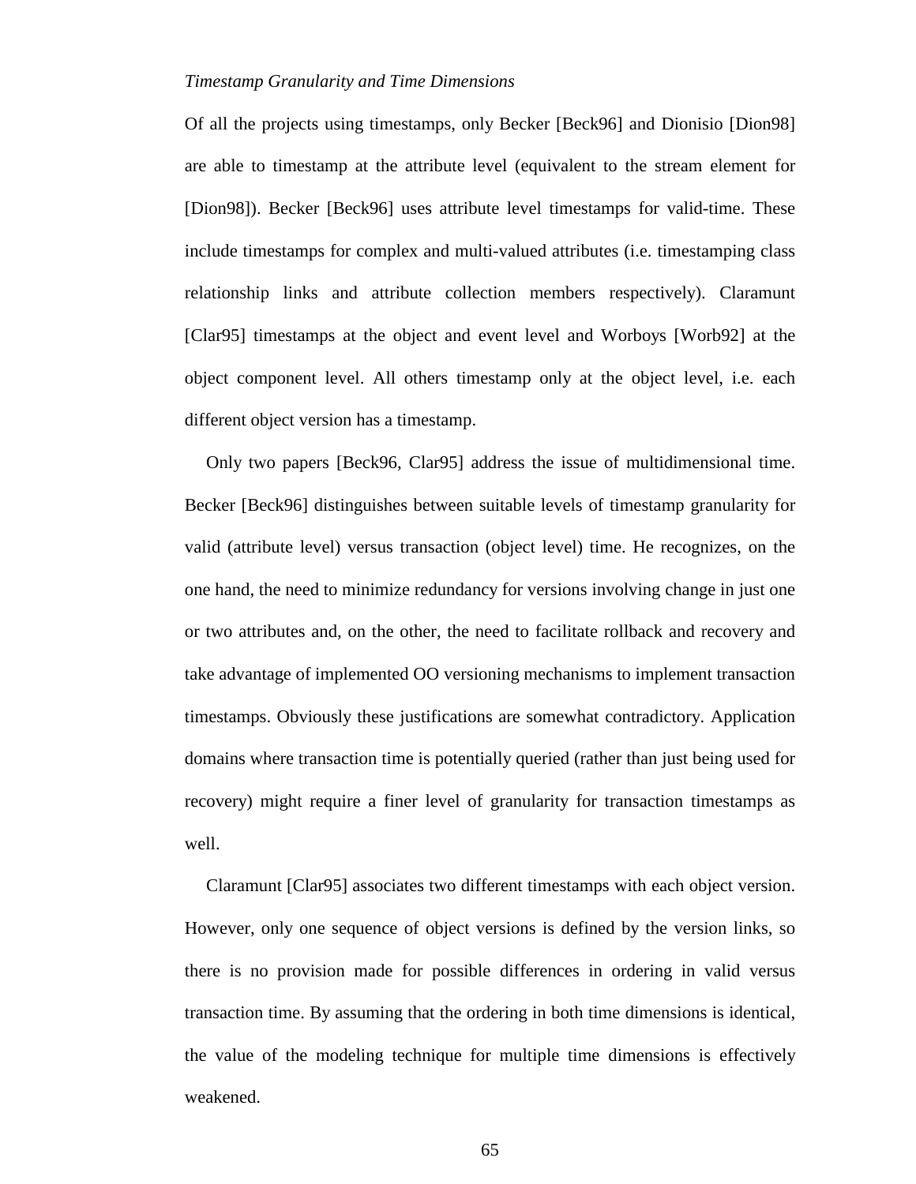*Timestamp Granularity and Time Dimensions*

Of all the projects using timestamps, only Becker [Beck96] and Dionisio [Dion98] are able to timestamp at the attribute level (equivalent to the stream element for [Dion98]). Becker [Beck96] uses attribute level timestamps for valid-time. These include timestamps for complex and multi-valued attributes (i.e. timestamping class relationship links and attribute collection members respectively). Claramunt [Clar95] timestamps at the object and event level and Worboys [Worb92] at the object component level. All others timestamp only at the object level, i.e. each different object version has a timestamp.

Only two papers [Beck96, Clar95] address the issue of multidimensional time. Becker [Beck96] distinguishes between suitable levels of timestamp granularity for valid (attribute level) versus transaction (object level) time. He recognizes, on the one hand, the need to minimize redundancy for versions involving change in just one or two attributes and, on the other, the need to facilitate rollback and recovery and take advantage of implemented OO versioning mechanisms to implement transaction timestamps. Obviously these justifications are somewhat contradictory. Application domains where transaction time is potentially queried (rather than just being used for recovery) might require a finer level of granularity for transaction timestamps as well.

Claramunt [Clar95] associates two different timestamps with each object version. However, only one sequence of object versions is defined by the version links, so there is no provision made for possible differences in ordering in valid versus transaction time. By assuming that the ordering in both time dimensions is identical, the value of the modeling technique for multiple time dimensions is effectively weakened.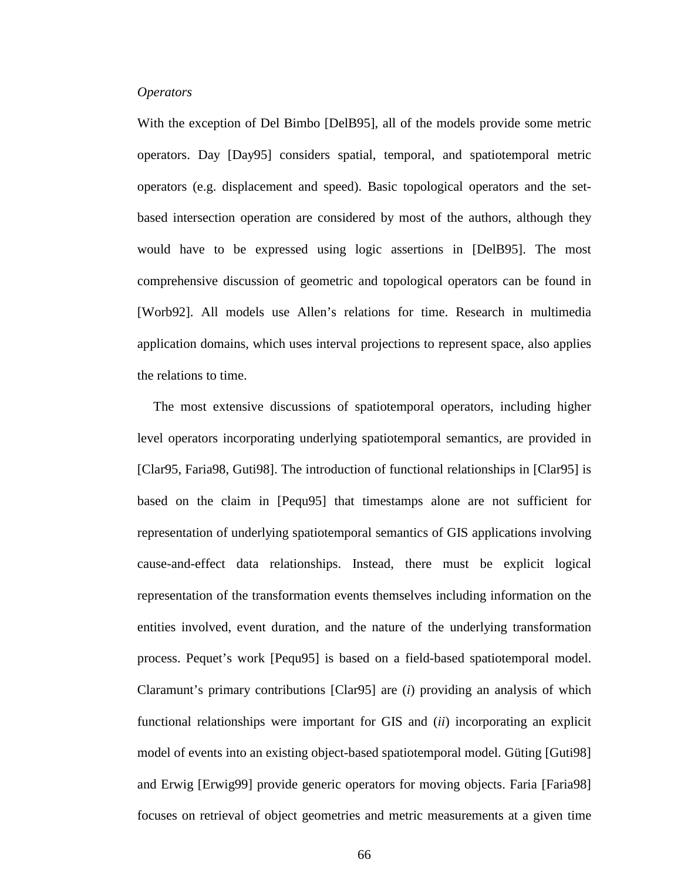*Operators*

With the exception of Del Bimbo [DelB95], all of the models provide some metric operators. Day [Day95] considers spatial, temporal, and spatiotemporal metric operators (e.g. displacement and speed). Basic topological operators and the set-based intersection operation are considered by most of the authors, although they would have to be expressed using logic assertions in [DelB95]. The most comprehensive discussion of geometric and topological operators can be found in [Worb92]. All models use Allen's relations for time. Research in multimedia application domains, which uses interval projections to represent space, also applies the relations to time.

The most extensive discussions of spatiotemporal operators, including higher level operators incorporating underlying spatiotemporal semantics, are provided in [Clar95, Faria98, Guti98]. The introduction of functional relationships in [Clar95] is based on the claim in [Pequ95] that timestamps alone are not sufficient for representation of underlying spatiotemporal semantics of GIS applications involving cause-and-effect data relationships. Instead, there must be explicit logical representation of the transformation events themselves including information on the entities involved, event duration, and the nature of the underlying transformation process. Pequet's work [Pequ95] is based on a field-based spatiotemporal model. Claramunt's primary contributions [Clar95] are (*i*) providing an analysis of which functional relationships were important for GIS and (*ii*) incorporating an explicit model of events into an existing object-based spatiotemporal model. Güting [Guti98] and Erwig [Erwig99] provide generic operators for moving objects. Faria [Faria98] focuses on retrieval of object geometries and metric measurements at a given time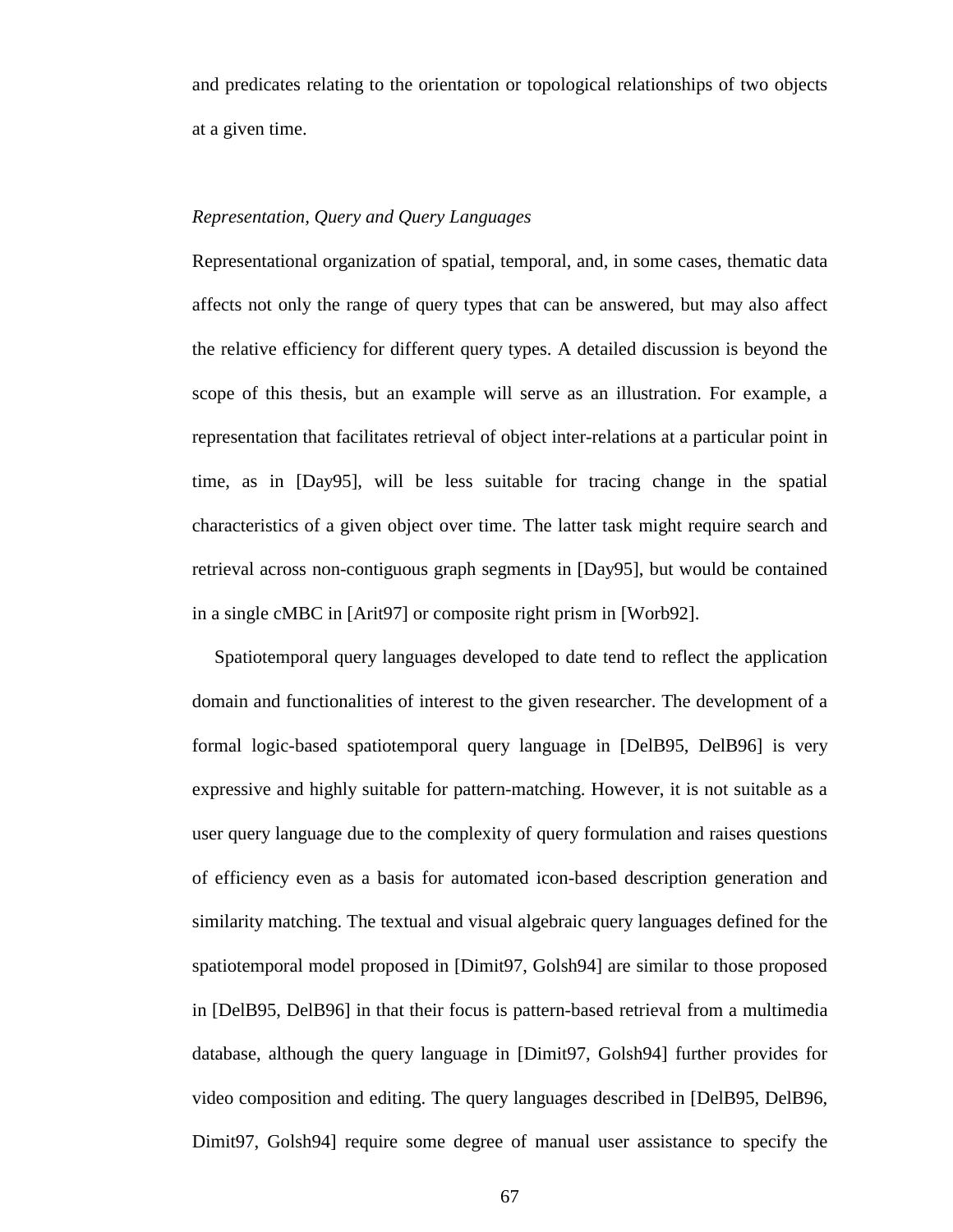and predicates relating to the orientation or topological relationships of two objects at a given time.

*Representation, Query and Query Languages*

Representational organization of spatial, temporal, and, in some cases, thematic data affects not only the range of query types that can be answered, but may also affect the relative efficiency for different query types. A detailed discussion is beyond the scope of this thesis, but an example will serve as an illustration. For example, a representation that facilitates retrieval of object inter-relations at a particular point in time, as in [Day95], will be less suitable for tracing change in the spatial characteristics of a given object over time. The latter task might require search and retrieval across non-contiguous graph segments in [Day95], but would be contained in a single cMBC in [Arit97] or composite right prism in [Worb92].

Spatiotemporal query languages developed to date tend to reflect the application domain and functionalities of interest to the given researcher. The development of a formal logic-based spatiotemporal query language in [DelB95, DelB96] is very expressive and highly suitable for pattern-matching. However, it is not suitable as a user query language due to the complexity of query formulation and raises questions of efficiency even as a basis for automated icon-based description generation and similarity matching. The textual and visual algebraic query languages defined for the spatiotemporal model proposed in [Dimit97, Golsh94] are similar to those proposed in [DelB95, DelB96] in that their focus is pattern-based retrieval from a multimedia database, although the query language in [Dimit97, Golsh94] further provides for video composition and editing. The query languages described in [DelB95, DelB96, Dimit97, Golsh94] require some degree of manual user assistance to specify the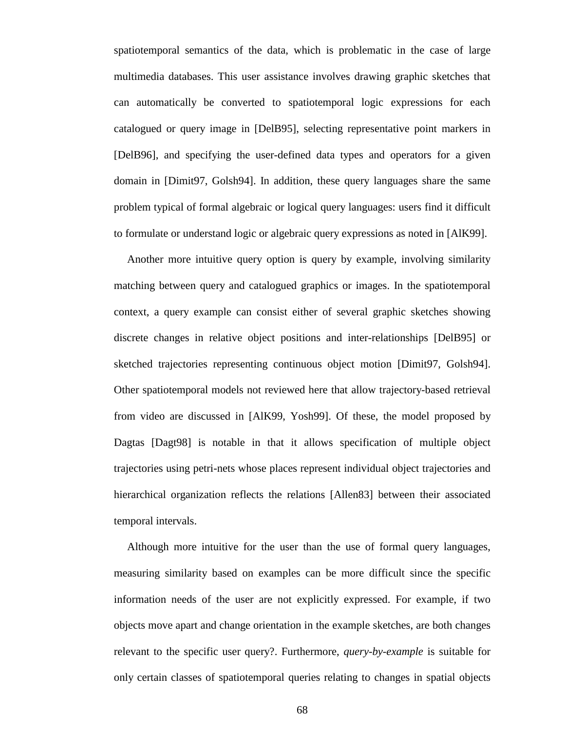spatiotemporal semantics of the data, which is problematic in the case of large multimedia databases. This user assistance involves drawing graphic sketches that can automatically be converted to spatiotemporal logic expressions for each catalogued or query image in [DelB95], selecting representative point markers in [DelB96], and specifying the user-defined data types and operators for a given domain in [Dimit97, Golsh94]. In addition, these query languages share the same problem typical of formal algebraic or logical query languages: users find it difficult to formulate or understand logic or algebraic query expressions as noted in [AlK99].

Another more intuitive query option is query by example, involving similarity matching between query and catalogued graphics or images. In the spatiotemporal context, a query example can consist either of several graphic sketches showing discrete changes in relative object positions and inter-relationships [DelB95] or sketched trajectories representing continuous object motion [Dimit97, Golsh94]. Other spatiotemporal models not reviewed here that allow trajectory-based retrieval from video are discussed in [AlK99, Yosh99]. Of these, the model proposed by Dagtas [Dagt98] is notable in that it allows specification of multiple object trajectories using petri-nets whose places represent individual object trajectories and hierarchical organization reflects the relations [Allen83] between their associated temporal intervals.

Although more intuitive for the user than the use of formal query languages, measuring similarity based on examples can be more difficult since the specific information needs of the user are not explicitly expressed. For example, if two objects move apart and change orientation in the example sketches, are both changes relevant to the specific user query?. Furthermore, *query-by-example* is suitable for only certain classes of spatiotemporal queries relating to changes in spatial objects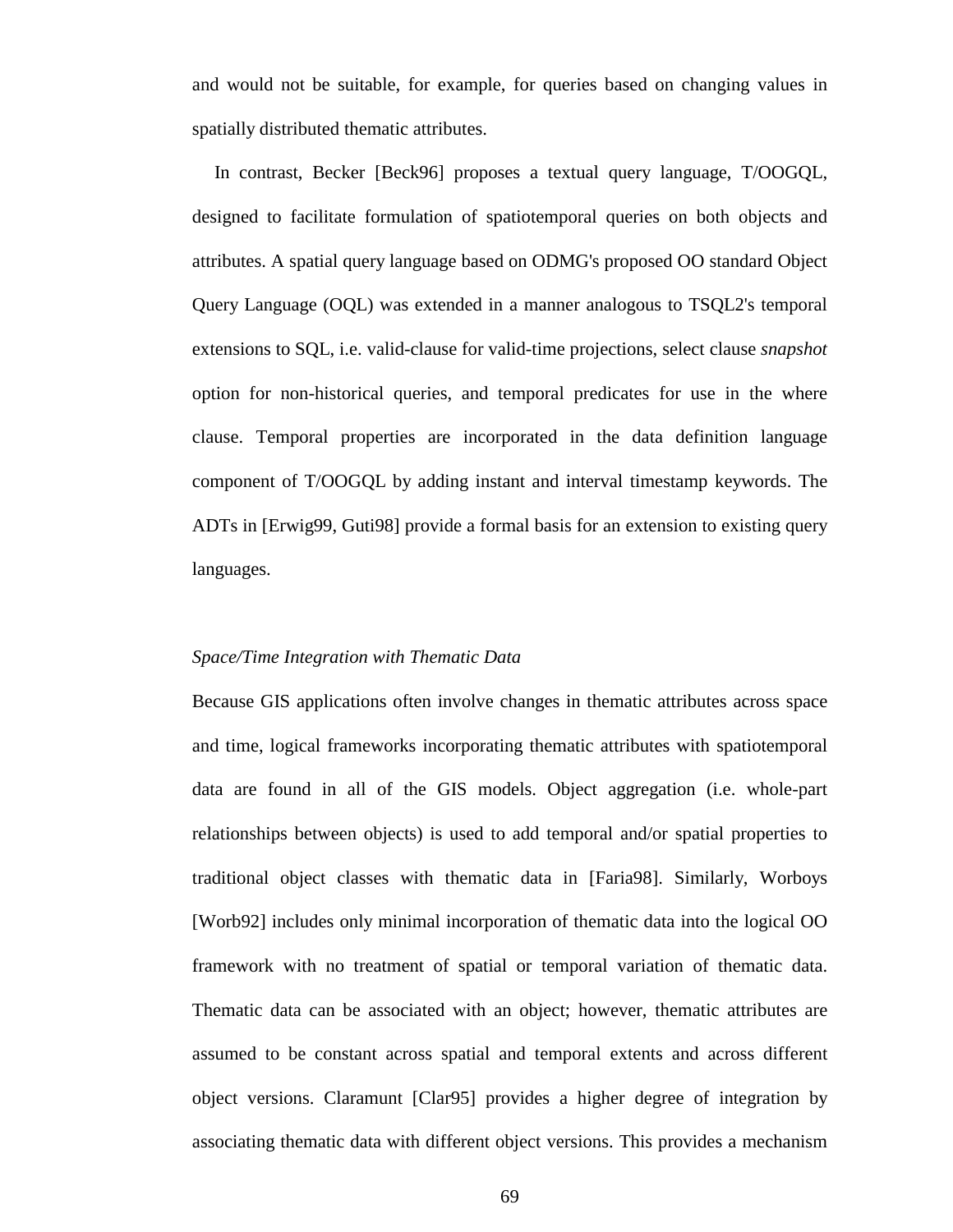and would not be suitable, for example, for queries based on changing values in spatially distributed thematic attributes.

In contrast, Becker [Beck96] proposes a textual query language, T/OOGQL, designed to facilitate formulation of spatiotemporal queries on both objects and attributes. A spatial query language based on ODMG's proposed OO standard Object Query Language (OQL) was extended in a manner analogous to TSQL2's temporal extensions to SQL, i.e. valid-clause for valid-time projections, select clause *snapshot* option for non-historical queries, and temporal predicates for use in the where clause. Temporal properties are incorporated in the data definition language component of T/OOGQL by adding instant and interval timestamp keywords. The ADTs in [Erwig99, Guti98] provide a formal basis for an extension to existing query languages.

*Space/Time Integration with Thematic Data*

Because GIS applications often involve changes in thematic attributes across space and time, logical frameworks incorporating thematic attributes with spatiotemporal data are found in all of the GIS models. Object aggregation (i.e. whole-part relationships between objects) is used to add temporal and/or spatial properties to traditional object classes with thematic data in [Faria98]. Similarly, Worboys [Worb92] includes only minimal incorporation of thematic data into the logical OO framework with no treatment of spatial or temporal variation of thematic data. Thematic data can be associated with an object; however, thematic attributes are assumed to be constant across spatial and temporal extents and across different object versions. Claramunt [Clar95] provides a higher degree of integration by associating thematic data with different object versions. This provides a mechanism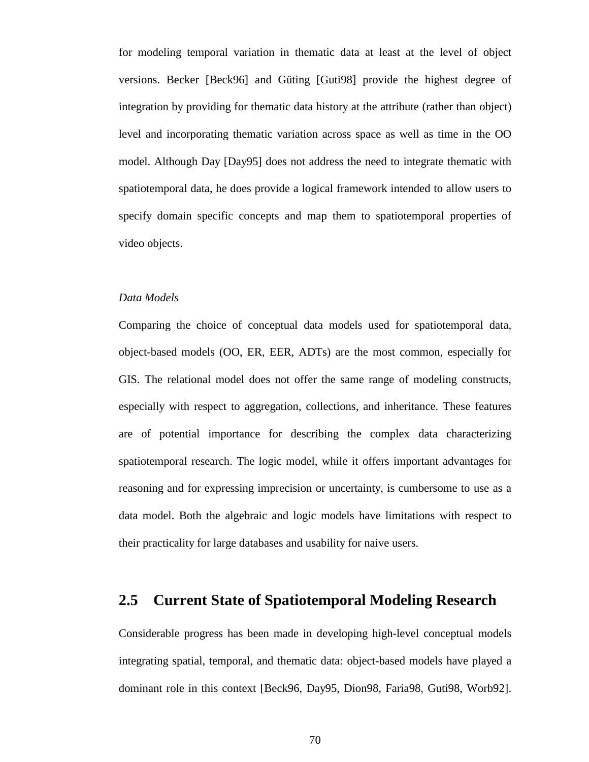for modeling temporal variation in thematic data at least at the level of object versions. Becker [Beck96] and Güting [Guti98] provide the highest degree of integration by providing for thematic data history at the attribute (rather than object) level and incorporating thematic variation across space as well as time in the OO model. Although Day [Day95] does not address the need to integrate thematic with spatiotemporal data, he does provide a logical framework intended to allow users to specify domain specific concepts and map them to spatiotemporal properties of video objects.

*Data Models*

Comparing the choice of conceptual data models used for spatiotemporal data, object-based models (OO, ER, EER, ADTs) are the most common, especially for GIS. The relational model does not offer the same range of modeling constructs, especially with respect to aggregation, collections, and inheritance. These features are of potential importance for describing the complex data characterizing spatiotemporal research. The logic model, while it offers important advantages for reasoning and for expressing imprecision or uncertainty, is cumbersome to use as a data model. Both the algebraic and logic models have limitations with respect to their practicality for large databases and usability for naive users.

## 2.5 Current State of Spatiotemporal Modeling Research

Considerable progress has been made in developing high-level conceptual models integrating spatial, temporal, and thematic data: object-based models have played a dominant role in this context [Beck96, Day95, Dion98, Faria98, Guti98, Worb92].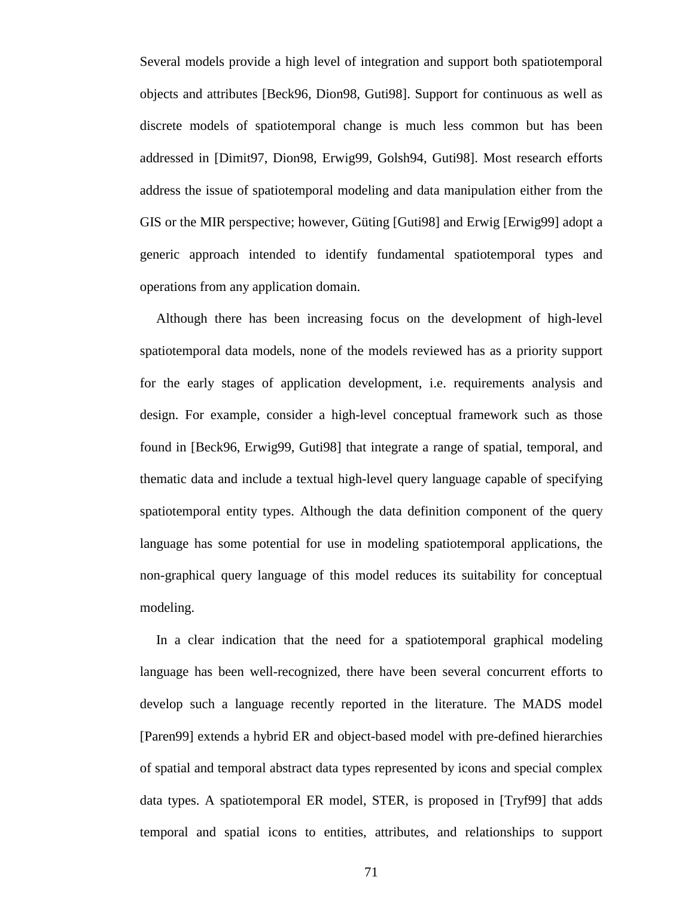Several models provide a high level of integration and support both spatiotemporal objects and attributes [Beck96, Dion98, Guti98]. Support for continuous as well as discrete models of spatiotemporal change is much less common but has been addressed in [Dimit97, Dion98, Erwig99, Golsh94, Guti98]. Most research efforts address the issue of spatiotemporal modeling and data manipulation either from the GIS or the MIR perspective; however, Güting [Guti98] and Erwig [Erwig99] adopt a generic approach intended to identify fundamental spatiotemporal types and operations from any application domain.

Although there has been increasing focus on the development of high-level spatiotemporal data models, none of the models reviewed has as a priority support for the early stages of application development, i.e. requirements analysis and design. For example, consider a high-level conceptual framework such as those found in [Beck96, Erwig99, Guti98] that integrate a range of spatial, temporal, and thematic data and include a textual high-level query language capable of specifying spatiotemporal entity types. Although the data definition component of the query language has some potential for use in modeling spatiotemporal applications, the non-graphical query language of this model reduces its suitability for conceptual modeling.

In a clear indication that the need for a spatiotemporal graphical modeling language has been well-recognized, there have been several concurrent efforts to develop such a language recently reported in the literature. The MADS model [Paren99] extends a hybrid ER and object-based model with pre-defined hierarchies of spatial and temporal abstract data types represented by icons and special complex data types. A spatiotemporal ER model, STER, is proposed in [Tryf99] that adds temporal and spatial icons to entities, attributes, and relationships to support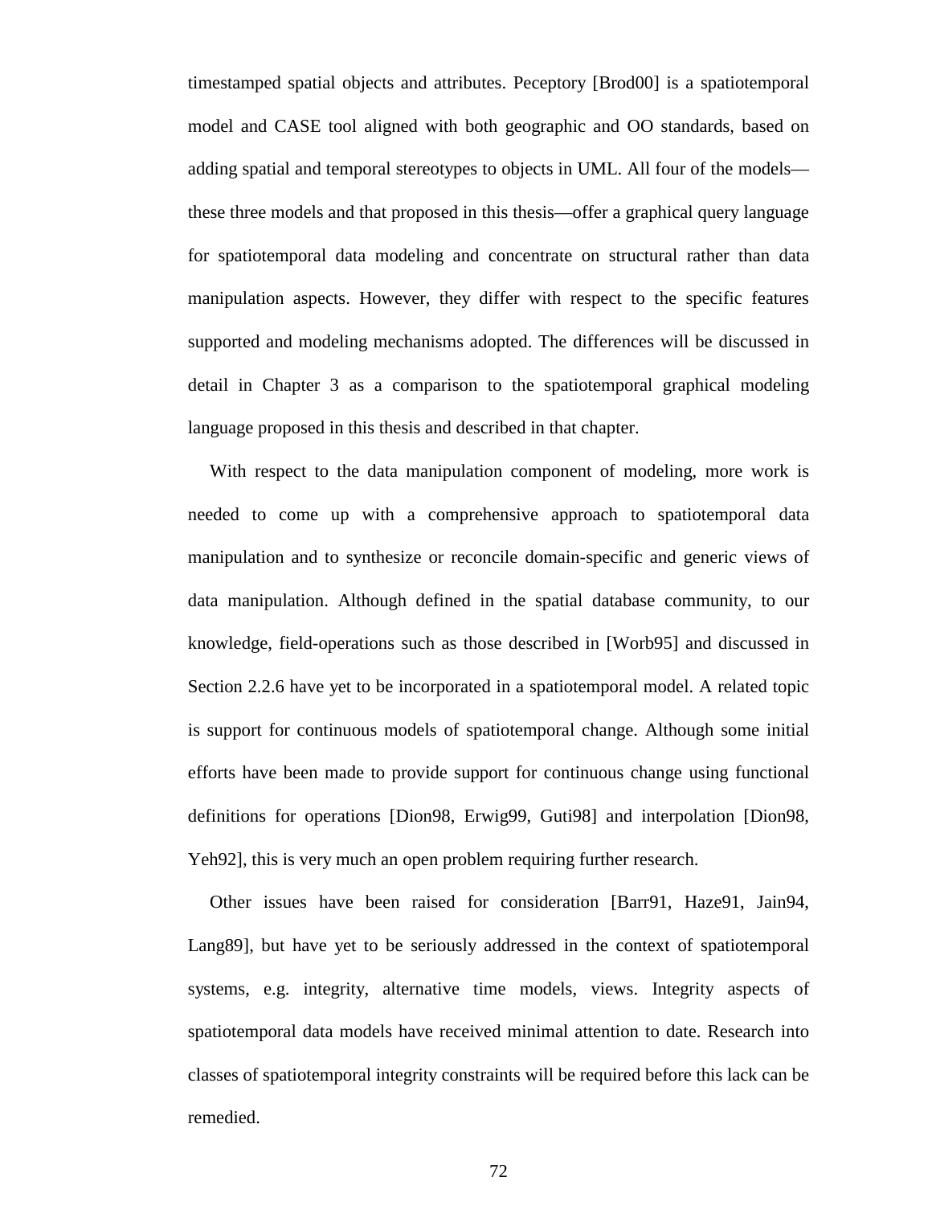timestamped spatial objects and attributes. Peceptory [Brod00] is a spatiotemporal model and CASE tool aligned with both geographic and OO standards, based on adding spatial and temporal stereotypes to objects in UML. All four of the models—these three models and that proposed in this thesis—offer a graphical query language for spatiotemporal data modeling and concentrate on structural rather than data manipulation aspects. However, they differ with respect to the specific features supported and modeling mechanisms adopted. The differences will be discussed in detail in Chapter 3 as a comparison to the spatiotemporal graphical modeling language proposed in this thesis and described in that chapter.

With respect to the data manipulation component of modeling, more work is needed to come up with a comprehensive approach to spatiotemporal data manipulation and to synthesize or reconcile domain-specific and generic views of data manipulation. Although defined in the spatial database community, to our knowledge, field-operations such as those described in [Worb95] and discussed in Section 2.2.6 have yet to be incorporated in a spatiotemporal model. A related topic is support for continuous models of spatiotemporal change. Although some initial efforts have been made to provide support for continuous change using functional definitions for operations [Dion98, Erwig99, Guti98] and interpolation [Dion98, Yeh92], this is very much an open problem requiring further research.

Other issues have been raised for consideration [Barr91, Haze91, Jain94, Lang89], but have yet to be seriously addressed in the context of spatiotemporal systems, e.g. integrity, alternative time models, views. Integrity aspects of spatiotemporal data models have received minimal attention to date. Research into classes of spatiotemporal integrity constraints will be required before this lack can be remedied.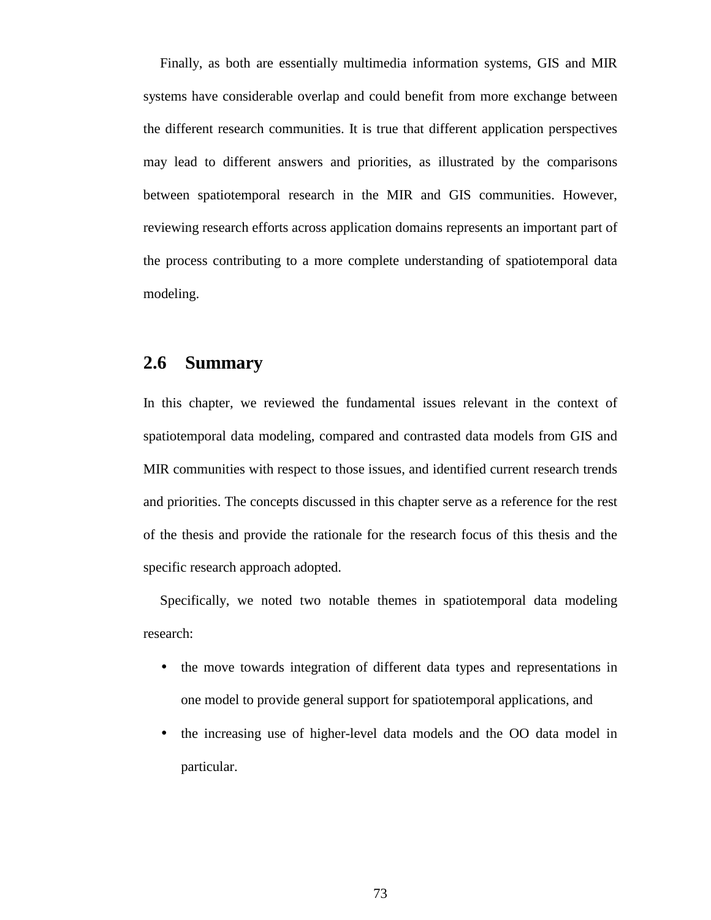Finally, as both are essentially multimedia information systems, GIS and MIR systems have considerable overlap and could benefit from more exchange between the different research communities. It is true that different application perspectives may lead to different answers and priorities, as illustrated by the comparisons between spatiotemporal research in the MIR and GIS communities. However, reviewing research efforts across application domains represents an important part of the process contributing to a more complete understanding of spatiotemporal data modeling.

## 2.6 Summary

In this chapter, we reviewed the fundamental issues relevant in the context of spatiotemporal data modeling, compared and contrasted data models from GIS and MIR communities with respect to those issues, and identified current research trends and priorities. The concepts discussed in this chapter serve as a reference for the rest of the thesis and provide the rationale for the research focus of this thesis and the specific research approach adopted.

Specifically, we noted two notable themes in spatiotemporal data modeling research:

- the move towards integration of different data types and representations in one model to provide general support for spatiotemporal applications, and
- the increasing use of higher-level data models and the OO data model in particular.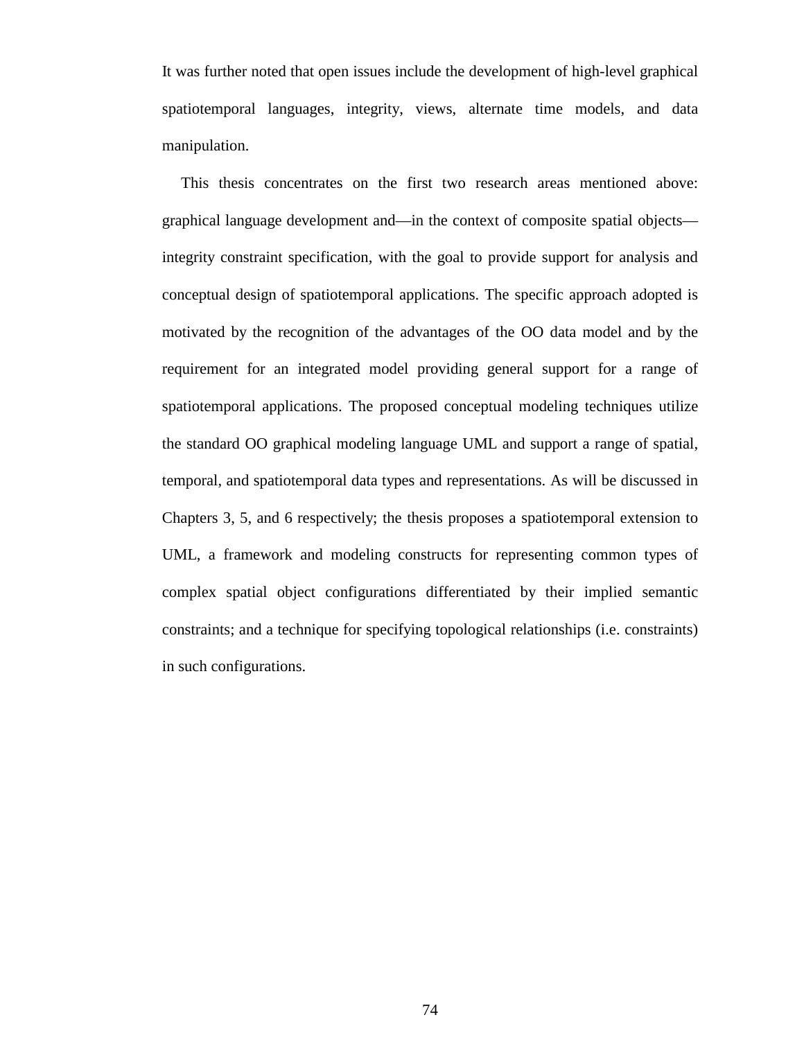It was further noted that open issues include the development of high-level graphical spatiotemporal languages, integrity, views, alternate time models, and data manipulation.

This thesis concentrates on the first two research areas mentioned above: graphical language development and—in the context of composite spatial objects—integrity constraint specification, with the goal to provide support for analysis and conceptual design of spatiotemporal applications. The specific approach adopted is motivated by the recognition of the advantages of the OO data model and by the requirement for an integrated model providing general support for a range of spatiotemporal applications. The proposed conceptual modeling techniques utilize the standard OO graphical modeling language UML and support a range of spatial, temporal, and spatiotemporal data types and representations. As will be discussed in Chapters 3, 5, and 6 respectively; the thesis proposes a spatiotemporal extension to UML, a framework and modeling constructs for representing common types of complex spatial object configurations differentiated by their implied semantic constraints; and a technique for specifying topological relationships (i.e. constraints) in such configurations.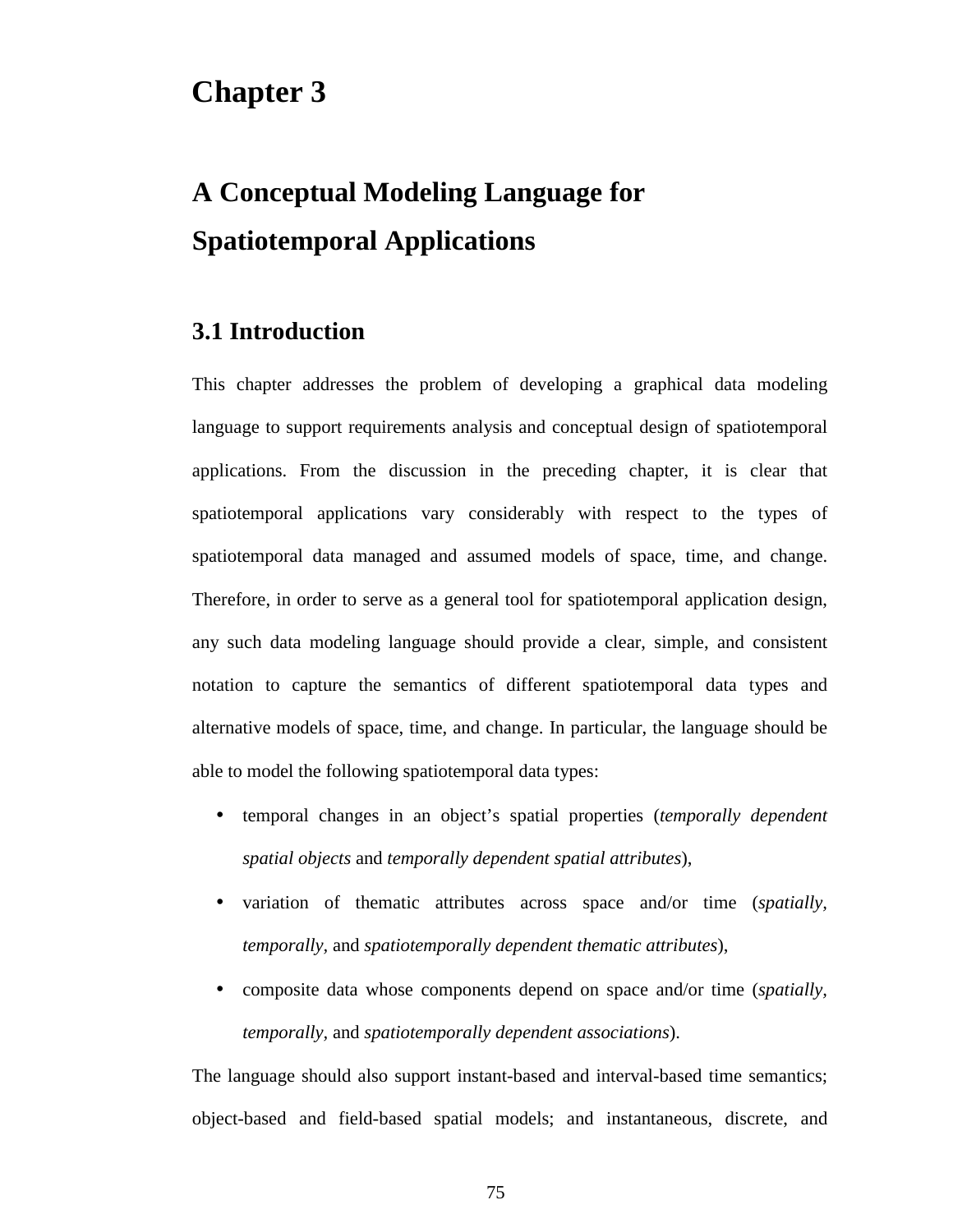# Chapter 3

# A Conceptual Modeling Language for Spatiotemporal Applications

## 3.1 Introduction

This chapter addresses the problem of developing a graphical data modeling language to support requirements analysis and conceptual design of spatiotemporal applications. From the discussion in the preceding chapter, it is clear that spatiotemporal applications vary considerably with respect to the types of spatiotemporal data managed and assumed models of space, time, and change. Therefore, in order to serve as a general tool for spatiotemporal application design, any such data modeling language should provide a clear, simple, and consistent notation to capture the semantics of different spatiotemporal data types and alternative models of space, time, and change. In particular, the language should be able to model the following spatiotemporal data types:

- temporal changes in an object's spatial properties (*temporally dependent spatial objects* and *temporally dependent spatial attributes*),
- variation of thematic attributes across space and/or time (*spatially, temporally*, and *spatiotemporally dependent thematic attributes*),
- composite data whose components depend on space and/or time (*spatially, temporally*, and *spatiotemporally dependent associations*).

The language should also support instant-based and interval-based time semantics; object-based and field-based spatial models; and instantaneous, discrete, and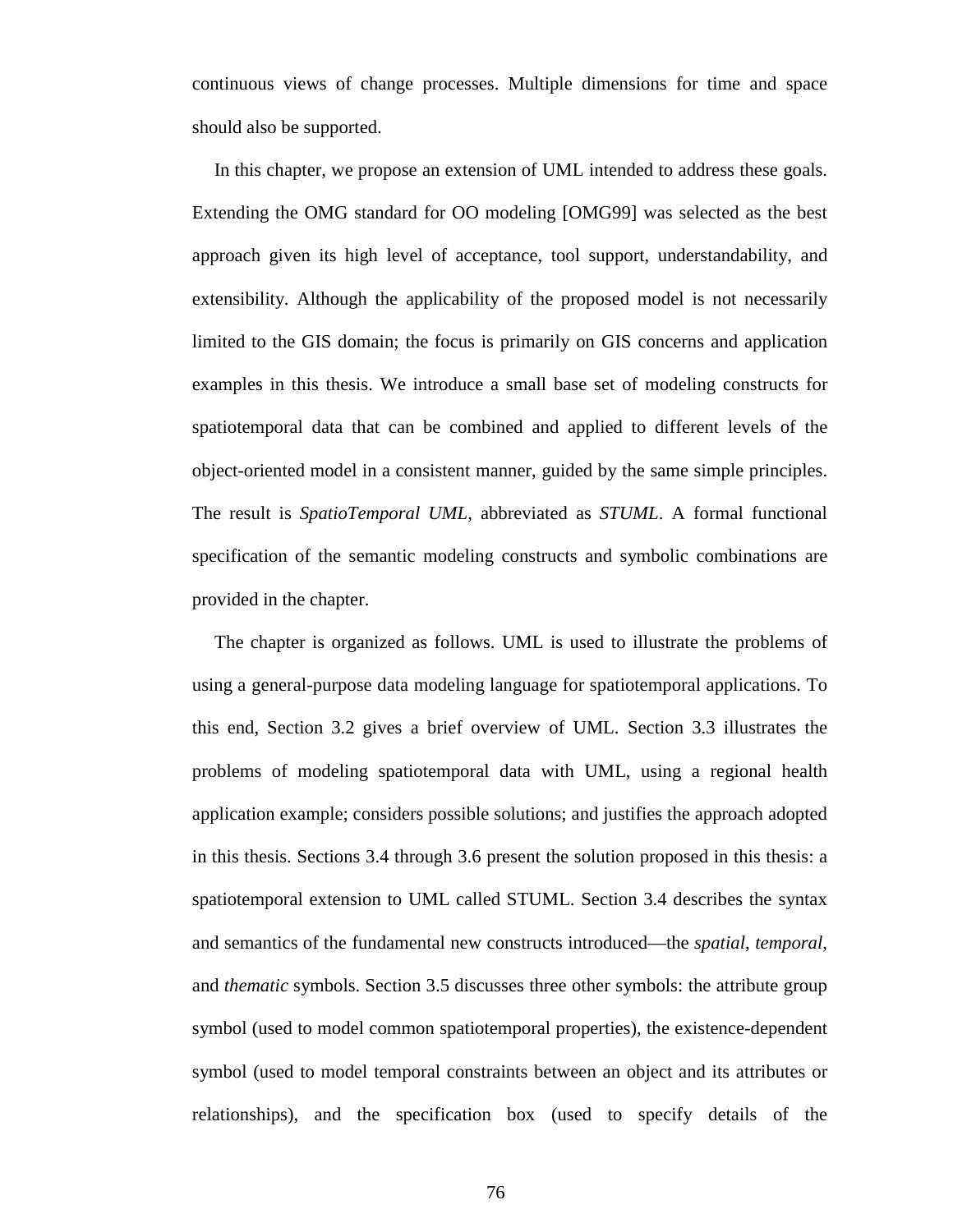continuous views of change processes. Multiple dimensions for time and space should also be supported.

In this chapter, we propose an extension of UML intended to address these goals. Extending the OMG standard for OO modeling [OMG99] was selected as the best approach given its high level of acceptance, tool support, understandability, and extensibility. Although the applicability of the proposed model is not necessarily limited to the GIS domain; the focus is primarily on GIS concerns and application examples in this thesis. We introduce a small base set of modeling constructs for spatiotemporal data that can be combined and applied to different levels of the object-oriented model in a consistent manner, guided by the same simple principles. The result is *SpatioTemporal UML*, abbreviated as *STUML*. A formal functional specification of the semantic modeling constructs and symbolic combinations are provided in the chapter.

The chapter is organized as follows. UML is used to illustrate the problems of using a general-purpose data modeling language for spatiotemporal applications. To this end, Section 3.2 gives a brief overview of UML. Section 3.3 illustrates the problems of modeling spatiotemporal data with UML, using a regional health application example; considers possible solutions; and justifies the approach adopted in this thesis. Sections 3.4 through 3.6 present the solution proposed in this thesis: a spatiotemporal extension to UML called STUML. Section 3.4 describes the syntax and semantics of the fundamental new constructs introduced—the *spatial*, *temporal*, and *thematic* symbols. Section 3.5 discusses three other symbols: the attribute group symbol (used to model common spatiotemporal properties), the existence-dependent symbol (used to model temporal constraints between an object and its attributes or relationships), and the specification box (used to specify details of the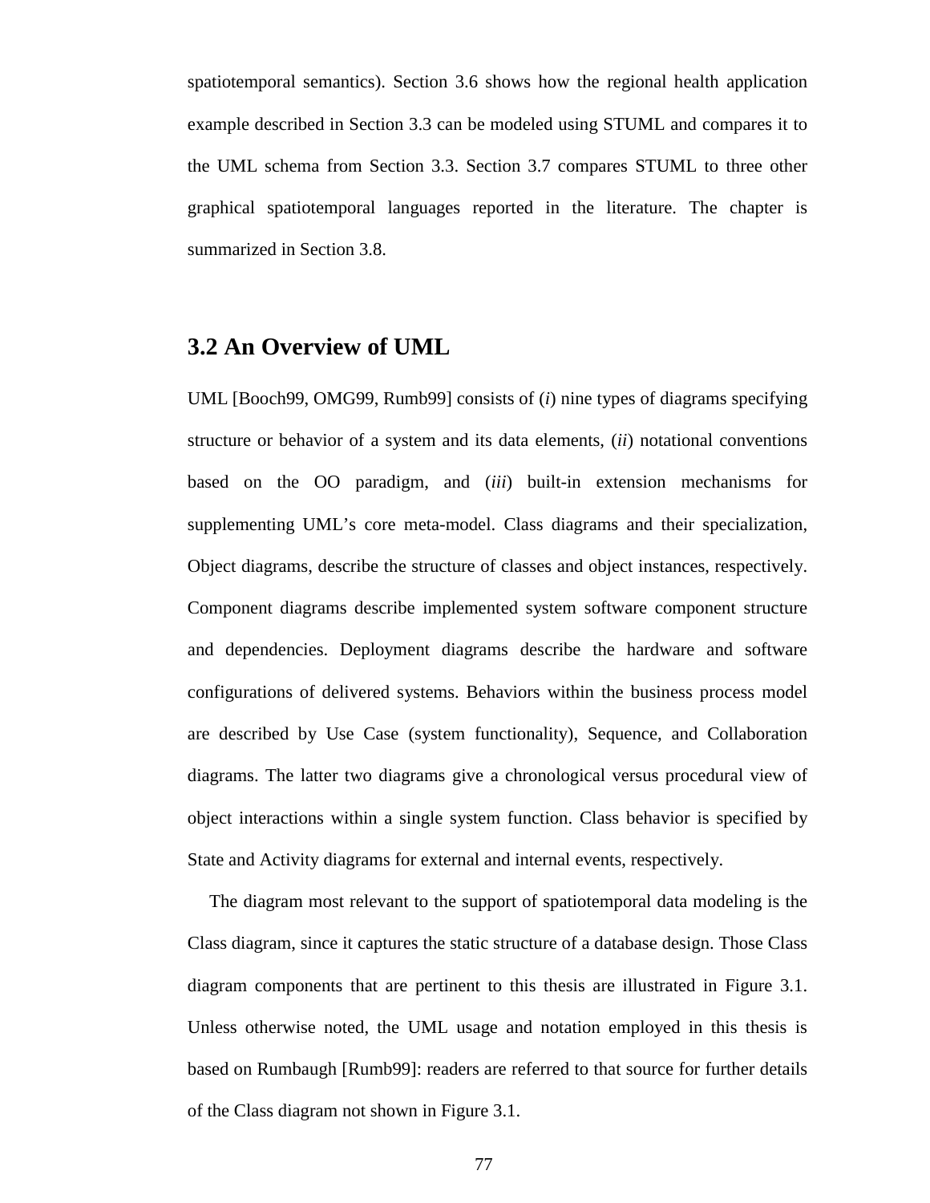spatiotemporal semantics). Section 3.6 shows how the regional health application example described in Section 3.3 can be modeled using STUML and compares it to the UML schema from Section 3.3. Section 3.7 compares STUML to three other graphical spatiotemporal languages reported in the literature. The chapter is summarized in Section 3.8.

## 3.2 An Overview of UML

UML [Booch99, OMG99, Rumb99] consists of (*i*) nine types of diagrams specifying structure or behavior of a system and its data elements, (*ii*) notational conventions based on the OO paradigm, and (*iii*) built-in extension mechanisms for supplementing UML's core meta-model. Class diagrams and their specialization, Object diagrams, describe the structure of classes and object instances, respectively. Component diagrams describe implemented system software component structure and dependencies. Deployment diagrams describe the hardware and software configurations of delivered systems. Behaviors within the business process model are described by Use Case (system functionality), Sequence, and Collaboration diagrams. The latter two diagrams give a chronological versus procedural view of object interactions within a single system function. Class behavior is specified by State and Activity diagrams for external and internal events, respectively.

The diagram most relevant to the support of spatiotemporal data modeling is the Class diagram, since it captures the static structure of a database design. Those Class diagram components that are pertinent to this thesis are illustrated in Figure 3.1. Unless otherwise noted, the UML usage and notation employed in this thesis is based on Rumbaugh [Rumb99]: readers are referred to that source for further details of the Class diagram not shown in Figure 3.1.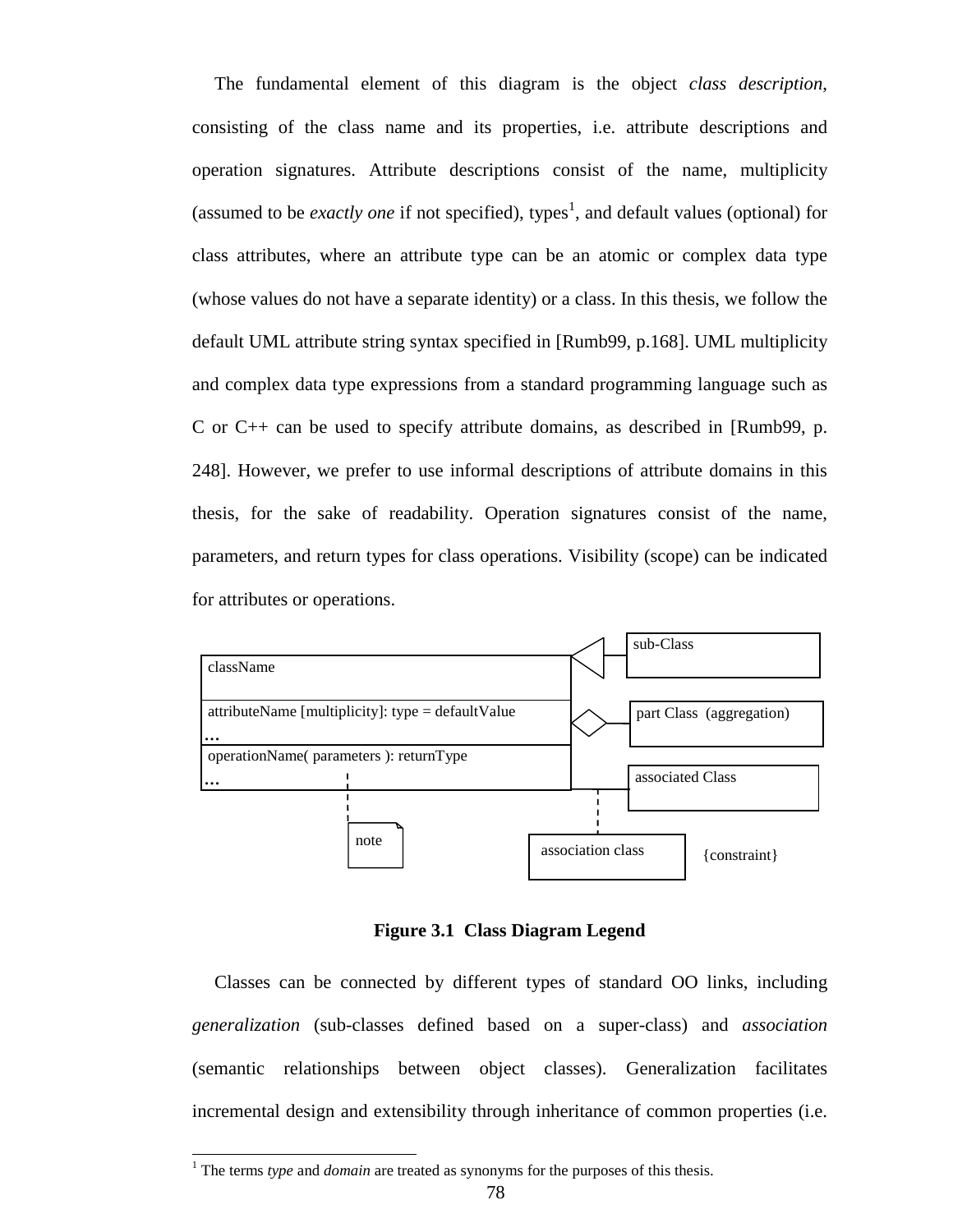The fundamental element of this diagram is the object *class description*, consisting of the class name and its properties, i.e. attribute descriptions and operation signatures. Attribute descriptions consist of the name, multiplicity (assumed to be *exactly one* if not specified), types[1], and default values (optional) for class attributes, where an attribute type can be an atomic or complex data type (whose values do not have a separate identity) or a class. In this thesis, we follow the default UML attribute string syntax specified in [Rumb99, p.168]. UML multiplicity and complex data type expressions from a standard programming language such as C or C++ can be used to specify attribute domains, as described in [Rumb99, p. 248]. However, we prefer to use informal descriptions of attribute domains in this thesis, for the sake of readability. Operation signatures consist of the name, parameters, and return types for class operations. Visibility (scope) can be indicated for attributes or operations.

**Figure 3.1 Class Diagram Legend**

Classes can be connected by different types of standard OO links, including *generalization* (sub-classes defined based on a super-class) and *association* (semantic relationships between object classes). Generalization facilitates incremental design and extensibility through inheritance of common properties (i.e.

---

[1] The terms *type* and *domain* are treated as synonyms for the purposes of this thesis.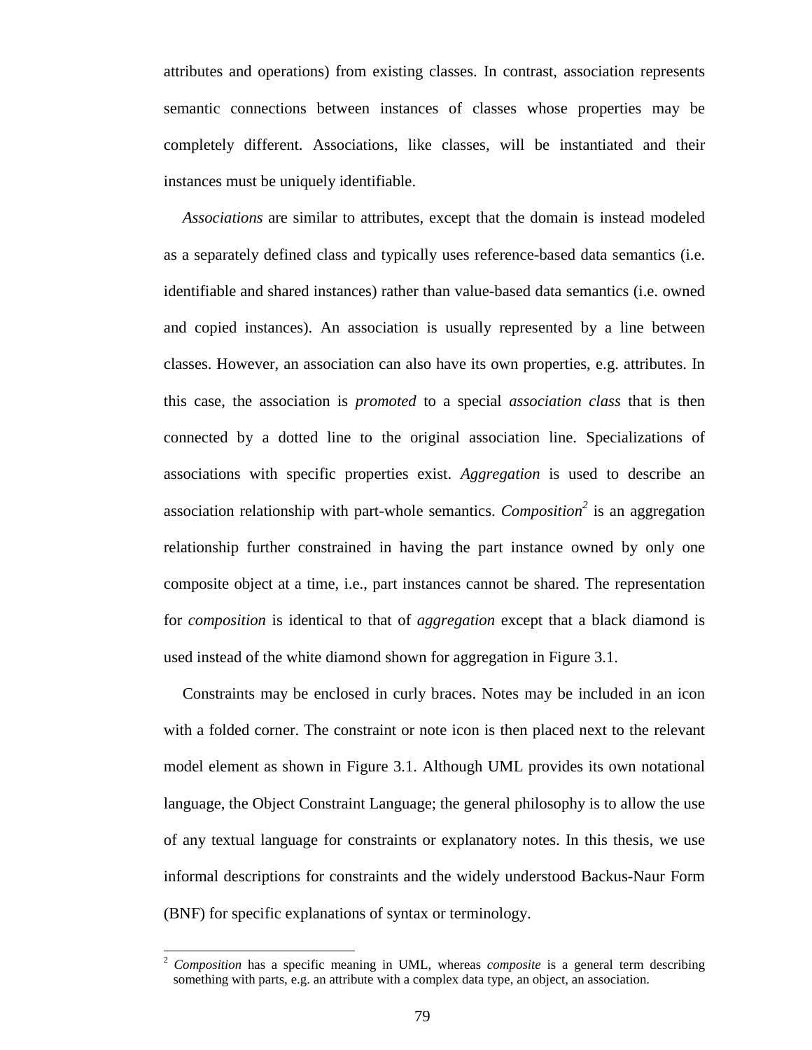attributes and operations) from existing classes. In contrast, association represents semantic connections between instances of classes whose properties may be completely different. Associations, like classes, will be instantiated and their instances must be uniquely identifiable.

*Associations* are similar to attributes, except that the domain is instead modeled as a separately defined class and typically uses reference-based data semantics (i.e. identifiable and shared instances) rather than value-based data semantics (i.e. owned and copied instances). An association is usually represented by a line between classes. However, an association can also have its own properties, e.g. attributes. In this case, the association is *promoted* to a special *association class* that is then connected by a dotted line to the original association line. Specializations of associations with specific properties exist. *Aggregation* is used to describe an association relationship with part-whole semantics. *Composition*[2] is an aggregation relationship further constrained in having the part instance owned by only one composite object at a time, i.e., part instances cannot be shared. The representation for *composition* is identical to that of *aggregation* except that a black diamond is used instead of the white diamond shown for aggregation in Figure 3.1.

Constraints may be enclosed in curly braces. Notes may be included in an icon with a folded corner. The constraint or note icon is then placed next to the relevant model element as shown in Figure 3.1. Although UML provides its own notational language, the Object Constraint Language; the general philosophy is to allow the use of any textual language for constraints or explanatory notes. In this thesis, we use informal descriptions for constraints and the widely understood Backus-Naur Form (BNF) for specific explanations of syntax or terminology.

---

[2] *Composition* has a specific meaning in UML, whereas *composite* is a general term describing something with parts, e.g. an attribute with a complex data type, an object, an association.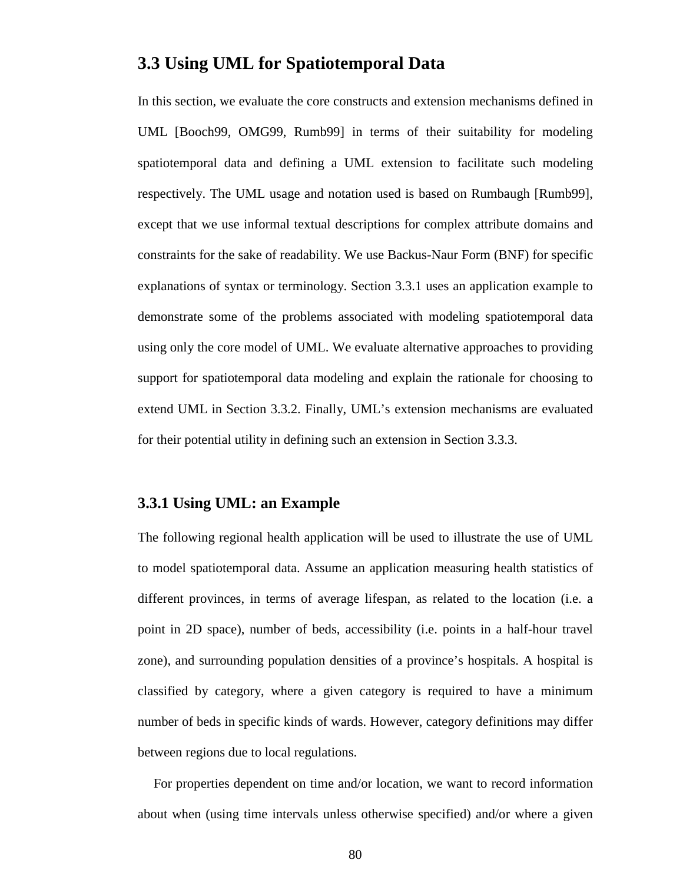## 3.3 Using UML for Spatiotemporal Data

In this section, we evaluate the core constructs and extension mechanisms defined in UML [Booch99, OMG99, Rumb99] in terms of their suitability for modeling spatiotemporal data and defining a UML extension to facilitate such modeling respectively. The UML usage and notation used is based on Rumbaugh [Rumb99], except that we use informal textual descriptions for complex attribute domains and constraints for the sake of readability. We use Backus-Naur Form (BNF) for specific explanations of syntax or terminology. Section 3.3.1 uses an application example to demonstrate some of the problems associated with modeling spatiotemporal data using only the core model of UML. We evaluate alternative approaches to providing support for spatiotemporal data modeling and explain the rationale for choosing to extend UML in Section 3.3.2. Finally, UML's extension mechanisms are evaluated for their potential utility in defining such an extension in Section 3.3.3.

### 3.3.1 Using UML: an Example

The following regional health application will be used to illustrate the use of UML to model spatiotemporal data. Assume an application measuring health statistics of different provinces, in terms of average lifespan, as related to the location (i.e. a point in 2D space), number of beds, accessibility (i.e. points in a half-hour travel zone), and surrounding population densities of a province's hospitals. A hospital is classified by category, where a given category is required to have a minimum number of beds in specific kinds of wards. However, category definitions may differ between regions due to local regulations.

For properties dependent on time and/or location, we want to record information about when (using time intervals unless otherwise specified) and/or where a given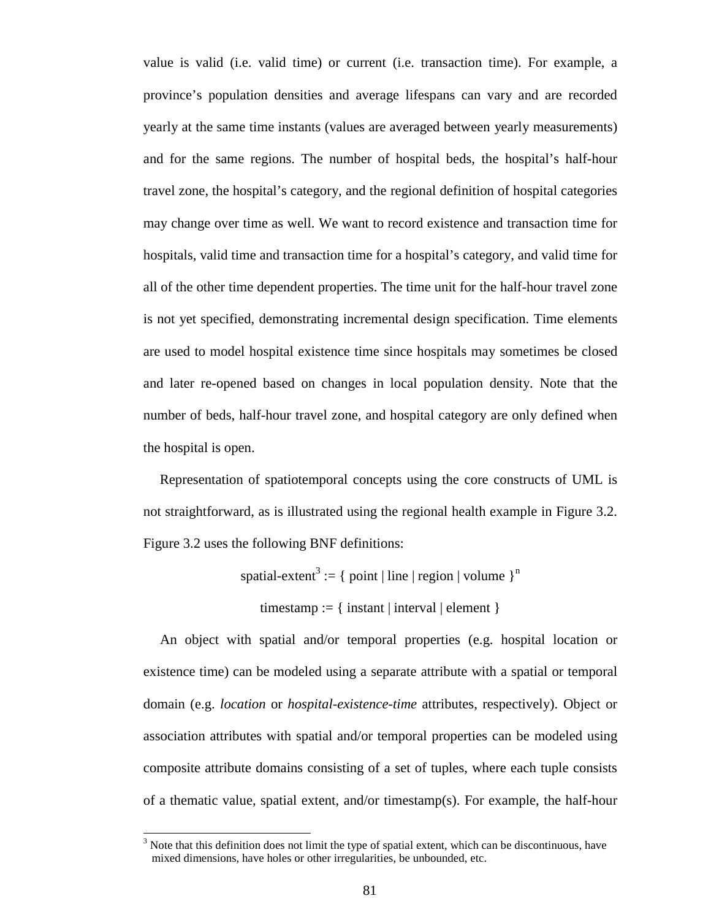value is valid (i.e. valid time) or current (i.e. transaction time). For example, a province's population densities and average lifespans can vary and are recorded yearly at the same time instants (values are averaged between yearly measurements) and for the same regions. The number of hospital beds, the hospital's half-hour travel zone, the hospital's category, and the regional definition of hospital categories may change over time as well. We want to record existence and transaction time for hospitals, valid time and transaction time for a hospital's category, and valid time for all of the other time dependent properties. The time unit for the half-hour travel zone is not yet specified, demonstrating incremental design specification. Time elements are used to model hospital existence time since hospitals may sometimes be closed and later re-opened based on changes in local population density. Note that the number of beds, half-hour travel zone, and hospital category are only defined when the hospital is open.

Representation of spatiotemporal concepts using the core constructs of UML is not straightforward, as is illustrated using the regional health example in Figure 3.2. Figure 3.2 uses the following BNF definitions:

$$\text{spatial-extent}^{3} := \{ \text{point} \mid \text{line} \mid \text{region} \mid \text{volume} \}^{n}$$

$$\text{timestamp} := \{ \text{instant} \mid \text{interval} \mid \text{element} \}$$

An object with spatial and/or temporal properties (e.g. hospital location or existence time) can be modeled using a separate attribute with a spatial or temporal domain (e.g. *location* or *hospital-existence-time* attributes, respectively). Object or association attributes with spatial and/or temporal properties can be modeled using composite attribute domains consisting of a set of tuples, where each tuple consists of a thematic value, spatial extent, and/or timestamp(s). For example, the half-hour

---

[3] Note that this definition does not limit the type of spatial extent, which can be discontinuous, have mixed dimensions, have holes or other irregularities, be unbounded, etc.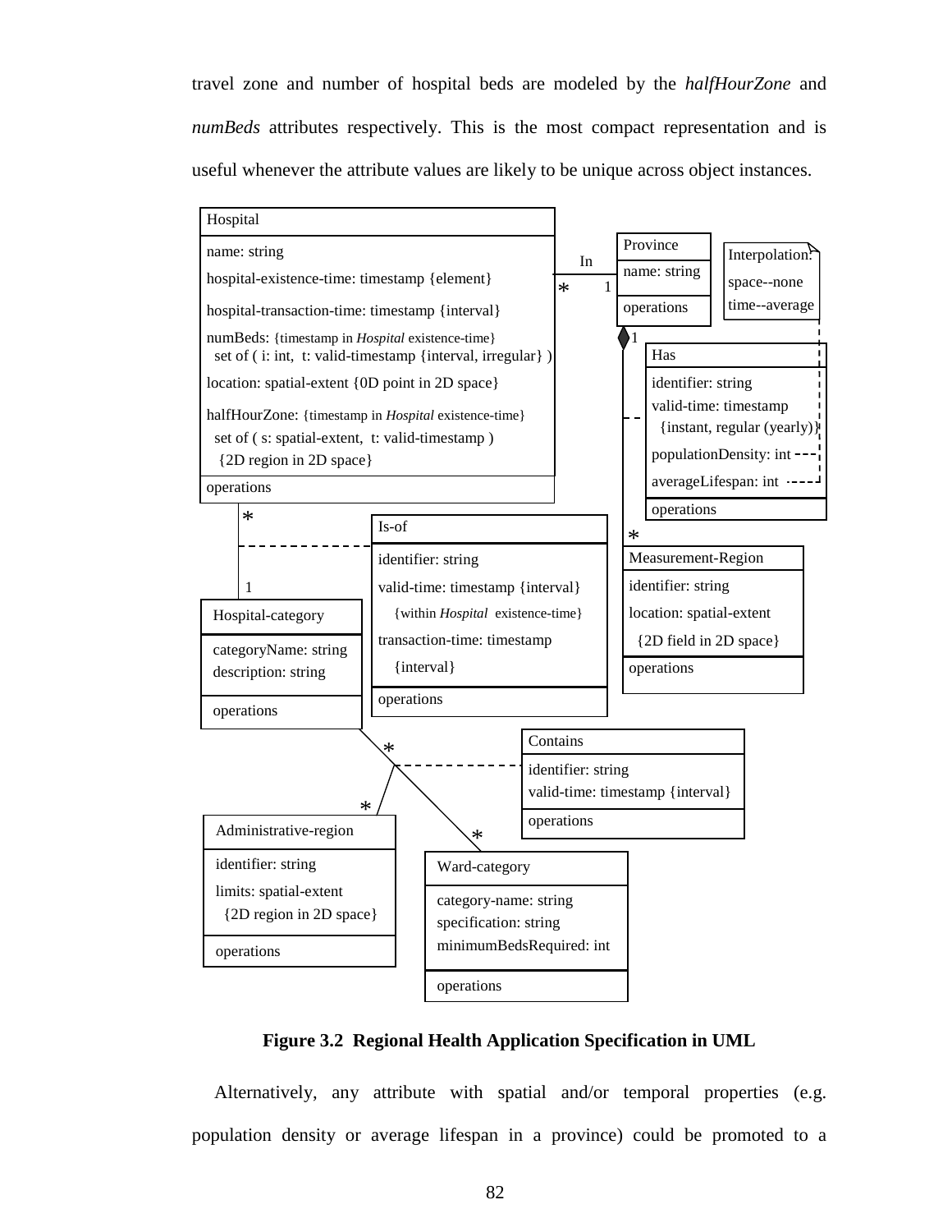travel zone and number of hospital beds are modeled by the *halfHourZone* and *numBeds* attributes respectively. This is the most compact representation and is useful whenever the attribute values are likely to be unique across object instances.

**Figure 3.2 Regional Health Application Specification in UML**

Alternatively, any attribute with spatial and/or temporal properties (e.g. population density or average lifespan in a province) could be promoted to a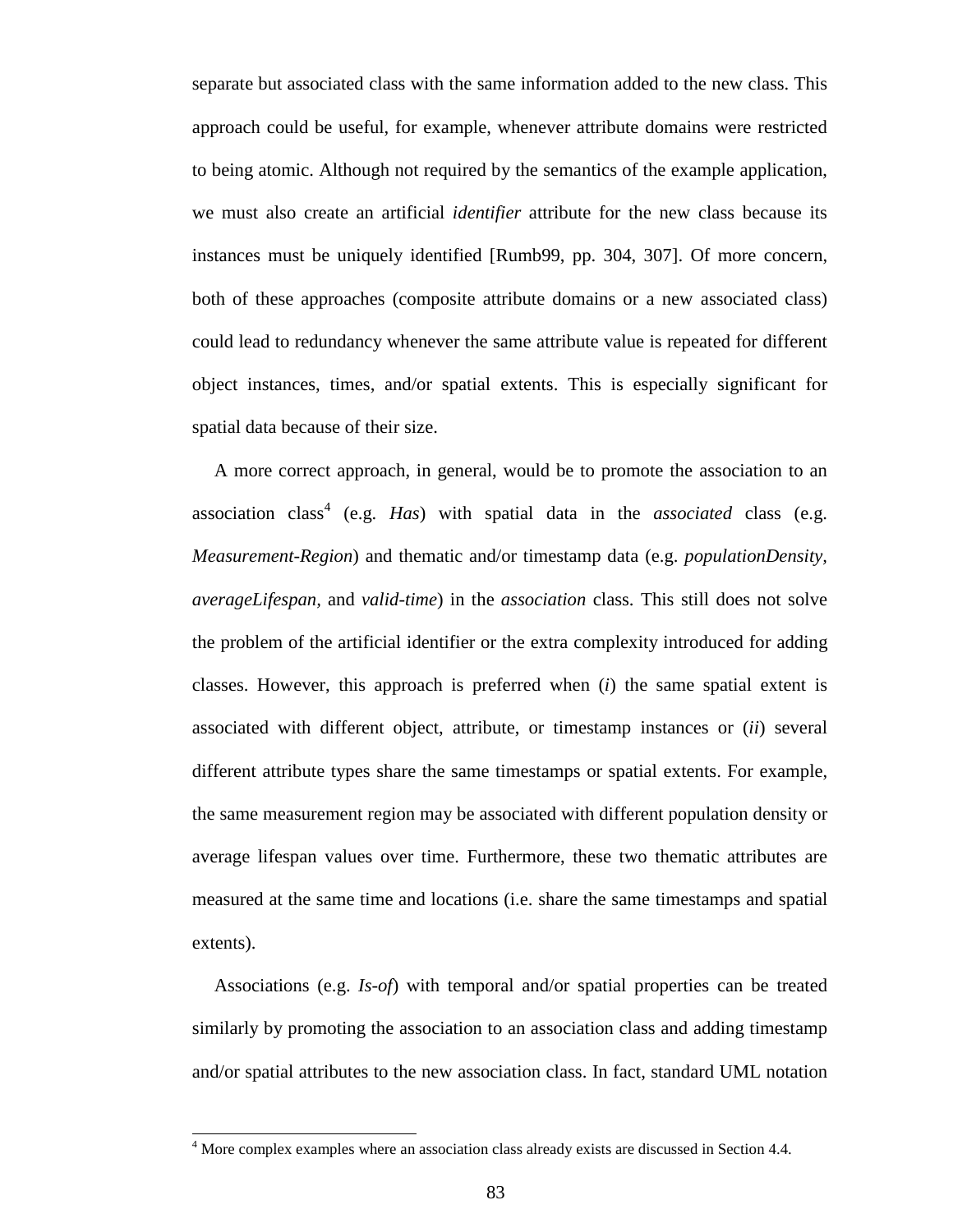separate but associated class with the same information added to the new class. This approach could be useful, for example, whenever attribute domains were restricted to being atomic. Although not required by the semantics of the example application, we must also create an artificial *identifier* attribute for the new class because its instances must be uniquely identified [Rumb99, pp. 304, 307]. Of more concern, both of these approaches (composite attribute domains or a new associated class) could lead to redundancy whenever the same attribute value is repeated for different object instances, times, and/or spatial extents. This is especially significant for spatial data because of their size.

A more correct approach, in general, would be to promote the association to an association class[4] (e.g. *Has*) with spatial data in the *associated* class (e.g. *Measurement-Region*) and thematic and/or timestamp data (e.g. *populationDensity*, *averageLifespan*, and *valid-time*) in the *association* class. This still does not solve the problem of the artificial identifier or the extra complexity introduced for adding classes. However, this approach is preferred when (*i*) the same spatial extent is associated with different object, attribute, or timestamp instances or (*ii*) several different attribute types share the same timestamps or spatial extents. For example, the same measurement region may be associated with different population density or average lifespan values over time. Furthermore, these two thematic attributes are measured at the same time and locations (i.e. share the same timestamps and spatial extents).

Associations (e.g. *Is-of*) with temporal and/or spatial properties can be treated similarly by promoting the association to an association class and adding timestamp and/or spatial attributes to the new association class. In fact, standard UML notation

[4] More complex examples where an association class already exists are discussed in Section 4.4.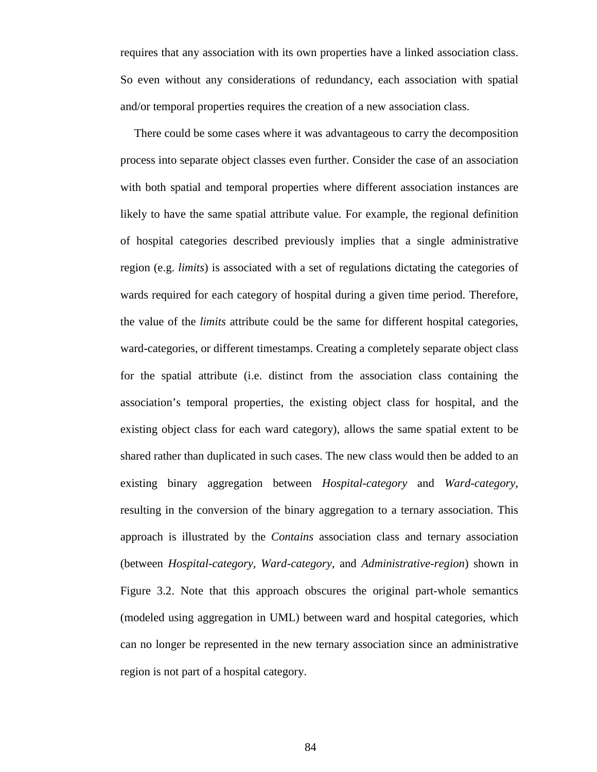requires that any association with its own properties have a linked association class. So even without any considerations of redundancy, each association with spatial and/or temporal properties requires the creation of a new association class.

There could be some cases where it was advantageous to carry the decomposition process into separate object classes even further. Consider the case of an association with both spatial and temporal properties where different association instances are likely to have the same spatial attribute value. For example, the regional definition of hospital categories described previously implies that a single administrative region (e.g. *limits*) is associated with a set of regulations dictating the categories of wards required for each category of hospital during a given time period. Therefore, the value of the *limits* attribute could be the same for different hospital categories, ward-categories, or different timestamps. Creating a completely separate object class for the spatial attribute (i.e. distinct from the association class containing the association's temporal properties, the existing object class for hospital, and the existing object class for each ward category), allows the same spatial extent to be shared rather than duplicated in such cases. The new class would then be added to an existing binary aggregation between *Hospital-category* and *Ward-category*, resulting in the conversion of the binary aggregation to a ternary association. This approach is illustrated by the *Contains* association class and ternary association (between *Hospital-category*, *Ward-category*, and *Administrative-region*) shown in Figure 3.2. Note that this approach obscures the original part-whole semantics (modeled using aggregation in UML) between ward and hospital categories, which can no longer be represented in the new ternary association since an administrative region is not part of a hospital category.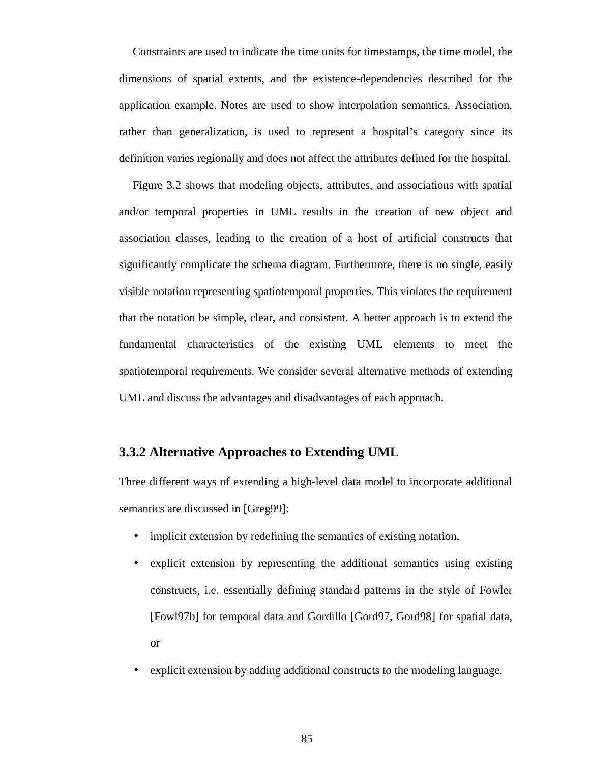Constraints are used to indicate the time units for timestamps, the time model, the dimensions of spatial extents, and the existence-dependencies described for the application example. Notes are used to show interpolation semantics. Association, rather than generalization, is used to represent a hospital's category since its definition varies regionally and does not affect the attributes defined for the hospital.

Figure 3.2 shows that modeling objects, attributes, and associations with spatial and/or temporal properties in UML results in the creation of new object and association classes, leading to the creation of a host of artificial constructs that significantly complicate the schema diagram. Furthermore, there is no single, easily visible notation representing spatiotemporal properties. This violates the requirement that the notation be simple, clear, and consistent. A better approach is to extend the fundamental characteristics of the existing UML elements to meet the spatiotemporal requirements. We consider several alternative methods of extending UML and discuss the advantages and disadvantages of each approach.

### 3.3.2 Alternative Approaches to Extending UML

Three different ways of extending a high-level data model to incorporate additional semantics are discussed in [Greg99]:

- implicit extension by redefining the semantics of existing notation,
- explicit extension by representing the additional semantics using existing constructs, i.e. essentially defining standard patterns in the style of Fowler [Fowl97b] for temporal data and Gordillo [Gord97, Gord98] for spatial data, or
- explicit extension by adding additional constructs to the modeling language.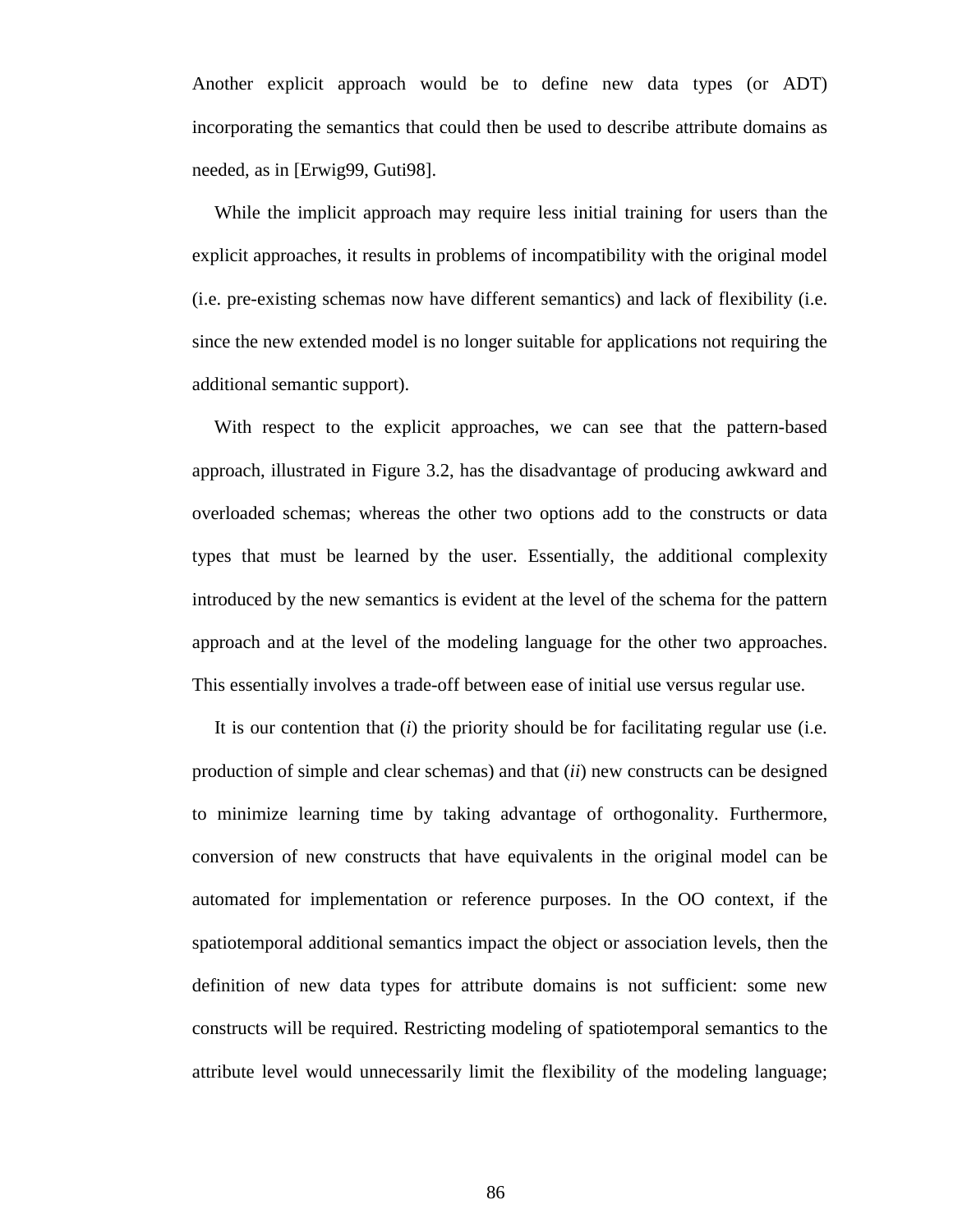Another explicit approach would be to define new data types (or ADT) incorporating the semantics that could then be used to describe attribute domains as needed, as in [Erwig99, Guti98].

While the implicit approach may require less initial training for users than the explicit approaches, it results in problems of incompatibility with the original model (i.e. pre-existing schemas now have different semantics) and lack of flexibility (i.e. since the new extended model is no longer suitable for applications not requiring the additional semantic support).

With respect to the explicit approaches, we can see that the pattern-based approach, illustrated in Figure 3.2, has the disadvantage of producing awkward and overloaded schemas; whereas the other two options add to the constructs or data types that must be learned by the user. Essentially, the additional complexity introduced by the new semantics is evident at the level of the schema for the pattern approach and at the level of the modeling language for the other two approaches. This essentially involves a trade-off between ease of initial use versus regular use.

It is our contention that (*i*) the priority should be for facilitating regular use (i.e. production of simple and clear schemas) and that (*ii*) new constructs can be designed to minimize learning time by taking advantage of orthogonality. Furthermore, conversion of new constructs that have equivalents in the original model can be automated for implementation or reference purposes. In the OO context, if the spatiotemporal additional semantics impact the object or association levels, then the definition of new data types for attribute domains is not sufficient: some new constructs will be required. Restricting modeling of spatiotemporal semantics to the attribute level would unnecessarily limit the flexibility of the modeling language;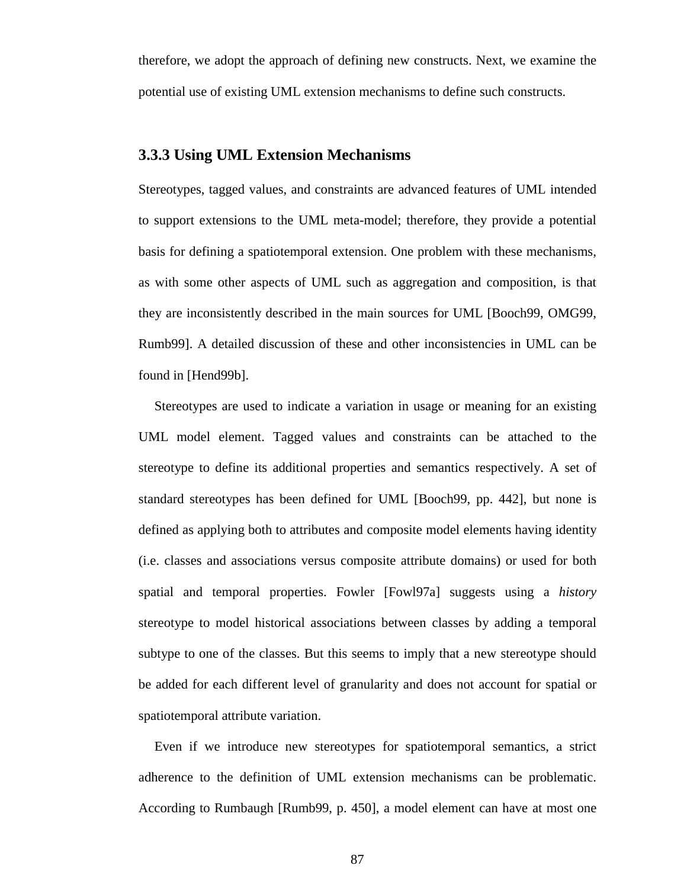therefore, we adopt the approach of defining new constructs. Next, we examine the potential use of existing UML extension mechanisms to define such constructs.

### 3.3.3 Using UML Extension Mechanisms

Stereotypes, tagged values, and constraints are advanced features of UML intended to support extensions to the UML meta-model; therefore, they provide a potential basis for defining a spatiotemporal extension. One problem with these mechanisms, as with some other aspects of UML such as aggregation and composition, is that they are inconsistently described in the main sources for UML [Booch99, OMG99, Rumb99]. A detailed discussion of these and other inconsistencies in UML can be found in [Hend99b].

Stereotypes are used to indicate a variation in usage or meaning for an existing UML model element. Tagged values and constraints can be attached to the stereotype to define its additional properties and semantics respectively. A set of standard stereotypes has been defined for UML [Booch99, pp. 442], but none is defined as applying both to attributes and composite model elements having identity (i.e. classes and associations versus composite attribute domains) or used for both spatial and temporal properties. Fowler [Fowl97a] suggests using a *history* stereotype to model historical associations between classes by adding a temporal subtype to one of the classes. But this seems to imply that a new stereotype should be added for each different level of granularity and does not account for spatial or spatiotemporal attribute variation.

Even if we introduce new stereotypes for spatiotemporal semantics, a strict adherence to the definition of UML extension mechanisms can be problematic. According to Rumbaugh [Rumb99, p. 450], a model element can have at most one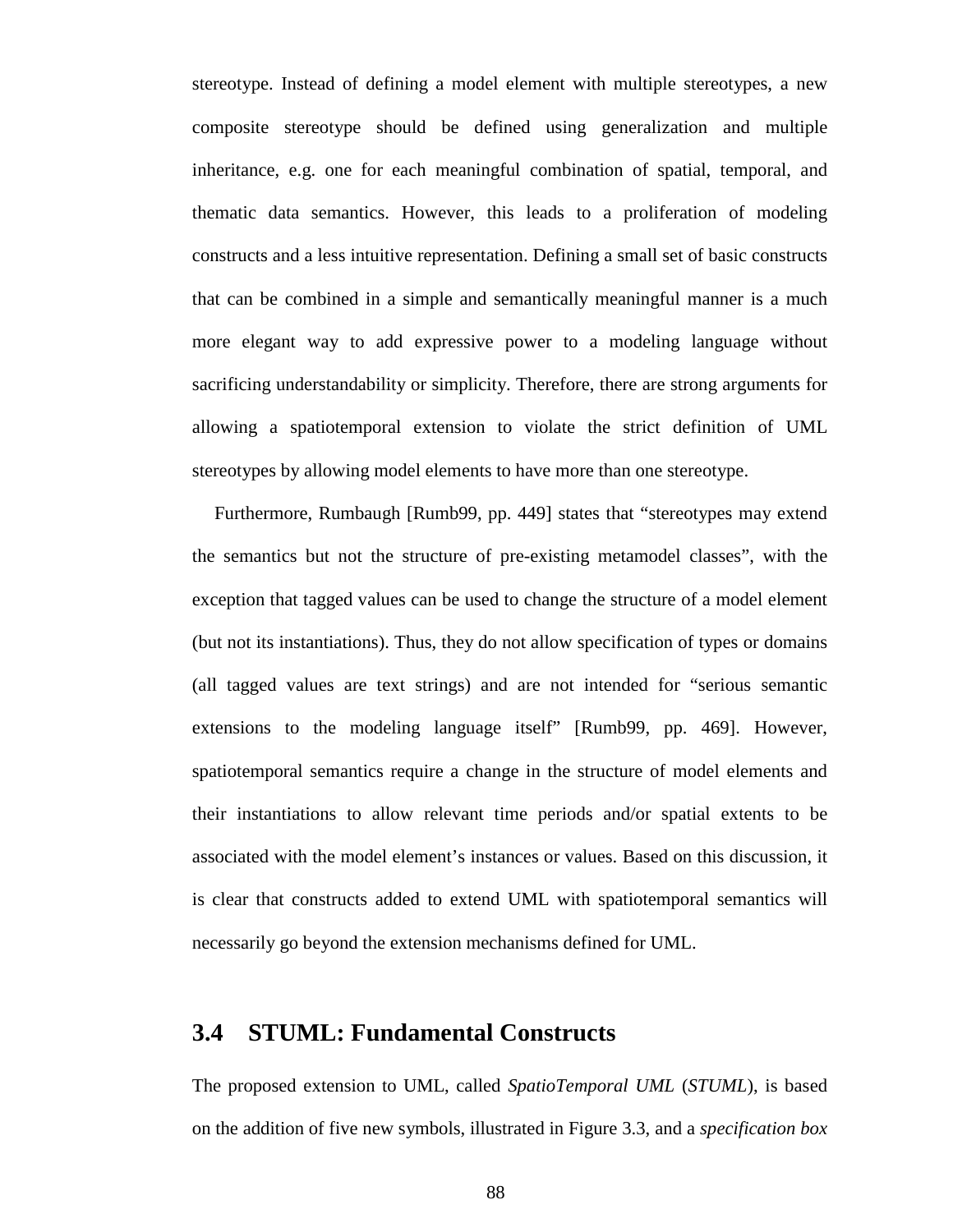stereotype. Instead of defining a model element with multiple stereotypes, a new composite stereotype should be defined using generalization and multiple inheritance, e.g. one for each meaningful combination of spatial, temporal, and thematic data semantics. However, this leads to a proliferation of modeling constructs and a less intuitive representation. Defining a small set of basic constructs that can be combined in a simple and semantically meaningful manner is a much more elegant way to add expressive power to a modeling language without sacrificing understandability or simplicity. Therefore, there are strong arguments for allowing a spatiotemporal extension to violate the strict definition of UML stereotypes by allowing model elements to have more than one stereotype.

Furthermore, Rumbaugh [Rumb99, pp. 449] states that "stereotypes may extend the semantics but not the structure of pre-existing metamodel classes", with the exception that tagged values can be used to change the structure of a model element (but not its instantiations). Thus, they do not allow specification of types or domains (all tagged values are text strings) and are not intended for "serious semantic extensions to the modeling language itself" [Rumb99, pp. 469]. However, spatiotemporal semantics require a change in the structure of model elements and their instantiations to allow relevant time periods and/or spatial extents to be associated with the model element's instances or values. Based on this discussion, it is clear that constructs added to extend UML with spatiotemporal semantics will necessarily go beyond the extension mechanisms defined for UML.

## 3.4 STUML: Fundamental Constructs

The proposed extension to UML, called *SpatioTemporal UML* (*STUML*), is based on the addition of five new symbols, illustrated in Figure 3.3, and a *specification box*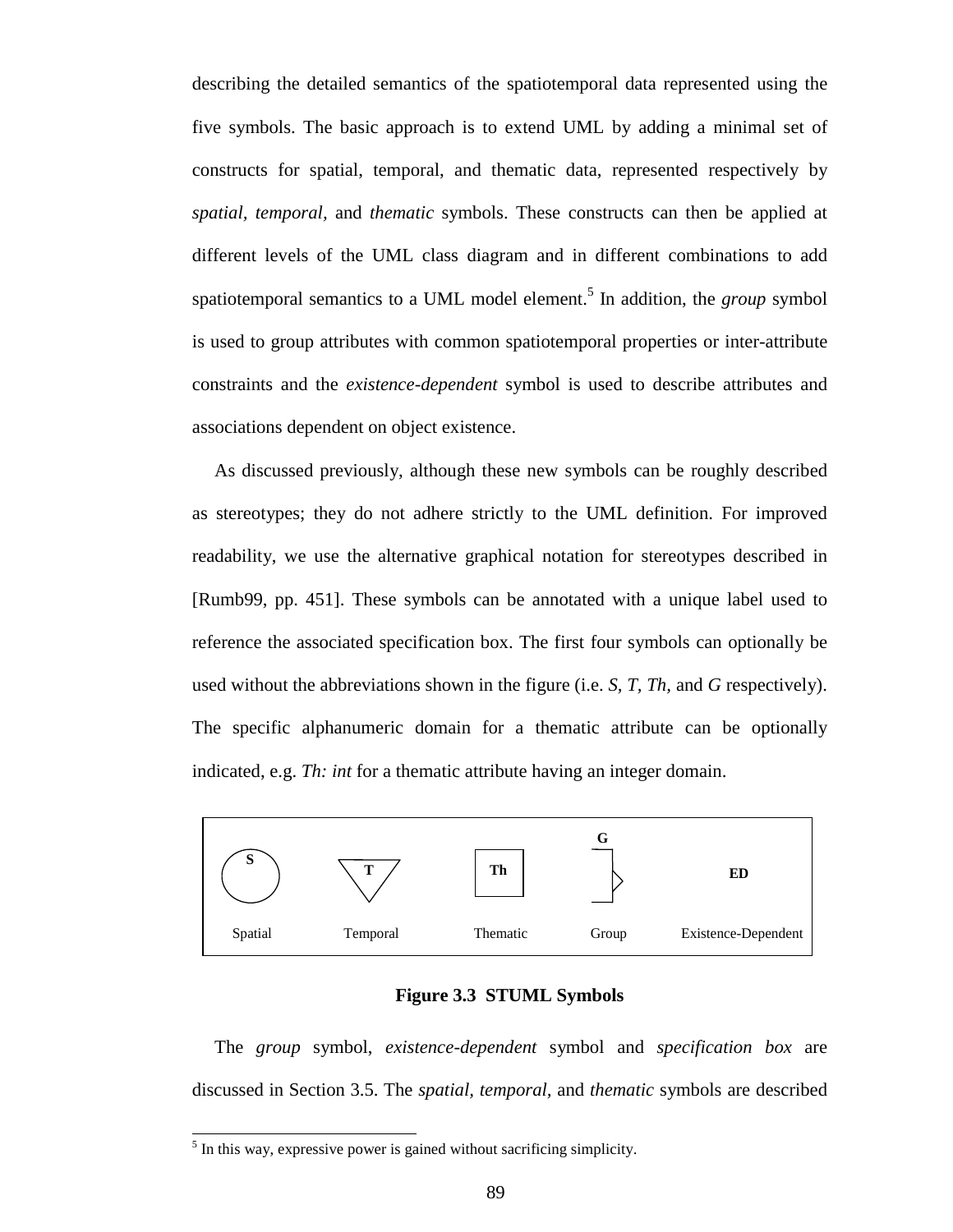describing the detailed semantics of the spatiotemporal data represented using the five symbols. The basic approach is to extend UML by adding a minimal set of constructs for spatial, temporal, and thematic data, represented respectively by *spatial, temporal,* and *thematic* symbols. These constructs can then be applied at different levels of the UML class diagram and in different combinations to add spatiotemporal semantics to a UML model element.[5] In addition, the *group* symbol is used to group attributes with common spatiotemporal properties or inter-attribute constraints and the *existence-dependent* symbol is used to describe attributes and associations dependent on object existence.

As discussed previously, although these new symbols can be roughly described as stereotypes; they do not adhere strictly to the UML definition. For improved readability, we use the alternative graphical notation for stereotypes described in [Rumb99, pp. 451]. These symbols can be annotated with a unique label used to reference the associated specification box. The first four symbols can optionally be used without the abbreviations shown in the figure (i.e. *S, T, Th,* and *G* respectively). The specific alphanumeric domain for a thematic attribute can be optionally indicated, e.g. *Th: int* for a thematic attribute having an integer domain.

| S | T | Th | G | ED |
|---|---|---|---|---|
| Spatial | Temporal | Thematic | Group | Existence-Dependent |

**Figure 3.3 STUML Symbols**

The *group* symbol, *existence-dependent* symbol and *specification box* are discussed in Section 3.5. The *spatial, temporal,* and *thematic* symbols are described

[5] In this way, expressive power is gained without sacrificing simplicity.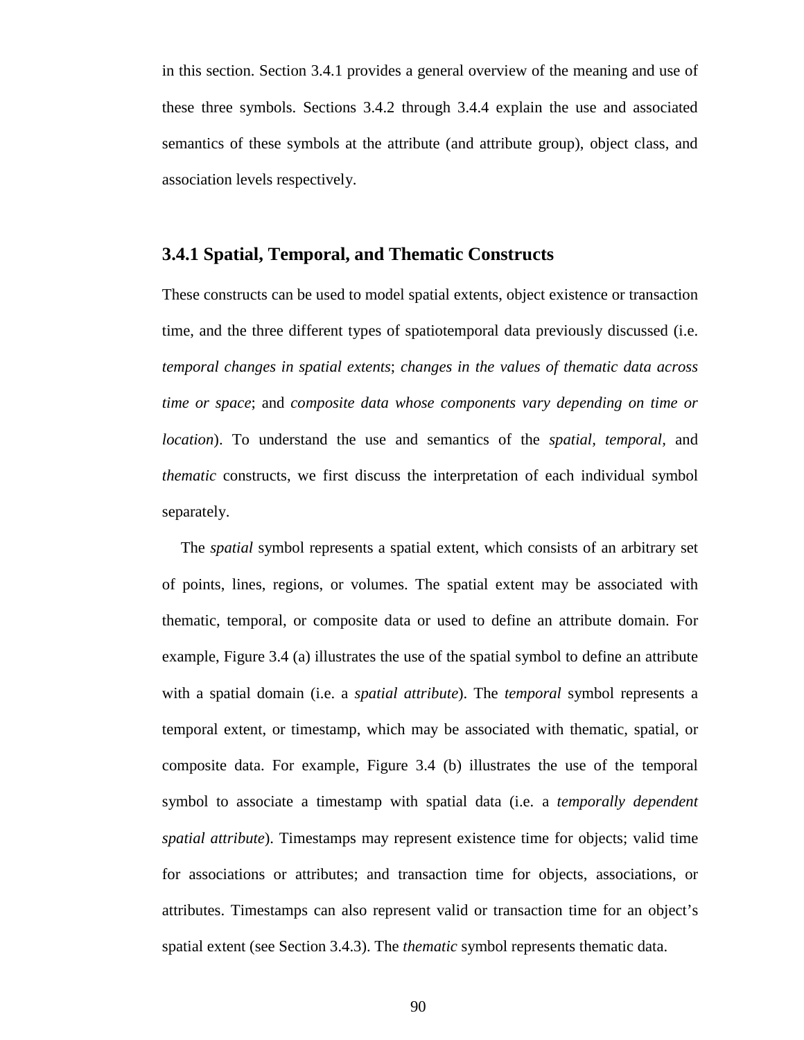in this section. Section 3.4.1 provides a general overview of the meaning and use of these three symbols. Sections 3.4.2 through 3.4.4 explain the use and associated semantics of these symbols at the attribute (and attribute group), object class, and association levels respectively.

### 3.4.1 Spatial, Temporal, and Thematic Constructs

These constructs can be used to model spatial extents, object existence or transaction time, and the three different types of spatiotemporal data previously discussed (i.e. *temporal changes in spatial extents*; *changes in the values of thematic data across time or space*; and *composite data whose components vary depending on time or location*). To understand the use and semantics of the *spatial*, *temporal,* and *thematic* constructs, we first discuss the interpretation of each individual symbol separately.

The *spatial* symbol represents a spatial extent, which consists of an arbitrary set of points, lines, regions, or volumes. The spatial extent may be associated with thematic, temporal, or composite data or used to define an attribute domain. For example, Figure 3.4 (a) illustrates the use of the spatial symbol to define an attribute with a spatial domain (i.e. a *spatial attribute*). The *temporal* symbol represents a temporal extent, or timestamp, which may be associated with thematic, spatial, or composite data. For example, Figure 3.4 (b) illustrates the use of the temporal symbol to associate a timestamp with spatial data (i.e. a *temporally dependent spatial attribute*). Timestamps may represent existence time for objects; valid time for associations or attributes; and transaction time for objects, associations, or attributes. Timestamps can also represent valid or transaction time for an object's spatial extent (see Section 3.4.3). The *thematic* symbol represents thematic data.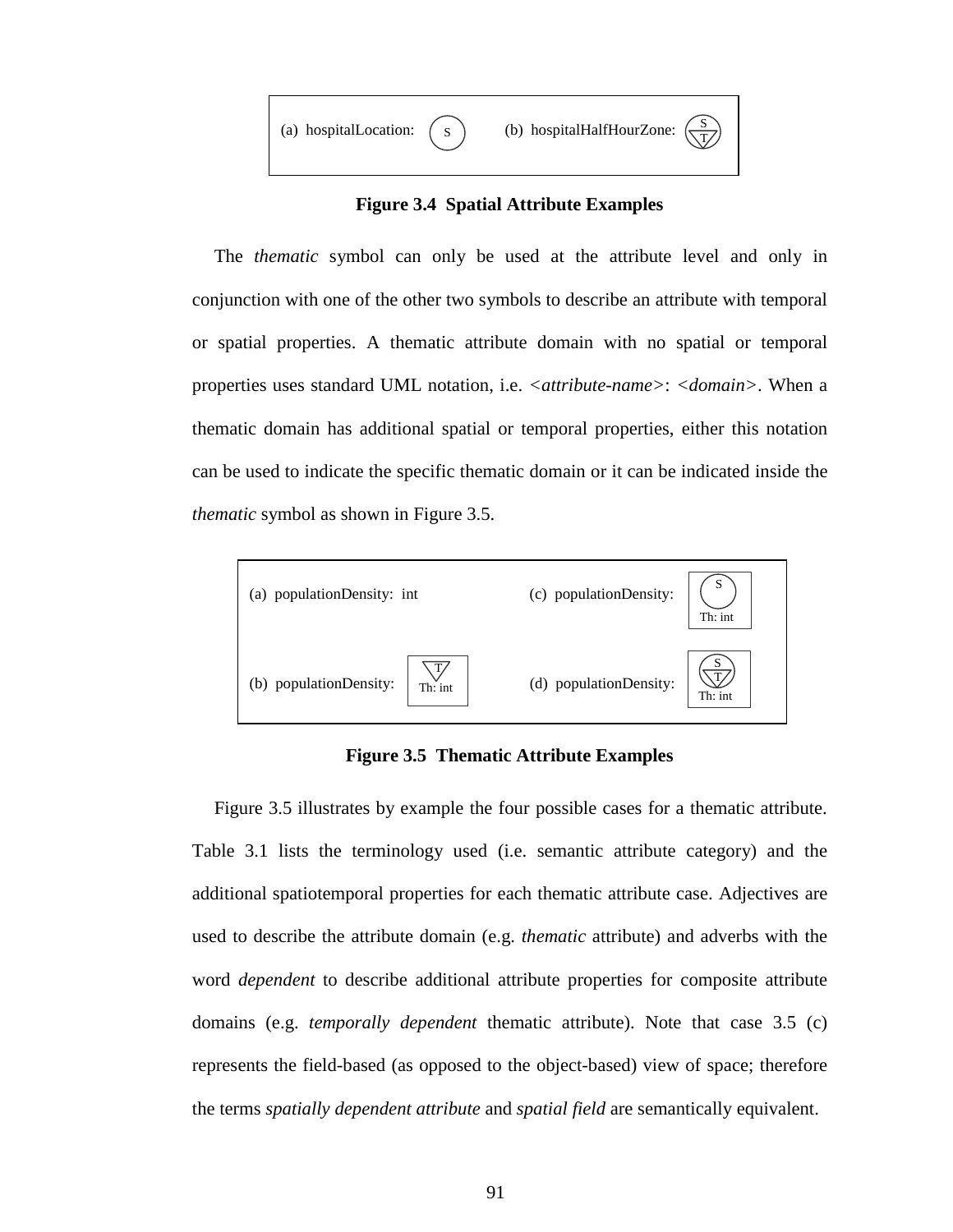(a) hospitalLocation: S (b) hospitalHalfHourZone: S T

**Figure 3.4 Spatial Attribute Examples**

The *thematic* symbol can only be used at the attribute level and only in conjunction with one of the other two symbols to describe an attribute with temporal or spatial properties. A thematic attribute domain with no spatial or temporal properties uses standard UML notation, i.e. <*attribute-name*>: <*domain*>. When a thematic domain has additional spatial or temporal properties, either this notation can be used to indicate the specific thematic domain or it can be indicated inside the *thematic* symbol as shown in Figure 3.5.

(a) populationDensity: int

(b) populationDensity: T Th: int

(c) populationDensity: S Th: int

(d) populationDensity: S T Th: int

**Figure 3.5 Thematic Attribute Examples**

Figure 3.5 illustrates by example the four possible cases for a thematic attribute. Table 3.1 lists the terminology used (i.e. semantic attribute category) and the additional spatiotemporal properties for each thematic attribute case. Adjectives are used to describe the attribute domain (e.g. *thematic* attribute) and adverbs with the word *dependent* to describe additional attribute properties for composite attribute domains (e.g. *temporally dependent* thematic attribute). Note that case 3.5 (c) represents the field-based (as opposed to the object-based) view of space; therefore the terms *spatially dependent attribute* and *spatial field* are semantically equivalent.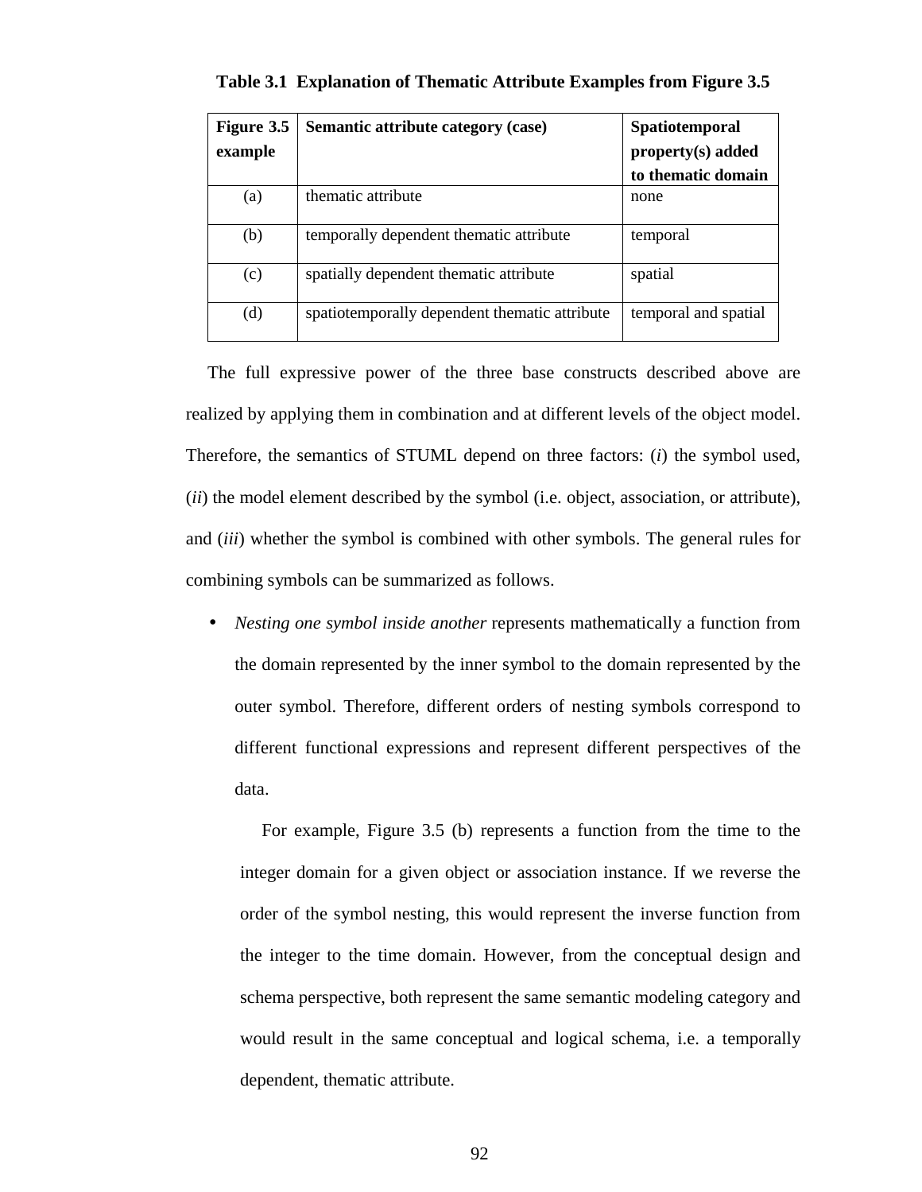**Table 3.1 Explanation of Thematic Attribute Examples from Figure 3.5**

| Figure 3.5 example | Semantic attribute category (case) | Spatiotemporal property(s) added to thematic domain |
|---|---|---|
| (a) | thematic attribute | none |
| (b) | temporally dependent thematic attribute | temporal |
| (c) | spatially dependent thematic attribute | spatial |
| (d) | spatiotemporally dependent thematic attribute | temporal and spatial |

The full expressive power of the three base constructs described above are realized by applying them in combination and at different levels of the object model. Therefore, the semantics of STUML depend on three factors: (*i*) the symbol used, (*ii*) the model element described by the symbol (i.e. object, association, or attribute), and (*iii*) whether the symbol is combined with other symbols. The general rules for combining symbols can be summarized as follows.

- *Nesting one symbol inside another* represents mathematically a function from the domain represented by the inner symbol to the domain represented by the outer symbol. Therefore, different orders of nesting symbols correspond to different functional expressions and represent different perspectives of the data.

  For example, Figure 3.5 (b) represents a function from the time to the integer domain for a given object or association instance. If we reverse the order of the symbol nesting, this would represent the inverse function from the integer to the time domain. However, from the conceptual design and schema perspective, both represent the same semantic modeling category and would result in the same conceptual and logical schema, i.e. a temporally dependent, thematic attribute.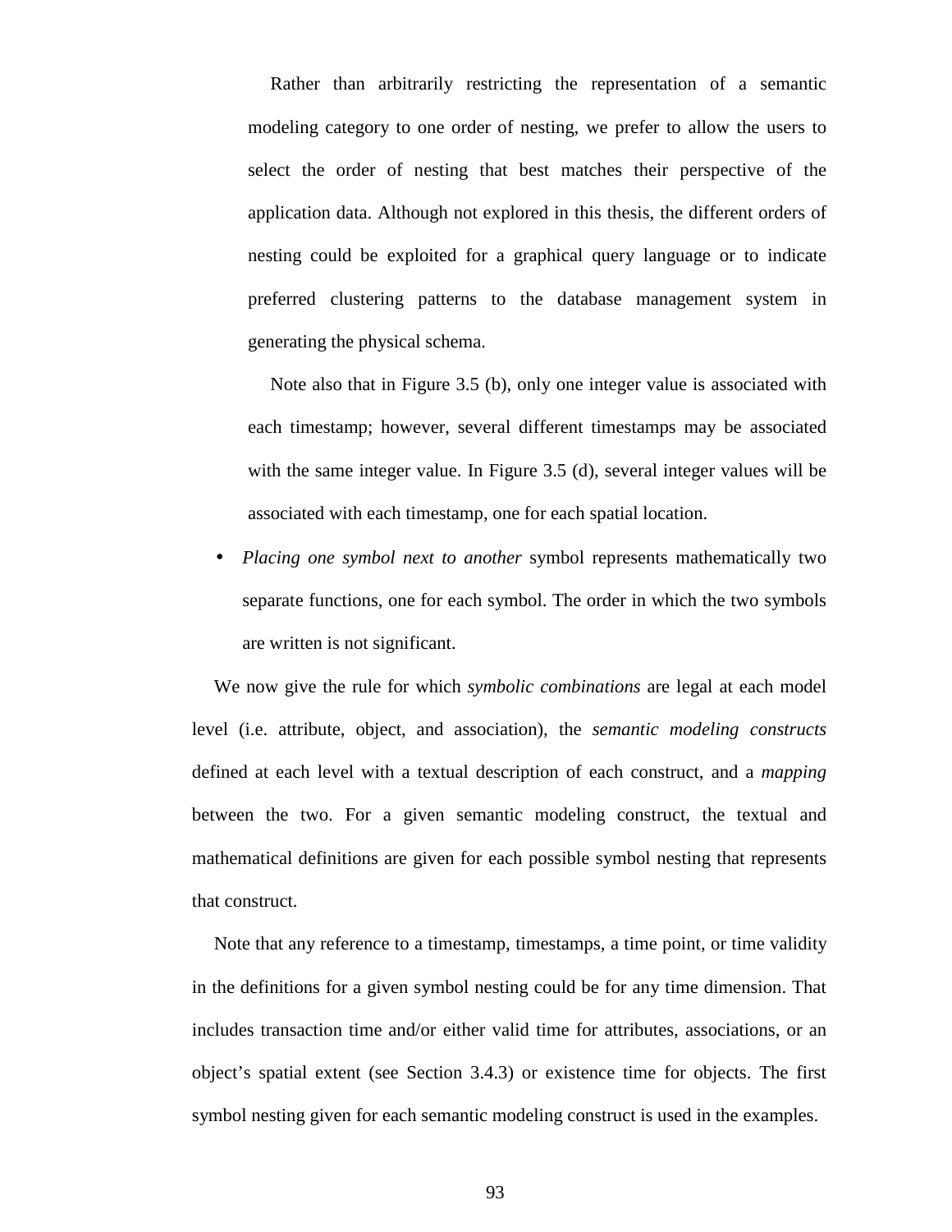Rather than arbitrarily restricting the representation of a semantic modeling category to one order of nesting, we prefer to allow the users to select the order of nesting that best matches their perspective of the application data. Although not explored in this thesis, the different orders of nesting could be exploited for a graphical query language or to indicate preferred clustering patterns to the database management system in generating the physical schema.

Note also that in Figure 3.5 (b), only one integer value is associated with each timestamp; however, several different timestamps may be associated with the same integer value. In Figure 3.5 (d), several integer values will be associated with each timestamp, one for each spatial location.

- *Placing one symbol next to another* symbol represents mathematically two separate functions, one for each symbol. The order in which the two symbols are written is not significant.

We now give the rule for which *symbolic combinations* are legal at each model level (i.e. attribute, object, and association), the *semantic modeling constructs* defined at each level with a textual description of each construct, and a *mapping* between the two. For a given semantic modeling construct, the textual and mathematical definitions are given for each possible symbol nesting that represents that construct.

Note that any reference to a timestamp, timestamps, a time point, or time validity in the definitions for a given symbol nesting could be for any time dimension. That includes transaction time and/or either valid time for attributes, associations, or an object's spatial extent (see Section 3.4.3) or existence time for objects. The first symbol nesting given for each semantic modeling construct is used in the examples.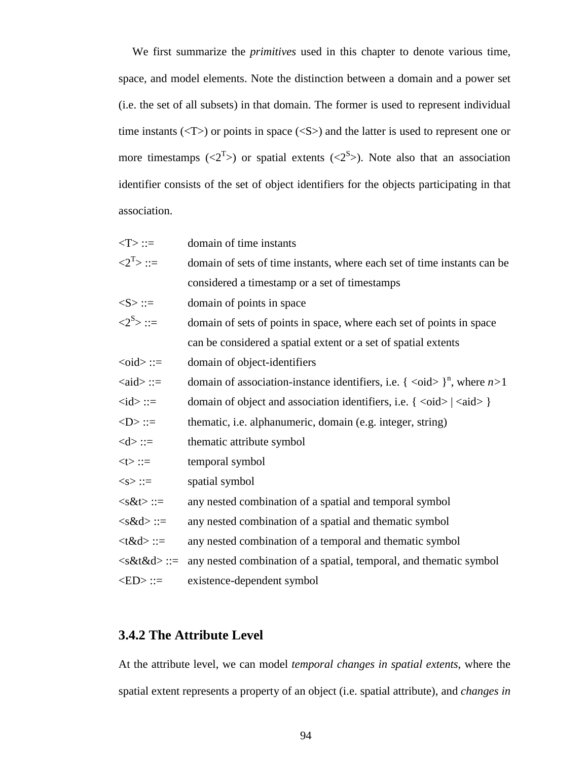We first summarize the *primitives* used in this chapter to denote various time, space, and model elements. Note the distinction between a domain and a power set (i.e. the set of all subsets) in that domain. The former is used to represent individual time instants (<T>) or points in space (<S>) and the latter is used to represent one or more timestamps (<$2^T$>) or spatial extents (<$2^S$>). Note also that an association identifier consists of the set of object identifiers for the objects participating in that association.

| | |
|---|---|
| <T> ::= | domain of time instants |
| <$2^T$> ::= | domain of sets of time instants, where each set of time instants can be considered a timestamp or a set of timestamps |
| <S> ::= | domain of points in space |
| <$2^S$> ::= | domain of sets of points in space, where each set of points in space can be considered a spatial extent or a set of spatial extents |
| <oid> ::= | domain of object-identifiers |
| <aid> ::= | domain of association-instance identifiers, i.e. { <oid> }$^n$, where $n$>1 |
| <id> ::= | domain of object and association identifiers, i.e. { <oid> \| <aid> } |
| <D> ::= | thematic, i.e. alphanumeric, domain (e.g. integer, string) |
| <d> ::= | thematic attribute symbol |
| <t> ::= | temporal symbol |
| <s> ::= | spatial symbol |
| <s&t> ::= | any nested combination of a spatial and temporal symbol |
| <s&d> ::= | any nested combination of a spatial and thematic symbol |
| <t&d> ::= | any nested combination of a temporal and thematic symbol |
| <s&t&d> ::= | any nested combination of a spatial, temporal, and thematic symbol |
| <ED> ::= | existence-dependent symbol |

### 3.4.2 The Attribute Level

At the attribute level, we can model *temporal changes in spatial extents*, where the spatial extent represents a property of an object (i.e. spatial attribute), and *changes in*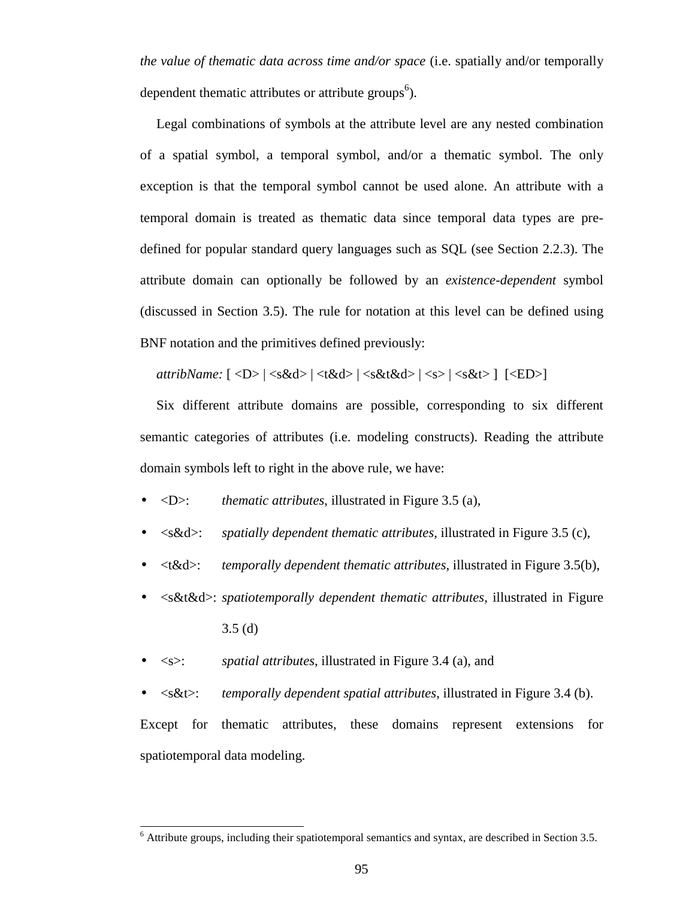*the value of thematic data across time and/or space* (i.e. spatially and/or temporally dependent thematic attributes or attribute groups[6]).

Legal combinations of symbols at the attribute level are any nested combination of a spatial symbol, a temporal symbol, and/or a thematic symbol. The only exception is that the temporal symbol cannot be used alone. An attribute with a temporal domain is treated as thematic data since temporal data types are pre-defined for popular standard query languages such as SQL (see Section 2.2.3). The attribute domain can optionally be followed by an *existence-dependent* symbol (discussed in Section 3.5). The rule for notation at this level can be defined using BNF notation and the primitives defined previously:

*attribName:* [ <D> | <s&d> | <t&d> | <s&t&d> | <s> | <s&t> ] [<ED>]

Six different attribute domains are possible, corresponding to six different semantic categories of attributes (i.e. modeling constructs). Reading the attribute domain symbols left to right in the above rule, we have:

- <D>: *thematic attributes*, illustrated in Figure 3.5 (a),
- <s&d>: *spatially dependent thematic attributes*, illustrated in Figure 3.5 (c),
- <t&d>: *temporally dependent thematic attributes*, illustrated in Figure 3.5(b),
- <s&t&d>: *spatiotemporally dependent thematic attributes*, illustrated in Figure 3.5 (d)
- <s>: *spatial attributes*, illustrated in Figure 3.4 (a), and
- <s&t>: *temporally dependent spatial attributes*, illustrated in Figure 3.4 (b).

Except for thematic attributes, these domains represent extensions for spatiotemporal data modeling.

[6] Attribute groups, including their spatiotemporal semantics and syntax, are described in Section 3.5.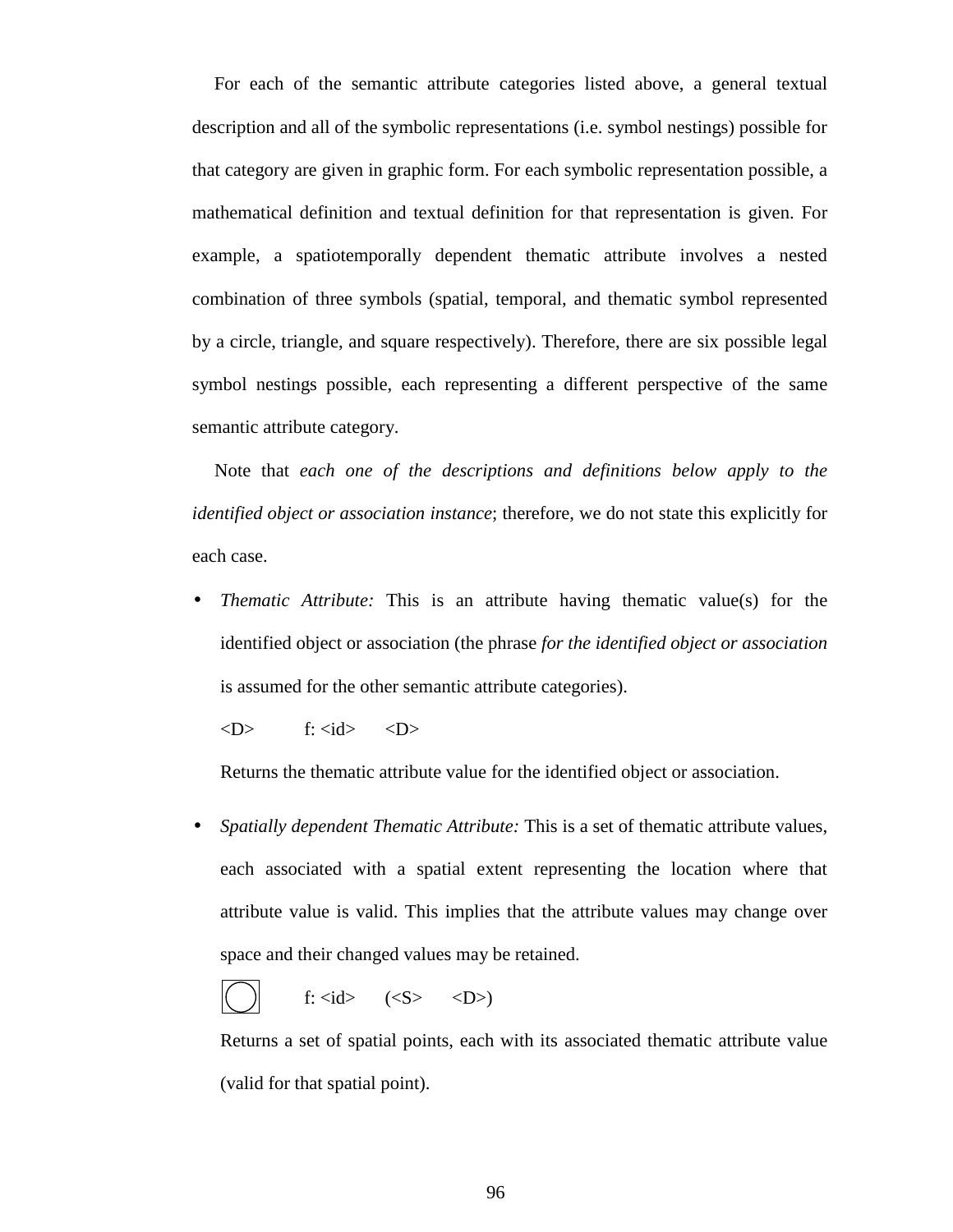For each of the semantic attribute categories listed above, a general textual description and all of the symbolic representations (i.e. symbol nestings) possible for that category are given in graphic form. For each symbolic representation possible, a mathematical definition and textual definition for that representation is given. For example, a spatiotemporally dependent thematic attribute involves a nested combination of three symbols (spatial, temporal, and thematic symbol represented by a circle, triangle, and square respectively). Therefore, there are six possible legal symbol nestings possible, each representing a different perspective of the same semantic attribute category.

Note that *each one of the descriptions and definitions below apply to the identified object or association instance*; therefore, we do not state this explicitly for each case.

- *Thematic Attribute:* This is an attribute having thematic value(s) for the identified object or association (the phrase *for the identified object or association* is assumed for the other semantic attribute categories).

  <D>    f: <id>  <D>

  Returns the thematic attribute value for the identified object or association.

- *Spatially dependent Thematic Attribute:* This is a set of thematic attribute values, each associated with a spatial extent representing the location where that attribute value is valid. This implies that the attribute values may change over space and their changed values may be retained.

  f: <id>  (<S>  <D>)

  Returns a set of spatial points, each with its associated thematic attribute value (valid for that spatial point).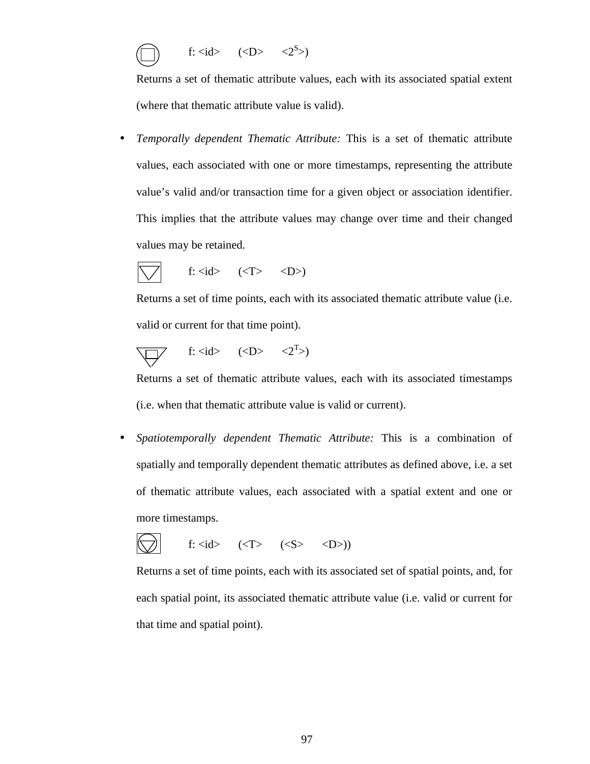f: <id> (<D> <$2^S$>)

Returns a set of thematic attribute values, each with its associated spatial extent (where that thematic attribute value is valid).

- *Temporally dependent Thematic Attribute:* This is a set of thematic attribute values, each associated with one or more timestamps, representing the attribute value's valid and/or transaction time for a given object or association identifier. This implies that the attribute values may change over time and their changed values may be retained.

  f: <id> (<T> <D>)

  Returns a set of time points, each with its associated thematic attribute value (i.e. valid or current for that time point).

  f: <id> (<D> <$2^T$>)

  Returns a set of thematic attribute values, each with its associated timestamps (i.e. when that thematic attribute value is valid or current).

- *Spatiotemporally dependent Thematic Attribute:* This is a combination of spatially and temporally dependent thematic attributes as defined above, i.e. a set of thematic attribute values, each associated with a spatial extent and one or more timestamps.

  f: <id> (<T> (<S> <D>))

  Returns a set of time points, each with its associated set of spatial points, and, for each spatial point, its associated thematic attribute value (i.e. valid or current for that time and spatial point).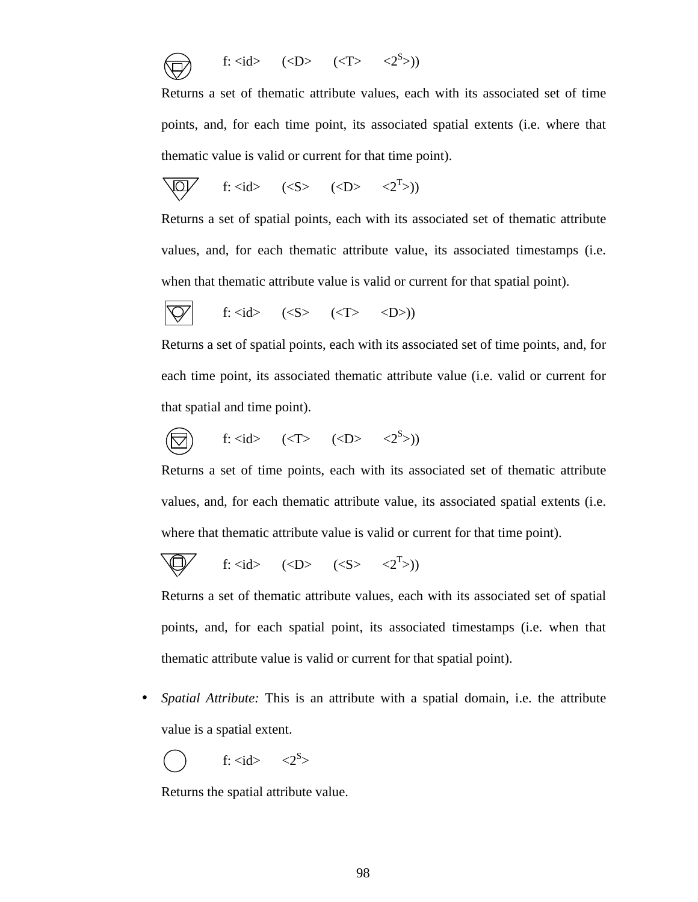f: <id> (<D> (<T> $<2^S>$))

Returns a set of thematic attribute values, each with its associated set of time points, and, for each time point, its associated spatial extents (i.e. where that thematic value is valid or current for that time point).

f: <id> (<S> (<D> $<2^T>$))

Returns a set of spatial points, each with its associated set of thematic attribute values, and, for each thematic attribute value, its associated timestamps (i.e. when that thematic attribute value is valid or current for that spatial point).

f: <id> (<S> (<T> <D>))

Returns a set of spatial points, each with its associated set of time points, and, for each time point, its associated thematic attribute value (i.e. valid or current for that spatial and time point).

f: <id> (<T> (<D> $<2^S>$))

Returns a set of time points, each with its associated set of thematic attribute values, and, for each thematic attribute value, its associated spatial extents (i.e. where that thematic attribute value is valid or current for that time point).

f: <id> (<D> (<S> $<2^T>$))

Returns a set of thematic attribute values, each with its associated set of spatial points, and, for each spatial point, its associated timestamps (i.e. when that thematic attribute value is valid or current for that spatial point).

- *Spatial Attribute:* This is an attribute with a spatial domain, i.e. the attribute value is a spatial extent.

  f: <id> $<2^S>$

  Returns the spatial attribute value.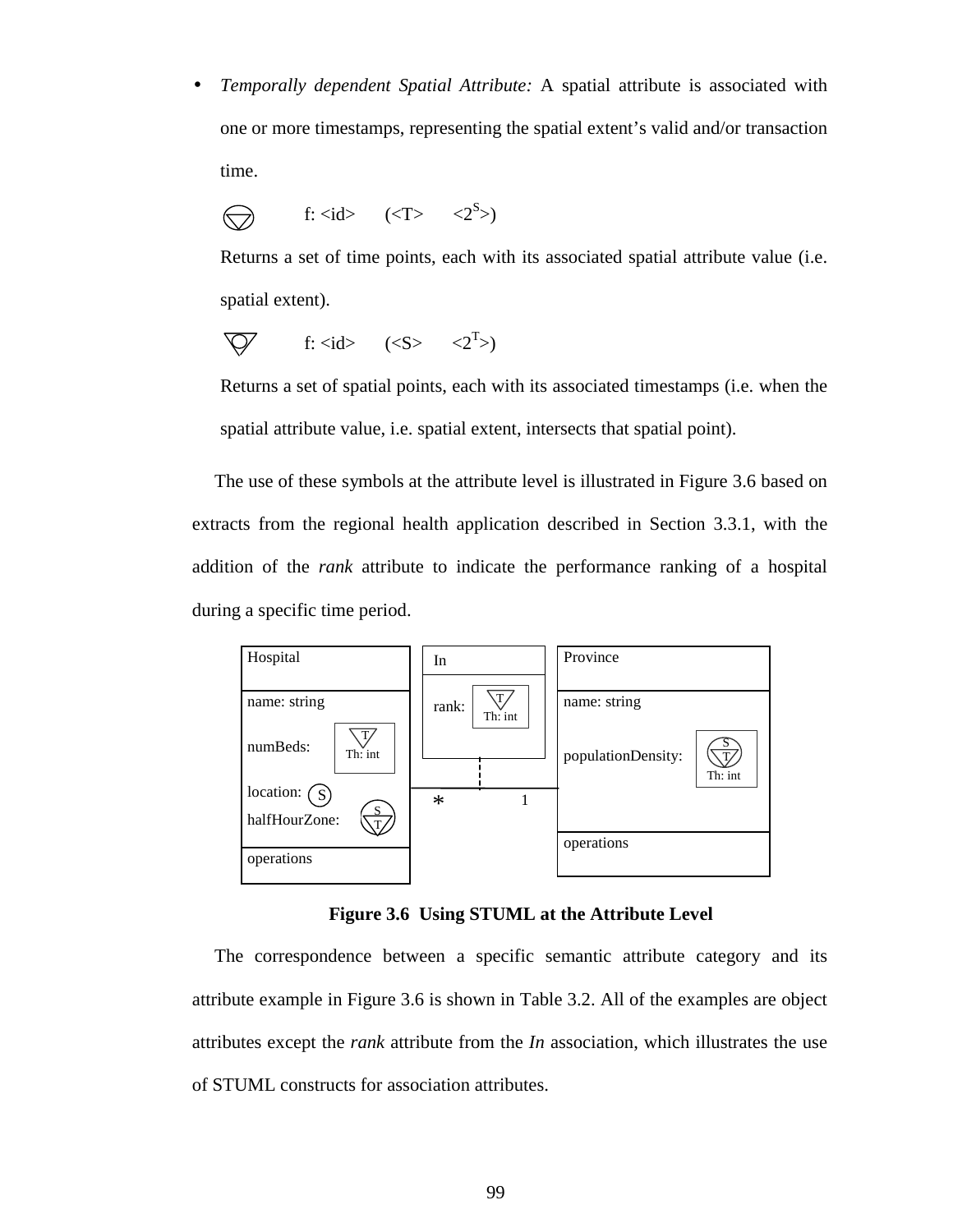- *Temporally dependent Spatial Attribute:* A spatial attribute is associated with one or more timestamps, representing the spatial extent's valid and/or transaction time.

  f: <id> (<T> <$2^S$>)

  Returns a set of time points, each with its associated spatial attribute value (i.e. spatial extent).

  f: <id> (<S> <$2^T$>)

  Returns a set of spatial points, each with its associated timestamps (i.e. when the spatial attribute value, i.e. spatial extent, intersects that spatial point).

The use of these symbols at the attribute level is illustrated in Figure 3.6 based on extracts from the regional health application described in Section 3.3.1, with the addition of the *rank* attribute to indicate the performance ranking of a hospital during a specific time period.

**Figure 3.6 Using STUML at the Attribute Level**

The correspondence between a specific semantic attribute category and its attribute example in Figure 3.6 is shown in Table 3.2. All of the examples are object attributes except the *rank* attribute from the *In* association, which illustrates the use of STUML constructs for association attributes.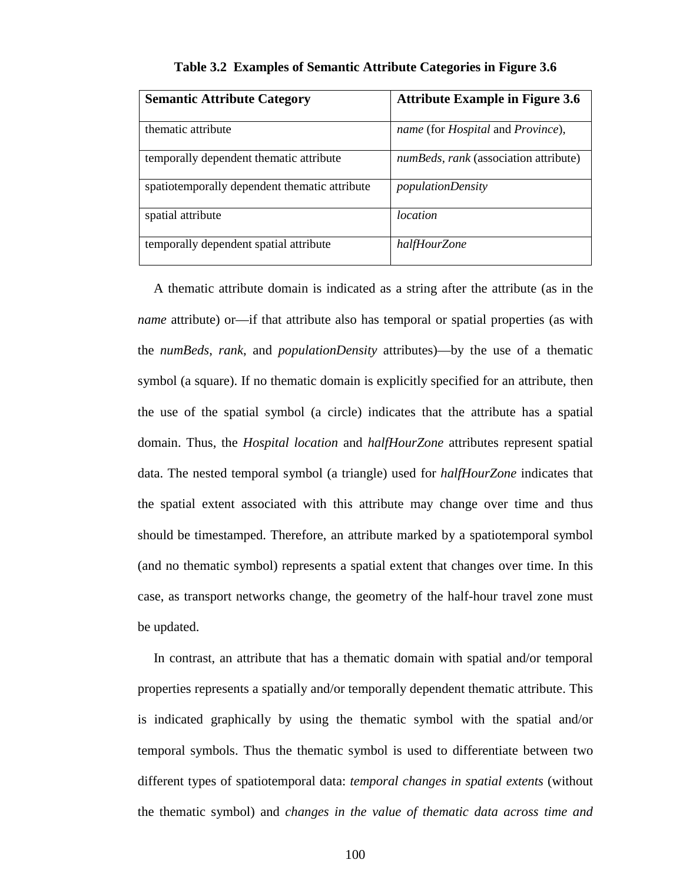**Table 3.2 Examples of Semantic Attribute Categories in Figure 3.6**

| Semantic Attribute Category | Attribute Example in Figure 3.6 |
|---|---|
| thematic attribute | *name* (for *Hospital* and *Province*), |
| temporally dependent thematic attribute | *numBeds*, *rank* (association attribute) |
| spatiotemporally dependent thematic attribute | *populationDensity* |
| spatial attribute | *location* |
| temporally dependent spatial attribute | *halfHourZone* |

A thematic attribute domain is indicated as a string after the attribute (as in the *name* attribute) or—if that attribute also has temporal or spatial properties (as with the *numBeds*, *rank*, and *populationDensity* attributes)—by the use of a thematic symbol (a square). If no thematic domain is explicitly specified for an attribute, then the use of the spatial symbol (a circle) indicates that the attribute has a spatial domain. Thus, the *Hospital location* and *halfHourZone* attributes represent spatial data. The nested temporal symbol (a triangle) used for *halfHourZone* indicates that the spatial extent associated with this attribute may change over time and thus should be timestamped. Therefore, an attribute marked by a spatiotemporal symbol (and no thematic symbol) represents a spatial extent that changes over time. In this case, as transport networks change, the geometry of the half-hour travel zone must be updated.

In contrast, an attribute that has a thematic domain with spatial and/or temporal properties represents a spatially and/or temporally dependent thematic attribute. This is indicated graphically by using the thematic symbol with the spatial and/or temporal symbols. Thus the thematic symbol is used to differentiate between two different types of spatiotemporal data: *temporal changes in spatial extents* (without the thematic symbol) and *changes in the value of thematic data across time and*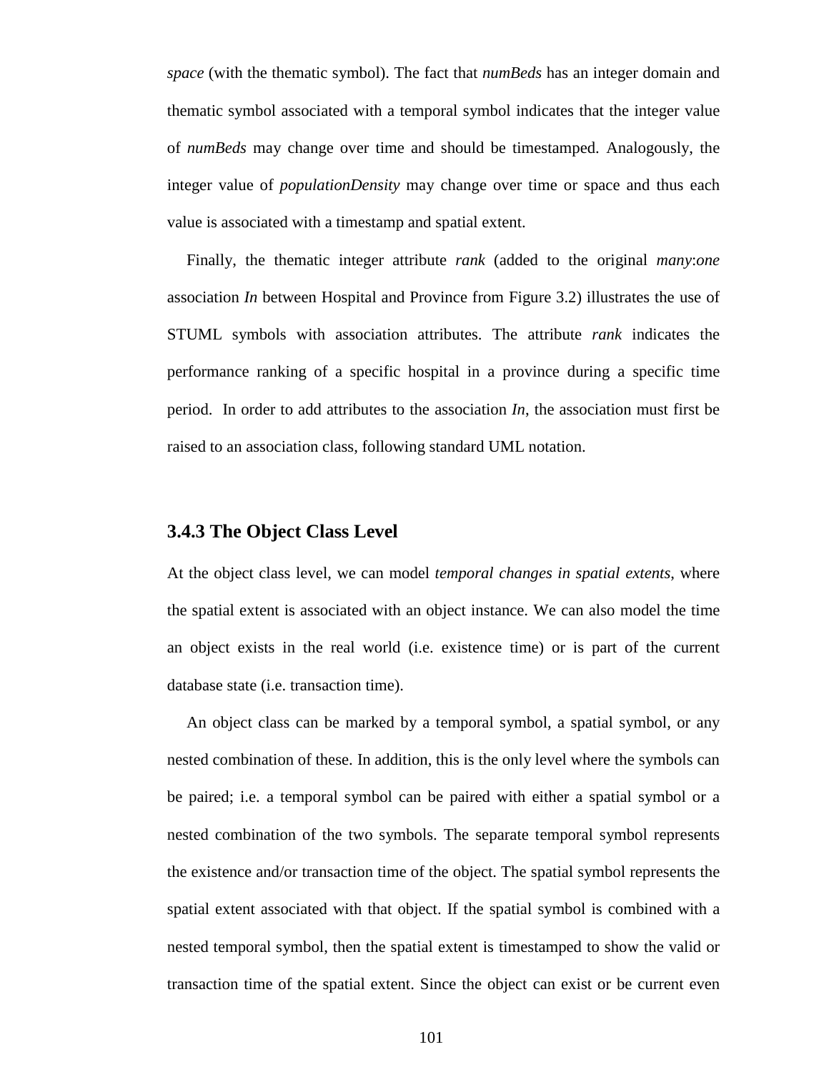*space* (with the thematic symbol). The fact that *numBeds* has an integer domain and thematic symbol associated with a temporal symbol indicates that the integer value of *numBeds* may change over time and should be timestamped. Analogously, the integer value of *populationDensity* may change over time or space and thus each value is associated with a timestamp and spatial extent.

Finally, the thematic integer attribute *rank* (added to the original *many*:*one* association *In* between Hospital and Province from Figure 3.2) illustrates the use of STUML symbols with association attributes. The attribute *rank* indicates the performance ranking of a specific hospital in a province during a specific time period. In order to add attributes to the association *In*, the association must first be raised to an association class, following standard UML notation.

### 3.4.3 The Object Class Level

At the object class level, we can model *temporal changes in spatial extents*, where the spatial extent is associated with an object instance. We can also model the time an object exists in the real world (i.e. existence time) or is part of the current database state (i.e. transaction time).

An object class can be marked by a temporal symbol, a spatial symbol, or any nested combination of these. In addition, this is the only level where the symbols can be paired; i.e. a temporal symbol can be paired with either a spatial symbol or a nested combination of the two symbols. The separate temporal symbol represents the existence and/or transaction time of the object. The spatial symbol represents the spatial extent associated with that object. If the spatial symbol is combined with a nested temporal symbol, then the spatial extent is timestamped to show the valid or transaction time of the spatial extent. Since the object can exist or be current even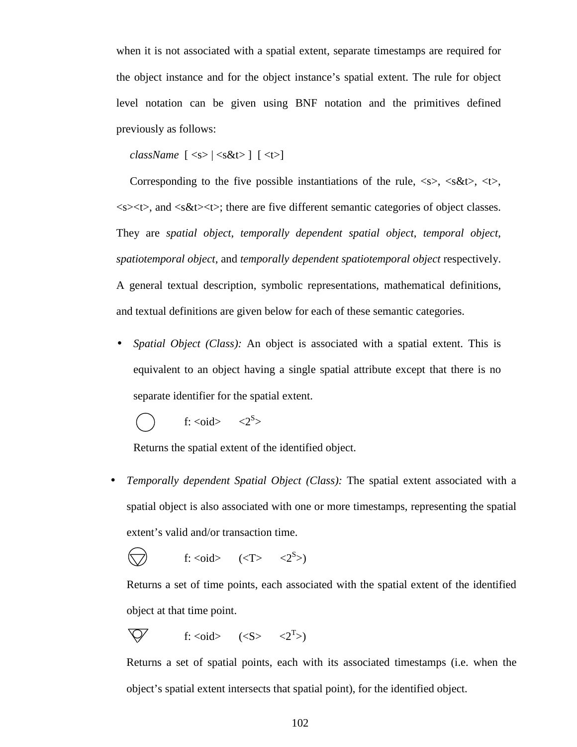when it is not associated with a spatial extent, separate timestamps are required for the object instance and for the object instance's spatial extent. The rule for object level notation can be given using BNF notation and the primitives defined previously as follows:

*className* [ <s> | <s&t> ] [ <t>]

Corresponding to the five possible instantiations of the rule, <s>, <s&t>, <t>, <s><t>, and <s&t><t>; there are five different semantic categories of object classes. They are *spatial object*, *temporally dependent spatial object*, *temporal object*, *spatiotemporal object*, and *temporally dependent spatiotemporal object* respectively. A general textual description, symbolic representations, mathematical definitions, and textual definitions are given below for each of these semantic categories.

- *Spatial Object (Class):* An object is associated with a spatial extent. This is equivalent to an object having a single spatial attribute except that there is no separate identifier for the spatial extent.

  f: <oid> → $<2^S>$

  Returns the spatial extent of the identified object.

- *Temporally dependent Spatial Object (Class):* The spatial extent associated with a spatial object is also associated with one or more timestamps, representing the spatial extent's valid and/or transaction time.

  f: <oid> → (<T> → $<2^S>$)

  Returns a set of time points, each associated with the spatial extent of the identified object at that time point.

  f: <oid> → (<S> → $<2^T>$)

  Returns a set of spatial points, each with its associated timestamps (i.e. when the object's spatial extent intersects that spatial point), for the identified object.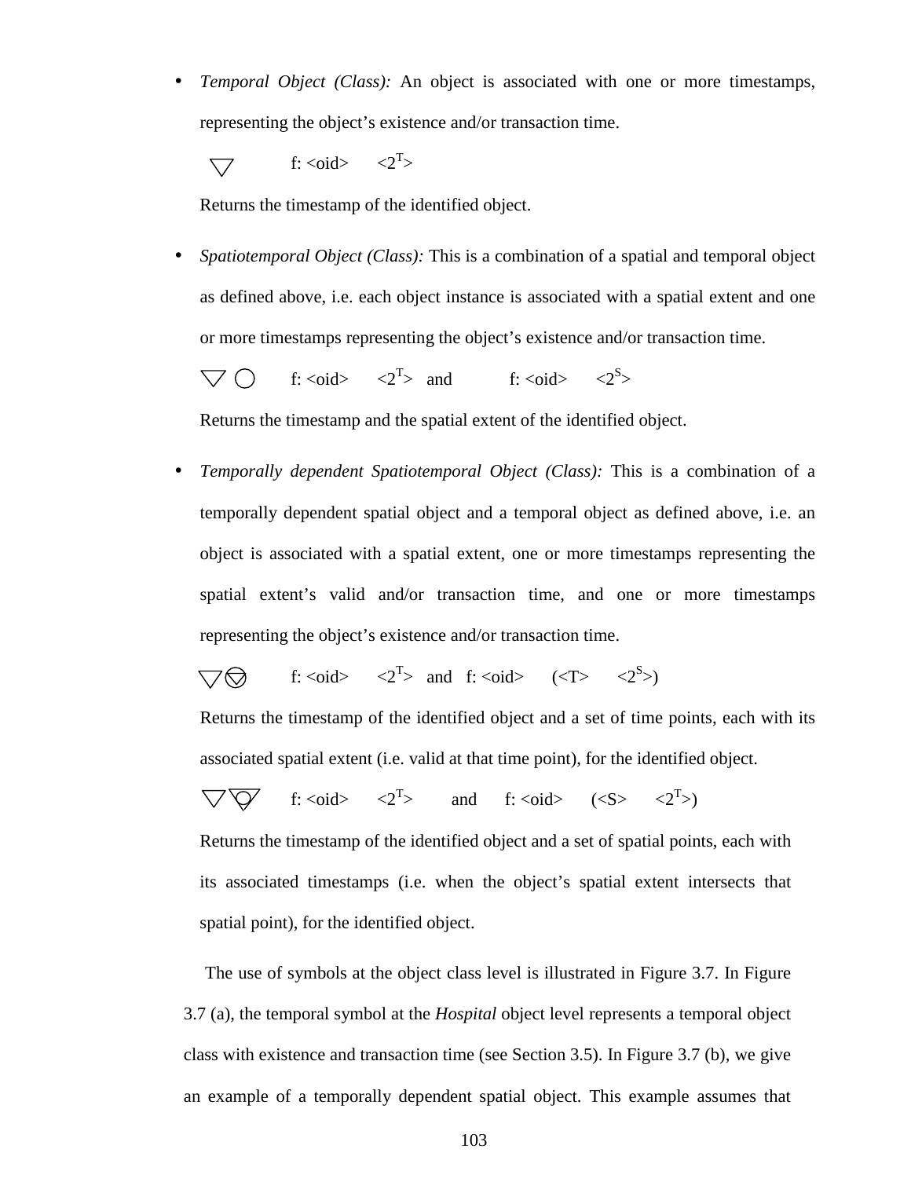- *Temporal Object (Class):* An object is associated with one or more timestamps, representing the object's existence and/or transaction time.

  ▽ f: <oid> → <$2^T$>

  Returns the timestamp of the identified object.

- *Spatiotemporal Object (Class):* This is a combination of a spatial and temporal object as defined above, i.e. each object instance is associated with a spatial extent and one or more timestamps representing the object's existence and/or transaction time.

  ▽ ○ f: <oid> → <$2^T$> and f: <oid> → <$2^S$>

  Returns the timestamp and the spatial extent of the identified object.

- *Temporally dependent Spatiotemporal Object (Class):* This is a combination of a temporally dependent spatial object and a temporal object as defined above, i.e. an object is associated with a spatial extent, one or more timestamps representing the spatial extent's valid and/or transaction time, and one or more timestamps representing the object's existence and/or transaction time.

  f: <oid> → <$2^T$> and f: <oid> → (<T> → <$2^S$>)

  Returns the timestamp of the identified object and a set of time points, each with its associated spatial extent (i.e. valid at that time point), for the identified object.

  f: <oid> → <$2^T$> and f: <oid> → (<S> → <$2^T$>)

  Returns the timestamp of the identified object and a set of spatial points, each with its associated timestamps (i.e. when the object's spatial extent intersects that spatial point), for the identified object.

The use of symbols at the object class level is illustrated in Figure 3.7. In Figure 3.7 (a), the temporal symbol at the *Hospital* object level represents a temporal object class with existence and transaction time (see Section 3.5). In Figure 3.7 (b), we give an example of a temporally dependent spatial object. This example assumes that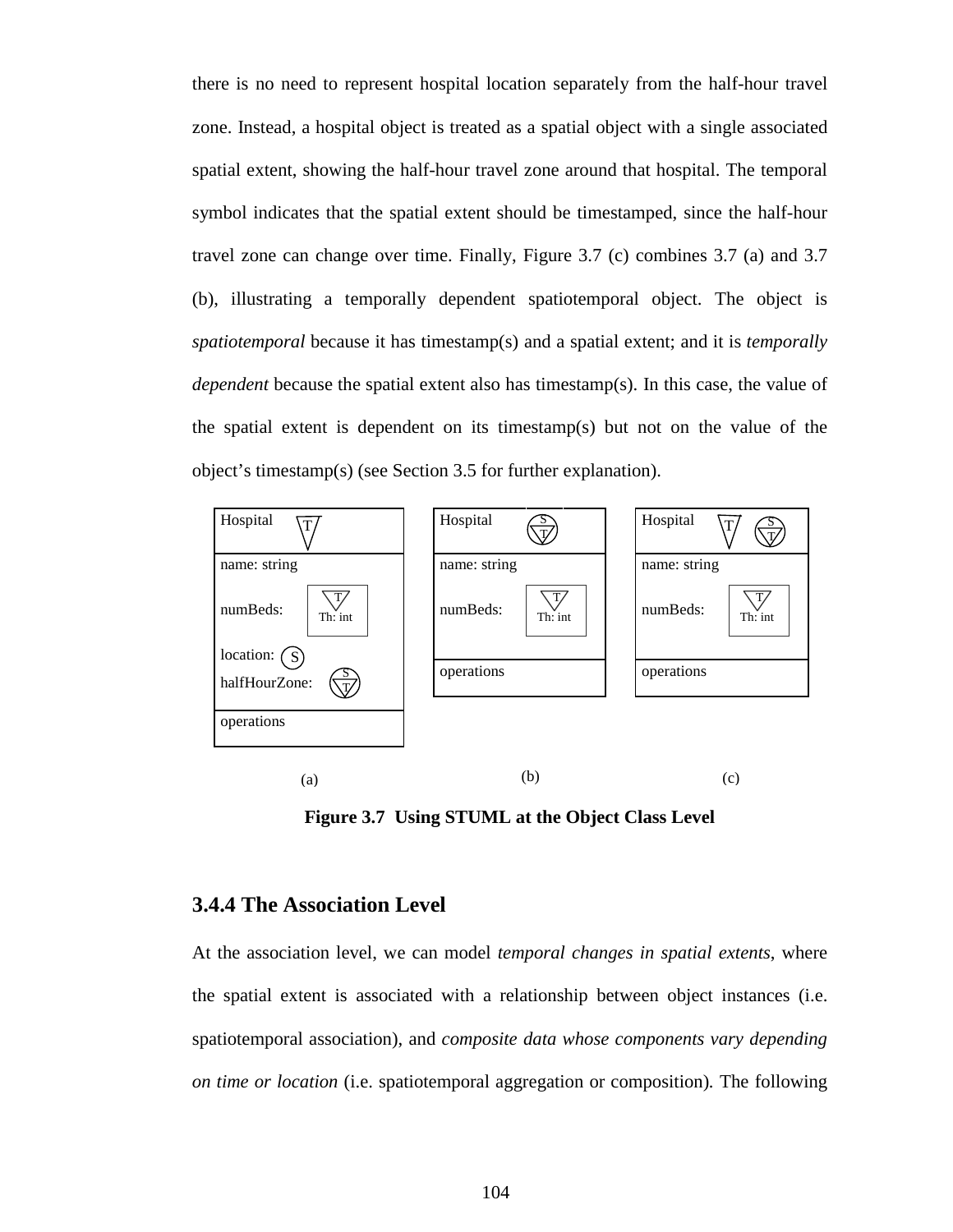there is no need to represent hospital location separately from the half-hour travel zone. Instead, a hospital object is treated as a spatial object with a single associated spatial extent, showing the half-hour travel zone around that hospital. The temporal symbol indicates that the spatial extent should be timestamped, since the half-hour travel zone can change over time. Finally, Figure 3.7 (c) combines 3.7 (a) and 3.7 (b), illustrating a temporally dependent spatiotemporal object. The object is *spatiotemporal* because it has timestamp(s) and a spatial extent; and it is *temporally dependent* because the spatial extent also has timestamp(s). In this case, the value of the spatial extent is dependent on its timestamp(s) but not on the value of the object's timestamp(s) (see Section 3.5 for further explanation).

| Hospital (T) |
|---|
| name: string |
| numBeds: (T) Th: int |
| location: (S) |
| halfHourZone: (S/T) |
| operations |

(a)

| Hospital (S/T) |
|---|
| name: string |
| numBeds: (T) Th: int |
| operations |

(b)

| Hospital (T) (S/T) |
|---|
| name: string |
| numBeds: (T) Th: int |
| operations |

(c)

**Figure 3.7 Using STUML at the Object Class Level**

### 3.4.4 The Association Level

At the association level, we can model *temporal changes in spatial extents*, where the spatial extent is associated with a relationship between object instances (i.e. spatiotemporal association), and *composite data whose components vary depending on time or location* (i.e. spatiotemporal aggregation or composition). The following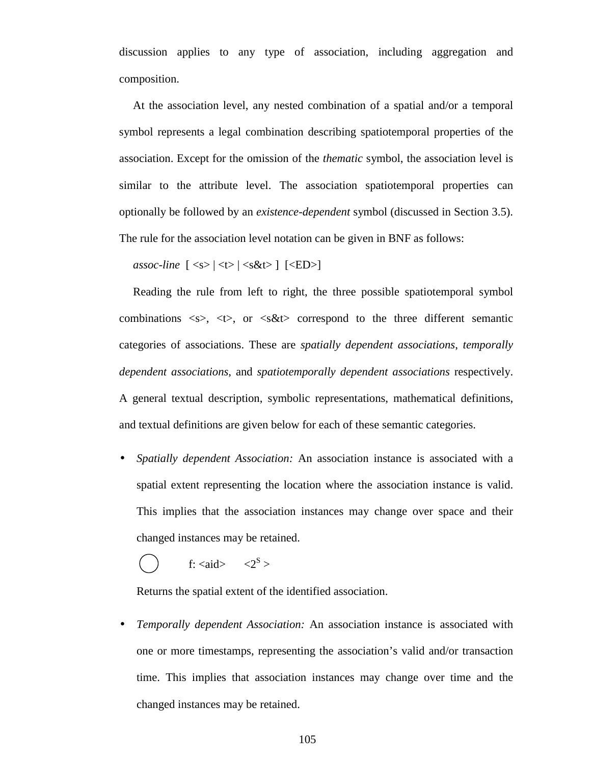discussion applies to any type of association, including aggregation and composition.

At the association level, any nested combination of a spatial and/or a temporal symbol represents a legal combination describing spatiotemporal properties of the association. Except for the omission of the *thematic* symbol, the association level is similar to the attribute level. The association spatiotemporal properties can optionally be followed by an *existence-dependent* symbol (discussed in Section 3.5). The rule for the association level notation can be given in BNF as follows:

*assoc-line* [ <s> | <t> | <s&t> ] [<ED>]

Reading the rule from left to right, the three possible spatiotemporal symbol combinations <s>, <t>, or <s&t> correspond to the three different semantic categories of associations. These are *spatially dependent associations*, *temporally dependent associations*, and *spatiotemporally dependent associations* respectively. A general textual description, symbolic representations, mathematical definitions, and textual definitions are given below for each of these semantic categories.

- *Spatially dependent Association:* An association instance is associated with a spatial extent representing the location where the association instance is valid. This implies that the association instances may change over space and their changed instances may be retained.

  ◯ f: <aid> $<2^S>$

  Returns the spatial extent of the identified association.

- *Temporally dependent Association:* An association instance is associated with one or more timestamps, representing the association's valid and/or transaction time. This implies that association instances may change over time and the changed instances may be retained.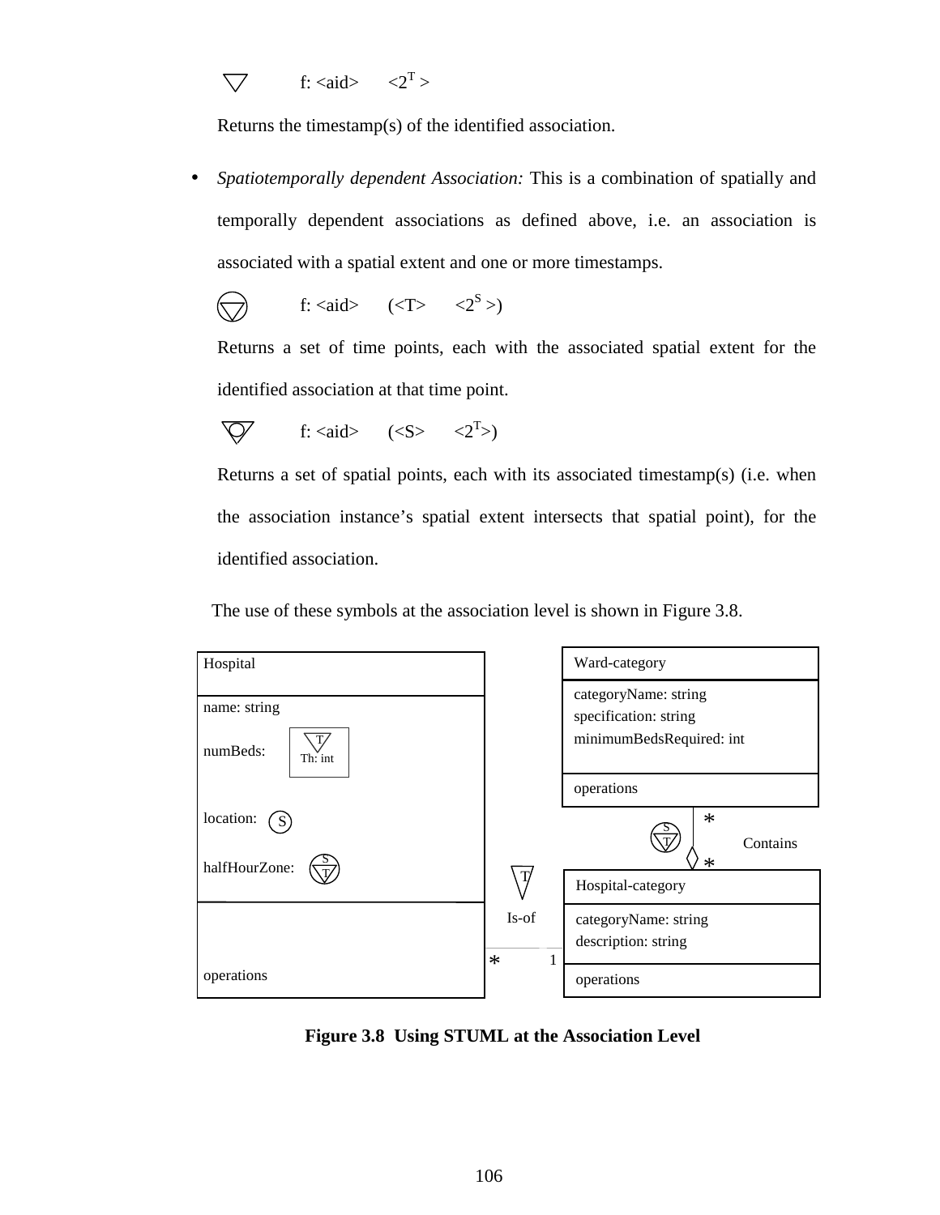f: <aid> → <$2^T$ >

Returns the timestamp(s) of the identified association.

- *Spatiotemporally dependent Association:* This is a combination of spatially and temporally dependent associations as defined above, i.e. an association is associated with a spatial extent and one or more timestamps.

  f: <aid> → (<T> → <$2^S$ >)

  Returns a set of time points, each with the associated spatial extent for the identified association at that time point.

  f: <aid> → (<S> → <$2^T$>)

  Returns a set of spatial points, each with its associated timestamp(s) (i.e. when the association instance's spatial extent intersects that spatial point), for the identified association.

The use of these symbols at the association level is shown in Figure 3.8.

| Hospital |
|---|
| name: string |
| numBeds: [T] Th: int |
| location: (S) |
| halfHourZone: [S/T] |
| operations |

| Ward-category |
|---|
| categoryName: string<br>specification: string<br>minimumBedsRequired: int |
| operations |

| Hospital-category |
|---|
| categoryName: string<br>description: string |
| operations |

Associations: Hospital * — Is-of [T] — 1 Hospital-category; Ward-category * — Contains [S/T] — * Hospital-category

**Figure 3.8 Using STUML at the Association Level**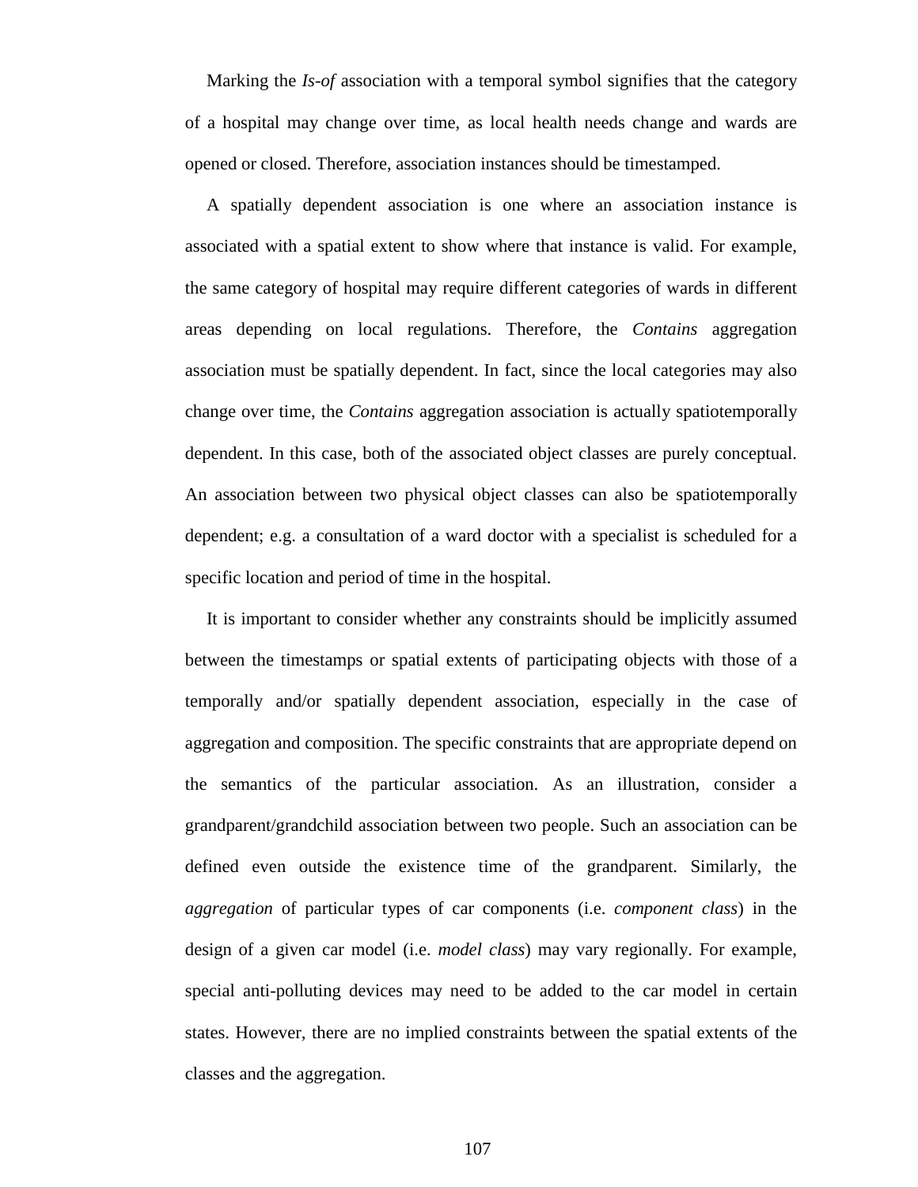Marking the *Is-of* association with a temporal symbol signifies that the category of a hospital may change over time, as local health needs change and wards are opened or closed. Therefore, association instances should be timestamped.

A spatially dependent association is one where an association instance is associated with a spatial extent to show where that instance is valid. For example, the same category of hospital may require different categories of wards in different areas depending on local regulations. Therefore, the *Contains* aggregation association must be spatially dependent. In fact, since the local categories may also change over time, the *Contains* aggregation association is actually spatiotemporally dependent. In this case, both of the associated object classes are purely conceptual. An association between two physical object classes can also be spatiotemporally dependent; e.g. a consultation of a ward doctor with a specialist is scheduled for a specific location and period of time in the hospital.

It is important to consider whether any constraints should be implicitly assumed between the timestamps or spatial extents of participating objects with those of a temporally and/or spatially dependent association, especially in the case of aggregation and composition. The specific constraints that are appropriate depend on the semantics of the particular association. As an illustration, consider a grandparent/grandchild association between two people. Such an association can be defined even outside the existence time of the grandparent. Similarly, the *aggregation* of particular types of car components (i.e. *component class*) in the design of a given car model (i.e. *model class*) may vary regionally. For example, special anti-polluting devices may need to be added to the car model in certain states. However, there are no implied constraints between the spatial extents of the classes and the aggregation.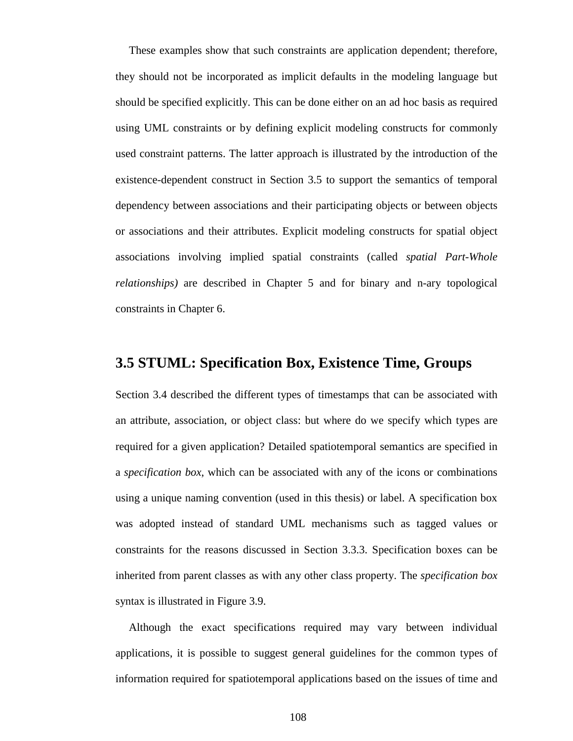These examples show that such constraints are application dependent; therefore, they should not be incorporated as implicit defaults in the modeling language but should be specified explicitly. This can be done either on an ad hoc basis as required using UML constraints or by defining explicit modeling constructs for commonly used constraint patterns. The latter approach is illustrated by the introduction of the existence-dependent construct in Section 3.5 to support the semantics of temporal dependency between associations and their participating objects or between objects or associations and their attributes. Explicit modeling constructs for spatial object associations involving implied spatial constraints (called *spatial Part-Whole relationships)* are described in Chapter 5 and for binary and n-ary topological constraints in Chapter 6.

## 3.5 STUML: Specification Box, Existence Time, Groups

Section 3.4 described the different types of timestamps that can be associated with an attribute, association, or object class: but where do we specify which types are required for a given application? Detailed spatiotemporal semantics are specified in a *specification box*, which can be associated with any of the icons or combinations using a unique naming convention (used in this thesis) or label. A specification box was adopted instead of standard UML mechanisms such as tagged values or constraints for the reasons discussed in Section 3.3.3. Specification boxes can be inherited from parent classes as with any other class property. The *specification box* syntax is illustrated in Figure 3.9.

Although the exact specifications required may vary between individual applications, it is possible to suggest general guidelines for the common types of information required for spatiotemporal applications based on the issues of time and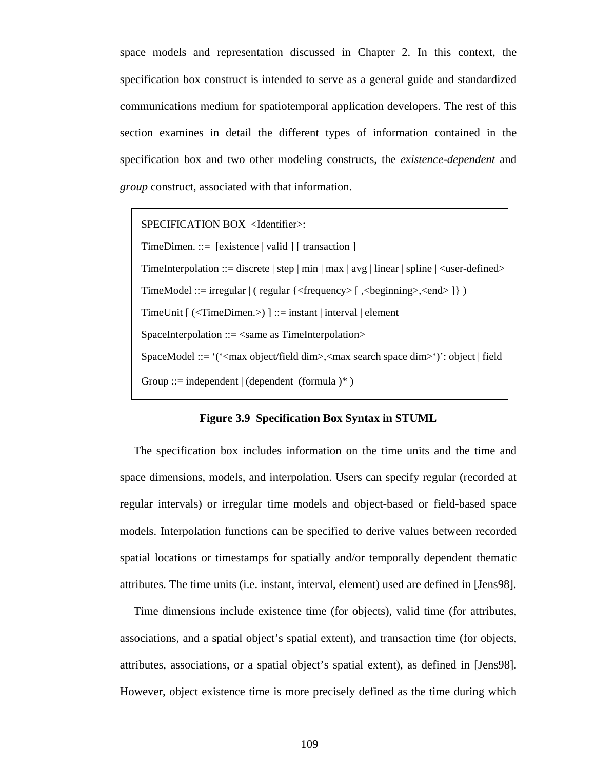space models and representation discussed in Chapter 2. In this context, the specification box construct is intended to serve as a general guide and standardized communications medium for spatiotemporal application developers. The rest of this section examines in detail the different types of information contained in the specification box and two other modeling constructs, the *existence-dependent* and *group* construct, associated with that information.

```
SPECIFICATION BOX  <Identifier>:
TimeDimen. ::=  [existence | valid ] [ transaction ]
TimeInterpolation ::= discrete | step | min | max | avg | linear | spline | <user-defined>
TimeModel ::= irregular | ( regular {<frequency> [ ,<beginning>,<end> ]} )
TimeUnit [ (<TimeDimen.>) ] ::= instant | interval | element
SpaceInterpolation ::= <same as TimeInterpolation>
SpaceModel ::= '('<max object/field dim>,<max search space dim>')': object | field
Group ::= independent | (dependent  (formula )* )
```

**Figure 3.9 Specification Box Syntax in STUML**

The specification box includes information on the time units and the time and space dimensions, models, and interpolation. Users can specify regular (recorded at regular intervals) or irregular time models and object-based or field-based space models. Interpolation functions can be specified to derive values between recorded spatial locations or timestamps for spatially and/or temporally dependent thematic attributes. The time units (i.e. instant, interval, element) used are defined in [Jens98].

Time dimensions include existence time (for objects), valid time (for attributes, associations, and a spatial object's spatial extent), and transaction time (for objects, attributes, associations, or a spatial object's spatial extent), as defined in [Jens98]. However, object existence time is more precisely defined as the time during which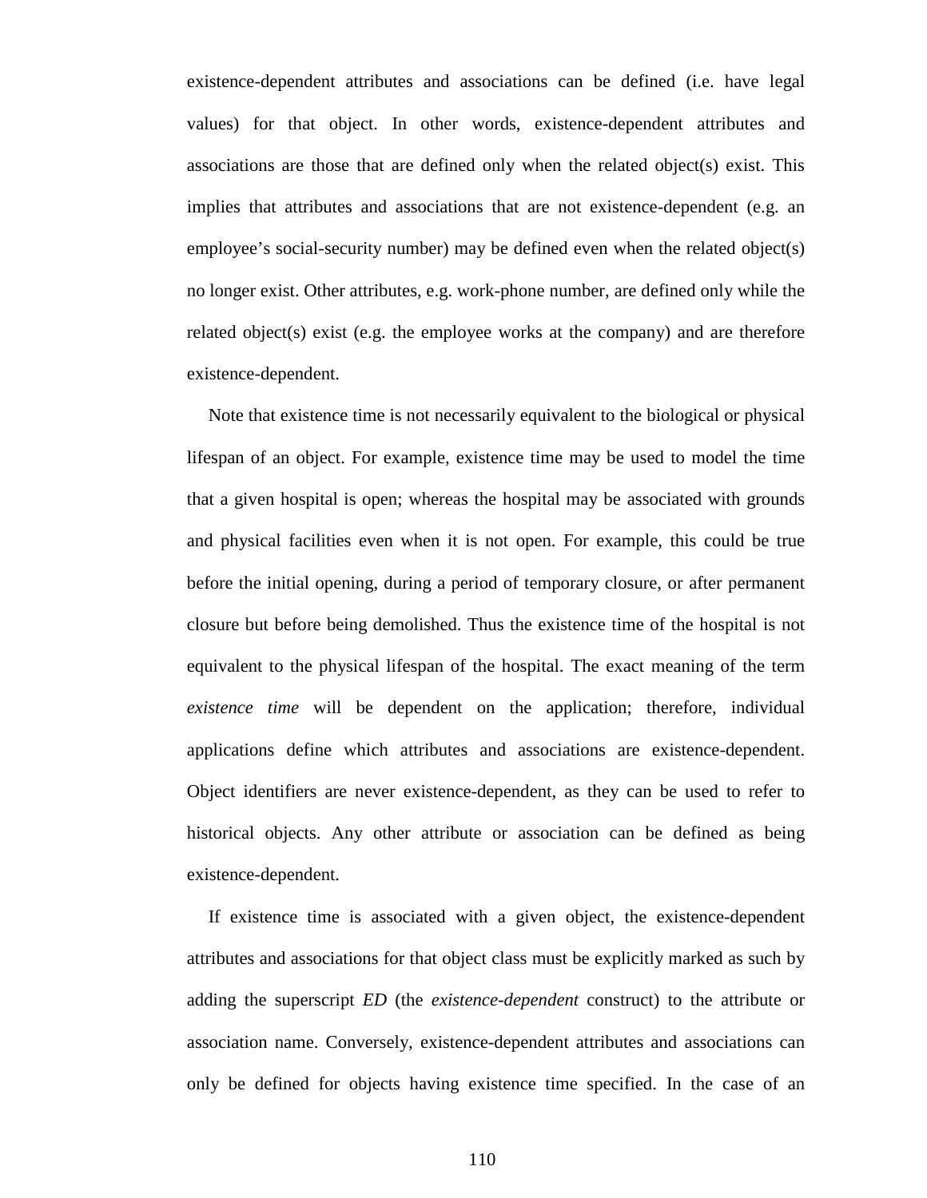existence-dependent attributes and associations can be defined (i.e. have legal values) for that object. In other words, existence-dependent attributes and associations are those that are defined only when the related object(s) exist. This implies that attributes and associations that are not existence-dependent (e.g. an employee's social-security number) may be defined even when the related object(s) no longer exist. Other attributes, e.g. work-phone number, are defined only while the related object(s) exist (e.g. the employee works at the company) and are therefore existence-dependent.

Note that existence time is not necessarily equivalent to the biological or physical lifespan of an object. For example, existence time may be used to model the time that a given hospital is open; whereas the hospital may be associated with grounds and physical facilities even when it is not open. For example, this could be true before the initial opening, during a period of temporary closure, or after permanent closure but before being demolished. Thus the existence time of the hospital is not equivalent to the physical lifespan of the hospital. The exact meaning of the term *existence time* will be dependent on the application; therefore, individual applications define which attributes and associations are existence-dependent. Object identifiers are never existence-dependent, as they can be used to refer to historical objects. Any other attribute or association can be defined as being existence-dependent.

If existence time is associated with a given object, the existence-dependent attributes and associations for that object class must be explicitly marked as such by adding the superscript *ED* (the *existence-dependent* construct) to the attribute or association name. Conversely, existence-dependent attributes and associations can only be defined for objects having existence time specified. In the case of an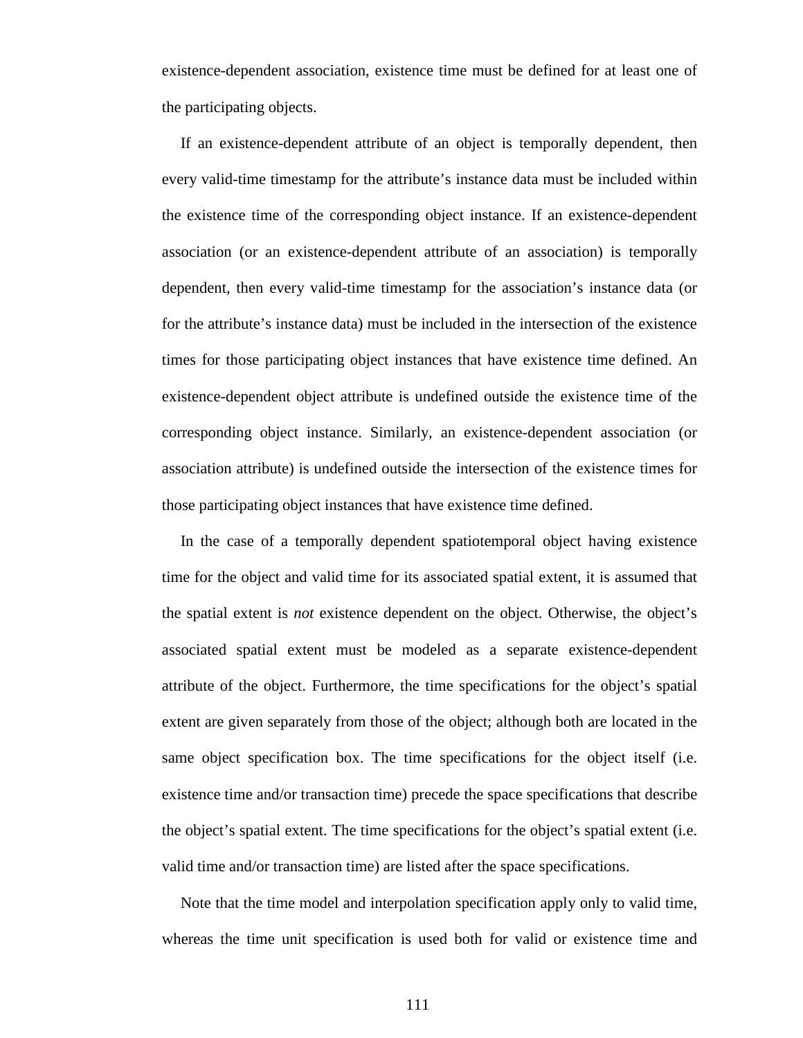existence-dependent association, existence time must be defined for at least one of the participating objects.

If an existence-dependent attribute of an object is temporally dependent, then every valid-time timestamp for the attribute's instance data must be included within the existence time of the corresponding object instance. If an existence-dependent association (or an existence-dependent attribute of an association) is temporally dependent, then every valid-time timestamp for the association's instance data (or for the attribute's instance data) must be included in the intersection of the existence times for those participating object instances that have existence time defined. An existence-dependent object attribute is undefined outside the existence time of the corresponding object instance. Similarly, an existence-dependent association (or association attribute) is undefined outside the intersection of the existence times for those participating object instances that have existence time defined.

In the case of a temporally dependent spatiotemporal object having existence time for the object and valid time for its associated spatial extent, it is assumed that the spatial extent is *not* existence dependent on the object. Otherwise, the object's associated spatial extent must be modeled as a separate existence-dependent attribute of the object. Furthermore, the time specifications for the object's spatial extent are given separately from those of the object; although both are located in the same object specification box. The time specifications for the object itself (i.e. existence time and/or transaction time) precede the space specifications that describe the object's spatial extent. The time specifications for the object's spatial extent (i.e. valid time and/or transaction time) are listed after the space specifications.

Note that the time model and interpolation specification apply only to valid time, whereas the time unit specification is used both for valid or existence time and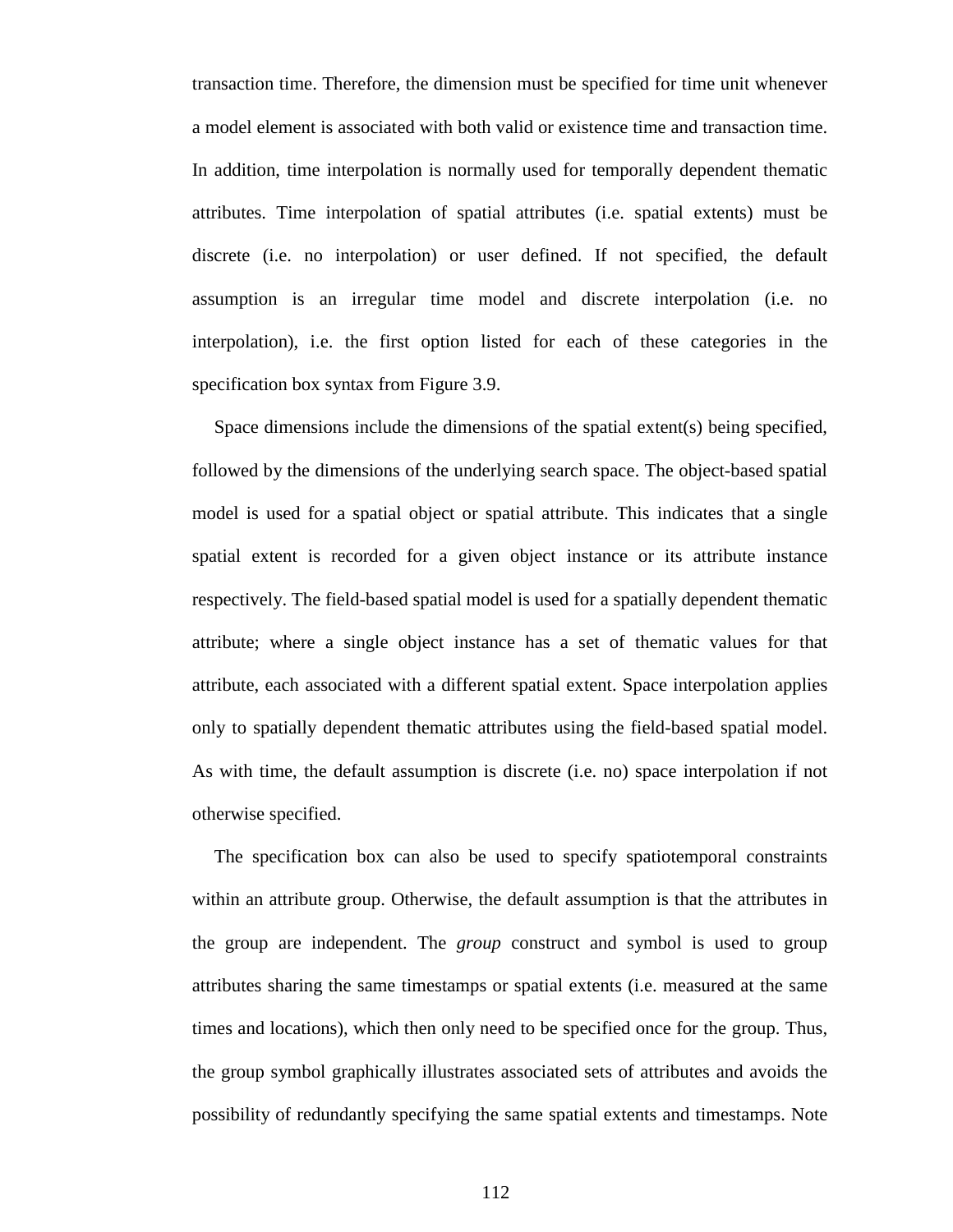transaction time. Therefore, the dimension must be specified for time unit whenever a model element is associated with both valid or existence time and transaction time. In addition, time interpolation is normally used for temporally dependent thematic attributes. Time interpolation of spatial attributes (i.e. spatial extents) must be discrete (i.e. no interpolation) or user defined. If not specified, the default assumption is an irregular time model and discrete interpolation (i.e. no interpolation), i.e. the first option listed for each of these categories in the specification box syntax from Figure 3.9.

Space dimensions include the dimensions of the spatial extent(s) being specified, followed by the dimensions of the underlying search space. The object-based spatial model is used for a spatial object or spatial attribute. This indicates that a single spatial extent is recorded for a given object instance or its attribute instance respectively. The field-based spatial model is used for a spatially dependent thematic attribute; where a single object instance has a set of thematic values for that attribute, each associated with a different spatial extent. Space interpolation applies only to spatially dependent thematic attributes using the field-based spatial model. As with time, the default assumption is discrete (i.e. no) space interpolation if not otherwise specified.

The specification box can also be used to specify spatiotemporal constraints within an attribute group. Otherwise, the default assumption is that the attributes in the group are independent. The *group* construct and symbol is used to group attributes sharing the same timestamps or spatial extents (i.e. measured at the same times and locations), which then only need to be specified once for the group. Thus, the group symbol graphically illustrates associated sets of attributes and avoids the possibility of redundantly specifying the same spatial extents and timestamps. Note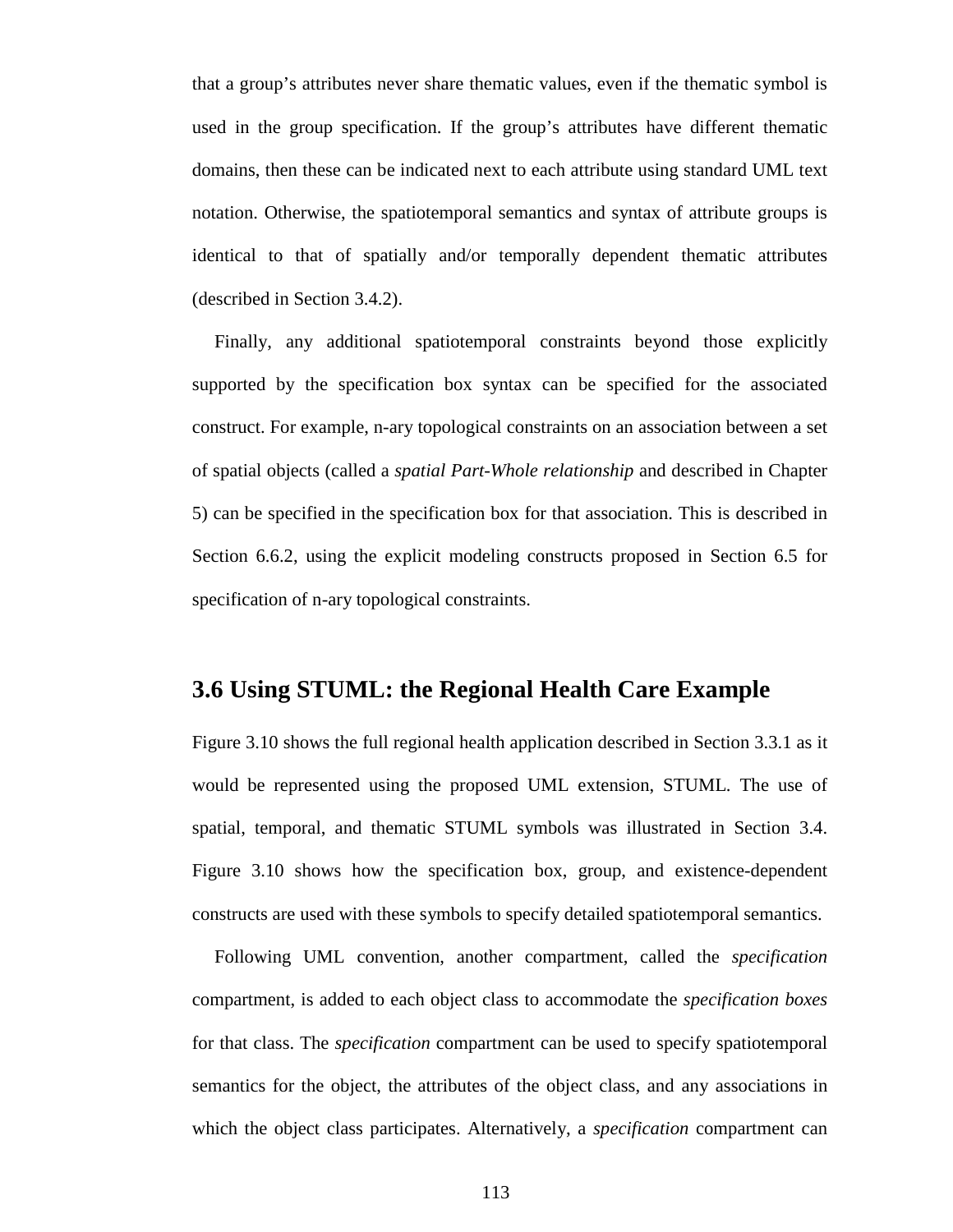that a group's attributes never share thematic values, even if the thematic symbol is used in the group specification. If the group's attributes have different thematic domains, then these can be indicated next to each attribute using standard UML text notation. Otherwise, the spatiotemporal semantics and syntax of attribute groups is identical to that of spatially and/or temporally dependent thematic attributes (described in Section 3.4.2).

Finally, any additional spatiotemporal constraints beyond those explicitly supported by the specification box syntax can be specified for the associated construct. For example, n-ary topological constraints on an association between a set of spatial objects (called a *spatial Part-Whole relationship* and described in Chapter 5) can be specified in the specification box for that association. This is described in Section 6.6.2, using the explicit modeling constructs proposed in Section 6.5 for specification of n-ary topological constraints.

## 3.6 Using STUML: the Regional Health Care Example

Figure 3.10 shows the full regional health application described in Section 3.3.1 as it would be represented using the proposed UML extension, STUML. The use of spatial, temporal, and thematic STUML symbols was illustrated in Section 3.4. Figure 3.10 shows how the specification box, group, and existence-dependent constructs are used with these symbols to specify detailed spatiotemporal semantics.

Following UML convention, another compartment, called the *specification* compartment, is added to each object class to accommodate the *specification boxes* for that class. The *specification* compartment can be used to specify spatiotemporal semantics for the object, the attributes of the object class, and any associations in which the object class participates. Alternatively, a *specification* compartment can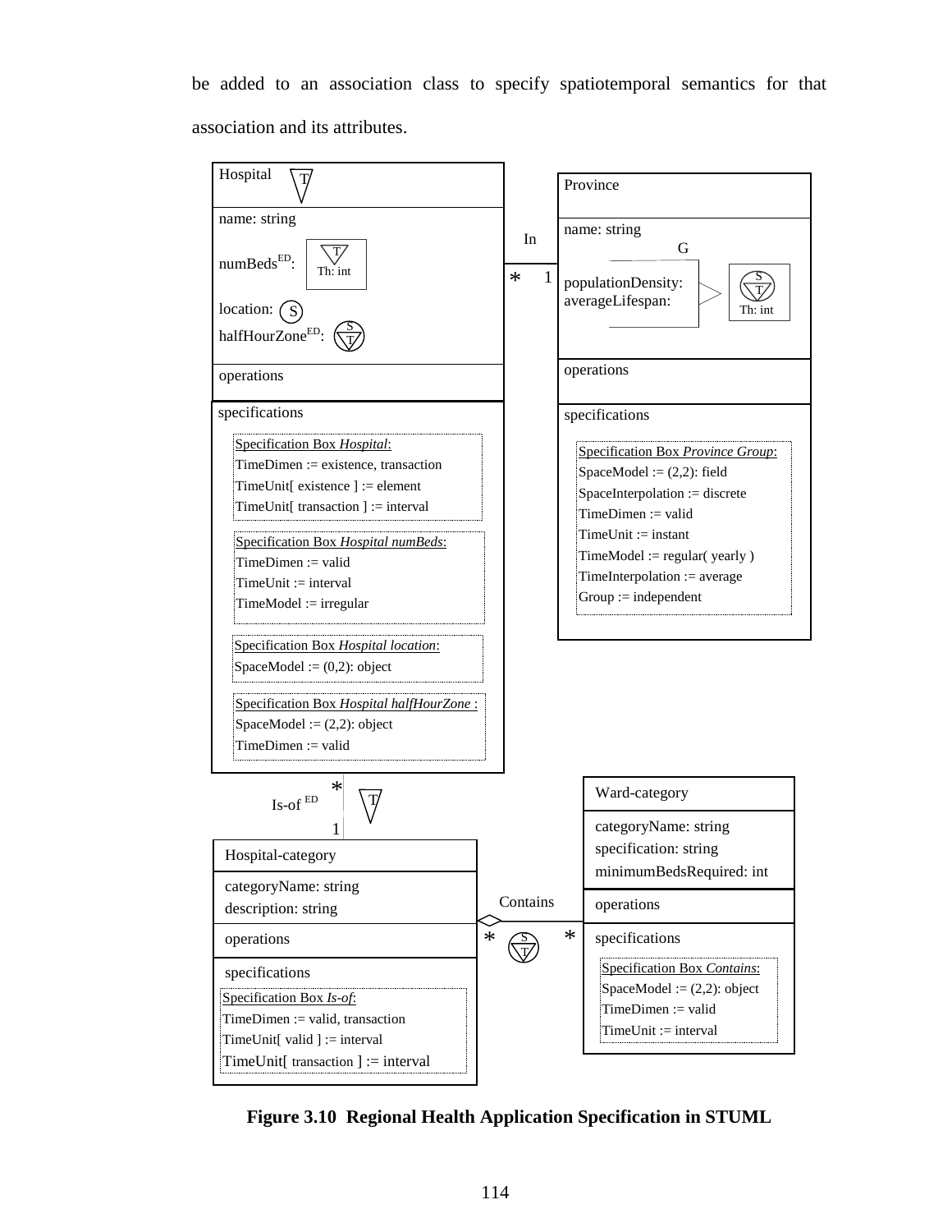be added to an association class to specify spatiotemporal semantics for that association and its attributes.

Hospital (T)

name: string

numBeds[ED]: (T) Th: int

location: (S)

halfHourZone[ED]: (S T)

operations

specifications

Specification Box *Hospital*:
TimeDimen := existence, transaction
TimeUnit[ existence ] := element
TimeUnit[ transaction ] := interval

Specification Box *Hospital numBeds*:
TimeDimen := valid
TimeUnit := interval
TimeModel := irregular

Specification Box *Hospital location*:
SpaceModel := (0,2): object

Specification Box *Hospital halfHourZone* :
SpaceModel := (2,2): object
TimeDimen := valid

In * 1

Province

name: string

G

populationDensity:
averageLifespan: (S T) Th: int

operations

specifications

Specification Box *Province Group*:
SpaceModel := (2,2): field
SpaceInterpolation := discrete
TimeDimen := valid
TimeUnit := instant
TimeModel := regular( yearly )
TimeInterpolation := average
Group := independent

Is-of [ED] * 1 (T)

Hospital-category

categoryName: string
description: string

operations

specifications

Specification Box *Is-of*:
TimeDimen := valid, transaction
TimeUnit[ valid ] := interval
TimeUnit[ transaction ] := interval

Contains * * (S T)

Ward-category

categoryName: string
specification: string
minimumBedsRequired: int

operations

specifications

Specification Box *Contains*:
SpaceModel := (2,2): object
TimeDimen := valid
TimeUnit := interval

**Figure 3.10 Regional Health Application Specification in STUML**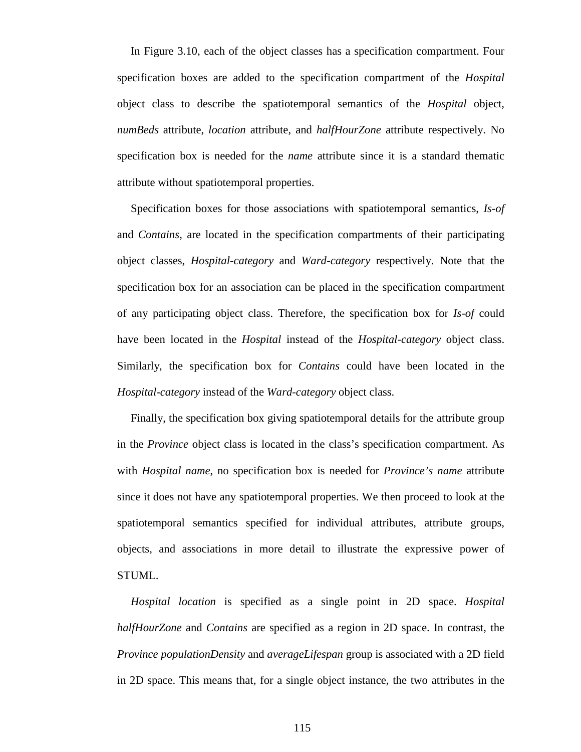In Figure 3.10, each of the object classes has a specification compartment. Four specification boxes are added to the specification compartment of the *Hospital* object class to describe the spatiotemporal semantics of the *Hospital* object, *numBeds* attribute, *location* attribute, and *halfHourZone* attribute respectively. No specification box is needed for the *name* attribute since it is a standard thematic attribute without spatiotemporal properties.

Specification boxes for those associations with spatiotemporal semantics, *Is-of* and *Contains*, are located in the specification compartments of their participating object classes, *Hospital-category* and *Ward-category* respectively. Note that the specification box for an association can be placed in the specification compartment of any participating object class. Therefore, the specification box for *Is-of* could have been located in the *Hospital* instead of the *Hospital-category* object class. Similarly, the specification box for *Contains* could have been located in the *Hospital-category* instead of the *Ward-category* object class.

Finally, the specification box giving spatiotemporal details for the attribute group in the *Province* object class is located in the class's specification compartment. As with *Hospital name*, no specification box is needed for *Province's name* attribute since it does not have any spatiotemporal properties. We then proceed to look at the spatiotemporal semantics specified for individual attributes, attribute groups, objects, and associations in more detail to illustrate the expressive power of STUML.

*Hospital location* is specified as a single point in 2D space. *Hospital halfHourZone* and *Contains* are specified as a region in 2D space. In contrast, the *Province populationDensity* and *averageLifespan* group is associated with a 2D field in 2D space. This means that, for a single object instance, the two attributes in the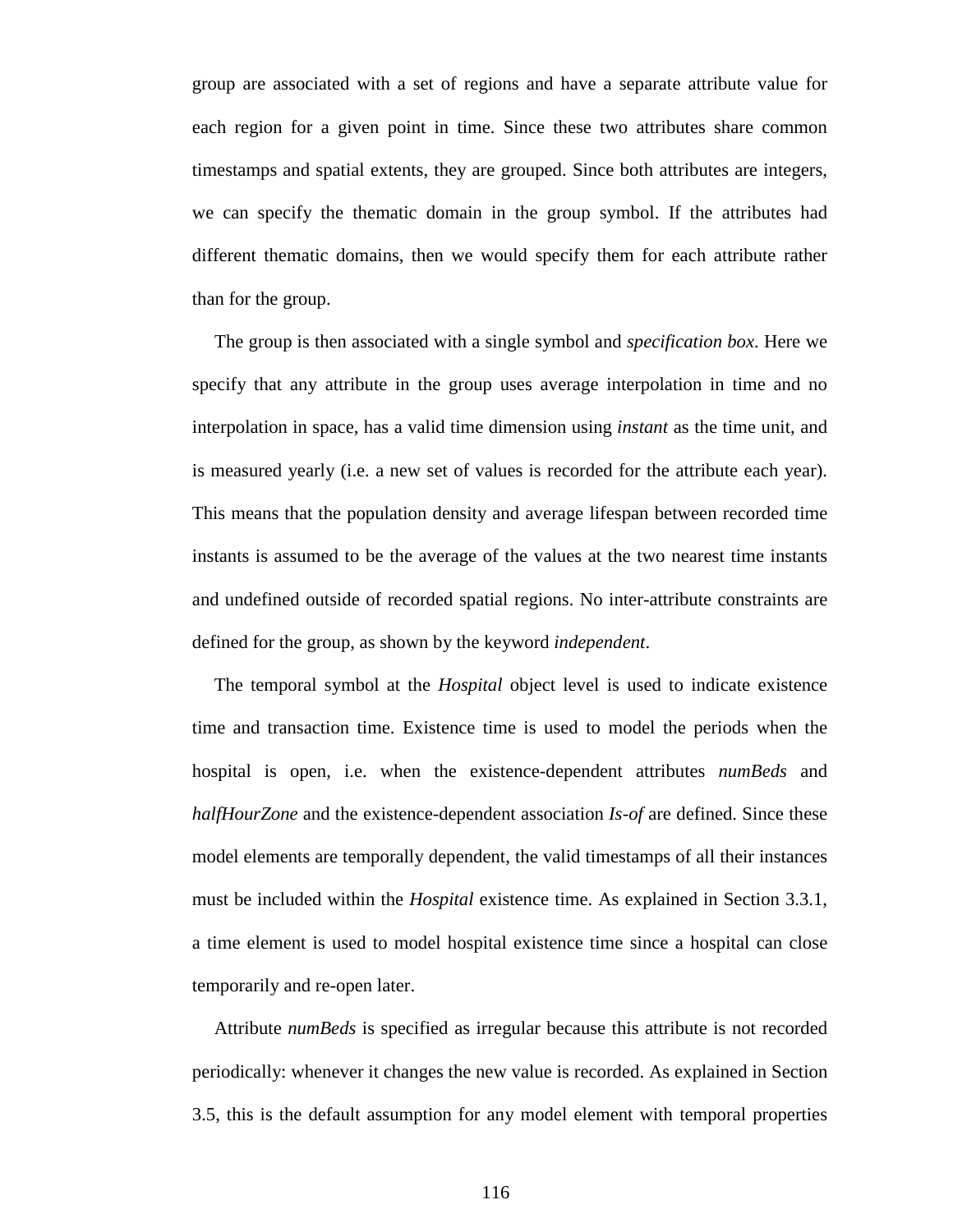group are associated with a set of regions and have a separate attribute value for each region for a given point in time. Since these two attributes share common timestamps and spatial extents, they are grouped. Since both attributes are integers, we can specify the thematic domain in the group symbol. If the attributes had different thematic domains, then we would specify them for each attribute rather than for the group.

The group is then associated with a single symbol and *specification box*. Here we specify that any attribute in the group uses average interpolation in time and no interpolation in space, has a valid time dimension using *instant* as the time unit, and is measured yearly (i.e. a new set of values is recorded for the attribute each year). This means that the population density and average lifespan between recorded time instants is assumed to be the average of the values at the two nearest time instants and undefined outside of recorded spatial regions. No inter-attribute constraints are defined for the group, as shown by the keyword *independent*.

The temporal symbol at the *Hospital* object level is used to indicate existence time and transaction time. Existence time is used to model the periods when the hospital is open, i.e. when the existence-dependent attributes *numBeds* and *halfHourZone* and the existence-dependent association *Is-of* are defined. Since these model elements are temporally dependent, the valid timestamps of all their instances must be included within the *Hospital* existence time. As explained in Section 3.3.1, a time element is used to model hospital existence time since a hospital can close temporarily and re-open later.

Attribute *numBeds* is specified as irregular because this attribute is not recorded periodically: whenever it changes the new value is recorded. As explained in Section 3.5, this is the default assumption for any model element with temporal properties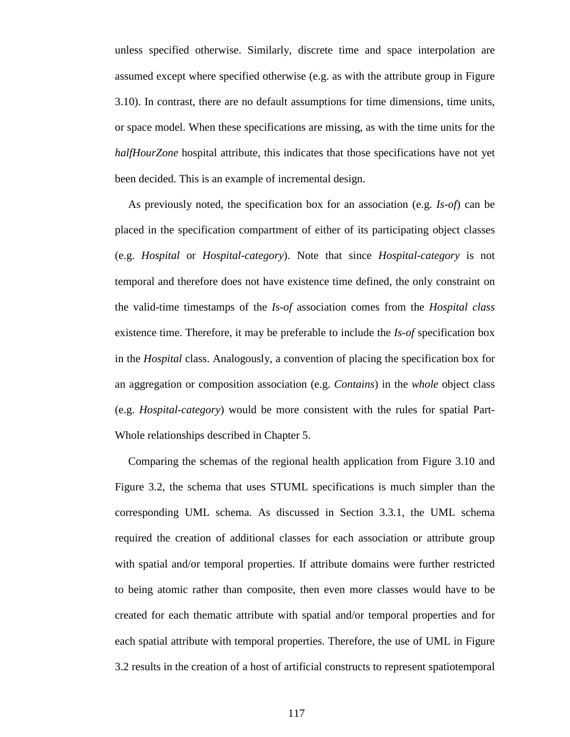unless specified otherwise. Similarly, discrete time and space interpolation are assumed except where specified otherwise (e.g. as with the attribute group in Figure 3.10). In contrast, there are no default assumptions for time dimensions, time units, or space model. When these specifications are missing, as with the time units for the *halfHourZone* hospital attribute, this indicates that those specifications have not yet been decided. This is an example of incremental design.

As previously noted, the specification box for an association (e.g. *Is-of*) can be placed in the specification compartment of either of its participating object classes (e.g. *Hospital* or *Hospital-category*). Note that since *Hospital-category* is not temporal and therefore does not have existence time defined, the only constraint on the valid-time timestamps of the *Is-of* association comes from the *Hospital class* existence time. Therefore, it may be preferable to include the *Is-of* specification box in the *Hospital* class. Analogously, a convention of placing the specification box for an aggregation or composition association (e.g. *Contains*) in the *whole* object class (e.g. *Hospital-category*) would be more consistent with the rules for spatial Part-Whole relationships described in Chapter 5.

Comparing the schemas of the regional health application from Figure 3.10 and Figure 3.2, the schema that uses STUML specifications is much simpler than the corresponding UML schema. As discussed in Section 3.3.1, the UML schema required the creation of additional classes for each association or attribute group with spatial and/or temporal properties. If attribute domains were further restricted to being atomic rather than composite, then even more classes would have to be created for each thematic attribute with spatial and/or temporal properties and for each spatial attribute with temporal properties. Therefore, the use of UML in Figure 3.2 results in the creation of a host of artificial constructs to represent spatiotemporal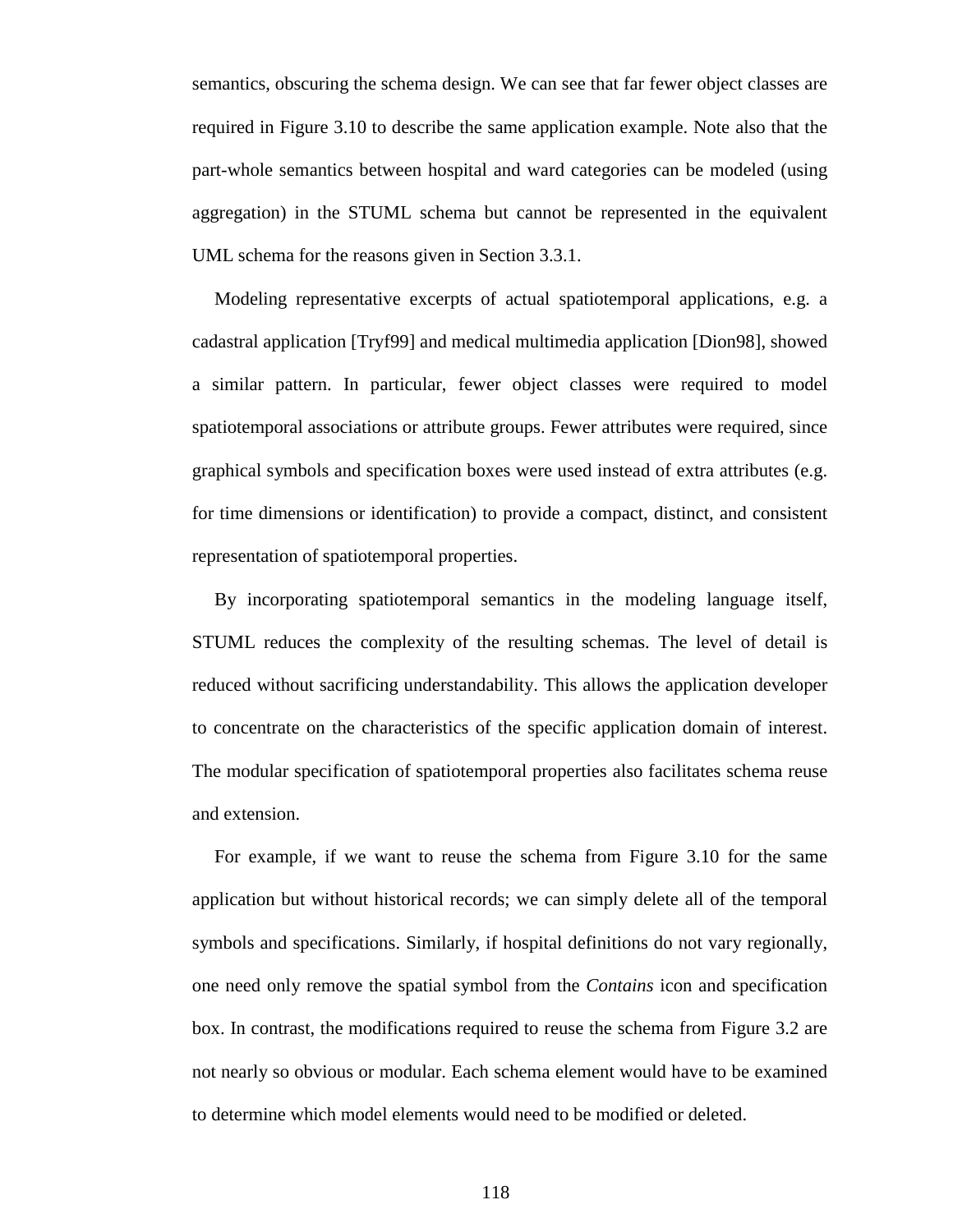semantics, obscuring the schema design. We can see that far fewer object classes are required in Figure 3.10 to describe the same application example. Note also that the part-whole semantics between hospital and ward categories can be modeled (using aggregation) in the STUML schema but cannot be represented in the equivalent UML schema for the reasons given in Section 3.3.1.

Modeling representative excerpts of actual spatiotemporal applications, e.g. a cadastral application [Tryf99] and medical multimedia application [Dion98], showed a similar pattern. In particular, fewer object classes were required to model spatiotemporal associations or attribute groups. Fewer attributes were required, since graphical symbols and specification boxes were used instead of extra attributes (e.g. for time dimensions or identification) to provide a compact, distinct, and consistent representation of spatiotemporal properties.

By incorporating spatiotemporal semantics in the modeling language itself, STUML reduces the complexity of the resulting schemas. The level of detail is reduced without sacrificing understandability. This allows the application developer to concentrate on the characteristics of the specific application domain of interest. The modular specification of spatiotemporal properties also facilitates schema reuse and extension.

For example, if we want to reuse the schema from Figure 3.10 for the same application but without historical records; we can simply delete all of the temporal symbols and specifications. Similarly, if hospital definitions do not vary regionally, one need only remove the spatial symbol from the *Contains* icon and specification box. In contrast, the modifications required to reuse the schema from Figure 3.2 are not nearly so obvious or modular. Each schema element would have to be examined to determine which model elements would need to be modified or deleted.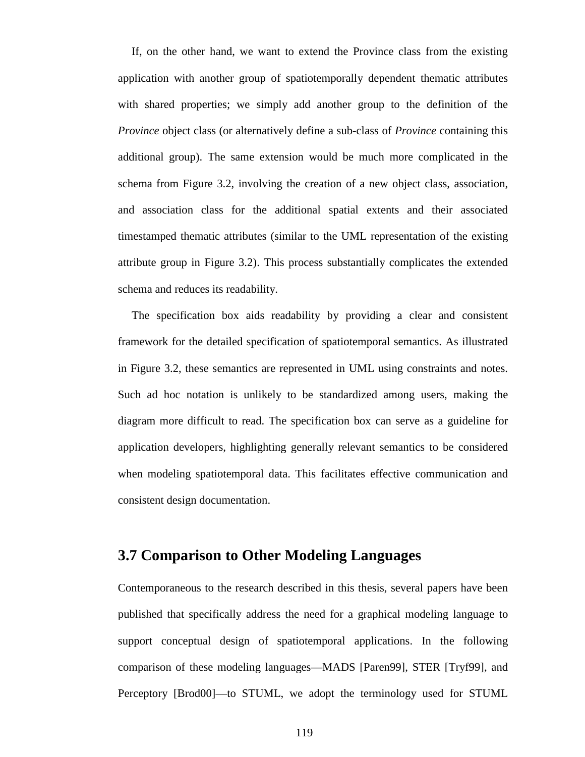If, on the other hand, we want to extend the Province class from the existing application with another group of spatiotemporally dependent thematic attributes with shared properties; we simply add another group to the definition of the *Province* object class (or alternatively define a sub-class of *Province* containing this additional group). The same extension would be much more complicated in the schema from Figure 3.2, involving the creation of a new object class, association, and association class for the additional spatial extents and their associated timestamped thematic attributes (similar to the UML representation of the existing attribute group in Figure 3.2). This process substantially complicates the extended schema and reduces its readability.

The specification box aids readability by providing a clear and consistent framework for the detailed specification of spatiotemporal semantics. As illustrated in Figure 3.2, these semantics are represented in UML using constraints and notes. Such ad hoc notation is unlikely to be standardized among users, making the diagram more difficult to read. The specification box can serve as a guideline for application developers, highlighting generally relevant semantics to be considered when modeling spatiotemporal data. This facilitates effective communication and consistent design documentation.

## 3.7 Comparison to Other Modeling Languages

Contemporaneous to the research described in this thesis, several papers have been published that specifically address the need for a graphical modeling language to support conceptual design of spatiotemporal applications. In the following comparison of these modeling languages—MADS [Paren99], STER [Tryf99], and Perceptory [Brod00]—to STUML, we adopt the terminology used for STUML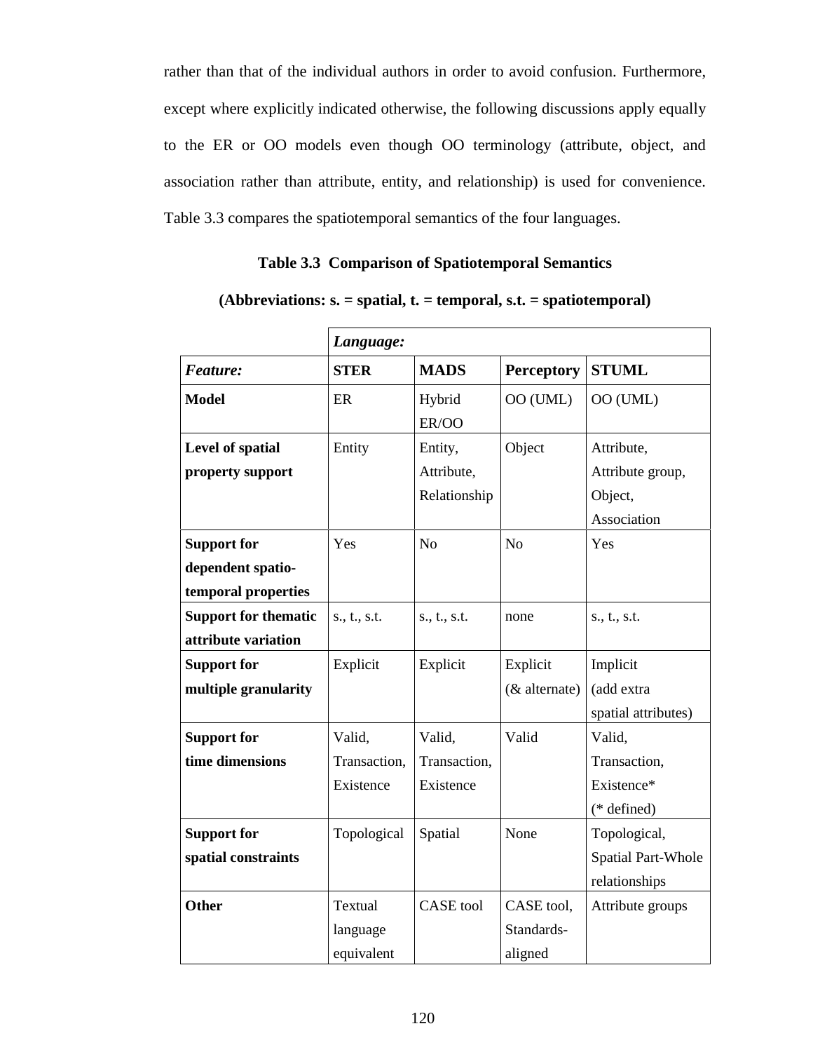rather than that of the individual authors in order to avoid confusion. Furthermore, except where explicitly indicated otherwise, the following discussions apply equally to the ER or OO models even though OO terminology (attribute, object, and association rather than attribute, entity, and relationship) is used for convenience. Table 3.3 compares the spatiotemporal semantics of the four languages.

**Table 3.3 Comparison of Spatiotemporal Semantics**

**(Abbreviations: s. = spatial, t. = temporal, s.t. = spatiotemporal)**

| | ***Language:*** | | | |
|---|---|---|---|---|
| ***Feature:*** | **STER** | **MADS** | **Perceptory** | **STUML** |
| **Model** | ER | Hybrid ER/OO | OO (UML) | OO (UML) |
| **Level of spatial property support** | Entity | Entity, Attribute, Relationship | Object | Attribute, Attribute group, Object, Association |
| **Support for dependent spatio-temporal properties** | Yes | No | No | Yes |
| **Support for thematic attribute variation** | s., t., s.t. | s., t., s.t. | none | s., t., s.t. |
| **Support for multiple granularity** | Explicit | Explicit | Explicit (& alternate) | Implicit (add extra spatial attributes) |
| **Support for time dimensions** | Valid, Transaction, Existence | Valid, Transaction, Existence | Valid | Valid, Transaction, Existence* (* defined) |
| **Support for spatial constraints** | Topological | Spatial | None | Topological, Spatial Part-Whole relationships |
| **Other** | Textual language equivalent | CASE tool | CASE tool, Standards-aligned | Attribute groups |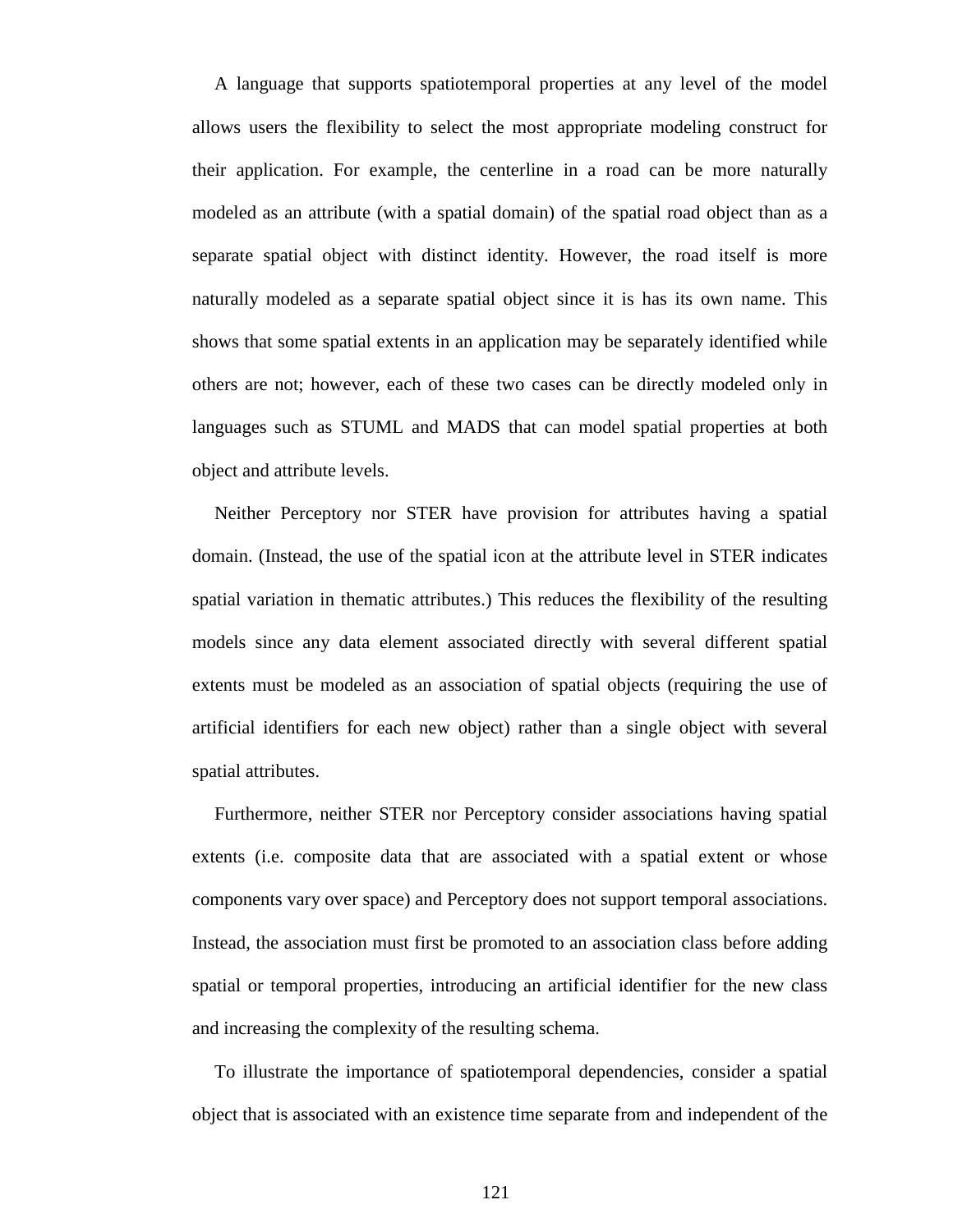A language that supports spatiotemporal properties at any level of the model allows users the flexibility to select the most appropriate modeling construct for their application. For example, the centerline in a road can be more naturally modeled as an attribute (with a spatial domain) of the spatial road object than as a separate spatial object with distinct identity. However, the road itself is more naturally modeled as a separate spatial object since it is has its own name. This shows that some spatial extents in an application may be separately identified while others are not; however, each of these two cases can be directly modeled only in languages such as STUML and MADS that can model spatial properties at both object and attribute levels.

Neither Perceptory nor STER have provision for attributes having a spatial domain. (Instead, the use of the spatial icon at the attribute level in STER indicates spatial variation in thematic attributes.) This reduces the flexibility of the resulting models since any data element associated directly with several different spatial extents must be modeled as an association of spatial objects (requiring the use of artificial identifiers for each new object) rather than a single object with several spatial attributes.

Furthermore, neither STER nor Perceptory consider associations having spatial extents (i.e. composite data that are associated with a spatial extent or whose components vary over space) and Perceptory does not support temporal associations. Instead, the association must first be promoted to an association class before adding spatial or temporal properties, introducing an artificial identifier for the new class and increasing the complexity of the resulting schema.

To illustrate the importance of spatiotemporal dependencies, consider a spatial object that is associated with an existence time separate from and independent of the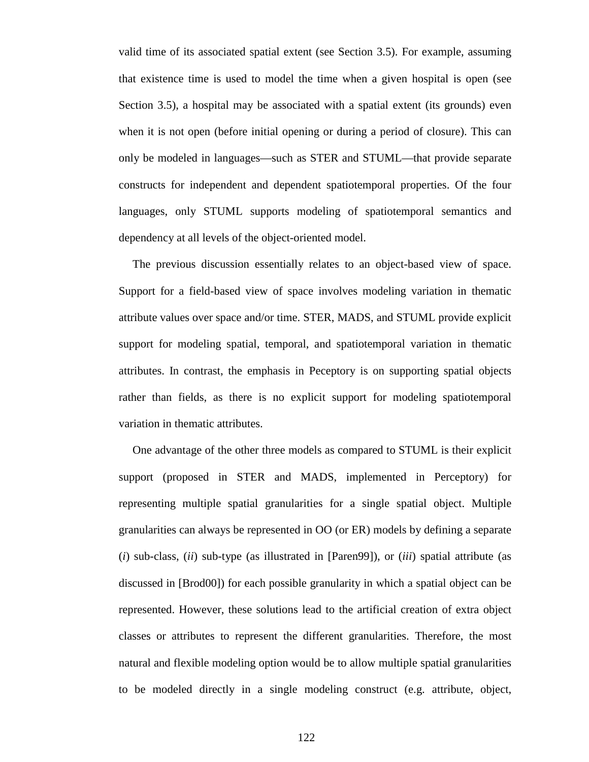valid time of its associated spatial extent (see Section 3.5). For example, assuming that existence time is used to model the time when a given hospital is open (see Section 3.5), a hospital may be associated with a spatial extent (its grounds) even when it is not open (before initial opening or during a period of closure). This can only be modeled in languages—such as STER and STUML—that provide separate constructs for independent and dependent spatiotemporal properties. Of the four languages, only STUML supports modeling of spatiotemporal semantics and dependency at all levels of the object-oriented model.

The previous discussion essentially relates to an object-based view of space. Support for a field-based view of space involves modeling variation in thematic attribute values over space and/or time. STER, MADS, and STUML provide explicit support for modeling spatial, temporal, and spatiotemporal variation in thematic attributes. In contrast, the emphasis in Peceptory is on supporting spatial objects rather than fields, as there is no explicit support for modeling spatiotemporal variation in thematic attributes.

One advantage of the other three models as compared to STUML is their explicit support (proposed in STER and MADS, implemented in Perceptory) for representing multiple spatial granularities for a single spatial object. Multiple granularities can always be represented in OO (or ER) models by defining a separate (*i*) sub-class, (*ii*) sub-type (as illustrated in [Paren99]), or (*iii*) spatial attribute (as discussed in [Brod00]) for each possible granularity in which a spatial object can be represented. However, these solutions lead to the artificial creation of extra object classes or attributes to represent the different granularities. Therefore, the most natural and flexible modeling option would be to allow multiple spatial granularities to be modeled directly in a single modeling construct (e.g. attribute, object,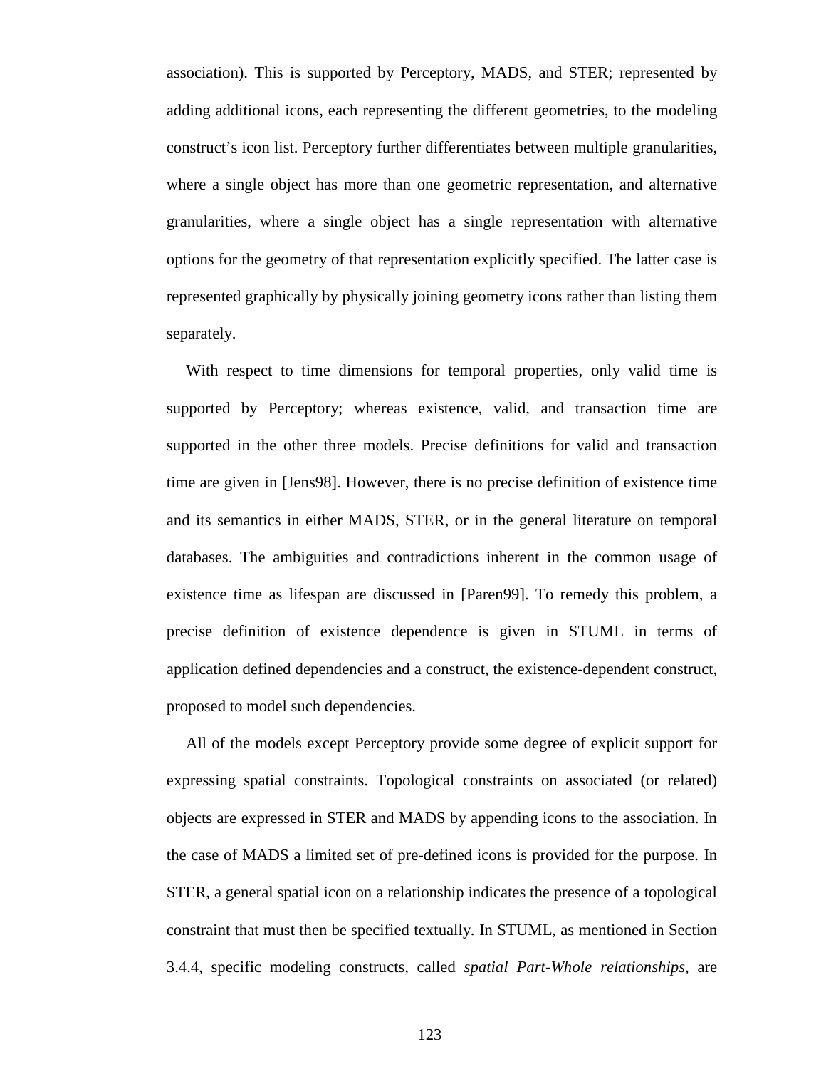association). This is supported by Perceptory, MADS, and STER; represented by adding additional icons, each representing the different geometries, to the modeling construct's icon list. Perceptory further differentiates between multiple granularities, where a single object has more than one geometric representation, and alternative granularities, where a single object has a single representation with alternative options for the geometry of that representation explicitly specified. The latter case is represented graphically by physically joining geometry icons rather than listing them separately.

With respect to time dimensions for temporal properties, only valid time is supported by Perceptory; whereas existence, valid, and transaction time are supported in the other three models. Precise definitions for valid and transaction time are given in [Jens98]. However, there is no precise definition of existence time and its semantics in either MADS, STER, or in the general literature on temporal databases. The ambiguities and contradictions inherent in the common usage of existence time as lifespan are discussed in [Paren99]. To remedy this problem, a precise definition of existence dependence is given in STUML in terms of application defined dependencies and a construct, the existence-dependent construct, proposed to model such dependencies.

All of the models except Perceptory provide some degree of explicit support for expressing spatial constraints. Topological constraints on associated (or related) objects are expressed in STER and MADS by appending icons to the association. In the case of MADS a limited set of pre-defined icons is provided for the purpose. In STER, a general spatial icon on a relationship indicates the presence of a topological constraint that must then be specified textually. In STUML, as mentioned in Section 3.4.4, specific modeling constructs, called *spatial Part-Whole relationships*, are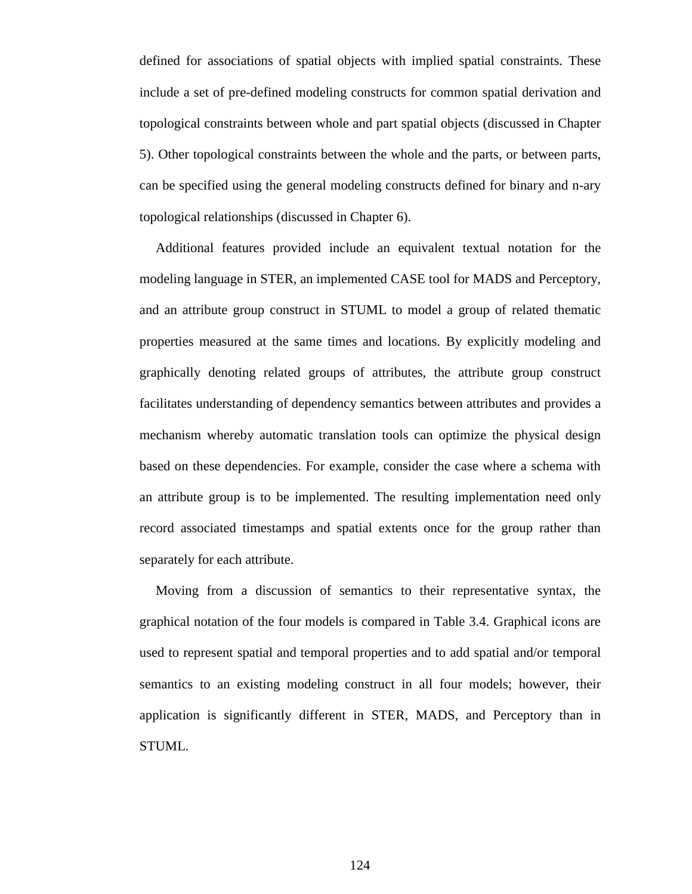defined for associations of spatial objects with implied spatial constraints. These include a set of pre-defined modeling constructs for common spatial derivation and topological constraints between whole and part spatial objects (discussed in Chapter 5). Other topological constraints between the whole and the parts, or between parts, can be specified using the general modeling constructs defined for binary and n-ary topological relationships (discussed in Chapter 6).

Additional features provided include an equivalent textual notation for the modeling language in STER, an implemented CASE tool for MADS and Perceptory, and an attribute group construct in STUML to model a group of related thematic properties measured at the same times and locations. By explicitly modeling and graphically denoting related groups of attributes, the attribute group construct facilitates understanding of dependency semantics between attributes and provides a mechanism whereby automatic translation tools can optimize the physical design based on these dependencies. For example, consider the case where a schema with an attribute group is to be implemented. The resulting implementation need only record associated timestamps and spatial extents once for the group rather than separately for each attribute.

Moving from a discussion of semantics to their representative syntax, the graphical notation of the four models is compared in Table 3.4. Graphical icons are used to represent spatial and temporal properties and to add spatial and/or temporal semantics to an existing modeling construct in all four models; however, their application is significantly different in STER, MADS, and Perceptory than in STUML.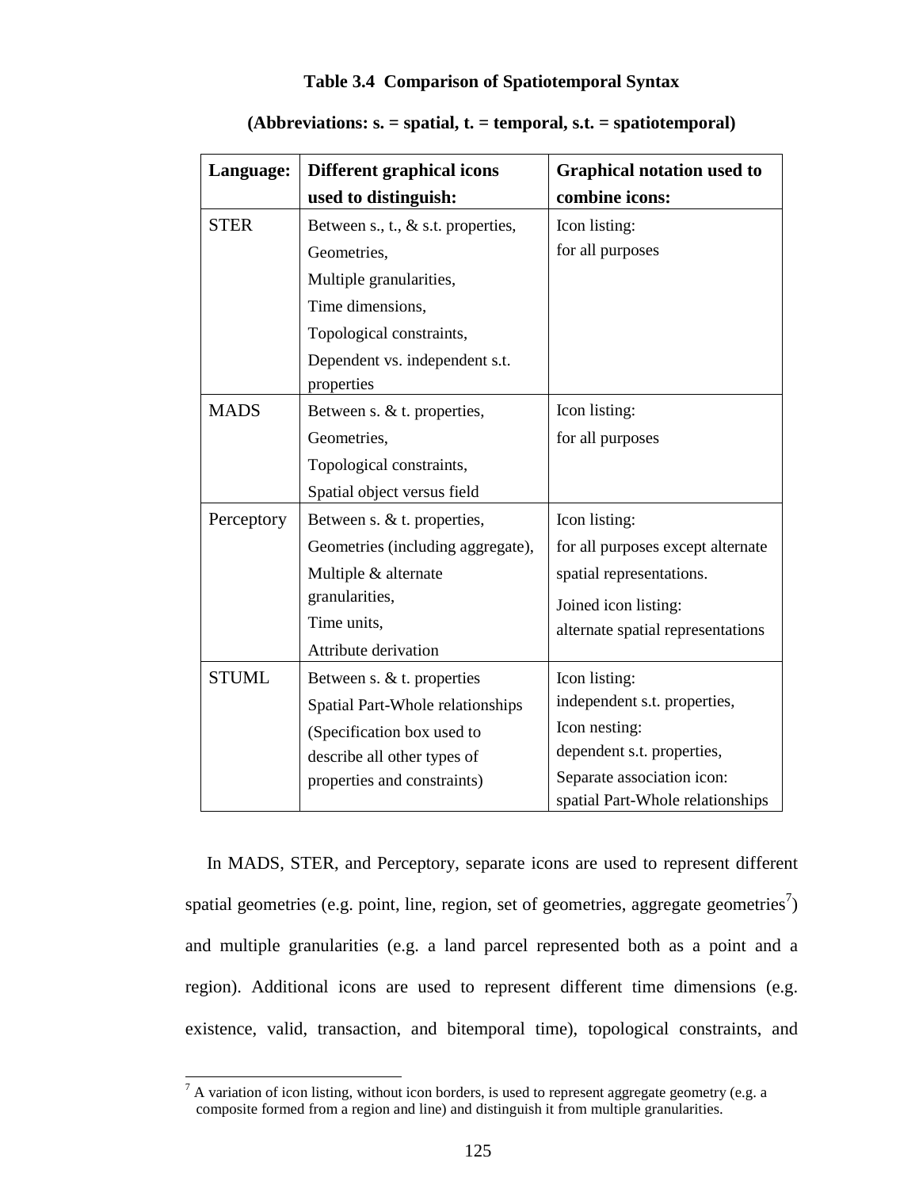**Table 3.4 Comparison of Spatiotemporal Syntax**

**(Abbreviations: s. = spatial, t. = temporal, s.t. = spatiotemporal)**

| **Language:** | **Different graphical icons used to distinguish:** | **Graphical notation used to combine icons:** |
|---|---|---|
| STER | Between s., t., & s.t. properties,<br>Geometries,<br>Multiple granularities,<br>Time dimensions,<br>Topological constraints,<br>Dependent vs. independent s.t. properties | Icon listing:<br>for all purposes |
| MADS | Between s. & t. properties,<br>Geometries,<br>Topological constraints,<br>Spatial object versus field | Icon listing:<br>for all purposes |
| Perceptory | Between s. & t. properties,<br>Geometries (including aggregate),<br>Multiple & alternate granularities,<br>Time units,<br>Attribute derivation | Icon listing:<br>for all purposes except alternate spatial representations.<br>Joined icon listing:<br>alternate spatial representations |
| STUML | Between s. & t. properties<br>Spatial Part-Whole relationships<br>(Specification box used to describe all other types of properties and constraints) | Icon listing:<br>independent s.t. properties,<br>Icon nesting:<br>dependent s.t. properties,<br>Separate association icon:<br>spatial Part-Whole relationships |

In MADS, STER, and Perceptory, separate icons are used to represent different spatial geometries (e.g. point, line, region, set of geometries, aggregate geometries[7]) and multiple granularities (e.g. a land parcel represented both as a point and a region). Additional icons are used to represent different time dimensions (e.g. existence, valid, transaction, and bitemporal time), topological constraints, and

[7] A variation of icon listing, without icon borders, is used to represent aggregate geometry (e.g. a composite formed from a region and line) and distinguish it from multiple granularities.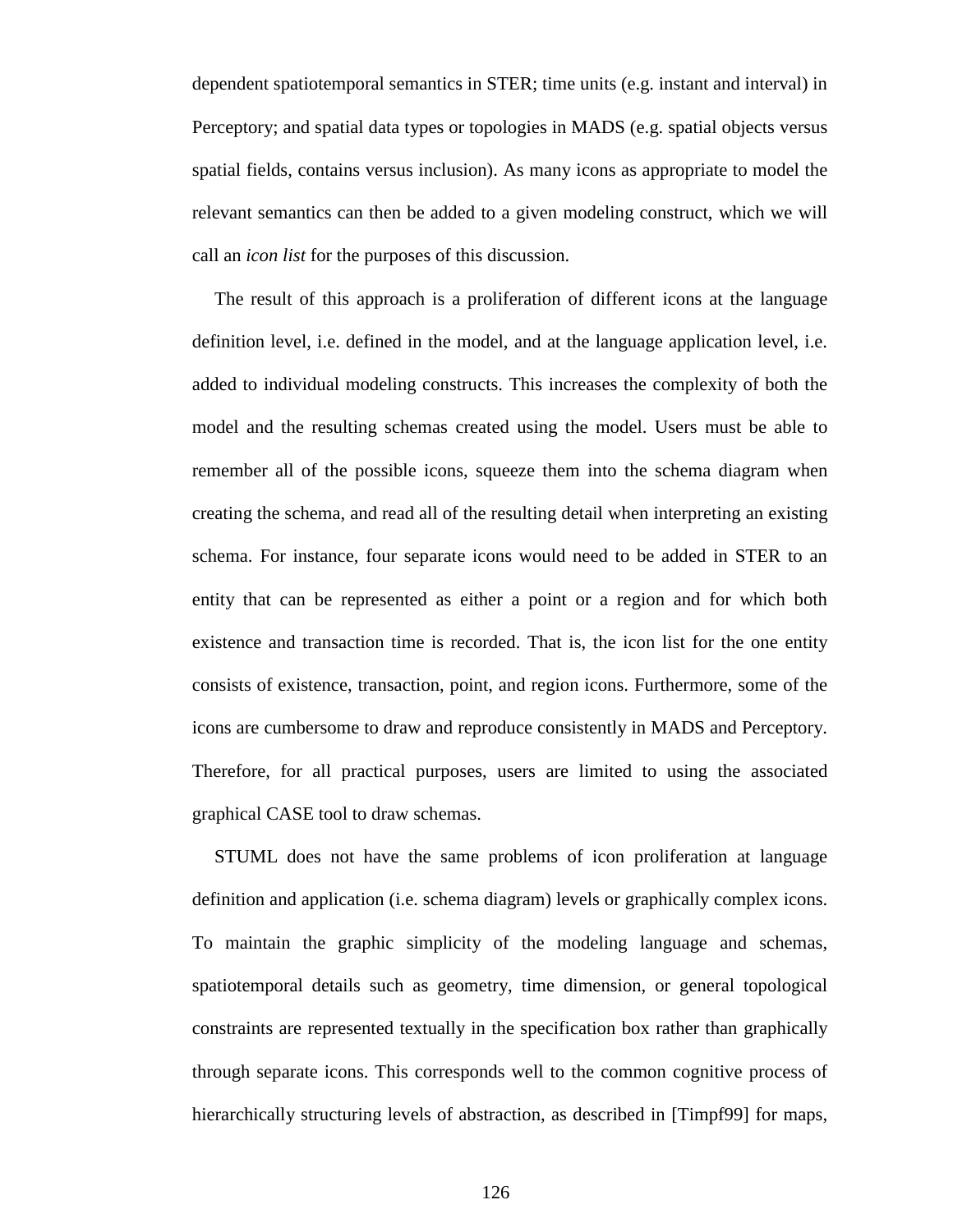dependent spatiotemporal semantics in STER; time units (e.g. instant and interval) in Perceptory; and spatial data types or topologies in MADS (e.g. spatial objects versus spatial fields, contains versus inclusion). As many icons as appropriate to model the relevant semantics can then be added to a given modeling construct, which we will call an *icon list* for the purposes of this discussion.

The result of this approach is a proliferation of different icons at the language definition level, i.e. defined in the model, and at the language application level, i.e. added to individual modeling constructs. This increases the complexity of both the model and the resulting schemas created using the model. Users must be able to remember all of the possible icons, squeeze them into the schema diagram when creating the schema, and read all of the resulting detail when interpreting an existing schema. For instance, four separate icons would need to be added in STER to an entity that can be represented as either a point or a region and for which both existence and transaction time is recorded. That is, the icon list for the one entity consists of existence, transaction, point, and region icons. Furthermore, some of the icons are cumbersome to draw and reproduce consistently in MADS and Perceptory. Therefore, for all practical purposes, users are limited to using the associated graphical CASE tool to draw schemas.

STUML does not have the same problems of icon proliferation at language definition and application (i.e. schema diagram) levels or graphically complex icons. To maintain the graphic simplicity of the modeling language and schemas, spatiotemporal details such as geometry, time dimension, or general topological constraints are represented textually in the specification box rather than graphically through separate icons. This corresponds well to the common cognitive process of hierarchically structuring levels of abstraction, as described in [Timpf99] for maps,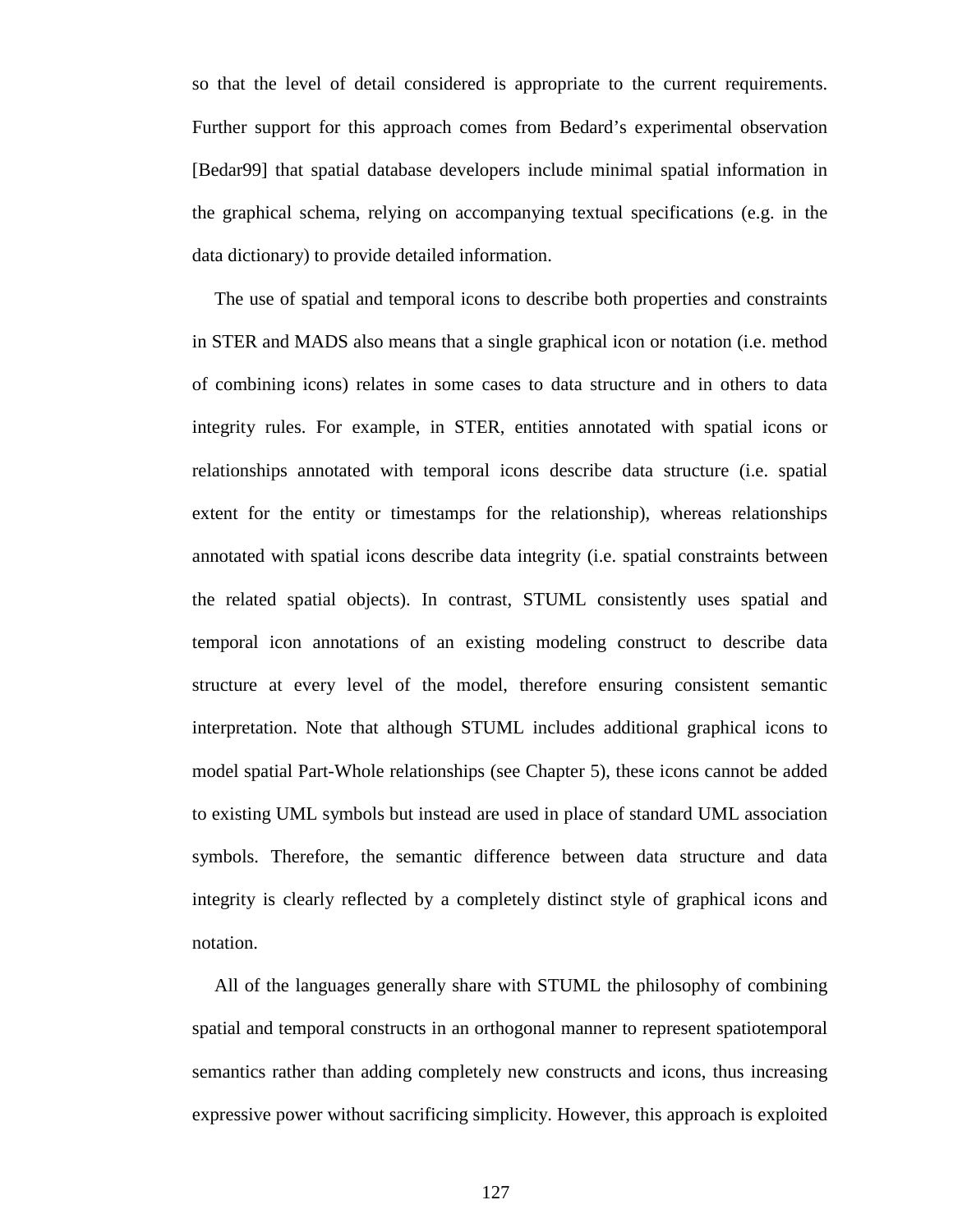so that the level of detail considered is appropriate to the current requirements. Further support for this approach comes from Bedard's experimental observation [Bedar99] that spatial database developers include minimal spatial information in the graphical schema, relying on accompanying textual specifications (e.g. in the data dictionary) to provide detailed information.

The use of spatial and temporal icons to describe both properties and constraints in STER and MADS also means that a single graphical icon or notation (i.e. method of combining icons) relates in some cases to data structure and in others to data integrity rules. For example, in STER, entities annotated with spatial icons or relationships annotated with temporal icons describe data structure (i.e. spatial extent for the entity or timestamps for the relationship), whereas relationships annotated with spatial icons describe data integrity (i.e. spatial constraints between the related spatial objects). In contrast, STUML consistently uses spatial and temporal icon annotations of an existing modeling construct to describe data structure at every level of the model, therefore ensuring consistent semantic interpretation. Note that although STUML includes additional graphical icons to model spatial Part-Whole relationships (see Chapter 5), these icons cannot be added to existing UML symbols but instead are used in place of standard UML association symbols. Therefore, the semantic difference between data structure and data integrity is clearly reflected by a completely distinct style of graphical icons and notation.

All of the languages generally share with STUML the philosophy of combining spatial and temporal constructs in an orthogonal manner to represent spatiotemporal semantics rather than adding completely new constructs and icons, thus increasing expressive power without sacrificing simplicity. However, this approach is exploited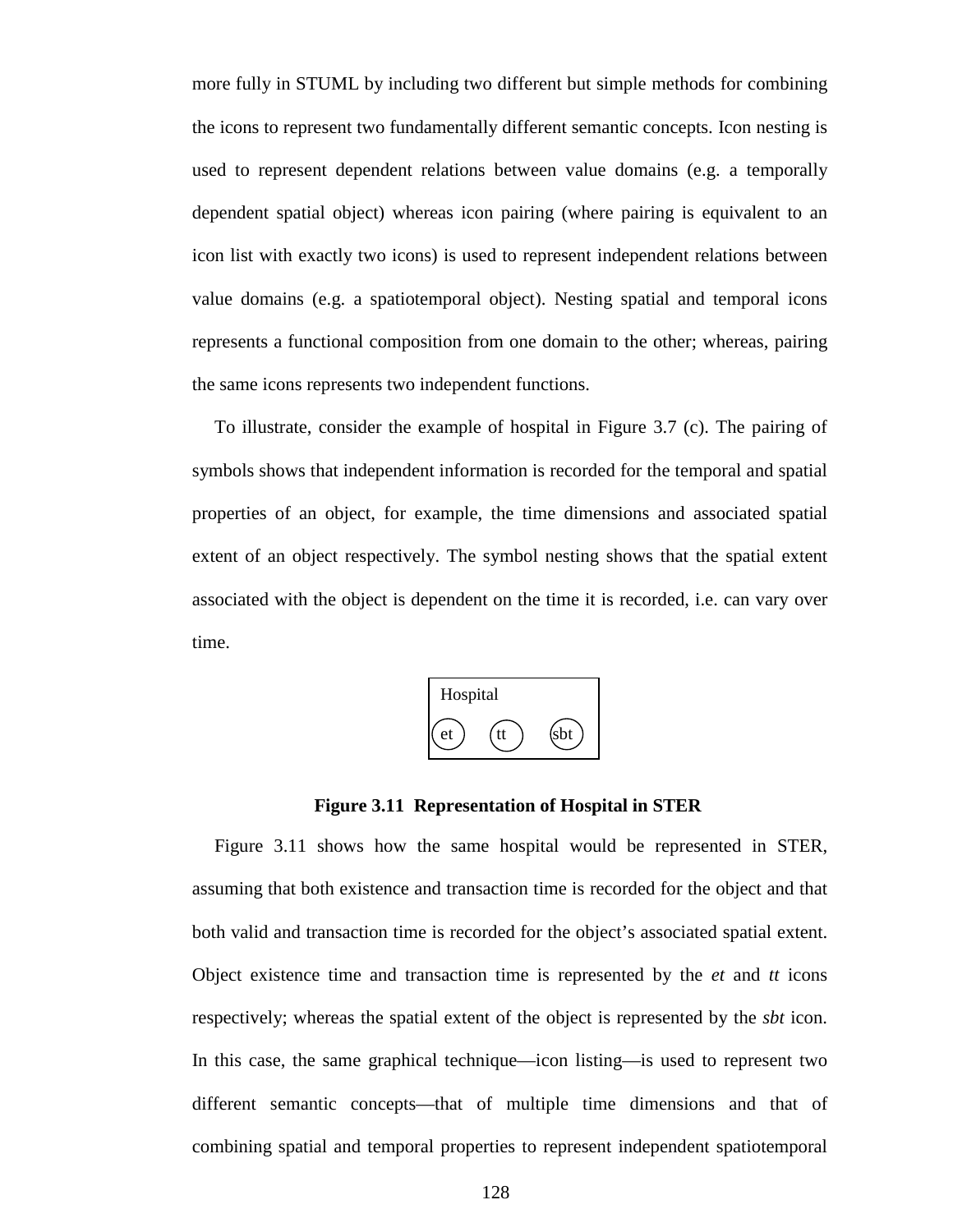more fully in STUML by including two different but simple methods for combining the icons to represent two fundamentally different semantic concepts. Icon nesting is used to represent dependent relations between value domains (e.g. a temporally dependent spatial object) whereas icon pairing (where pairing is equivalent to an icon list with exactly two icons) is used to represent independent relations between value domains (e.g. a spatiotemporal object). Nesting spatial and temporal icons represents a functional composition from one domain to the other; whereas, pairing the same icons represents two independent functions.

To illustrate, consider the example of hospital in Figure 3.7 (c). The pairing of symbols shows that independent information is recorded for the temporal and spatial properties of an object, for example, the time dimensions and associated spatial extent of an object respectively. The symbol nesting shows that the spatial extent associated with the object is dependent on the time it is recorded, i.e. can vary over time.

Hospital

et  tt  sbt

**Figure 3.11 Representation of Hospital in STER**

Figure 3.11 shows how the same hospital would be represented in STER, assuming that both existence and transaction time is recorded for the object and that both valid and transaction time is recorded for the object's associated spatial extent. Object existence time and transaction time is represented by the *et* and *tt* icons respectively; whereas the spatial extent of the object is represented by the *sbt* icon. In this case, the same graphical technique—icon listing—is used to represent two different semantic concepts—that of multiple time dimensions and that of combining spatial and temporal properties to represent independent spatiotemporal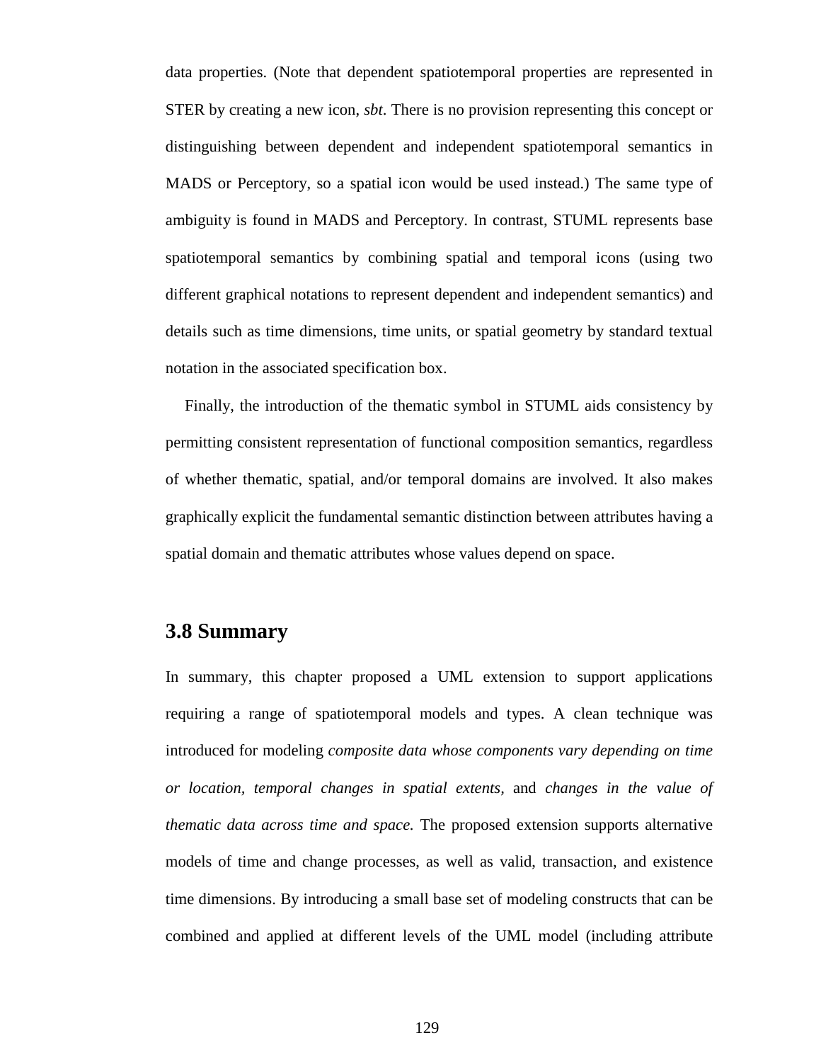data properties. (Note that dependent spatiotemporal properties are represented in STER by creating a new icon, *sbt*. There is no provision representing this concept or distinguishing between dependent and independent spatiotemporal semantics in MADS or Perceptory, so a spatial icon would be used instead.) The same type of ambiguity is found in MADS and Perceptory. In contrast, STUML represents base spatiotemporal semantics by combining spatial and temporal icons (using two different graphical notations to represent dependent and independent semantics) and details such as time dimensions, time units, or spatial geometry by standard textual notation in the associated specification box.

Finally, the introduction of the thematic symbol in STUML aids consistency by permitting consistent representation of functional composition semantics, regardless of whether thematic, spatial, and/or temporal domains are involved. It also makes graphically explicit the fundamental semantic distinction between attributes having a spatial domain and thematic attributes whose values depend on space.

## 3.8 Summary

In summary, this chapter proposed a UML extension to support applications requiring a range of spatiotemporal models and types. A clean technique was introduced for modeling *composite data whose components vary depending on time or location, temporal changes in spatial extents,* and *changes in the value of thematic data across time and space.* The proposed extension supports alternative models of time and change processes, as well as valid, transaction, and existence time dimensions. By introducing a small base set of modeling constructs that can be combined and applied at different levels of the UML model (including attribute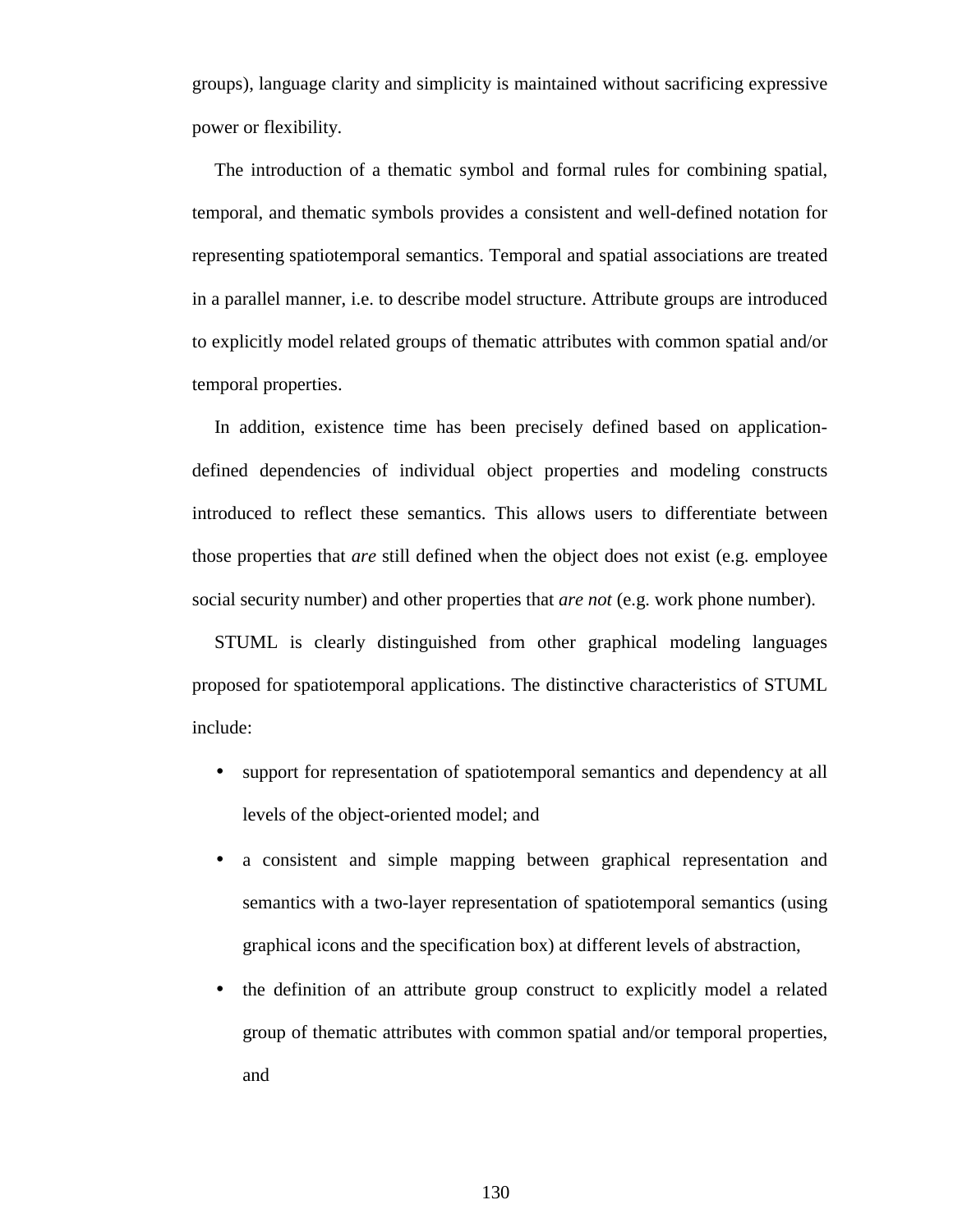groups), language clarity and simplicity is maintained without sacrificing expressive power or flexibility.

The introduction of a thematic symbol and formal rules for combining spatial, temporal, and thematic symbols provides a consistent and well-defined notation for representing spatiotemporal semantics. Temporal and spatial associations are treated in a parallel manner, i.e. to describe model structure. Attribute groups are introduced to explicitly model related groups of thematic attributes with common spatial and/or temporal properties.

In addition, existence time has been precisely defined based on application-defined dependencies of individual object properties and modeling constructs introduced to reflect these semantics. This allows users to differentiate between those properties that *are* still defined when the object does not exist (e.g. employee social security number) and other properties that *are not* (e.g. work phone number).

STUML is clearly distinguished from other graphical modeling languages proposed for spatiotemporal applications. The distinctive characteristics of STUML include:

- support for representation of spatiotemporal semantics and dependency at all levels of the object-oriented model; and
- a consistent and simple mapping between graphical representation and semantics with a two-layer representation of spatiotemporal semantics (using graphical icons and the specification box) at different levels of abstraction,
- the definition of an attribute group construct to explicitly model a related group of thematic attributes with common spatial and/or temporal properties, and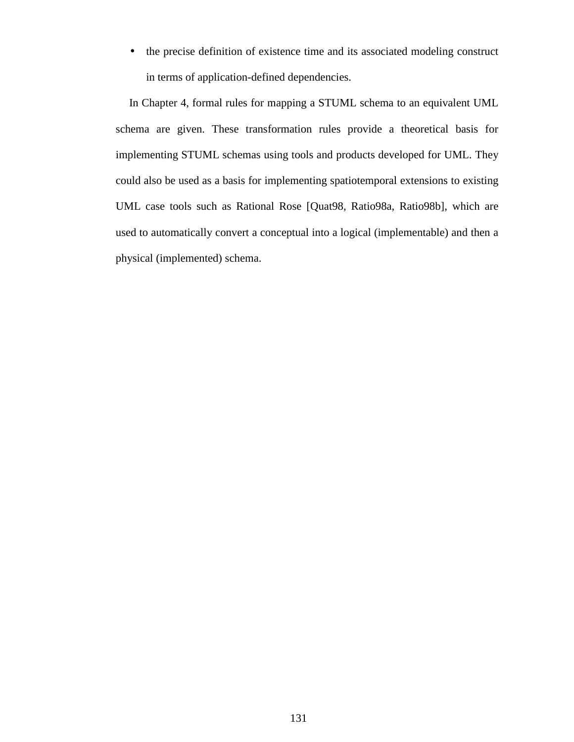- the precise definition of existence time and its associated modeling construct in terms of application-defined dependencies.

In Chapter 4, formal rules for mapping a STUML schema to an equivalent UML schema are given. These transformation rules provide a theoretical basis for implementing STUML schemas using tools and products developed for UML. They could also be used as a basis for implementing spatiotemporal extensions to existing UML case tools such as Rational Rose [Quat98, Ratio98a, Ratio98b], which are used to automatically convert a conceptual into a logical (implementable) and then a physical (implemented) schema.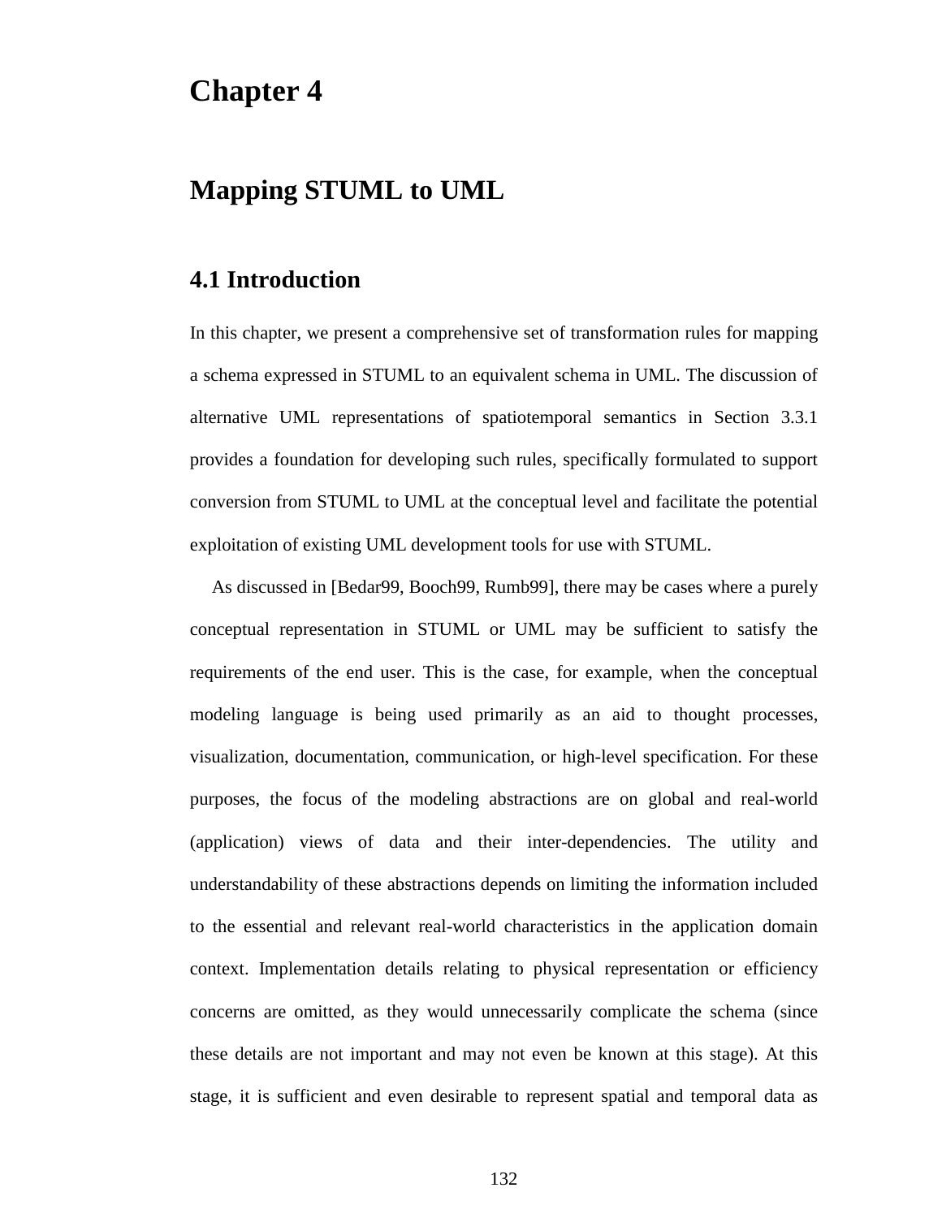# Chapter 4

# Mapping STUML to UML

## 4.1 Introduction

In this chapter, we present a comprehensive set of transformation rules for mapping a schema expressed in STUML to an equivalent schema in UML. The discussion of alternative UML representations of spatiotemporal semantics in Section 3.3.1 provides a foundation for developing such rules, specifically formulated to support conversion from STUML to UML at the conceptual level and facilitate the potential exploitation of existing UML development tools for use with STUML.

As discussed in [Bedar99, Booch99, Rumb99], there may be cases where a purely conceptual representation in STUML or UML may be sufficient to satisfy the requirements of the end user. This is the case, for example, when the conceptual modeling language is being used primarily as an aid to thought processes, visualization, documentation, communication, or high-level specification. For these purposes, the focus of the modeling abstractions are on global and real-world (application) views of data and their inter-dependencies. The utility and understandability of these abstractions depends on limiting the information included to the essential and relevant real-world characteristics in the application domain context. Implementation details relating to physical representation or efficiency concerns are omitted, as they would unnecessarily complicate the schema (since these details are not important and may not even be known at this stage). At this stage, it is sufficient and even desirable to represent spatial and temporal data as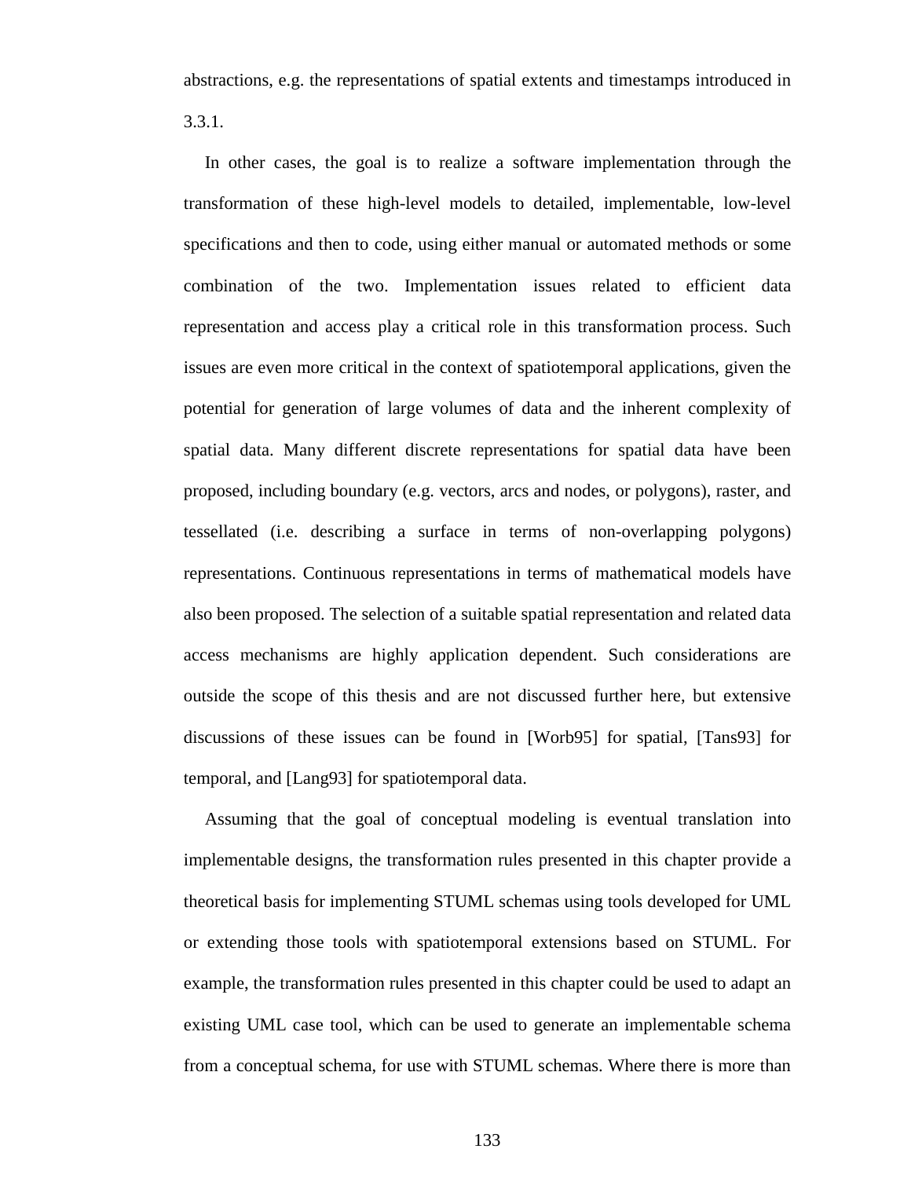abstractions, e.g. the representations of spatial extents and timestamps introduced in 3.3.1.

In other cases, the goal is to realize a software implementation through the transformation of these high-level models to detailed, implementable, low-level specifications and then to code, using either manual or automated methods or some combination of the two. Implementation issues related to efficient data representation and access play a critical role in this transformation process. Such issues are even more critical in the context of spatiotemporal applications, given the potential for generation of large volumes of data and the inherent complexity of spatial data. Many different discrete representations for spatial data have been proposed, including boundary (e.g. vectors, arcs and nodes, or polygons), raster, and tessellated (i.e. describing a surface in terms of non-overlapping polygons) representations. Continuous representations in terms of mathematical models have also been proposed. The selection of a suitable spatial representation and related data access mechanisms are highly application dependent. Such considerations are outside the scope of this thesis and are not discussed further here, but extensive discussions of these issues can be found in [Worb95] for spatial, [Tans93] for temporal, and [Lang93] for spatiotemporal data.

Assuming that the goal of conceptual modeling is eventual translation into implementable designs, the transformation rules presented in this chapter provide a theoretical basis for implementing STUML schemas using tools developed for UML or extending those tools with spatiotemporal extensions based on STUML. For example, the transformation rules presented in this chapter could be used to adapt an existing UML case tool, which can be used to generate an implementable schema from a conceptual schema, for use with STUML schemas. Where there is more than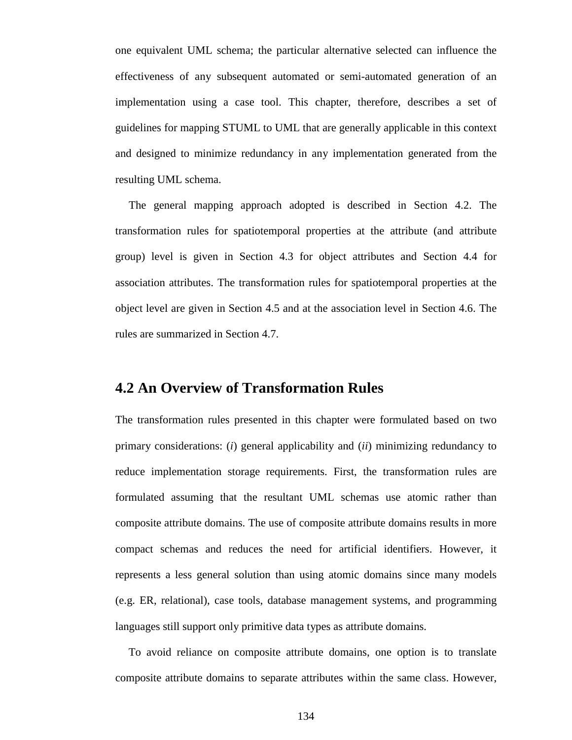one equivalent UML schema; the particular alternative selected can influence the effectiveness of any subsequent automated or semi-automated generation of an implementation using a case tool. This chapter, therefore, describes a set of guidelines for mapping STUML to UML that are generally applicable in this context and designed to minimize redundancy in any implementation generated from the resulting UML schema.

The general mapping approach adopted is described in Section 4.2. The transformation rules for spatiotemporal properties at the attribute (and attribute group) level is given in Section 4.3 for object attributes and Section 4.4 for association attributes. The transformation rules for spatiotemporal properties at the object level are given in Section 4.5 and at the association level in Section 4.6. The rules are summarized in Section 4.7.

## 4.2 An Overview of Transformation Rules

The transformation rules presented in this chapter were formulated based on two primary considerations: (*i*) general applicability and (*ii*) minimizing redundancy to reduce implementation storage requirements. First, the transformation rules are formulated assuming that the resultant UML schemas use atomic rather than composite attribute domains. The use of composite attribute domains results in more compact schemas and reduces the need for artificial identifiers. However, it represents a less general solution than using atomic domains since many models (e.g. ER, relational), case tools, database management systems, and programming languages still support only primitive data types as attribute domains.

To avoid reliance on composite attribute domains, one option is to translate composite attribute domains to separate attributes within the same class. However,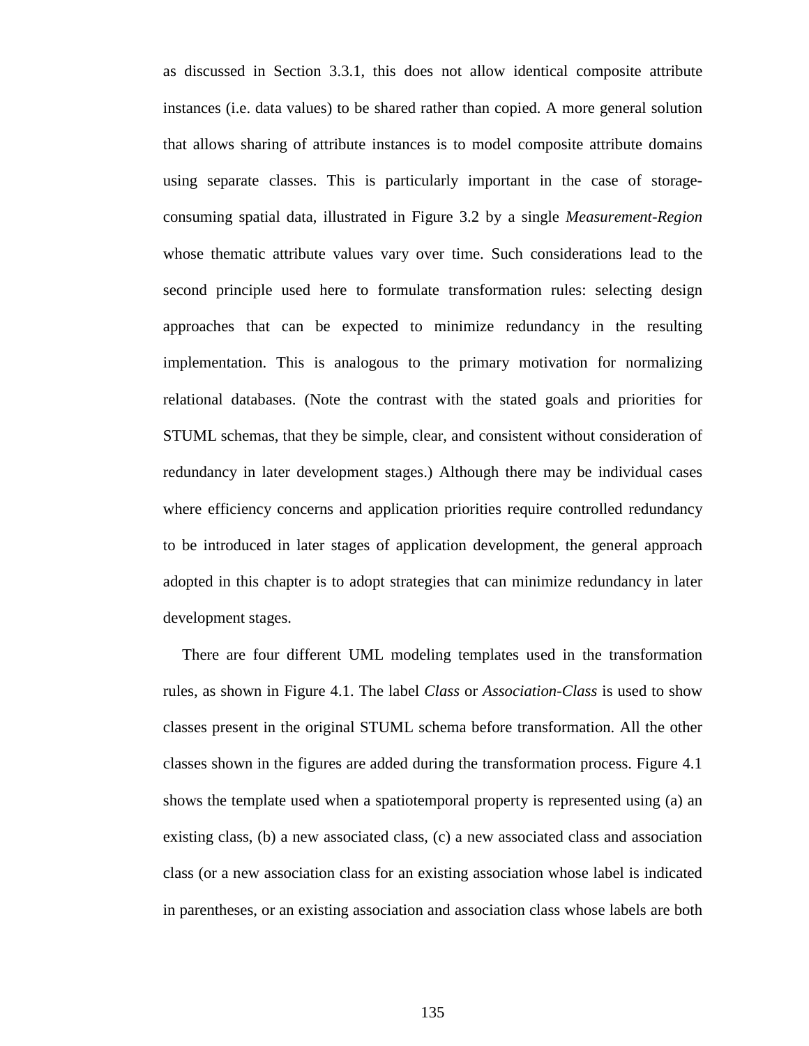as discussed in Section 3.3.1, this does not allow identical composite attribute instances (i.e. data values) to be shared rather than copied. A more general solution that allows sharing of attribute instances is to model composite attribute domains using separate classes. This is particularly important in the case of storage-consuming spatial data, illustrated in Figure 3.2 by a single *Measurement-Region* whose thematic attribute values vary over time. Such considerations lead to the second principle used here to formulate transformation rules: selecting design approaches that can be expected to minimize redundancy in the resulting implementation. This is analogous to the primary motivation for normalizing relational databases. (Note the contrast with the stated goals and priorities for STUML schemas, that they be simple, clear, and consistent without consideration of redundancy in later development stages.) Although there may be individual cases where efficiency concerns and application priorities require controlled redundancy to be introduced in later stages of application development, the general approach adopted in this chapter is to adopt strategies that can minimize redundancy in later development stages.

There are four different UML modeling templates used in the transformation rules, as shown in Figure 4.1. The label *Class* or *Association-Class* is used to show classes present in the original STUML schema before transformation. All the other classes shown in the figures are added during the transformation process. Figure 4.1 shows the template used when a spatiotemporal property is represented using (a) an existing class, (b) a new associated class, (c) a new associated class and association class (or a new association class for an existing association whose label is indicated in parentheses, or an existing association and association class whose labels are both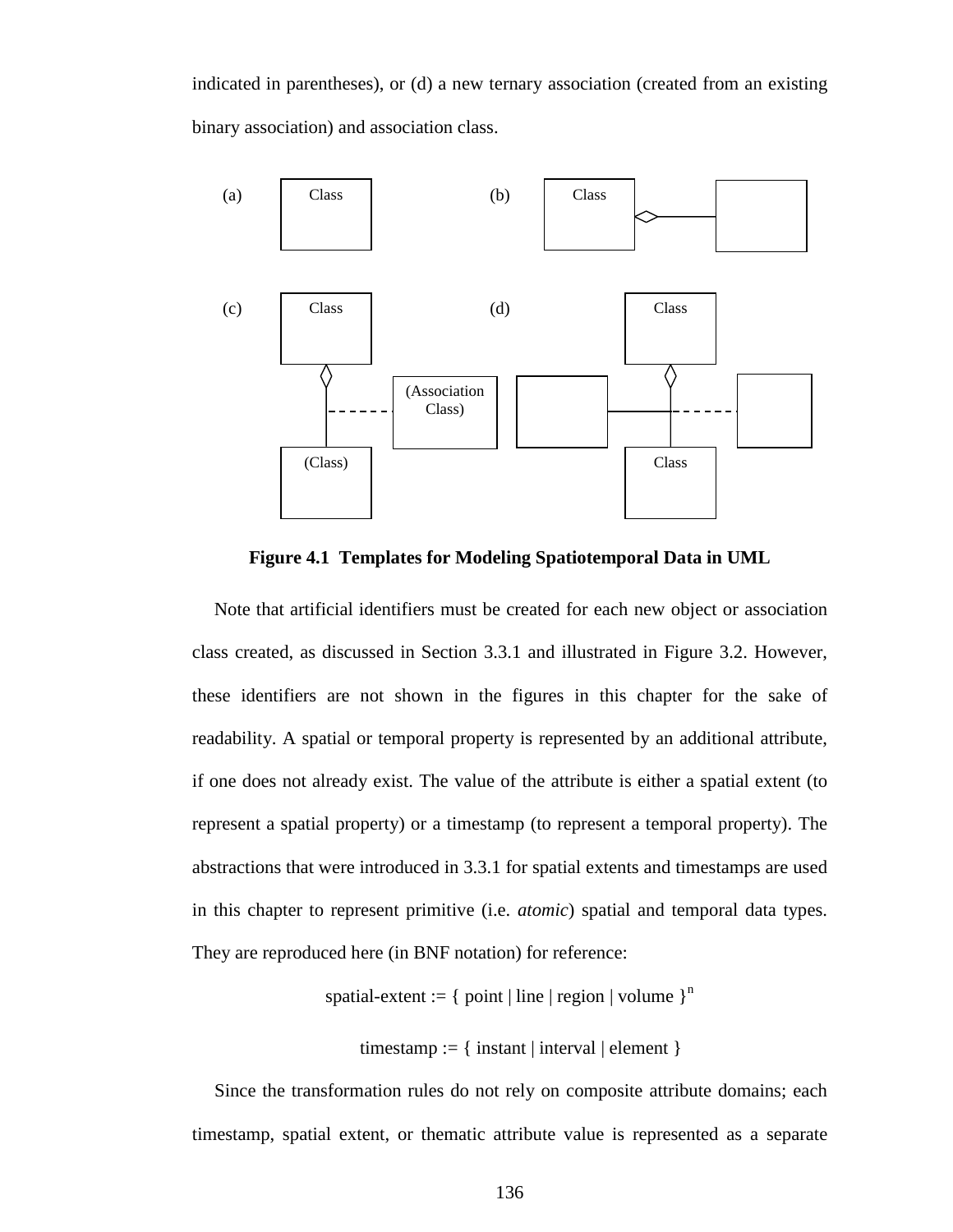indicated in parentheses), or (d) a new ternary association (created from an existing binary association) and association class.

**Figure 4.1 Templates for Modeling Spatiotemporal Data in UML**

Note that artificial identifiers must be created for each new object or association class created, as discussed in Section 3.3.1 and illustrated in Figure 3.2. However, these identifiers are not shown in the figures in this chapter for the sake of readability. A spatial or temporal property is represented by an additional attribute, if one does not already exist. The value of the attribute is either a spatial extent (to represent a spatial property) or a timestamp (to represent a temporal property). The abstractions that were introduced in 3.3.1 for spatial extents and timestamps are used in this chapter to represent primitive (i.e. *atomic*) spatial and temporal data types. They are reproduced here (in BNF notation) for reference:

spatial-extent := { point | line | region | volume }$^n$

timestamp := { instant | interval | element }

Since the transformation rules do not rely on composite attribute domains; each timestamp, spatial extent, or thematic attribute value is represented as a separate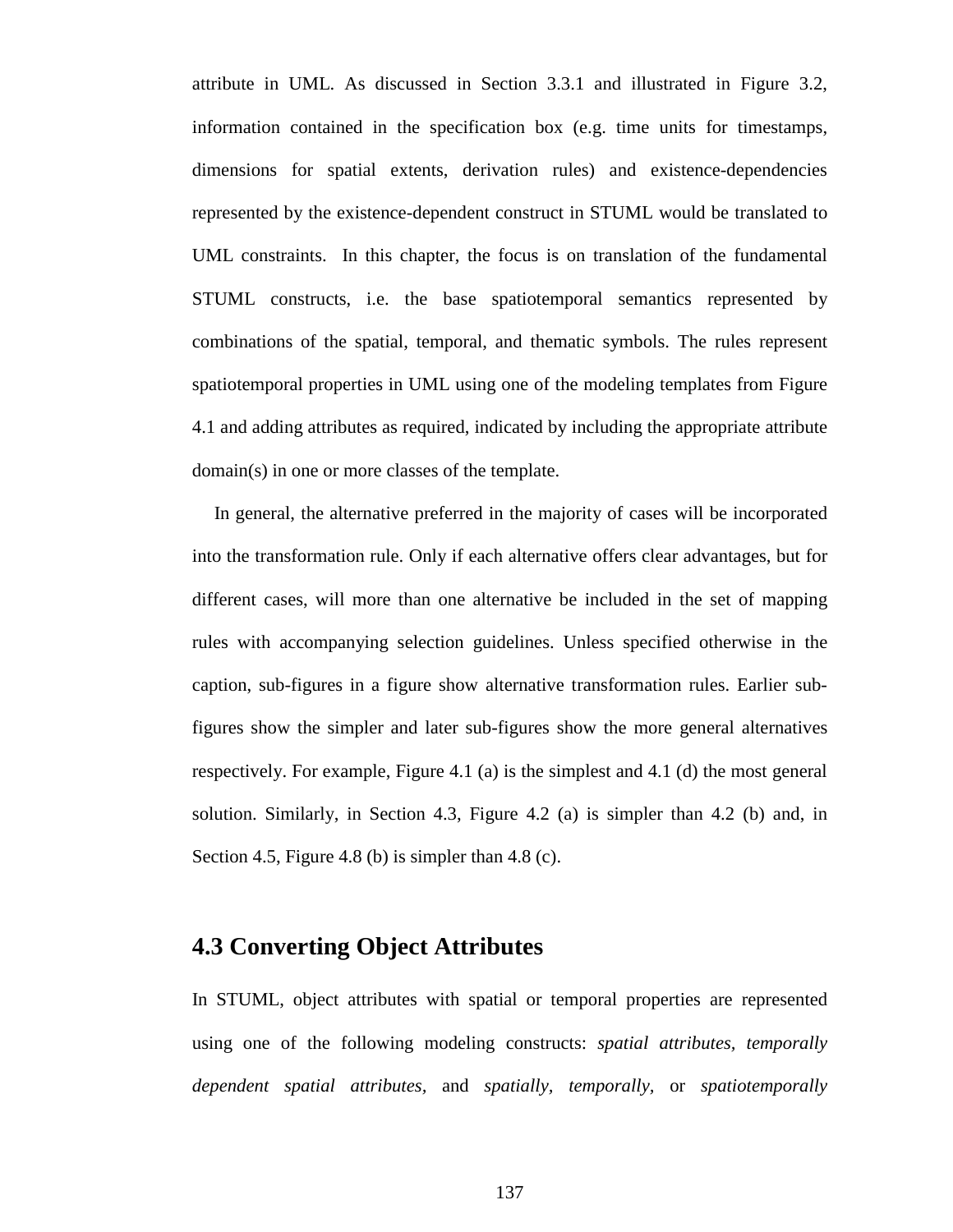attribute in UML. As discussed in Section 3.3.1 and illustrated in Figure 3.2, information contained in the specification box (e.g. time units for timestamps, dimensions for spatial extents, derivation rules) and existence-dependencies represented by the existence-dependent construct in STUML would be translated to UML constraints. In this chapter, the focus is on translation of the fundamental STUML constructs, i.e. the base spatiotemporal semantics represented by combinations of the spatial, temporal, and thematic symbols. The rules represent spatiotemporal properties in UML using one of the modeling templates from Figure 4.1 and adding attributes as required, indicated by including the appropriate attribute domain(s) in one or more classes of the template.

In general, the alternative preferred in the majority of cases will be incorporated into the transformation rule. Only if each alternative offers clear advantages, but for different cases, will more than one alternative be included in the set of mapping rules with accompanying selection guidelines. Unless specified otherwise in the caption, sub-figures in a figure show alternative transformation rules. Earlier sub-figures show the simpler and later sub-figures show the more general alternatives respectively. For example, Figure 4.1 (a) is the simplest and 4.1 (d) the most general solution. Similarly, in Section 4.3, Figure 4.2 (a) is simpler than 4.2 (b) and, in Section 4.5, Figure 4.8 (b) is simpler than 4.8 (c).

## 4.3 Converting Object Attributes

In STUML, object attributes with spatial or temporal properties are represented using one of the following modeling constructs: *spatial attributes*, *temporally dependent spatial attributes*, and *spatially, temporally,* or *spatiotemporally*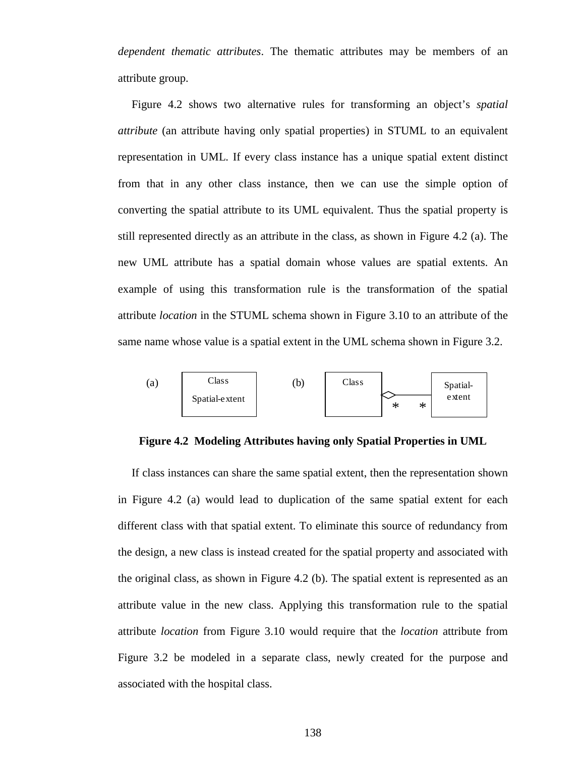*dependent thematic attributes*. The thematic attributes may be members of an attribute group.

Figure 4.2 shows two alternative rules for transforming an object's *spatial attribute* (an attribute having only spatial properties) in STUML to an equivalent representation in UML. If every class instance has a unique spatial extent distinct from that in any other class instance, then we can use the simple option of converting the spatial attribute to its UML equivalent. Thus the spatial property is still represented directly as an attribute in the class, as shown in Figure 4.2 (a). The new UML attribute has a spatial domain whose values are spatial extents. An example of using this transformation rule is the transformation of the spatial attribute *location* in the STUML schema shown in Figure 3.10 to an attribute of the same name whose value is a spatial extent in the UML schema shown in Figure 3.2.

(a) Class | Spatial-extent &nbsp;&nbsp;&nbsp;&nbsp; (b) Class ◇—— * * —— Spatial-extent

**Figure 4.2 Modeling Attributes having only Spatial Properties in UML**

If class instances can share the same spatial extent, then the representation shown in Figure 4.2 (a) would lead to duplication of the same spatial extent for each different class with that spatial extent. To eliminate this source of redundancy from the design, a new class is instead created for the spatial property and associated with the original class, as shown in Figure 4.2 (b). The spatial extent is represented as an attribute value in the new class. Applying this transformation rule to the spatial attribute *location* from Figure 3.10 would require that the *location* attribute from Figure 3.2 be modeled in a separate class, newly created for the purpose and associated with the hospital class.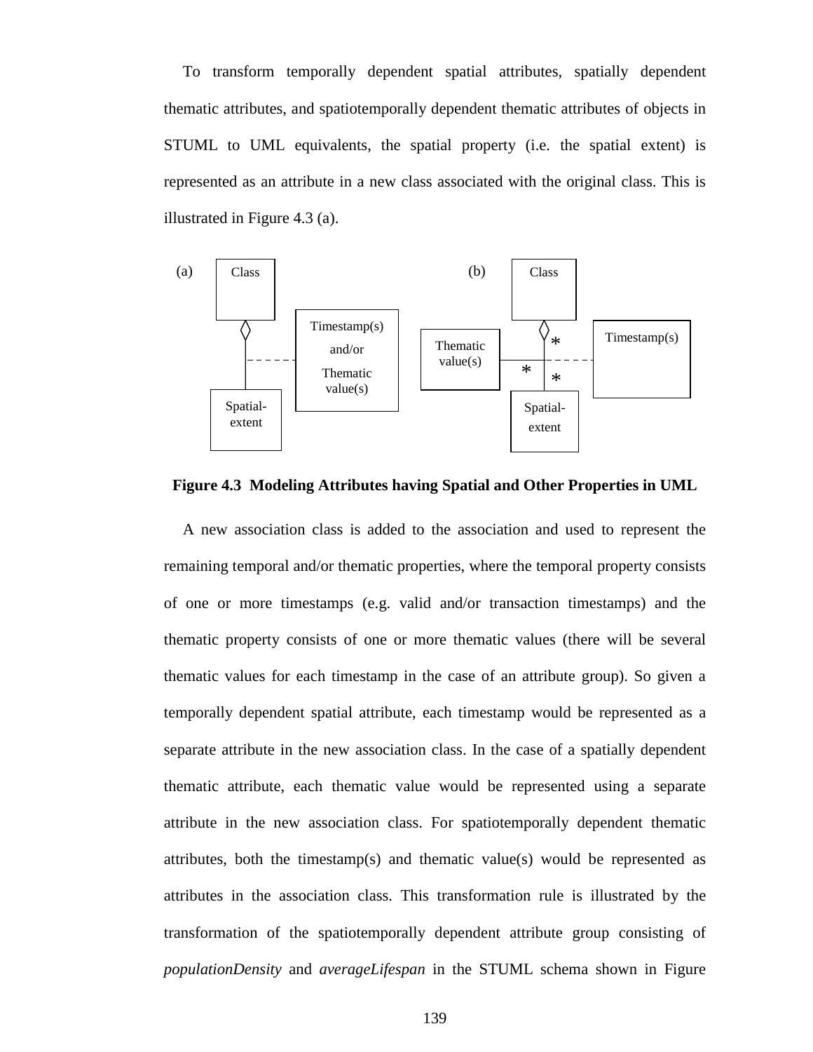To transform temporally dependent spatial attributes, spatially dependent thematic attributes, and spatiotemporally dependent thematic attributes of objects in STUML to UML equivalents, the spatial property (i.e. the spatial extent) is represented as an attribute in a new class associated with the original class. This is illustrated in Figure 4.3 (a).

**Figure 4.3 Modeling Attributes having Spatial and Other Properties in UML**

A new association class is added to the association and used to represent the remaining temporal and/or thematic properties, where the temporal property consists of one or more timestamps (e.g. valid and/or transaction timestamps) and the thematic property consists of one or more thematic values (there will be several thematic values for each timestamp in the case of an attribute group). So given a temporally dependent spatial attribute, each timestamp would be represented as a separate attribute in the new association class. In the case of a spatially dependent thematic attribute, each thematic value would be represented using a separate attribute in the new association class. For spatiotemporally dependent thematic attributes, both the timestamp(s) and thematic value(s) would be represented as attributes in the association class. This transformation rule is illustrated by the transformation of the spatiotemporally dependent attribute group consisting of *populationDensity* and *averageLifespan* in the STUML schema shown in Figure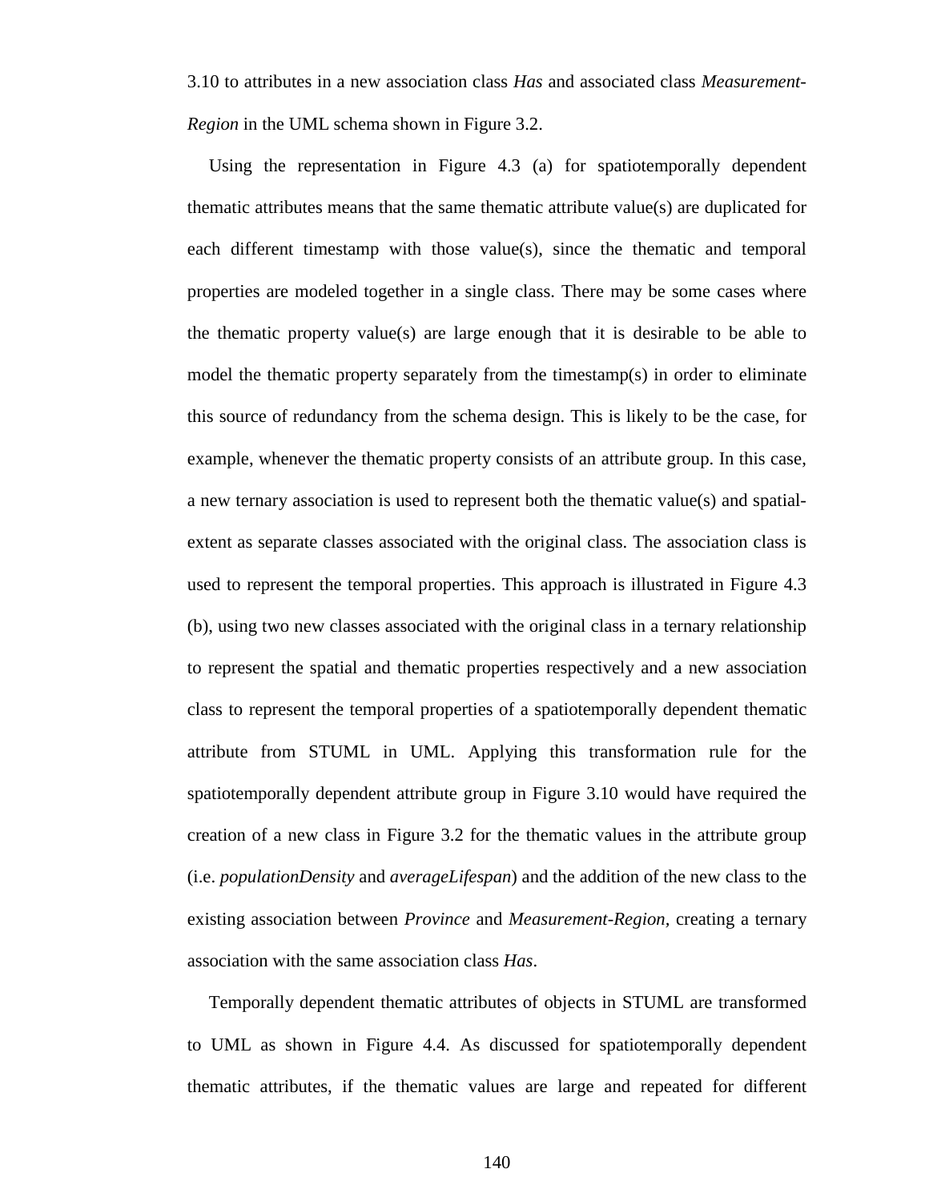3.10 to attributes in a new association class *Has* and associated class *Measurement-Region* in the UML schema shown in Figure 3.2.

Using the representation in Figure 4.3 (a) for spatiotemporally dependent thematic attributes means that the same thematic attribute value(s) are duplicated for each different timestamp with those value(s), since the thematic and temporal properties are modeled together in a single class. There may be some cases where the thematic property value(s) are large enough that it is desirable to be able to model the thematic property separately from the timestamp(s) in order to eliminate this source of redundancy from the schema design. This is likely to be the case, for example, whenever the thematic property consists of an attribute group. In this case, a new ternary association is used to represent both the thematic value(s) and spatial-extent as separate classes associated with the original class. The association class is used to represent the temporal properties. This approach is illustrated in Figure 4.3 (b), using two new classes associated with the original class in a ternary relationship to represent the spatial and thematic properties respectively and a new association class to represent the temporal properties of a spatiotemporally dependent thematic attribute from STUML in UML. Applying this transformation rule for the spatiotemporally dependent attribute group in Figure 3.10 would have required the creation of a new class in Figure 3.2 for the thematic values in the attribute group (i.e. *populationDensity* and *averageLifespan*) and the addition of the new class to the existing association between *Province* and *Measurement-Region*, creating a ternary association with the same association class *Has*.

Temporally dependent thematic attributes of objects in STUML are transformed to UML as shown in Figure 4.4. As discussed for spatiotemporally dependent thematic attributes, if the thematic values are large and repeated for different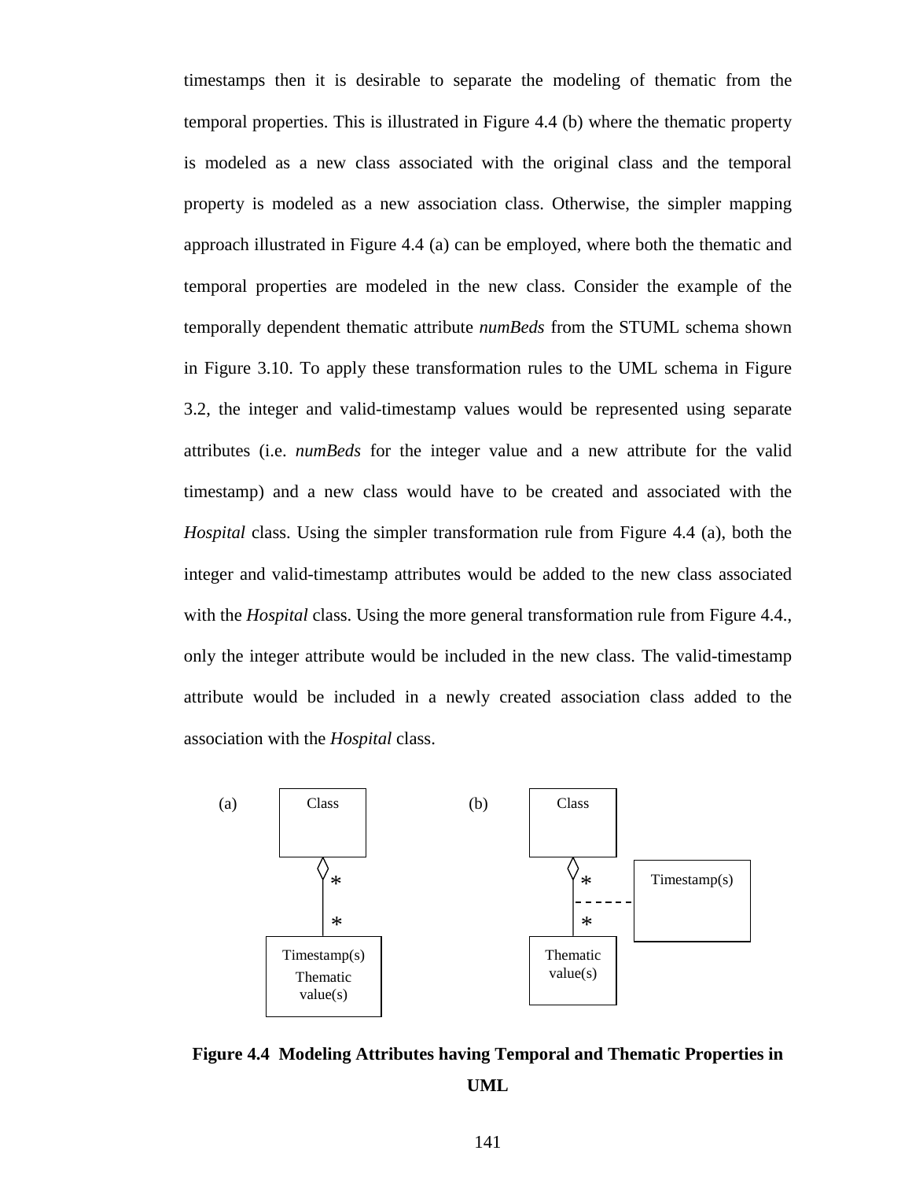timestamps then it is desirable to separate the modeling of thematic from the temporal properties. This is illustrated in Figure 4.4 (b) where the thematic property is modeled as a new class associated with the original class and the temporal property is modeled as a new association class. Otherwise, the simpler mapping approach illustrated in Figure 4.4 (a) can be employed, where both the thematic and temporal properties are modeled in the new class. Consider the example of the temporally dependent thematic attribute *numBeds* from the STUML schema shown in Figure 3.10. To apply these transformation rules to the UML schema in Figure 3.2, the integer and valid-timestamp values would be represented using separate attributes (i.e. *numBeds* for the integer value and a new attribute for the valid timestamp) and a new class would have to be created and associated with the *Hospital* class. Using the simpler transformation rule from Figure 4.4 (a), both the integer and valid-timestamp attributes would be added to the new class associated with the *Hospital* class. Using the more general transformation rule from Figure 4.4., only the integer attribute would be included in the new class. The valid-timestamp attribute would be included in a newly created association class added to the association with the *Hospital* class.

(a) Class — * * — Timestamp(s) Thematic value(s)

(b) Class — * * — Thematic value(s); Timestamp(s)

**Figure 4.4 Modeling Attributes having Temporal and Thematic Properties in UML**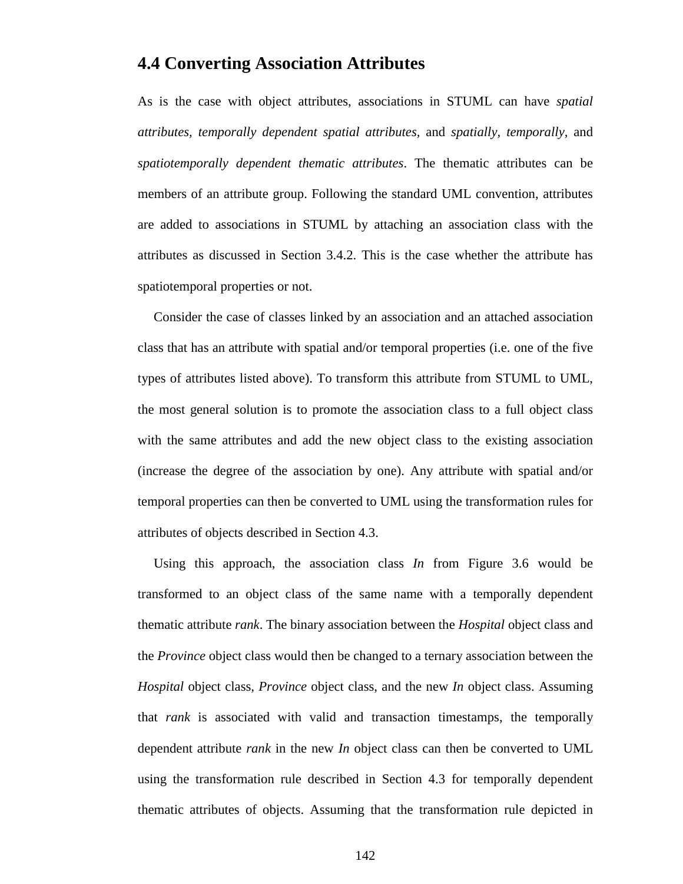## 4.4 Converting Association Attributes

As is the case with object attributes, associations in STUML can have *spatial attributes*, *temporally dependent spatial attributes*, and *spatially, temporally,* and *spatiotemporally dependent thematic attributes*. The thematic attributes can be members of an attribute group. Following the standard UML convention, attributes are added to associations in STUML by attaching an association class with the attributes as discussed in Section 3.4.2. This is the case whether the attribute has spatiotemporal properties or not.

Consider the case of classes linked by an association and an attached association class that has an attribute with spatial and/or temporal properties (i.e. one of the five types of attributes listed above). To transform this attribute from STUML to UML, the most general solution is to promote the association class to a full object class with the same attributes and add the new object class to the existing association (increase the degree of the association by one). Any attribute with spatial and/or temporal properties can then be converted to UML using the transformation rules for attributes of objects described in Section 4.3.

Using this approach, the association class *In* from Figure 3.6 would be transformed to an object class of the same name with a temporally dependent thematic attribute *rank*. The binary association between the *Hospital* object class and the *Province* object class would then be changed to a ternary association between the *Hospital* object class, *Province* object class, and the new *In* object class. Assuming that *rank* is associated with valid and transaction timestamps, the temporally dependent attribute *rank* in the new *In* object class can then be converted to UML using the transformation rule described in Section 4.3 for temporally dependent thematic attributes of objects. Assuming that the transformation rule depicted in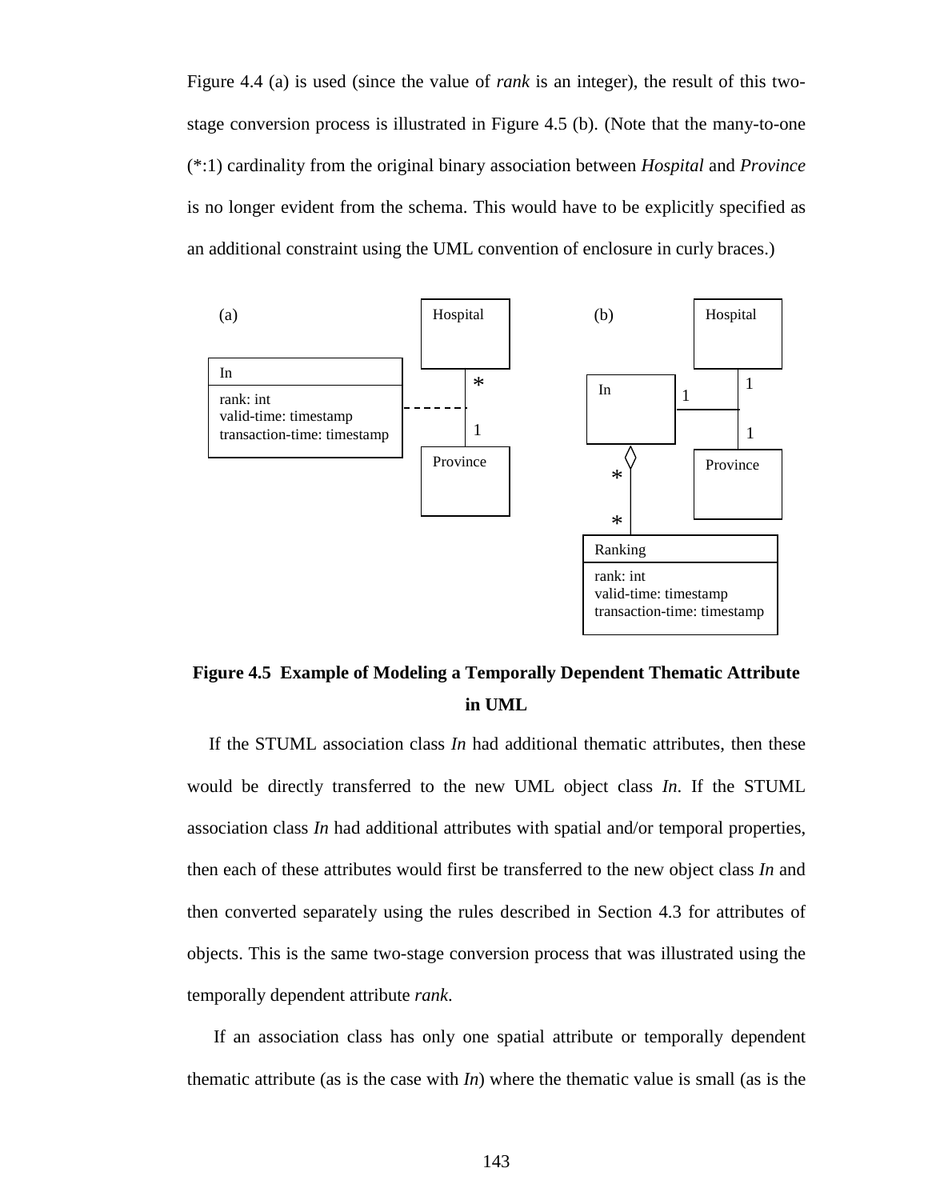Figure 4.4 (a) is used (since the value of *rank* is an integer), the result of this two-stage conversion process is illustrated in Figure 4.5 (b). (Note that the many-to-one (*:1) cardinality from the original binary association between *Hospital* and *Province* is no longer evident from the schema. This would have to be explicitly specified as an additional constraint using the UML convention of enclosure in curly braces.)

**Figure 4.5 Example of Modeling a Temporally Dependent Thematic Attribute in UML**

If the STUML association class *In* had additional thematic attributes, then these would be directly transferred to the new UML object class *In*. If the STUML association class *In* had additional attributes with spatial and/or temporal properties, then each of these attributes would first be transferred to the new object class *In* and then converted separately using the rules described in Section 4.3 for attributes of objects. This is the same two-stage conversion process that was illustrated using the temporally dependent attribute *rank*.

If an association class has only one spatial attribute or temporally dependent thematic attribute (as is the case with *In*) where the thematic value is small (as is the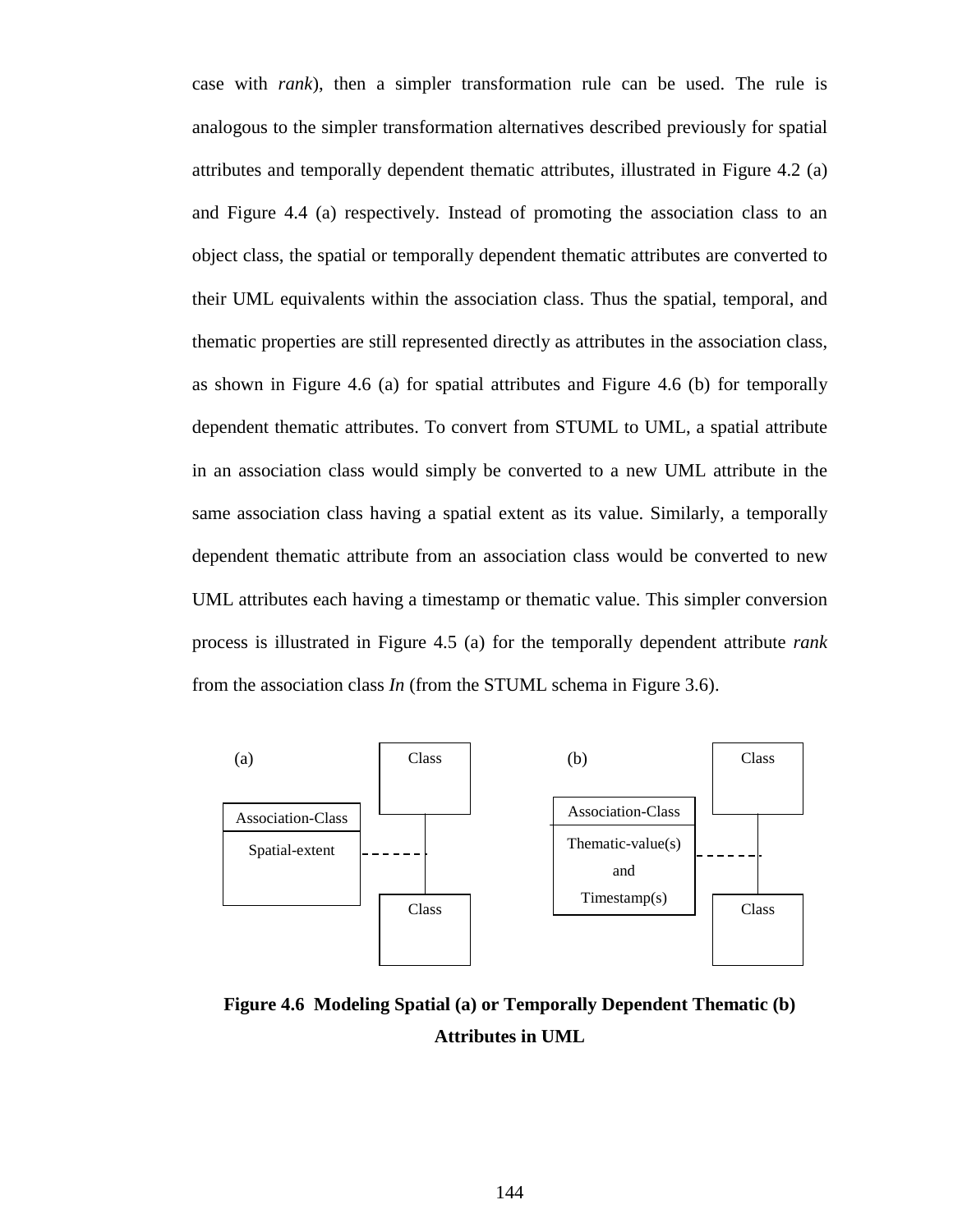case with *rank*), then a simpler transformation rule can be used. The rule is analogous to the simpler transformation alternatives described previously for spatial attributes and temporally dependent thematic attributes, illustrated in Figure 4.2 (a) and Figure 4.4 (a) respectively. Instead of promoting the association class to an object class, the spatial or temporally dependent thematic attributes are converted to their UML equivalents within the association class. Thus the spatial, temporal, and thematic properties are still represented directly as attributes in the association class, as shown in Figure 4.6 (a) for spatial attributes and Figure 4.6 (b) for temporally dependent thematic attributes. To convert from STUML to UML, a spatial attribute in an association class would simply be converted to a new UML attribute in the same association class having a spatial extent as its value. Similarly, a temporally dependent thematic attribute from an association class would be converted to new UML attributes each having a timestamp or thematic value. This simpler conversion process is illustrated in Figure 4.5 (a) for the temporally dependent attribute *rank* from the association class *In* (from the STUML schema in Figure 3.6).

(a) Class; Association-Class: Spatial-extent; Class

(b) Class; Association-Class: Thematic-value(s) and Timestamp(s); Class

**Figure 4.6 Modeling Spatial (a) or Temporally Dependent Thematic (b) Attributes in UML**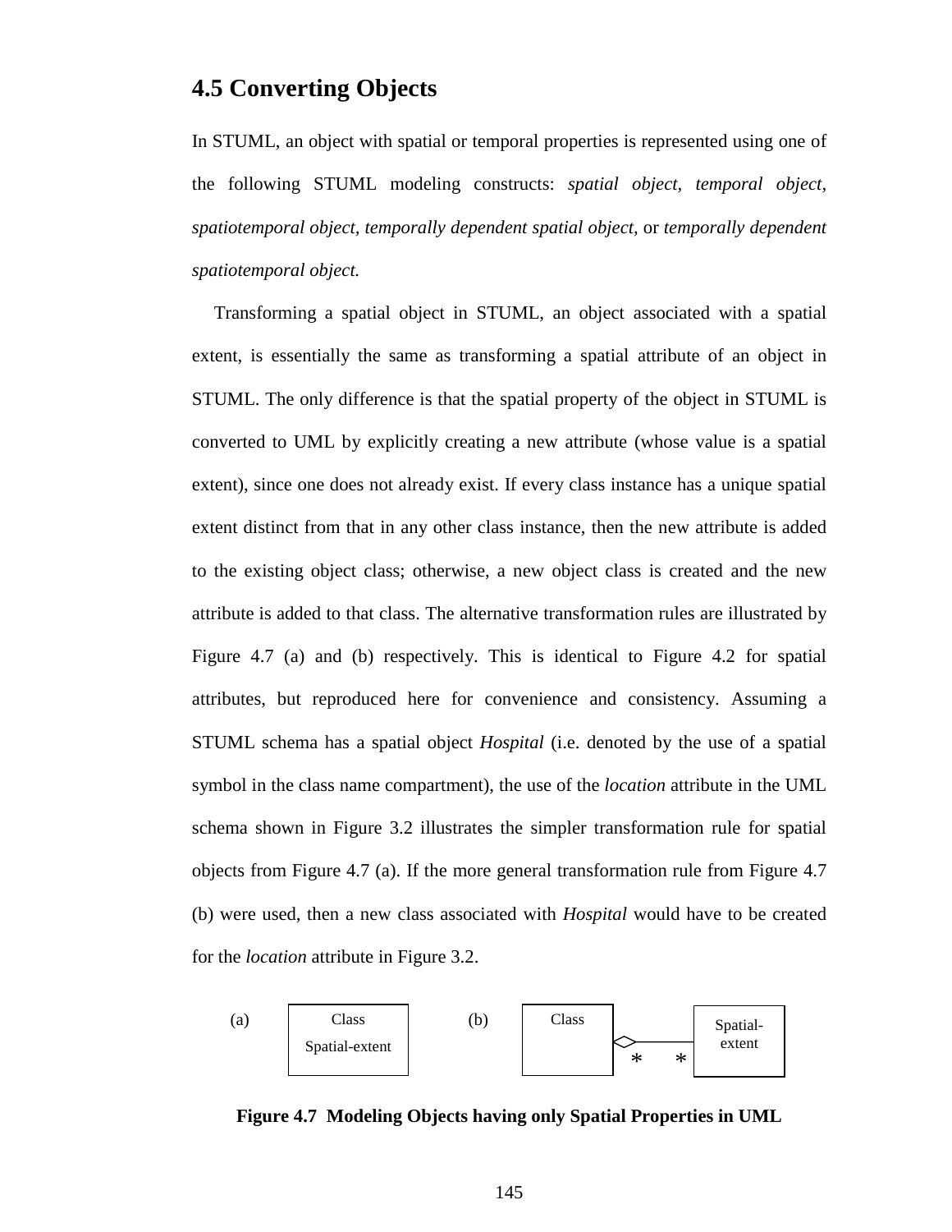## 4.5 Converting Objects

In STUML, an object with spatial or temporal properties is represented using one of the following STUML modeling constructs: *spatial object*, *temporal object*, *spatiotemporal object, temporally dependent spatial object,* or *temporally dependent spatiotemporal object.*

Transforming a spatial object in STUML, an object associated with a spatial extent, is essentially the same as transforming a spatial attribute of an object in STUML. The only difference is that the spatial property of the object in STUML is converted to UML by explicitly creating a new attribute (whose value is a spatial extent), since one does not already exist. If every class instance has a unique spatial extent distinct from that in any other class instance, then the new attribute is added to the existing object class; otherwise, a new object class is created and the new attribute is added to that class. The alternative transformation rules are illustrated by Figure 4.7 (a) and (b) respectively. This is identical to Figure 4.2 for spatial attributes, but reproduced here for convenience and consistency. Assuming a STUML schema has a spatial object *Hospital* (i.e. denoted by the use of a spatial symbol in the class name compartment), the use of the *location* attribute in the UML schema shown in Figure 3.2 illustrates the simpler transformation rule for spatial objects from Figure 4.7 (a). If the more general transformation rule from Figure 4.7 (b) were used, then a new class associated with *Hospital* would have to be created for the *location* attribute in Figure 3.2.

(a) Class / Spatial-extent     (b) Class ◇—* * Spatial-extent

**Figure 4.7 Modeling Objects having only Spatial Properties in UML**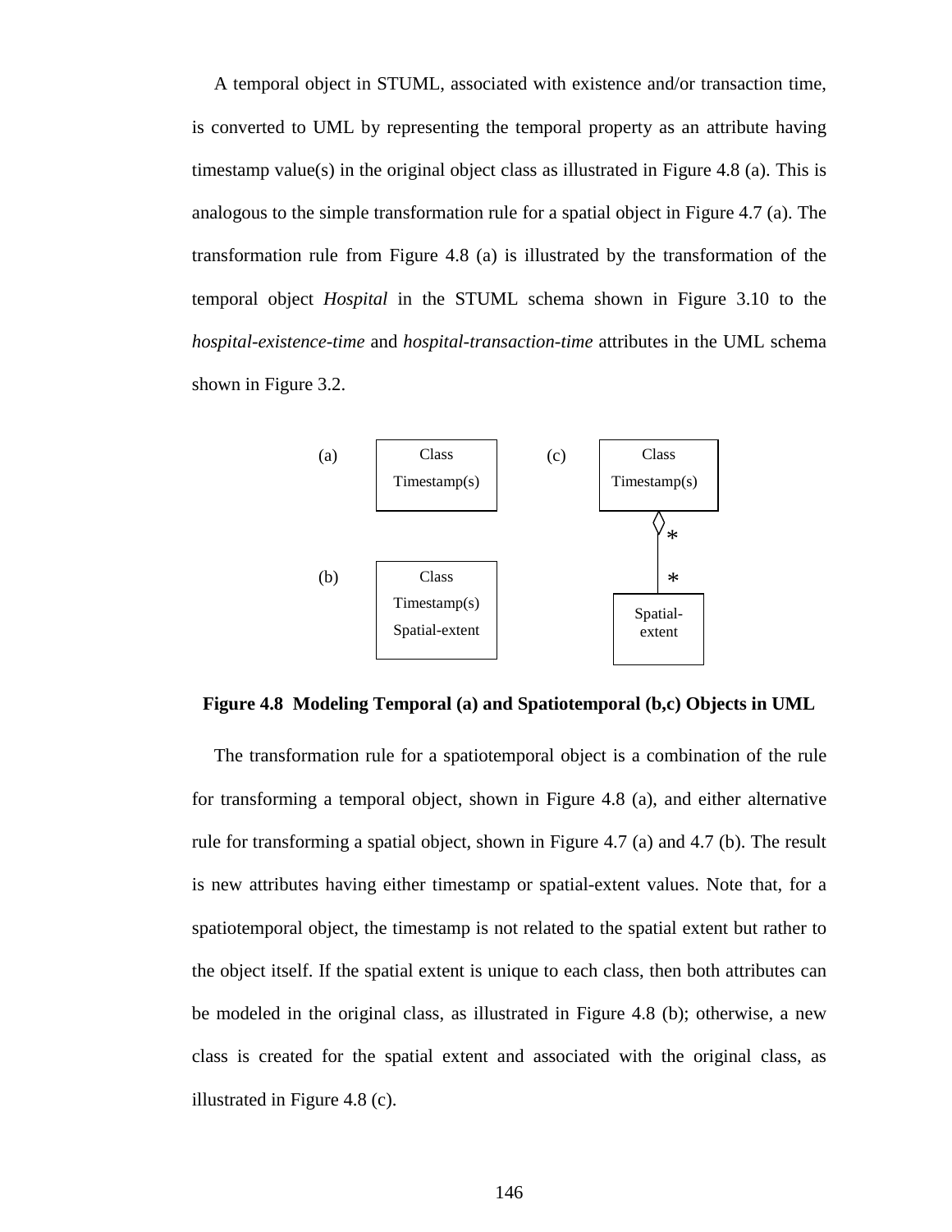A temporal object in STUML, associated with existence and/or transaction time, is converted to UML by representing the temporal property as an attribute having timestamp value(s) in the original object class as illustrated in Figure 4.8 (a). This is analogous to the simple transformation rule for a spatial object in Figure 4.7 (a). The transformation rule from Figure 4.8 (a) is illustrated by the transformation of the temporal object *Hospital* in the STUML schema shown in Figure 3.10 to the *hospital-existence-time* and *hospital-transaction-time* attributes in the UML schema shown in Figure 3.2.

(a) Class | Timestamp(s)

(b) Class | Timestamp(s) | Spatial-extent

(c) Class | Timestamp(s) ◇ * — * Spatial-extent

**Figure 4.8 Modeling Temporal (a) and Spatiotemporal (b,c) Objects in UML**

The transformation rule for a spatiotemporal object is a combination of the rule for transforming a temporal object, shown in Figure 4.8 (a), and either alternative rule for transforming a spatial object, shown in Figure 4.7 (a) and 4.7 (b). The result is new attributes having either timestamp or spatial-extent values. Note that, for a spatiotemporal object, the timestamp is not related to the spatial extent but rather to the object itself. If the spatial extent is unique to each class, then both attributes can be modeled in the original class, as illustrated in Figure 4.8 (b); otherwise, a new class is created for the spatial extent and associated with the original class, as illustrated in Figure 4.8 (c).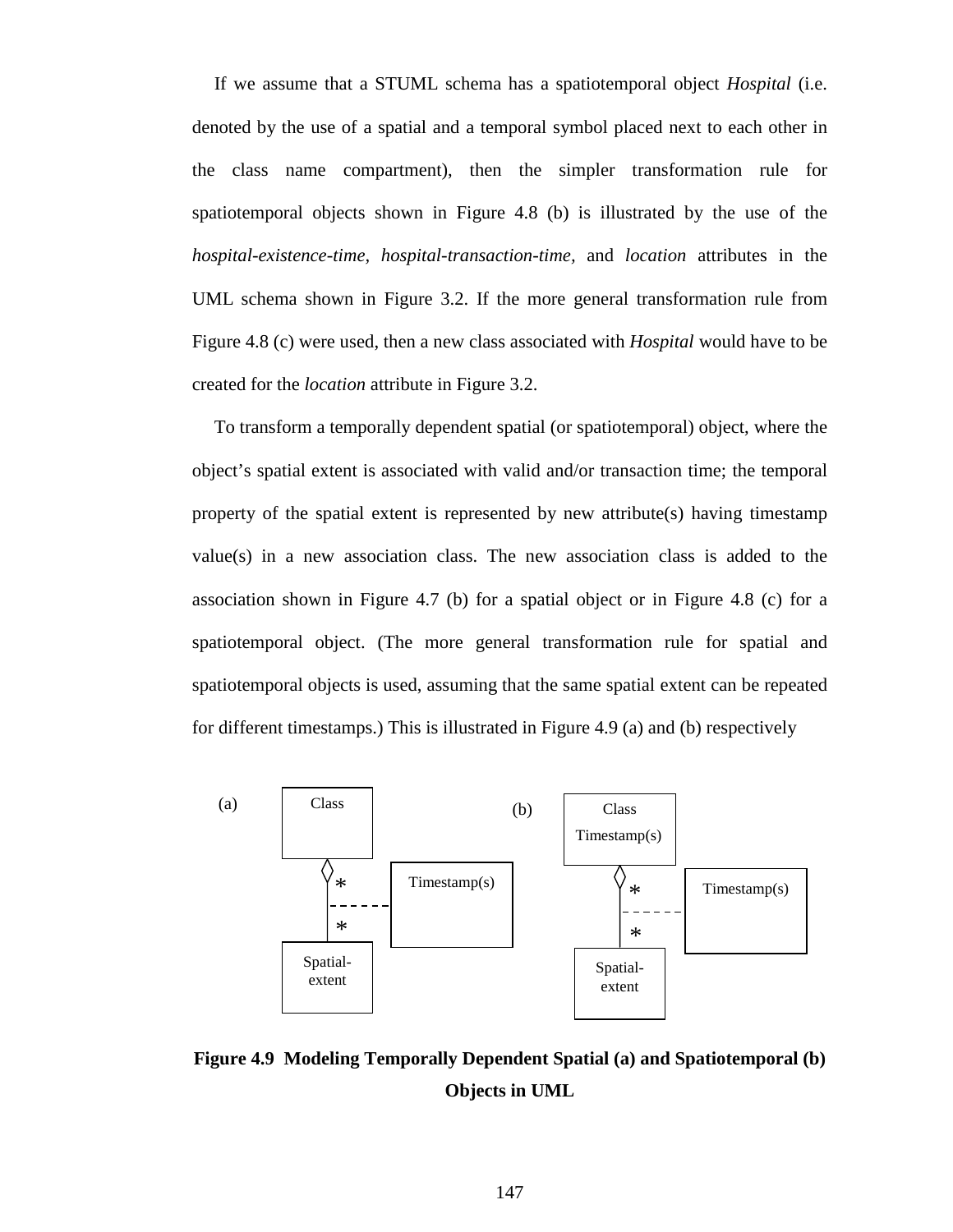If we assume that a STUML schema has a spatiotemporal object *Hospital* (i.e. denoted by the use of a spatial and a temporal symbol placed next to each other in the class name compartment), then the simpler transformation rule for spatiotemporal objects shown in Figure 4.8 (b) is illustrated by the use of the *hospital-existence-time, hospital-transaction-time,* and *location* attributes in the UML schema shown in Figure 3.2. If the more general transformation rule from Figure 4.8 (c) were used, then a new class associated with *Hospital* would have to be created for the *location* attribute in Figure 3.2.

To transform a temporally dependent spatial (or spatiotemporal) object, where the object's spatial extent is associated with valid and/or transaction time; the temporal property of the spatial extent is represented by new attribute(s) having timestamp value(s) in a new association class. The new association class is added to the association shown in Figure 4.7 (b) for a spatial object or in Figure 4.8 (c) for a spatiotemporal object. (The more general transformation rule for spatial and spatiotemporal objects is used, assuming that the same spatial extent can be repeated for different timestamps.) This is illustrated in Figure 4.9 (a) and (b) respectively

(a) Class — * — * — Spatial-extent; association class: Timestamp(s)

(b) Class Timestamp(s) — * — * — Spatial-extent; association class: Timestamp(s)

**Figure 4.9 Modeling Temporally Dependent Spatial (a) and Spatiotemporal (b) Objects in UML**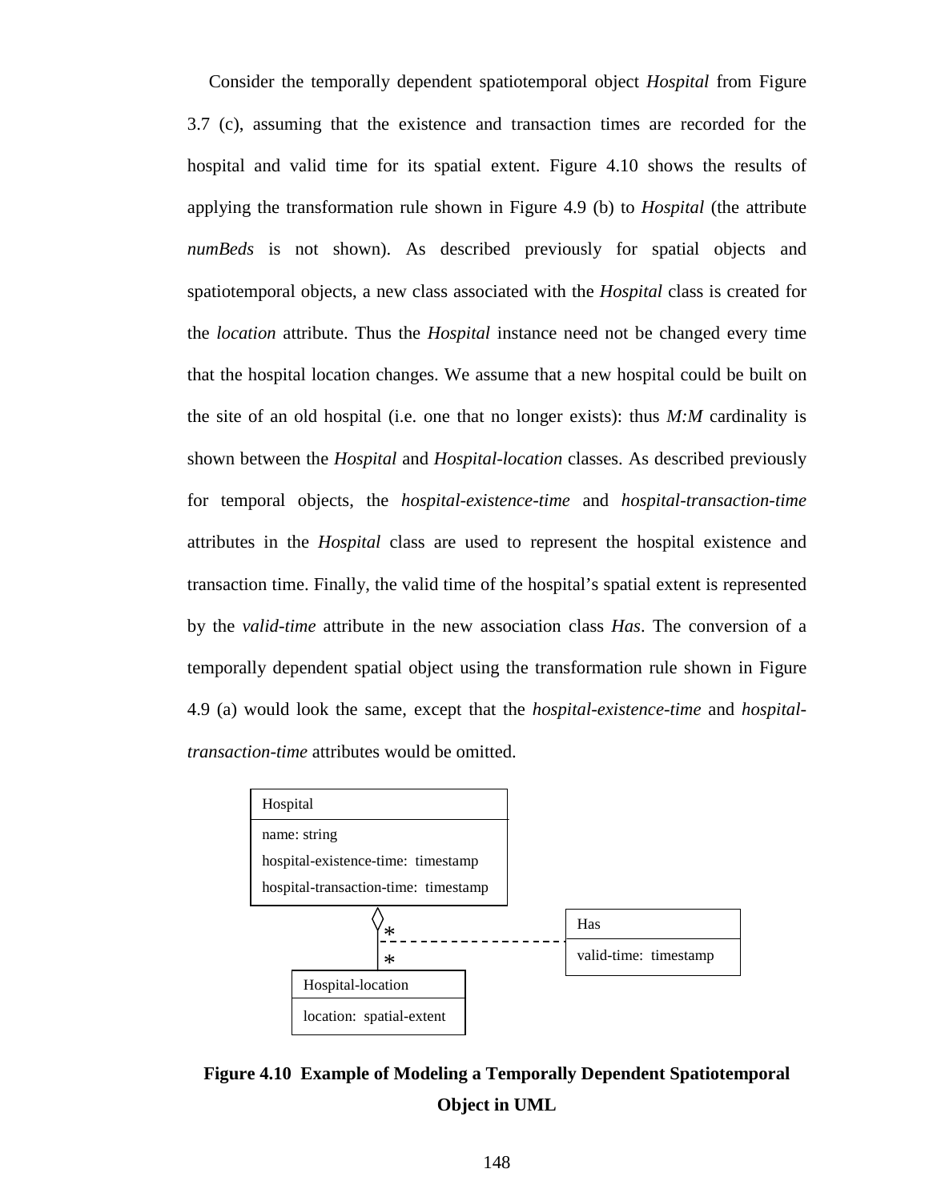Consider the temporally dependent spatiotemporal object *Hospital* from Figure 3.7 (c), assuming that the existence and transaction times are recorded for the hospital and valid time for its spatial extent. Figure 4.10 shows the results of applying the transformation rule shown in Figure 4.9 (b) to *Hospital* (the attribute *numBeds* is not shown). As described previously for spatial objects and spatiotemporal objects, a new class associated with the *Hospital* class is created for the *location* attribute. Thus the *Hospital* instance need not be changed every time that the hospital location changes. We assume that a new hospital could be built on the site of an old hospital (i.e. one that no longer exists): thus *M:M* cardinality is shown between the *Hospital* and *Hospital-location* classes. As described previously for temporal objects, the *hospital-existence-time* and *hospital-transaction-time* attributes in the *Hospital* class are used to represent the hospital existence and transaction time. Finally, the valid time of the hospital's spatial extent is represented by the *valid-time* attribute in the new association class *Has*. The conversion of a temporally dependent spatial object using the transformation rule shown in Figure 4.9 (a) would look the same, except that the *hospital-existence-time* and *hospital-transaction-time* attributes would be omitted.

| Hospital |
|---|
| name: string |
| hospital-existence-time: timestamp |
| hospital-transaction-time: timestamp |

| Has |
|---|
| valid-time: timestamp |

| Hospital-location |
|---|
| location: spatial-extent |

(Hospital ◇ * —— * Hospital-location, with association class Has)

**Figure 4.10 Example of Modeling a Temporally Dependent Spatiotemporal Object in UML**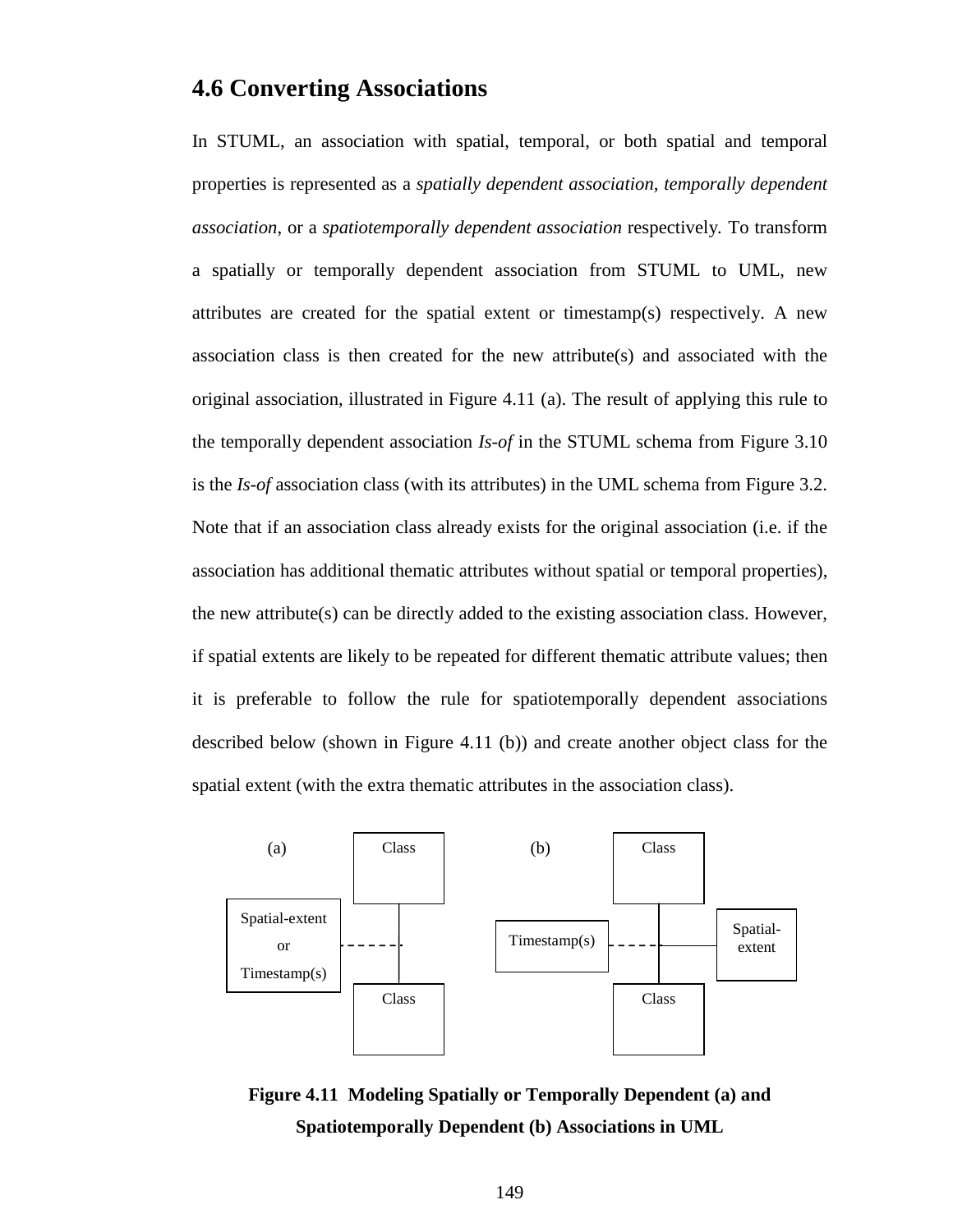## 4.6 Converting Associations

In STUML, an association with spatial, temporal, or both spatial and temporal properties is represented as a *spatially dependent association, temporally dependent association*, or a *spatiotemporally dependent association* respectively. To transform a spatially or temporally dependent association from STUML to UML, new attributes are created for the spatial extent or timestamp(s) respectively. A new association class is then created for the new attribute(s) and associated with the original association, illustrated in Figure 4.11 (a). The result of applying this rule to the temporally dependent association *Is-of* in the STUML schema from Figure 3.10 is the *Is-of* association class (with its attributes) in the UML schema from Figure 3.2. Note that if an association class already exists for the original association (i.e. if the association has additional thematic attributes without spatial or temporal properties), the new attribute(s) can be directly added to the existing association class. However, if spatial extents are likely to be repeated for different thematic attribute values; then it is preferable to follow the rule for spatiotemporally dependent associations described below (shown in Figure 4.11 (b)) and create another object class for the spatial extent (with the extra thematic attributes in the association class).

(a) Class — Spatial-extent or Timestamp(s) — Class

(b) Class — Timestamp(s) — Spatial-extent — Class

**Figure 4.11 Modeling Spatially or Temporally Dependent (a) and Spatiotemporally Dependent (b) Associations in UML**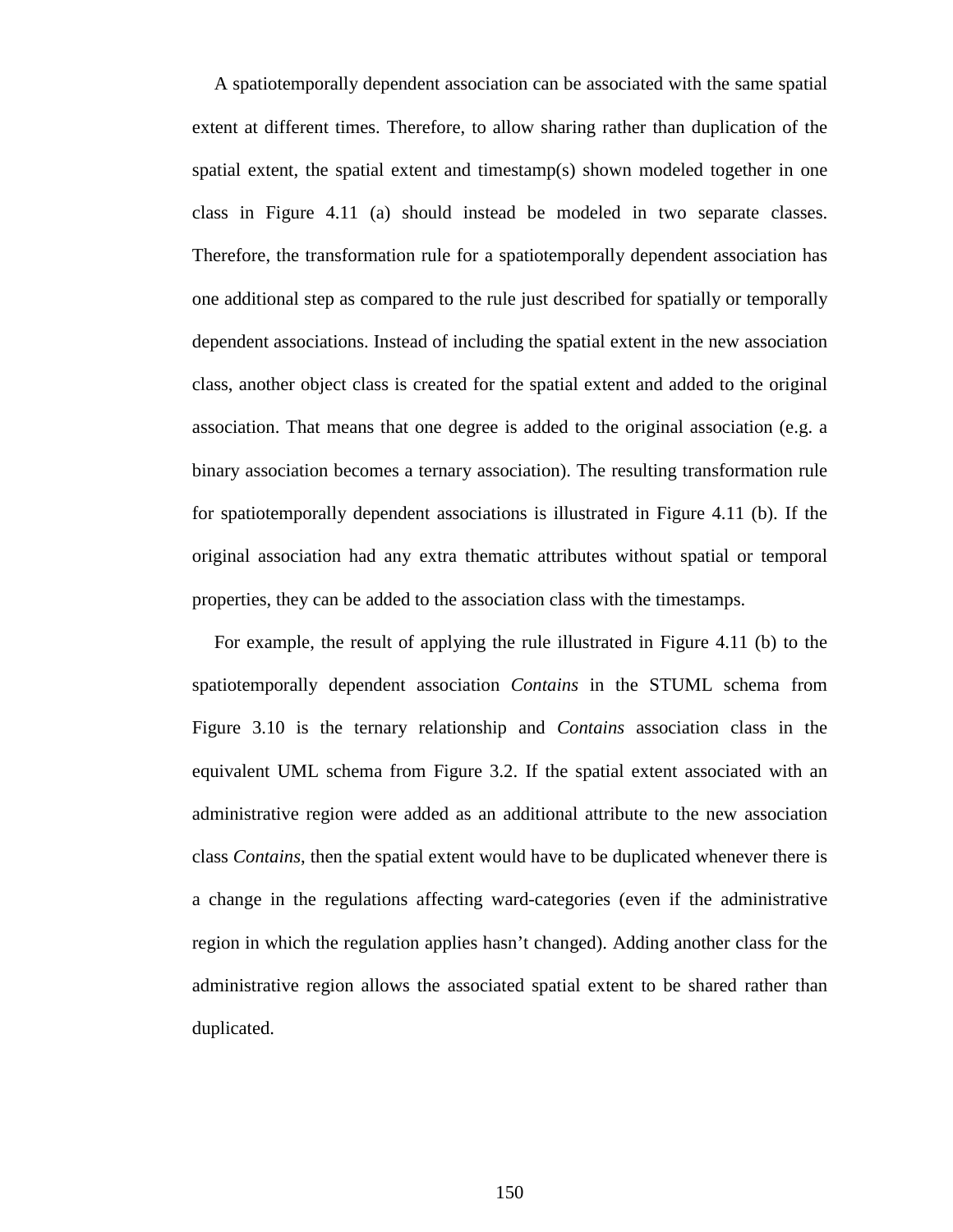A spatiotemporally dependent association can be associated with the same spatial extent at different times. Therefore, to allow sharing rather than duplication of the spatial extent, the spatial extent and timestamp(s) shown modeled together in one class in Figure 4.11 (a) should instead be modeled in two separate classes. Therefore, the transformation rule for a spatiotemporally dependent association has one additional step as compared to the rule just described for spatially or temporally dependent associations. Instead of including the spatial extent in the new association class, another object class is created for the spatial extent and added to the original association. That means that one degree is added to the original association (e.g. a binary association becomes a ternary association). The resulting transformation rule for spatiotemporally dependent associations is illustrated in Figure 4.11 (b). If the original association had any extra thematic attributes without spatial or temporal properties, they can be added to the association class with the timestamps.

For example, the result of applying the rule illustrated in Figure 4.11 (b) to the spatiotemporally dependent association *Contains* in the STUML schema from Figure 3.10 is the ternary relationship and *Contains* association class in the equivalent UML schema from Figure 3.2. If the spatial extent associated with an administrative region were added as an additional attribute to the new association class *Contains*, then the spatial extent would have to be duplicated whenever there is a change in the regulations affecting ward-categories (even if the administrative region in which the regulation applies hasn't changed). Adding another class for the administrative region allows the associated spatial extent to be shared rather than duplicated.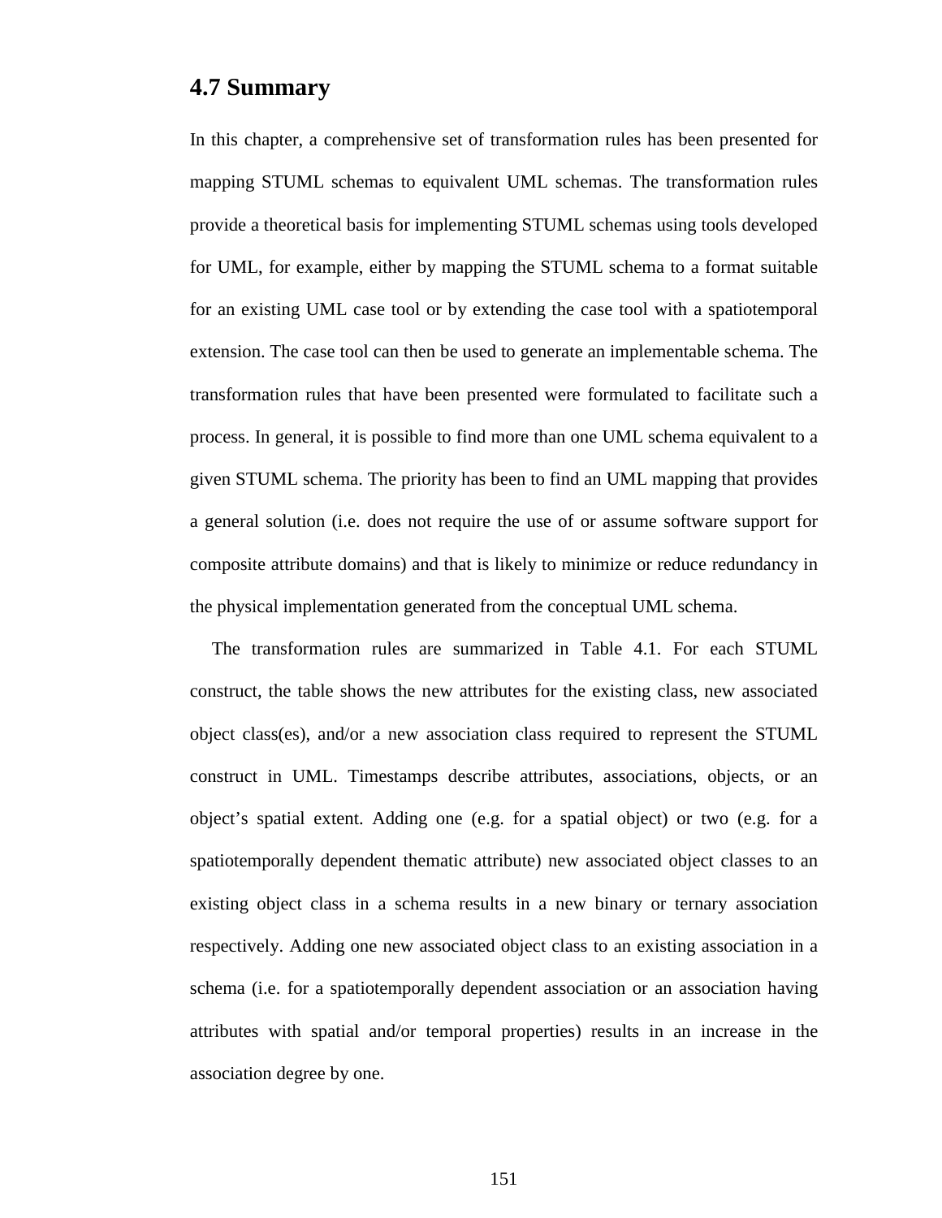## 4.7 Summary

In this chapter, a comprehensive set of transformation rules has been presented for mapping STUML schemas to equivalent UML schemas. The transformation rules provide a theoretical basis for implementing STUML schemas using tools developed for UML, for example, either by mapping the STUML schema to a format suitable for an existing UML case tool or by extending the case tool with a spatiotemporal extension. The case tool can then be used to generate an implementable schema. The transformation rules that have been presented were formulated to facilitate such a process. In general, it is possible to find more than one UML schema equivalent to a given STUML schema. The priority has been to find an UML mapping that provides a general solution (i.e. does not require the use of or assume software support for composite attribute domains) and that is likely to minimize or reduce redundancy in the physical implementation generated from the conceptual UML schema.

The transformation rules are summarized in Table 4.1. For each STUML construct, the table shows the new attributes for the existing class, new associated object class(es), and/or a new association class required to represent the STUML construct in UML. Timestamps describe attributes, associations, objects, or an object's spatial extent. Adding one (e.g. for a spatial object) or two (e.g. for a spatiotemporally dependent thematic attribute) new associated object classes to an existing object class in a schema results in a new binary or ternary association respectively. Adding one new associated object class to an existing association in a schema (i.e. for a spatiotemporally dependent association or an association having attributes with spatial and/or temporal properties) results in an increase in the association degree by one.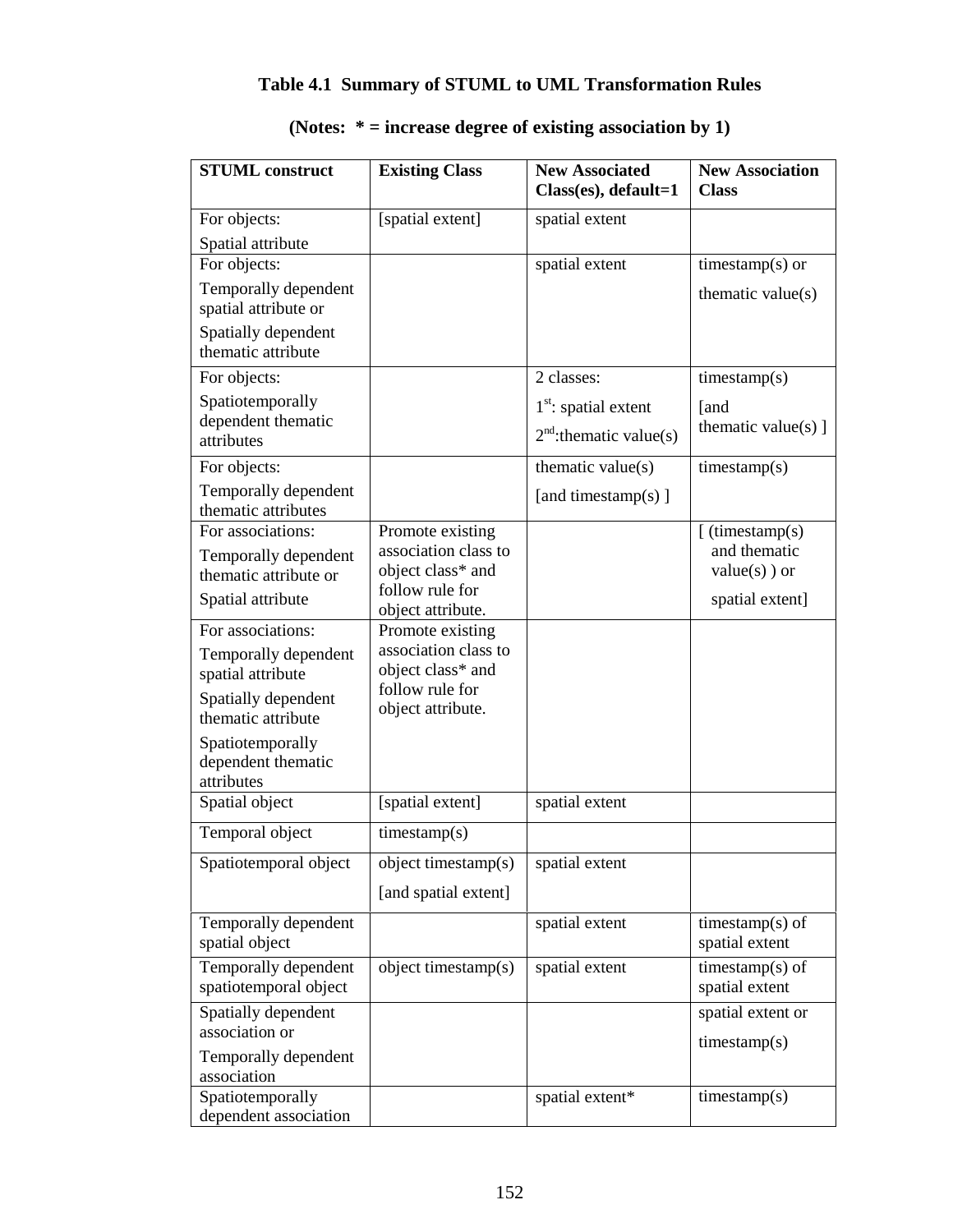**Table 4.1 Summary of STUML to UML Transformation Rules**

**(Notes: * = increase degree of existing association by 1)**

| STUML construct | Existing Class | New Associated Class(es), default=1 | New Association Class |
|---|---|---|---|
| For objects: Spatial attribute | [spatial extent] | spatial extent | |
| For objects: Temporally dependent spatial attribute or Spatially dependent thematic attribute | | spatial extent | timestamp(s) or thematic value(s) |
| For objects: Spatiotemporally dependent thematic attributes | | 2 classes: 1st: spatial extent 2nd: thematic value(s) | timestamp(s) [and thematic value(s) ] |
| For objects: Temporally dependent thematic attributes | | thematic value(s) [and timestamp(s) ] | timestamp(s) |
| For associations: Temporally dependent thematic attribute or Spatial attribute | Promote existing association class to object class* and follow rule for object attribute. | | [ (timestamp(s) and thematic value(s) ) or spatial extent] |
| For associations: Temporally dependent spatial attribute Spatially dependent thematic attribute Spatiotemporally dependent thematic attributes | Promote existing association class to object class* and follow rule for object attribute. | | |
| Spatial object | [spatial extent] | spatial extent | |
| Temporal object | timestamp(s) | | |
| Spatiotemporal object | object timestamp(s) [and spatial extent] | spatial extent | |
| Temporally dependent spatial object | | spatial extent | timestamp(s) of spatial extent |
| Temporally dependent spatiotemporal object | object timestamp(s) | spatial extent | timestamp(s) of spatial extent |
| Spatially dependent association or Temporally dependent association | | | spatial extent or timestamp(s) |
| Spatiotemporally dependent association | | spatial extent* | timestamp(s) |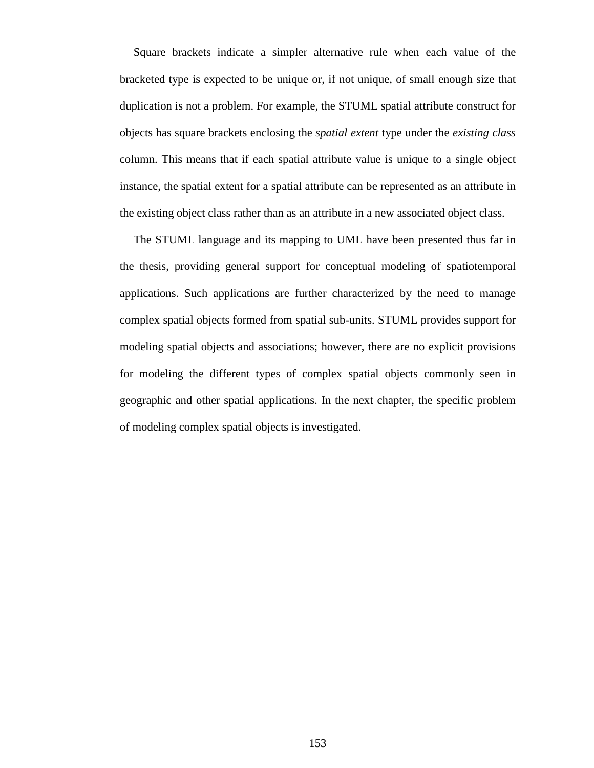Square brackets indicate a simpler alternative rule when each value of the bracketed type is expected to be unique or, if not unique, of small enough size that duplication is not a problem. For example, the STUML spatial attribute construct for objects has square brackets enclosing the *spatial extent* type under the *existing class* column. This means that if each spatial attribute value is unique to a single object instance, the spatial extent for a spatial attribute can be represented as an attribute in the existing object class rather than as an attribute in a new associated object class.

The STUML language and its mapping to UML have been presented thus far in the thesis, providing general support for conceptual modeling of spatiotemporal applications. Such applications are further characterized by the need to manage complex spatial objects formed from spatial sub-units. STUML provides support for modeling spatial objects and associations; however, there are no explicit provisions for modeling the different types of complex spatial objects commonly seen in geographic and other spatial applications. In the next chapter, the specific problem of modeling complex spatial objects is investigated.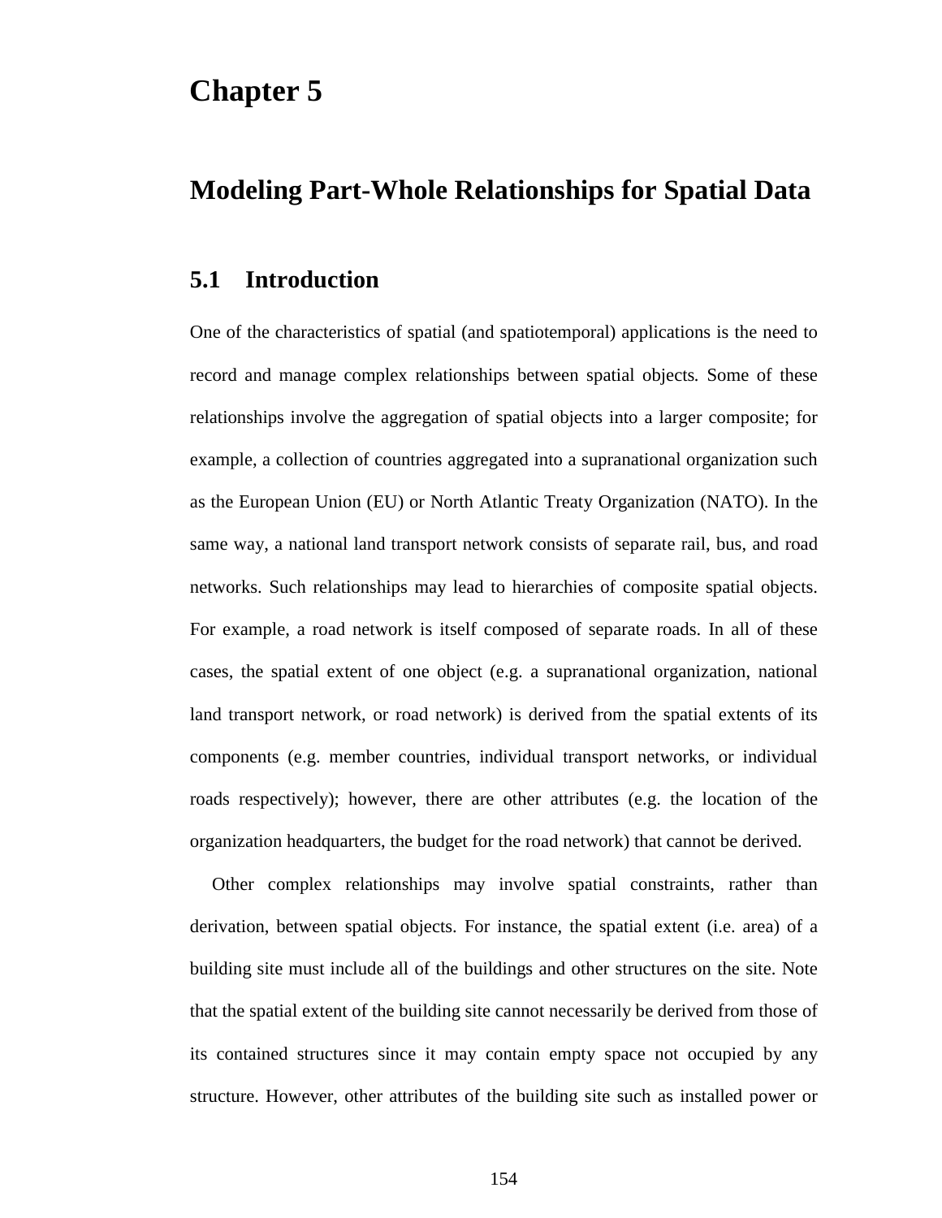# Chapter 5

## Modeling Part-Whole Relationships for Spatial Data

### 5.1 Introduction

One of the characteristics of spatial (and spatiotemporal) applications is the need to record and manage complex relationships between spatial objects. Some of these relationships involve the aggregation of spatial objects into a larger composite; for example, a collection of countries aggregated into a supranational organization such as the European Union (EU) or North Atlantic Treaty Organization (NATO). In the same way, a national land transport network consists of separate rail, bus, and road networks. Such relationships may lead to hierarchies of composite spatial objects. For example, a road network is itself composed of separate roads. In all of these cases, the spatial extent of one object (e.g. a supranational organization, national land transport network, or road network) is derived from the spatial extents of its components (e.g. member countries, individual transport networks, or individual roads respectively); however, there are other attributes (e.g. the location of the organization headquarters, the budget for the road network) that cannot be derived.

Other complex relationships may involve spatial constraints, rather than derivation, between spatial objects. For instance, the spatial extent (i.e. area) of a building site must include all of the buildings and other structures on the site. Note that the spatial extent of the building site cannot necessarily be derived from those of its contained structures since it may contain empty space not occupied by any structure. However, other attributes of the building site such as installed power or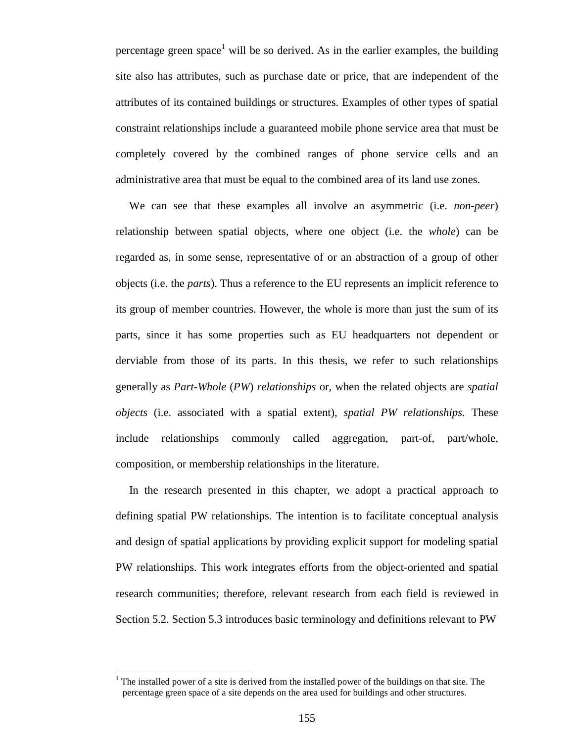percentage green space[1] will be so derived. As in the earlier examples, the building site also has attributes, such as purchase date or price, that are independent of the attributes of its contained buildings or structures. Examples of other types of spatial constraint relationships include a guaranteed mobile phone service area that must be completely covered by the combined ranges of phone service cells and an administrative area that must be equal to the combined area of its land use zones.

We can see that these examples all involve an asymmetric (i.e. *non-peer*) relationship between spatial objects, where one object (i.e. the *whole*) can be regarded as, in some sense, representative of or an abstraction of a group of other objects (i.e. the *parts*). Thus a reference to the EU represents an implicit reference to its group of member countries. However, the whole is more than just the sum of its parts, since it has some properties such as EU headquarters not dependent or derviable from those of its parts. In this thesis, we refer to such relationships generally as *Part-Whole* (*PW*) *relationships* or, when the related objects are *spatial objects* (i.e. associated with a spatial extent), *spatial PW relationships.* These include relationships commonly called aggregation, part-of, part/whole, composition, or membership relationships in the literature.

In the research presented in this chapter, we adopt a practical approach to defining spatial PW relationships. The intention is to facilitate conceptual analysis and design of spatial applications by providing explicit support for modeling spatial PW relationships. This work integrates efforts from the object-oriented and spatial research communities; therefore, relevant research from each field is reviewed in Section 5.2. Section 5.3 introduces basic terminology and definitions relevant to PW

---

[1] The installed power of a site is derived from the installed power of the buildings on that site. The percentage green space of a site depends on the area used for buildings and other structures.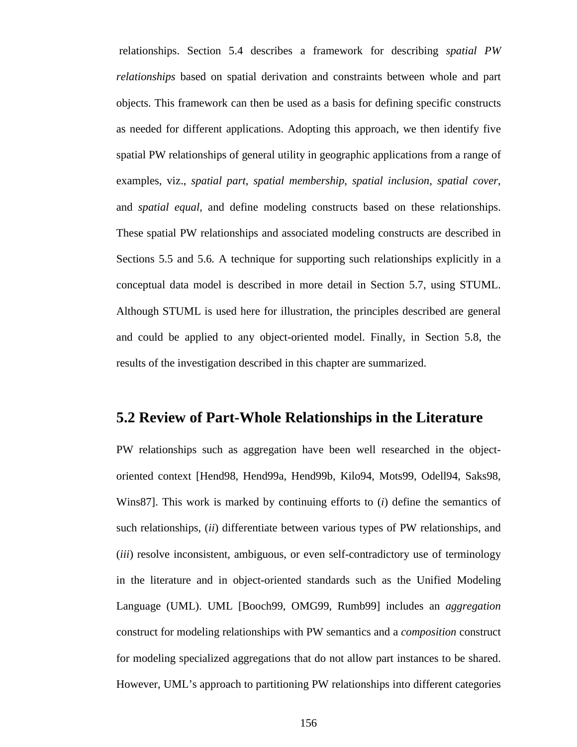relationships. Section 5.4 describes a framework for describing *spatial PW relationships* based on spatial derivation and constraints between whole and part objects. This framework can then be used as a basis for defining specific constructs as needed for different applications. Adopting this approach, we then identify five spatial PW relationships of general utility in geographic applications from a range of examples, viz., *spatial part*, *spatial membership*, *spatial inclusion*, *spatial cover*, and *spatial equal*, and define modeling constructs based on these relationships. These spatial PW relationships and associated modeling constructs are described in Sections 5.5 and 5.6. A technique for supporting such relationships explicitly in a conceptual data model is described in more detail in Section 5.7, using STUML. Although STUML is used here for illustration, the principles described are general and could be applied to any object-oriented model. Finally, in Section 5.8, the results of the investigation described in this chapter are summarized.

## 5.2 Review of Part-Whole Relationships in the Literature

PW relationships such as aggregation have been well researched in the object-oriented context [Hend98, Hend99a, Hend99b, Kilo94, Mots99, Odell94, Saks98, Wins87]. This work is marked by continuing efforts to (*i*) define the semantics of such relationships, (*ii*) differentiate between various types of PW relationships, and (*iii*) resolve inconsistent, ambiguous, or even self-contradictory use of terminology in the literature and in object-oriented standards such as the Unified Modeling Language (UML). UML [Booch99, OMG99, Rumb99] includes an *aggregation* construct for modeling relationships with PW semantics and a *composition* construct for modeling specialized aggregations that do not allow part instances to be shared. However, UML's approach to partitioning PW relationships into different categories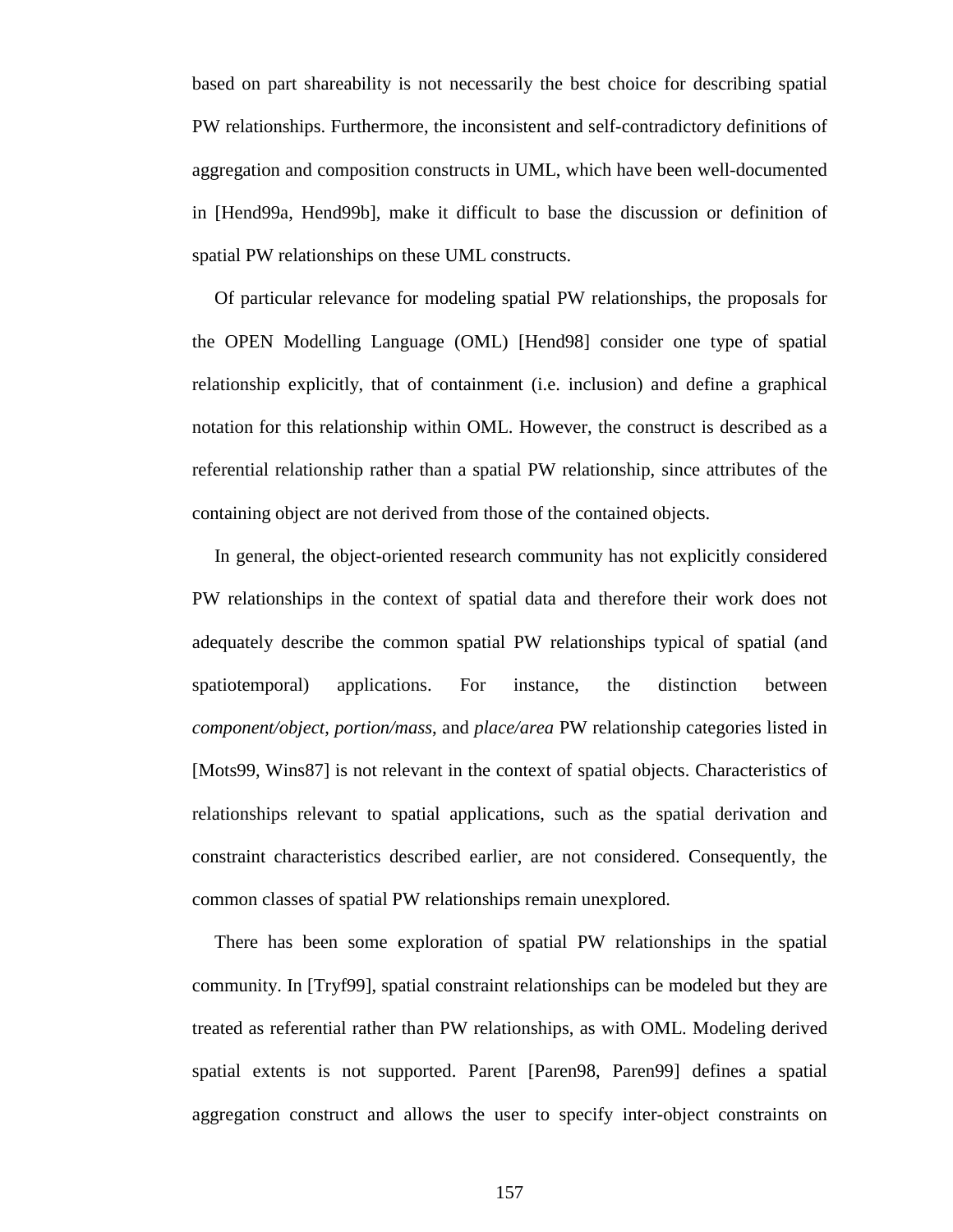based on part shareability is not necessarily the best choice for describing spatial PW relationships. Furthermore, the inconsistent and self-contradictory definitions of aggregation and composition constructs in UML, which have been well-documented in [Hend99a, Hend99b], make it difficult to base the discussion or definition of spatial PW relationships on these UML constructs.

Of particular relevance for modeling spatial PW relationships, the proposals for the OPEN Modelling Language (OML) [Hend98] consider one type of spatial relationship explicitly, that of containment (i.e. inclusion) and define a graphical notation for this relationship within OML. However, the construct is described as a referential relationship rather than a spatial PW relationship, since attributes of the containing object are not derived from those of the contained objects.

In general, the object-oriented research community has not explicitly considered PW relationships in the context of spatial data and therefore their work does not adequately describe the common spatial PW relationships typical of spatial (and spatiotemporal) applications. For instance, the distinction between *component/object*, *portion/mass*, and *place/area* PW relationship categories listed in [Mots99, Wins87] is not relevant in the context of spatial objects. Characteristics of relationships relevant to spatial applications, such as the spatial derivation and constraint characteristics described earlier, are not considered. Consequently, the common classes of spatial PW relationships remain unexplored.

There has been some exploration of spatial PW relationships in the spatial community. In [Tryf99], spatial constraint relationships can be modeled but they are treated as referential rather than PW relationships, as with OML. Modeling derived spatial extents is not supported. Parent [Paren98, Paren99] defines a spatial aggregation construct and allows the user to specify inter-object constraints on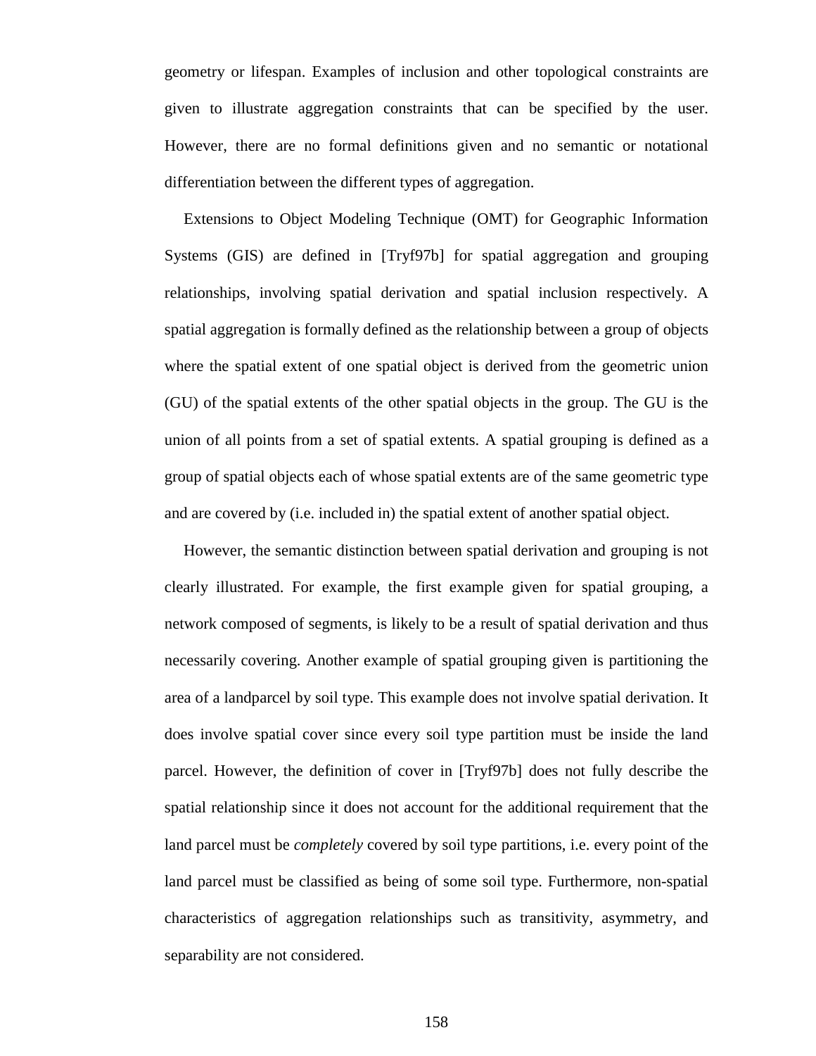geometry or lifespan. Examples of inclusion and other topological constraints are given to illustrate aggregation constraints that can be specified by the user. However, there are no formal definitions given and no semantic or notational differentiation between the different types of aggregation.

Extensions to Object Modeling Technique (OMT) for Geographic Information Systems (GIS) are defined in [Tryf97b] for spatial aggregation and grouping relationships, involving spatial derivation and spatial inclusion respectively. A spatial aggregation is formally defined as the relationship between a group of objects where the spatial extent of one spatial object is derived from the geometric union (GU) of the spatial extents of the other spatial objects in the group. The GU is the union of all points from a set of spatial extents. A spatial grouping is defined as a group of spatial objects each of whose spatial extents are of the same geometric type and are covered by (i.e. included in) the spatial extent of another spatial object.

However, the semantic distinction between spatial derivation and grouping is not clearly illustrated. For example, the first example given for spatial grouping, a network composed of segments, is likely to be a result of spatial derivation and thus necessarily covering. Another example of spatial grouping given is partitioning the area of a landparcel by soil type. This example does not involve spatial derivation. It does involve spatial cover since every soil type partition must be inside the land parcel. However, the definition of cover in [Tryf97b] does not fully describe the spatial relationship since it does not account for the additional requirement that the land parcel must be *completely* covered by soil type partitions, i.e. every point of the land parcel must be classified as being of some soil type. Furthermore, non-spatial characteristics of aggregation relationships such as transitivity, asymmetry, and separability are not considered.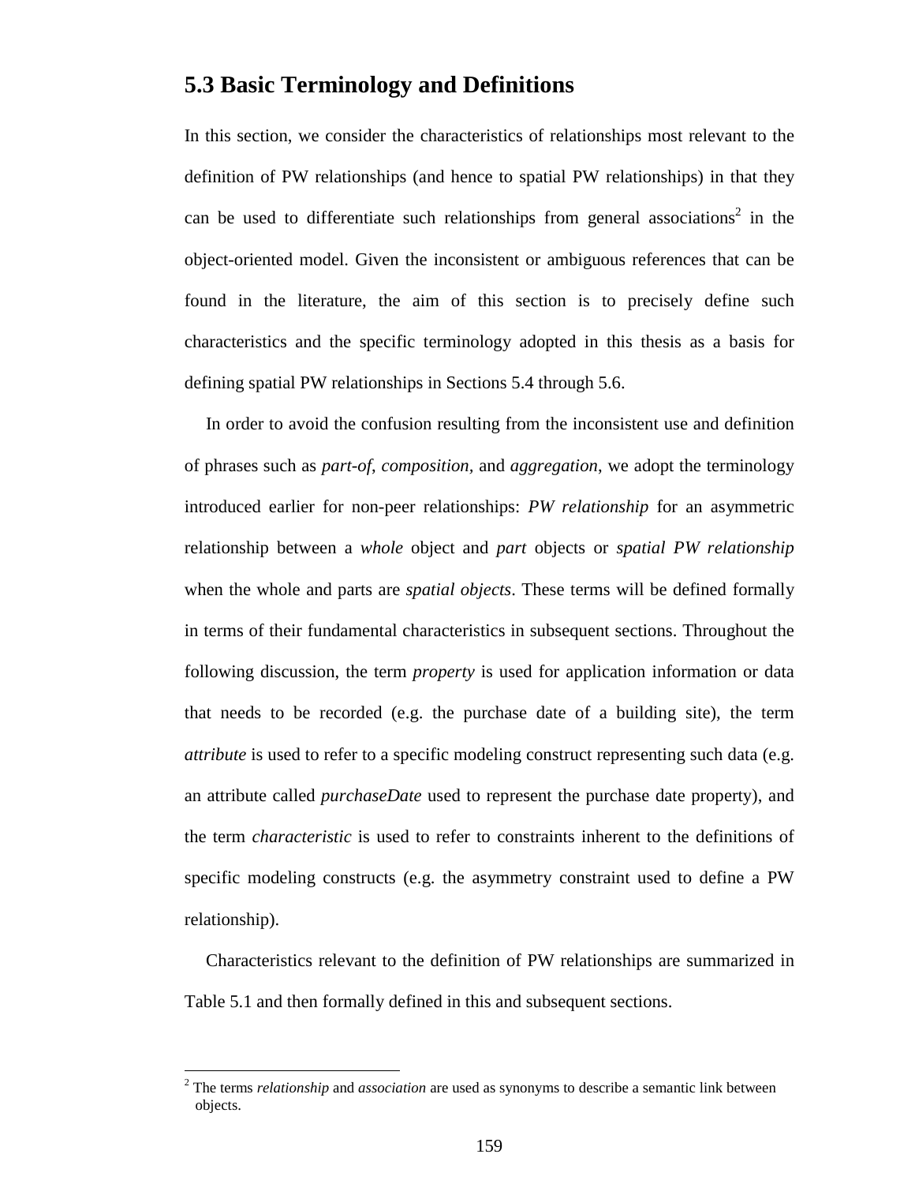## 5.3 Basic Terminology and Definitions

In this section, we consider the characteristics of relationships most relevant to the definition of PW relationships (and hence to spatial PW relationships) in that they can be used to differentiate such relationships from general associations[2] in the object-oriented model. Given the inconsistent or ambiguous references that can be found in the literature, the aim of this section is to precisely define such characteristics and the specific terminology adopted in this thesis as a basis for defining spatial PW relationships in Sections 5.4 through 5.6.

In order to avoid the confusion resulting from the inconsistent use and definition of phrases such as *part-of*, *composition*, and *aggregation*, we adopt the terminology introduced earlier for non-peer relationships: *PW relationship* for an asymmetric relationship between a *whole* object and *part* objects or *spatial PW relationship* when the whole and parts are *spatial objects*. These terms will be defined formally in terms of their fundamental characteristics in subsequent sections. Throughout the following discussion, the term *property* is used for application information or data that needs to be recorded (e.g. the purchase date of a building site), the term *attribute* is used to refer to a specific modeling construct representing such data (e.g. an attribute called *purchaseDate* used to represent the purchase date property), and the term *characteristic* is used to refer to constraints inherent to the definitions of specific modeling constructs (e.g. the asymmetry constraint used to define a PW relationship).

Characteristics relevant to the definition of PW relationships are summarized in Table 5.1 and then formally defined in this and subsequent sections.

---

[2] The terms *relationship* and *association* are used as synonyms to describe a semantic link between objects.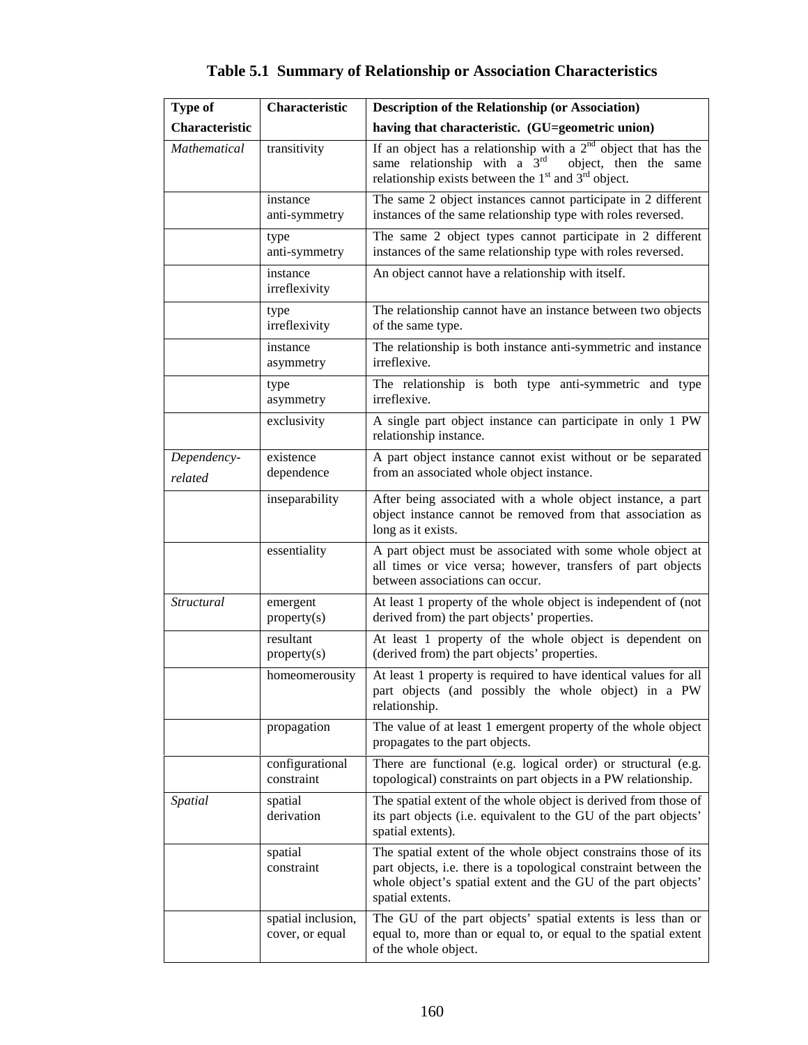**Table 5.1 Summary of Relationship or Association Characteristics**

| Type of Characteristic | Characteristic | Description of the Relationship (or Association) having that characteristic. (GU=geometric union) |
|---|---|---|
| *Mathematical* | transitivity | If an object has a relationship with a 2nd object that has the same relationship with a 3rd object, then the same relationship exists between the 1st and 3rd object. |
| | instance anti-symmetry | The same 2 object instances cannot participate in 2 different instances of the same relationship type with roles reversed. |
| | type anti-symmetry | The same 2 object types cannot participate in 2 different instances of the same relationship type with roles reversed. |
| | instance irreflexivity | An object cannot have a relationship with itself. |
| | type irreflexivity | The relationship cannot have an instance between two objects of the same type. |
| | instance asymmetry | The relationship is both instance anti-symmetric and instance irreflexive. |
| | type asymmetry | The relationship is both type anti-symmetric and type irreflexive. |
| | exclusivity | A single part object instance can participate in only 1 PW relationship instance. |
| *Dependency-related* | existence dependence | A part object instance cannot exist without or be separated from an associated whole object instance. |
| | inseparability | After being associated with a whole object instance, a part object instance cannot be removed from that association as long as it exists. |
| | essentiality | A part object must be associated with some whole object at all times or vice versa; however, transfers of part objects between associations can occur. |
| *Structural* | emergent property(s) | At least 1 property of the whole object is independent of (not derived from) the part objects' properties. |
| | resultant property(s) | At least 1 property of the whole object is dependent on (derived from) the part objects' properties. |
| | homeomerousity | At least 1 property is required to have identical values for all part objects (and possibly the whole object) in a PW relationship. |
| | propagation | The value of at least 1 emergent property of the whole object propagates to the part objects. |
| | configurational constraint | There are functional (e.g. logical order) or structural (e.g. topological) constraints on part objects in a PW relationship. |
| *Spatial* | spatial derivation | The spatial extent of the whole object is derived from those of its part objects (i.e. equivalent to the GU of the part objects' spatial extents). |
| | spatial constraint | The spatial extent of the whole object constrains those of its part objects, i.e. there is a topological constraint between the whole object's spatial extent and the GU of the part objects' spatial extents. |
| | spatial inclusion, cover, or equal | The GU of the part objects' spatial extents is less than or equal to, more than or equal to, or equal to the spatial extent of the whole object. |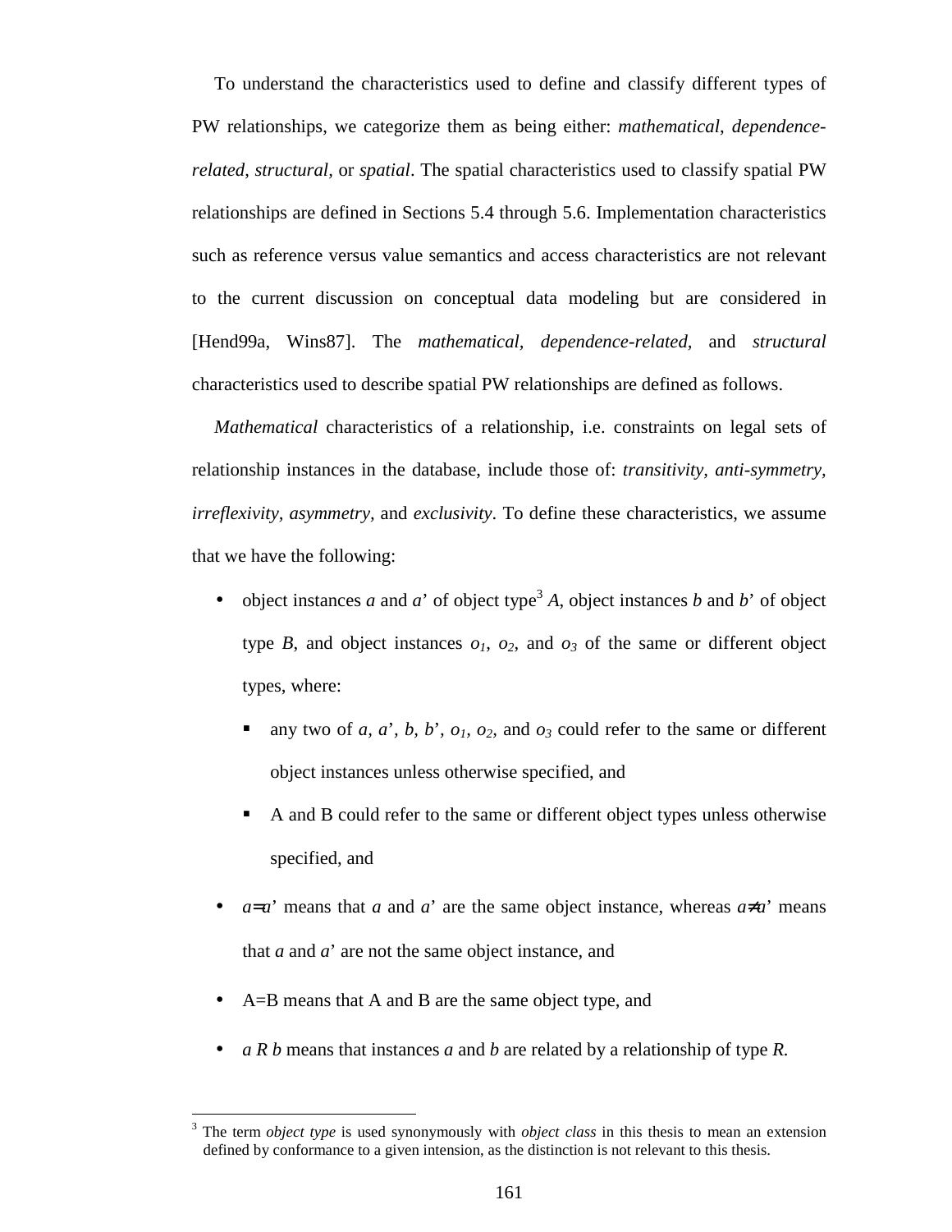To understand the characteristics used to define and classify different types of PW relationships, we categorize them as being either: *mathematical*, *dependence-related*, *structural*, or *spatial*. The spatial characteristics used to classify spatial PW relationships are defined in Sections 5.4 through 5.6. Implementation characteristics such as reference versus value semantics and access characteristics are not relevant to the current discussion on conceptual data modeling but are considered in [Hend99a, Wins87]. The *mathematical, dependence-related,* and *structural* characteristics used to describe spatial PW relationships are defined as follows.

*Mathematical* characteristics of a relationship, i.e. constraints on legal sets of relationship instances in the database, include those of: *transitivity, anti-symmetry, irreflexivity, asymmetry,* and *exclusivity*. To define these characteristics, we assume that we have the following:

- object instances *a* and *a*' of object type[3] *A*, object instances *b* and *b*' of object type *B*, and object instances $o_1$, $o_2$, and $o_3$ of the same or different object types, where:
  - any two of *a, a', b, b',* $o_1$, $o_2$, and $o_3$ could refer to the same or different object instances unless otherwise specified, and
  - A and B could refer to the same or different object types unless otherwise specified, and
- $a=a'$ means that *a* and *a*' are the same object instance, whereas $a \neq a'$ means that *a* and *a*' are not the same object instance, and
- A=B means that A and B are the same object type, and
- *a R b* means that instances *a* and *b* are related by a relationship of type *R.*

[3] The term *object type* is used synonymously with *object class* in this thesis to mean an extension defined by conformance to a given intension, as the distinction is not relevant to this thesis.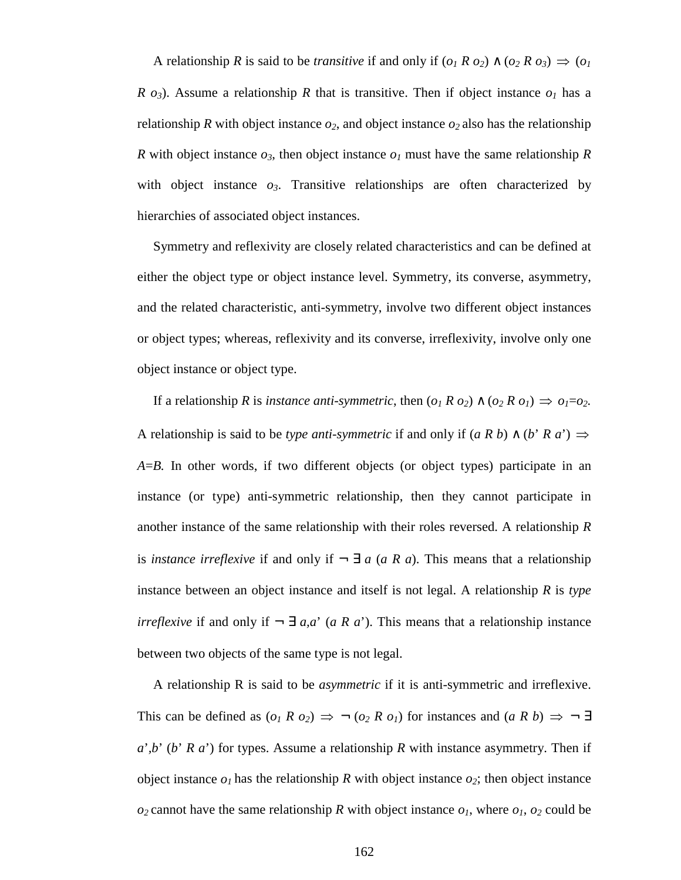A relationship $R$ is said to be *transitive* if and only if $(o_1\ R\ o_2) \wedge (o_2\ R\ o_3) \Rightarrow (o_1\ R\ o_3)$. Assume a relationship $R$ that is transitive. Then if object instance $o_1$ has a relationship $R$ with object instance $o_2$, and object instance $o_2$ also has the relationship $R$ with object instance $o_3$, then object instance $o_1$ must have the same relationship $R$ with object instance $o_3$. Transitive relationships are often characterized by hierarchies of associated object instances.

Symmetry and reflexivity are closely related characteristics and can be defined at either the object type or object instance level. Symmetry, its converse, asymmetry, and the related characteristic, anti-symmetry, involve two different object instances or object types; whereas, reflexivity and its converse, irreflexivity, involve only one object instance or object type.

If a relationship $R$ is *instance anti-symmetric*, then $(o_1\ R\ o_2) \wedge (o_2\ R\ o_1) \Rightarrow o_1{=}o_2$. A relationship is said to be *type anti-symmetric* if and only if $(a\ R\ b) \wedge (b'\ R\ a') \Rightarrow A{=}B$. In other words, if two different objects (or object types) participate in an instance (or type) anti-symmetric relationship, then they cannot participate in another instance of the same relationship with their roles reversed. A relationship $R$ is *instance irreflexive* if and only if $\neg\,\exists\, a\ (a\ R\ a)$. This means that a relationship instance between an object instance and itself is not legal. A relationship $R$ is *type irreflexive* if and only if $\neg\,\exists\, a,a'\ (a\ R\ a')$. This means that a relationship instance between two objects of the same type is not legal.

A relationship R is said to be *asymmetric* if it is anti-symmetric and irreflexive. This can be defined as $(o_1\ R\ o_2) \Rightarrow \neg\,(o_2\ R\ o_1)$ for instances and $(a\ R\ b) \Rightarrow \neg\,\exists\, a',b'\ (b'\ R\ a')$ for types. Assume a relationship $R$ with instance asymmetry. Then if object instance $o_1$ has the relationship $R$ with object instance $o_2$; then object instance $o_2$ cannot have the same relationship $R$ with object instance $o_1$, where $o_1$, $o_2$ could be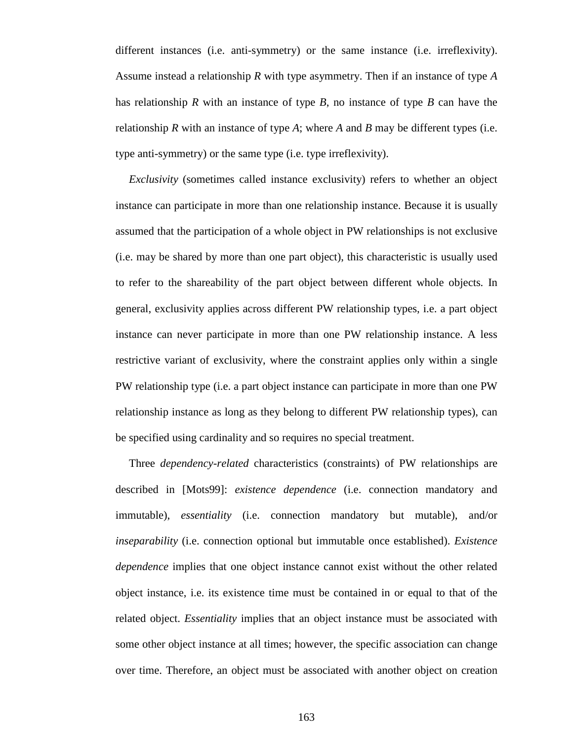different instances (i.e. anti-symmetry) or the same instance (i.e. irreflexivity). Assume instead a relationship *R* with type asymmetry. Then if an instance of type *A* has relationship *R* with an instance of type *B*, no instance of type *B* can have the relationship *R* with an instance of type *A*; where *A* and *B* may be different types (i.e. type anti-symmetry) or the same type (i.e. type irreflexivity).

*Exclusivity* (sometimes called instance exclusivity) refers to whether an object instance can participate in more than one relationship instance. Because it is usually assumed that the participation of a whole object in PW relationships is not exclusive (i.e. may be shared by more than one part object), this characteristic is usually used to refer to the shareability of the part object between different whole objects. In general, exclusivity applies across different PW relationship types, i.e. a part object instance can never participate in more than one PW relationship instance. A less restrictive variant of exclusivity, where the constraint applies only within a single PW relationship type (i.e. a part object instance can participate in more than one PW relationship instance as long as they belong to different PW relationship types), can be specified using cardinality and so requires no special treatment.

Three *dependency-related* characteristics (constraints) of PW relationships are described in [Mots99]: *existence dependence* (i.e. connection mandatory and immutable), *essentiality* (i.e. connection mandatory but mutable), and/or *inseparability* (i.e. connection optional but immutable once established). *Existence dependence* implies that one object instance cannot exist without the other related object instance, i.e. its existence time must be contained in or equal to that of the related object. *Essentiality* implies that an object instance must be associated with some other object instance at all times; however, the specific association can change over time. Therefore, an object must be associated with another object on creation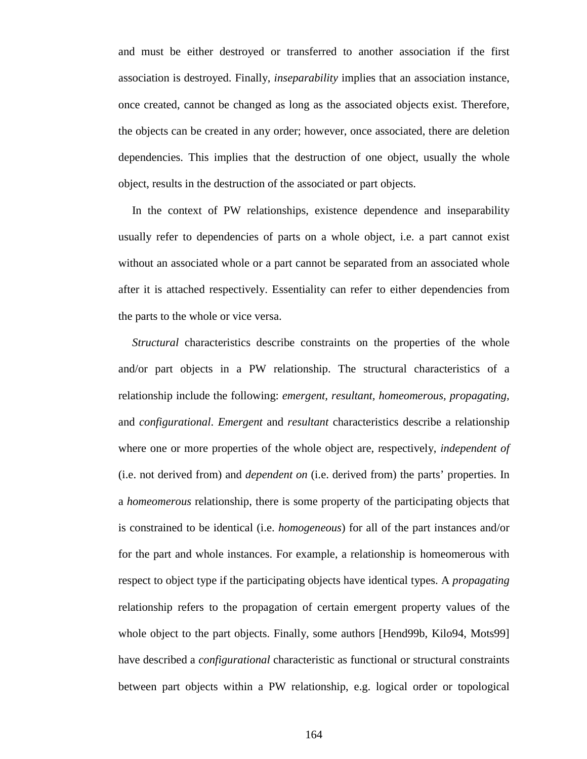and must be either destroyed or transferred to another association if the first association is destroyed. Finally, *inseparability* implies that an association instance, once created, cannot be changed as long as the associated objects exist. Therefore, the objects can be created in any order; however, once associated, there are deletion dependencies. This implies that the destruction of one object, usually the whole object, results in the destruction of the associated or part objects.

In the context of PW relationships, existence dependence and inseparability usually refer to dependencies of parts on a whole object, i.e. a part cannot exist without an associated whole or a part cannot be separated from an associated whole after it is attached respectively. Essentiality can refer to either dependencies from the parts to the whole or vice versa.

*Structural* characteristics describe constraints on the properties of the whole and/or part objects in a PW relationship. The structural characteristics of a relationship include the following: *emergent, resultant, homeomerous, propagating,* and *configurational*. *Emergent* and *resultant* characteristics describe a relationship where one or more properties of the whole object are, respectively, *independent of* (i.e. not derived from) and *dependent on* (i.e. derived from) the parts' properties. In a *homeomerous* relationship, there is some property of the participating objects that is constrained to be identical (i.e. *homogeneous*) for all of the part instances and/or for the part and whole instances. For example, a relationship is homeomerous with respect to object type if the participating objects have identical types. A *propagating* relationship refers to the propagation of certain emergent property values of the whole object to the part objects. Finally, some authors [Hend99b, Kilo94, Mots99] have described a *configurational* characteristic as functional or structural constraints between part objects within a PW relationship, e.g. logical order or topological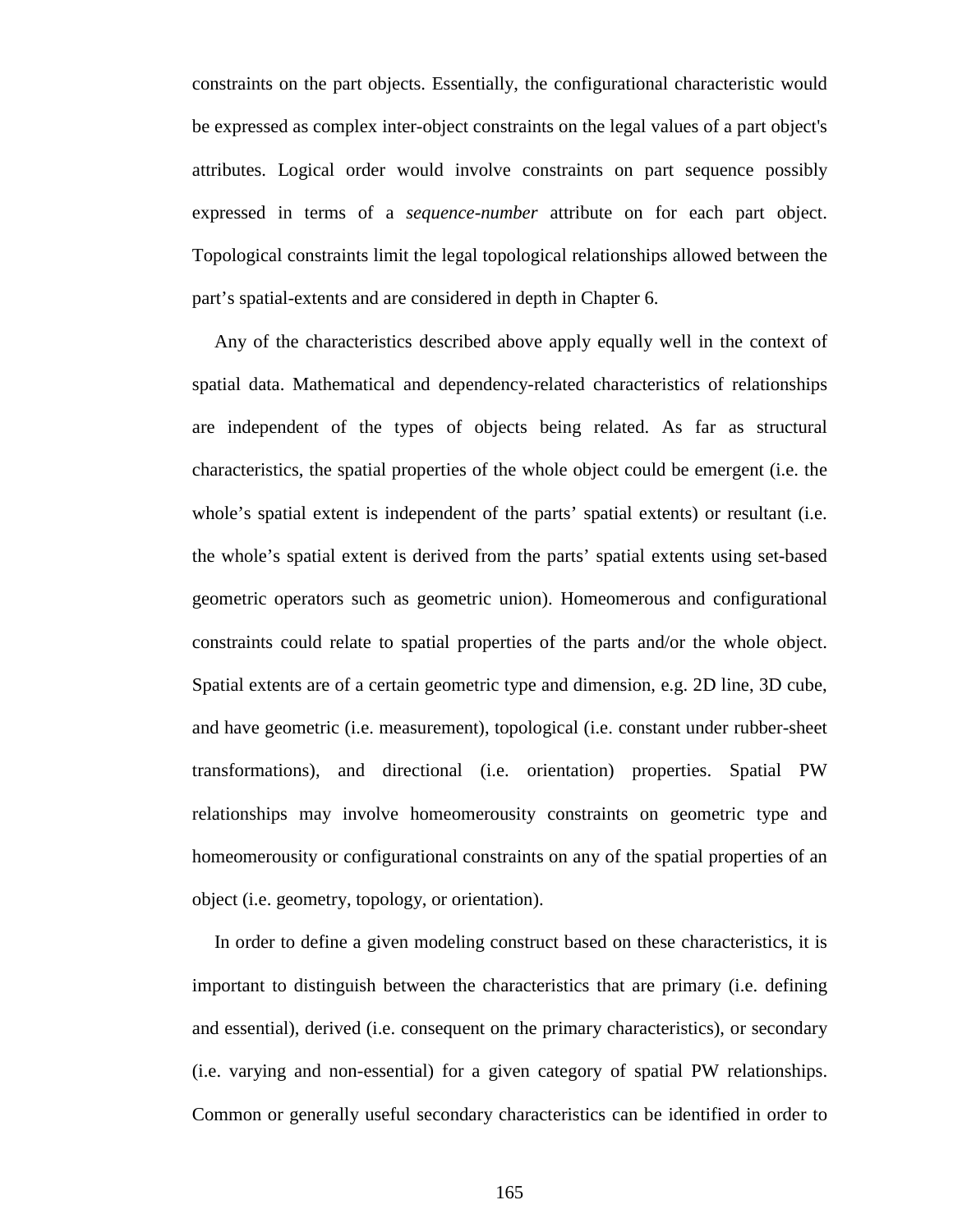constraints on the part objects. Essentially, the configurational characteristic would be expressed as complex inter-object constraints on the legal values of a part object's attributes. Logical order would involve constraints on part sequence possibly expressed in terms of a *sequence-number* attribute on for each part object. Topological constraints limit the legal topological relationships allowed between the part's spatial-extents and are considered in depth in Chapter 6.

Any of the characteristics described above apply equally well in the context of spatial data. Mathematical and dependency-related characteristics of relationships are independent of the types of objects being related. As far as structural characteristics, the spatial properties of the whole object could be emergent (i.e. the whole's spatial extent is independent of the parts' spatial extents) or resultant (i.e. the whole's spatial extent is derived from the parts' spatial extents using set-based geometric operators such as geometric union). Homeomerous and configurational constraints could relate to spatial properties of the parts and/or the whole object. Spatial extents are of a certain geometric type and dimension, e.g. 2D line, 3D cube, and have geometric (i.e. measurement), topological (i.e. constant under rubber-sheet transformations), and directional (i.e. orientation) properties. Spatial PW relationships may involve homeomerousity constraints on geometric type and homeomerousity or configurational constraints on any of the spatial properties of an object (i.e. geometry, topology, or orientation).

In order to define a given modeling construct based on these characteristics, it is important to distinguish between the characteristics that are primary (i.e. defining and essential), derived (i.e. consequent on the primary characteristics), or secondary (i.e. varying and non-essential) for a given category of spatial PW relationships. Common or generally useful secondary characteristics can be identified in order to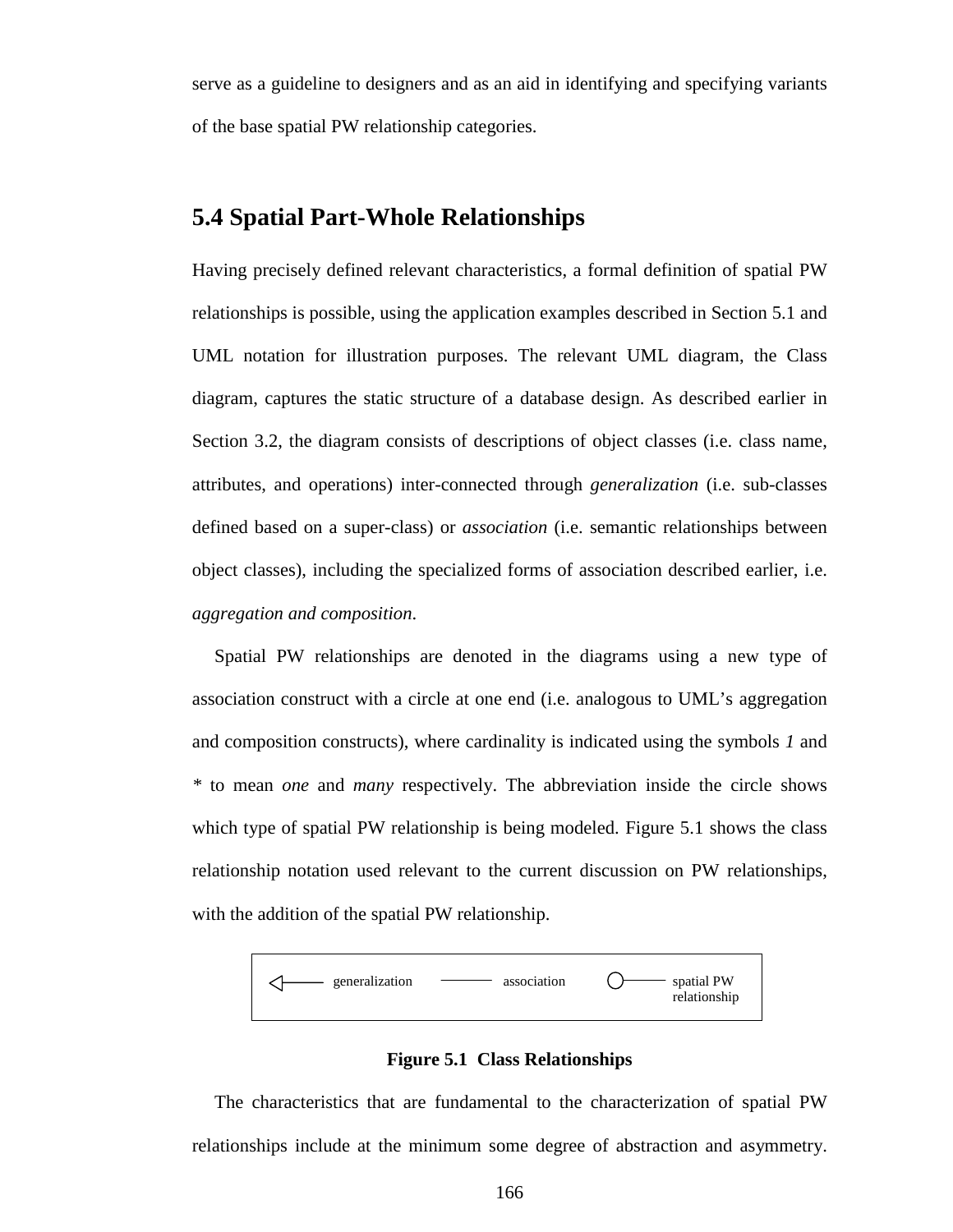serve as a guideline to designers and as an aid in identifying and specifying variants of the base spatial PW relationship categories.

## 5.4 Spatial Part-Whole Relationships

Having precisely defined relevant characteristics, a formal definition of spatial PW relationships is possible, using the application examples described in Section 5.1 and UML notation for illustration purposes. The relevant UML diagram, the Class diagram, captures the static structure of a database design. As described earlier in Section 3.2, the diagram consists of descriptions of object classes (i.e. class name, attributes, and operations) inter-connected through *generalization* (i.e. sub-classes defined based on a super-class) or *association* (i.e. semantic relationships between object classes), including the specialized forms of association described earlier, i.e. *aggregation and composition*.

Spatial PW relationships are denoted in the diagrams using a new type of association construct with a circle at one end (i.e. analogous to UML's aggregation and composition constructs), where cardinality is indicated using the symbols *1* and *\** to mean *one* and *many* respectively. The abbreviation inside the circle shows which type of spatial PW relationship is being modeled. Figure 5.1 shows the class relationship notation used relevant to the current discussion on PW relationships, with the addition of the spatial PW relationship.

generalization    association    spatial PW relationship

**Figure 5.1 Class Relationships**

The characteristics that are fundamental to the characterization of spatial PW relationships include at the minimum some degree of abstraction and asymmetry.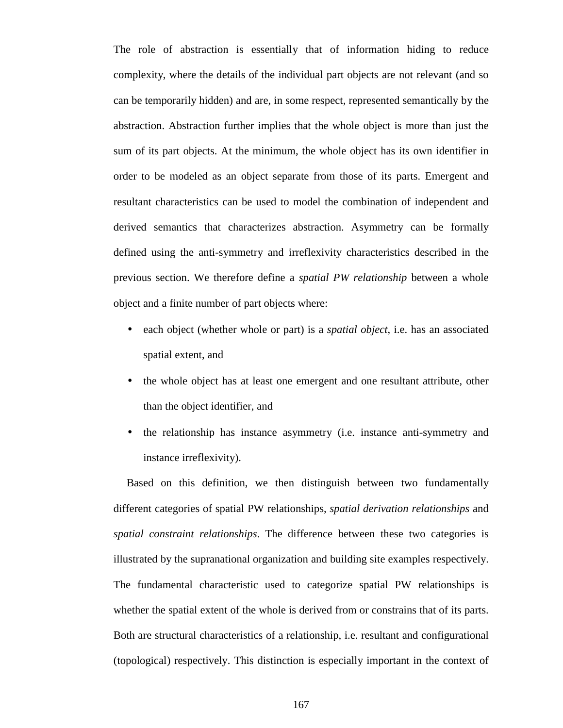The role of abstraction is essentially that of information hiding to reduce complexity, where the details of the individual part objects are not relevant (and so can be temporarily hidden) and are, in some respect, represented semantically by the abstraction. Abstraction further implies that the whole object is more than just the sum of its part objects. At the minimum, the whole object has its own identifier in order to be modeled as an object separate from those of its parts. Emergent and resultant characteristics can be used to model the combination of independent and derived semantics that characterizes abstraction. Asymmetry can be formally defined using the anti-symmetry and irreflexivity characteristics described in the previous section. We therefore define a *spatial PW relationship* between a whole object and a finite number of part objects where:

- each object (whether whole or part) is a *spatial object*, i.e. has an associated spatial extent, and
- the whole object has at least one emergent and one resultant attribute, other than the object identifier, and
- the relationship has instance asymmetry (i.e. instance anti-symmetry and instance irreflexivity).

Based on this definition, we then distinguish between two fundamentally different categories of spatial PW relationships, *spatial derivation relationships* and *spatial constraint relationships*. The difference between these two categories is illustrated by the supranational organization and building site examples respectively. The fundamental characteristic used to categorize spatial PW relationships is whether the spatial extent of the whole is derived from or constrains that of its parts. Both are structural characteristics of a relationship, i.e. resultant and configurational (topological) respectively. This distinction is especially important in the context of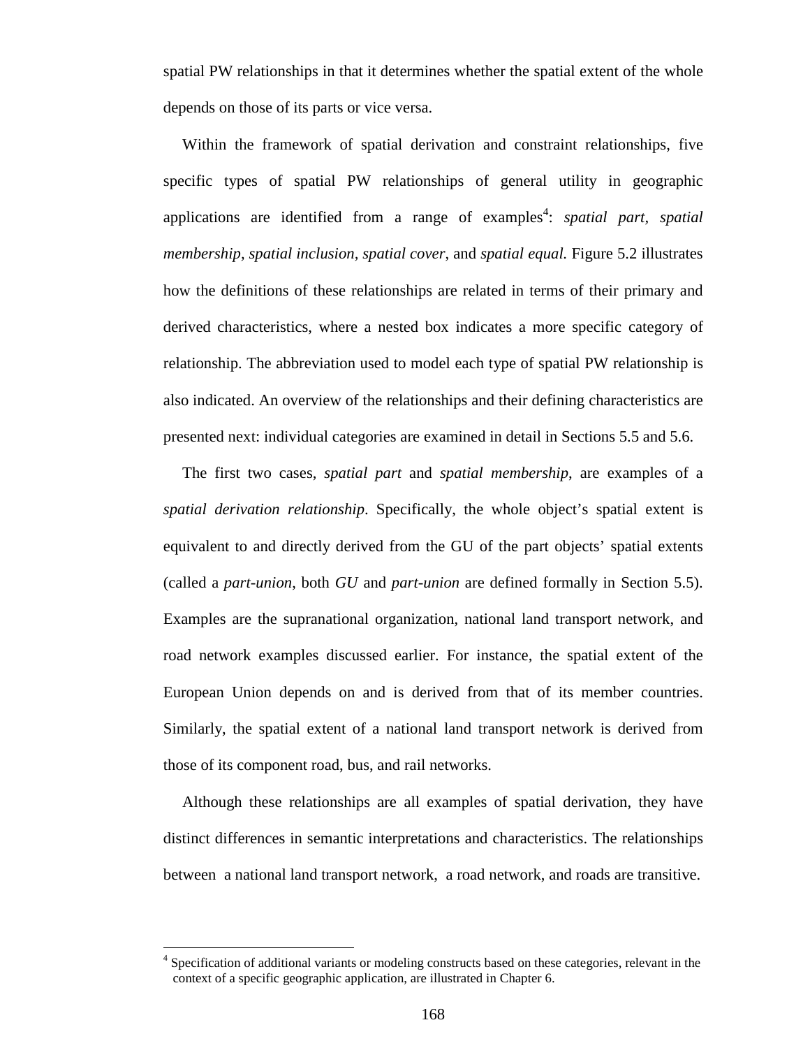spatial PW relationships in that it determines whether the spatial extent of the whole depends on those of its parts or vice versa.

Within the framework of spatial derivation and constraint relationships, five specific types of spatial PW relationships of general utility in geographic applications are identified from a range of examples[4]: *spatial part, spatial membership, spatial inclusion, spatial cover*, and *spatial equal.* Figure 5.2 illustrates how the definitions of these relationships are related in terms of their primary and derived characteristics, where a nested box indicates a more specific category of relationship. The abbreviation used to model each type of spatial PW relationship is also indicated. An overview of the relationships and their defining characteristics are presented next: individual categories are examined in detail in Sections 5.5 and 5.6.

The first two cases, *spatial part* and *spatial membership*, are examples of a *spatial derivation relationship*. Specifically, the whole object's spatial extent is equivalent to and directly derived from the GU of the part objects' spatial extents (called a *part-union*, both *GU* and *part-union* are defined formally in Section 5.5). Examples are the supranational organization, national land transport network, and road network examples discussed earlier. For instance, the spatial extent of the European Union depends on and is derived from that of its member countries. Similarly, the spatial extent of a national land transport network is derived from those of its component road, bus, and rail networks.

Although these relationships are all examples of spatial derivation, they have distinct differences in semantic interpretations and characteristics. The relationships between a national land transport network, a road network, and roads are transitive.

---

[4] Specification of additional variants or modeling constructs based on these categories, relevant in the context of a specific geographic application, are illustrated in Chapter 6.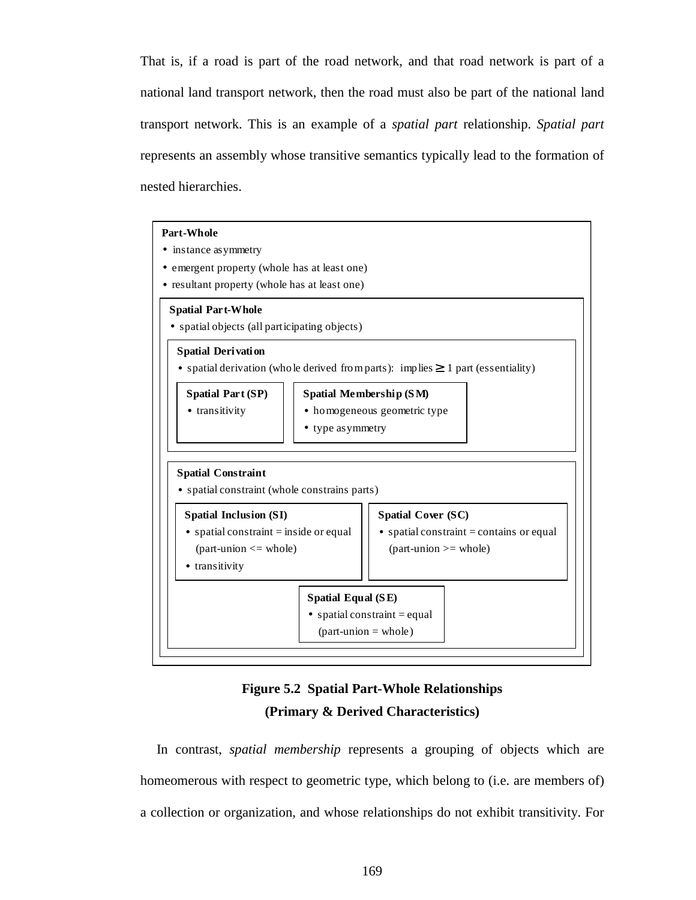That is, if a road is part of the road network, and that road network is part of a national land transport network, then the road must also be part of the national land transport network. This is an example of a *spatial part* relationship. *Spatial part* represents an assembly whose transitive semantics typically lead to the formation of nested hierarchies.

**Part-Whole**
- instance asymmetry
- emergent property (whole has at least one)
- resultant property (whole has at least one)

**Spatial Part-Whole**
- spatial objects (all participating objects)

**Spatial Derivation**
- spatial derivation (whole derived from parts): implies $\geq$ 1 part (essentiality)

**Spatial Part (SP)**
- transitivity

**Spatial Membership (SM)**
- homogeneous geometric type
- type asymmetry

**Spatial Constraint**
- spatial constraint (whole constrains parts)

**Spatial Inclusion (SI)**
- spatial constraint = inside or equal (part-union <= whole)
- transitivity

**Spatial Cover (SC)**
- spatial constraint = contains or equal (part-union >= whole)

**Spatial Equal (SE)**
- spatial constraint = equal (part-union = whole)

**Figure 5.2 Spatial Part-Whole Relationships (Primary & Derived Characteristics)**

In contrast, *spatial membership* represents a grouping of objects which are homeomerous with respect to geometric type, which belong to (i.e. are members of) a collection or organization, and whose relationships do not exhibit transitivity. For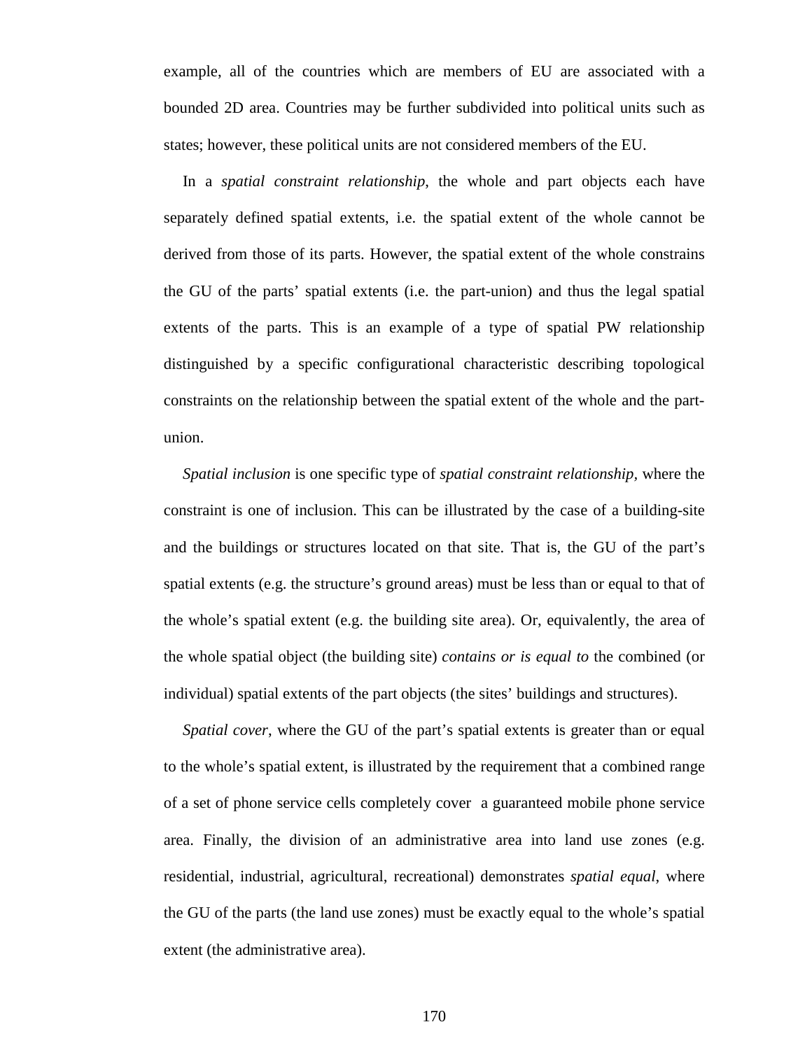example, all of the countries which are members of EU are associated with a bounded 2D area. Countries may be further subdivided into political units such as states; however, these political units are not considered members of the EU.

In a *spatial constraint relationship,* the whole and part objects each have separately defined spatial extents, i.e. the spatial extent of the whole cannot be derived from those of its parts. However, the spatial extent of the whole constrains the GU of the parts' spatial extents (i.e. the part-union) and thus the legal spatial extents of the parts. This is an example of a type of spatial PW relationship distinguished by a specific configurational characteristic describing topological constraints on the relationship between the spatial extent of the whole and the part-union.

*Spatial inclusion* is one specific type of *spatial constraint relationship*, where the constraint is one of inclusion. This can be illustrated by the case of a building-site and the buildings or structures located on that site. That is, the GU of the part's spatial extents (e.g. the structure's ground areas) must be less than or equal to that of the whole's spatial extent (e.g. the building site area). Or, equivalently, the area of the whole spatial object (the building site) *contains or is equal to* the combined (or individual) spatial extents of the part objects (the sites' buildings and structures).

*Spatial cover*, where the GU of the part's spatial extents is greater than or equal to the whole's spatial extent, is illustrated by the requirement that a combined range of a set of phone service cells completely cover a guaranteed mobile phone service area. Finally, the division of an administrative area into land use zones (e.g. residential, industrial, agricultural, recreational) demonstrates *spatial equal*, where the GU of the parts (the land use zones) must be exactly equal to the whole's spatial extent (the administrative area).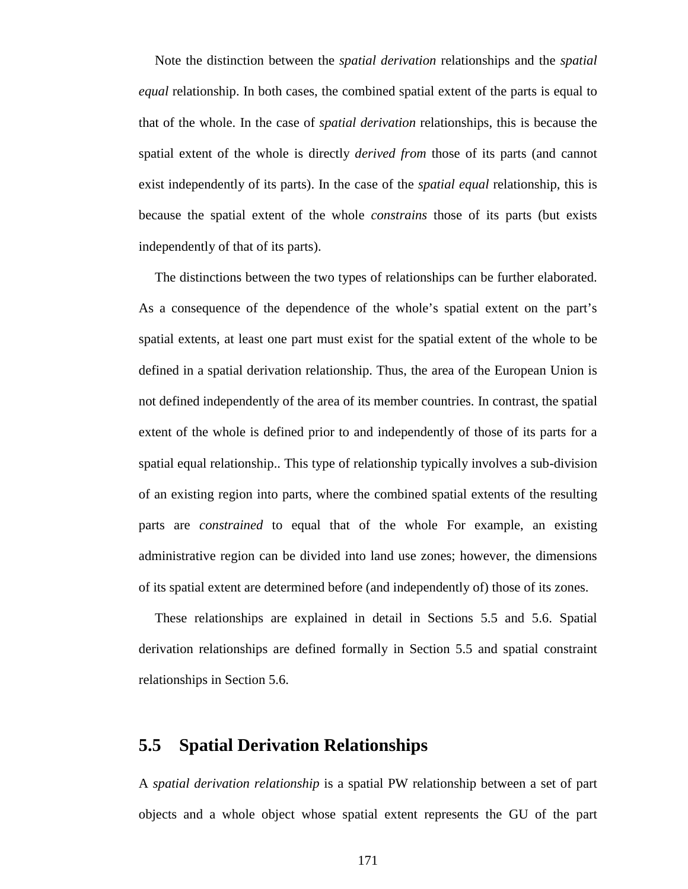Note the distinction between the *spatial derivation* relationships and the *spatial equal* relationship. In both cases, the combined spatial extent of the parts is equal to that of the whole. In the case of *spatial derivation* relationships, this is because the spatial extent of the whole is directly *derived from* those of its parts (and cannot exist independently of its parts). In the case of the *spatial equal* relationship, this is because the spatial extent of the whole *constrains* those of its parts (but exists independently of that of its parts).

The distinctions between the two types of relationships can be further elaborated. As a consequence of the dependence of the whole's spatial extent on the part's spatial extents, at least one part must exist for the spatial extent of the whole to be defined in a spatial derivation relationship. Thus, the area of the European Union is not defined independently of the area of its member countries. In contrast, the spatial extent of the whole is defined prior to and independently of those of its parts for a spatial equal relationship.. This type of relationship typically involves a sub-division of an existing region into parts, where the combined spatial extents of the resulting parts are *constrained* to equal that of the whole For example, an existing administrative region can be divided into land use zones; however, the dimensions of its spatial extent are determined before (and independently of) those of its zones.

These relationships are explained in detail in Sections 5.5 and 5.6. Spatial derivation relationships are defined formally in Section 5.5 and spatial constraint relationships in Section 5.6.

## 5.5 Spatial Derivation Relationships

A *spatial derivation relationship* is a spatial PW relationship between a set of part objects and a whole object whose spatial extent represents the GU of the part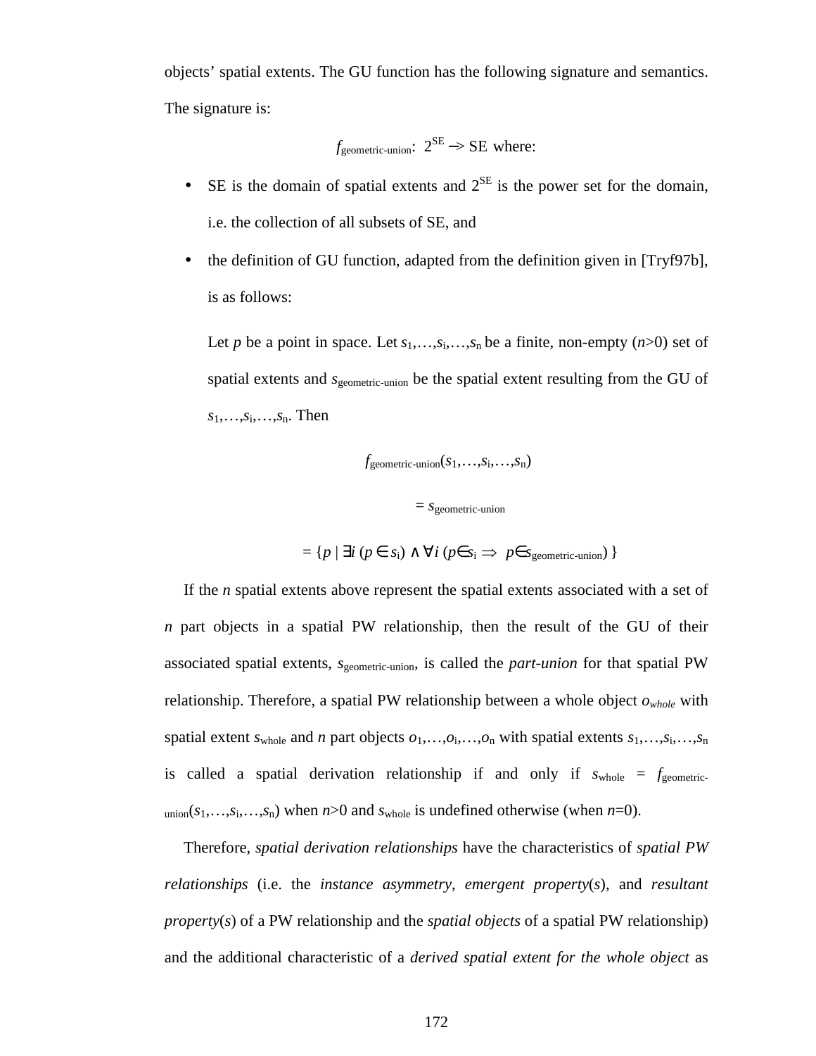objects' spatial extents. The GU function has the following signature and semantics. The signature is:

$$f_{\text{geometric-union}}:\ 2^{\text{SE}} \rightarrow \text{SE where:}$$

- SE is the domain of spatial extents and $2^{\text{SE}}$ is the power set for the domain, i.e. the collection of all subsets of SE, and
- the definition of GU function, adapted from the definition given in [Tryf97b], is as follows:

  Let $p$ be a point in space. Let $s_1,\ldots,s_i,\ldots,s_n$ be a finite, non-empty ($n$>0) set of spatial extents and $s_{\text{geometric-union}}$ be the spatial extent resulting from the GU of $s_1,\ldots,s_i,\ldots,s_n$. Then

$$f_{\text{geometric-union}}(s_1,\ldots,s_i,\ldots,s_n)$$

$$= s_{\text{geometric-union}}$$

$$= \{p \mid \exists i\ (p \in s_i) \wedge \forall i\ (p \in s_i \Rightarrow p \in s_{\text{geometric-union}})\ \}$$

If the $n$ spatial extents above represent the spatial extents associated with a set of $n$ part objects in a spatial PW relationship, then the result of the GU of their associated spatial extents, $s_{\text{geometric-union}}$, is called the *part-union* for that spatial PW relationship. Therefore, a spatial PW relationship between a whole object $o_{whole}$ with spatial extent $s_{\text{whole}}$ and $n$ part objects $o_1,\ldots,o_i,\ldots,o_n$ with spatial extents $s_1,\ldots,s_i,\ldots,s_n$ is called a spatial derivation relationship if and only if $s_{\text{whole}} = f_{\text{geometric-union}}(s_1,\ldots,s_i,\ldots,s_n)$ when $n$>0 and $s_{\text{whole}}$ is undefined otherwise (when $n$=0).

Therefore, *spatial derivation relationships* have the characteristics of *spatial PW relationships* (i.e. the *instance asymmetry*, *emergent property*(*s*), and *resultant property*(*s*) of a PW relationship and the *spatial objects* of a spatial PW relationship) and the additional characteristic of a *derived spatial extent for the whole object* as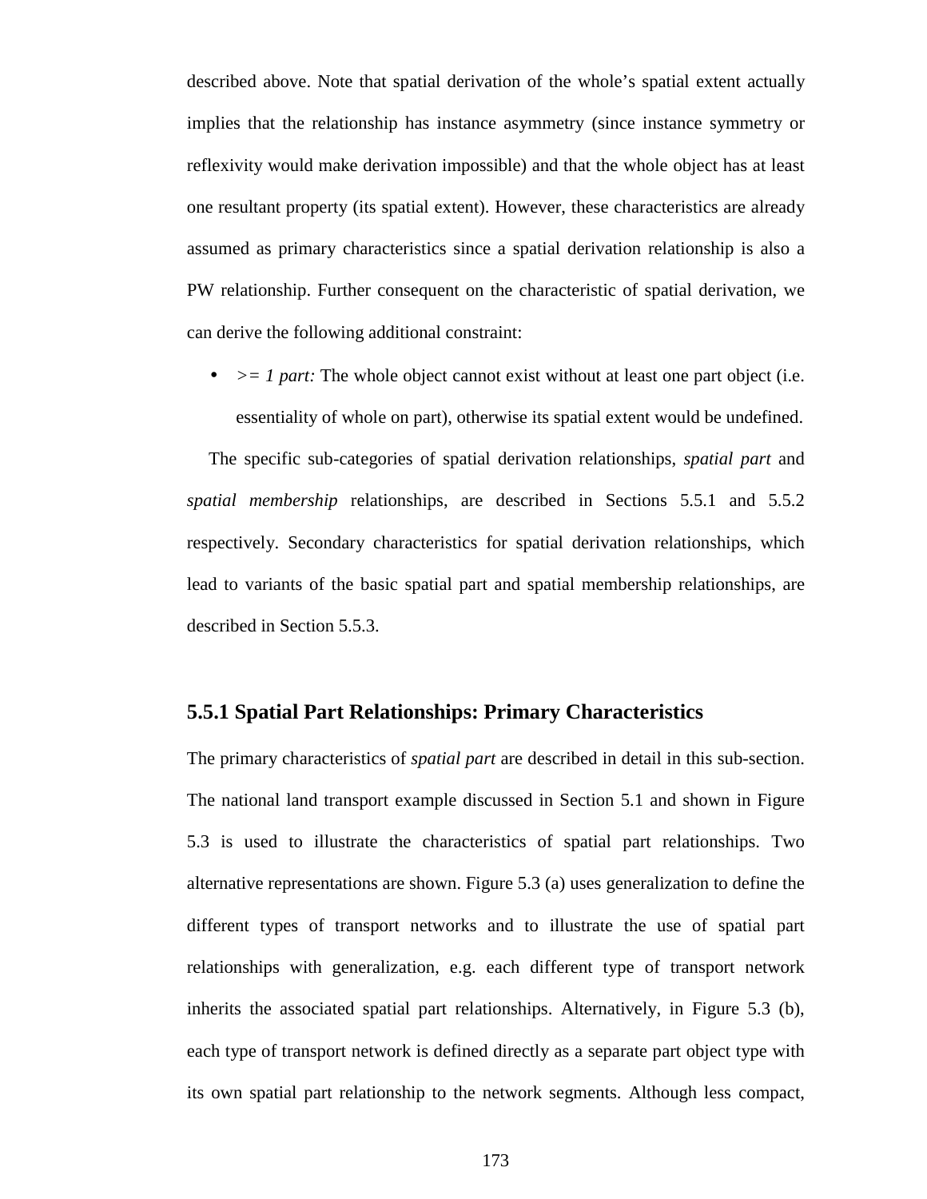described above. Note that spatial derivation of the whole's spatial extent actually implies that the relationship has instance asymmetry (since instance symmetry or reflexivity would make derivation impossible) and that the whole object has at least one resultant property (its spatial extent). However, these characteristics are already assumed as primary characteristics since a spatial derivation relationship is also a PW relationship. Further consequent on the characteristic of spatial derivation, we can derive the following additional constraint:

- *>= 1 part:* The whole object cannot exist without at least one part object (i.e. essentiality of whole on part), otherwise its spatial extent would be undefined.

The specific sub-categories of spatial derivation relationships, *spatial part* and *spatial membership* relationships, are described in Sections 5.5.1 and 5.5.2 respectively. Secondary characteristics for spatial derivation relationships, which lead to variants of the basic spatial part and spatial membership relationships, are described in Section 5.5.3.

### 5.5.1 Spatial Part Relationships: Primary Characteristics

The primary characteristics of *spatial part* are described in detail in this sub-section. The national land transport example discussed in Section 5.1 and shown in Figure 5.3 is used to illustrate the characteristics of spatial part relationships. Two alternative representations are shown. Figure 5.3 (a) uses generalization to define the different types of transport networks and to illustrate the use of spatial part relationships with generalization, e.g. each different type of transport network inherits the associated spatial part relationships. Alternatively, in Figure 5.3 (b), each type of transport network is defined directly as a separate part object type with its own spatial part relationship to the network segments. Although less compact,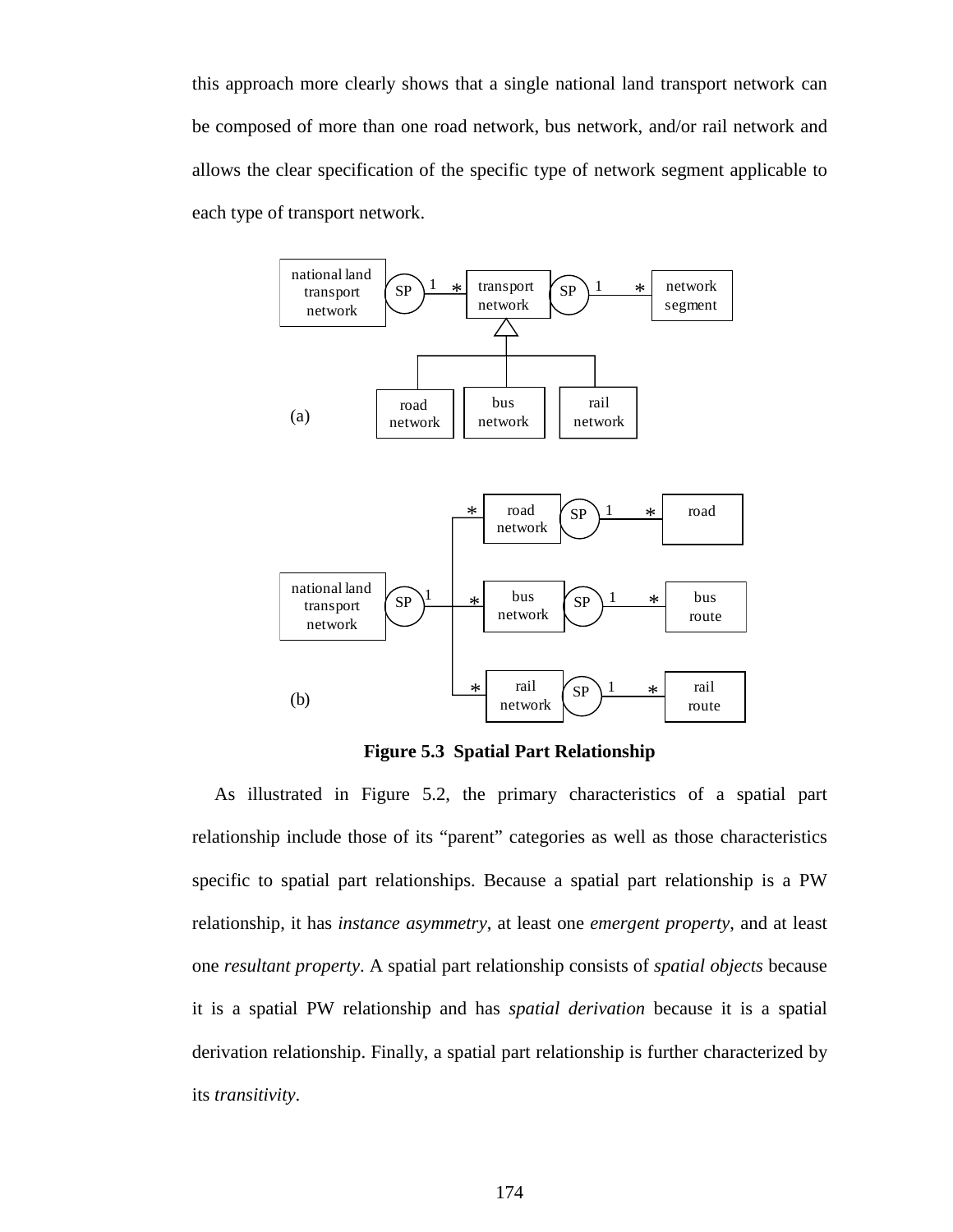this approach more clearly shows that a single national land transport network can be composed of more than one road network, bus network, and/or rail network and allows the clear specification of the specific type of network segment applicable to each type of transport network.

**Figure 5.3 Spatial Part Relationship**

As illustrated in Figure 5.2, the primary characteristics of a spatial part relationship include those of its "parent" categories as well as those characteristics specific to spatial part relationships. Because a spatial part relationship is a PW relationship, it has *instance asymmetry*, at least one *emergent property*, and at least one *resultant property*. A spatial part relationship consists of *spatial objects* because it is a spatial PW relationship and has *spatial derivation* because it is a spatial derivation relationship. Finally, a spatial part relationship is further characterized by its *transitivity*.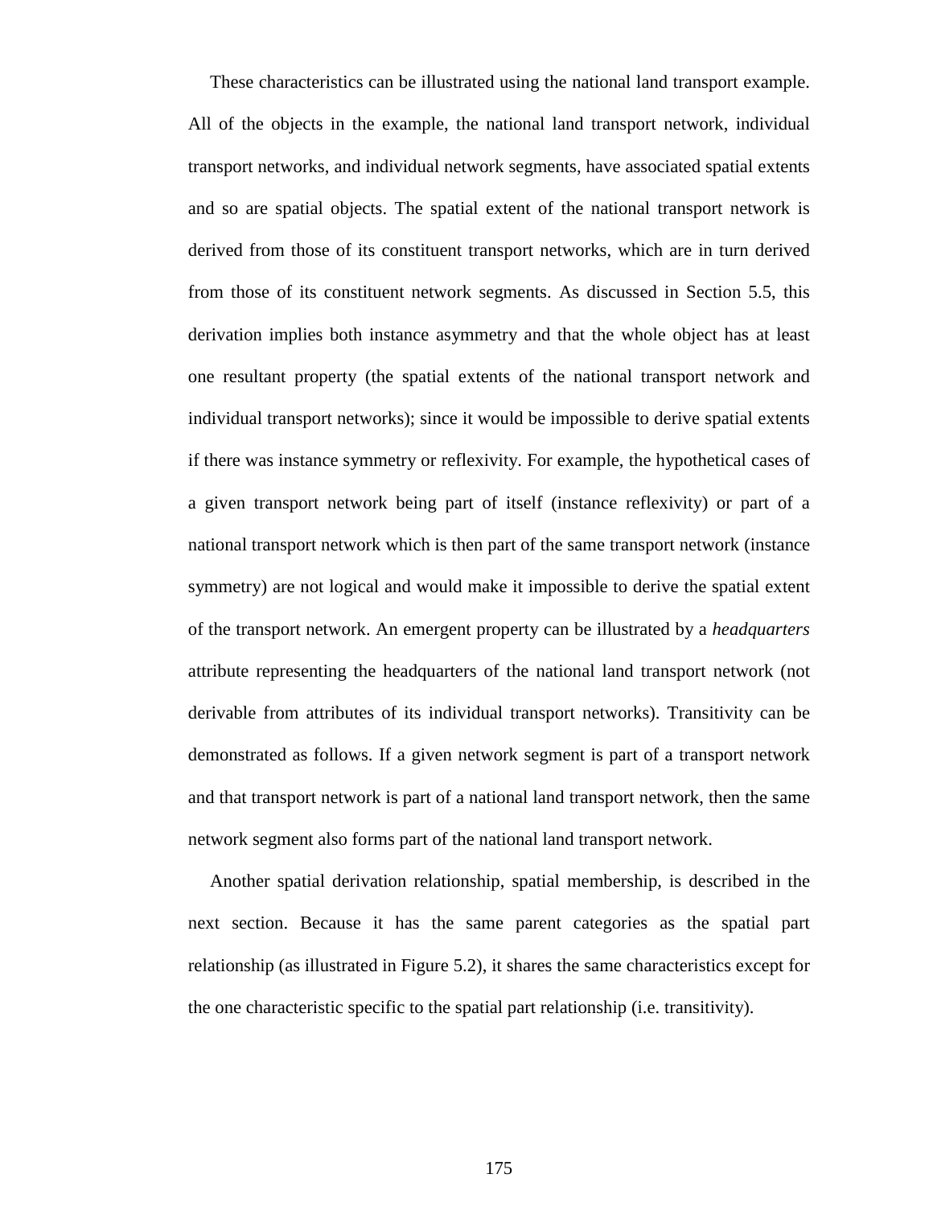These characteristics can be illustrated using the national land transport example. All of the objects in the example, the national land transport network, individual transport networks, and individual network segments, have associated spatial extents and so are spatial objects. The spatial extent of the national transport network is derived from those of its constituent transport networks, which are in turn derived from those of its constituent network segments. As discussed in Section 5.5, this derivation implies both instance asymmetry and that the whole object has at least one resultant property (the spatial extents of the national transport network and individual transport networks); since it would be impossible to derive spatial extents if there was instance symmetry or reflexivity. For example, the hypothetical cases of a given transport network being part of itself (instance reflexivity) or part of a national transport network which is then part of the same transport network (instance symmetry) are not logical and would make it impossible to derive the spatial extent of the transport network. An emergent property can be illustrated by a *headquarters* attribute representing the headquarters of the national land transport network (not derivable from attributes of its individual transport networks). Transitivity can be demonstrated as follows. If a given network segment is part of a transport network and that transport network is part of a national land transport network, then the same network segment also forms part of the national land transport network.

Another spatial derivation relationship, spatial membership, is described in the next section. Because it has the same parent categories as the spatial part relationship (as illustrated in Figure 5.2), it shares the same characteristics except for the one characteristic specific to the spatial part relationship (i.e. transitivity).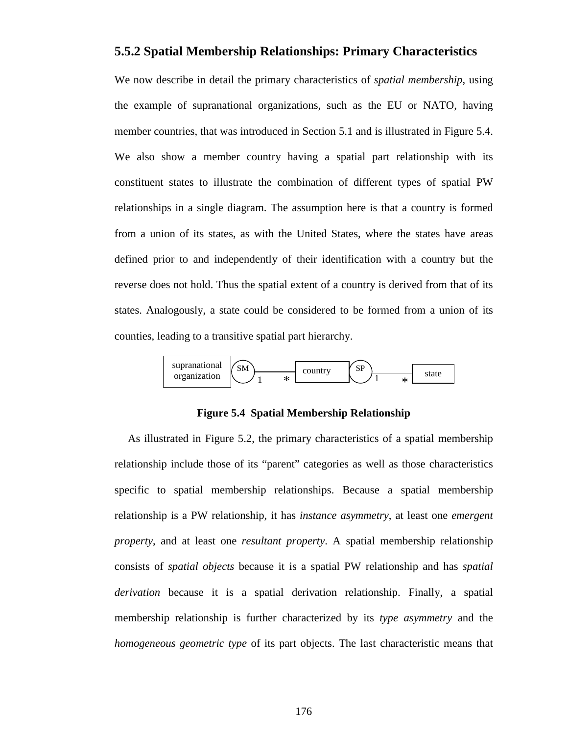### 5.5.2 Spatial Membership Relationships: Primary Characteristics

We now describe in detail the primary characteristics of *spatial membership*, using the example of supranational organizations, such as the EU or NATO, having member countries, that was introduced in Section 5.1 and is illustrated in Figure 5.4. We also show a member country having a spatial part relationship with its constituent states to illustrate the combination of different types of spatial PW relationships in a single diagram. The assumption here is that a country is formed from a union of its states, as with the United States, where the states have areas defined prior to and independently of their identification with a country but the reverse does not hold. Thus the spatial extent of a country is derived from that of its states. Analogously, a state could be considered to be formed from a union of its counties, leading to a transitive spatial part hierarchy.

supranational organization — SM — 1 — * — country — SP — 1 — * — state

**Figure 5.4 Spatial Membership Relationship**

As illustrated in Figure 5.2, the primary characteristics of a spatial membership relationship include those of its "parent" categories as well as those characteristics specific to spatial membership relationships. Because a spatial membership relationship is a PW relationship, it has *instance asymmetry*, at least one *emergent property*, and at least one *resultant property*. A spatial membership relationship consists of *spatial objects* because it is a spatial PW relationship and has *spatial derivation* because it is a spatial derivation relationship. Finally, a spatial membership relationship is further characterized by its *type asymmetry* and the *homogeneous geometric type* of its part objects. The last characteristic means that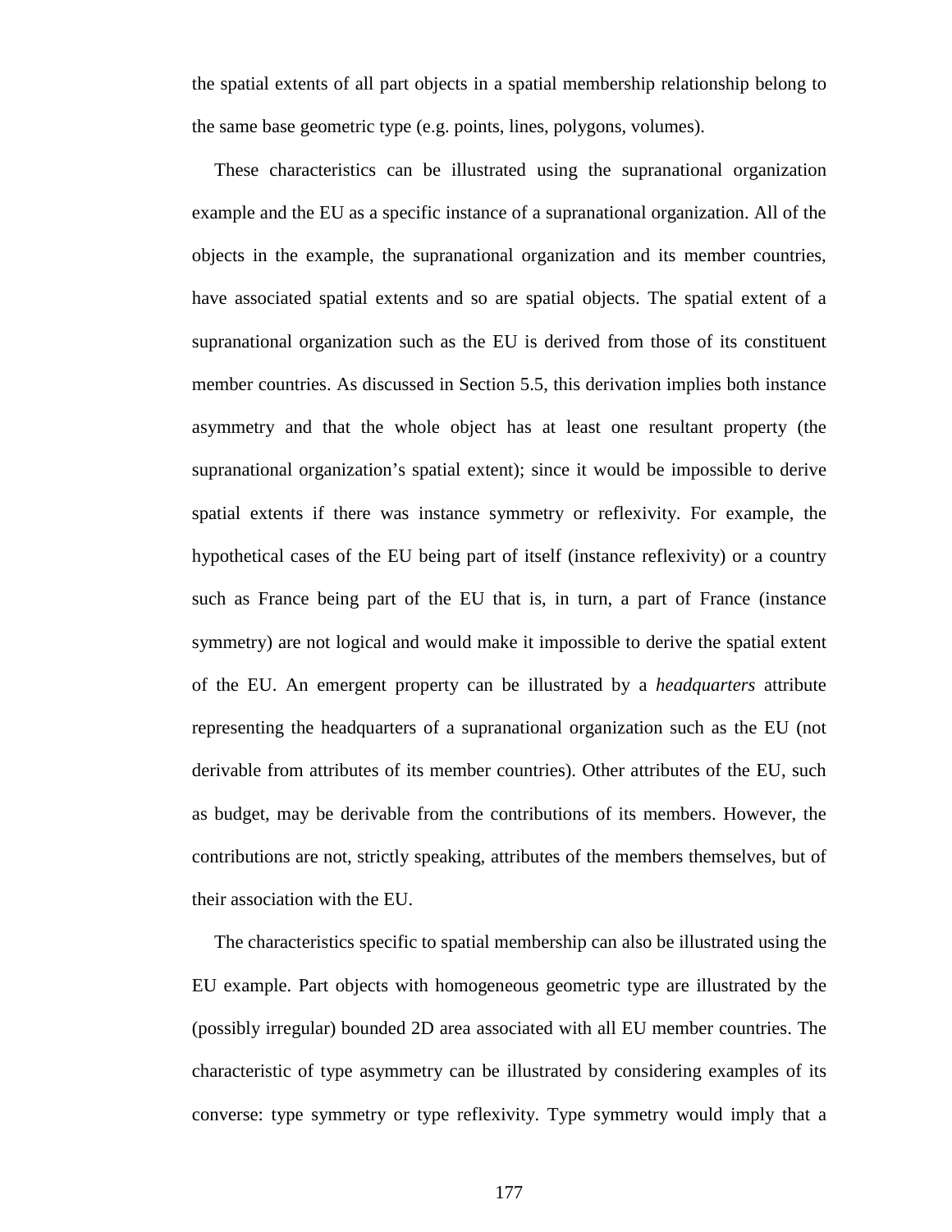the spatial extents of all part objects in a spatial membership relationship belong to the same base geometric type (e.g. points, lines, polygons, volumes).

These characteristics can be illustrated using the supranational organization example and the EU as a specific instance of a supranational organization. All of the objects in the example, the supranational organization and its member countries, have associated spatial extents and so are spatial objects. The spatial extent of a supranational organization such as the EU is derived from those of its constituent member countries. As discussed in Section 5.5, this derivation implies both instance asymmetry and that the whole object has at least one resultant property (the supranational organization's spatial extent); since it would be impossible to derive spatial extents if there was instance symmetry or reflexivity. For example, the hypothetical cases of the EU being part of itself (instance reflexivity) or a country such as France being part of the EU that is, in turn, a part of France (instance symmetry) are not logical and would make it impossible to derive the spatial extent of the EU. An emergent property can be illustrated by a *headquarters* attribute representing the headquarters of a supranational organization such as the EU (not derivable from attributes of its member countries). Other attributes of the EU, such as budget, may be derivable from the contributions of its members. However, the contributions are not, strictly speaking, attributes of the members themselves, but of their association with the EU.

The characteristics specific to spatial membership can also be illustrated using the EU example. Part objects with homogeneous geometric type are illustrated by the (possibly irregular) bounded 2D area associated with all EU member countries. The characteristic of type asymmetry can be illustrated by considering examples of its converse: type symmetry or type reflexivity. Type symmetry would imply that a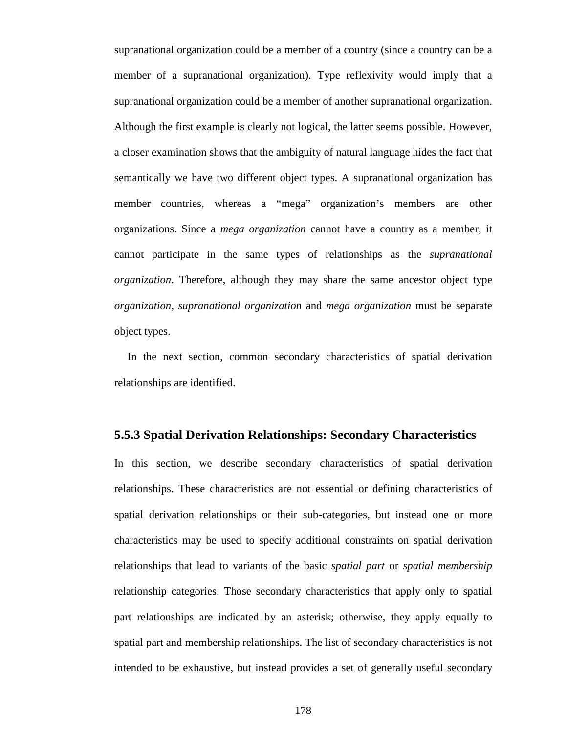supranational organization could be a member of a country (since a country can be a member of a supranational organization). Type reflexivity would imply that a supranational organization could be a member of another supranational organization. Although the first example is clearly not logical, the latter seems possible. However, a closer examination shows that the ambiguity of natural language hides the fact that semantically we have two different object types. A supranational organization has member countries, whereas a "mega" organization's members are other organizations. Since a *mega organization* cannot have a country as a member, it cannot participate in the same types of relationships as the *supranational organization*. Therefore, although they may share the same ancestor object type *organization*, *supranational organization* and *mega organization* must be separate object types.

In the next section, common secondary characteristics of spatial derivation relationships are identified.

### 5.5.3 Spatial Derivation Relationships: Secondary Characteristics

In this section, we describe secondary characteristics of spatial derivation relationships. These characteristics are not essential or defining characteristics of spatial derivation relationships or their sub-categories, but instead one or more characteristics may be used to specify additional constraints on spatial derivation relationships that lead to variants of the basic *spatial part* or *spatial membership* relationship categories. Those secondary characteristics that apply only to spatial part relationships are indicated by an asterisk; otherwise, they apply equally to spatial part and membership relationships. The list of secondary characteristics is not intended to be exhaustive, but instead provides a set of generally useful secondary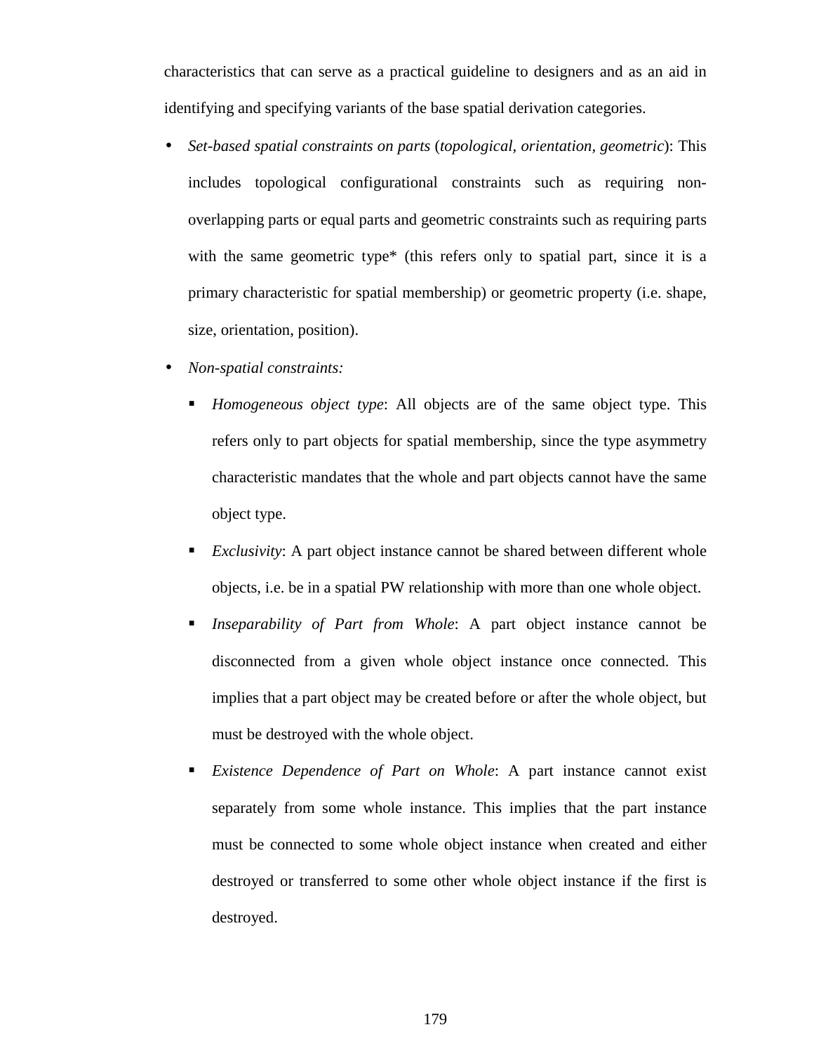characteristics that can serve as a practical guideline to designers and as an aid in identifying and specifying variants of the base spatial derivation categories.

- *Set-based spatial constraints on parts* (*topological, orientation, geometric*): This includes topological configurational constraints such as requiring non-overlapping parts or equal parts and geometric constraints such as requiring parts with the same geometric type* (this refers only to spatial part, since it is a primary characteristic for spatial membership) or geometric property (i.e. shape, size, orientation, position).
- *Non-spatial constraints:*
  - *Homogeneous object type*: All objects are of the same object type. This refers only to part objects for spatial membership, since the type asymmetry characteristic mandates that the whole and part objects cannot have the same object type.
  - *Exclusivity*: A part object instance cannot be shared between different whole objects, i.e. be in a spatial PW relationship with more than one whole object.
  - *Inseparability of Part from Whole*: A part object instance cannot be disconnected from a given whole object instance once connected. This implies that a part object may be created before or after the whole object, but must be destroyed with the whole object.
  - *Existence Dependence of Part on Whole*: A part instance cannot exist separately from some whole instance. This implies that the part instance must be connected to some whole object instance when created and either destroyed or transferred to some other whole object instance if the first is destroyed.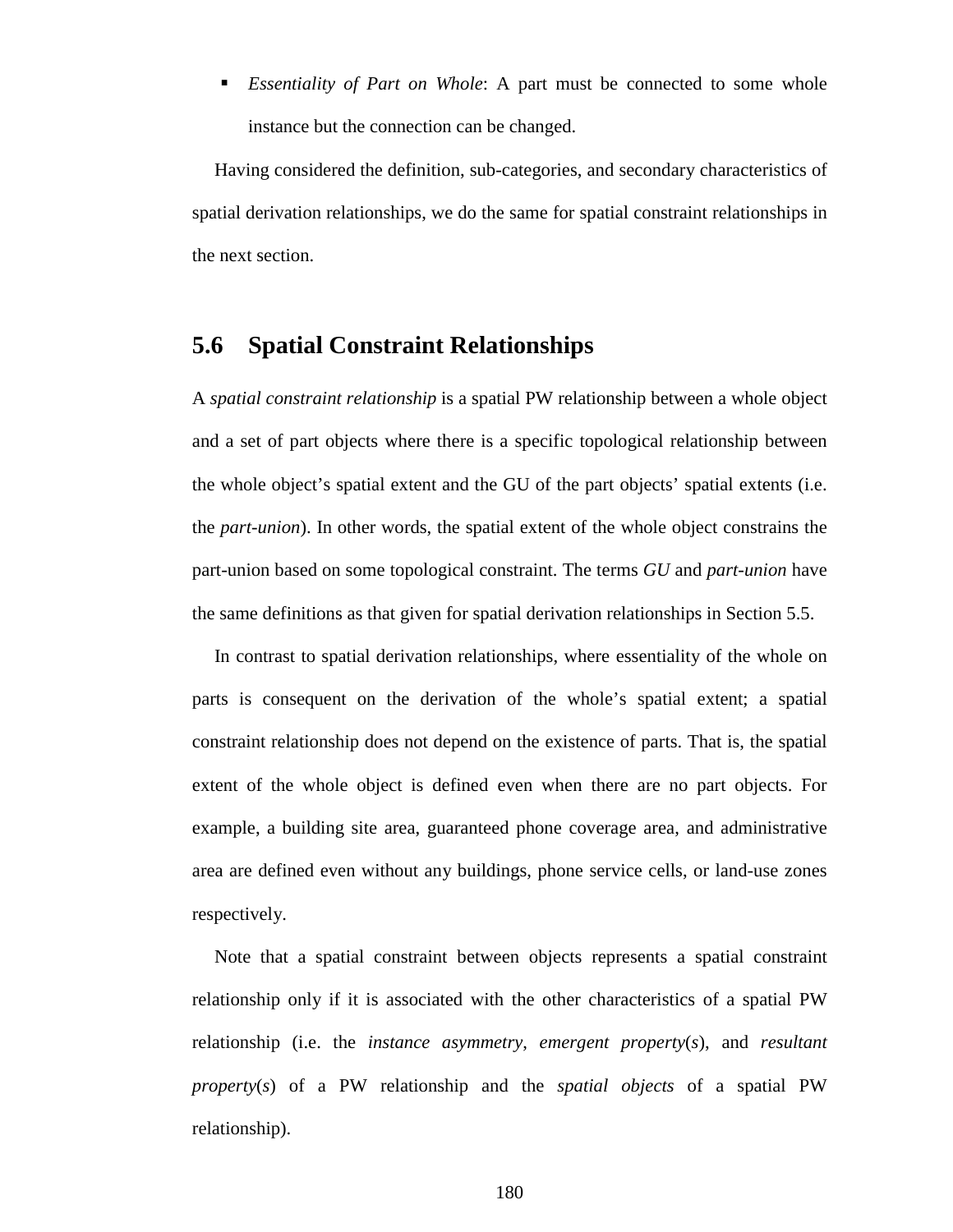- *Essentiality of Part on Whole*: A part must be connected to some whole instance but the connection can be changed.

Having considered the definition, sub-categories, and secondary characteristics of spatial derivation relationships, we do the same for spatial constraint relationships in the next section.

## 5.6 Spatial Constraint Relationships

A *spatial constraint relationship* is a spatial PW relationship between a whole object and a set of part objects where there is a specific topological relationship between the whole object's spatial extent and the GU of the part objects' spatial extents (i.e. the *part-union*). In other words, the spatial extent of the whole object constrains the part-union based on some topological constraint. The terms *GU* and *part-union* have the same definitions as that given for spatial derivation relationships in Section 5.5.

In contrast to spatial derivation relationships, where essentiality of the whole on parts is consequent on the derivation of the whole's spatial extent; a spatial constraint relationship does not depend on the existence of parts. That is, the spatial extent of the whole object is defined even when there are no part objects. For example, a building site area, guaranteed phone coverage area, and administrative area are defined even without any buildings, phone service cells, or land-use zones respectively.

Note that a spatial constraint between objects represents a spatial constraint relationship only if it is associated with the other characteristics of a spatial PW relationship (i.e. the *instance asymmetry*, *emergent property*(*s*), and *resultant property*(*s*) of a PW relationship and the *spatial objects* of a spatial PW relationship).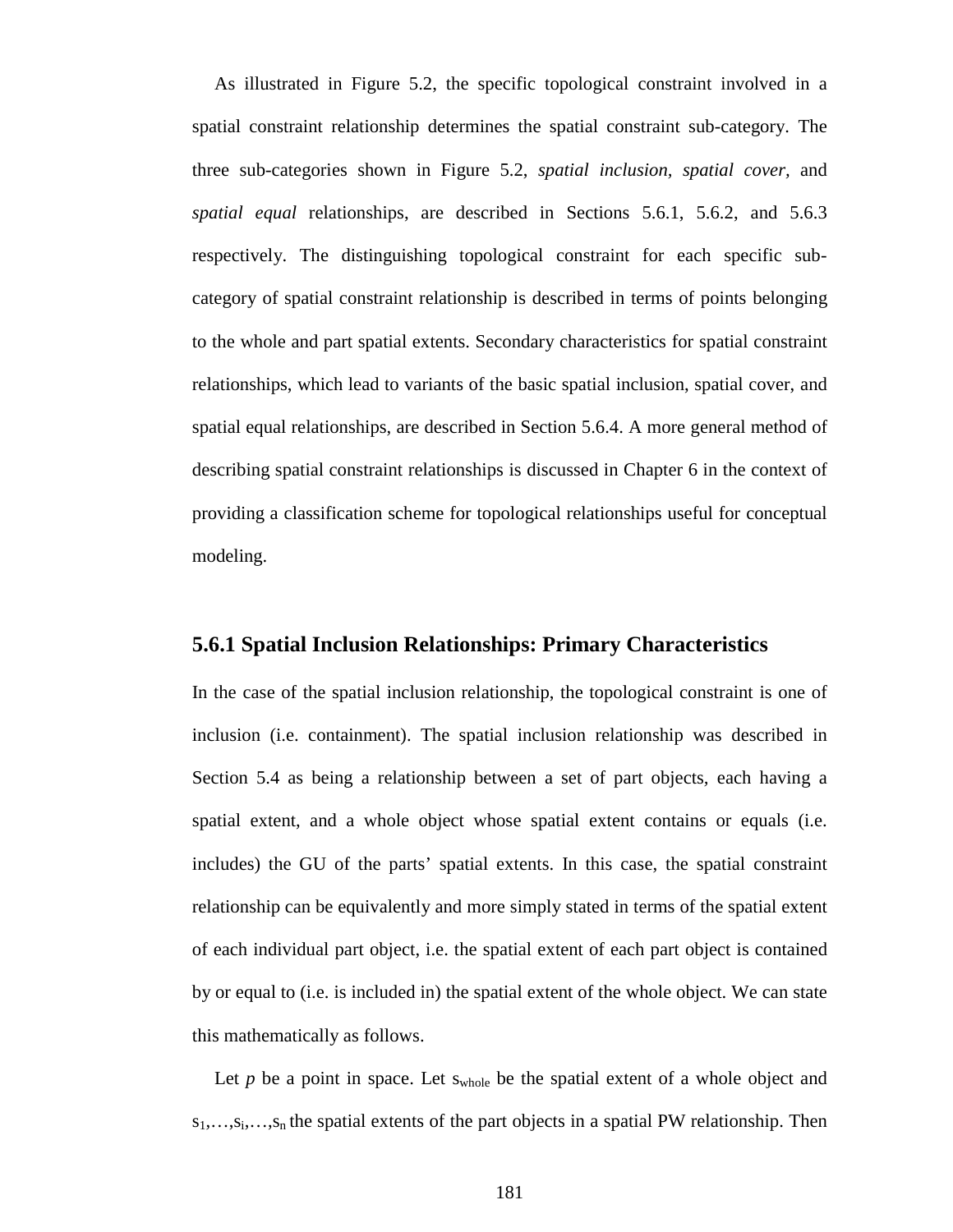As illustrated in Figure 5.2, the specific topological constraint involved in a spatial constraint relationship determines the spatial constraint sub-category. The three sub-categories shown in Figure 5.2, *spatial inclusion*, *spatial cover,* and *spatial equal* relationships, are described in Sections 5.6.1, 5.6.2, and 5.6.3 respectively. The distinguishing topological constraint for each specific sub-category of spatial constraint relationship is described in terms of points belonging to the whole and part spatial extents. Secondary characteristics for spatial constraint relationships, which lead to variants of the basic spatial inclusion, spatial cover, and spatial equal relationships, are described in Section 5.6.4. A more general method of describing spatial constraint relationships is discussed in Chapter 6 in the context of providing a classification scheme for topological relationships useful for conceptual modeling.

### 5.6.1 Spatial Inclusion Relationships: Primary Characteristics

In the case of the spatial inclusion relationship, the topological constraint is one of inclusion (i.e. containment). The spatial inclusion relationship was described in Section 5.4 as being a relationship between a set of part objects, each having a spatial extent, and a whole object whose spatial extent contains or equals (i.e. includes) the GU of the parts' spatial extents. In this case, the spatial constraint relationship can be equivalently and more simply stated in terms of the spatial extent of each individual part object, i.e. the spatial extent of each part object is contained by or equal to (i.e. is included in) the spatial extent of the whole object. We can state this mathematically as follows.

Let $p$ be a point in space. Let $s_{whole}$ be the spatial extent of a whole object and $s_1,\ldots,s_i,\ldots,s_n$ the spatial extents of the part objects in a spatial PW relationship. Then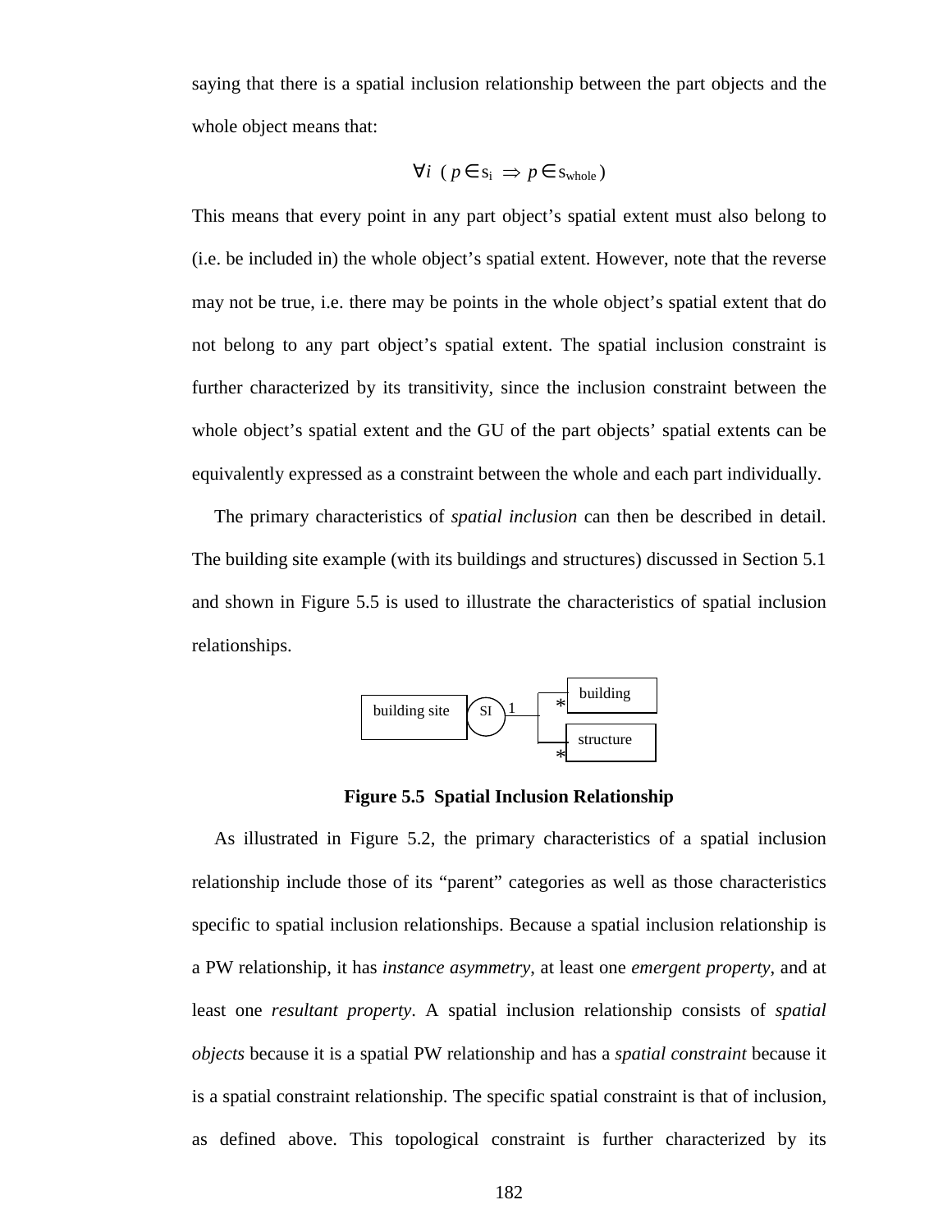saying that there is a spatial inclusion relationship between the part objects and the whole object means that:

$$\forall i \;\; ( p \in s_i \;\Rightarrow\; p \in s_{whole} )$$

This means that every point in any part object's spatial extent must also belong to (i.e. be included in) the whole object's spatial extent. However, note that the reverse may not be true, i.e. there may be points in the whole object's spatial extent that do not belong to any part object's spatial extent. The spatial inclusion constraint is further characterized by its transitivity, since the inclusion constraint between the whole object's spatial extent and the GU of the part objects' spatial extents can be equivalently expressed as a constraint between the whole and each part individually.

The primary characteristics of *spatial inclusion* can then be described in detail. The building site example (with its buildings and structures) discussed in Section 5.1 and shown in Figure 5.5 is used to illustrate the characteristics of spatial inclusion relationships.

building site — SI — 1 — * building, * structure

**Figure 5.5 Spatial Inclusion Relationship**

As illustrated in Figure 5.2, the primary characteristics of a spatial inclusion relationship include those of its "parent" categories as well as those characteristics specific to spatial inclusion relationships. Because a spatial inclusion relationship is a PW relationship, it has *instance asymmetry*, at least one *emergent property*, and at least one *resultant property*. A spatial inclusion relationship consists of *spatial objects* because it is a spatial PW relationship and has a *spatial constraint* because it is a spatial constraint relationship. The specific spatial constraint is that of inclusion, as defined above. This topological constraint is further characterized by its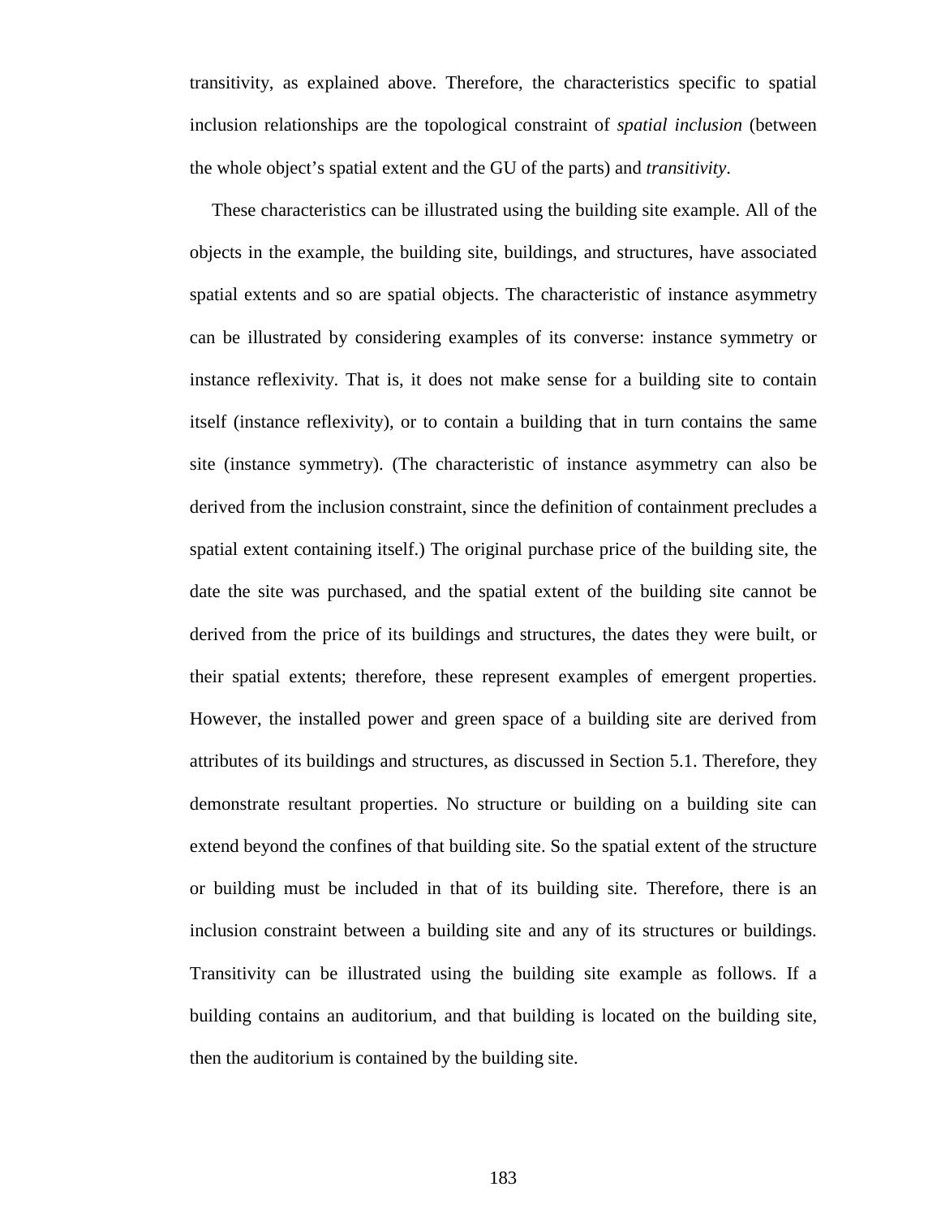transitivity, as explained above. Therefore, the characteristics specific to spatial inclusion relationships are the topological constraint of *spatial inclusion* (between the whole object's spatial extent and the GU of the parts) and *transitivity*.

These characteristics can be illustrated using the building site example. All of the objects in the example, the building site, buildings, and structures, have associated spatial extents and so are spatial objects. The characteristic of instance asymmetry can be illustrated by considering examples of its converse: instance symmetry or instance reflexivity. That is, it does not make sense for a building site to contain itself (instance reflexivity), or to contain a building that in turn contains the same site (instance symmetry). (The characteristic of instance asymmetry can also be derived from the inclusion constraint, since the definition of containment precludes a spatial extent containing itself.) The original purchase price of the building site, the date the site was purchased, and the spatial extent of the building site cannot be derived from the price of its buildings and structures, the dates they were built, or their spatial extents; therefore, these represent examples of emergent properties. However, the installed power and green space of a building site are derived from attributes of its buildings and structures, as discussed in Section 5.1. Therefore, they demonstrate resultant properties. No structure or building on a building site can extend beyond the confines of that building site. So the spatial extent of the structure or building must be included in that of its building site. Therefore, there is an inclusion constraint between a building site and any of its structures or buildings. Transitivity can be illustrated using the building site example as follows. If a building contains an auditorium, and that building is located on the building site, then the auditorium is contained by the building site.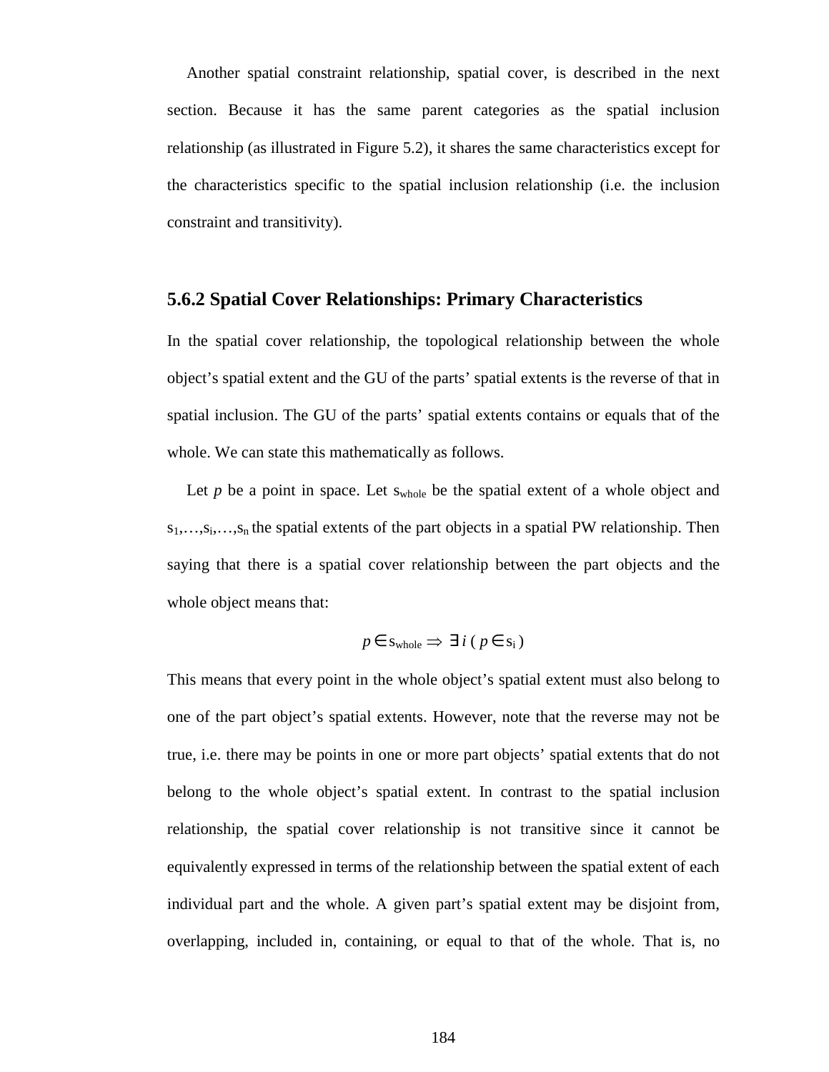Another spatial constraint relationship, spatial cover, is described in the next section. Because it has the same parent categories as the spatial inclusion relationship (as illustrated in Figure 5.2), it shares the same characteristics except for the characteristics specific to the spatial inclusion relationship (i.e. the inclusion constraint and transitivity).

### 5.6.2 Spatial Cover Relationships: Primary Characteristics

In the spatial cover relationship, the topological relationship between the whole object's spatial extent and the GU of the parts' spatial extents is the reverse of that in spatial inclusion. The GU of the parts' spatial extents contains or equals that of the whole. We can state this mathematically as follows.

Let $p$ be a point in space. Let $s_{whole}$ be the spatial extent of a whole object and $s_1,\ldots,s_i,\ldots,s_n$ the spatial extents of the part objects in a spatial PW relationship. Then saying that there is a spatial cover relationship between the part objects and the whole object means that:

$$p \in s_{whole} \Rightarrow \exists\, i\ (\, p \in s_i\,)$$

This means that every point in the whole object's spatial extent must also belong to one of the part object's spatial extents. However, note that the reverse may not be true, i.e. there may be points in one or more part objects' spatial extents that do not belong to the whole object's spatial extent. In contrast to the spatial inclusion relationship, the spatial cover relationship is not transitive since it cannot be equivalently expressed in terms of the relationship between the spatial extent of each individual part and the whole. A given part's spatial extent may be disjoint from, overlapping, included in, containing, or equal to that of the whole. That is, no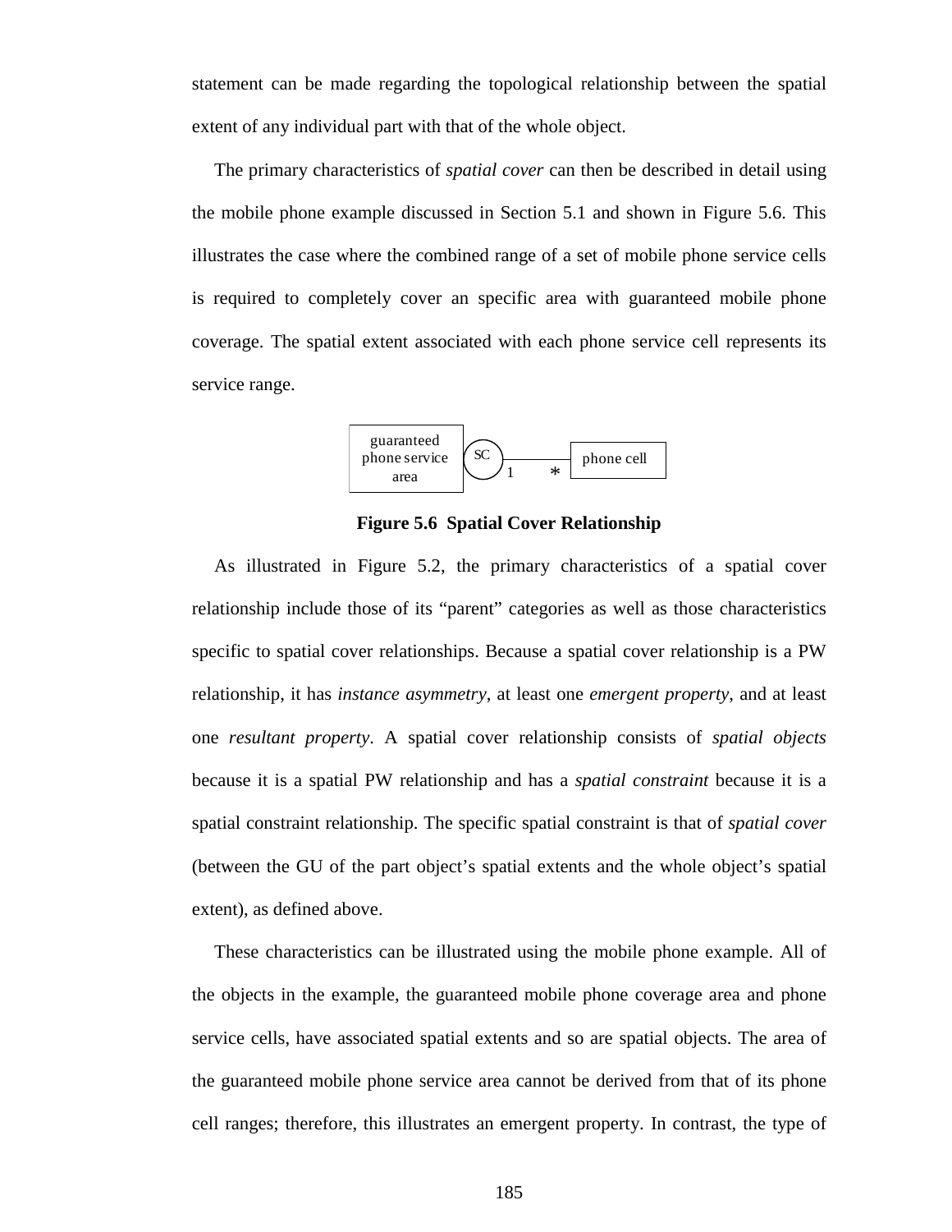statement can be made regarding the topological relationship between the spatial extent of any individual part with that of the whole object.

The primary characteristics of *spatial cover* can then be described in detail using the mobile phone example discussed in Section 5.1 and shown in Figure 5.6. This illustrates the case where the combined range of a set of mobile phone service cells is required to completely cover an specific area with guaranteed mobile phone coverage. The spatial extent associated with each phone service cell represents its service range.

**Figure 5.6 Spatial Cover Relationship**

As illustrated in Figure 5.2, the primary characteristics of a spatial cover relationship include those of its "parent" categories as well as those characteristics specific to spatial cover relationships. Because a spatial cover relationship is a PW relationship, it has *instance asymmetry*, at least one *emergent property*, and at least one *resultant property*. A spatial cover relationship consists of *spatial objects* because it is a spatial PW relationship and has a *spatial constraint* because it is a spatial constraint relationship. The specific spatial constraint is that of *spatial cover* (between the GU of the part object's spatial extents and the whole object's spatial extent), as defined above.

These characteristics can be illustrated using the mobile phone example. All of the objects in the example, the guaranteed mobile phone coverage area and phone service cells, have associated spatial extents and so are spatial objects. The area of the guaranteed mobile phone service area cannot be derived from that of its phone cell ranges; therefore, this illustrates an emergent property. In contrast, the type of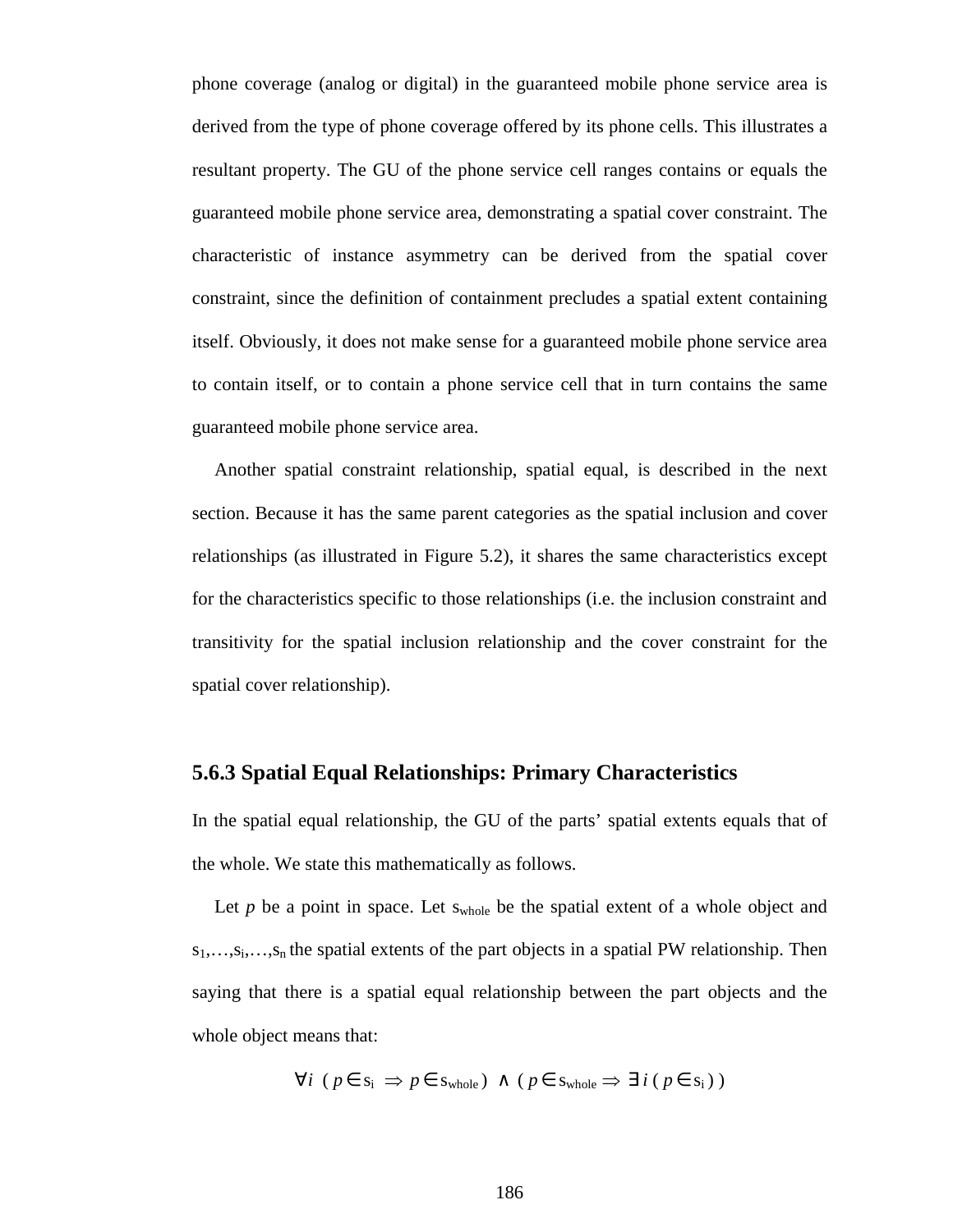phone coverage (analog or digital) in the guaranteed mobile phone service area is derived from the type of phone coverage offered by its phone cells. This illustrates a resultant property. The GU of the phone service cell ranges contains or equals the guaranteed mobile phone service area, demonstrating a spatial cover constraint. The characteristic of instance asymmetry can be derived from the spatial cover constraint, since the definition of containment precludes a spatial extent containing itself. Obviously, it does not make sense for a guaranteed mobile phone service area to contain itself, or to contain a phone service cell that in turn contains the same guaranteed mobile phone service area.

Another spatial constraint relationship, spatial equal, is described in the next section. Because it has the same parent categories as the spatial inclusion and cover relationships (as illustrated in Figure 5.2), it shares the same characteristics except for the characteristics specific to those relationships (i.e. the inclusion constraint and transitivity for the spatial inclusion relationship and the cover constraint for the spatial cover relationship).

### 5.6.3 Spatial Equal Relationships: Primary Characteristics

In the spatial equal relationship, the GU of the parts' spatial extents equals that of the whole. We state this mathematically as follows.

Let $p$ be a point in space. Let $s_{whole}$ be the spatial extent of a whole object and $s_1,\ldots,s_i,\ldots,s_n$ the spatial extents of the part objects in a spatial PW relationship. Then saying that there is a spatial equal relationship between the part objects and the whole object means that:

$$\forall i \ ( p \in s_i \Rightarrow p \in s_{whole} ) \ \wedge \ ( p \in s_{whole} \Rightarrow \exists\, i \ ( p \in s_i ) )$$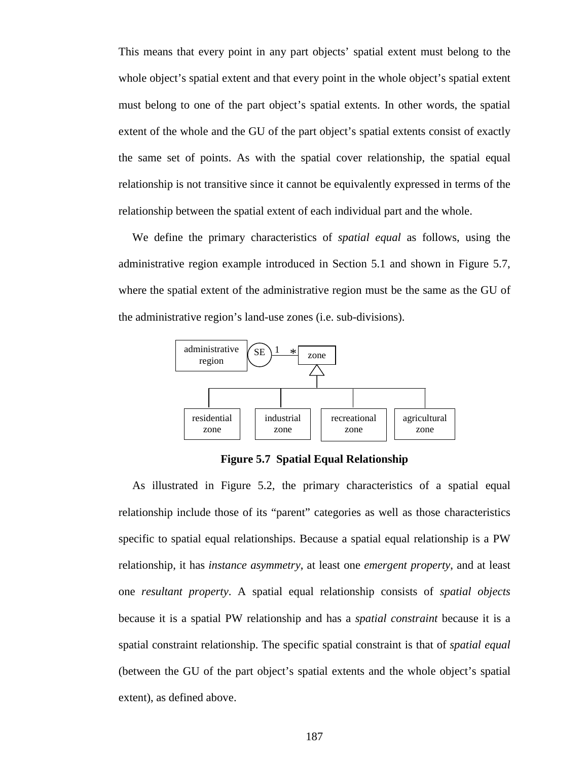This means that every point in any part objects' spatial extent must belong to the whole object's spatial extent and that every point in the whole object's spatial extent must belong to one of the part object's spatial extents. In other words, the spatial extent of the whole and the GU of the part object's spatial extents consist of exactly the same set of points. As with the spatial cover relationship, the spatial equal relationship is not transitive since it cannot be equivalently expressed in terms of the relationship between the spatial extent of each individual part and the whole.

We define the primary characteristics of *spatial equal* as follows, using the administrative region example introduced in Section 5.1 and shown in Figure 5.7, where the spatial extent of the administrative region must be the same as the GU of the administrative region's land-use zones (i.e. sub-divisions).

administrative region — SE — 1 — * — zone

residential zone | industrial zone | recreational zone | agricultural zone

**Figure 5.7 Spatial Equal Relationship**

As illustrated in Figure 5.2, the primary characteristics of a spatial equal relationship include those of its "parent" categories as well as those characteristics specific to spatial equal relationships. Because a spatial equal relationship is a PW relationship, it has *instance asymmetry*, at least one *emergent property*, and at least one *resultant property*. A spatial equal relationship consists of *spatial objects* because it is a spatial PW relationship and has a *spatial constraint* because it is a spatial constraint relationship. The specific spatial constraint is that of *spatial equal* (between the GU of the part object's spatial extents and the whole object's spatial extent), as defined above.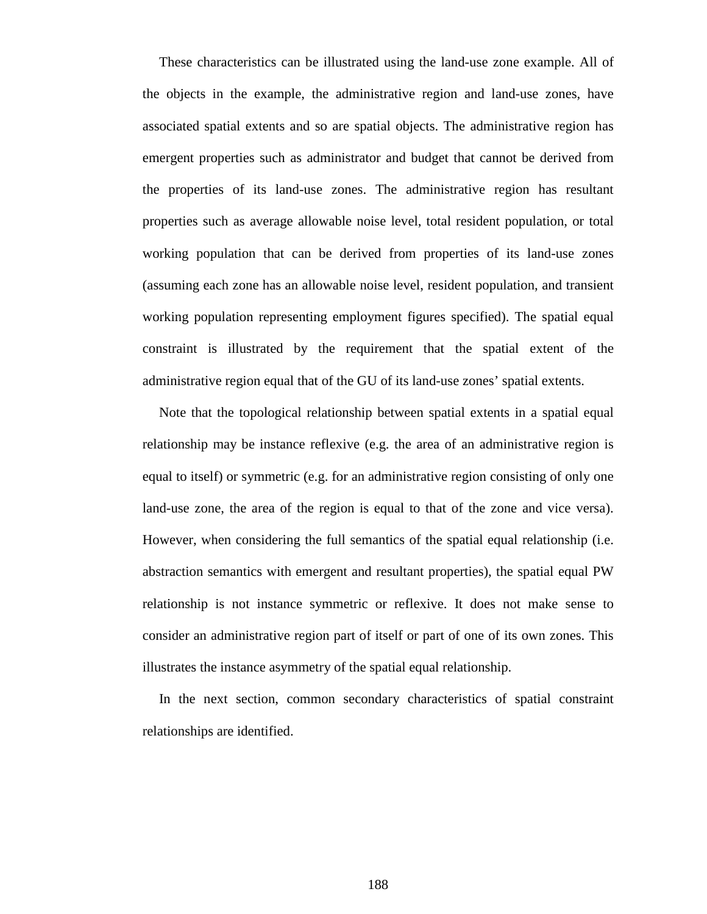These characteristics can be illustrated using the land-use zone example. All of the objects in the example, the administrative region and land-use zones, have associated spatial extents and so are spatial objects. The administrative region has emergent properties such as administrator and budget that cannot be derived from the properties of its land-use zones. The administrative region has resultant properties such as average allowable noise level, total resident population, or total working population that can be derived from properties of its land-use zones (assuming each zone has an allowable noise level, resident population, and transient working population representing employment figures specified). The spatial equal constraint is illustrated by the requirement that the spatial extent of the administrative region equal that of the GU of its land-use zones' spatial extents.

Note that the topological relationship between spatial extents in a spatial equal relationship may be instance reflexive (e.g. the area of an administrative region is equal to itself) or symmetric (e.g. for an administrative region consisting of only one land-use zone, the area of the region is equal to that of the zone and vice versa). However, when considering the full semantics of the spatial equal relationship (i.e. abstraction semantics with emergent and resultant properties), the spatial equal PW relationship is not instance symmetric or reflexive. It does not make sense to consider an administrative region part of itself or part of one of its own zones. This illustrates the instance asymmetry of the spatial equal relationship.

In the next section, common secondary characteristics of spatial constraint relationships are identified.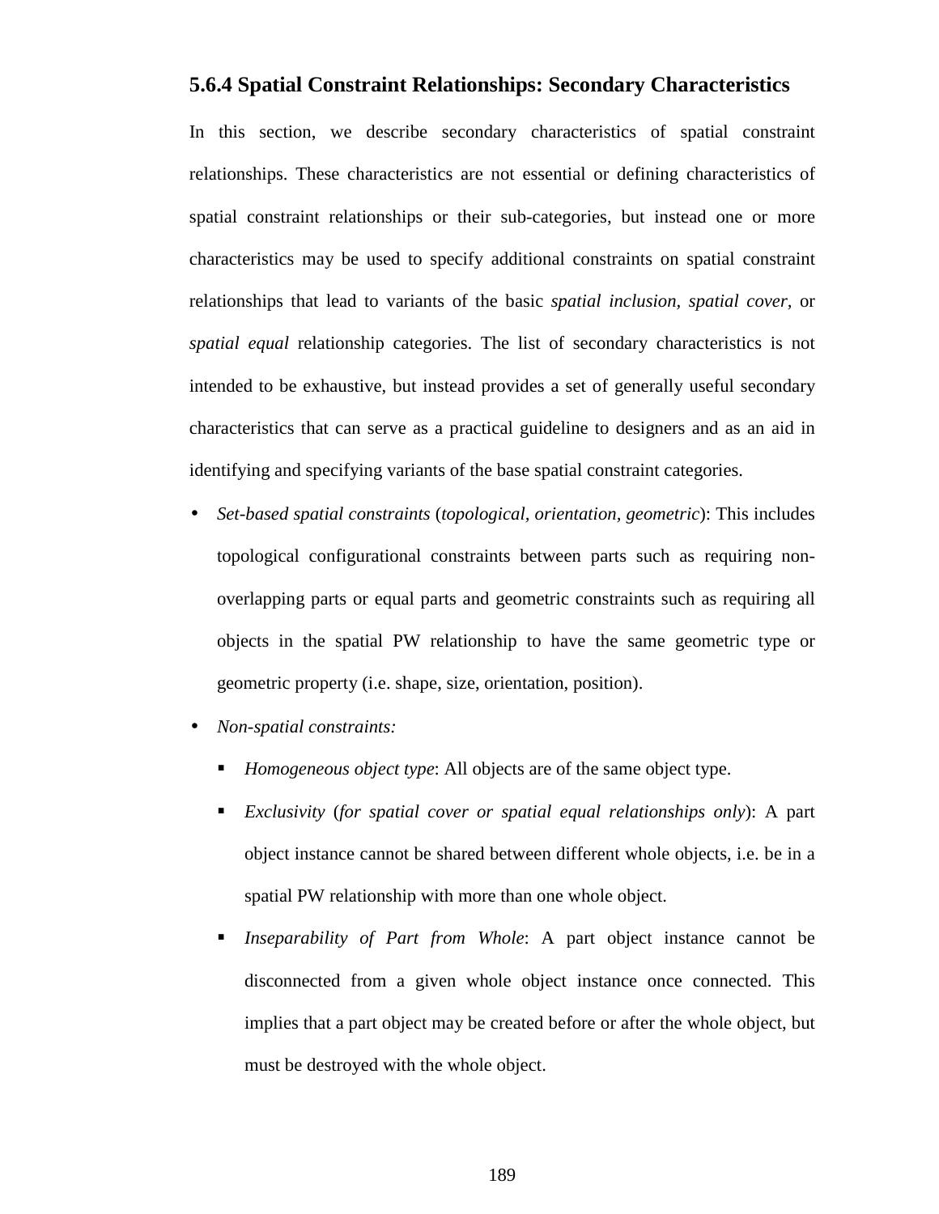### 5.6.4 Spatial Constraint Relationships: Secondary Characteristics

In this section, we describe secondary characteristics of spatial constraint relationships. These characteristics are not essential or defining characteristics of spatial constraint relationships or their sub-categories, but instead one or more characteristics may be used to specify additional constraints on spatial constraint relationships that lead to variants of the basic *spatial inclusion*, *spatial cover*, or *spatial equal* relationship categories. The list of secondary characteristics is not intended to be exhaustive, but instead provides a set of generally useful secondary characteristics that can serve as a practical guideline to designers and as an aid in identifying and specifying variants of the base spatial constraint categories.

- *Set-based spatial constraints* (*topological, orientation, geometric*): This includes topological configurational constraints between parts such as requiring non-overlapping parts or equal parts and geometric constraints such as requiring all objects in the spatial PW relationship to have the same geometric type or geometric property (i.e. shape, size, orientation, position).
- *Non-spatial constraints:*
  - *Homogeneous object type*: All objects are of the same object type.
  - *Exclusivity* (*for spatial cover or spatial equal relationships only*): A part object instance cannot be shared between different whole objects, i.e. be in a spatial PW relationship with more than one whole object.
  - *Inseparability of Part from Whole*: A part object instance cannot be disconnected from a given whole object instance once connected. This implies that a part object may be created before or after the whole object, but must be destroyed with the whole object.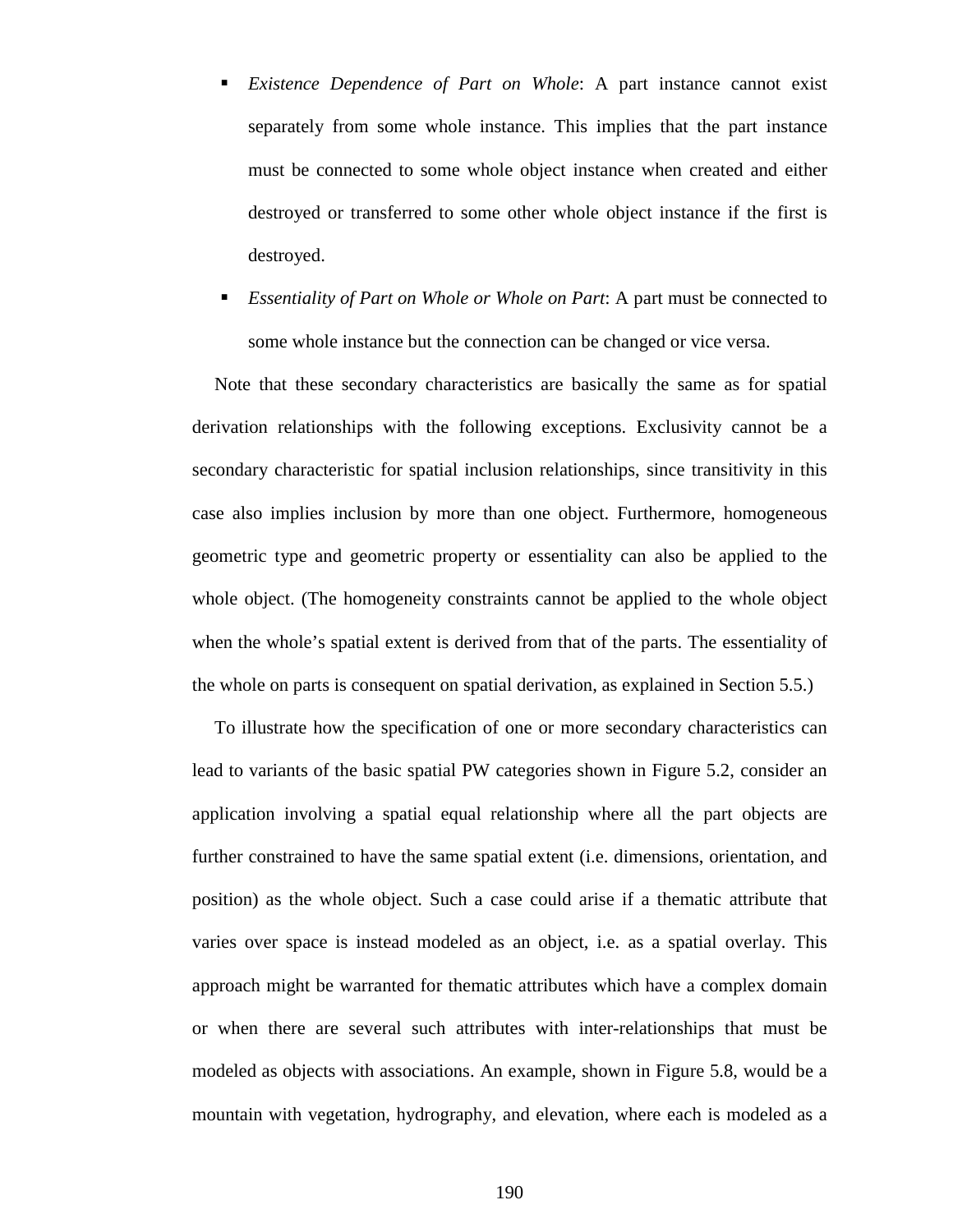- *Existence Dependence of Part on Whole*: A part instance cannot exist separately from some whole instance. This implies that the part instance must be connected to some whole object instance when created and either destroyed or transferred to some other whole object instance if the first is destroyed.
- *Essentiality of Part on Whole or Whole on Part*: A part must be connected to some whole instance but the connection can be changed or vice versa.

Note that these secondary characteristics are basically the same as for spatial derivation relationships with the following exceptions. Exclusivity cannot be a secondary characteristic for spatial inclusion relationships, since transitivity in this case also implies inclusion by more than one object. Furthermore, homogeneous geometric type and geometric property or essentiality can also be applied to the whole object. (The homogeneity constraints cannot be applied to the whole object when the whole's spatial extent is derived from that of the parts. The essentiality of the whole on parts is consequent on spatial derivation, as explained in Section 5.5.)

To illustrate how the specification of one or more secondary characteristics can lead to variants of the basic spatial PW categories shown in Figure 5.2, consider an application involving a spatial equal relationship where all the part objects are further constrained to have the same spatial extent (i.e. dimensions, orientation, and position) as the whole object. Such a case could arise if a thematic attribute that varies over space is instead modeled as an object, i.e. as a spatial overlay. This approach might be warranted for thematic attributes which have a complex domain or when there are several such attributes with inter-relationships that must be modeled as objects with associations. An example, shown in Figure 5.8, would be a mountain with vegetation, hydrography, and elevation, where each is modeled as a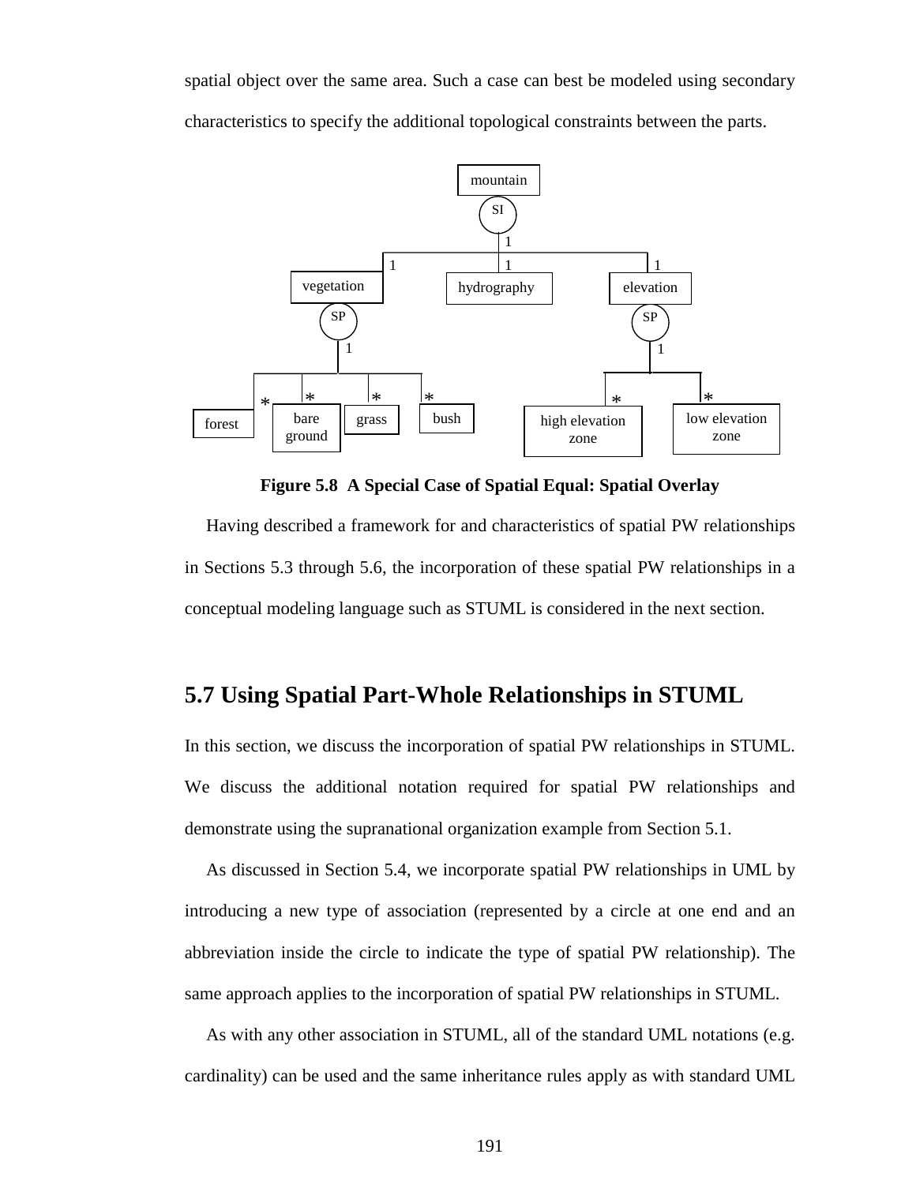spatial object over the same area. Such a case can best be modeled using secondary characteristics to specify the additional topological constraints between the parts.

**Figure 5.8 A Special Case of Spatial Equal: Spatial Overlay**

Having described a framework for and characteristics of spatial PW relationships in Sections 5.3 through 5.6, the incorporation of these spatial PW relationships in a conceptual modeling language such as STUML is considered in the next section.

## 5.7 Using Spatial Part-Whole Relationships in STUML

In this section, we discuss the incorporation of spatial PW relationships in STUML. We discuss the additional notation required for spatial PW relationships and demonstrate using the supranational organization example from Section 5.1.

As discussed in Section 5.4, we incorporate spatial PW relationships in UML by introducing a new type of association (represented by a circle at one end and an abbreviation inside the circle to indicate the type of spatial PW relationship). The same approach applies to the incorporation of spatial PW relationships in STUML.

As with any other association in STUML, all of the standard UML notations (e.g. cardinality) can be used and the same inheritance rules apply as with standard UML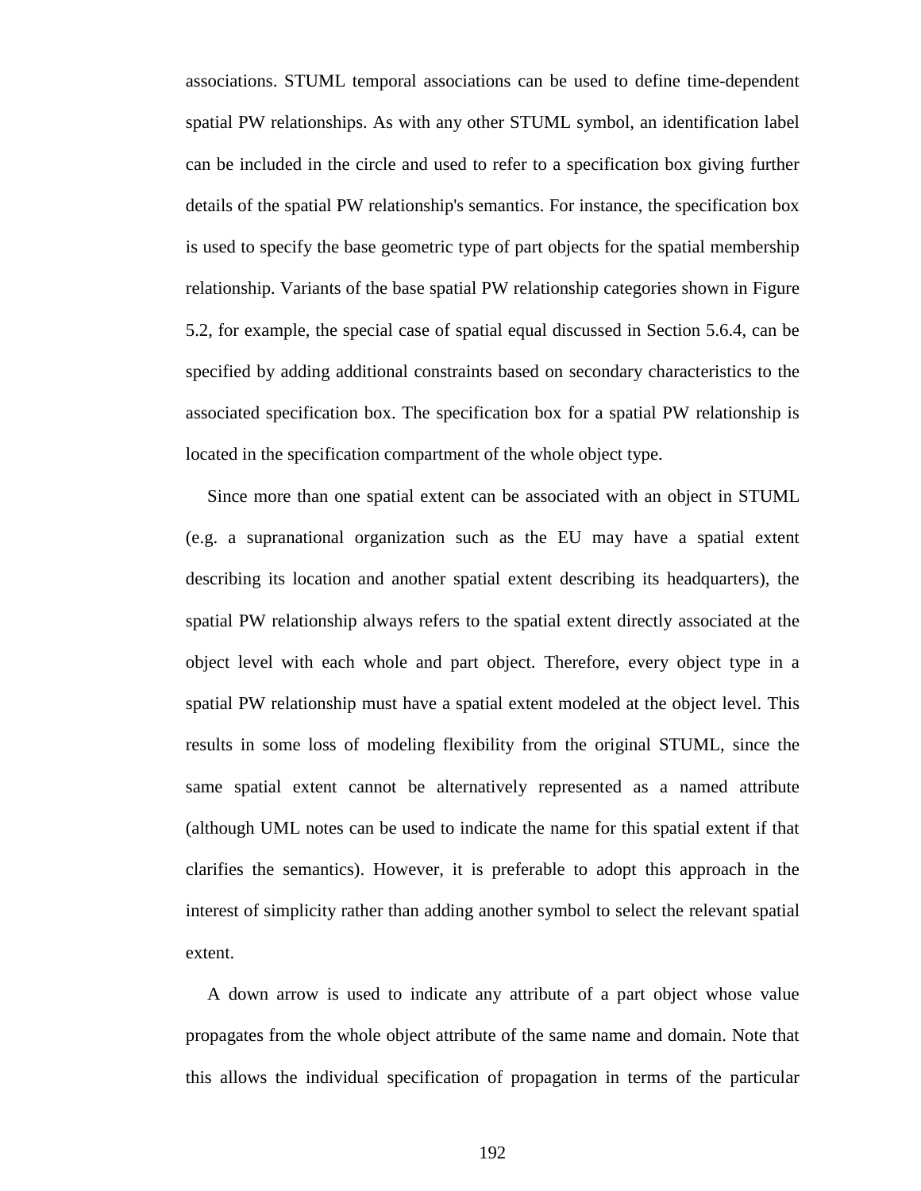associations. STUML temporal associations can be used to define time-dependent spatial PW relationships. As with any other STUML symbol, an identification label can be included in the circle and used to refer to a specification box giving further details of the spatial PW relationship's semantics. For instance, the specification box is used to specify the base geometric type of part objects for the spatial membership relationship. Variants of the base spatial PW relationship categories shown in Figure 5.2, for example, the special case of spatial equal discussed in Section 5.6.4, can be specified by adding additional constraints based on secondary characteristics to the associated specification box. The specification box for a spatial PW relationship is located in the specification compartment of the whole object type.

Since more than one spatial extent can be associated with an object in STUML (e.g. a supranational organization such as the EU may have a spatial extent describing its location and another spatial extent describing its headquarters), the spatial PW relationship always refers to the spatial extent directly associated at the object level with each whole and part object. Therefore, every object type in a spatial PW relationship must have a spatial extent modeled at the object level. This results in some loss of modeling flexibility from the original STUML, since the same spatial extent cannot be alternatively represented as a named attribute (although UML notes can be used to indicate the name for this spatial extent if that clarifies the semantics). However, it is preferable to adopt this approach in the interest of simplicity rather than adding another symbol to select the relevant spatial extent.

A down arrow is used to indicate any attribute of a part object whose value propagates from the whole object attribute of the same name and domain. Note that this allows the individual specification of propagation in terms of the particular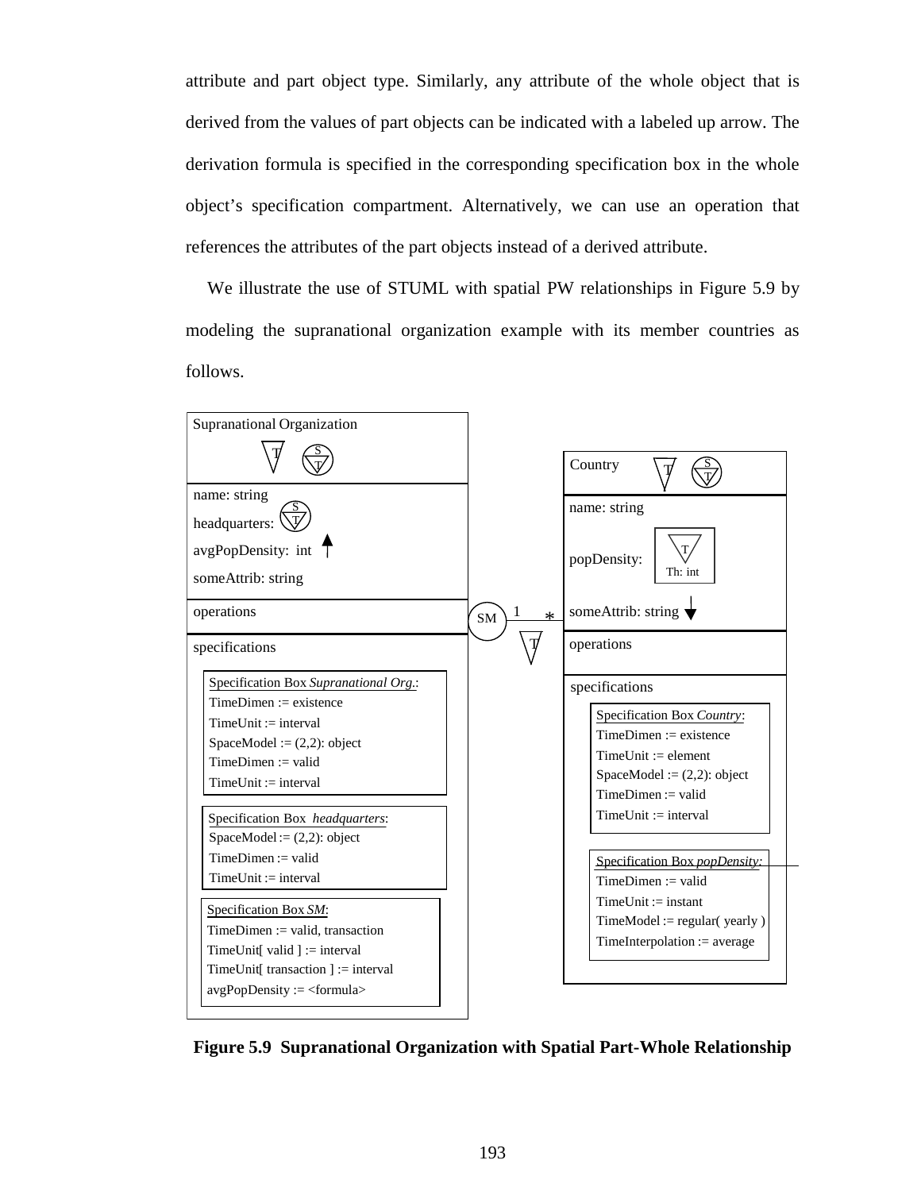attribute and part object type. Similarly, any attribute of the whole object that is derived from the values of part objects can be indicated with a labeled up arrow. The derivation formula is specified in the corresponding specification box in the whole object's specification compartment. Alternatively, we can use an operation that references the attributes of the part objects instead of a derived attribute.

We illustrate the use of STUML with spatial PW relationships in Figure 5.9 by modeling the supranational organization example with its member countries as follows.

Supranational Organization

name: string
headquarters:
avgPopDensity: int
someAttrib: string

operations

specifications

Specification Box *Supranational Org.*:
TimeDimen := existence
TimeUnit := interval
SpaceModel := (2,2): object
TimeDimen := valid
TimeUnit := interval

Specification Box *headquarters*:
SpaceModel := (2,2): object
TimeDimen := valid
TimeUnit := interval

Specification Box *SM*:
TimeDimen := valid, transaction
TimeUnit[ valid ] := interval
TimeUnit[ transaction ] := interval
avgPopDensity := <formula>

SM 1 *

Country

name: string
popDensity: Th: int
someAttrib: string

operations

specifications

Specification Box *Country*:
TimeDimen := existence
TimeUnit := element
SpaceModel := (2,2): object
TimeDimen := valid
TimeUnit := interval

Specification Box *popDensity:*
TimeDimen := valid
TimeUnit := instant
TimeModel := regular( yearly )
TimeInterpolation := average

**Figure 5.9 Supranational Organization with Spatial Part-Whole Relationship**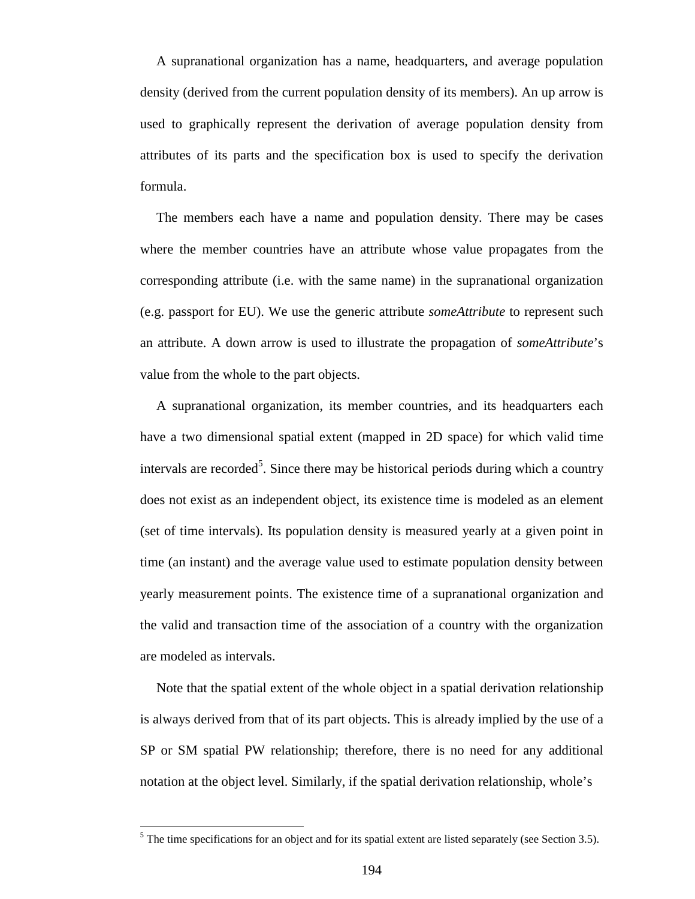A supranational organization has a name, headquarters, and average population density (derived from the current population density of its members). An up arrow is used to graphically represent the derivation of average population density from attributes of its parts and the specification box is used to specify the derivation formula.

The members each have a name and population density. There may be cases where the member countries have an attribute whose value propagates from the corresponding attribute (i.e. with the same name) in the supranational organization (e.g. passport for EU). We use the generic attribute *someAttribute* to represent such an attribute. A down arrow is used to illustrate the propagation of *someAttribute*'s value from the whole to the part objects.

A supranational organization, its member countries, and its headquarters each have a two dimensional spatial extent (mapped in 2D space) for which valid time intervals are recorded[5]. Since there may be historical periods during which a country does not exist as an independent object, its existence time is modeled as an element (set of time intervals). Its population density is measured yearly at a given point in time (an instant) and the average value used to estimate population density between yearly measurement points. The existence time of a supranational organization and the valid and transaction time of the association of a country with the organization are modeled as intervals.

Note that the spatial extent of the whole object in a spatial derivation relationship is always derived from that of its part objects. This is already implied by the use of a SP or SM spatial PW relationship; therefore, there is no need for any additional notation at the object level. Similarly, if the spatial derivation relationship, whole's

[5] The time specifications for an object and for its spatial extent are listed separately (see Section 3.5).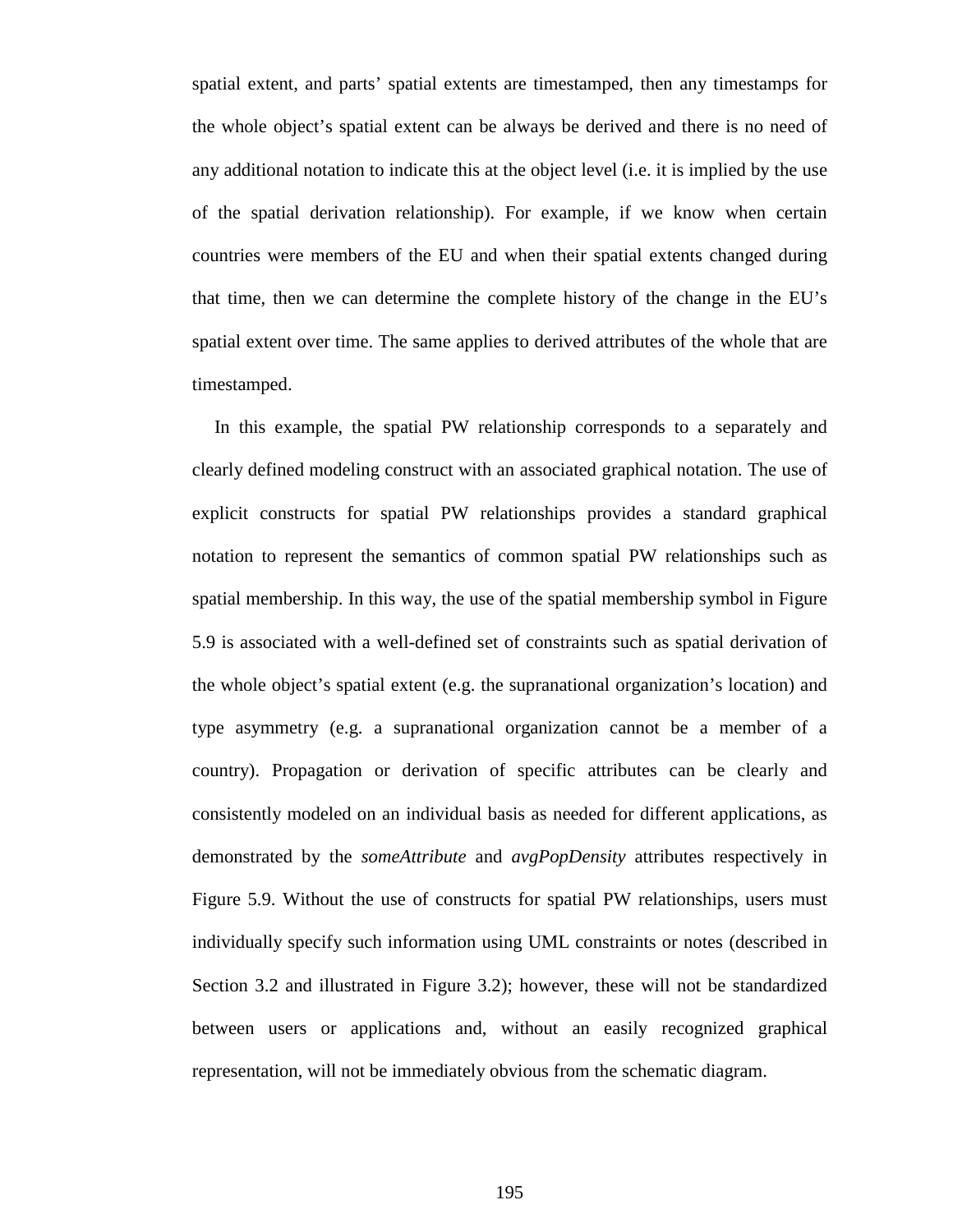spatial extent, and parts' spatial extents are timestamped, then any timestamps for the whole object's spatial extent can be always be derived and there is no need of any additional notation to indicate this at the object level (i.e. it is implied by the use of the spatial derivation relationship). For example, if we know when certain countries were members of the EU and when their spatial extents changed during that time, then we can determine the complete history of the change in the EU's spatial extent over time. The same applies to derived attributes of the whole that are timestamped.

In this example, the spatial PW relationship corresponds to a separately and clearly defined modeling construct with an associated graphical notation. The use of explicit constructs for spatial PW relationships provides a standard graphical notation to represent the semantics of common spatial PW relationships such as spatial membership. In this way, the use of the spatial membership symbol in Figure 5.9 is associated with a well-defined set of constraints such as spatial derivation of the whole object's spatial extent (e.g. the supranational organization's location) and type asymmetry (e.g. a supranational organization cannot be a member of a country). Propagation or derivation of specific attributes can be clearly and consistently modeled on an individual basis as needed for different applications, as demonstrated by the *someAttribute* and *avgPopDensity* attributes respectively in Figure 5.9. Without the use of constructs for spatial PW relationships, users must individually specify such information using UML constraints or notes (described in Section 3.2 and illustrated in Figure 3.2); however, these will not be standardized between users or applications and, without an easily recognized graphical representation, will not be immediately obvious from the schematic diagram.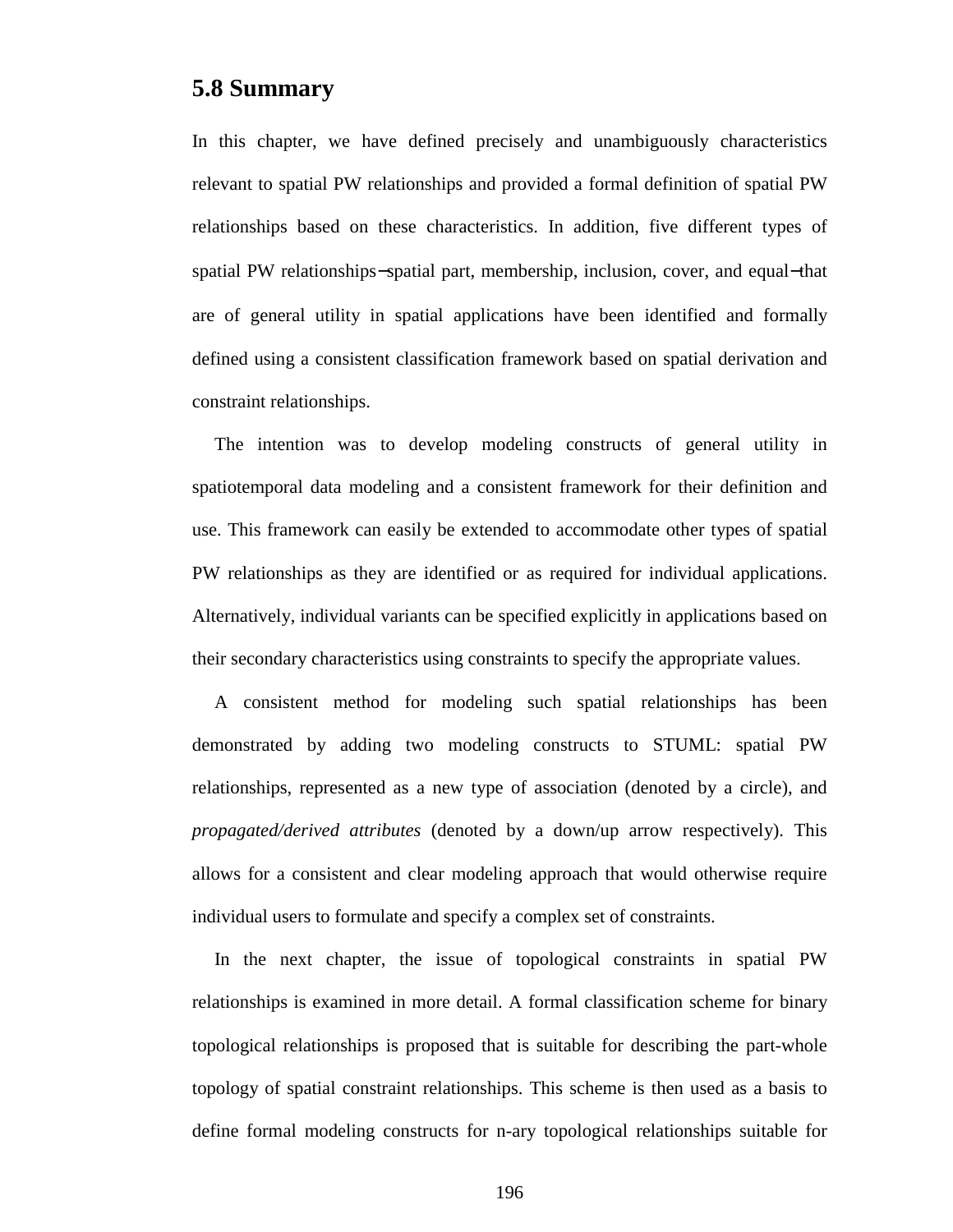## 5.8 Summary

In this chapter, we have defined precisely and unambiguously characteristics relevant to spatial PW relationships and provided a formal definition of spatial PW relationships based on these characteristics. In addition, five different types of spatial PW relationships−spatial part, membership, inclusion, cover, and equal−that are of general utility in spatial applications have been identified and formally defined using a consistent classification framework based on spatial derivation and constraint relationships.

The intention was to develop modeling constructs of general utility in spatiotemporal data modeling and a consistent framework for their definition and use. This framework can easily be extended to accommodate other types of spatial PW relationships as they are identified or as required for individual applications. Alternatively, individual variants can be specified explicitly in applications based on their secondary characteristics using constraints to specify the appropriate values.

A consistent method for modeling such spatial relationships has been demonstrated by adding two modeling constructs to STUML: spatial PW relationships, represented as a new type of association (denoted by a circle), and *propagated/derived attributes* (denoted by a down/up arrow respectively). This allows for a consistent and clear modeling approach that would otherwise require individual users to formulate and specify a complex set of constraints.

In the next chapter, the issue of topological constraints in spatial PW relationships is examined in more detail. A formal classification scheme for binary topological relationships is proposed that is suitable for describing the part-whole topology of spatial constraint relationships. This scheme is then used as a basis to define formal modeling constructs for n-ary topological relationships suitable for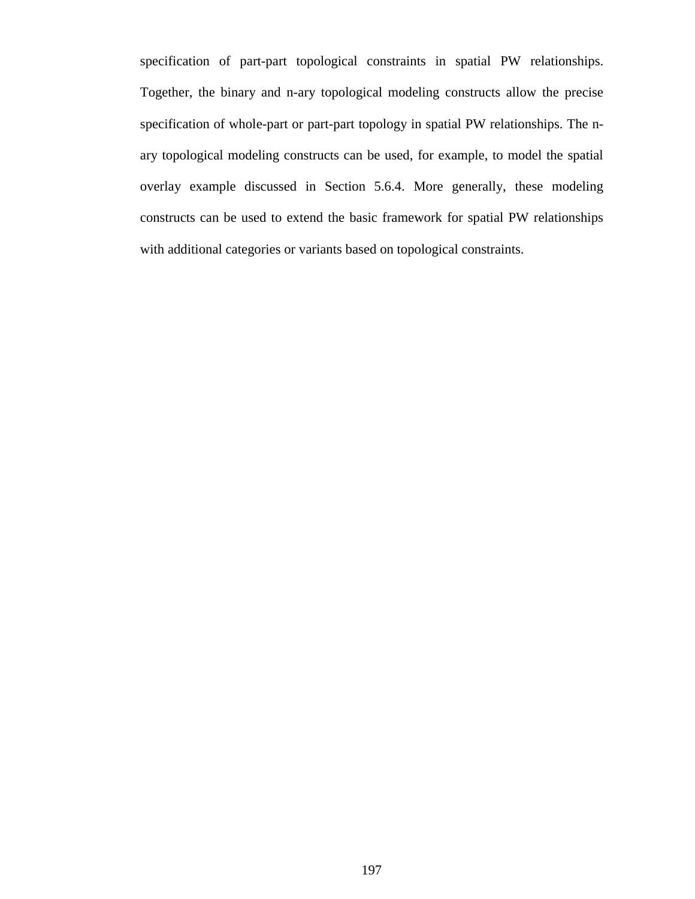specification of part-part topological constraints in spatial PW relationships. Together, the binary and n-ary topological modeling constructs allow the precise specification of whole-part or part-part topology in spatial PW relationships. The n-ary topological modeling constructs can be used, for example, to model the spatial overlay example discussed in Section 5.6.4. More generally, these modeling constructs can be used to extend the basic framework for spatial PW relationships with additional categories or variants based on topological constraints.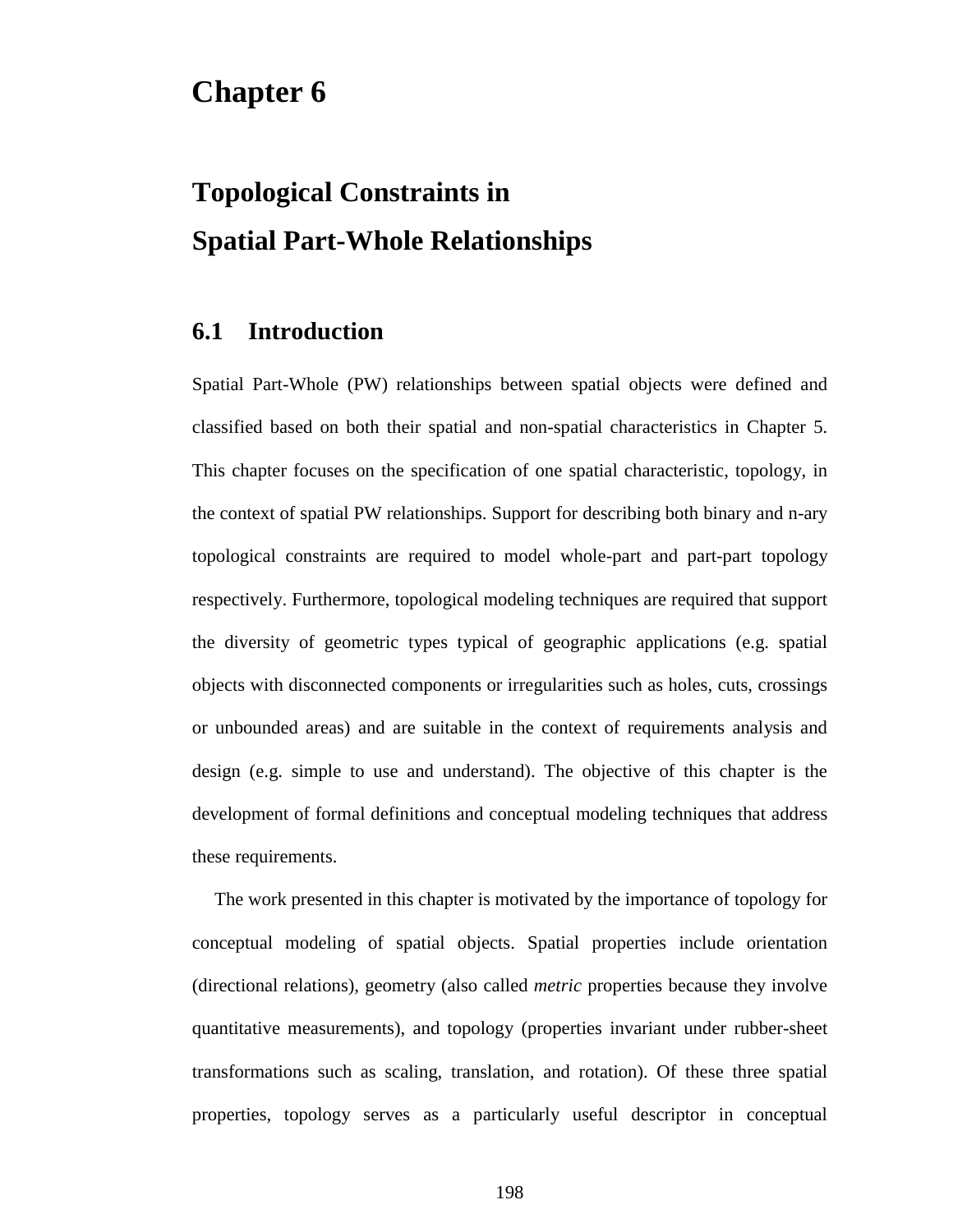# Chapter 6

# Topological Constraints in Spatial Part-Whole Relationships

## 6.1 Introduction

Spatial Part-Whole (PW) relationships between spatial objects were defined and classified based on both their spatial and non-spatial characteristics in Chapter 5. This chapter focuses on the specification of one spatial characteristic, topology, in the context of spatial PW relationships. Support for describing both binary and n-ary topological constraints are required to model whole-part and part-part topology respectively. Furthermore, topological modeling techniques are required that support the diversity of geometric types typical of geographic applications (e.g. spatial objects with disconnected components or irregularities such as holes, cuts, crossings or unbounded areas) and are suitable in the context of requirements analysis and design (e.g. simple to use and understand). The objective of this chapter is the development of formal definitions and conceptual modeling techniques that address these requirements.

The work presented in this chapter is motivated by the importance of topology for conceptual modeling of spatial objects. Spatial properties include orientation (directional relations), geometry (also called *metric* properties because they involve quantitative measurements), and topology (properties invariant under rubber-sheet transformations such as scaling, translation, and rotation). Of these three spatial properties, topology serves as a particularly useful descriptor in conceptual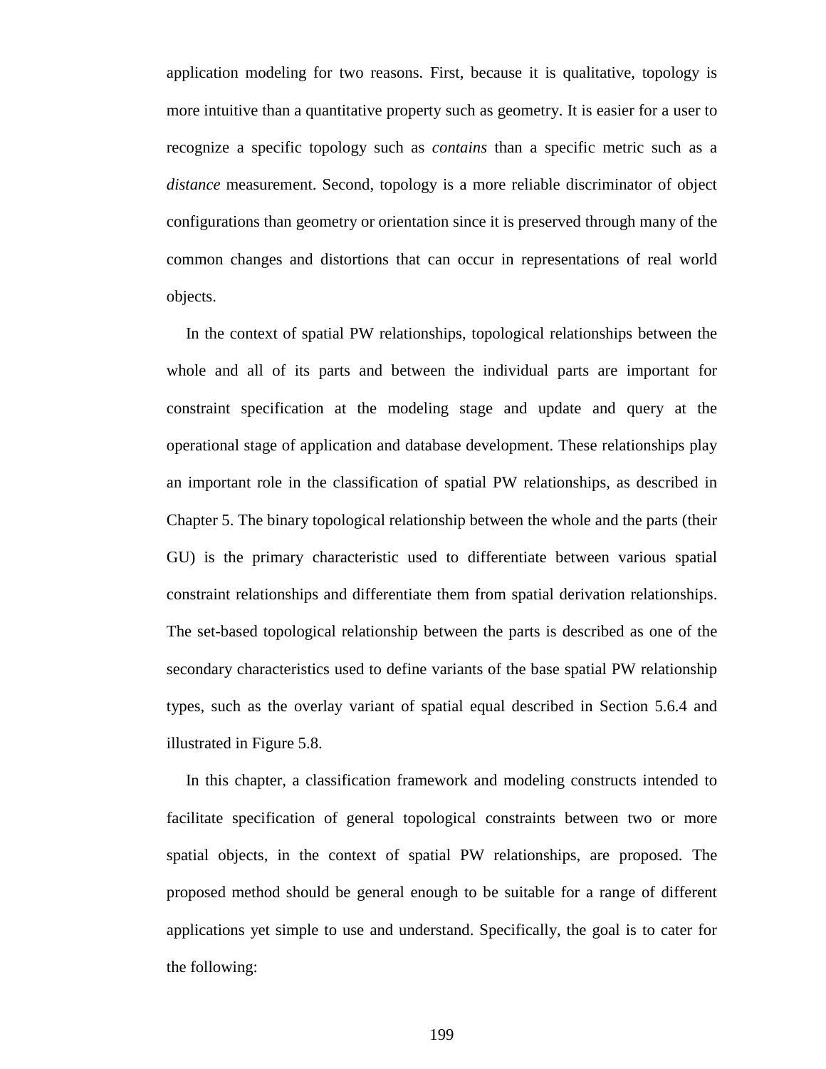application modeling for two reasons. First, because it is qualitative, topology is more intuitive than a quantitative property such as geometry. It is easier for a user to recognize a specific topology such as *contains* than a specific metric such as a *distance* measurement. Second, topology is a more reliable discriminator of object configurations than geometry or orientation since it is preserved through many of the common changes and distortions that can occur in representations of real world objects.

In the context of spatial PW relationships, topological relationships between the whole and all of its parts and between the individual parts are important for constraint specification at the modeling stage and update and query at the operational stage of application and database development. These relationships play an important role in the classification of spatial PW relationships, as described in Chapter 5. The binary topological relationship between the whole and the parts (their GU) is the primary characteristic used to differentiate between various spatial constraint relationships and differentiate them from spatial derivation relationships. The set-based topological relationship between the parts is described as one of the secondary characteristics used to define variants of the base spatial PW relationship types, such as the overlay variant of spatial equal described in Section 5.6.4 and illustrated in Figure 5.8.

In this chapter, a classification framework and modeling constructs intended to facilitate specification of general topological constraints between two or more spatial objects, in the context of spatial PW relationships, are proposed. The proposed method should be general enough to be suitable for a range of different applications yet simple to use and understand. Specifically, the goal is to cater for the following: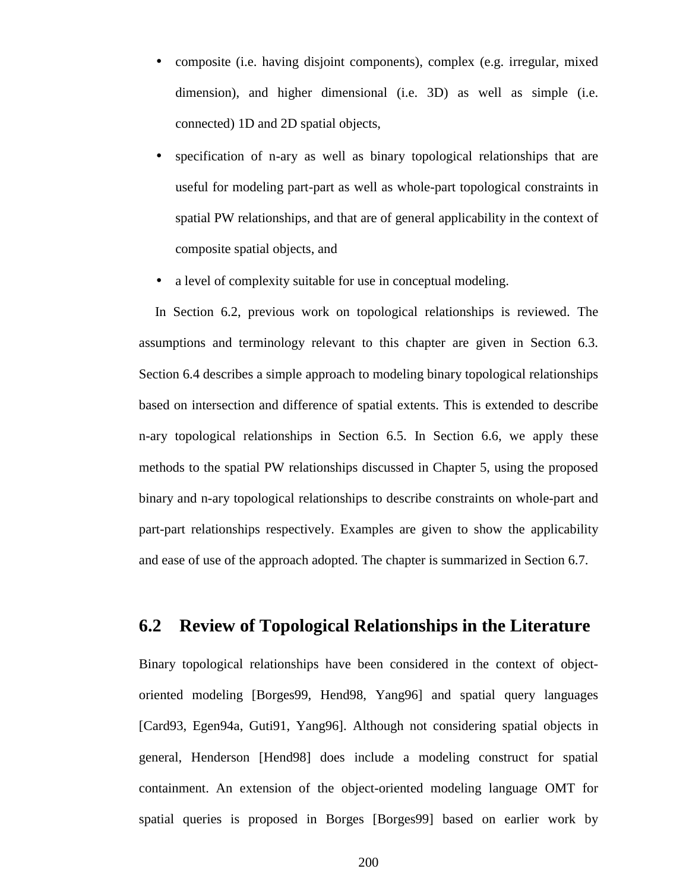- composite (i.e. having disjoint components), complex (e.g. irregular, mixed dimension), and higher dimensional (i.e. 3D) as well as simple (i.e. connected) 1D and 2D spatial objects,
- specification of n-ary as well as binary topological relationships that are useful for modeling part-part as well as whole-part topological constraints in spatial PW relationships, and that are of general applicability in the context of composite spatial objects, and
- a level of complexity suitable for use in conceptual modeling.

In Section 6.2, previous work on topological relationships is reviewed. The assumptions and terminology relevant to this chapter are given in Section 6.3. Section 6.4 describes a simple approach to modeling binary topological relationships based on intersection and difference of spatial extents. This is extended to describe n-ary topological relationships in Section 6.5. In Section 6.6, we apply these methods to the spatial PW relationships discussed in Chapter 5, using the proposed binary and n-ary topological relationships to describe constraints on whole-part and part-part relationships respectively. Examples are given to show the applicability and ease of use of the approach adopted. The chapter is summarized in Section 6.7.

## 6.2 Review of Topological Relationships in the Literature

Binary topological relationships have been considered in the context of object-oriented modeling [Borges99, Hend98, Yang96] and spatial query languages [Card93, Egen94a, Guti91, Yang96]. Although not considering spatial objects in general, Henderson [Hend98] does include a modeling construct for spatial containment. An extension of the object-oriented modeling language OMT for spatial queries is proposed in Borges [Borges99] based on earlier work by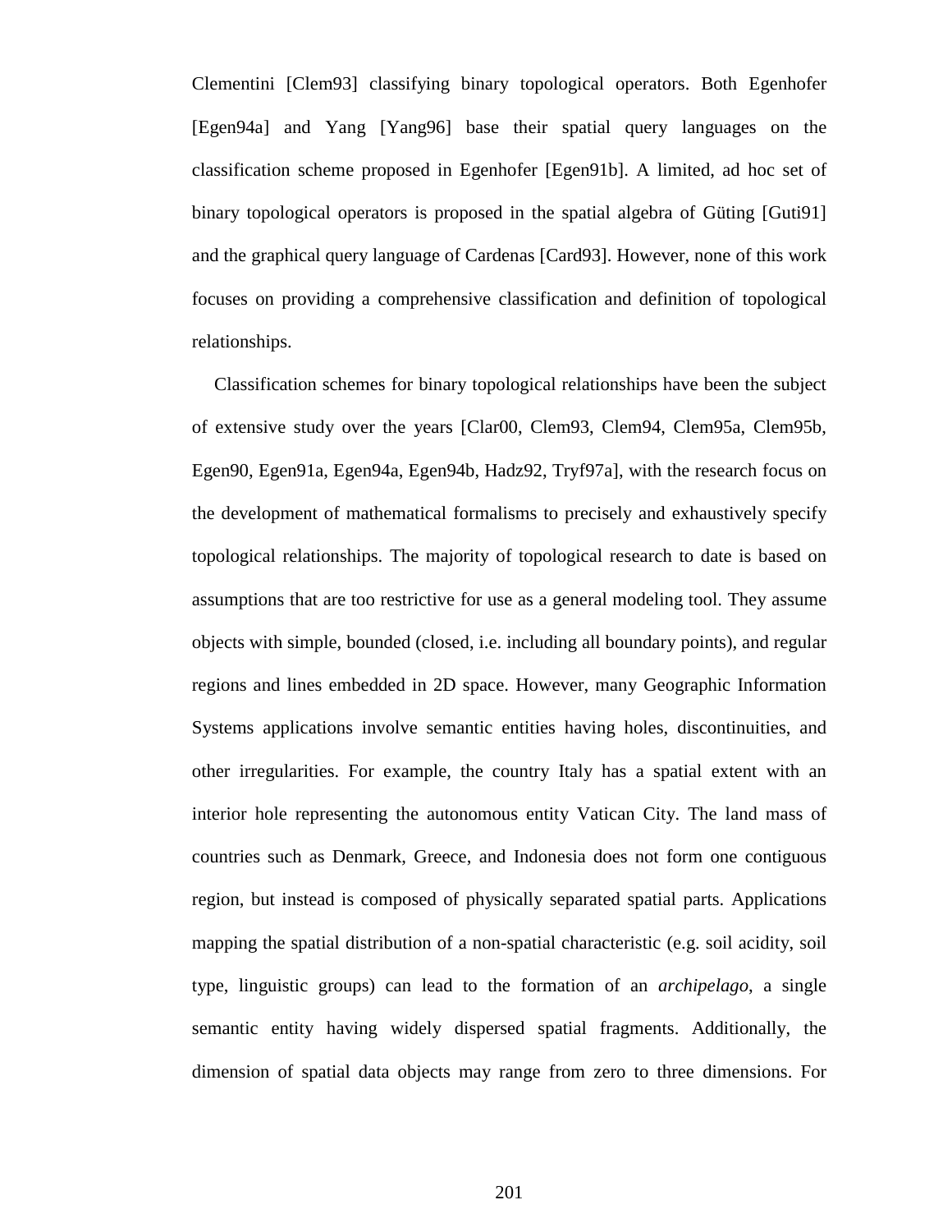Clementini [Clem93] classifying binary topological operators. Both Egenhofer [Egen94a] and Yang [Yang96] base their spatial query languages on the classification scheme proposed in Egenhofer [Egen91b]. A limited, ad hoc set of binary topological operators is proposed in the spatial algebra of Güting [Guti91] and the graphical query language of Cardenas [Card93]. However, none of this work focuses on providing a comprehensive classification and definition of topological relationships.

Classification schemes for binary topological relationships have been the subject of extensive study over the years [Clar00, Clem93, Clem94, Clem95a, Clem95b, Egen90, Egen91a, Egen94a, Egen94b, Hadz92, Tryf97a], with the research focus on the development of mathematical formalisms to precisely and exhaustively specify topological relationships. The majority of topological research to date is based on assumptions that are too restrictive for use as a general modeling tool. They assume objects with simple, bounded (closed, i.e. including all boundary points), and regular regions and lines embedded in 2D space. However, many Geographic Information Systems applications involve semantic entities having holes, discontinuities, and other irregularities. For example, the country Italy has a spatial extent with an interior hole representing the autonomous entity Vatican City. The land mass of countries such as Denmark, Greece, and Indonesia does not form one contiguous region, but instead is composed of physically separated spatial parts. Applications mapping the spatial distribution of a non-spatial characteristic (e.g. soil acidity, soil type, linguistic groups) can lead to the formation of an *archipelago*, a single semantic entity having widely dispersed spatial fragments. Additionally, the dimension of spatial data objects may range from zero to three dimensions. For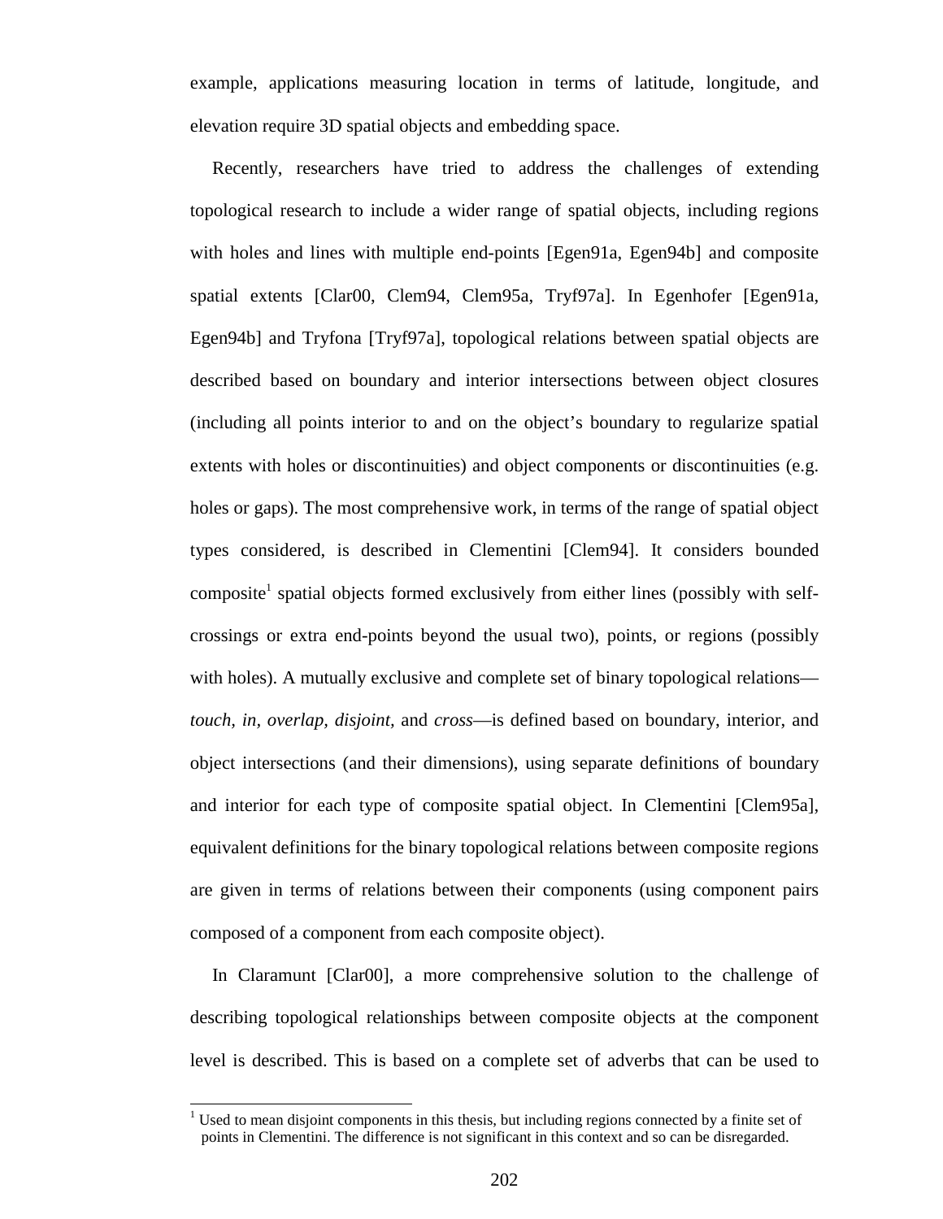example, applications measuring location in terms of latitude, longitude, and elevation require 3D spatial objects and embedding space.

Recently, researchers have tried to address the challenges of extending topological research to include a wider range of spatial objects, including regions with holes and lines with multiple end-points [Egen91a, Egen94b] and composite spatial extents [Clar00, Clem94, Clem95a, Tryf97a]. In Egenhofer [Egen91a, Egen94b] and Tryfona [Tryf97a], topological relations between spatial objects are described based on boundary and interior intersections between object closures (including all points interior to and on the object's boundary to regularize spatial extents with holes or discontinuities) and object components or discontinuities (e.g. holes or gaps). The most comprehensive work, in terms of the range of spatial object types considered, is described in Clementini [Clem94]. It considers bounded composite[1] spatial objects formed exclusively from either lines (possibly with self-crossings or extra end-points beyond the usual two), points, or regions (possibly with holes). A mutually exclusive and complete set of binary topological relations—*touch, in, overlap, disjoint,* and *cross*—is defined based on boundary, interior, and object intersections (and their dimensions), using separate definitions of boundary and interior for each type of composite spatial object. In Clementini [Clem95a], equivalent definitions for the binary topological relations between composite regions are given in terms of relations between their components (using component pairs composed of a component from each composite object).

In Claramunt [Clar00], a more comprehensive solution to the challenge of describing topological relationships between composite objects at the component level is described. This is based on a complete set of adverbs that can be used to

[1] Used to mean disjoint components in this thesis, but including regions connected by a finite set of points in Clementini. The difference is not significant in this context and so can be disregarded.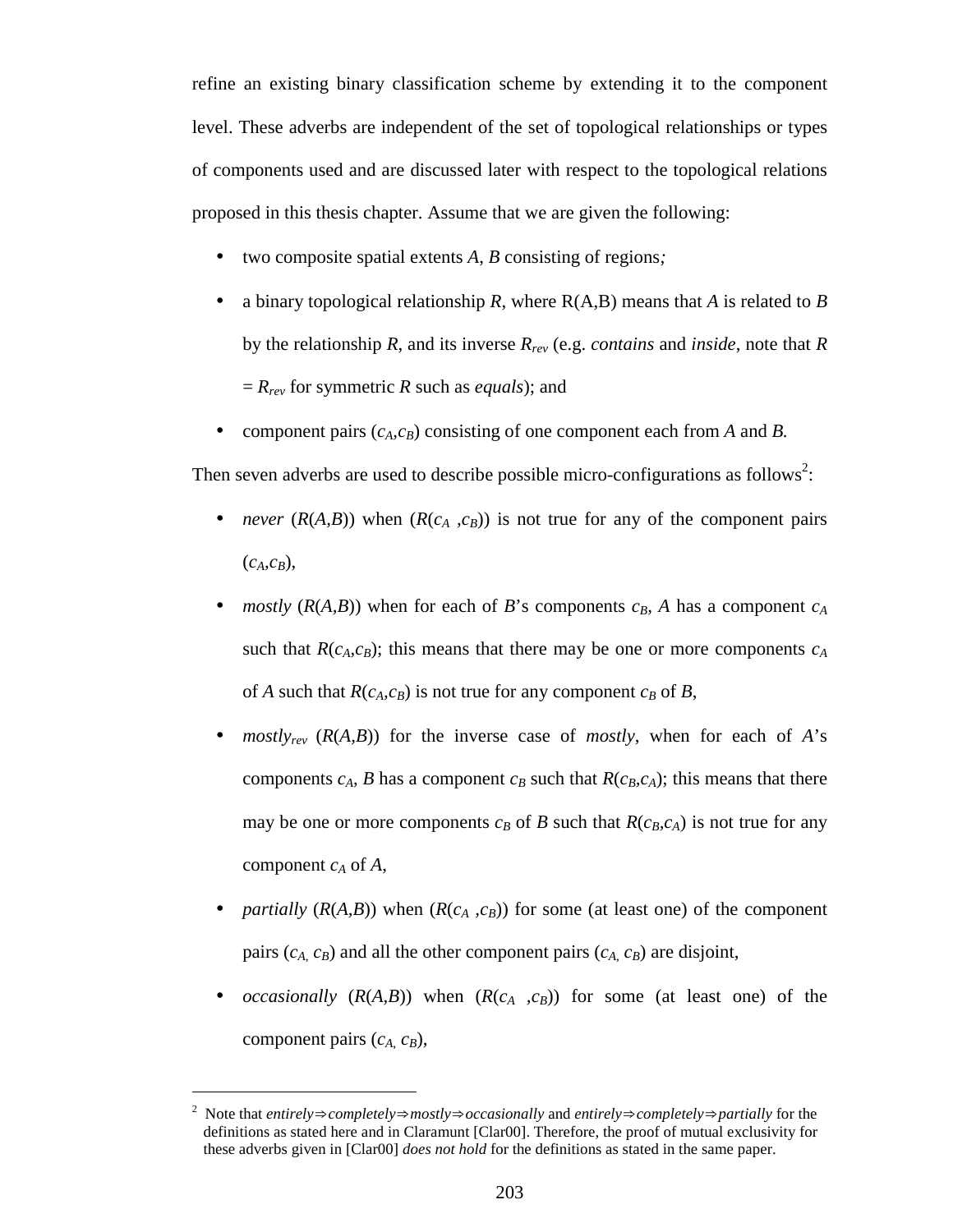refine an existing binary classification scheme by extending it to the component level. These adverbs are independent of the set of topological relationships or types of components used and are discussed later with respect to the topological relations proposed in this thesis chapter. Assume that we are given the following:

- two composite spatial extents $A$, $B$ consisting of regions;
- a binary topological relationship $R$, where R(A,B) means that $A$ is related to $B$ by the relationship $R$, and its inverse $R_{rev}$ (e.g. *contains* and *inside*, note that $R = R_{rev}$ for symmetric $R$ such as *equals*); and
- component pairs $(c_A,c_B)$ consisting of one component each from $A$ and $B$.

Then seven adverbs are used to describe possible micro-configurations as follows[2]:

- *never* $(R(A,B))$ when $(R(c_A,c_B))$ is not true for any of the component pairs $(c_A,c_B)$,
- *mostly* $(R(A,B))$ when for each of $B$'s components $c_B$, $A$ has a component $c_A$ such that $R(c_A,c_B)$; this means that there may be one or more components $c_A$ of $A$ such that $R(c_A,c_B)$ is not true for any component $c_B$ of $B$,
- *mostly*$_{rev}$ $(R(A,B))$ for the inverse case of *mostly*, when for each of $A$'s components $c_A$, $B$ has a component $c_B$ such that $R(c_B,c_A)$; this means that there may be one or more components $c_B$ of $B$ such that $R(c_B,c_A)$ is not true for any component $c_A$ of $A$,
- *partially* $(R(A,B))$ when $(R(c_A,c_B))$ for some (at least one) of the component pairs $(c_A, c_B)$ and all the other component pairs $(c_A, c_B)$ are disjoint,
- *occasionally* $(R(A,B))$ when $(R(c_A,c_B))$ for some (at least one) of the component pairs $(c_A, c_B)$,

---

[2] Note that *entirely*$\Rightarrow$*completely*$\Rightarrow$*mostly*$\Rightarrow$*occasionally* and *entirely*$\Rightarrow$*completely*$\Rightarrow$*partially* for the definitions as stated here and in Claramunt [Clar00]. Therefore, the proof of mutual exclusivity for these adverbs given in [Clar00] *does not hold* for the definitions as stated in the same paper.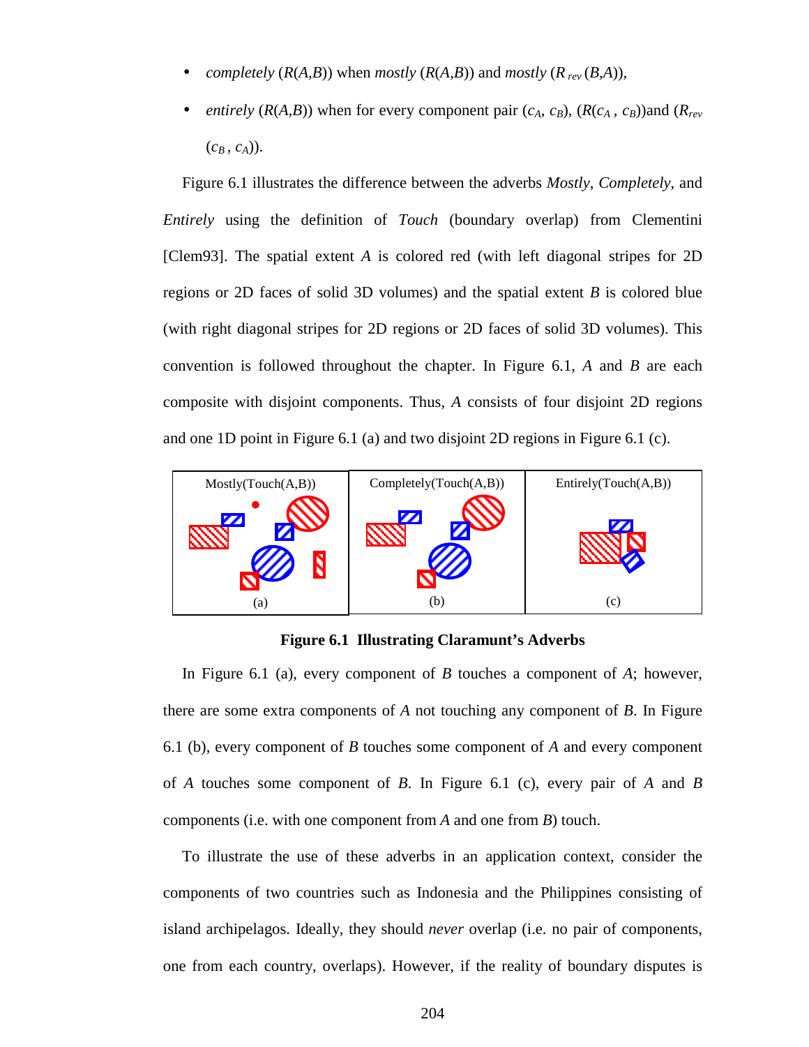- *completely* ($R(A,B)$) when *mostly* ($R(A,B)$) and *mostly* ($R_{rev}(B,A)$),
- *entirely* ($R(A,B)$) when for every component pair ($c_A$, $c_B$), ($R(c_A, c_B)$)and ($R_{rev}$ ($c_B$, $c_A$)).

Figure 6.1 illustrates the difference between the adverbs *Mostly*, *Completely*, and *Entirely* using the definition of *Touch* (boundary overlap) from Clementini [Clem93]. The spatial extent *A* is colored red (with left diagonal stripes for 2D regions or 2D faces of solid 3D volumes) and the spatial extent *B* is colored blue (with right diagonal stripes for 2D regions or 2D faces of solid 3D volumes). This convention is followed throughout the chapter. In Figure 6.1, *A* and *B* are each composite with disjoint components. Thus, *A* consists of four disjoint 2D regions and one 1D point in Figure 6.1 (a) and two disjoint 2D regions in Figure 6.1 (c).

Mostly(Touch(A,B)) (a) | Completely(Touch(A,B)) (b) | Entirely(Touch(A,B)) (c)

**Figure 6.1 Illustrating Claramunt's Adverbs**

In Figure 6.1 (a), every component of *B* touches a component of *A*; however, there are some extra components of *A* not touching any component of *B*. In Figure 6.1 (b), every component of *B* touches some component of *A* and every component of *A* touches some component of *B*. In Figure 6.1 (c), every pair of *A* and *B* components (i.e. with one component from *A* and one from *B*) touch.

To illustrate the use of these adverbs in an application context, consider the components of two countries such as Indonesia and the Philippines consisting of island archipelagos. Ideally, they should *never* overlap (i.e. no pair of components, one from each country, overlaps). However, if the reality of boundary disputes is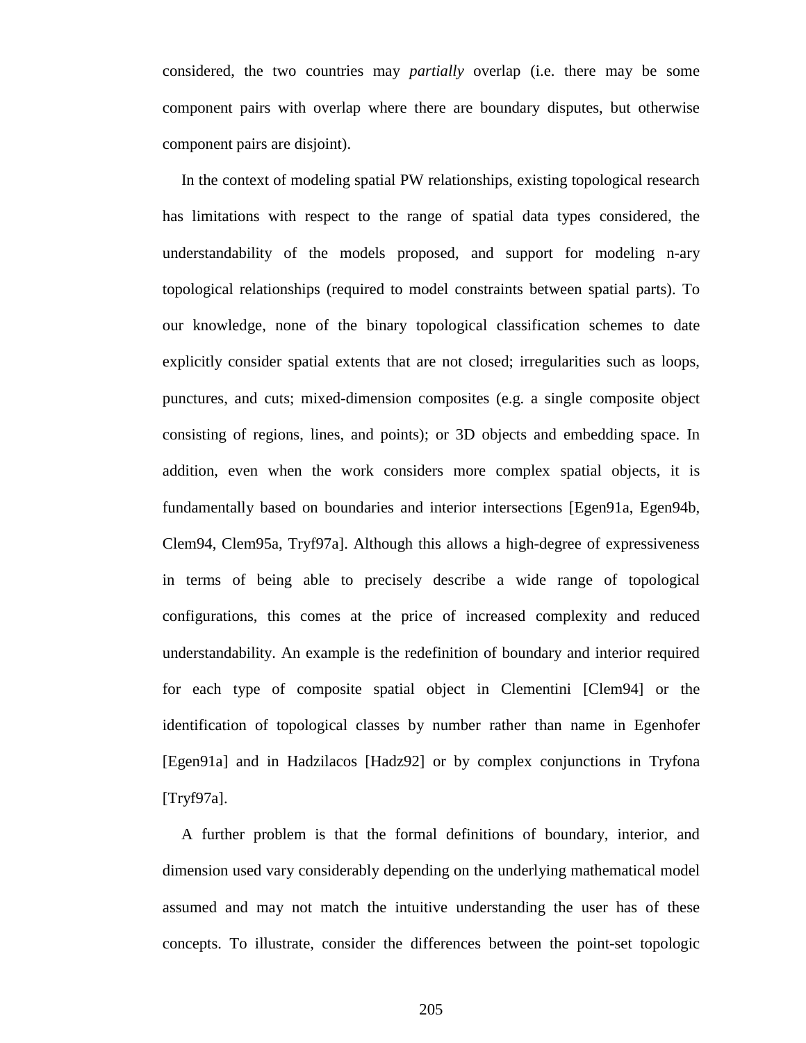considered, the two countries may *partially* overlap (i.e. there may be some component pairs with overlap where there are boundary disputes, but otherwise component pairs are disjoint).

In the context of modeling spatial PW relationships, existing topological research has limitations with respect to the range of spatial data types considered, the understandability of the models proposed, and support for modeling n-ary topological relationships (required to model constraints between spatial parts). To our knowledge, none of the binary topological classification schemes to date explicitly consider spatial extents that are not closed; irregularities such as loops, punctures, and cuts; mixed-dimension composites (e.g. a single composite object consisting of regions, lines, and points); or 3D objects and embedding space. In addition, even when the work considers more complex spatial objects, it is fundamentally based on boundaries and interior intersections [Egen91a, Egen94b, Clem94, Clem95a, Tryf97a]. Although this allows a high-degree of expressiveness in terms of being able to precisely describe a wide range of topological configurations, this comes at the price of increased complexity and reduced understandability. An example is the redefinition of boundary and interior required for each type of composite spatial object in Clementini [Clem94] or the identification of topological classes by number rather than name in Egenhofer [Egen91a] and in Hadzilacos [Hadz92] or by complex conjunctions in Tryfona [Tryf97a].

A further problem is that the formal definitions of boundary, interior, and dimension used vary considerably depending on the underlying mathematical model assumed and may not match the intuitive understanding the user has of these concepts. To illustrate, consider the differences between the point-set topologic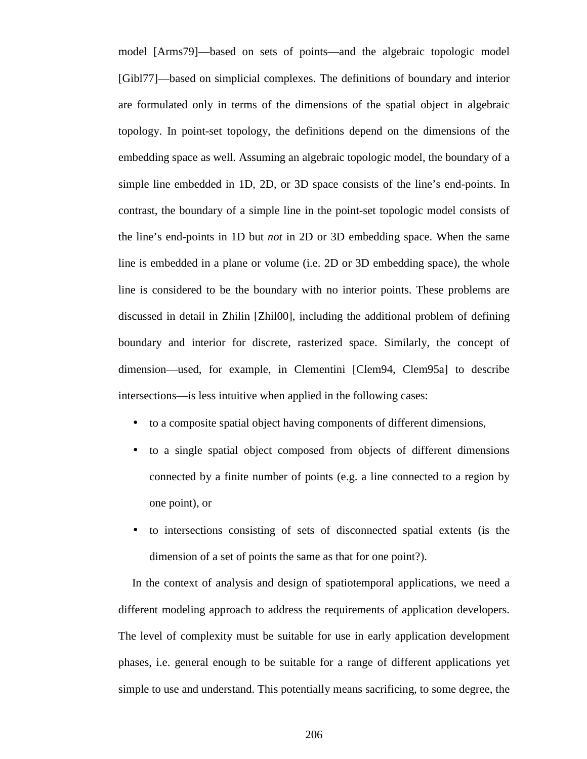model [Arms79]—based on sets of points—and the algebraic topologic model [Gibl77]—based on simplicial complexes. The definitions of boundary and interior are formulated only in terms of the dimensions of the spatial object in algebraic topology. In point-set topology, the definitions depend on the dimensions of the embedding space as well. Assuming an algebraic topologic model, the boundary of a simple line embedded in 1D, 2D, or 3D space consists of the line's end-points. In contrast, the boundary of a simple line in the point-set topologic model consists of the line's end-points in 1D but *not* in 2D or 3D embedding space. When the same line is embedded in a plane or volume (i.e. 2D or 3D embedding space), the whole line is considered to be the boundary with no interior points. These problems are discussed in detail in Zhilin [Zhil00], including the additional problem of defining boundary and interior for discrete, rasterized space. Similarly, the concept of dimension—used, for example, in Clementini [Clem94, Clem95a] to describe intersections—is less intuitive when applied in the following cases:

- to a composite spatial object having components of different dimensions,
- to a single spatial object composed from objects of different dimensions connected by a finite number of points (e.g. a line connected to a region by one point), or
- to intersections consisting of sets of disconnected spatial extents (is the dimension of a set of points the same as that for one point?).

In the context of analysis and design of spatiotemporal applications, we need a different modeling approach to address the requirements of application developers. The level of complexity must be suitable for use in early application development phases, i.e. general enough to be suitable for a range of different applications yet simple to use and understand. This potentially means sacrificing, to some degree, the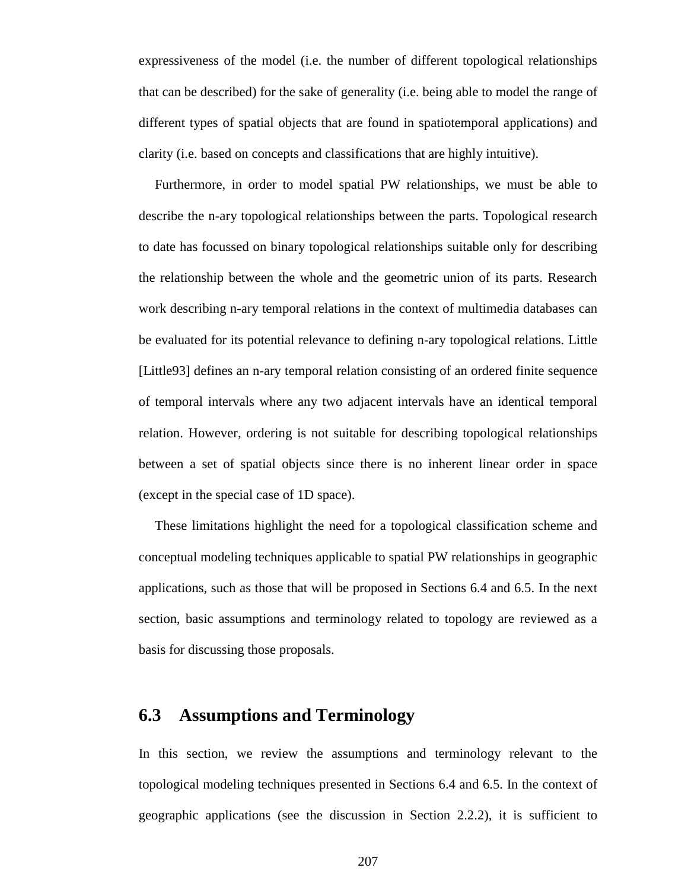expressiveness of the model (i.e. the number of different topological relationships that can be described) for the sake of generality (i.e. being able to model the range of different types of spatial objects that are found in spatiotemporal applications) and clarity (i.e. based on concepts and classifications that are highly intuitive).

Furthermore, in order to model spatial PW relationships, we must be able to describe the n-ary topological relationships between the parts. Topological research to date has focussed on binary topological relationships suitable only for describing the relationship between the whole and the geometric union of its parts. Research work describing n-ary temporal relations in the context of multimedia databases can be evaluated for its potential relevance to defining n-ary topological relations. Little [Little93] defines an n-ary temporal relation consisting of an ordered finite sequence of temporal intervals where any two adjacent intervals have an identical temporal relation. However, ordering is not suitable for describing topological relationships between a set of spatial objects since there is no inherent linear order in space (except in the special case of 1D space).

These limitations highlight the need for a topological classification scheme and conceptual modeling techniques applicable to spatial PW relationships in geographic applications, such as those that will be proposed in Sections 6.4 and 6.5. In the next section, basic assumptions and terminology related to topology are reviewed as a basis for discussing those proposals.

## 6.3 Assumptions and Terminology

In this section, we review the assumptions and terminology relevant to the topological modeling techniques presented in Sections 6.4 and 6.5. In the context of geographic applications (see the discussion in Section 2.2.2), it is sufficient to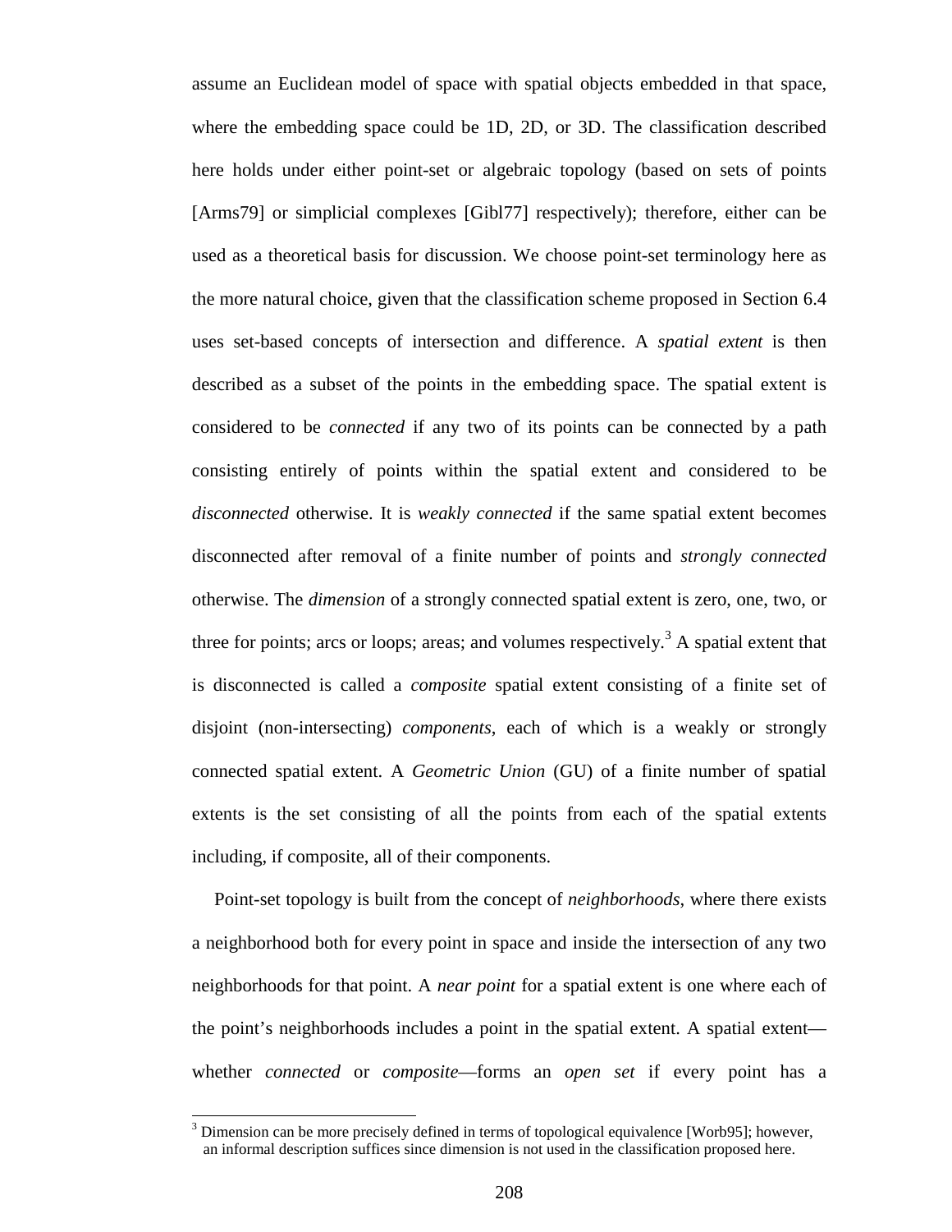assume an Euclidean model of space with spatial objects embedded in that space, where the embedding space could be 1D, 2D, or 3D. The classification described here holds under either point-set or algebraic topology (based on sets of points [Arms79] or simplicial complexes [Gibl77] respectively); therefore, either can be used as a theoretical basis for discussion. We choose point-set terminology here as the more natural choice, given that the classification scheme proposed in Section 6.4 uses set-based concepts of intersection and difference. A *spatial extent* is then described as a subset of the points in the embedding space. The spatial extent is considered to be *connected* if any two of its points can be connected by a path consisting entirely of points within the spatial extent and considered to be *disconnected* otherwise. It is *weakly connected* if the same spatial extent becomes disconnected after removal of a finite number of points and *strongly connected* otherwise. The *dimension* of a strongly connected spatial extent is zero, one, two, or three for points; arcs or loops; areas; and volumes respectively.[3] A spatial extent that is disconnected is called a *composite* spatial extent consisting of a finite set of disjoint (non-intersecting) *components*, each of which is a weakly or strongly connected spatial extent. A *Geometric Union* (GU) of a finite number of spatial extents is the set consisting of all the points from each of the spatial extents including, if composite, all of their components.

Point-set topology is built from the concept of *neighborhoods*, where there exists a neighborhood both for every point in space and inside the intersection of any two neighborhoods for that point. A *near point* for a spatial extent is one where each of the point's neighborhoods includes a point in the spatial extent. A spatial extent—whether *connected* or *composite*—forms an *open set* if every point has a

[3] Dimension can be more precisely defined in terms of topological equivalence [Worb95]; however, an informal description suffices since dimension is not used in the classification proposed here.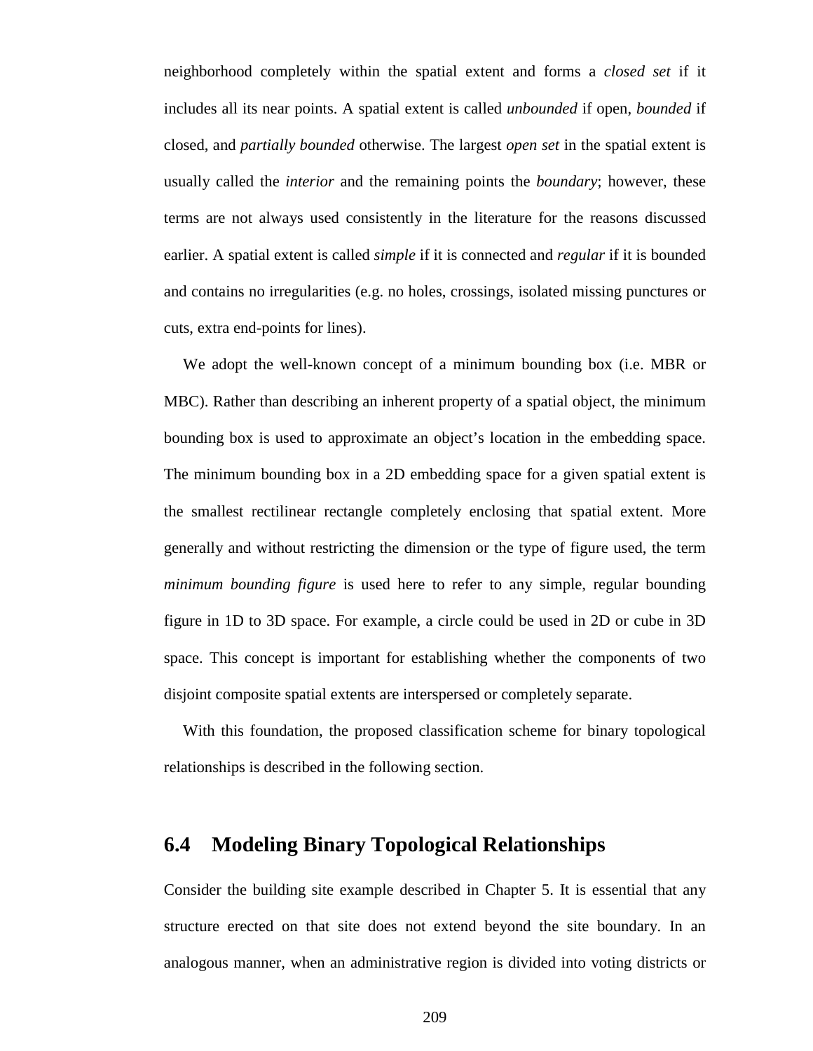neighborhood completely within the spatial extent and forms a *closed set* if it includes all its near points. A spatial extent is called *unbounded* if open, *bounded* if closed, and *partially bounded* otherwise. The largest *open set* in the spatial extent is usually called the *interior* and the remaining points the *boundary*; however, these terms are not always used consistently in the literature for the reasons discussed earlier. A spatial extent is called *simple* if it is connected and *regular* if it is bounded and contains no irregularities (e.g. no holes, crossings, isolated missing punctures or cuts, extra end-points for lines).

We adopt the well-known concept of a minimum bounding box (i.e. MBR or MBC). Rather than describing an inherent property of a spatial object, the minimum bounding box is used to approximate an object's location in the embedding space. The minimum bounding box in a 2D embedding space for a given spatial extent is the smallest rectilinear rectangle completely enclosing that spatial extent. More generally and without restricting the dimension or the type of figure used, the term *minimum bounding figure* is used here to refer to any simple, regular bounding figure in 1D to 3D space. For example, a circle could be used in 2D or cube in 3D space. This concept is important for establishing whether the components of two disjoint composite spatial extents are interspersed or completely separate.

With this foundation, the proposed classification scheme for binary topological relationships is described in the following section.

## 6.4 Modeling Binary Topological Relationships

Consider the building site example described in Chapter 5. It is essential that any structure erected on that site does not extend beyond the site boundary. In an analogous manner, when an administrative region is divided into voting districts or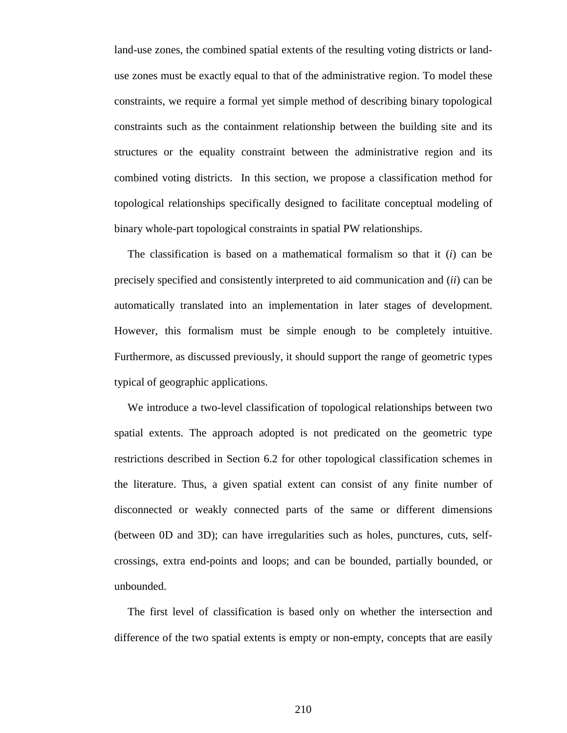land-use zones, the combined spatial extents of the resulting voting districts or land-use zones must be exactly equal to that of the administrative region. To model these constraints, we require a formal yet simple method of describing binary topological constraints such as the containment relationship between the building site and its structures or the equality constraint between the administrative region and its combined voting districts. In this section, we propose a classification method for topological relationships specifically designed to facilitate conceptual modeling of binary whole-part topological constraints in spatial PW relationships.

The classification is based on a mathematical formalism so that it (*i*) can be precisely specified and consistently interpreted to aid communication and (*ii*) can be automatically translated into an implementation in later stages of development. However, this formalism must be simple enough to be completely intuitive. Furthermore, as discussed previously, it should support the range of geometric types typical of geographic applications.

We introduce a two-level classification of topological relationships between two spatial extents. The approach adopted is not predicated on the geometric type restrictions described in Section 6.2 for other topological classification schemes in the literature. Thus, a given spatial extent can consist of any finite number of disconnected or weakly connected parts of the same or different dimensions (between 0D and 3D); can have irregularities such as holes, punctures, cuts, self-crossings, extra end-points and loops; and can be bounded, partially bounded, or unbounded.

The first level of classification is based only on whether the intersection and difference of the two spatial extents is empty or non-empty, concepts that are easily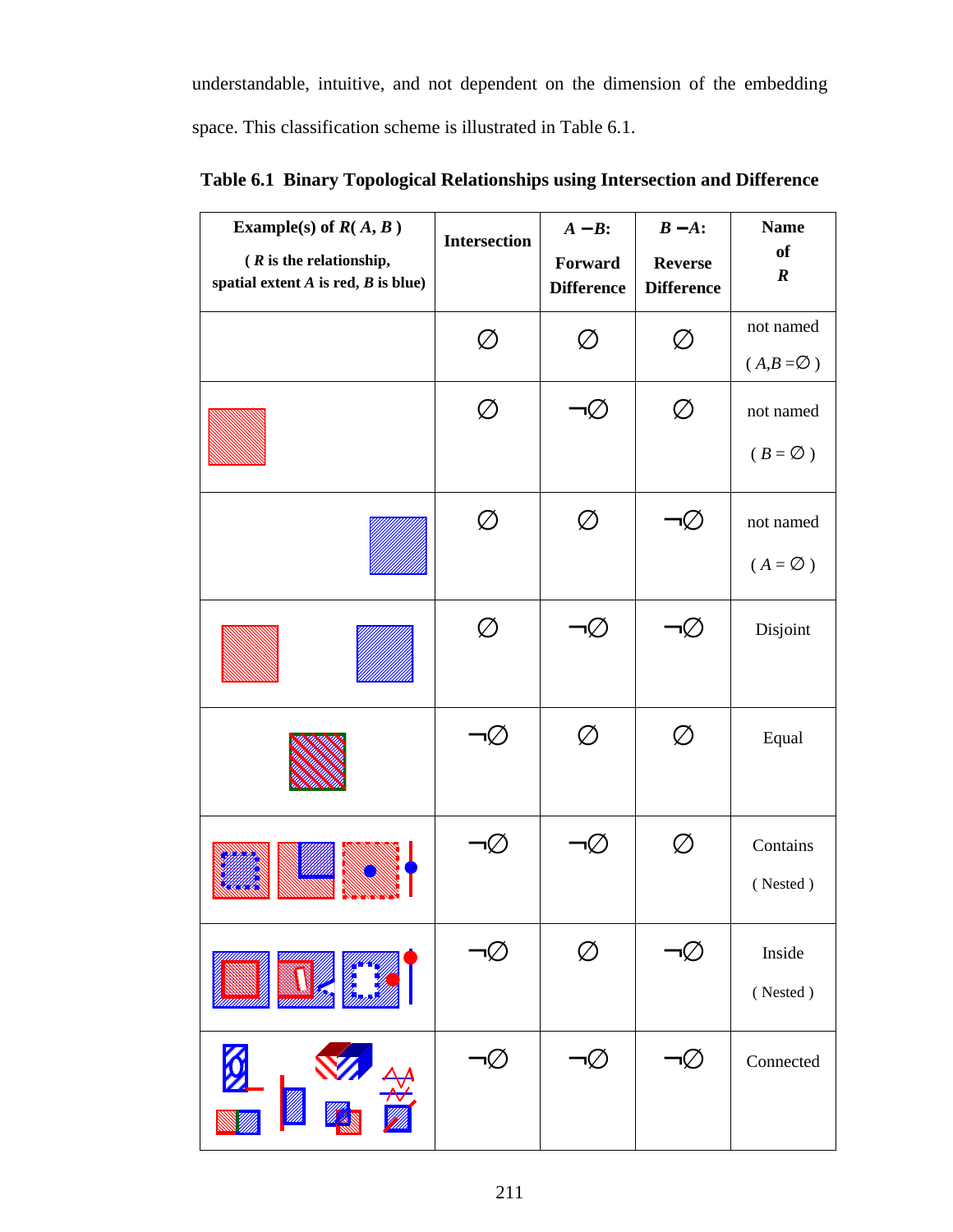understandable, intuitive, and not dependent on the dimension of the embedding space. This classification scheme is illustrated in Table 6.1.

**Table 6.1 Binary Topological Relationships using Intersection and Difference**

| **Example(s) of *R*( *A*, *B* )** ( ***R*** **is the relationship, spatial extent** ***A*** **is red,** ***B*** **is blue)** | **Intersection** | ***A* − *B*: Forward Difference** | ***B* − *A*: Reverse Difference** | **Name of *R*** |
|---|---|---|---|---|
| | ∅ | ∅ | ∅ | not named ( $A,B = \varnothing$ ) |
| | ∅ | ¬∅ | ∅ | not named ( $B = \varnothing$ ) |
| | ∅ | ∅ | ¬∅ | not named ( $A = \varnothing$ ) |
| | ∅ | ¬∅ | ¬∅ | Disjoint |
| | ¬∅ | ∅ | ∅ | Equal |
| | ¬∅ | ¬∅ | ∅ | Contains ( Nested ) |
| | ¬∅ | ∅ | ¬∅ | Inside ( Nested ) |
| | ¬∅ | ¬∅ | ¬∅ | Connected |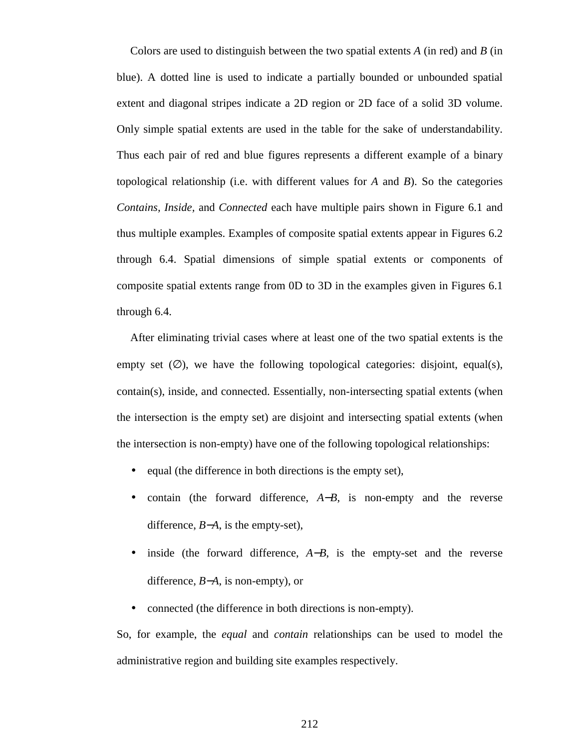Colors are used to distinguish between the two spatial extents *A* (in red) and *B* (in blue). A dotted line is used to indicate a partially bounded or unbounded spatial extent and diagonal stripes indicate a 2D region or 2D face of a solid 3D volume. Only simple spatial extents are used in the table for the sake of understandability. Thus each pair of red and blue figures represents a different example of a binary topological relationship (i.e. with different values for *A* and *B*). So the categories *Contains, Inside,* and *Connected* each have multiple pairs shown in Figure 6.1 and thus multiple examples. Examples of composite spatial extents appear in Figures 6.2 through 6.4. Spatial dimensions of simple spatial extents or components of composite spatial extents range from 0D to 3D in the examples given in Figures 6.1 through 6.4.

After eliminating trivial cases where at least one of the two spatial extents is the empty set (∅), we have the following topological categories: disjoint, equal(s), contain(s), inside, and connected. Essentially, non-intersecting spatial extents (when the intersection is the empty set) are disjoint and intersecting spatial extents (when the intersection is non-empty) have one of the following topological relationships:

- equal (the difference in both directions is the empty set),
- contain (the forward difference, $A-B$, is non-empty and the reverse difference, $B-A$, is the empty-set),
- inside (the forward difference, $A-B$, is the empty-set and the reverse difference, $B-A$, is non-empty), or
- connected (the difference in both directions is non-empty).

So, for example, the *equal* and *contain* relationships can be used to model the administrative region and building site examples respectively.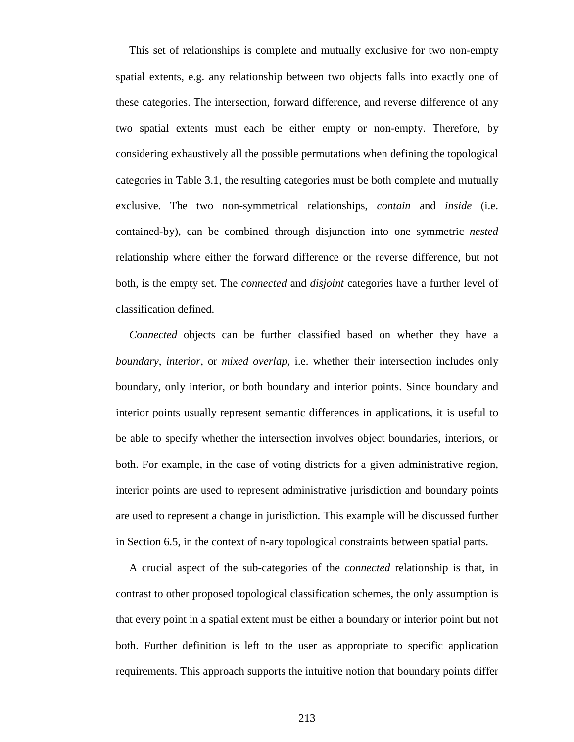This set of relationships is complete and mutually exclusive for two non-empty spatial extents, e.g. any relationship between two objects falls into exactly one of these categories. The intersection, forward difference, and reverse difference of any two spatial extents must each be either empty or non-empty. Therefore, by considering exhaustively all the possible permutations when defining the topological categories in Table 3.1, the resulting categories must be both complete and mutually exclusive. The two non-symmetrical relationships, *contain* and *inside* (i.e. contained-by), can be combined through disjunction into one symmetric *nested* relationship where either the forward difference or the reverse difference, but not both, is the empty set. The *connected* and *disjoint* categories have a further level of classification defined.

*Connected* objects can be further classified based on whether they have a *boundary*, *interior*, or *mixed overlap*, i.e. whether their intersection includes only boundary, only interior, or both boundary and interior points. Since boundary and interior points usually represent semantic differences in applications, it is useful to be able to specify whether the intersection involves object boundaries, interiors, or both. For example, in the case of voting districts for a given administrative region, interior points are used to represent administrative jurisdiction and boundary points are used to represent a change in jurisdiction. This example will be discussed further in Section 6.5, in the context of n-ary topological constraints between spatial parts.

A crucial aspect of the sub-categories of the *connected* relationship is that, in contrast to other proposed topological classification schemes, the only assumption is that every point in a spatial extent must be either a boundary or interior point but not both. Further definition is left to the user as appropriate to specific application requirements. This approach supports the intuitive notion that boundary points differ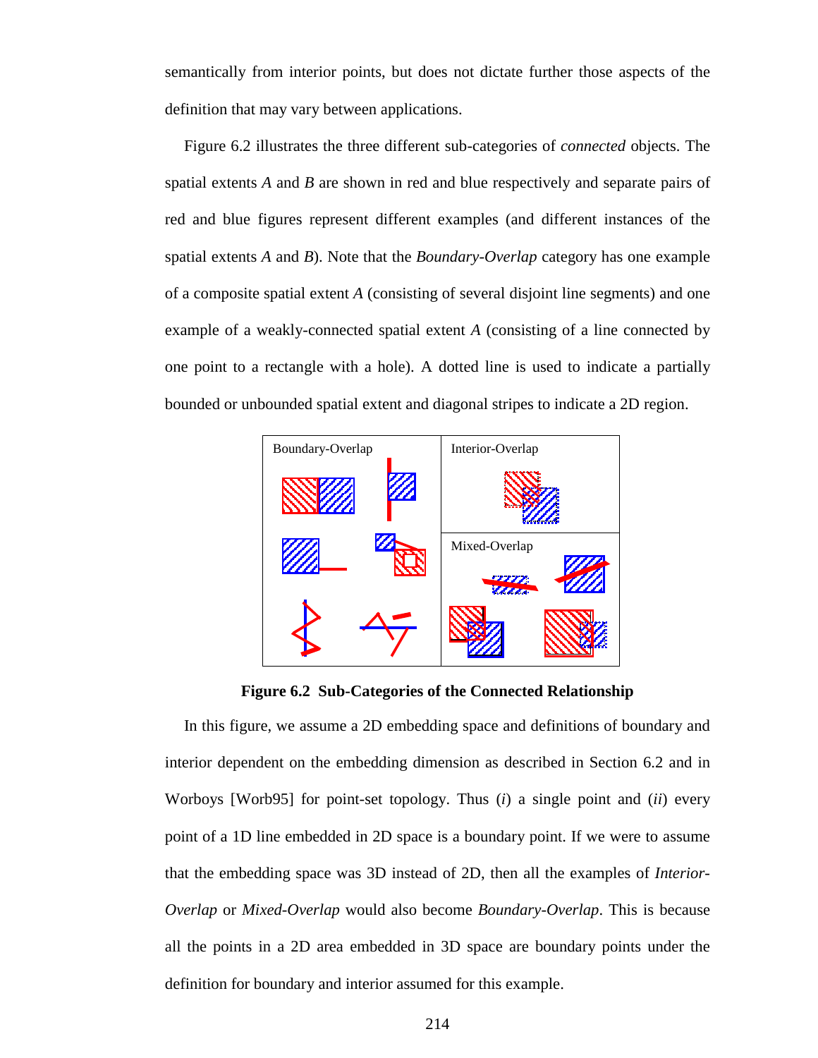semantically from interior points, but does not dictate further those aspects of the definition that may vary between applications.

Figure 6.2 illustrates the three different sub-categories of *connected* objects. The spatial extents *A* and *B* are shown in red and blue respectively and separate pairs of red and blue figures represent different examples (and different instances of the spatial extents *A* and *B*). Note that the *Boundary-Overlap* category has one example of a composite spatial extent *A* (consisting of several disjoint line segments) and one example of a weakly-connected spatial extent *A* (consisting of a line connected by one point to a rectangle with a hole). A dotted line is used to indicate a partially bounded or unbounded spatial extent and diagonal stripes to indicate a 2D region.

**Figure 6.2 Sub-Categories of the Connected Relationship**

In this figure, we assume a 2D embedding space and definitions of boundary and interior dependent on the embedding dimension as described in Section 6.2 and in Worboys [Worb95] for point-set topology. Thus (*i*) a single point and (*ii*) every point of a 1D line embedded in 2D space is a boundary point. If we were to assume that the embedding space was 3D instead of 2D, then all the examples of *Interior-Overlap* or *Mixed-Overlap* would also become *Boundary-Overlap*. This is because all the points in a 2D area embedded in 3D space are boundary points under the definition for boundary and interior assumed for this example.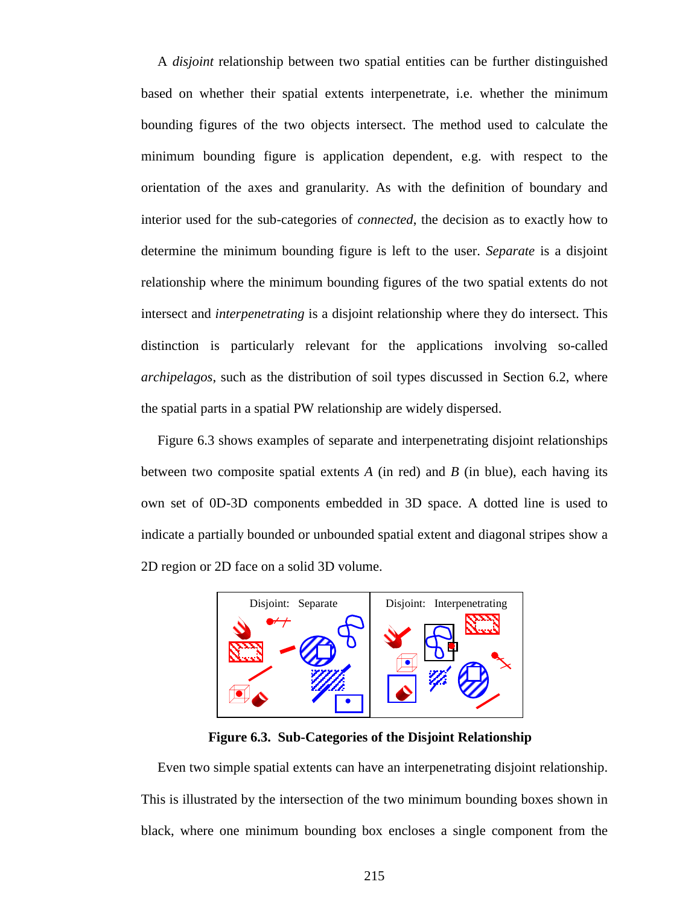A *disjoint* relationship between two spatial entities can be further distinguished based on whether their spatial extents interpenetrate, i.e. whether the minimum bounding figures of the two objects intersect. The method used to calculate the minimum bounding figure is application dependent, e.g. with respect to the orientation of the axes and granularity. As with the definition of boundary and interior used for the sub-categories of *connected*, the decision as to exactly how to determine the minimum bounding figure is left to the user. *Separate* is a disjoint relationship where the minimum bounding figures of the two spatial extents do not intersect and *interpenetrating* is a disjoint relationship where they do intersect. This distinction is particularly relevant for the applications involving so-called *archipelagos*, such as the distribution of soil types discussed in Section 6.2, where the spatial parts in a spatial PW relationship are widely dispersed.

Figure 6.3 shows examples of separate and interpenetrating disjoint relationships between two composite spatial extents *A* (in red) and *B* (in blue), each having its own set of 0D-3D components embedded in 3D space. A dotted line is used to indicate a partially bounded or unbounded spatial extent and diagonal stripes show a 2D region or 2D face on a solid 3D volume.

Disjoint: Separate | Disjoint: Interpenetrating

**Figure 6.3. Sub-Categories of the Disjoint Relationship**

Even two simple spatial extents can have an interpenetrating disjoint relationship. This is illustrated by the intersection of the two minimum bounding boxes shown in black, where one minimum bounding box encloses a single component from the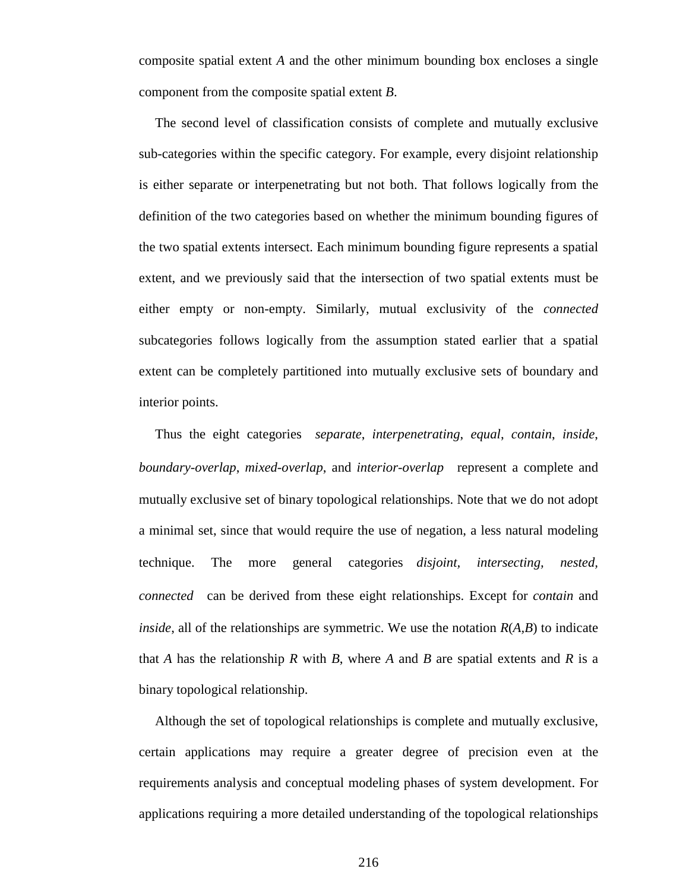composite spatial extent *A* and the other minimum bounding box encloses a single component from the composite spatial extent *B*.

The second level of classification consists of complete and mutually exclusive sub-categories within the specific category. For example, every disjoint relationship is either separate or interpenetrating but not both. That follows logically from the definition of the two categories based on whether the minimum bounding figures of the two spatial extents intersect. Each minimum bounding figure represents a spatial extent, and we previously said that the intersection of two spatial extents must be either empty or non-empty. Similarly, mutual exclusivity of the *connected* subcategories follows logically from the assumption stated earlier that a spatial extent can be completely partitioned into mutually exclusive sets of boundary and interior points.

Thus the eight categories *separate*, *interpenetrating*, *equal*, *contain*, *inside*, *boundary-overlap*, *mixed-overlap*, and *interior-overlap* represent a complete and mutually exclusive set of binary topological relationships. Note that we do not adopt a minimal set, since that would require the use of negation, a less natural modeling technique. The more general categories *disjoint*, *intersecting*, *nested*, *connected* can be derived from these eight relationships. Except for *contain* and *inside*, all of the relationships are symmetric. We use the notation *R*(*A*,*B*) to indicate that *A* has the relationship *R* with *B*, where *A* and *B* are spatial extents and *R* is a binary topological relationship.

Although the set of topological relationships is complete and mutually exclusive, certain applications may require a greater degree of precision even at the requirements analysis and conceptual modeling phases of system development. For applications requiring a more detailed understanding of the topological relationships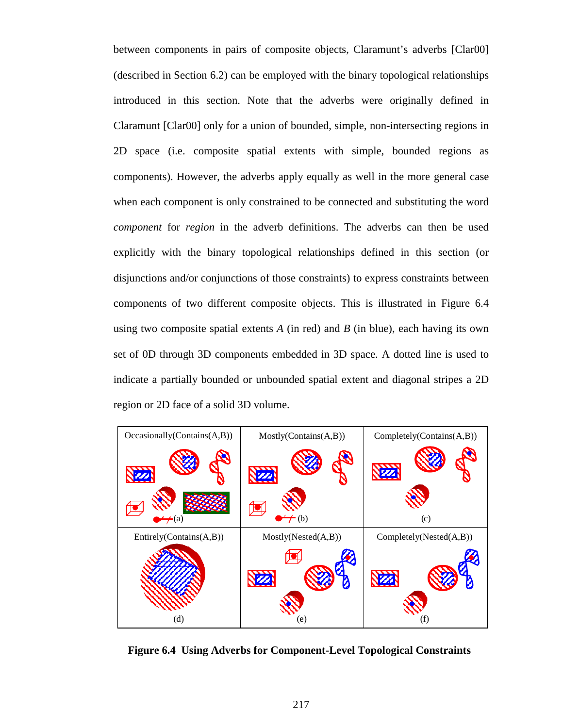between components in pairs of composite objects, Claramunt's adverbs [Clar00] (described in Section 6.2) can be employed with the binary topological relationships introduced in this section. Note that the adverbs were originally defined in Claramunt [Clar00] only for a union of bounded, simple, non-intersecting regions in 2D space (i.e. composite spatial extents with simple, bounded regions as components). However, the adverbs apply equally as well in the more general case when each component is only constrained to be connected and substituting the word *component* for *region* in the adverb definitions. The adverbs can then be used explicitly with the binary topological relationships defined in this section (or disjunctions and/or conjunctions of those constraints) to express constraints between components of two different composite objects. This is illustrated in Figure 6.4 using two composite spatial extents *A* (in red) and *B* (in blue), each having its own set of 0D through 3D components embedded in 3D space. A dotted line is used to indicate a partially bounded or unbounded spatial extent and diagonal stripes a 2D region or 2D face of a solid 3D volume.

| Occasionally(Contains(A,B)) | Mostly(Contains(A,B)) | Completely(Contains(A,B)) |
|---|---|---|
| (a) | (b) | (c) |
| Entirely(Contains(A,B)) | Mostly(Nested(A,B)) | Completely(Nested(A,B)) |
| (d) | (e) | (f) |

**Figure 6.4 Using Adverbs for Component-Level Topological Constraints**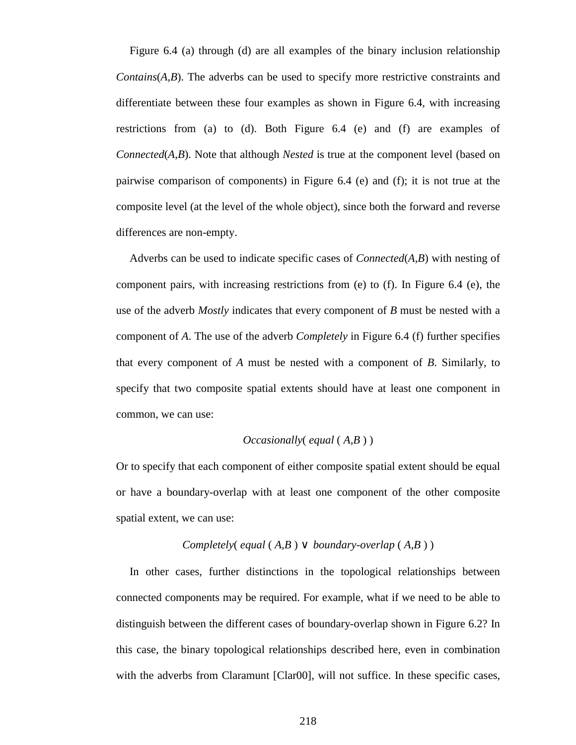Figure 6.4 (a) through (d) are all examples of the binary inclusion relationship *Contains*(*A*,*B*). The adverbs can be used to specify more restrictive constraints and differentiate between these four examples as shown in Figure 6.4, with increasing restrictions from (a) to (d). Both Figure 6.4 (e) and (f) are examples of *Connected*(*A*,*B*). Note that although *Nested* is true at the component level (based on pairwise comparison of components) in Figure 6.4 (e) and (f); it is not true at the composite level (at the level of the whole object), since both the forward and reverse differences are non-empty.

Adverbs can be used to indicate specific cases of *Connected*(*A*,*B*) with nesting of component pairs, with increasing restrictions from (e) to (f). In Figure 6.4 (e), the use of the adverb *Mostly* indicates that every component of *B* must be nested with a component of *A*. The use of the adverb *Completely* in Figure 6.4 (f) further specifies that every component of *A* must be nested with a component of *B*. Similarly, to specify that two composite spatial extents should have at least one component in common, we can use:

$$Occasionally(\ equal\ (\ A,B\ )\ )$$

Or to specify that each component of either composite spatial extent should be equal or have a boundary-overlap with at least one component of the other composite spatial extent, we can use:

$$Completely(\ equal\ (\ A,B\ ) \lor\ boundary\text{-}overlap\ (\ A,B\ )\ )$$

In other cases, further distinctions in the topological relationships between connected components may be required. For example, what if we need to be able to distinguish between the different cases of boundary-overlap shown in Figure 6.2? In this case, the binary topological relationships described here, even in combination with the adverbs from Claramunt [Clar00], will not suffice. In these specific cases,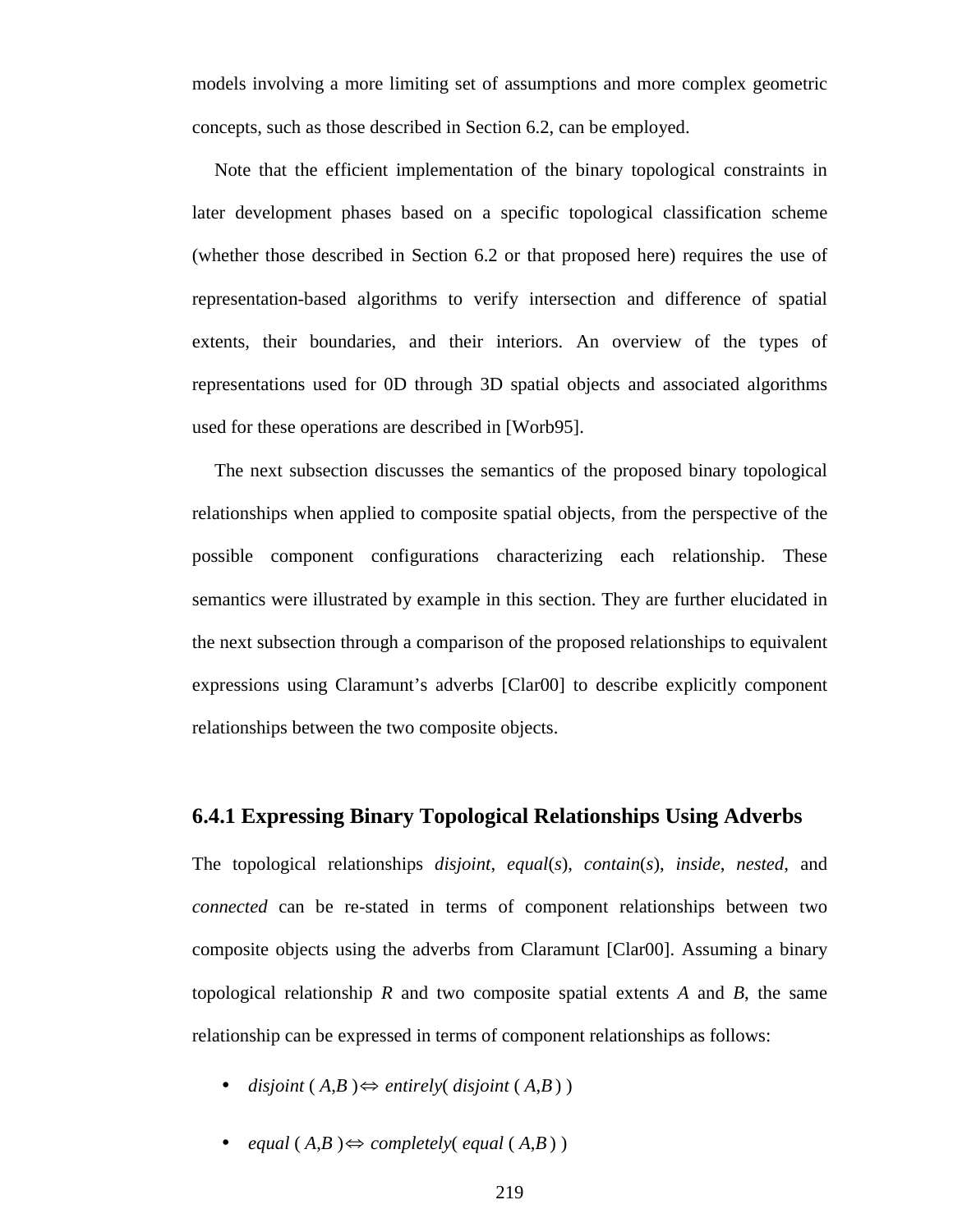models involving a more limiting set of assumptions and more complex geometric concepts, such as those described in Section 6.2, can be employed.

Note that the efficient implementation of the binary topological constraints in later development phases based on a specific topological classification scheme (whether those described in Section 6.2 or that proposed here) requires the use of representation-based algorithms to verify intersection and difference of spatial extents, their boundaries, and their interiors. An overview of the types of representations used for 0D through 3D spatial objects and associated algorithms used for these operations are described in [Worb95].

The next subsection discusses the semantics of the proposed binary topological relationships when applied to composite spatial objects, from the perspective of the possible component configurations characterizing each relationship. These semantics were illustrated by example in this section. They are further elucidated in the next subsection through a comparison of the proposed relationships to equivalent expressions using Claramunt's adverbs [Clar00] to describe explicitly component relationships between the two composite objects.

### 6.4.1 Expressing Binary Topological Relationships Using Adverbs

The topological relationships *disjoint*, *equal*(*s*), *contain*(*s*), *inside*, *nested*, and *connected* can be re-stated in terms of component relationships between two composite objects using the adverbs from Claramunt [Clar00]. Assuming a binary topological relationship *R* and two composite spatial extents *A* and *B*, the same relationship can be expressed in terms of component relationships as follows:

- $disjoint\,(A,B) \Leftrightarrow entirely(\,disjoint\,(A,B)\,)$
- $equal\,(A,B) \Leftrightarrow completely(\,equal\,(A,B)\,)$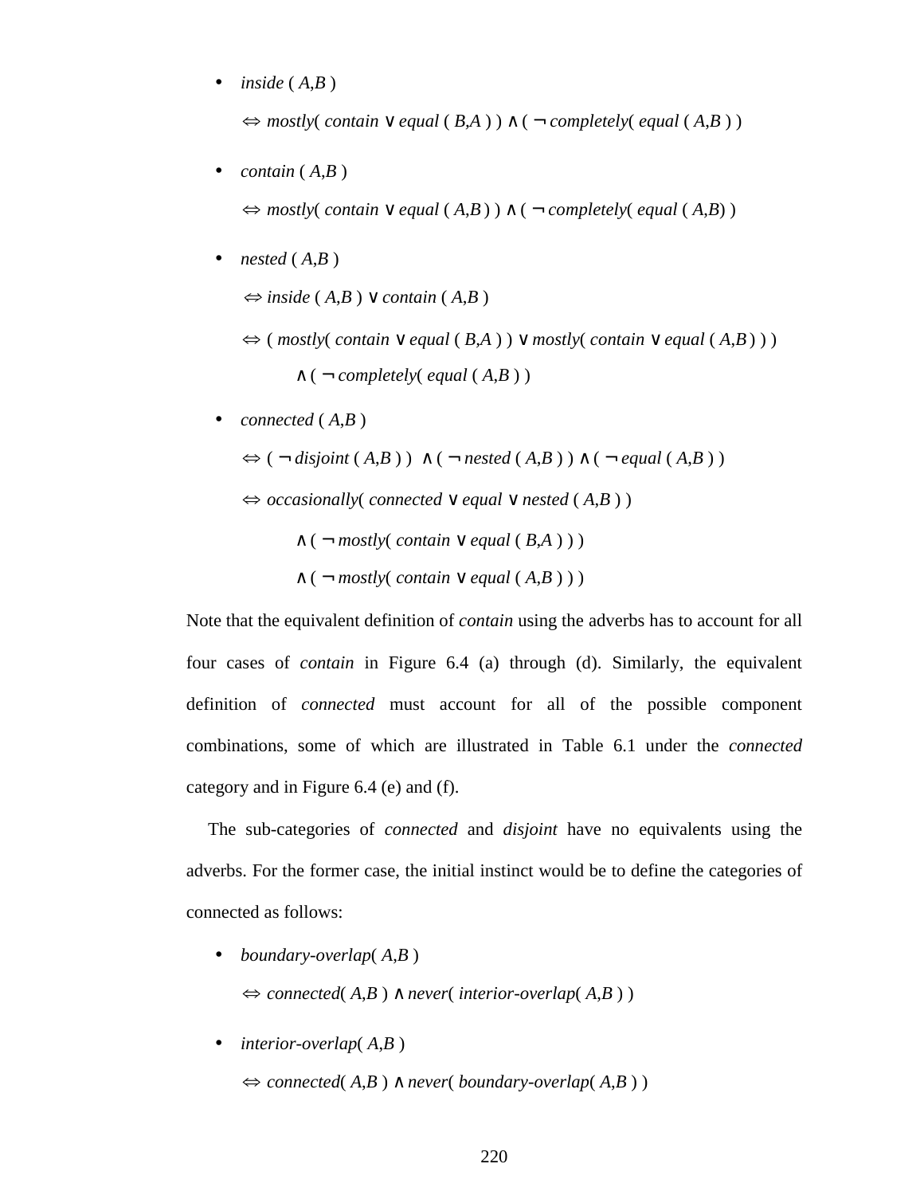- *inside* ( *A*,*B* )

  $\Leftrightarrow$ *mostly*( *contain* ∨ *equal* ( *B*,*A* ) ) ∧ ( ¬ *completely*( *equal* ( *A*,*B* ) )

- *contain* ( *A*,*B* )

  $\Leftrightarrow$ *mostly*( *contain* ∨ *equal* ( *A*,*B* ) ) ∧ ( ¬ *completely*( *equal* ( *A*,*B*) )

- *nested* ( *A*,*B* )

  $\Leftrightarrow$ *inside* ( *A*,*B* ) ∨ *contain* ( *A*,*B* )

  $\Leftrightarrow$ ( *mostly*( *contain* ∨ *equal* ( *B*,*A* ) ) ∨ *mostly*( *contain* ∨ *equal* ( *A*,*B* ) ) )

  ∧ ( ¬ *completely*( *equal* ( *A*,*B* ) )

- *connected* ( *A*,*B* )

  $\Leftrightarrow$ ( ¬ *disjoint* ( *A*,*B* ) ) ∧ ( ¬ *nested* ( *A*,*B* ) ) ∧ ( ¬ *equal* ( *A*,*B* ) )

  $\Leftrightarrow$ *occasionally*( *connected* ∨ *equal* ∨ *nested* ( *A*,*B* ) )

  ∧ ( ¬ *mostly*( *contain* ∨ *equal* ( *B*,*A* ) ) )

  ∧ ( ¬ *mostly*( *contain* ∨ *equal* ( *A*,*B* ) ) )

Note that the equivalent definition of *contain* using the adverbs has to account for all four cases of *contain* in Figure 6.4 (a) through (d). Similarly, the equivalent definition of *connected* must account for all of the possible component combinations, some of which are illustrated in Table 6.1 under the *connected* category and in Figure 6.4 (e) and (f).

The sub-categories of *connected* and *disjoint* have no equivalents using the adverbs. For the former case, the initial instinct would be to define the categories of connected as follows:

- *boundary-overlap*( *A*,*B* )

  $\Leftrightarrow$ *connected*( *A*,*B* ) ∧ *never*( *interior-overlap*( *A*,*B* ) )

- *interior-overlap*( *A*,*B* )

  $\Leftrightarrow$ *connected*( *A*,*B* ) ∧ *never*( *boundary-overlap*( *A*,*B* ) )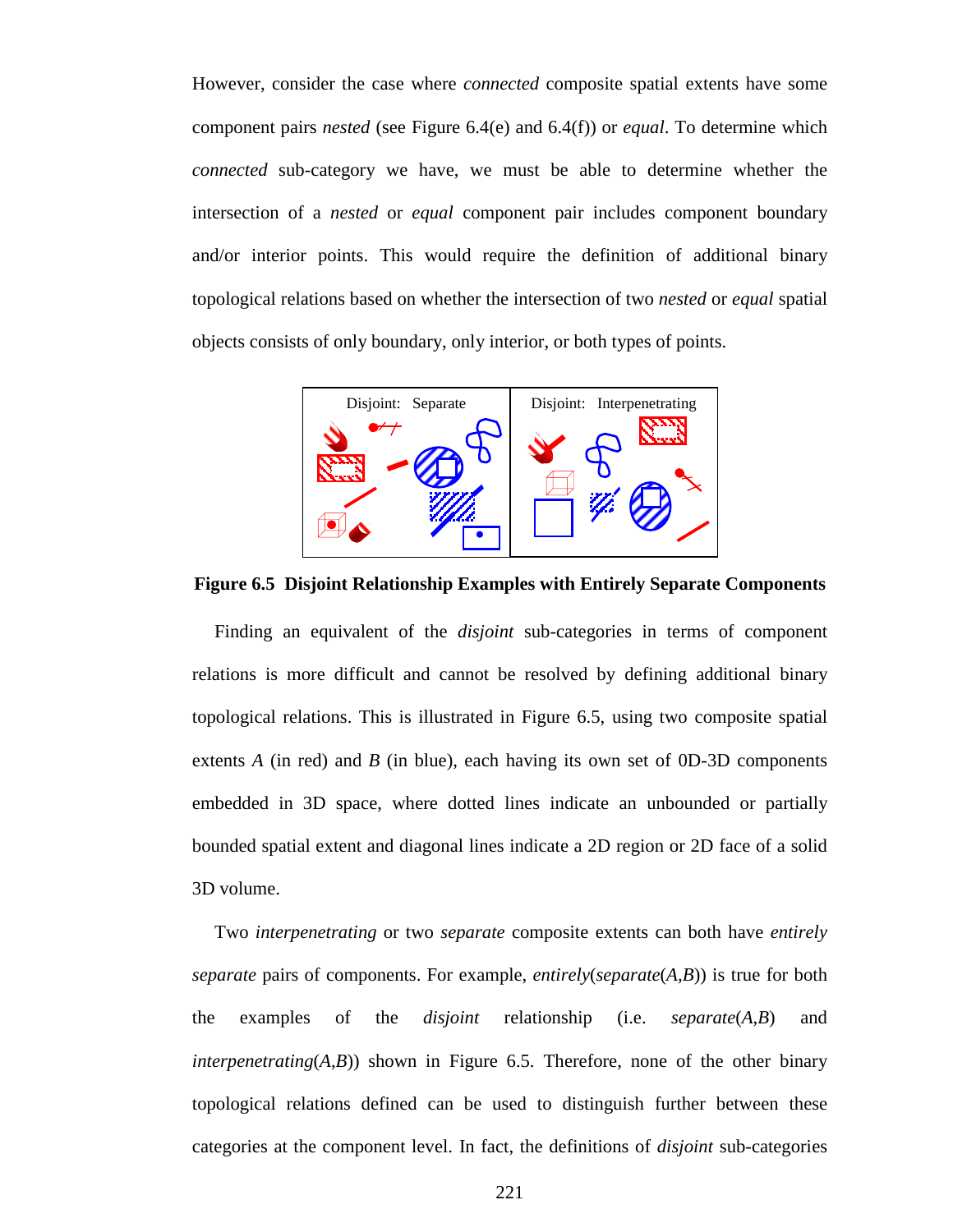However, consider the case where *connected* composite spatial extents have some component pairs *nested* (see Figure 6.4(e) and 6.4(f)) or *equal*. To determine which *connected* sub-category we have, we must be able to determine whether the intersection of a *nested* or *equal* component pair includes component boundary and/or interior points. This would require the definition of additional binary topological relations based on whether the intersection of two *nested* or *equal* spatial objects consists of only boundary, only interior, or both types of points.

Disjoint: Separate | Disjoint: Interpenetrating

**Figure 6.5 Disjoint Relationship Examples with Entirely Separate Components**

Finding an equivalent of the *disjoint* sub-categories in terms of component relations is more difficult and cannot be resolved by defining additional binary topological relations. This is illustrated in Figure 6.5, using two composite spatial extents *A* (in red) and *B* (in blue), each having its own set of 0D-3D components embedded in 3D space, where dotted lines indicate an unbounded or partially bounded spatial extent and diagonal lines indicate a 2D region or 2D face of a solid 3D volume.

Two *interpenetrating* or two *separate* composite extents can both have *entirely separate* pairs of components. For example, *entirely*(*separate*(*A*,*B*)) is true for both the examples of the *disjoint* relationship (i.e. *separate*(*A*,*B*) and *interpenetrating*(*A*,*B*)) shown in Figure 6.5. Therefore, none of the other binary topological relations defined can be used to distinguish further between these categories at the component level. In fact, the definitions of *disjoint* sub-categories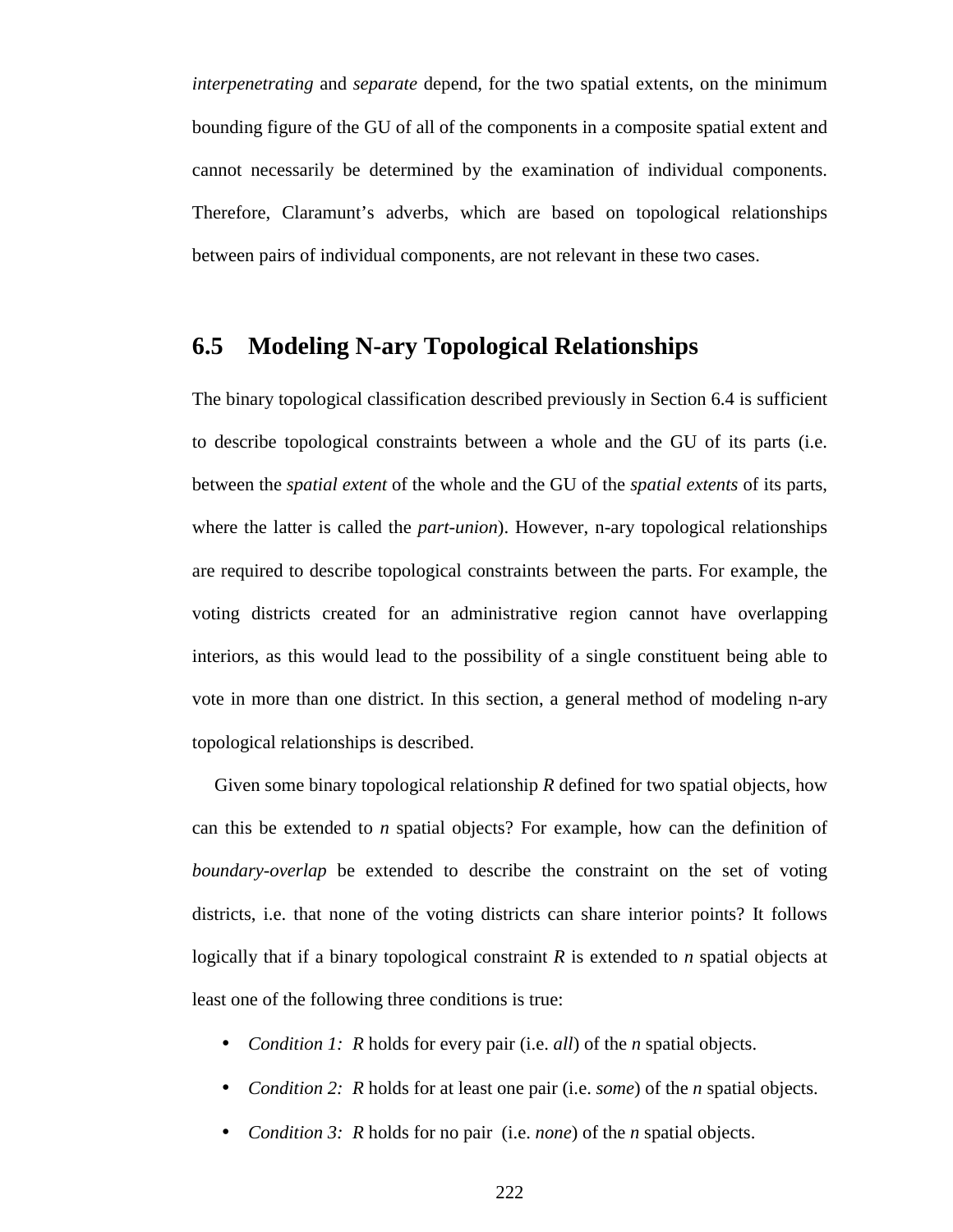*interpenetrating* and *separate* depend, for the two spatial extents, on the minimum bounding figure of the GU of all of the components in a composite spatial extent and cannot necessarily be determined by the examination of individual components. Therefore, Claramunt's adverbs, which are based on topological relationships between pairs of individual components, are not relevant in these two cases.

## 6.5 Modeling N-ary Topological Relationships

The binary topological classification described previously in Section 6.4 is sufficient to describe topological constraints between a whole and the GU of its parts (i.e. between the *spatial extent* of the whole and the GU of the *spatial extents* of its parts, where the latter is called the *part-union*). However, n-ary topological relationships are required to describe topological constraints between the parts. For example, the voting districts created for an administrative region cannot have overlapping interiors, as this would lead to the possibility of a single constituent being able to vote in more than one district. In this section, a general method of modeling n-ary topological relationships is described.

Given some binary topological relationship *R* defined for two spatial objects, how can this be extended to *n* spatial objects? For example, how can the definition of *boundary-overlap* be extended to describe the constraint on the set of voting districts, i.e. that none of the voting districts can share interior points? It follows logically that if a binary topological constraint *R* is extended to *n* spatial objects at least one of the following three conditions is true:

- *Condition 1:* *R* holds for every pair (i.e. *all*) of the *n* spatial objects.
- *Condition 2:* *R* holds for at least one pair (i.e. *some*) of the *n* spatial objects.
- *Condition 3:* *R* holds for no pair (i.e. *none*) of the *n* spatial objects.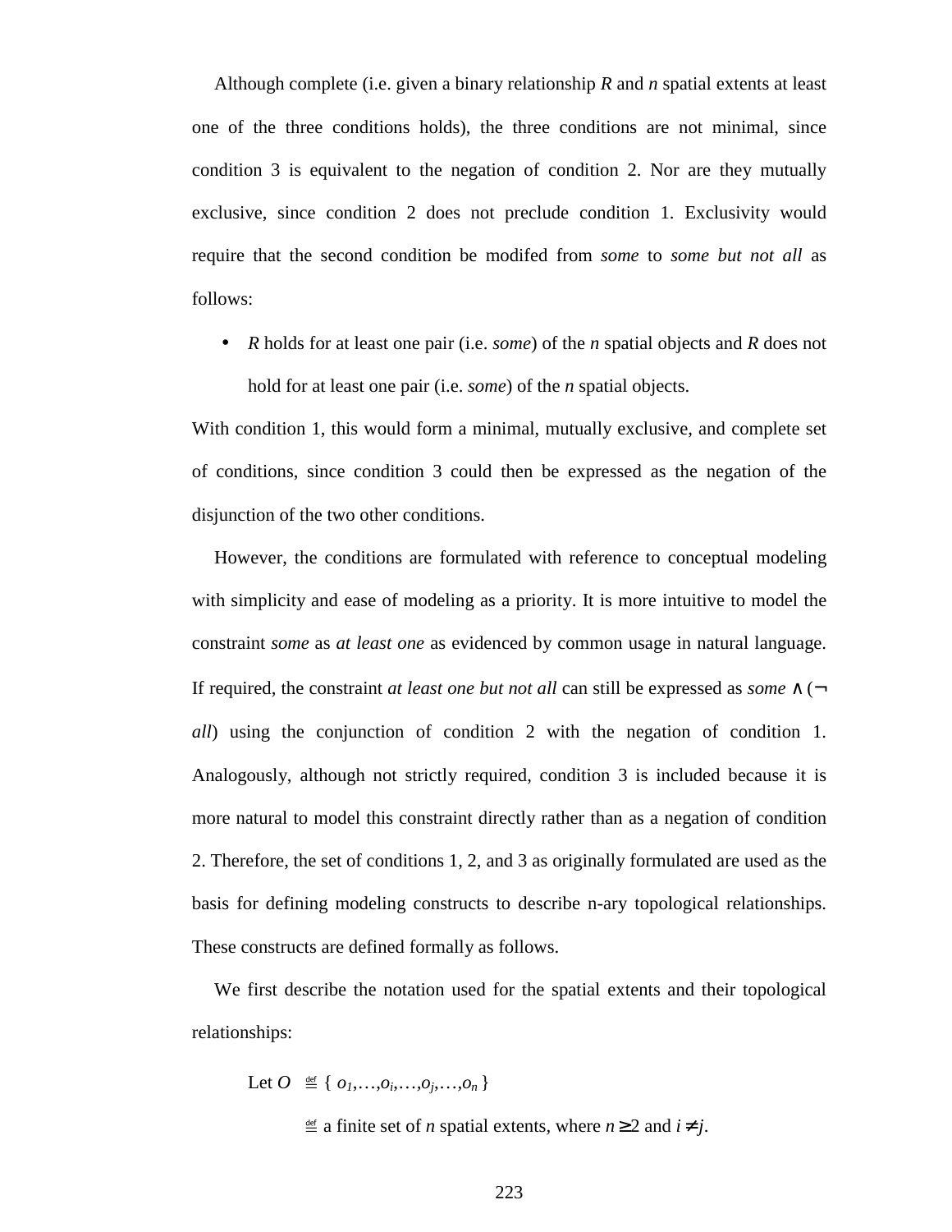Although complete (i.e. given a binary relationship $R$ and $n$ spatial extents at least one of the three conditions holds), the three conditions are not minimal, since condition 3 is equivalent to the negation of condition 2. Nor are they mutually exclusive, since condition 2 does not preclude condition 1. Exclusivity would require that the second condition be modifed from *some* to *some but not all* as follows:

- $R$ holds for at least one pair (i.e. *some*) of the $n$ spatial objects and $R$ does not hold for at least one pair (i.e. *some*) of the $n$ spatial objects.

With condition 1, this would form a minimal, mutually exclusive, and complete set of conditions, since condition 3 could then be expressed as the negation of the disjunction of the two other conditions.

However, the conditions are formulated with reference to conceptual modeling with simplicity and ease of modeling as a priority. It is more intuitive to model the constraint *some* as *at least one* as evidenced by common usage in natural language. If required, the constraint *at least one but not all* can still be expressed as *some* $\wedge$ ($\neg$ *all*) using the conjunction of condition 2 with the negation of condition 1. Analogously, although not strictly required, condition 3 is included because it is more natural to model this constraint directly rather than as a negation of condition 2. Therefore, the set of conditions 1, 2, and 3 as originally formulated are used as the basis for defining modeling constructs to describe n-ary topological relationships. These constructs are defined formally as follows.

We first describe the notation used for the spatial extents and their topological relationships:

Let $O \stackrel{\text{def}}{=} \{ o_1,\ldots,o_i,\ldots,o_j,\ldots,o_n \}$

$\stackrel{\text{def}}{=}$ a finite set of $n$ spatial extents, where $n \geq 2$ and $i \neq j$.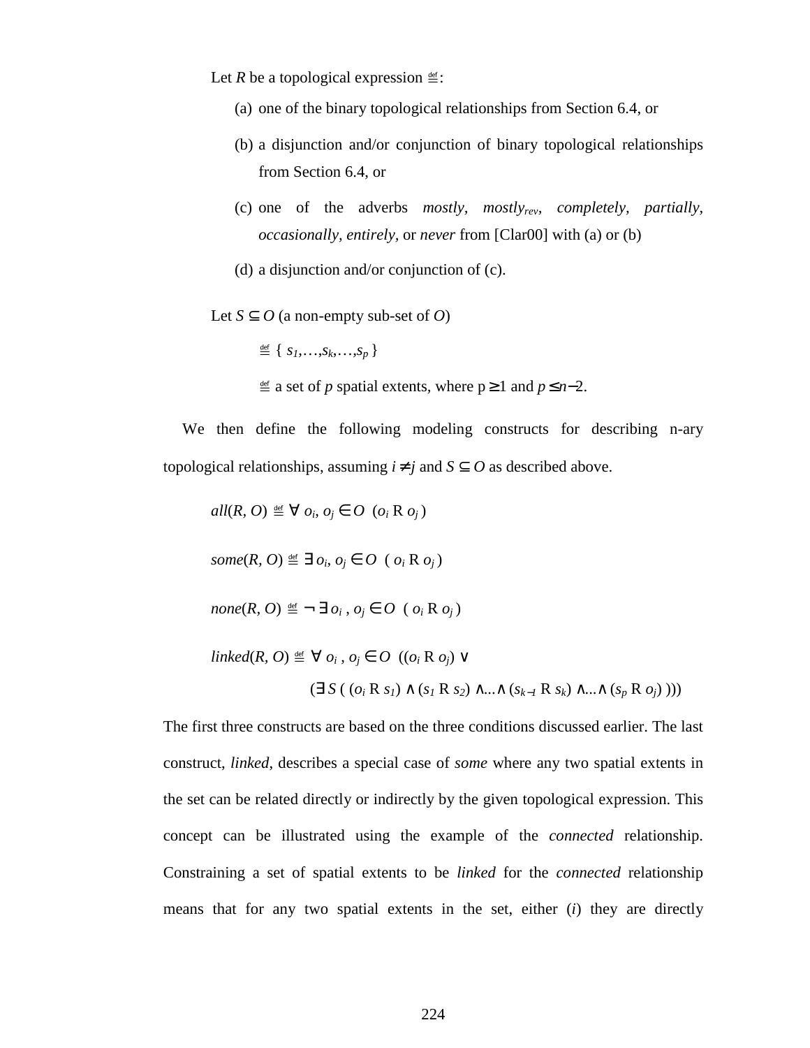Let $R$ be a topological expression $\stackrel{\text{def}}{=}$:

(a) one of the binary topological relationships from Section 6.4, or

(b) a disjunction and/or conjunction of binary topological relationships from Section 6.4, or

(c) one of the adverbs *mostly*, *mostly*$_{rev}$, *completely*, *partially*, *occasionally*, *entirely*, or *never* from [Clar00] with (a) or (b)

(d) a disjunction and/or conjunction of (c).

Let $S \subseteq O$ (a non-empty sub-set of $O$)

$\stackrel{\text{def}}{=} \{ s_1,\ldots,s_k,\ldots,s_p \}$

$\stackrel{\text{def}}{=}$ a set of $p$ spatial extents, where $p \geq 1$ and $p \leq n-2$.

We then define the following modeling constructs for describing n-ary topological relationships, assuming $i \neq j$ and $S \subseteq O$ as described above.

$$all(R, O) \stackrel{\text{def}}{=} \forall\, o_i, o_j \in O \ \ (o_i \text{ R } o_j)$$

$$some(R, O) \stackrel{\text{def}}{=} \exists\, o_i, o_j \in O \ \ (o_i \text{ R } o_j)$$

$$none(R, O) \stackrel{\text{def}}{=} \neg \exists\, o_i, o_j \in O \ \ (o_i \text{ R } o_j)$$

$$linked(R, O) \stackrel{\text{def}}{=} \forall\, o_i, o_j \in O \ \ ((o_i \text{ R } o_j) \vee (\exists S\, ( (o_i \text{ R } s_1) \wedge (s_1 \text{ R } s_2) \wedge \ldots \wedge (s_{k-1} \text{ R } s_k) \wedge \ldots \wedge (s_p \text{ R } o_j) )))$$

The first three constructs are based on the three conditions discussed earlier. The last construct, *linked*, describes a special case of *some* where any two spatial extents in the set can be related directly or indirectly by the given topological expression. This concept can be illustrated using the example of the *connected* relationship. Constraining a set of spatial extents to be *linked* for the *connected* relationship means that for any two spatial extents in the set, either (*i*) they are directly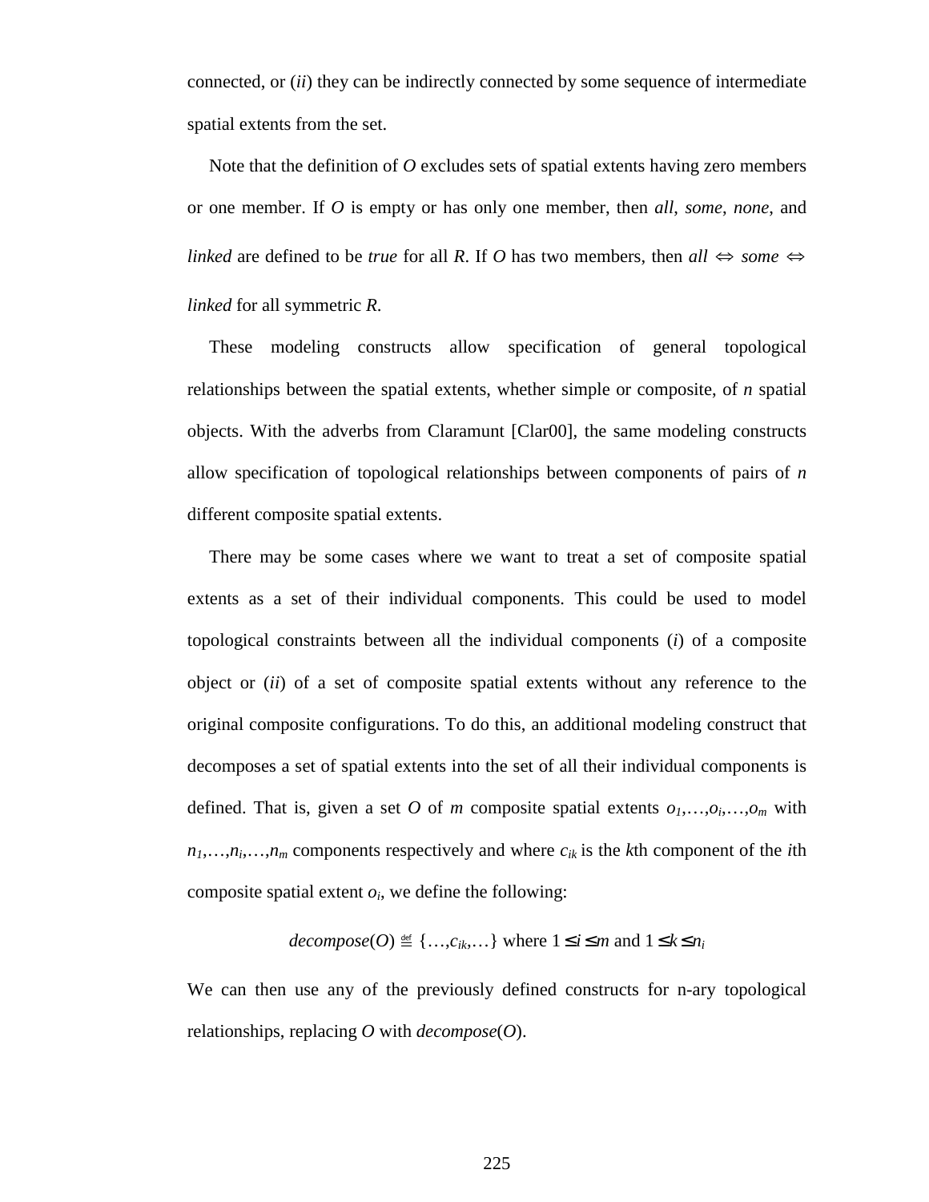connected, or (*ii*) they can be indirectly connected by some sequence of intermediate spatial extents from the set.

Note that the definition of $O$ excludes sets of spatial extents having zero members or one member. If $O$ is empty or has only one member, then *all*, *some*, *none*, and *linked* are defined to be *true* for all $R$. If $O$ has two members, then $all \Leftrightarrow some \Leftrightarrow linked$ for all symmetric $R$.

These modeling constructs allow specification of general topological relationships between the spatial extents, whether simple or composite, of $n$ spatial objects. With the adverbs from Claramunt [Clar00], the same modeling constructs allow specification of topological relationships between components of pairs of $n$ different composite spatial extents.

There may be some cases where we want to treat a set of composite spatial extents as a set of their individual components. This could be used to model topological constraints between all the individual components (*i*) of a composite object or (*ii*) of a set of composite spatial extents without any reference to the original composite configurations. To do this, an additional modeling construct that decomposes a set of spatial extents into the set of all their individual components is defined. That is, given a set $O$ of $m$ composite spatial extents $o_1,\ldots,o_i,\ldots,o_m$ with $n_1,\ldots,n_i,\ldots,n_m$ components respectively and where $c_{ik}$ is the $k$th component of the $i$th composite spatial extent $o_i$, we define the following:

$$decompose(O) \stackrel{\text{def}}{=} \{\ldots,c_{ik},\ldots\} \text{ where } 1 \le i \le m \text{ and } 1 \le k \le n_i$$

We can then use any of the previously defined constructs for n-ary topological relationships, replacing $O$ with $decompose(O)$.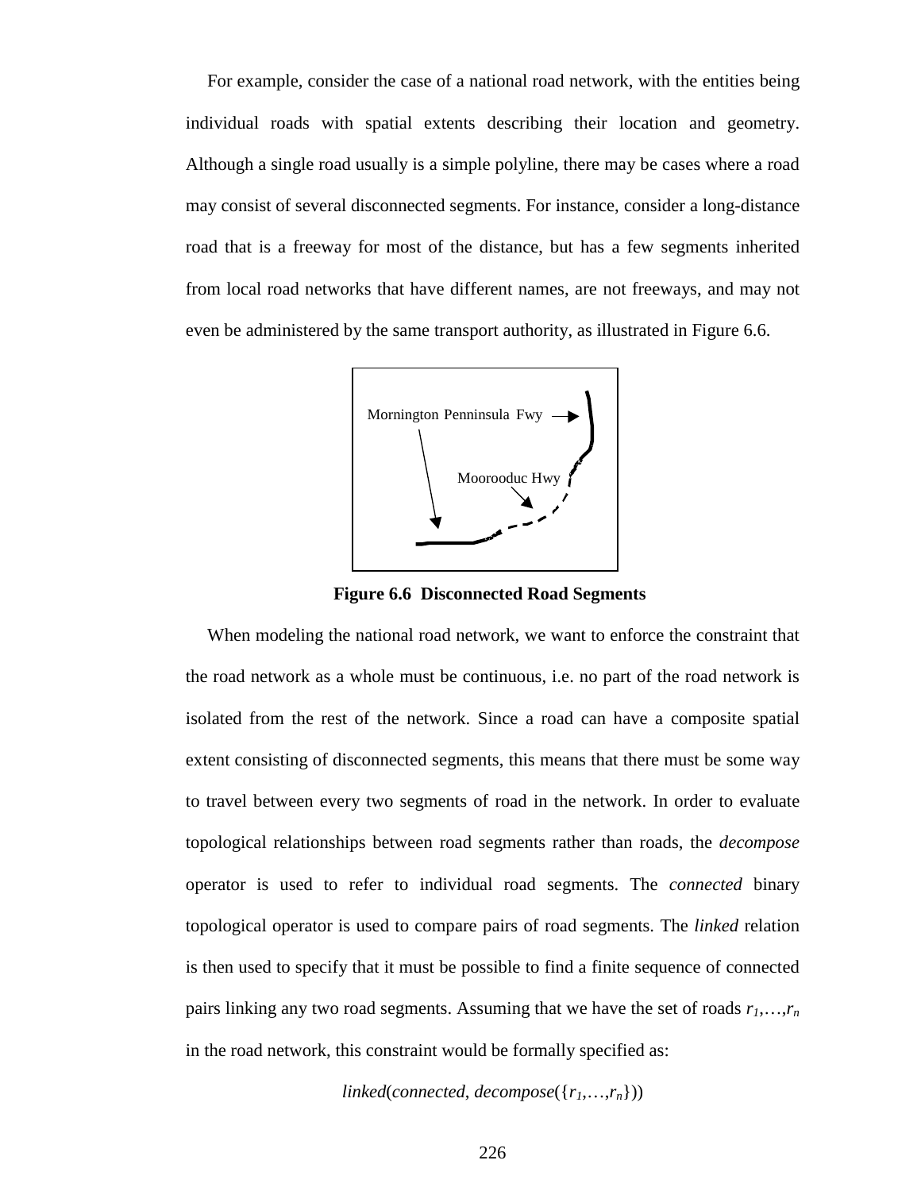For example, consider the case of a national road network, with the entities being individual roads with spatial extents describing their location and geometry. Although a single road usually is a simple polyline, there may be cases where a road may consist of several disconnected segments. For instance, consider a long-distance road that is a freeway for most of the distance, but has a few segments inherited from local road networks that have different names, are not freeways, and may not even be administered by the same transport authority, as illustrated in Figure 6.6.

Mornington Penninsula Fwy

Moorooduc Hwy

**Figure 6.6 Disconnected Road Segments**

When modeling the national road network, we want to enforce the constraint that the road network as a whole must be continuous, i.e. no part of the road network is isolated from the rest of the network. Since a road can have a composite spatial extent consisting of disconnected segments, this means that there must be some way to travel between every two segments of road in the network. In order to evaluate topological relationships between road segments rather than roads, the *decompose* operator is used to refer to individual road segments. The *connected* binary topological operator is used to compare pairs of road segments. The *linked* relation is then used to specify that it must be possible to find a finite sequence of connected pairs linking any two road segments. Assuming that we have the set of roads $r_1,\ldots,r_n$ in the road network, this constraint would be formally specified as:

$$linked(connected, decompose(\{r_1,\ldots,r_n\}))$$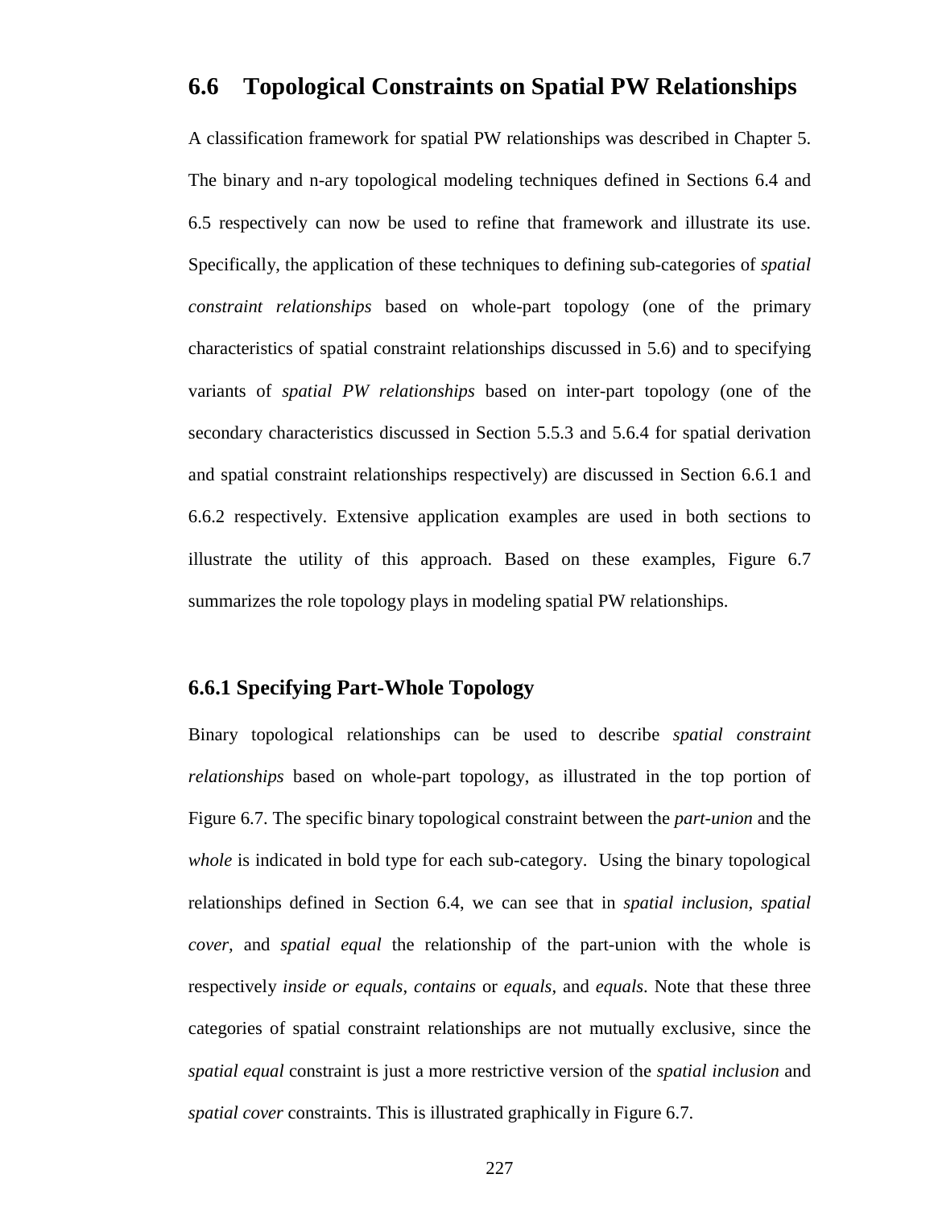## 6.6 Topological Constraints on Spatial PW Relationships

A classification framework for spatial PW relationships was described in Chapter 5. The binary and n-ary topological modeling techniques defined in Sections 6.4 and 6.5 respectively can now be used to refine that framework and illustrate its use. Specifically, the application of these techniques to defining sub-categories of *spatial constraint relationships* based on whole-part topology (one of the primary characteristics of spatial constraint relationships discussed in 5.6) and to specifying variants of *spatial PW relationships* based on inter-part topology (one of the secondary characteristics discussed in Section 5.5.3 and 5.6.4 for spatial derivation and spatial constraint relationships respectively) are discussed in Section 6.6.1 and 6.6.2 respectively. Extensive application examples are used in both sections to illustrate the utility of this approach. Based on these examples, Figure 6.7 summarizes the role topology plays in modeling spatial PW relationships.

### 6.6.1 Specifying Part-Whole Topology

Binary topological relationships can be used to describe *spatial constraint relationships* based on whole-part topology, as illustrated in the top portion of Figure 6.7. The specific binary topological constraint between the *part-union* and the *whole* is indicated in bold type for each sub-category. Using the binary topological relationships defined in Section 6.4, we can see that in *spatial inclusion*, *spatial cover,* and *spatial equal* the relationship of the part-union with the whole is respectively *inside or equals*, *contains* or *equals*, and *equals*. Note that these three categories of spatial constraint relationships are not mutually exclusive, since the *spatial equal* constraint is just a more restrictive version of the *spatial inclusion* and *spatial cover* constraints. This is illustrated graphically in Figure 6.7.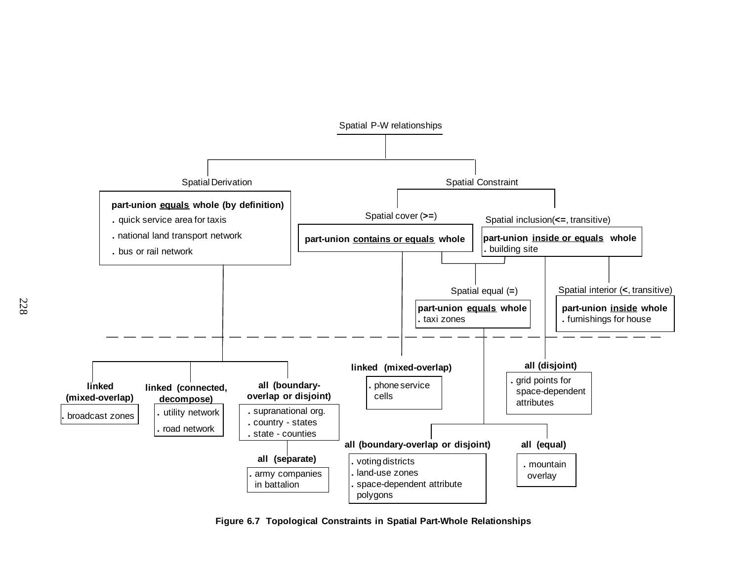Spatial P-W relationships

Spatial Derivation

**part-union equals whole (by definition)**
- quick service area for taxis
- national land transport network
- bus or rail network

Spatial Constraint

Spatial cover (**>=**)

**part-union contains or equals whole**

Spatial inclusion(**<=**, transitive)

**part-union inside or equals whole**
- building site

Spatial equal (**=**)

**part-union equals whole**
- taxi zones

Spatial interior (**<**, transitive)

**part-union inside whole**
- furnishings for house

**linked (mixed-overlap)**
- broadcast zones

**linked (connected, decompose)**
- utility network
- road network

**all (boundary-overlap or disjoint)**
- supranational org.
- country - states
- state - counties

**all (separate)**
- army companies in battalion

**linked (mixed-overlap)**
- phone service cells

**all (disjoint)**
- grid points for space-dependent attributes

**all (boundary-overlap or disjoint)**
- voting districts
- land-use zones
- space-dependent attribute polygons

**all (equal)**
- mountain overlay

**Figure 6.7 Topological Constraints in Spatial Part-Whole Relationships**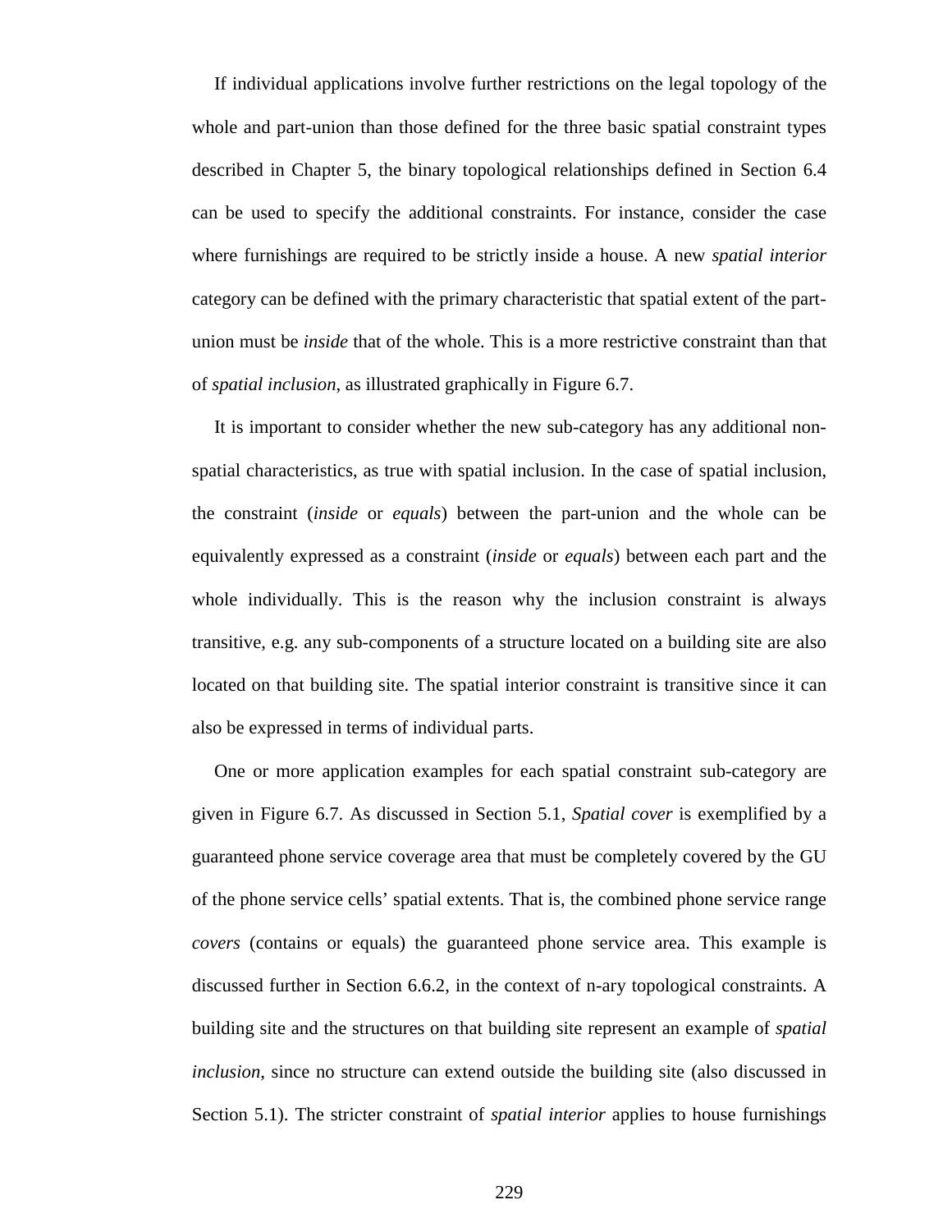If individual applications involve further restrictions on the legal topology of the whole and part-union than those defined for the three basic spatial constraint types described in Chapter 5, the binary topological relationships defined in Section 6.4 can be used to specify the additional constraints. For instance, consider the case where furnishings are required to be strictly inside a house. A new *spatial interior* category can be defined with the primary characteristic that spatial extent of the part-union must be *inside* that of the whole. This is a more restrictive constraint than that of *spatial inclusion*, as illustrated graphically in Figure 6.7.

It is important to consider whether the new sub-category has any additional non-spatial characteristics, as true with spatial inclusion. In the case of spatial inclusion, the constraint (*inside* or *equals*) between the part-union and the whole can be equivalently expressed as a constraint (*inside* or *equals*) between each part and the whole individually. This is the reason why the inclusion constraint is always transitive, e.g. any sub-components of a structure located on a building site are also located on that building site. The spatial interior constraint is transitive since it can also be expressed in terms of individual parts.

One or more application examples for each spatial constraint sub-category are given in Figure 6.7. As discussed in Section 5.1, *Spatial cover* is exemplified by a guaranteed phone service coverage area that must be completely covered by the GU of the phone service cells' spatial extents. That is, the combined phone service range *covers* (contains or equals) the guaranteed phone service area. This example is discussed further in Section 6.6.2, in the context of n-ary topological constraints. A building site and the structures on that building site represent an example of *spatial inclusion*, since no structure can extend outside the building site (also discussed in Section 5.1). The stricter constraint of *spatial interior* applies to house furnishings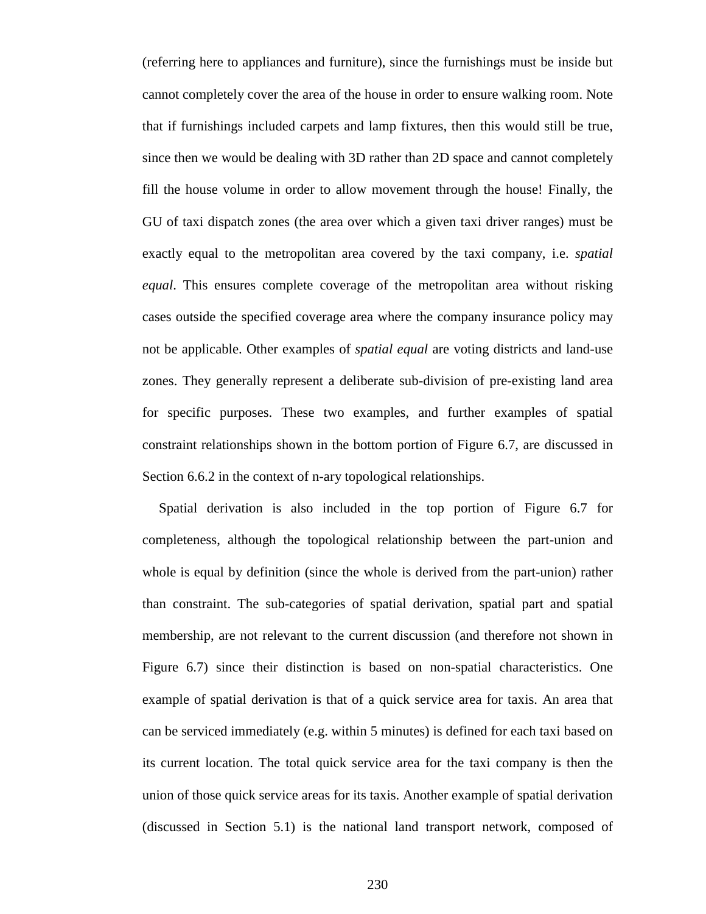(referring here to appliances and furniture), since the furnishings must be inside but cannot completely cover the area of the house in order to ensure walking room. Note that if furnishings included carpets and lamp fixtures, then this would still be true, since then we would be dealing with 3D rather than 2D space and cannot completely fill the house volume in order to allow movement through the house! Finally, the GU of taxi dispatch zones (the area over which a given taxi driver ranges) must be exactly equal to the metropolitan area covered by the taxi company, i.e. *spatial equal*. This ensures complete coverage of the metropolitan area without risking cases outside the specified coverage area where the company insurance policy may not be applicable. Other examples of *spatial equal* are voting districts and land-use zones. They generally represent a deliberate sub-division of pre-existing land area for specific purposes. These two examples, and further examples of spatial constraint relationships shown in the bottom portion of Figure 6.7, are discussed in Section 6.6.2 in the context of n-ary topological relationships.

Spatial derivation is also included in the top portion of Figure 6.7 for completeness, although the topological relationship between the part-union and whole is equal by definition (since the whole is derived from the part-union) rather than constraint. The sub-categories of spatial derivation, spatial part and spatial membership, are not relevant to the current discussion (and therefore not shown in Figure 6.7) since their distinction is based on non-spatial characteristics. One example of spatial derivation is that of a quick service area for taxis. An area that can be serviced immediately (e.g. within 5 minutes) is defined for each taxi based on its current location. The total quick service area for the taxi company is then the union of those quick service areas for its taxis. Another example of spatial derivation (discussed in Section 5.1) is the national land transport network, composed of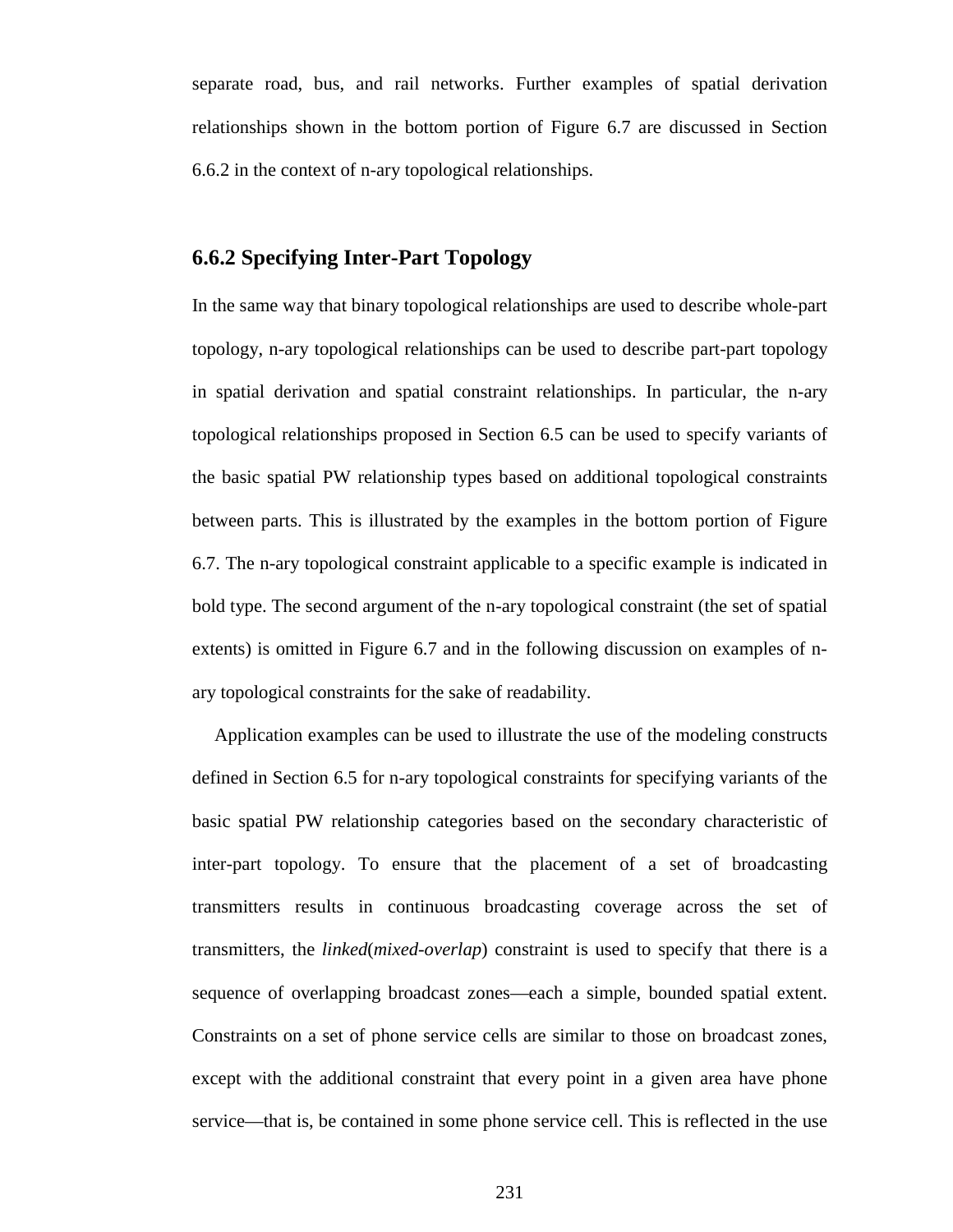separate road, bus, and rail networks. Further examples of spatial derivation relationships shown in the bottom portion of Figure 6.7 are discussed in Section 6.6.2 in the context of n-ary topological relationships.

### 6.6.2 Specifying Inter-Part Topology

In the same way that binary topological relationships are used to describe whole-part topology, n-ary topological relationships can be used to describe part-part topology in spatial derivation and spatial constraint relationships. In particular, the n-ary topological relationships proposed in Section 6.5 can be used to specify variants of the basic spatial PW relationship types based on additional topological constraints between parts. This is illustrated by the examples in the bottom portion of Figure 6.7. The n-ary topological constraint applicable to a specific example is indicated in bold type. The second argument of the n-ary topological constraint (the set of spatial extents) is omitted in Figure 6.7 and in the following discussion on examples of n-ary topological constraints for the sake of readability.

Application examples can be used to illustrate the use of the modeling constructs defined in Section 6.5 for n-ary topological constraints for specifying variants of the basic spatial PW relationship categories based on the secondary characteristic of inter-part topology. To ensure that the placement of a set of broadcasting transmitters results in continuous broadcasting coverage across the set of transmitters, the *linked*(*mixed-overlap*) constraint is used to specify that there is a sequence of overlapping broadcast zones—each a simple, bounded spatial extent. Constraints on a set of phone service cells are similar to those on broadcast zones, except with the additional constraint that every point in a given area have phone service—that is, be contained in some phone service cell. This is reflected in the use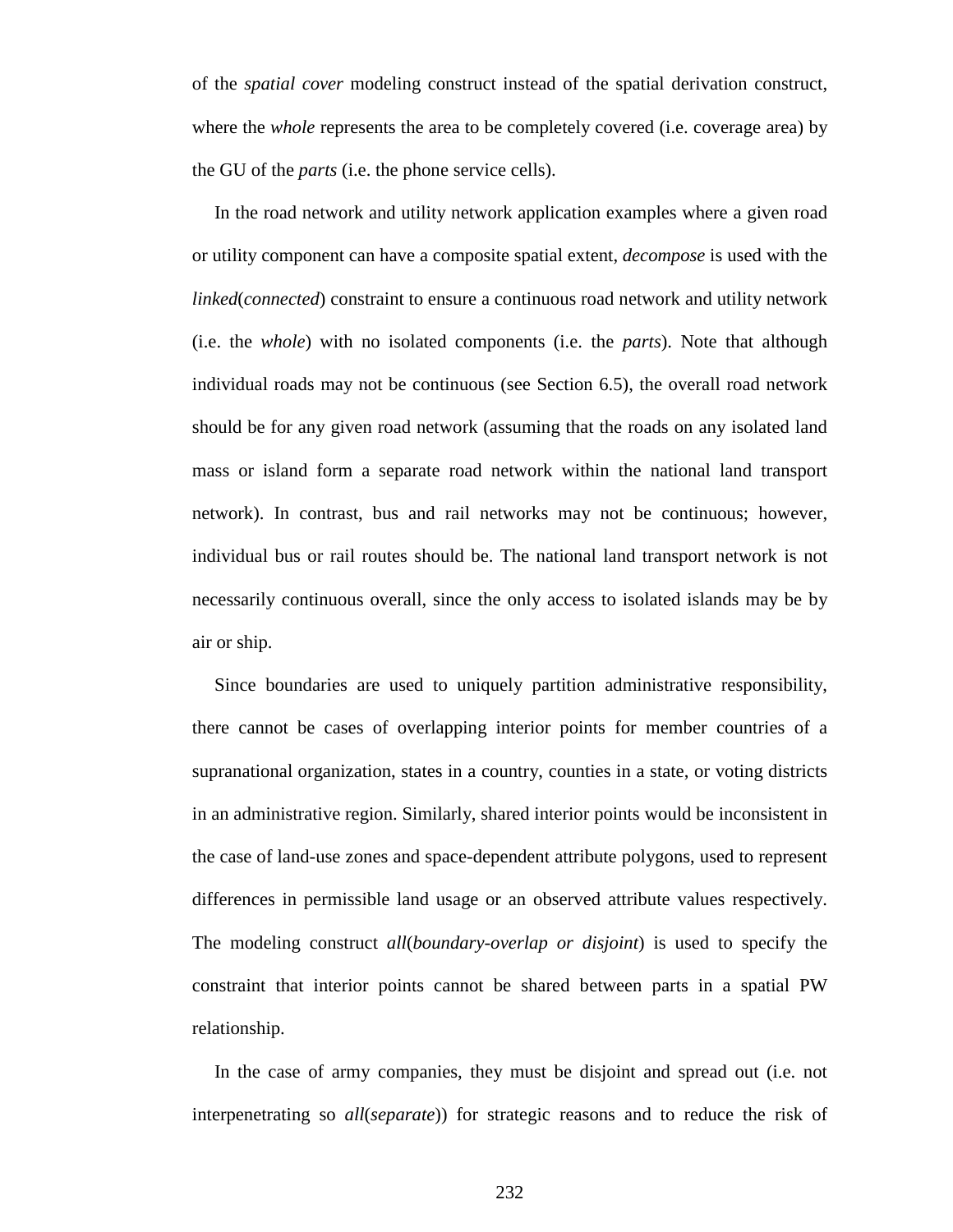of the *spatial cover* modeling construct instead of the spatial derivation construct, where the *whole* represents the area to be completely covered (i.e. coverage area) by the GU of the *parts* (i.e. the phone service cells).

In the road network and utility network application examples where a given road or utility component can have a composite spatial extent, *decompose* is used with the *linked*(*connected*) constraint to ensure a continuous road network and utility network (i.e. the *whole*) with no isolated components (i.e. the *parts*). Note that although individual roads may not be continuous (see Section 6.5), the overall road network should be for any given road network (assuming that the roads on any isolated land mass or island form a separate road network within the national land transport network). In contrast, bus and rail networks may not be continuous; however, individual bus or rail routes should be. The national land transport network is not necessarily continuous overall, since the only access to isolated islands may be by air or ship.

Since boundaries are used to uniquely partition administrative responsibility, there cannot be cases of overlapping interior points for member countries of a supranational organization, states in a country, counties in a state, or voting districts in an administrative region. Similarly, shared interior points would be inconsistent in the case of land-use zones and space-dependent attribute polygons, used to represent differences in permissible land usage or an observed attribute values respectively. The modeling construct *all*(*boundary-overlap or disjoint*) is used to specify the constraint that interior points cannot be shared between parts in a spatial PW relationship.

In the case of army companies, they must be disjoint and spread out (i.e. not interpenetrating so *all*(*separate*)) for strategic reasons and to reduce the risk of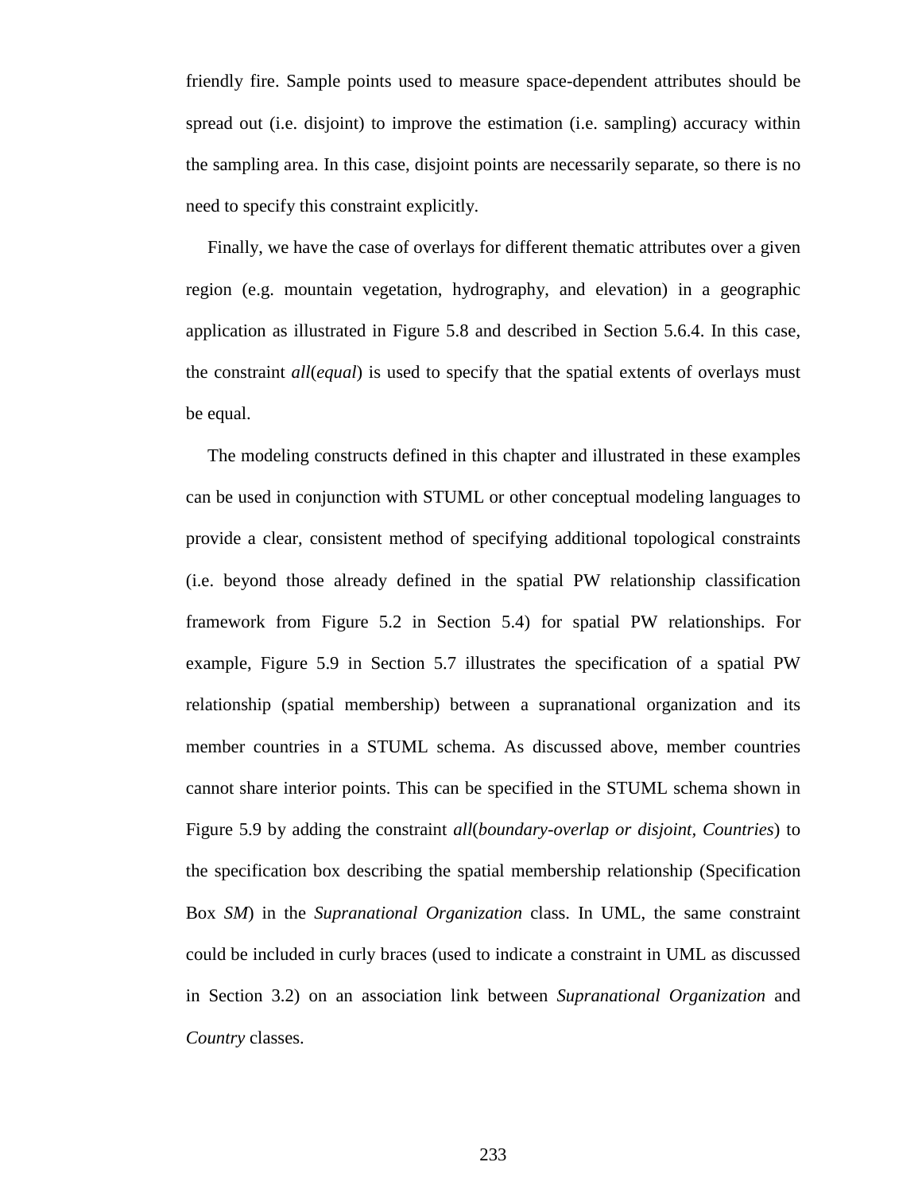friendly fire. Sample points used to measure space-dependent attributes should be spread out (i.e. disjoint) to improve the estimation (i.e. sampling) accuracy within the sampling area. In this case, disjoint points are necessarily separate, so there is no need to specify this constraint explicitly.

Finally, we have the case of overlays for different thematic attributes over a given region (e.g. mountain vegetation, hydrography, and elevation) in a geographic application as illustrated in Figure 5.8 and described in Section 5.6.4. In this case, the constraint *all*(*equal*) is used to specify that the spatial extents of overlays must be equal.

The modeling constructs defined in this chapter and illustrated in these examples can be used in conjunction with STUML or other conceptual modeling languages to provide a clear, consistent method of specifying additional topological constraints (i.e. beyond those already defined in the spatial PW relationship classification framework from Figure 5.2 in Section 5.4) for spatial PW relationships. For example, Figure 5.9 in Section 5.7 illustrates the specification of a spatial PW relationship (spatial membership) between a supranational organization and its member countries in a STUML schema. As discussed above, member countries cannot share interior points. This can be specified in the STUML schema shown in Figure 5.9 by adding the constraint *all*(*boundary-overlap or disjoint, Countries*) to the specification box describing the spatial membership relationship (Specification Box *SM*) in the *Supranational Organization* class. In UML, the same constraint could be included in curly braces (used to indicate a constraint in UML as discussed in Section 3.2) on an association link between *Supranational Organization* and *Country* classes.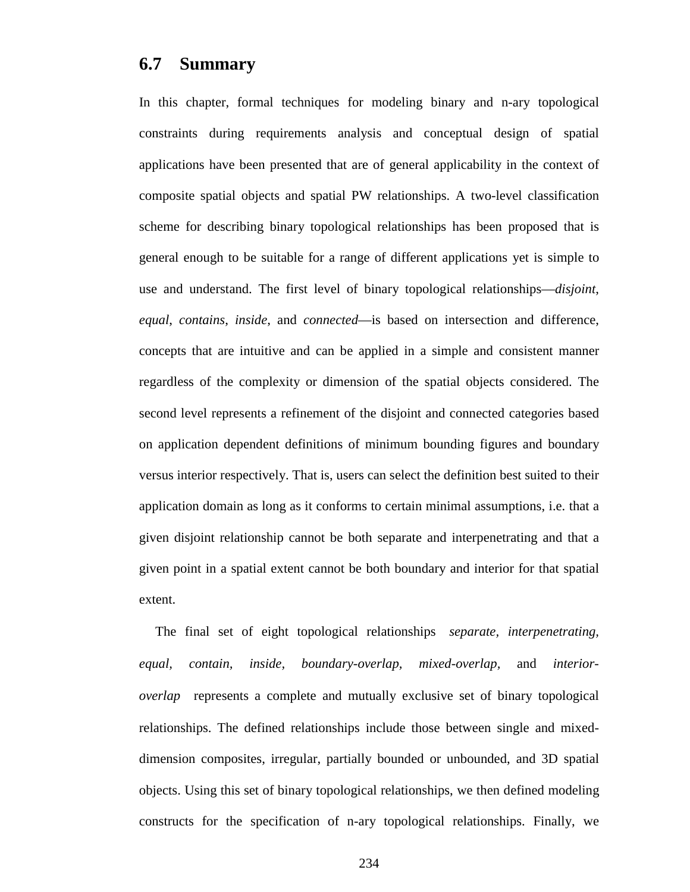## 6.7 Summary

In this chapter, formal techniques for modeling binary and n-ary topological constraints during requirements analysis and conceptual design of spatial applications have been presented that are of general applicability in the context of composite spatial objects and spatial PW relationships. A two-level classification scheme for describing binary topological relationships has been proposed that is general enough to be suitable for a range of different applications yet is simple to use and understand. The first level of binary topological relationships—*disjoint*, *equal*, *contains*, *inside*, and *connected*—is based on intersection and difference, concepts that are intuitive and can be applied in a simple and consistent manner regardless of the complexity or dimension of the spatial objects considered. The second level represents a refinement of the disjoint and connected categories based on application dependent definitions of minimum bounding figures and boundary versus interior respectively. That is, users can select the definition best suited to their application domain as long as it conforms to certain minimal assumptions, i.e. that a given disjoint relationship cannot be both separate and interpenetrating and that a given point in a spatial extent cannot be both boundary and interior for that spatial extent.

The final set of eight topological relationships *separate, interpenetrating, equal, contain, inside, boundary-overlap, mixed-overlap,* and *interior-overlap* represents a complete and mutually exclusive set of binary topological relationships. The defined relationships include those between single and mixed-dimension composites, irregular, partially bounded or unbounded, and 3D spatial objects. Using this set of binary topological relationships, we then defined modeling constructs for the specification of n-ary topological relationships. Finally, we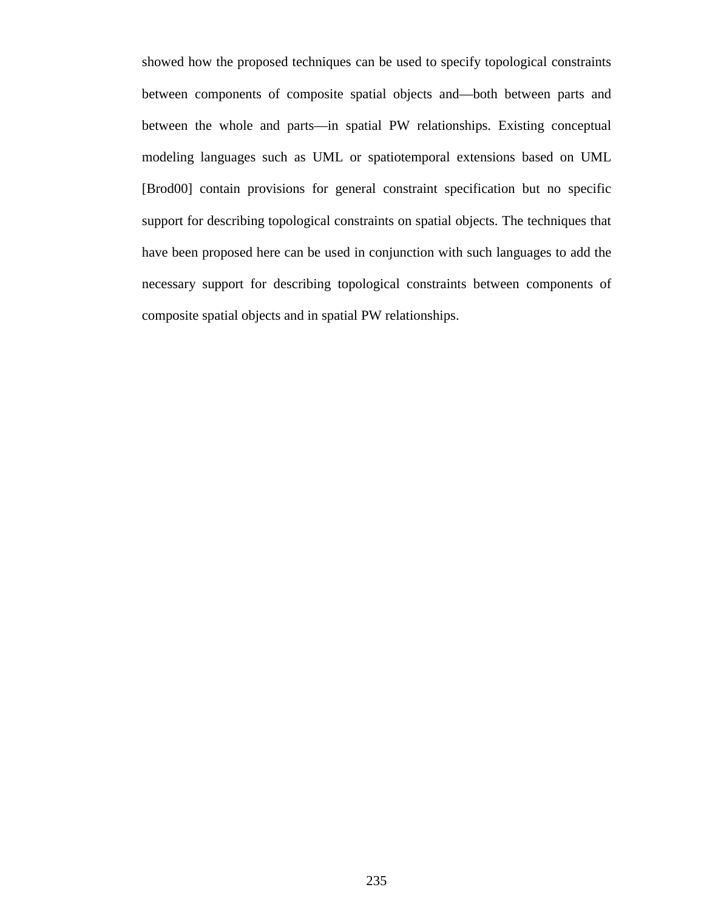showed how the proposed techniques can be used to specify topological constraints between components of composite spatial objects and—both between parts and between the whole and parts—in spatial PW relationships. Existing conceptual modeling languages such as UML or spatiotemporal extensions based on UML [Brod00] contain provisions for general constraint specification but no specific support for describing topological constraints on spatial objects. The techniques that have been proposed here can be used in conjunction with such languages to add the necessary support for describing topological constraints between components of composite spatial objects and in spatial PW relationships.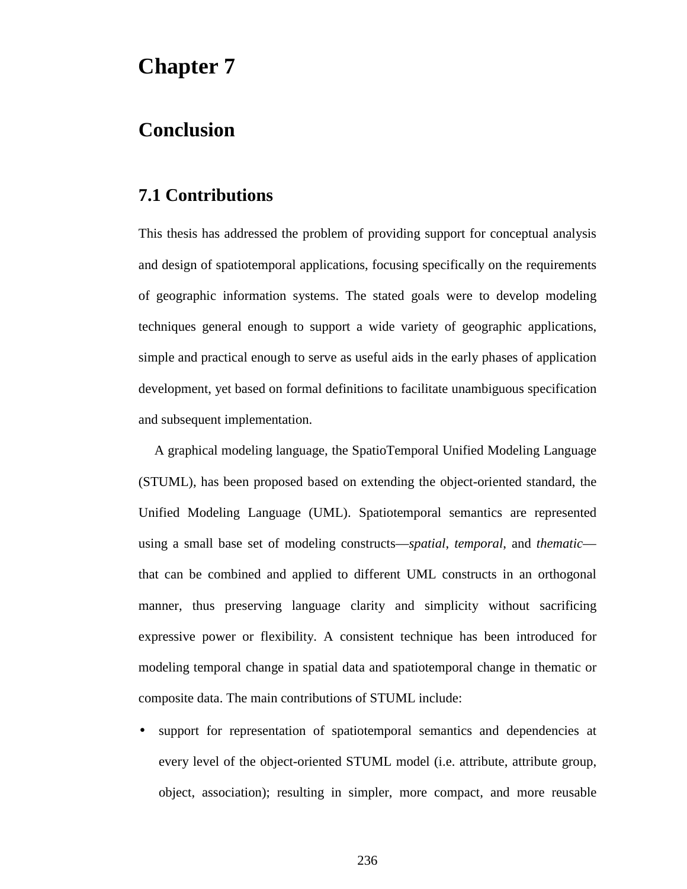# Chapter 7

# Conclusion

## 7.1 Contributions

This thesis has addressed the problem of providing support for conceptual analysis and design of spatiotemporal applications, focusing specifically on the requirements of geographic information systems. The stated goals were to develop modeling techniques general enough to support a wide variety of geographic applications, simple and practical enough to serve as useful aids in the early phases of application development, yet based on formal definitions to facilitate unambiguous specification and subsequent implementation.

A graphical modeling language, the SpatioTemporal Unified Modeling Language (STUML), has been proposed based on extending the object-oriented standard, the Unified Modeling Language (UML). Spatiotemporal semantics are represented using a small base set of modeling constructs—*spatial*, *temporal*, and *thematic*—that can be combined and applied to different UML constructs in an orthogonal manner, thus preserving language clarity and simplicity without sacrificing expressive power or flexibility. A consistent technique has been introduced for modeling temporal change in spatial data and spatiotemporal change in thematic or composite data. The main contributions of STUML include:

- support for representation of spatiotemporal semantics and dependencies at every level of the object-oriented STUML model (i.e. attribute, attribute group, object, association); resulting in simpler, more compact, and more reusable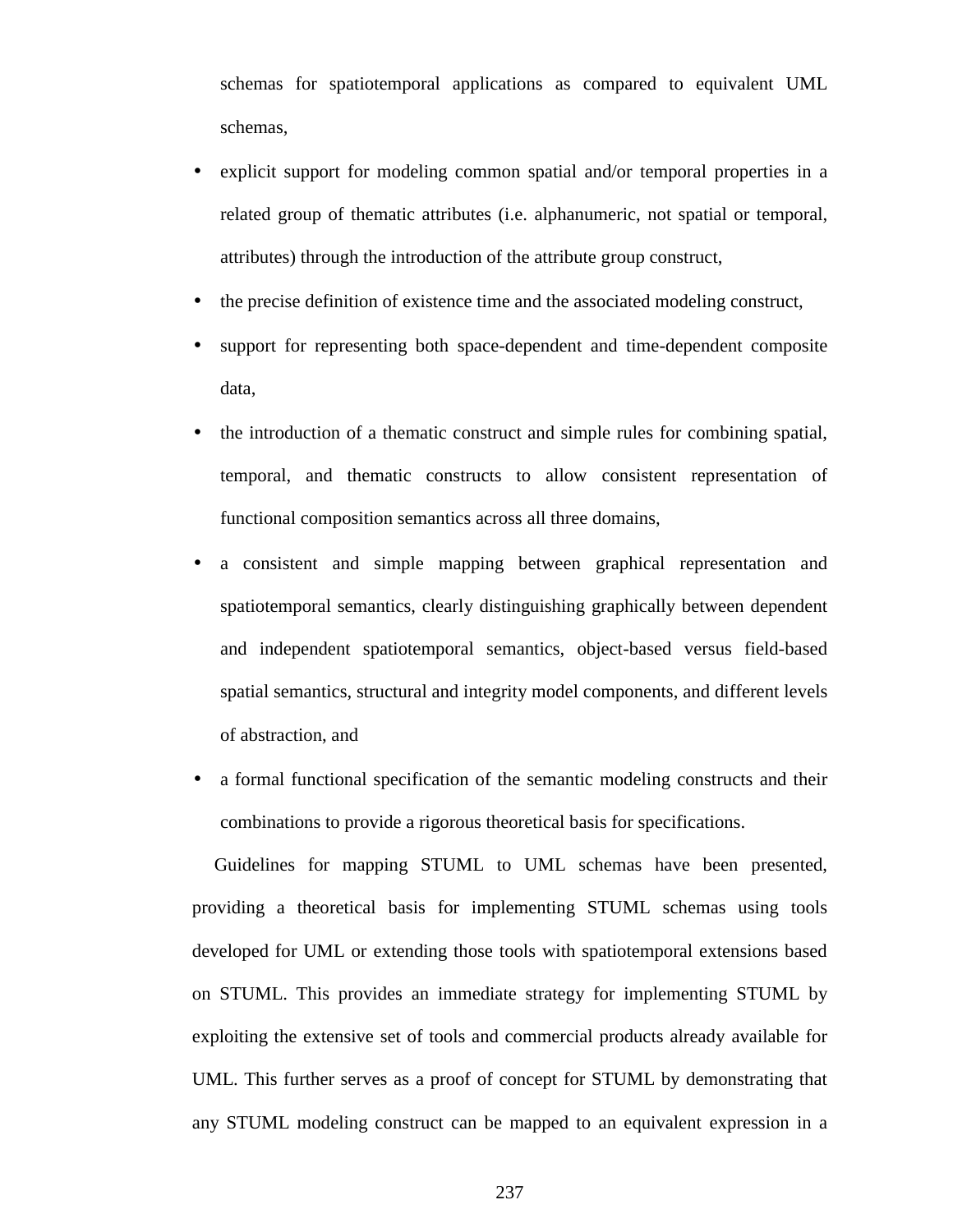schemas for spatiotemporal applications as compared to equivalent UML schemas,

- explicit support for modeling common spatial and/or temporal properties in a related group of thematic attributes (i.e. alphanumeric, not spatial or temporal, attributes) through the introduction of the attribute group construct,
- the precise definition of existence time and the associated modeling construct,
- support for representing both space-dependent and time-dependent composite data,
- the introduction of a thematic construct and simple rules for combining spatial, temporal, and thematic constructs to allow consistent representation of functional composition semantics across all three domains,
- a consistent and simple mapping between graphical representation and spatiotemporal semantics, clearly distinguishing graphically between dependent and independent spatiotemporal semantics, object-based versus field-based spatial semantics, structural and integrity model components, and different levels of abstraction, and
- a formal functional specification of the semantic modeling constructs and their combinations to provide a rigorous theoretical basis for specifications.

Guidelines for mapping STUML to UML schemas have been presented, providing a theoretical basis for implementing STUML schemas using tools developed for UML or extending those tools with spatiotemporal extensions based on STUML. This provides an immediate strategy for implementing STUML by exploiting the extensive set of tools and commercial products already available for UML. This further serves as a proof of concept for STUML by demonstrating that any STUML modeling construct can be mapped to an equivalent expression in a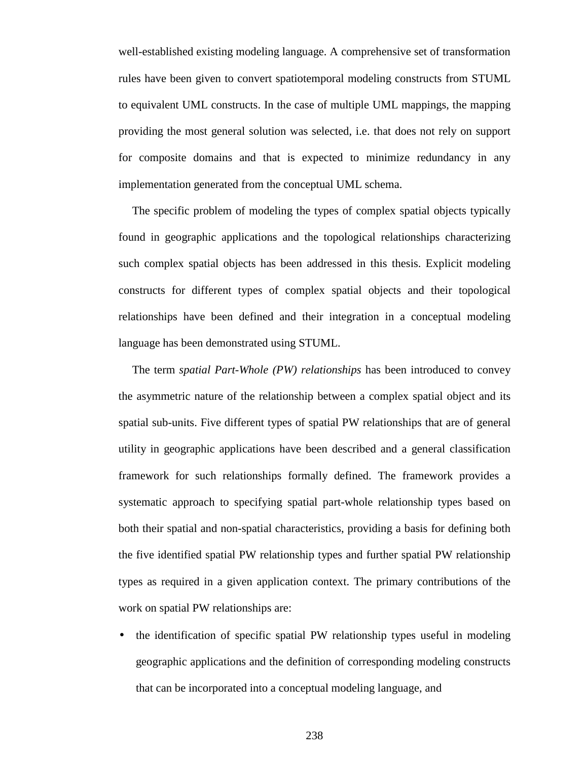well-established existing modeling language. A comprehensive set of transformation rules have been given to convert spatiotemporal modeling constructs from STUML to equivalent UML constructs. In the case of multiple UML mappings, the mapping providing the most general solution was selected, i.e. that does not rely on support for composite domains and that is expected to minimize redundancy in any implementation generated from the conceptual UML schema.

The specific problem of modeling the types of complex spatial objects typically found in geographic applications and the topological relationships characterizing such complex spatial objects has been addressed in this thesis. Explicit modeling constructs for different types of complex spatial objects and their topological relationships have been defined and their integration in a conceptual modeling language has been demonstrated using STUML.

The term *spatial Part-Whole (PW) relationships* has been introduced to convey the asymmetric nature of the relationship between a complex spatial object and its spatial sub-units. Five different types of spatial PW relationships that are of general utility in geographic applications have been described and a general classification framework for such relationships formally defined. The framework provides a systematic approach to specifying spatial part-whole relationship types based on both their spatial and non-spatial characteristics, providing a basis for defining both the five identified spatial PW relationship types and further spatial PW relationship types as required in a given application context. The primary contributions of the work on spatial PW relationships are:

- the identification of specific spatial PW relationship types useful in modeling geographic applications and the definition of corresponding modeling constructs that can be incorporated into a conceptual modeling language, and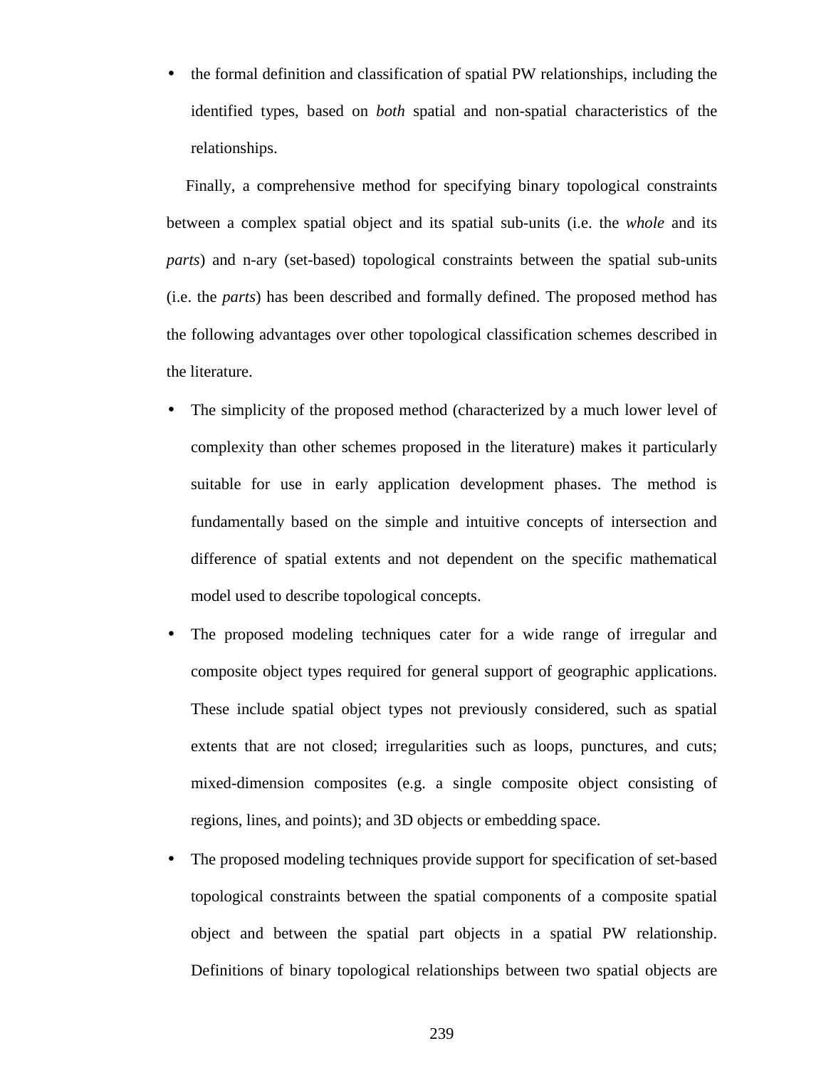- the formal definition and classification of spatial PW relationships, including the identified types, based on *both* spatial and non-spatial characteristics of the relationships.

Finally, a comprehensive method for specifying binary topological constraints between a complex spatial object and its spatial sub-units (i.e. the *whole* and its *parts*) and n-ary (set-based) topological constraints between the spatial sub-units (i.e. the *parts*) has been described and formally defined. The proposed method has the following advantages over other topological classification schemes described in the literature.

- The simplicity of the proposed method (characterized by a much lower level of complexity than other schemes proposed in the literature) makes it particularly suitable for use in early application development phases. The method is fundamentally based on the simple and intuitive concepts of intersection and difference of spatial extents and not dependent on the specific mathematical model used to describe topological concepts.
- The proposed modeling techniques cater for a wide range of irregular and composite object types required for general support of geographic applications. These include spatial object types not previously considered, such as spatial extents that are not closed; irregularities such as loops, punctures, and cuts; mixed-dimension composites (e.g. a single composite object consisting of regions, lines, and points); and 3D objects or embedding space.
- The proposed modeling techniques provide support for specification of set-based topological constraints between the spatial components of a composite spatial object and between the spatial part objects in a spatial PW relationship. Definitions of binary topological relationships between two spatial objects are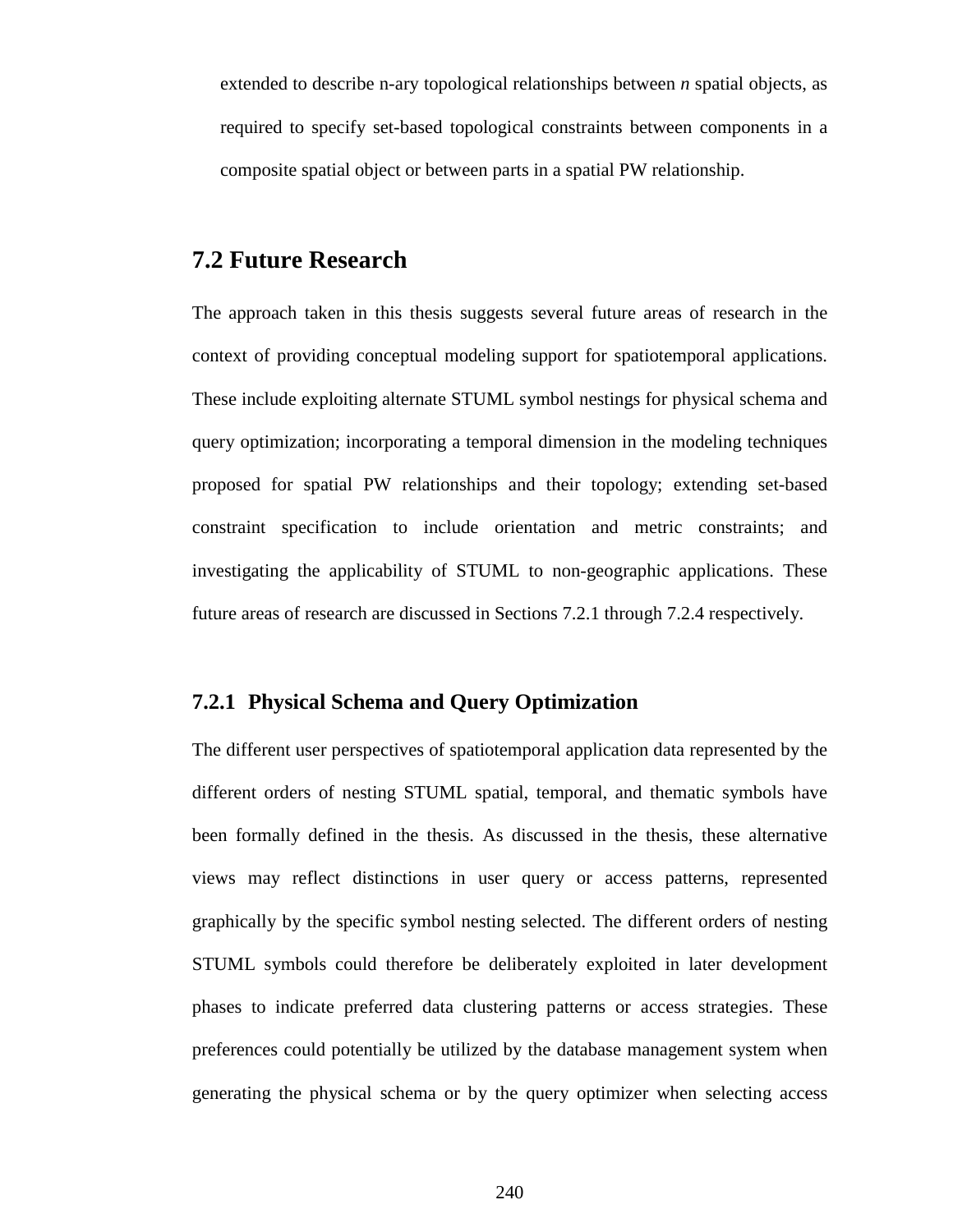extended to describe n-ary topological relationships between *n* spatial objects, as required to specify set-based topological constraints between components in a composite spatial object or between parts in a spatial PW relationship.

## 7.2 Future Research

The approach taken in this thesis suggests several future areas of research in the context of providing conceptual modeling support for spatiotemporal applications. These include exploiting alternate STUML symbol nestings for physical schema and query optimization; incorporating a temporal dimension in the modeling techniques proposed for spatial PW relationships and their topology; extending set-based constraint specification to include orientation and metric constraints; and investigating the applicability of STUML to non-geographic applications. These future areas of research are discussed in Sections 7.2.1 through 7.2.4 respectively.

### 7.2.1 Physical Schema and Query Optimization

The different user perspectives of spatiotemporal application data represented by the different orders of nesting STUML spatial, temporal, and thematic symbols have been formally defined in the thesis. As discussed in the thesis, these alternative views may reflect distinctions in user query or access patterns, represented graphically by the specific symbol nesting selected. The different orders of nesting STUML symbols could therefore be deliberately exploited in later development phases to indicate preferred data clustering patterns or access strategies. These preferences could potentially be utilized by the database management system when generating the physical schema or by the query optimizer when selecting access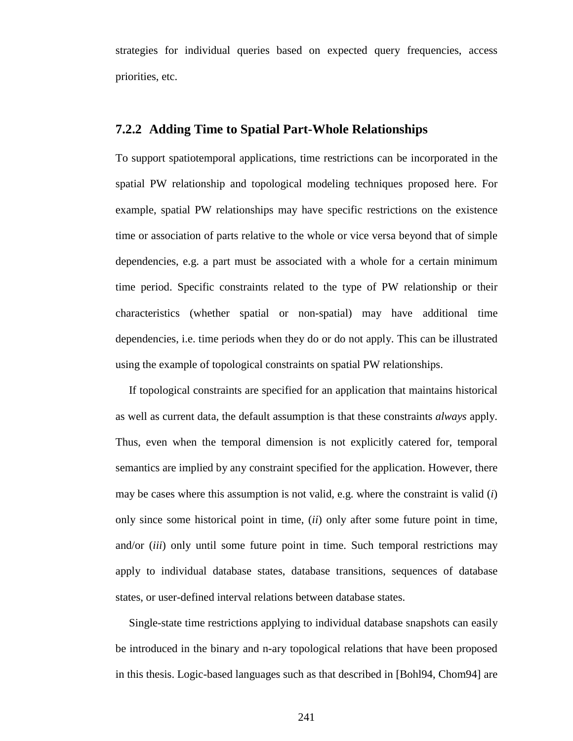strategies for individual queries based on expected query frequencies, access priorities, etc.

### 7.2.2 Adding Time to Spatial Part-Whole Relationships

To support spatiotemporal applications, time restrictions can be incorporated in the spatial PW relationship and topological modeling techniques proposed here. For example, spatial PW relationships may have specific restrictions on the existence time or association of parts relative to the whole or vice versa beyond that of simple dependencies, e.g. a part must be associated with a whole for a certain minimum time period. Specific constraints related to the type of PW relationship or their characteristics (whether spatial or non-spatial) may have additional time dependencies, i.e. time periods when they do or do not apply. This can be illustrated using the example of topological constraints on spatial PW relationships.

If topological constraints are specified for an application that maintains historical as well as current data, the default assumption is that these constraints *always* apply. Thus, even when the temporal dimension is not explicitly catered for, temporal semantics are implied by any constraint specified for the application. However, there may be cases where this assumption is not valid, e.g. where the constraint is valid (*i*) only since some historical point in time, (*ii*) only after some future point in time, and/or (*iii*) only until some future point in time. Such temporal restrictions may apply to individual database states, database transitions, sequences of database states, or user-defined interval relations between database states.

Single-state time restrictions applying to individual database snapshots can easily be introduced in the binary and n-ary topological relations that have been proposed in this thesis. Logic-based languages such as that described in [Bohl94, Chom94] are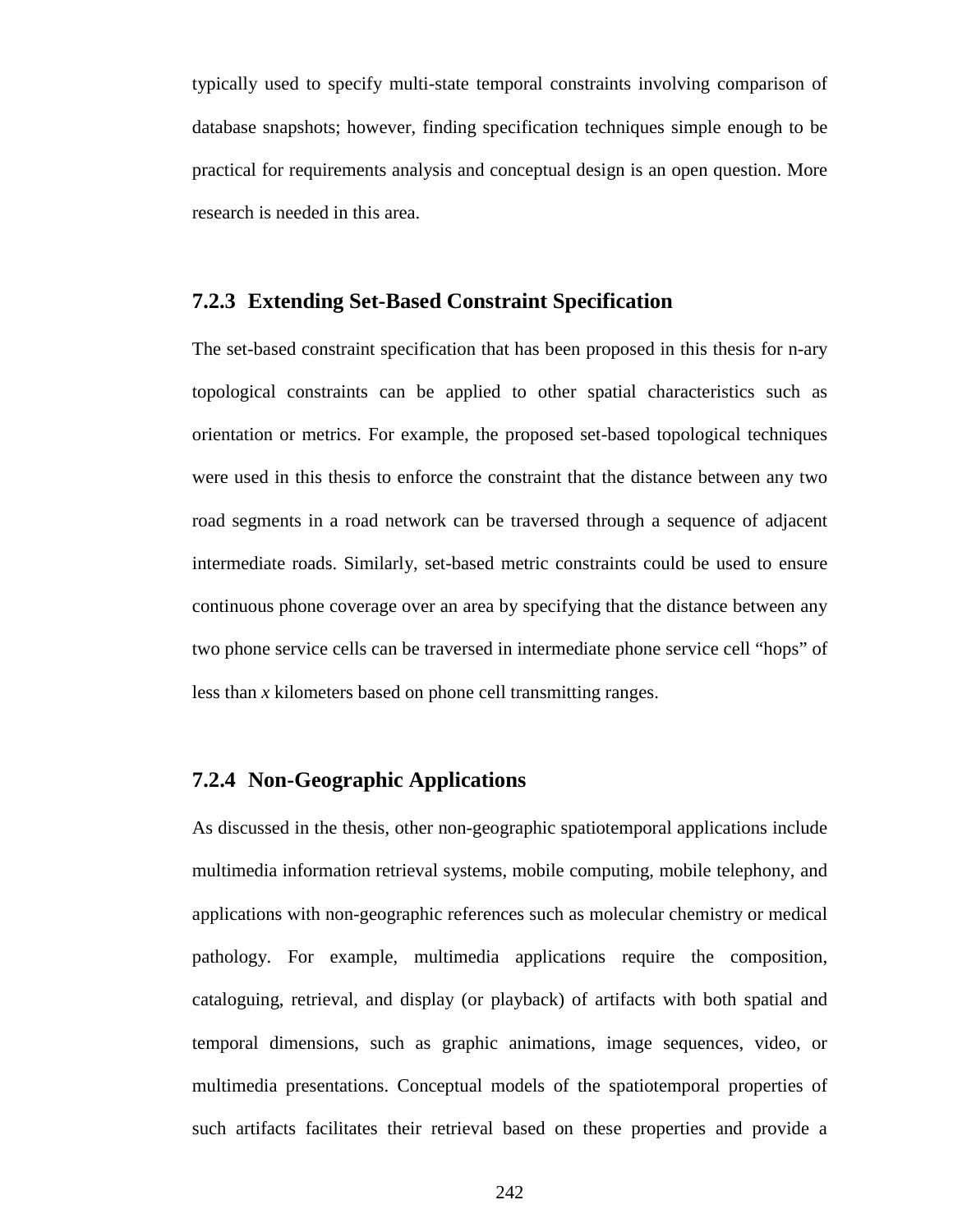typically used to specify multi-state temporal constraints involving comparison of database snapshots; however, finding specification techniques simple enough to be practical for requirements analysis and conceptual design is an open question. More research is needed in this area.

### 7.2.3 Extending Set-Based Constraint Specification

The set-based constraint specification that has been proposed in this thesis for n-ary topological constraints can be applied to other spatial characteristics such as orientation or metrics. For example, the proposed set-based topological techniques were used in this thesis to enforce the constraint that the distance between any two road segments in a road network can be traversed through a sequence of adjacent intermediate roads. Similarly, set-based metric constraints could be used to ensure continuous phone coverage over an area by specifying that the distance between any two phone service cells can be traversed in intermediate phone service cell "hops" of less than *x* kilometers based on phone cell transmitting ranges.

### 7.2.4 Non-Geographic Applications

As discussed in the thesis, other non-geographic spatiotemporal applications include multimedia information retrieval systems, mobile computing, mobile telephony, and applications with non-geographic references such as molecular chemistry or medical pathology. For example, multimedia applications require the composition, cataloguing, retrieval, and display (or playback) of artifacts with both spatial and temporal dimensions, such as graphic animations, image sequences, video, or multimedia presentations. Conceptual models of the spatiotemporal properties of such artifacts facilitates their retrieval based on these properties and provide a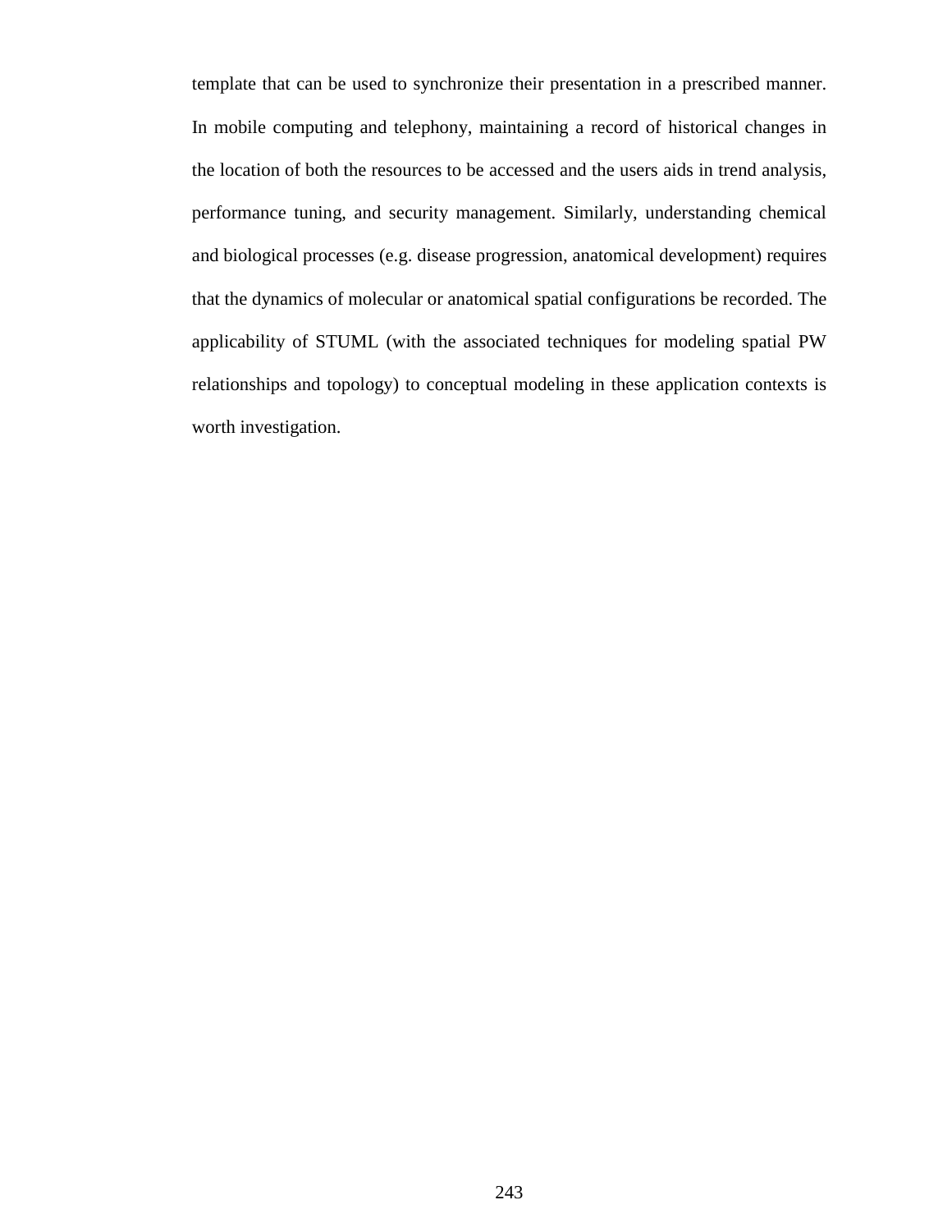template that can be used to synchronize their presentation in a prescribed manner. In mobile computing and telephony, maintaining a record of historical changes in the location of both the resources to be accessed and the users aids in trend analysis, performance tuning, and security management. Similarly, understanding chemical and biological processes (e.g. disease progression, anatomical development) requires that the dynamics of molecular or anatomical spatial configurations be recorded. The applicability of STUML (with the associated techniques for modeling spatial PW relationships and topology) to conceptual modeling in these application contexts is worth investigation.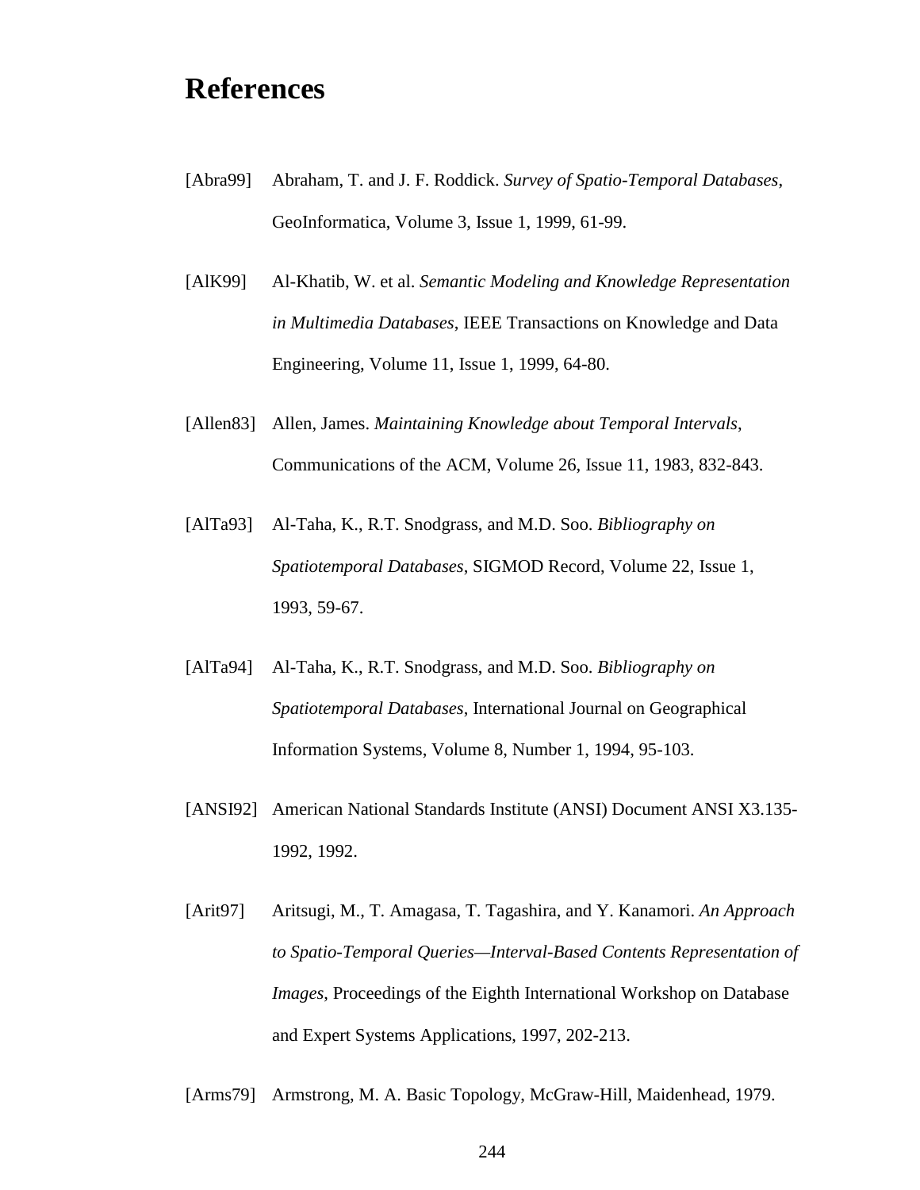# References

[Abra99] Abraham, T. and J. F. Roddick. *Survey of Spatio-Temporal Databases*, GeoInformatica, Volume 3, Issue 1, 1999, 61-99.

[AlK99] Al-Khatib, W. et al. *Semantic Modeling and Knowledge Representation in Multimedia Databases*, IEEE Transactions on Knowledge and Data Engineering, Volume 11, Issue 1, 1999, 64-80.

[Allen83] Allen, James. *Maintaining Knowledge about Temporal Intervals*, Communications of the ACM, Volume 26, Issue 11, 1983, 832-843.

[AlTa93] Al-Taha, K., R.T. Snodgrass, and M.D. Soo. *Bibliography on Spatiotemporal Databases*, SIGMOD Record, Volume 22, Issue 1, 1993, 59-67.

[AlTa94] Al-Taha, K., R.T. Snodgrass, and M.D. Soo. *Bibliography on Spatiotemporal Databases*, International Journal on Geographical Information Systems, Volume 8, Number 1, 1994, 95-103.

[ANSI92] American National Standards Institute (ANSI) Document ANSI X3.135-1992, 1992.

[Arit97] Aritsugi, M., T. Amagasa, T. Tagashira, and Y. Kanamori. *An Approach to Spatio-Temporal Queries—Interval-Based Contents Representation of Images*, Proceedings of the Eighth International Workshop on Database and Expert Systems Applications, 1997, 202-213.

[Arms79] Armstrong, M. A. Basic Topology, McGraw-Hill, Maidenhead, 1979.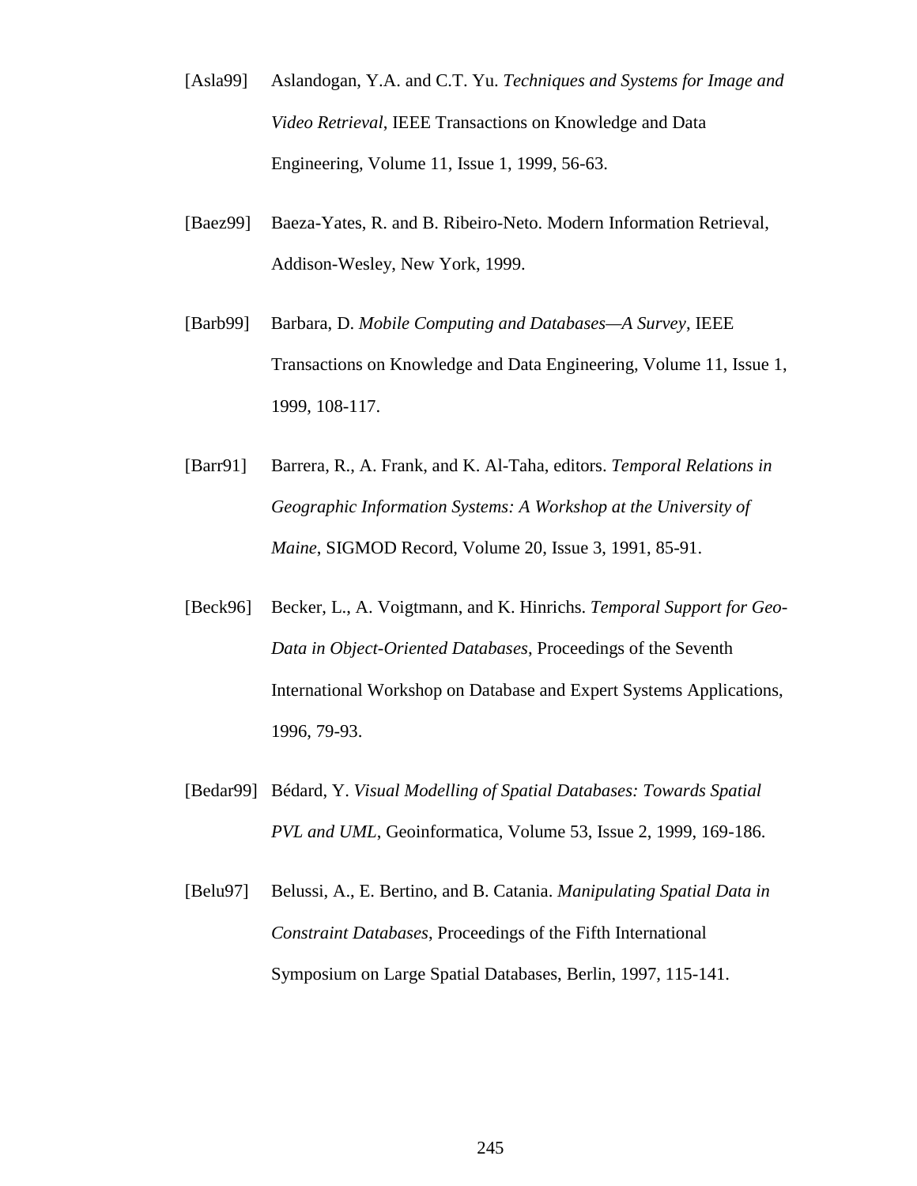[Asla99] Aslandogan, Y.A. and C.T. Yu. *Techniques and Systems for Image and Video Retrieval*, IEEE Transactions on Knowledge and Data Engineering, Volume 11, Issue 1, 1999, 56-63.

[Baez99] Baeza-Yates, R. and B. Ribeiro-Neto. Modern Information Retrieval, Addison-Wesley, New York, 1999.

[Barb99] Barbara, D. *Mobile Computing and Databases—A Survey*, IEEE Transactions on Knowledge and Data Engineering, Volume 11, Issue 1, 1999, 108-117.

[Barr91] Barrera, R., A. Frank, and K. Al-Taha, editors. *Temporal Relations in Geographic Information Systems: A Workshop at the University of Maine*, SIGMOD Record, Volume 20, Issue 3, 1991, 85-91.

[Beck96] Becker, L., A. Voigtmann, and K. Hinrichs. *Temporal Support for Geo-Data in Object-Oriented Databases*, Proceedings of the Seventh International Workshop on Database and Expert Systems Applications, 1996, 79-93.

[Bedar99] Bédard, Y. *Visual Modelling of Spatial Databases: Towards Spatial PVL and UML*, Geoinformatica, Volume 53, Issue 2, 1999, 169-186.

[Belu97] Belussi, A., E. Bertino, and B. Catania. *Manipulating Spatial Data in Constraint Databases*, Proceedings of the Fifth International Symposium on Large Spatial Databases, Berlin, 1997, 115-141.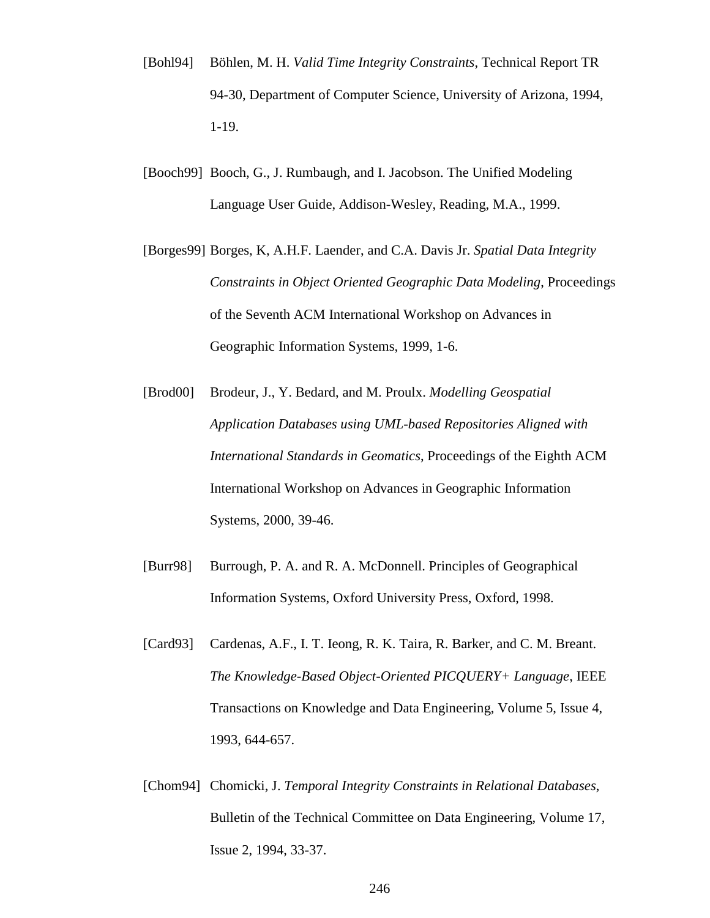[Bohl94] Böhlen, M. H. *Valid Time Integrity Constraints*, Technical Report TR 94-30, Department of Computer Science, University of Arizona, 1994, 1-19.

[Booch99] Booch, G., J. Rumbaugh, and I. Jacobson. The Unified Modeling Language User Guide, Addison-Wesley, Reading, M.A., 1999.

[Borges99] Borges, K, A.H.F. Laender, and C.A. Davis Jr. *Spatial Data Integrity Constraints in Object Oriented Geographic Data Modeling*, Proceedings of the Seventh ACM International Workshop on Advances in Geographic Information Systems, 1999, 1-6.

[Brod00] Brodeur, J., Y. Bedard, and M. Proulx. *Modelling Geospatial Application Databases using UML-based Repositories Aligned with International Standards in Geomatics*, Proceedings of the Eighth ACM International Workshop on Advances in Geographic Information Systems, 2000, 39-46.

[Burr98] Burrough, P. A. and R. A. McDonnell. Principles of Geographical Information Systems, Oxford University Press, Oxford, 1998.

[Card93] Cardenas, A.F., I. T. Ieong, R. K. Taira, R. Barker, and C. M. Breant. *The Knowledge-Based Object-Oriented PICQUERY+ Language*, IEEE Transactions on Knowledge and Data Engineering, Volume 5, Issue 4, 1993, 644-657.

[Chom94] Chomicki, J. *Temporal Integrity Constraints in Relational Databases*, Bulletin of the Technical Committee on Data Engineering, Volume 17, Issue 2, 1994, 33-37.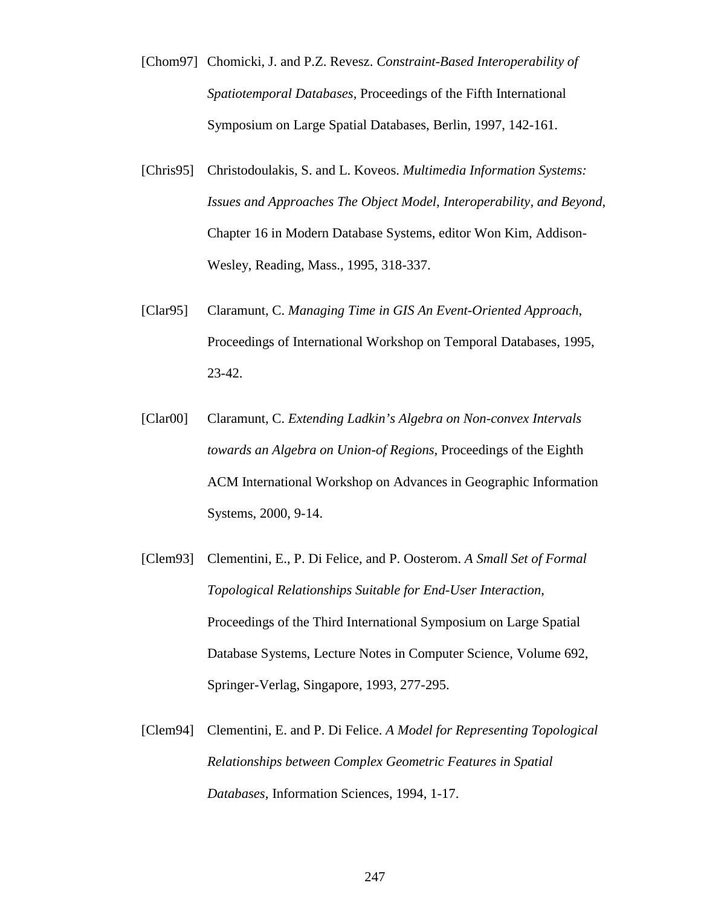[Chom97] Chomicki, J. and P.Z. Revesz. *Constraint-Based Interoperability of Spatiotemporal Databases*, Proceedings of the Fifth International Symposium on Large Spatial Databases, Berlin, 1997, 142-161.

[Chris95] Christodoulakis, S. and L. Koveos. *Multimedia Information Systems: Issues and Approaches The Object Model, Interoperability, and Beyond*, Chapter 16 in Modern Database Systems, editor Won Kim, Addison-Wesley, Reading, Mass., 1995, 318-337.

[Clar95] Claramunt, C. *Managing Time in GIS An Event-Oriented Approach*, Proceedings of International Workshop on Temporal Databases, 1995, 23-42.

[Clar00] Claramunt, C. *Extending Ladkin's Algebra on Non-convex Intervals towards an Algebra on Union-of Regions*, Proceedings of the Eighth ACM International Workshop on Advances in Geographic Information Systems, 2000, 9-14.

[Clem93] Clementini, E., P. Di Felice, and P. Oosterom. *A Small Set of Formal Topological Relationships Suitable for End-User Interaction*, Proceedings of the Third International Symposium on Large Spatial Database Systems, Lecture Notes in Computer Science, Volume 692, Springer-Verlag, Singapore, 1993, 277-295.

[Clem94] Clementini, E. and P. Di Felice. *A Model for Representing Topological Relationships between Complex Geometric Features in Spatial Databases*, Information Sciences, 1994, 1-17.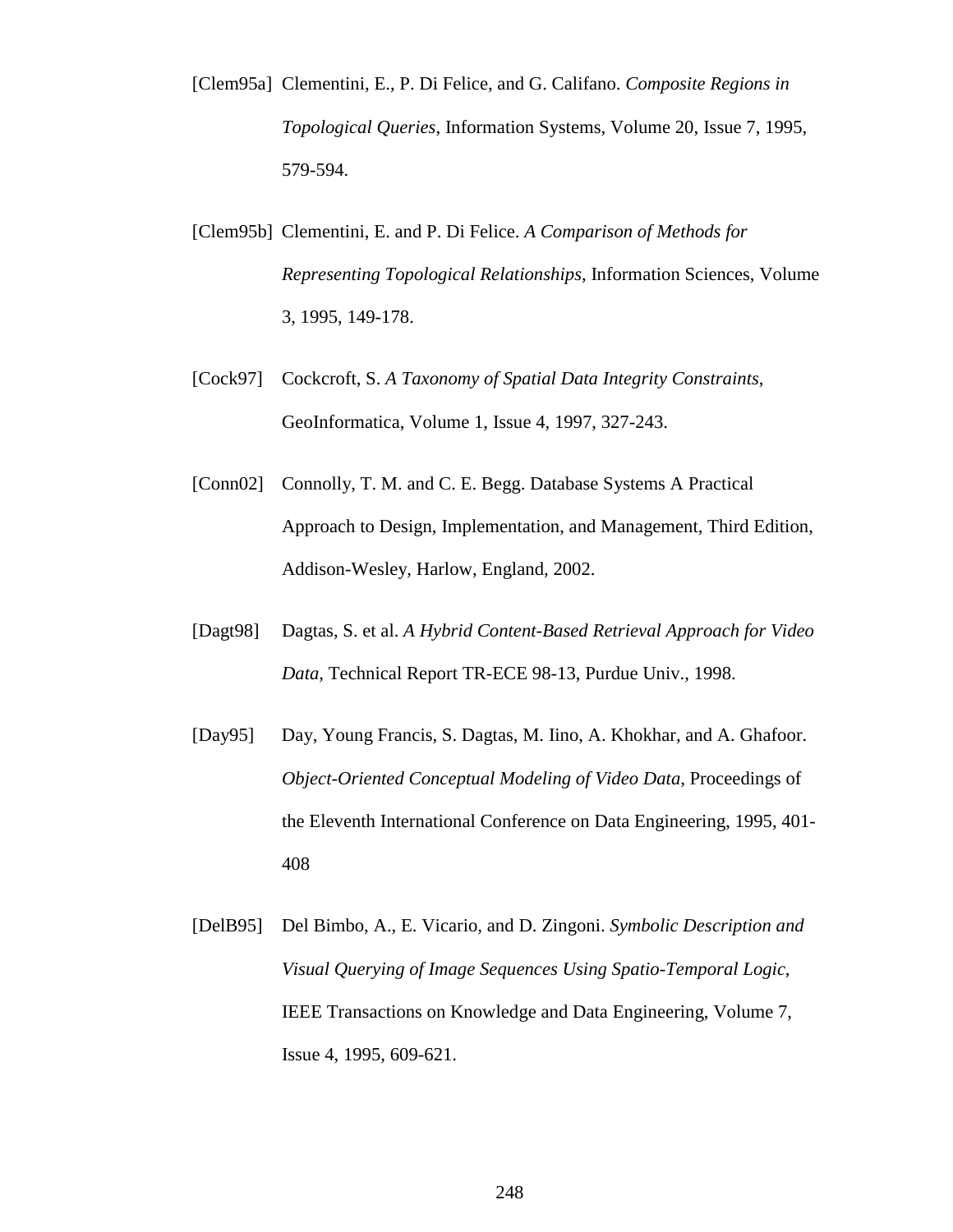[Clem95a] Clementini, E., P. Di Felice, and G. Califano. *Composite Regions in Topological Queries*, Information Systems, Volume 20, Issue 7, 1995, 579-594.

[Clem95b] Clementini, E. and P. Di Felice. *A Comparison of Methods for Representing Topological Relationships*, Information Sciences, Volume 3, 1995, 149-178.

[Cock97] Cockcroft, S. *A Taxonomy of Spatial Data Integrity Constraints*, GeoInformatica, Volume 1, Issue 4, 1997, 327-243.

[Conn02] Connolly, T. M. and C. E. Begg. Database Systems A Practical Approach to Design, Implementation, and Management, Third Edition, Addison-Wesley, Harlow, England, 2002.

[Dagt98] Dagtas, S. et al. *A Hybrid Content-Based Retrieval Approach for Video Data*, Technical Report TR-ECE 98-13, Purdue Univ., 1998.

[Day95] Day, Young Francis, S. Dagtas, M. Iino, A. Khokhar, and A. Ghafoor. *Object-Oriented Conceptual Modeling of Video Data*, Proceedings of the Eleventh International Conference on Data Engineering, 1995, 401-408

[DelB95] Del Bimbo, A., E. Vicario, and D. Zingoni. *Symbolic Description and Visual Querying of Image Sequences Using Spatio-Temporal Logic*, IEEE Transactions on Knowledge and Data Engineering, Volume 7, Issue 4, 1995, 609-621.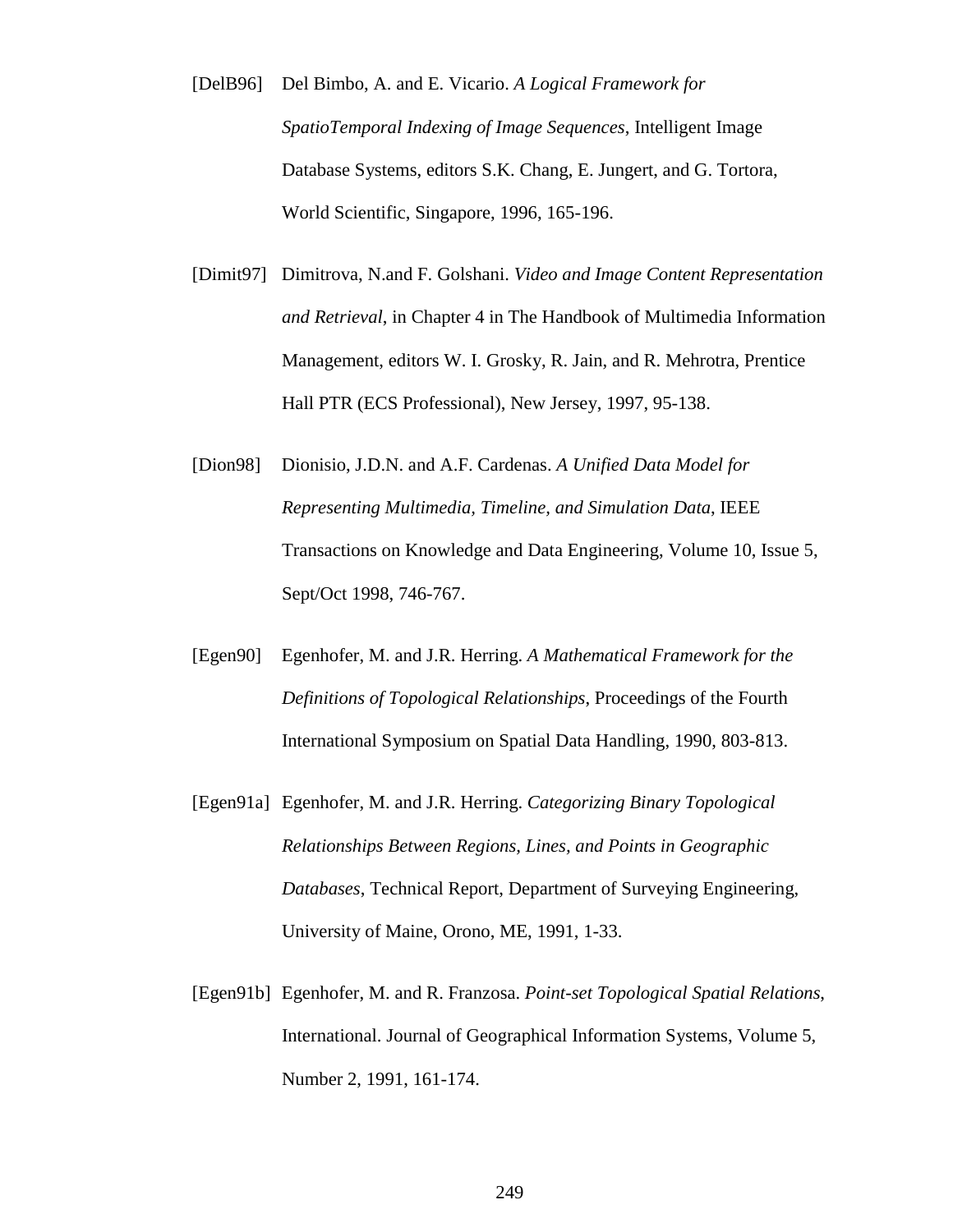[DelB96] Del Bimbo, A. and E. Vicario. *A Logical Framework for SpatioTemporal Indexing of Image Sequences*, Intelligent Image Database Systems, editors S.K. Chang, E. Jungert, and G. Tortora, World Scientific, Singapore, 1996, 165-196.

[Dimit97] Dimitrova, N.and F. Golshani. *Video and Image Content Representation and Retrieval*, in Chapter 4 in The Handbook of Multimedia Information Management, editors W. I. Grosky, R. Jain, and R. Mehrotra, Prentice Hall PTR (ECS Professional), New Jersey, 1997, 95-138.

[Dion98] Dionisio, J.D.N. and A.F. Cardenas. *A Unified Data Model for Representing Multimedia, Timeline, and Simulation Data*, IEEE Transactions on Knowledge and Data Engineering, Volume 10, Issue 5, Sept/Oct 1998, 746-767.

[Egen90] Egenhofer, M. and J.R. Herring. *A Mathematical Framework for the Definitions of Topological Relationships*, Proceedings of the Fourth International Symposium on Spatial Data Handling, 1990, 803-813.

[Egen91a] Egenhofer, M. and J.R. Herring. *Categorizing Binary Topological Relationships Between Regions, Lines, and Points in Geographic Databases*, Technical Report, Department of Surveying Engineering, University of Maine, Orono, ME, 1991, 1-33.

[Egen91b] Egenhofer, M. and R. Franzosa. *Point-set Topological Spatial Relations*, International. Journal of Geographical Information Systems, Volume 5, Number 2, 1991, 161-174.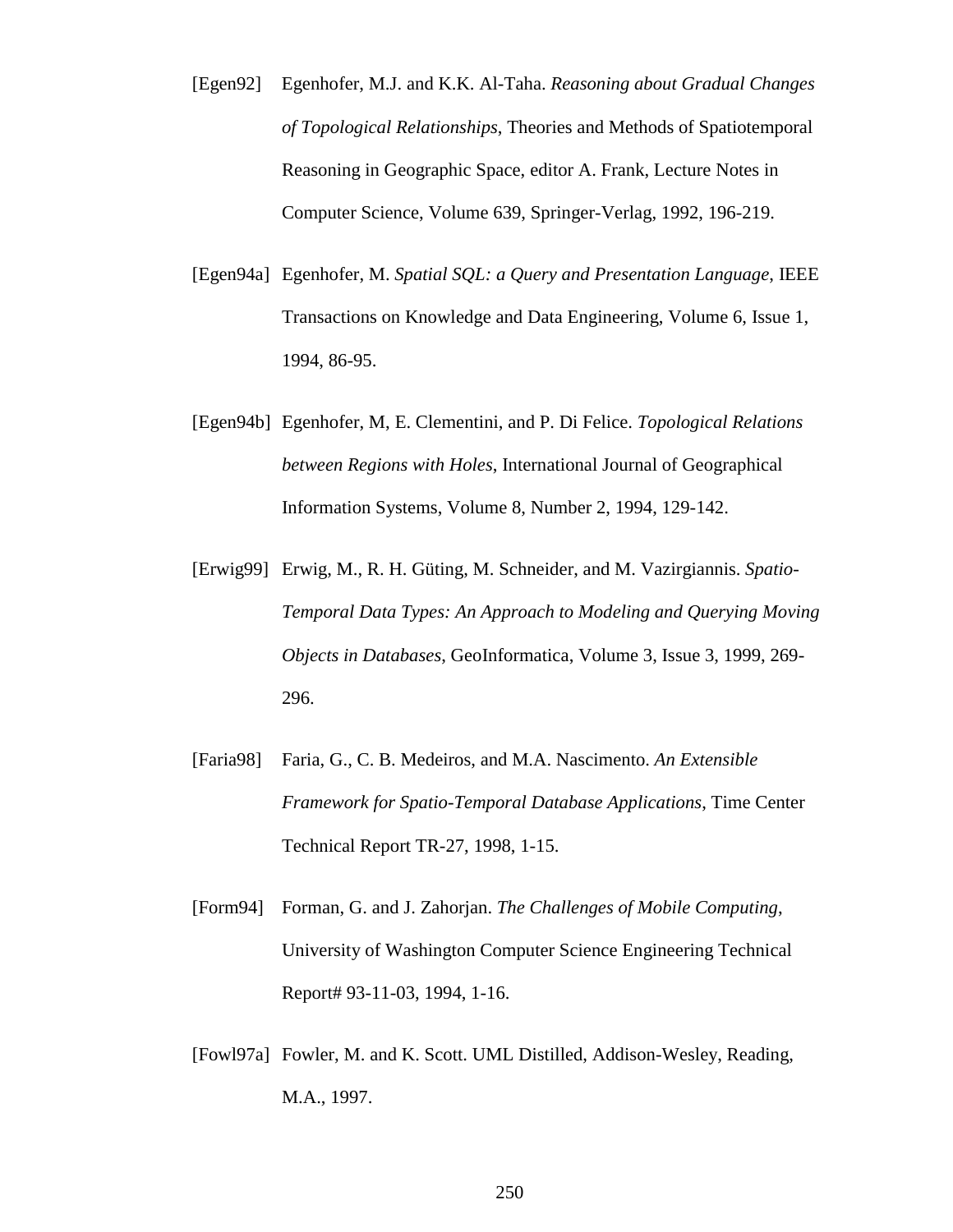[Egen92] Egenhofer, M.J. and K.K. Al-Taha. *Reasoning about Gradual Changes of Topological Relationships*, Theories and Methods of Spatiotemporal Reasoning in Geographic Space, editor A. Frank, Lecture Notes in Computer Science, Volume 639, Springer-Verlag, 1992, 196-219.

[Egen94a] Egenhofer, M. *Spatial SQL: a Query and Presentation Language*, IEEE Transactions on Knowledge and Data Engineering, Volume 6, Issue 1, 1994, 86-95.

[Egen94b] Egenhofer, M, E. Clementini, and P. Di Felice. *Topological Relations between Regions with Holes*, International Journal of Geographical Information Systems, Volume 8, Number 2, 1994, 129-142.

[Erwig99] Erwig, M., R. H. Güting, M. Schneider, and M. Vazirgiannis. *Spatio-Temporal Data Types: An Approach to Modeling and Querying Moving Objects in Databases*, GeoInformatica, Volume 3, Issue 3, 1999, 269-296.

[Faria98] Faria, G., C. B. Medeiros, and M.A. Nascimento. *An Extensible Framework for Spatio-Temporal Database Applications*, Time Center Technical Report TR-27, 1998, 1-15.

[Form94] Forman, G. and J. Zahorjan. *The Challenges of Mobile Computing*, University of Washington Computer Science Engineering Technical Report# 93-11-03, 1994, 1-16.

[Fowl97a] Fowler, M. and K. Scott. UML Distilled, Addison-Wesley, Reading, M.A., 1997.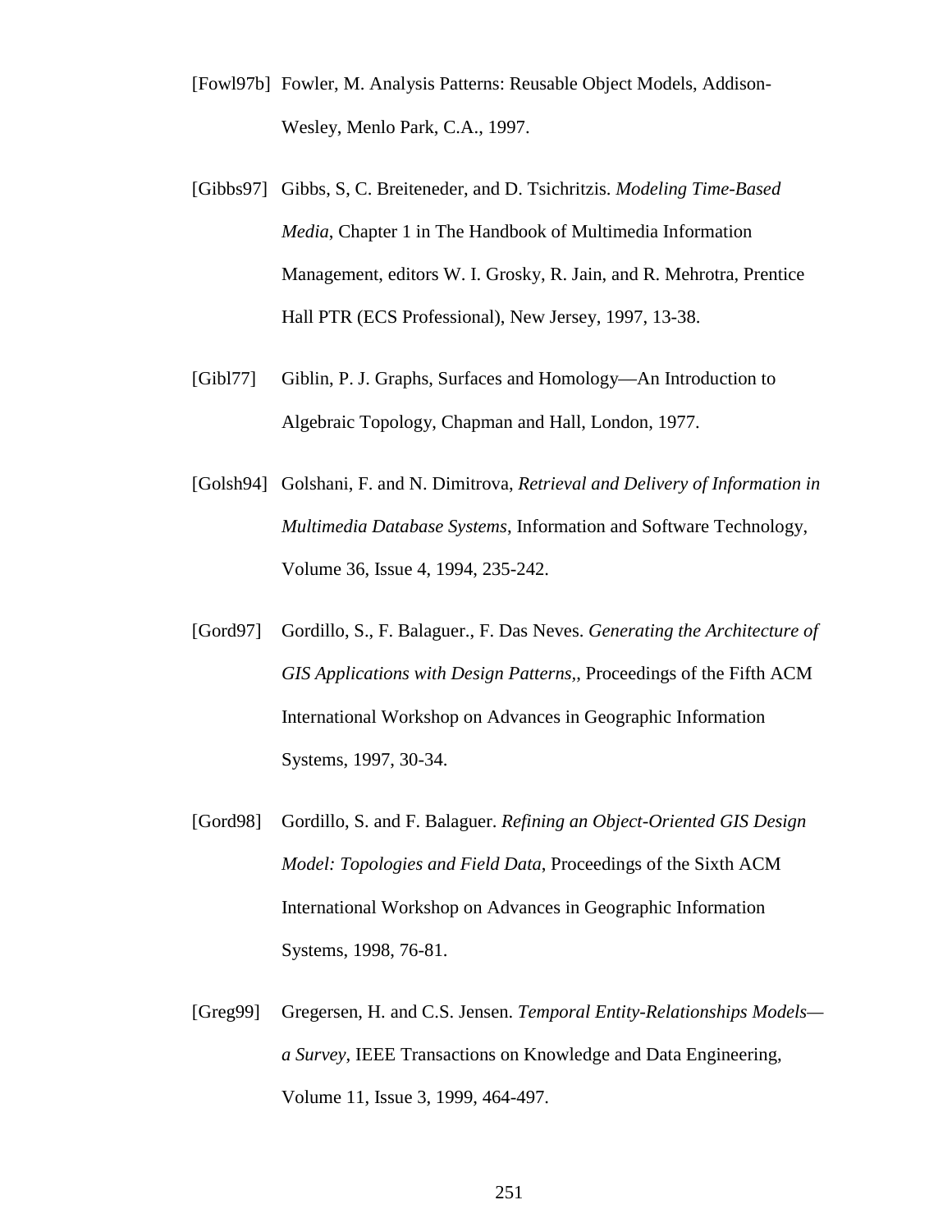[Fowl97b] Fowler, M. Analysis Patterns: Reusable Object Models, Addison-Wesley, Menlo Park, C.A., 1997.

[Gibbs97] Gibbs, S, C. Breiteneder, and D. Tsichritzis. *Modeling Time-Based Media*, Chapter 1 in The Handbook of Multimedia Information Management, editors W. I. Grosky, R. Jain, and R. Mehrotra, Prentice Hall PTR (ECS Professional), New Jersey, 1997, 13-38.

[Gibl77] Giblin, P. J. Graphs, Surfaces and Homology—An Introduction to Algebraic Topology, Chapman and Hall, London, 1977.

[Golsh94] Golshani, F. and N. Dimitrova, *Retrieval and Delivery of Information in Multimedia Database Systems*, Information and Software Technology, Volume 36, Issue 4, 1994, 235-242.

[Gord97] Gordillo, S., F. Balaguer., F. Das Neves. *Generating the Architecture of GIS Applications with Design Patterns*,, Proceedings of the Fifth ACM International Workshop on Advances in Geographic Information Systems, 1997, 30-34.

[Gord98] Gordillo, S. and F. Balaguer. *Refining an Object-Oriented GIS Design Model: Topologies and Field Data*, Proceedings of the Sixth ACM International Workshop on Advances in Geographic Information Systems, 1998, 76-81.

[Greg99] Gregersen, H. and C.S. Jensen. *Temporal Entity-Relationships Models—a Survey*, IEEE Transactions on Knowledge and Data Engineering, Volume 11, Issue 3, 1999, 464-497.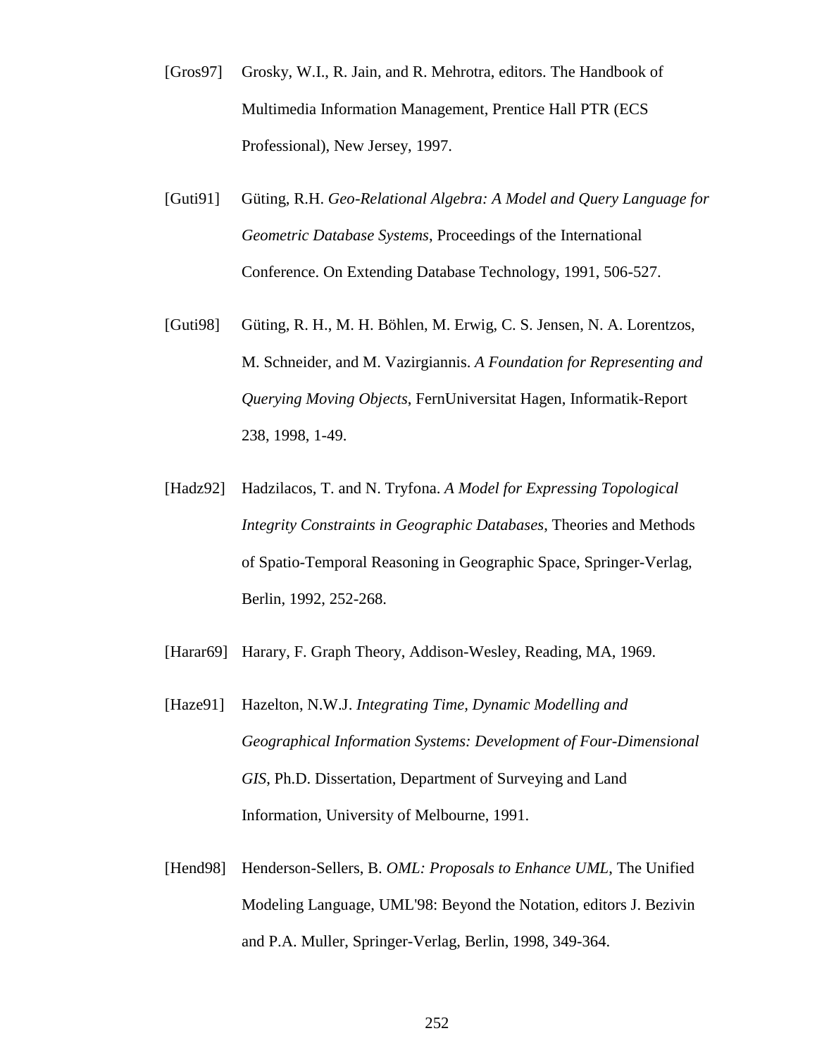[Gros97] Grosky, W.I., R. Jain, and R. Mehrotra, editors. The Handbook of Multimedia Information Management, Prentice Hall PTR (ECS Professional), New Jersey, 1997.

[Guti91] Güting, R.H. *Geo-Relational Algebra: A Model and Query Language for Geometric Database Systems*, Proceedings of the International Conference. On Extending Database Technology, 1991, 506-527.

[Guti98] Güting, R. H., M. H. Böhlen, M. Erwig, C. S. Jensen, N. A. Lorentzos, M. Schneider, and M. Vazirgiannis. *A Foundation for Representing and Querying Moving Objects*, FernUniversitat Hagen, Informatik-Report 238, 1998, 1-49.

[Hadz92] Hadzilacos, T. and N. Tryfona. *A Model for Expressing Topological Integrity Constraints in Geographic Databases*, Theories and Methods of Spatio-Temporal Reasoning in Geographic Space, Springer-Verlag, Berlin, 1992, 252-268.

[Harar69] Harary, F. Graph Theory, Addison-Wesley, Reading, MA, 1969.

[Haze91] Hazelton, N.W.J. *Integrating Time, Dynamic Modelling and Geographical Information Systems: Development of Four-Dimensional GIS*, Ph.D. Dissertation, Department of Surveying and Land Information, University of Melbourne, 1991.

[Hend98] Henderson-Sellers, B. *OML: Proposals to Enhance UML*, The Unified Modeling Language, UML'98: Beyond the Notation, editors J. Bezivin and P.A. Muller, Springer-Verlag, Berlin, 1998, 349-364.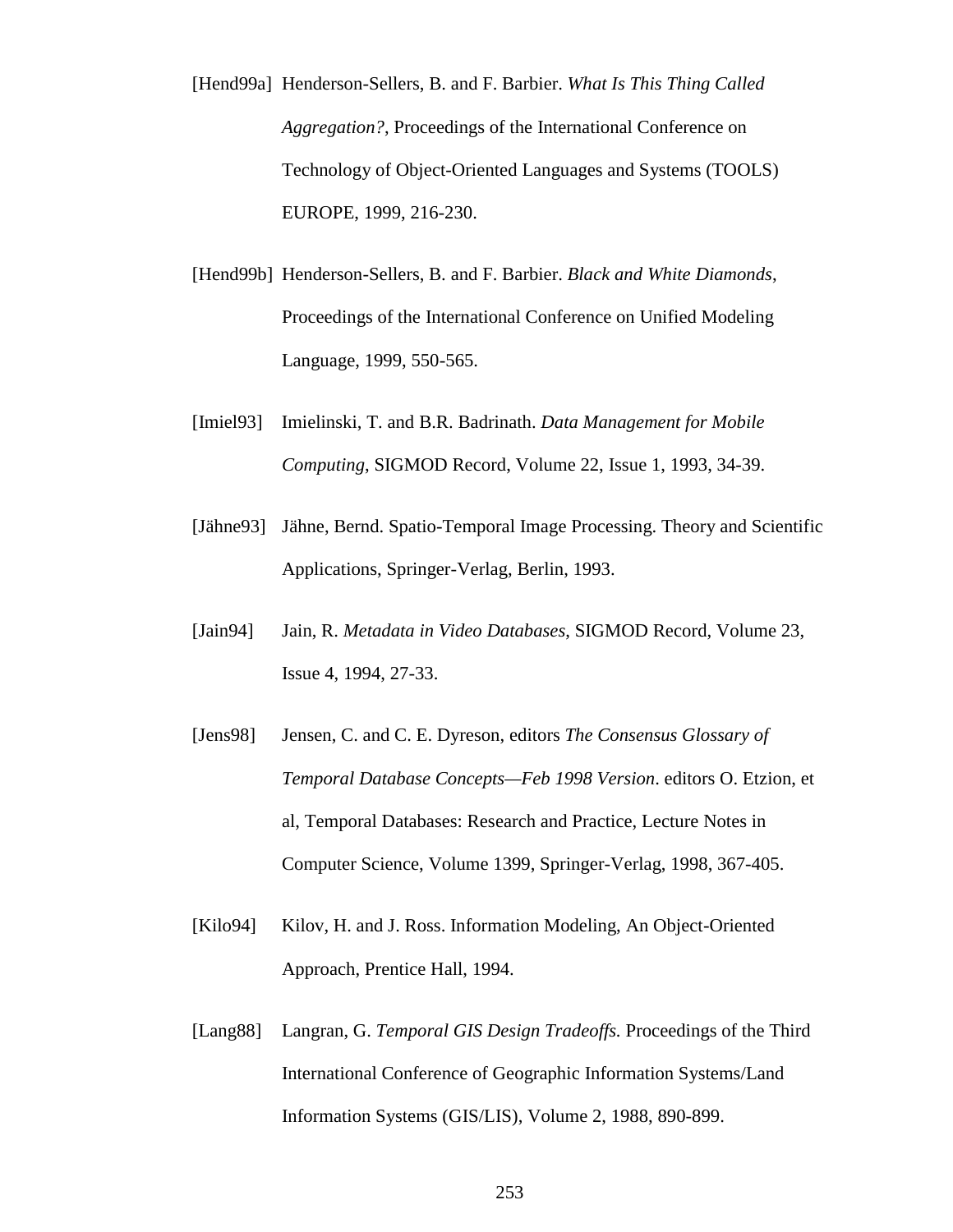[Hend99a] Henderson-Sellers, B. and F. Barbier. *What Is This Thing Called Aggregation?*, Proceedings of the International Conference on Technology of Object-Oriented Languages and Systems (TOOLS) EUROPE, 1999, 216-230.

[Hend99b] Henderson-Sellers, B. and F. Barbier. *Black and White Diamonds*, Proceedings of the International Conference on Unified Modeling Language, 1999, 550-565.

[Imiel93] Imielinski, T. and B.R. Badrinath. *Data Management for Mobile Computing*, SIGMOD Record, Volume 22, Issue 1, 1993, 34-39.

[Jähne93] Jähne, Bernd. Spatio-Temporal Image Processing. Theory and Scientific Applications, Springer-Verlag, Berlin, 1993.

[Jain94] Jain, R. *Metadata in Video Databases*, SIGMOD Record, Volume 23, Issue 4, 1994, 27-33.

[Jens98] Jensen, C. and C. E. Dyreson, editors *The Consensus Glossary of Temporal Database Concepts—Feb 1998 Version*. editors O. Etzion, et al, Temporal Databases: Research and Practice, Lecture Notes in Computer Science, Volume 1399, Springer-Verlag, 1998, 367-405.

[Kilo94] Kilov, H. and J. Ross. Information Modeling, An Object-Oriented Approach, Prentice Hall, 1994.

[Lang88] Langran, G. *Temporal GIS Design Tradeoffs.* Proceedings of the Third International Conference of Geographic Information Systems/Land Information Systems (GIS/LIS), Volume 2, 1988, 890-899.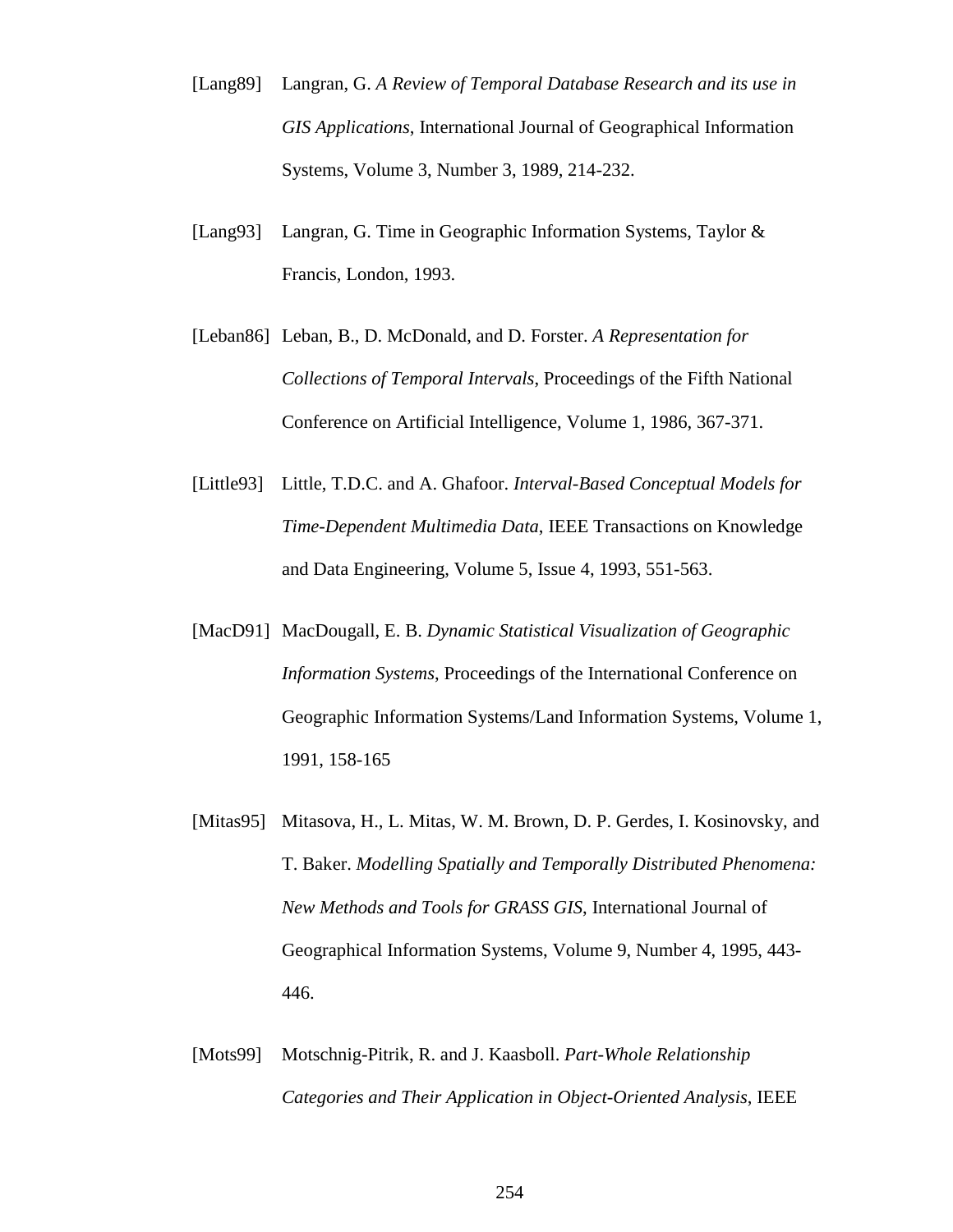[Lang89] Langran, G. *A Review of Temporal Database Research and its use in GIS Applications*, International Journal of Geographical Information Systems, Volume 3, Number 3, 1989, 214-232.

[Lang93] Langran, G. Time in Geographic Information Systems, Taylor & Francis, London, 1993.

[Leban86] Leban, B., D. McDonald, and D. Forster. *A Representation for Collections of Temporal Intervals*, Proceedings of the Fifth National Conference on Artificial Intelligence, Volume 1, 1986, 367-371.

[Little93] Little, T.D.C. and A. Ghafoor. *Interval-Based Conceptual Models for Time-Dependent Multimedia Data*, IEEE Transactions on Knowledge and Data Engineering, Volume 5, Issue 4, 1993, 551-563.

[MacD91] MacDougall, E. B. *Dynamic Statistical Visualization of Geographic Information Systems*, Proceedings of the International Conference on Geographic Information Systems/Land Information Systems, Volume 1, 1991, 158-165

[Mitas95] Mitasova, H., L. Mitas, W. M. Brown, D. P. Gerdes, I. Kosinovsky, and T. Baker. *Modelling Spatially and Temporally Distributed Phenomena: New Methods and Tools for GRASS GIS*, International Journal of Geographical Information Systems, Volume 9, Number 4, 1995, 443-446.

[Mots99] Motschnig-Pitrik, R. and J. Kaasboll. *Part-Whole Relationship Categories and Their Application in Object-Oriented Analysis*, IEEE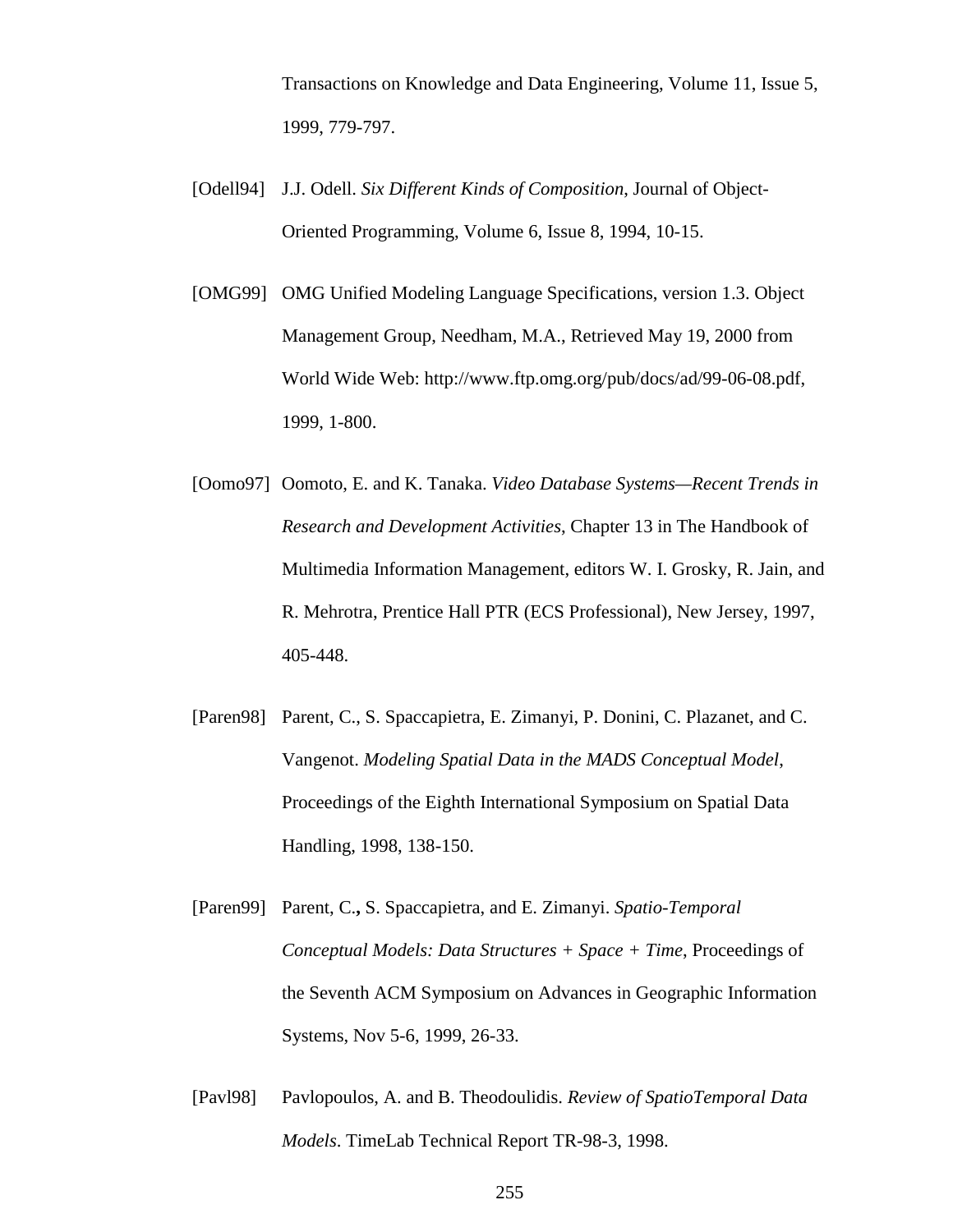Transactions on Knowledge and Data Engineering, Volume 11, Issue 5, 1999, 779-797.

[Odell94] J.J. Odell. *Six Different Kinds of Composition*, Journal of Object-Oriented Programming, Volume 6, Issue 8, 1994, 10-15.

[OMG99] OMG Unified Modeling Language Specifications, version 1.3. Object Management Group, Needham, M.A., Retrieved May 19, 2000 from World Wide Web: http://www.ftp.omg.org/pub/docs/ad/99-06-08.pdf, 1999, 1-800.

[Oomo97] Oomoto, E. and K. Tanaka. *Video Database Systems—Recent Trends in Research and Development Activities*, Chapter 13 in The Handbook of Multimedia Information Management, editors W. I. Grosky, R. Jain, and R. Mehrotra, Prentice Hall PTR (ECS Professional), New Jersey, 1997, 405-448.

[Paren98] Parent, C., S. Spaccapietra, E. Zimanyi, P. Donini, C. Plazanet, and C. Vangenot. *Modeling Spatial Data in the MADS Conceptual Model*, Proceedings of the Eighth International Symposium on Spatial Data Handling, 1998, 138-150.

[Paren99] Parent, C.**,** S. Spaccapietra, and E. Zimanyi. *Spatio-Temporal Conceptual Models: Data Structures + Space + Time*, Proceedings of the Seventh ACM Symposium on Advances in Geographic Information Systems, Nov 5-6, 1999, 26-33.

[Pavl98] Pavlopoulos, A. and B. Theodoulidis. *Review of SpatioTemporal Data Models*. TimeLab Technical Report TR-98-3, 1998.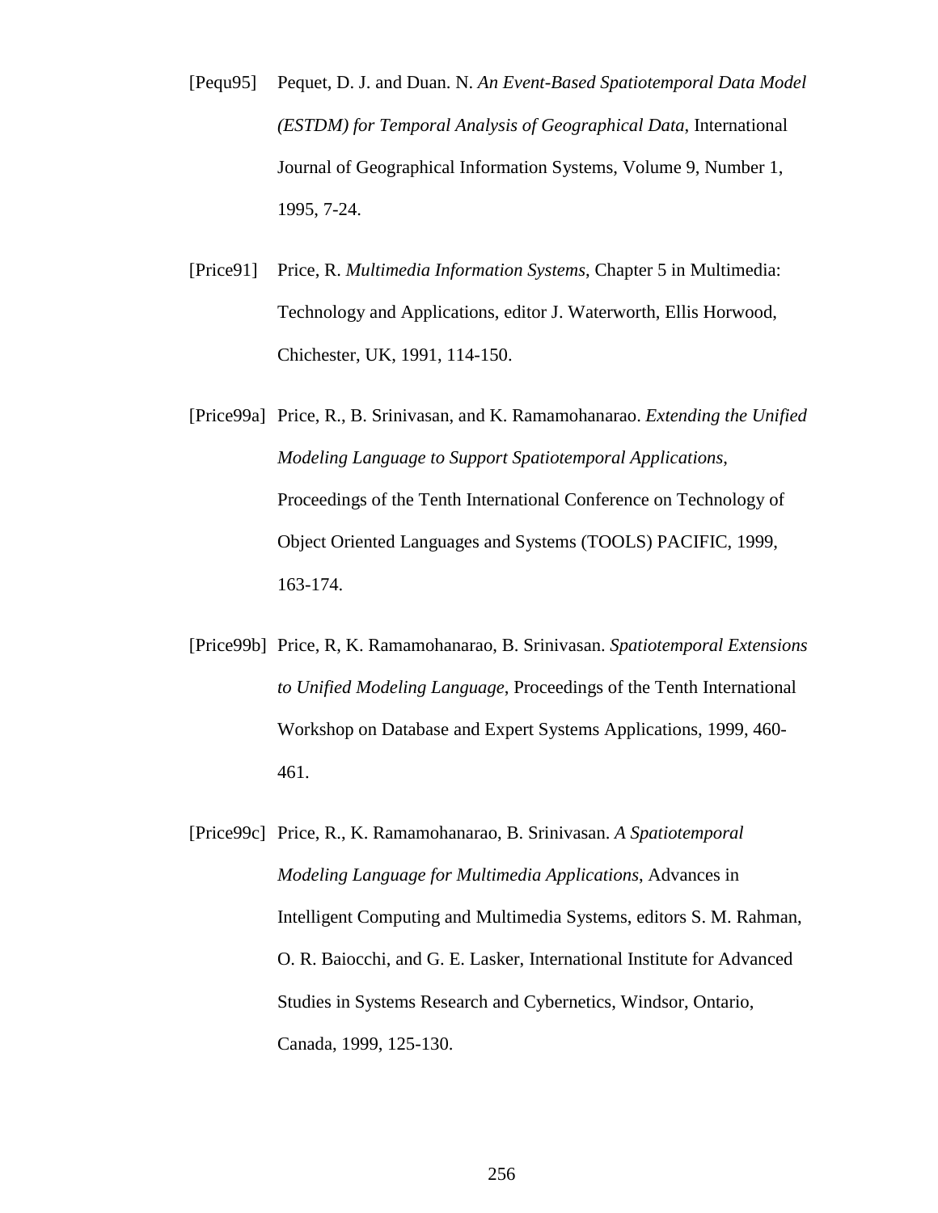[Pequ95] Pequet, D. J. and Duan. N. *An Event-Based Spatiotemporal Data Model (ESTDM) for Temporal Analysis of Geographical Data*, International Journal of Geographical Information Systems, Volume 9, Number 1, 1995, 7-24.

[Price91] Price, R. *Multimedia Information Systems*, Chapter 5 in Multimedia: Technology and Applications, editor J. Waterworth, Ellis Horwood, Chichester, UK, 1991, 114-150.

[Price99a] Price, R., B. Srinivasan, and K. Ramamohanarao. *Extending the Unified Modeling Language to Support Spatiotemporal Applications*, Proceedings of the Tenth International Conference on Technology of Object Oriented Languages and Systems (TOOLS) PACIFIC, 1999, 163-174.

[Price99b] Price, R, K. Ramamohanarao, B. Srinivasan. *Spatiotemporal Extensions to Unified Modeling Language*, Proceedings of the Tenth International Workshop on Database and Expert Systems Applications, 1999, 460-461.

[Price99c] Price, R., K. Ramamohanarao, B. Srinivasan. *A Spatiotemporal Modeling Language for Multimedia Applications*, Advances in Intelligent Computing and Multimedia Systems, editors S. M. Rahman, O. R. Baiocchi, and G. E. Lasker, International Institute for Advanced Studies in Systems Research and Cybernetics, Windsor, Ontario, Canada, 1999, 125-130.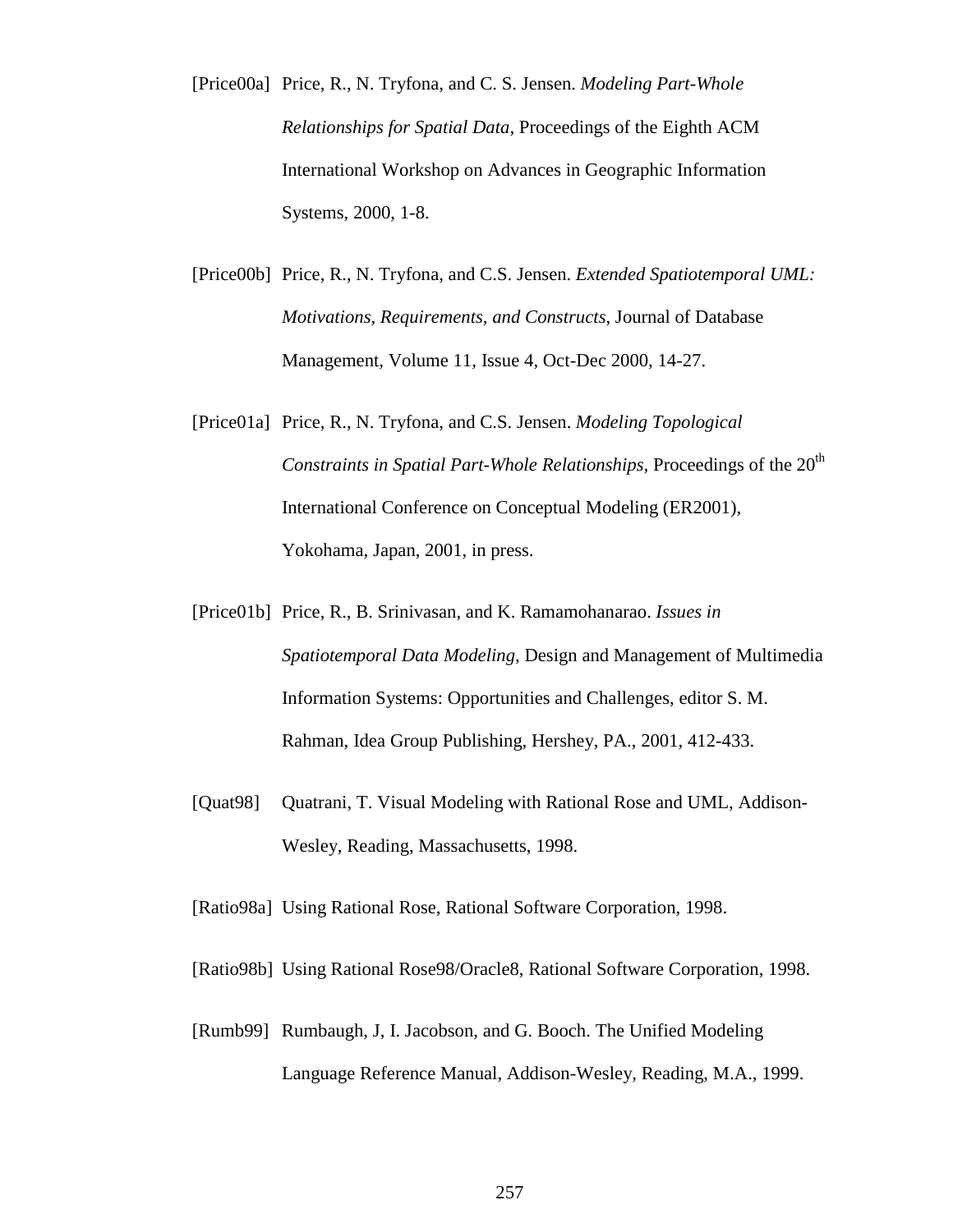[Price00a] Price, R., N. Tryfona, and C. S. Jensen. *Modeling Part-Whole Relationships for Spatial Data*, Proceedings of the Eighth ACM International Workshop on Advances in Geographic Information Systems, 2000, 1-8.

[Price00b] Price, R., N. Tryfona, and C.S. Jensen. *Extended Spatiotemporal UML: Motivations, Requirements, and Constructs*, Journal of Database Management, Volume 11, Issue 4, Oct-Dec 2000, 14-27.

[Price01a] Price, R., N. Tryfona, and C.S. Jensen. *Modeling Topological Constraints in Spatial Part-Whole Relationships*, Proceedings of the 20th International Conference on Conceptual Modeling (ER2001), Yokohama, Japan, 2001, in press.

[Price01b] Price, R., B. Srinivasan, and K. Ramamohanarao. *Issues in Spatiotemporal Data Modeling*, Design and Management of Multimedia Information Systems: Opportunities and Challenges, editor S. M. Rahman, Idea Group Publishing, Hershey, PA., 2001, 412-433.

[Quat98] Quatrani, T. Visual Modeling with Rational Rose and UML, Addison-Wesley, Reading, Massachusetts, 1998.

[Ratio98a] Using Rational Rose, Rational Software Corporation, 1998.

[Ratio98b] Using Rational Rose98/Oracle8, Rational Software Corporation, 1998.

[Rumb99] Rumbaugh, J, I. Jacobson, and G. Booch. The Unified Modeling Language Reference Manual, Addison-Wesley, Reading, M.A., 1999.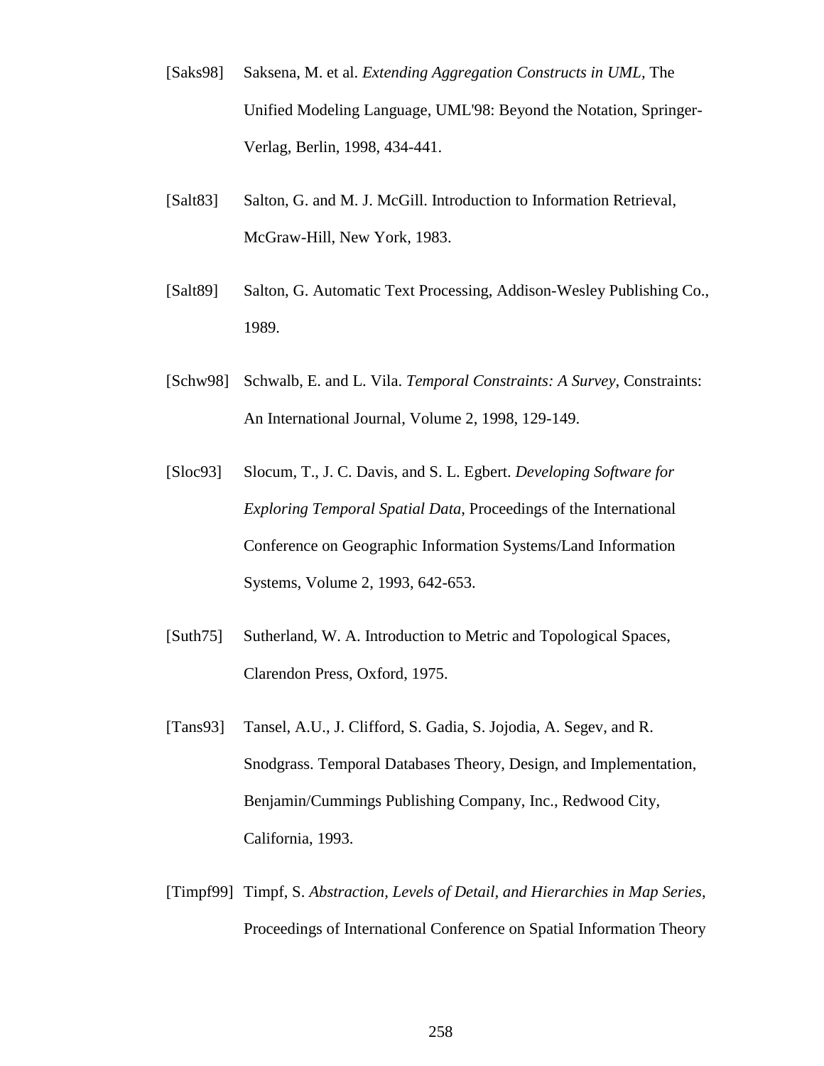[Saks98] Saksena, M. et al. *Extending Aggregation Constructs in UML*, The Unified Modeling Language, UML'98: Beyond the Notation, Springer-Verlag, Berlin, 1998, 434-441.

[Salt83] Salton, G. and M. J. McGill. Introduction to Information Retrieval, McGraw-Hill, New York, 1983.

[Salt89] Salton, G. Automatic Text Processing, Addison-Wesley Publishing Co., 1989.

[Schw98] Schwalb, E. and L. Vila. *Temporal Constraints: A Survey*, Constraints: An International Journal, Volume 2, 1998, 129-149.

[Sloc93] Slocum, T., J. C. Davis, and S. L. Egbert. *Developing Software for Exploring Temporal Spatial Data*, Proceedings of the International Conference on Geographic Information Systems/Land Information Systems, Volume 2, 1993, 642-653.

[Suth75] Sutherland, W. A. Introduction to Metric and Topological Spaces, Clarendon Press, Oxford, 1975.

[Tans93] Tansel, A.U., J. Clifford, S. Gadia, S. Jojodia, A. Segev, and R. Snodgrass. Temporal Databases Theory, Design, and Implementation, Benjamin/Cummings Publishing Company, Inc., Redwood City, California, 1993.

[Timpf99] Timpf, S. *Abstraction, Levels of Detail, and Hierarchies in Map Series*, Proceedings of International Conference on Spatial Information Theory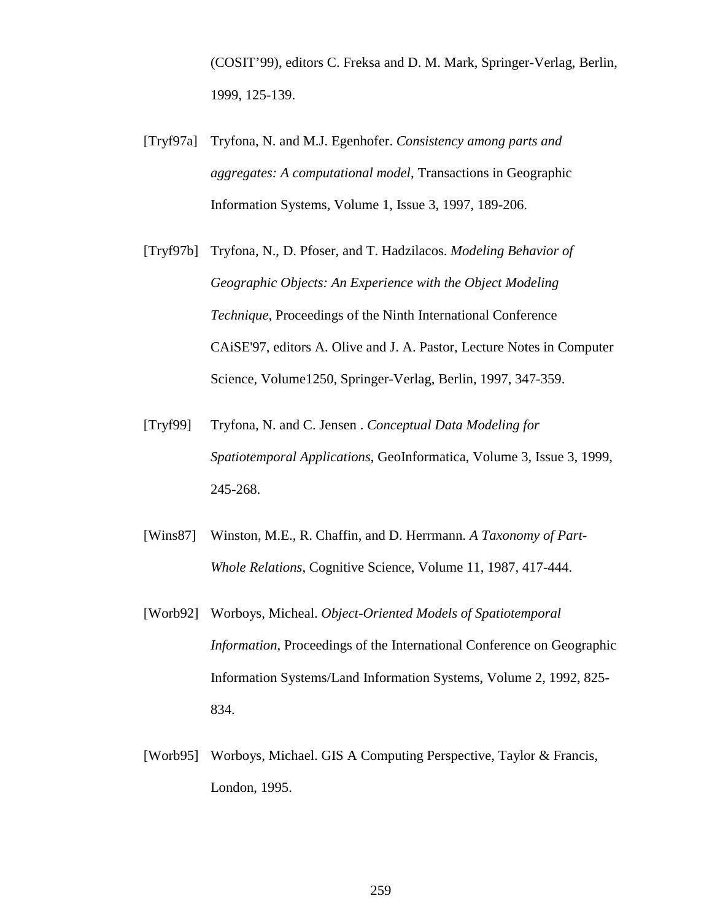(COSIT'99), editors C. Freksa and D. M. Mark, Springer-Verlag, Berlin, 1999, 125-139.

[Tryf97a] Tryfona, N. and M.J. Egenhofer. *Consistency among parts and aggregates: A computational model*, Transactions in Geographic Information Systems, Volume 1, Issue 3, 1997, 189-206.

[Tryf97b] Tryfona, N., D. Pfoser, and T. Hadzilacos. *Modeling Behavior of Geographic Objects: An Experience with the Object Modeling Technique*, Proceedings of the Ninth International Conference CAiSE'97, editors A. Olive and J. A. Pastor, Lecture Notes in Computer Science, Volume1250, Springer-Verlag, Berlin, 1997, 347-359.

[Tryf99] Tryfona, N. and C. Jensen . *Conceptual Data Modeling for Spatiotemporal Applications*, GeoInformatica, Volume 3, Issue 3, 1999, 245-268.

[Wins87] Winston, M.E., R. Chaffin, and D. Herrmann. *A Taxonomy of Part-Whole Relations*, Cognitive Science, Volume 11, 1987, 417-444.

[Worb92] Worboys, Micheal. *Object-Oriented Models of Spatiotemporal Information*, Proceedings of the International Conference on Geographic Information Systems/Land Information Systems, Volume 2, 1992, 825-834.

[Worb95] Worboys, Michael. GIS A Computing Perspective, Taylor & Francis, London, 1995.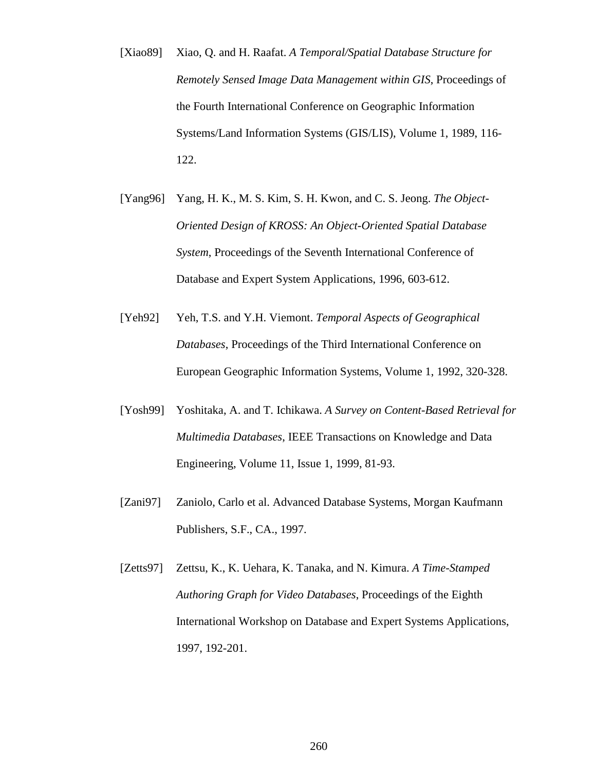[Xiao89] Xiao, Q. and H. Raafat. *A Temporal/Spatial Database Structure for Remotely Sensed Image Data Management within GIS*, Proceedings of the Fourth International Conference on Geographic Information Systems/Land Information Systems (GIS/LIS), Volume 1, 1989, 116-122.

[Yang96] Yang, H. K., M. S. Kim, S. H. Kwon, and C. S. Jeong. *The Object-Oriented Design of KROSS: An Object-Oriented Spatial Database System*, Proceedings of the Seventh International Conference of Database and Expert System Applications, 1996, 603-612.

[Yeh92] Yeh, T.S. and Y.H. Viemont. *Temporal Aspects of Geographical Databases*, Proceedings of the Third International Conference on European Geographic Information Systems, Volume 1, 1992, 320-328.

[Yosh99] Yoshitaka, A. and T. Ichikawa. *A Survey on Content-Based Retrieval for Multimedia Databases*, IEEE Transactions on Knowledge and Data Engineering, Volume 11, Issue 1, 1999, 81-93.

[Zani97] Zaniolo, Carlo et al. Advanced Database Systems, Morgan Kaufmann Publishers, S.F., CA., 1997.

[Zetts97] Zettsu, K., K. Uehara, K. Tanaka, and N. Kimura. *A Time-Stamped Authoring Graph for Video Databases*, Proceedings of the Eighth International Workshop on Database and Expert Systems Applications, 1997, 192-201.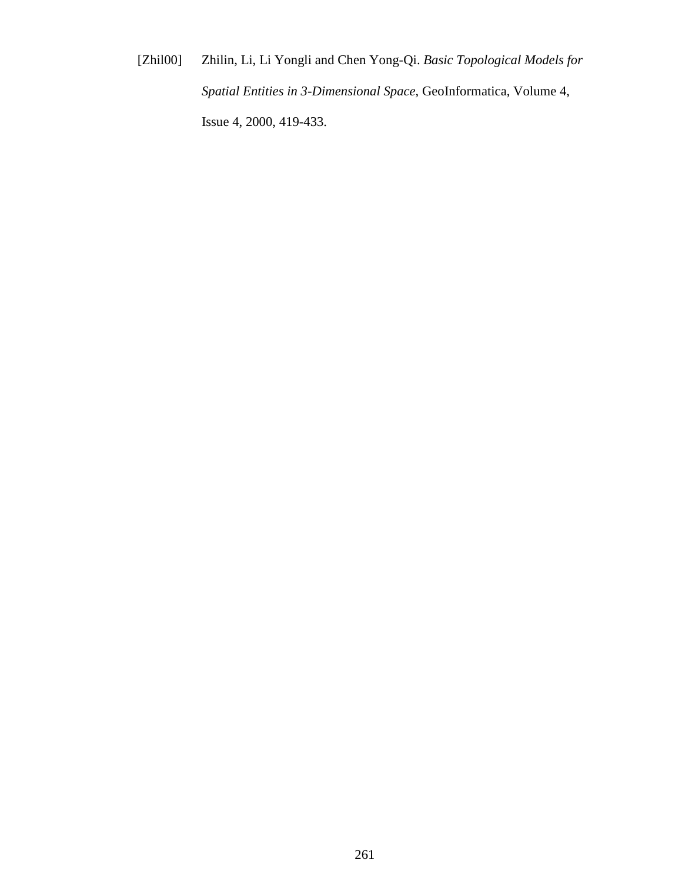[Zhil00] Zhilin, Li, Li Yongli and Chen Yong-Qi. *Basic Topological Models for Spatial Entities in 3-Dimensional Space*, GeoInformatica, Volume 4, Issue 4, 2000, 419-433.